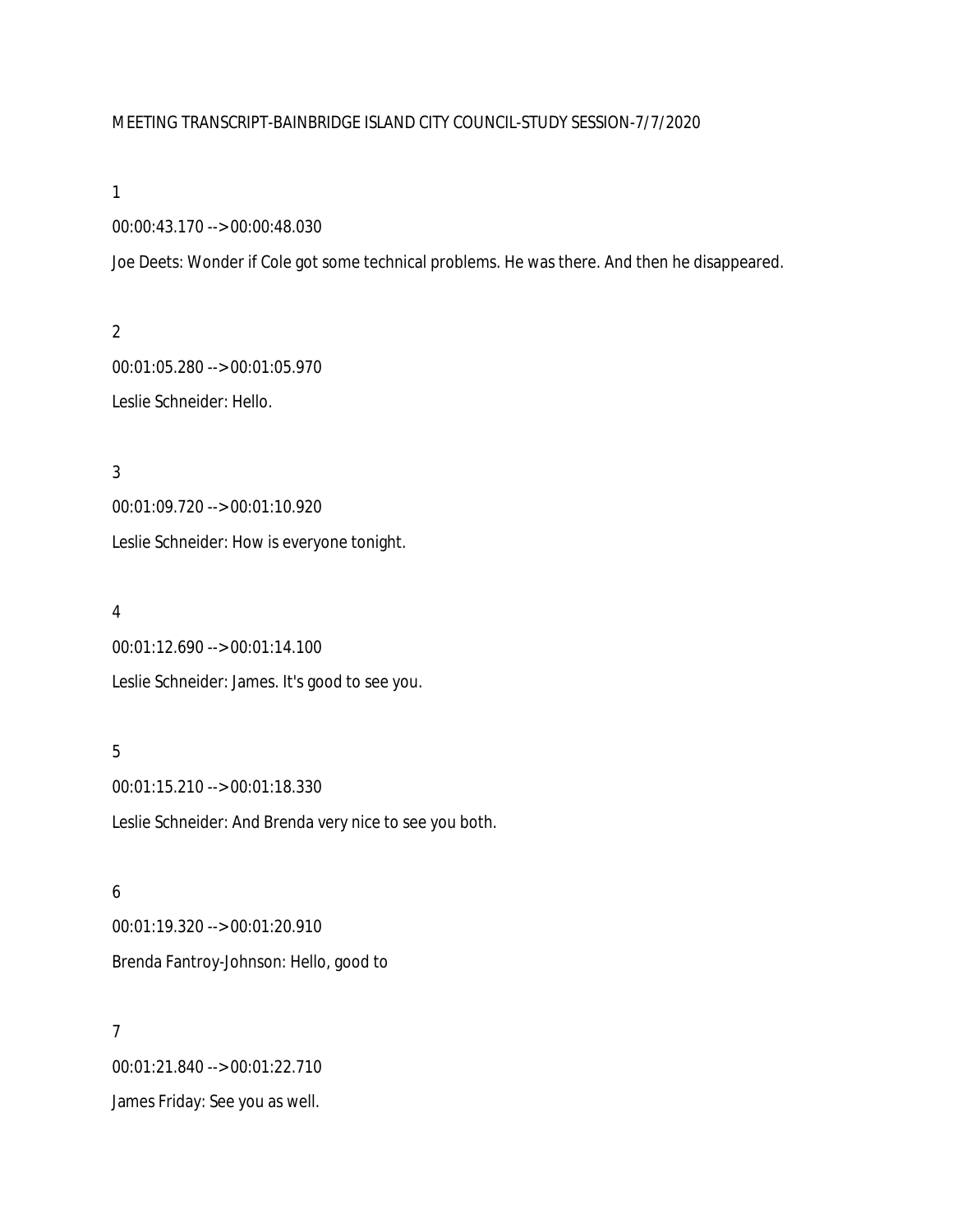MEETING TRANSCRIPT-BAINBRIDGE ISLAND CITY COUNCIL-STUDY SESSION-7/7/2020

1

00:00:43.170 --> 00:00:48.030

Joe Deets: Wonder if Cole got some technical problems. He was there. And then he disappeared.

2

00:01:05.280 --> 00:01:05.970

Leslie Schneider: Hello.

3

00:01:09.720 --> 00:01:10.920

Leslie Schneider: How is everyone tonight.

4

00:01:12.690 --> 00:01:14.100

Leslie Schneider: James. It's good to see you.

5

00:01:15.210 --> 00:01:18.330

Leslie Schneider: And Brenda very nice to see you both.

6

00:01:19.320 --> 00:01:20.910

Brenda Fantroy-Johnson: Hello, good to

7

00:01:21.840 --> 00:01:22.710

James Friday: See you as well.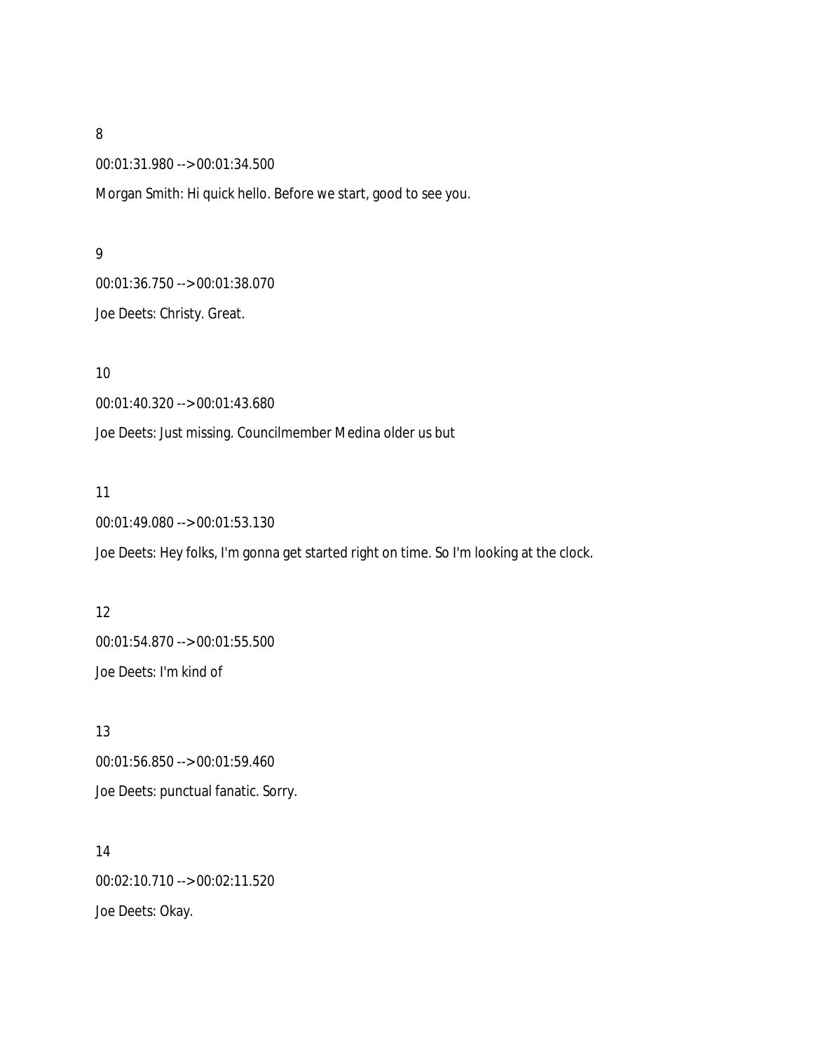8

00:01:31.980 --> 00:01:34.500

Morgan Smith: Hi quick hello. Before we start, good to see you.

9

00:01:36.750 --> 00:01:38.070

Joe Deets: Christy. Great.

10

00:01:40.320 --> 00:01:43.680

Joe Deets: Just missing. Councilmember Medina older us but

11

00:01:49.080 --> 00:01:53.130

Joe Deets: Hey folks, I'm gonna get started right on time. So I'm looking at the clock.

12

00:01:54.870 --> 00:01:55.500

Joe Deets: I'm kind of

13

00:01:56.850 --> 00:01:59.460

Joe Deets: punctual fanatic. Sorry.

14

00:02:10.710 --> 00:02:11.520

Joe Deets: Okay.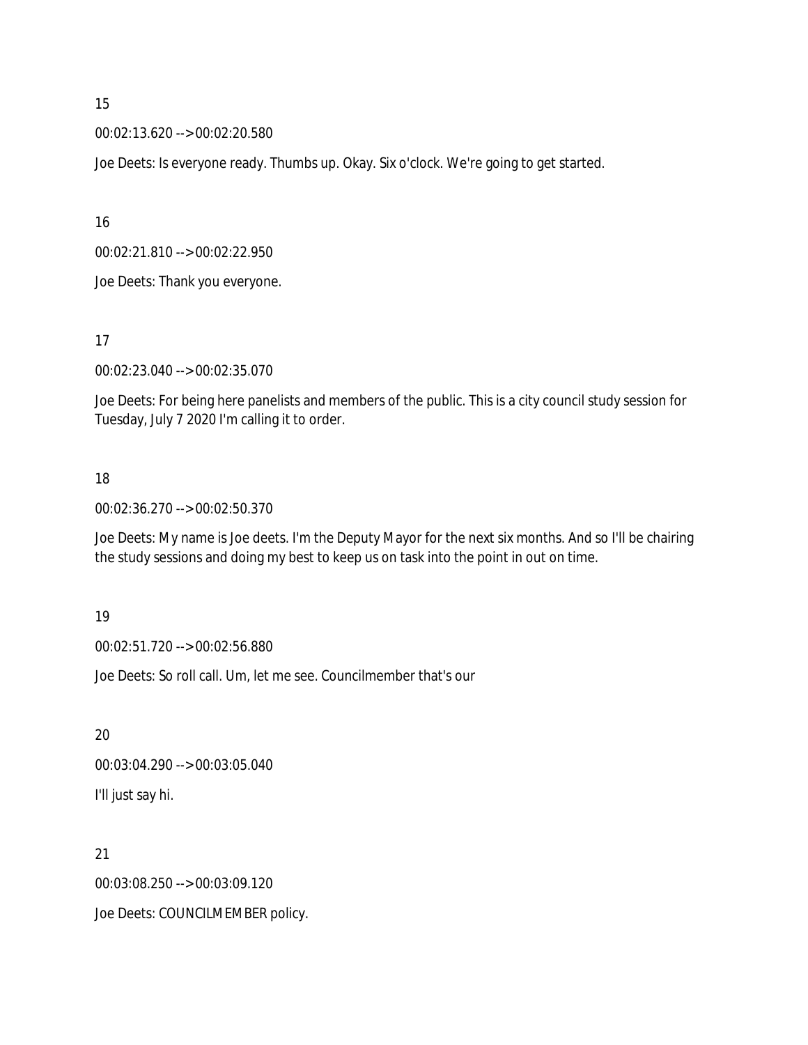15

00:02:13.620 --> 00:02:20.580

Joe Deets: Is everyone ready. Thumbs up. Okay. Six o'clock. We're going to get started.

16

00:02:21.810 --> 00:02:22.950

Joe Deets: Thank you everyone.

17

00:02:23.040 --> 00:02:35.070

Joe Deets: For being here panelists and members of the public. This is a city council study session for Tuesday, July 7 2020 I'm calling it to order.

18

00:02:36.270 --> 00:02:50.370

Joe Deets: My name is Joe deets. I'm the Deputy Mayor for the next six months. And so I'll be chairing the study sessions and doing my best to keep us on task into the point in out on time.

19

00:02:51.720 --> 00:02:56.880

Joe Deets: So roll call. Um, let me see. Councilmember that's our

20

00:03:04.290 --> 00:03:05.040

I'll just say hi.

21

00:03:08.250 --> 00:03:09.120

Joe Deets: COUNCILMEMBER policy.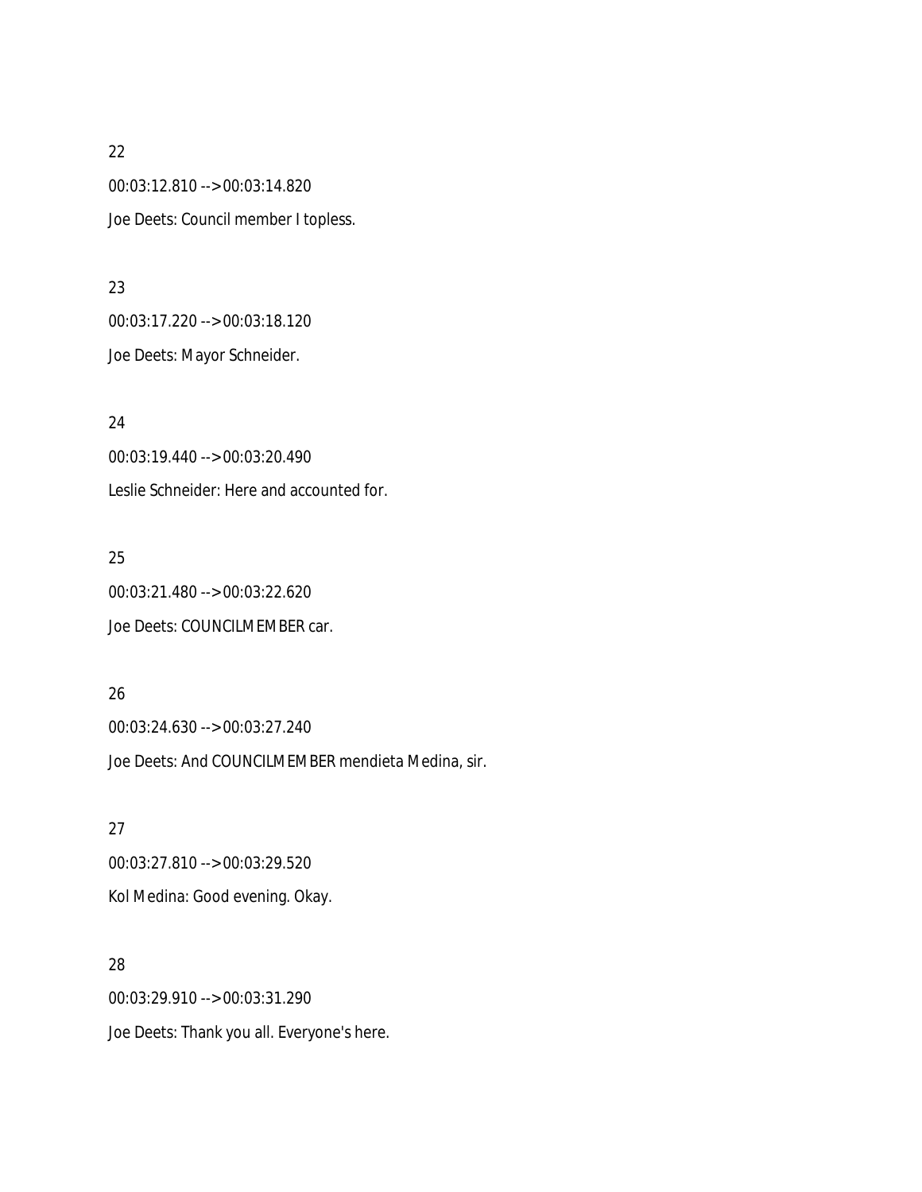22

00:03:12.810 --> 00:03:14.820

Joe Deets: Council member I topless.

23

00:03:17.220 --> 00:03:18.120

Joe Deets: Mayor Schneider.

24

00:03:19.440 --> 00:03:20.490

Leslie Schneider: Here and accounted for.

25

00:03:21.480 --> 00:03:22.620

Joe Deets: COUNCILMEMBER car.

26

00:03:24.630 --> 00:03:27.240

Joe Deets: And COUNCILMEMBER mendieta Medina, sir.

27

00:03:27.810 --> 00:03:29.520

Kol Medina: Good evening. Okay.

28

00:03:29.910 --> 00:03:31.290

Joe Deets: Thank you all. Everyone's here.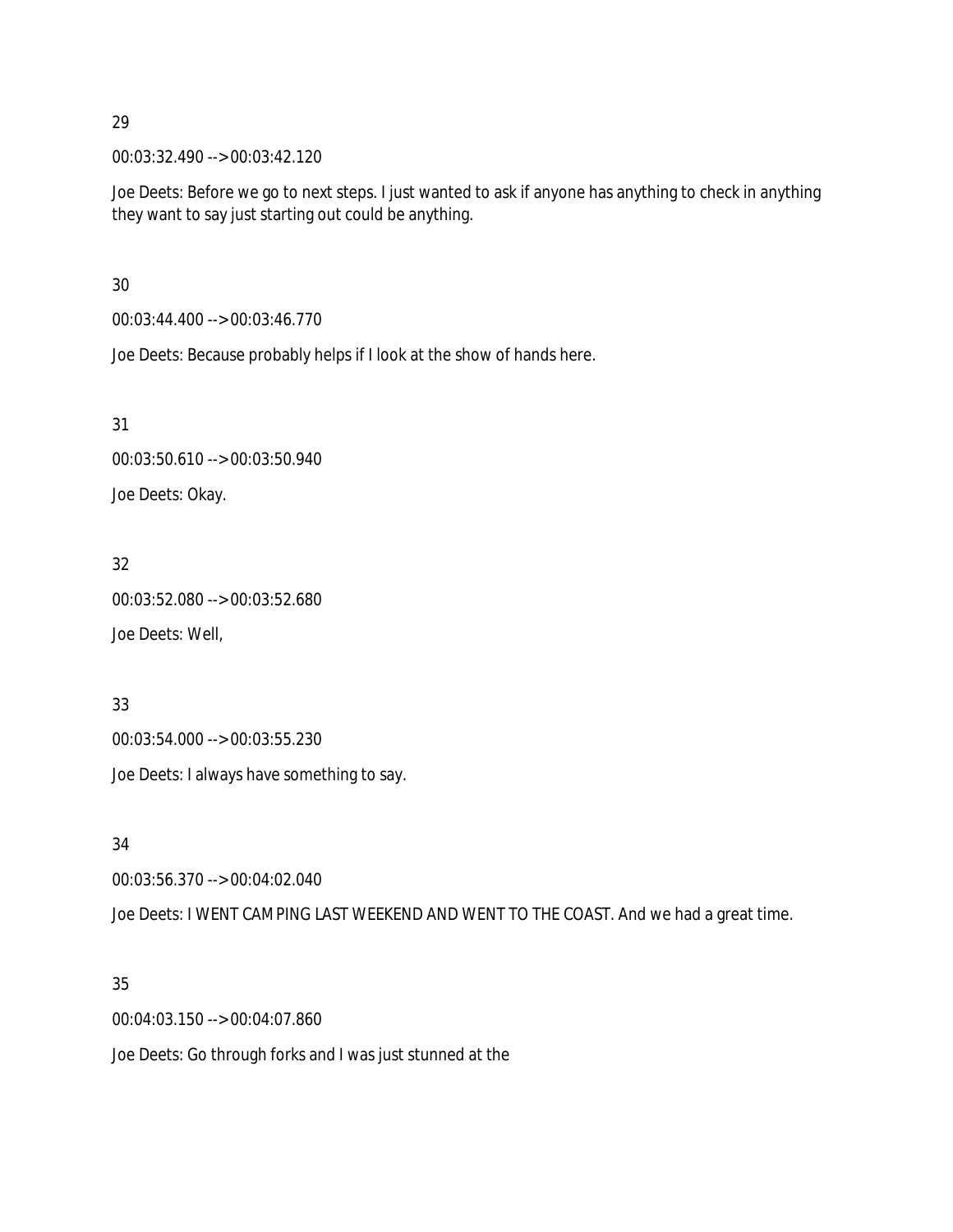29

00:03:32.490 --> 00:03:42.120

Joe Deets: Before we go to next steps. I just wanted to ask if anyone has anything to check in anything they want to say just starting out could be anything.

30

00:03:44.400 --> 00:03:46.770

Joe Deets: Because probably helps if I look at the show of hands here.

31

00:03:50.610 --> 00:03:50.940

Joe Deets: Okay.

32

00:03:52.080 --> 00:03:52.680

Joe Deets: Well,

33

00:03:54.000 --> 00:03:55.230

Joe Deets: I always have something to say.

34

00:03:56.370 --> 00:04:02.040

Joe Deets: I WENT CAMPING LAST WEEKEND AND WENT TO THE COAST. And we had a great time.

35

00:04:03.150 --> 00:04:07.860

Joe Deets: Go through forks and I was just stunned at the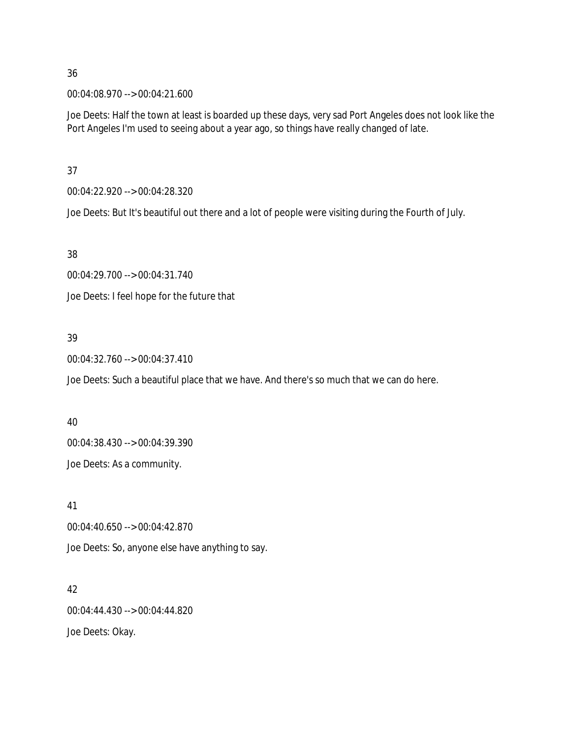36

00:04:08.970 --> 00:04:21.600

Joe Deets: Half the town at least is boarded up these days, very sad Port Angeles does not look like the Port Angeles I'm used to seeing about a year ago, so things have really changed of late.

37

00:04:22.920 --> 00:04:28.320

Joe Deets: But It's beautiful out there and a lot of people were visiting during the Fourth of July.

38

00:04:29.700 --> 00:04:31.740

Joe Deets: I feel hope for the future that

39

00:04:32.760 --> 00:04:37.410

Joe Deets: Such a beautiful place that we have. And there's so much that we can do here.

40

00:04:38.430 --> 00:04:39.390

Joe Deets: As a community.

41

00:04:40.650 --> 00:04:42.870

Joe Deets: So, anyone else have anything to say.

42

00:04:44.430 --> 00:04:44.820

Joe Deets: Okay.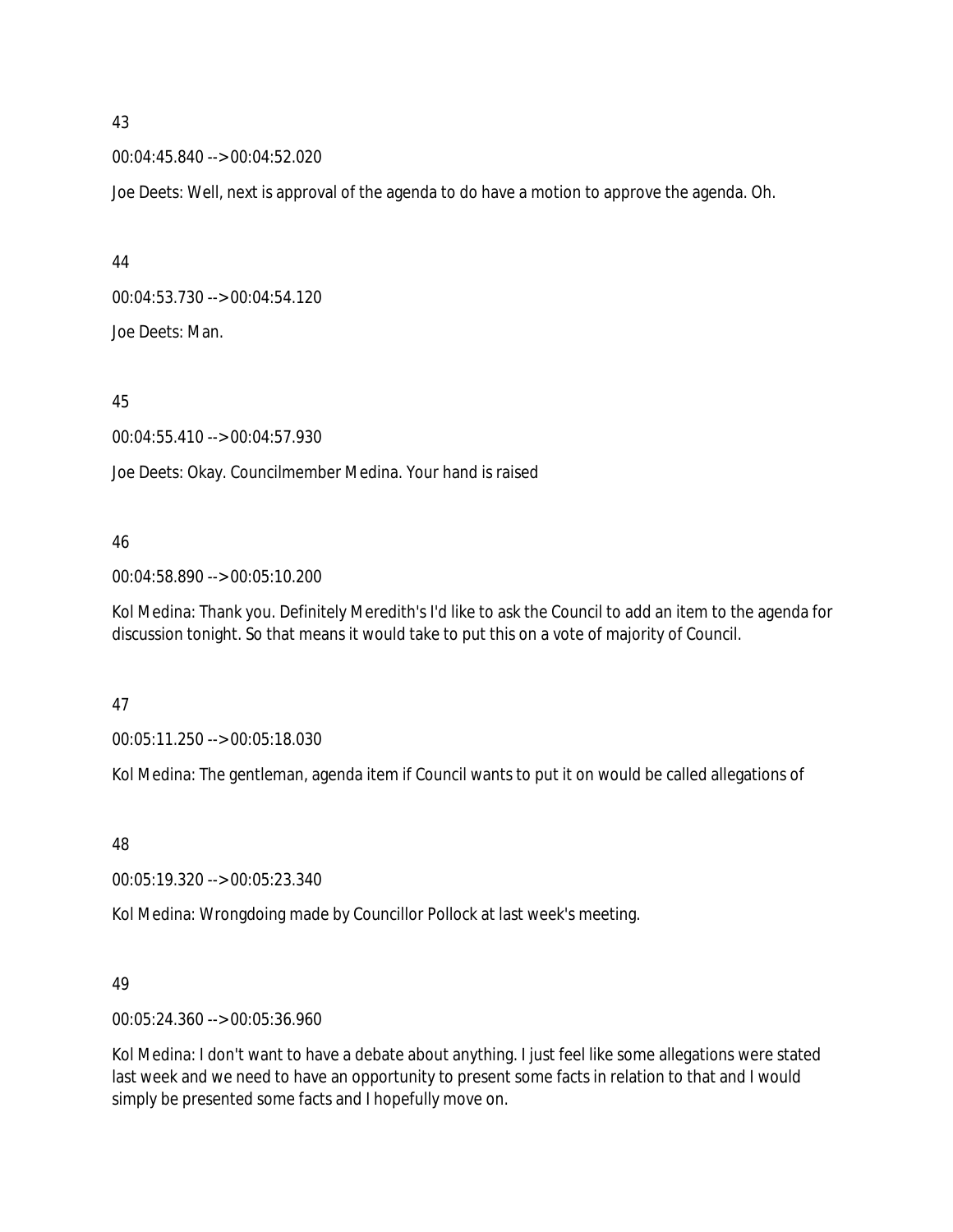43

00:04:45.840 --> 00:04:52.020

Joe Deets: Well, next is approval of the agenda to do have a motion to approve the agenda. Oh.

44

00:04:53.730 --> 00:04:54.120

Joe Deets: Man.

45

00:04:55.410 --> 00:04:57.930

Joe Deets: Okay. Councilmember Medina. Your hand is raised

46

00:04:58.890 --> 00:05:10.200

Kol Medina: Thank you. Definitely Meredith's I'd like to ask the Council to add an item to the agenda for discussion tonight. So that means it would take to put this on a vote of majority of Council.

47

00:05:11.250 --> 00:05:18.030

Kol Medina: The gentleman, agenda item if Council wants to put it on would be called allegations of

48

00:05:19.320 --> 00:05:23.340

Kol Medina: Wrongdoing made by Councillor Pollock at last week's meeting.

49

00:05:24.360 --> 00:05:36.960

Kol Medina: I don't want to have a debate about anything. I just feel like some allegations were stated last week and we need to have an opportunity to present some facts in relation to that and I would simply be presented some facts and I hopefully move on.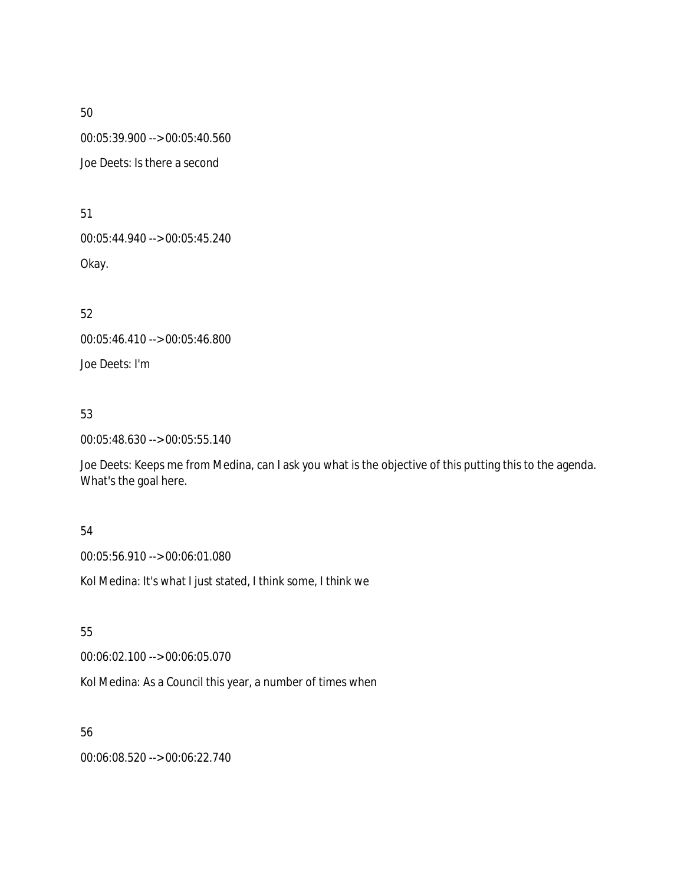50

00:05:39.900 --> 00:05:40.560

Joe Deets: Is there a second

51

00:05:44.940 --> 00:05:45.240

Okay.

52

00:05:46.410 --> 00:05:46.800

Joe Deets: I'm

53

00:05:48.630 --> 00:05:55.140

Joe Deets: Keeps me from Medina, can I ask you what is the objective of this putting this to the agenda. What's the goal here.

54

00:05:56.910 --> 00:06:01.080

Kol Medina: It's what I just stated, I think some, I think we

55

00:06:02.100 --> 00:06:05.070

Kol Medina: As a Council this year, a number of times when

56

00:06:08.520 --> 00:06:22.740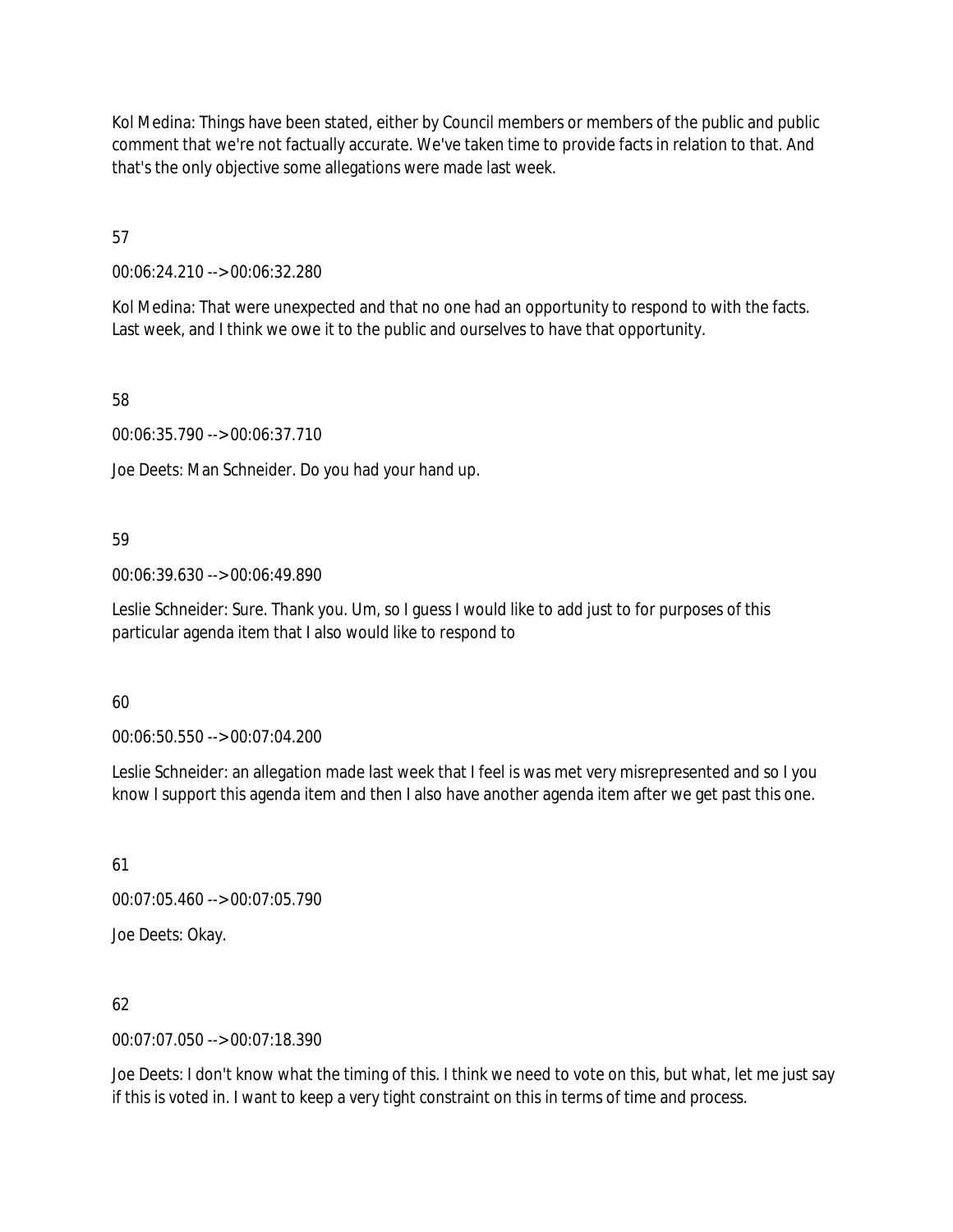Kol Medina: Things have been stated, either by Council members or members of the public and public comment that we're not factually accurate. We've taken time to provide facts in relation to that. And that's the only objective some allegations were made last week.

57

00:06:24.210 --> 00:06:32.280

Kol Medina: That were unexpected and that no one had an opportunity to respond to with the facts. Last week, and I think we owe it to the public and ourselves to have that opportunity.

58

00:06:35.790 --> 00:06:37.710

Joe Deets: Man Schneider. Do you had your hand up.

59

00:06:39.630 --> 00:06:49.890

Leslie Schneider: Sure. Thank you. Um, so I guess I would like to add just to for purposes of this particular agenda item that I also would like to respond to

60

00:06:50.550 --> 00:07:04.200

Leslie Schneider: an allegation made last week that I feel is was met very misrepresented and so I you know I support this agenda item and then I also have another agenda item after we get past this one.

61

00:07:05.460 --> 00:07:05.790

Joe Deets: Okay.

62

00:07:07.050 --> 00:07:18.390

Joe Deets: I don't know what the timing of this. I think we need to vote on this, but what, let me just say if this is voted in. I want to keep a very tight constraint on this in terms of time and process.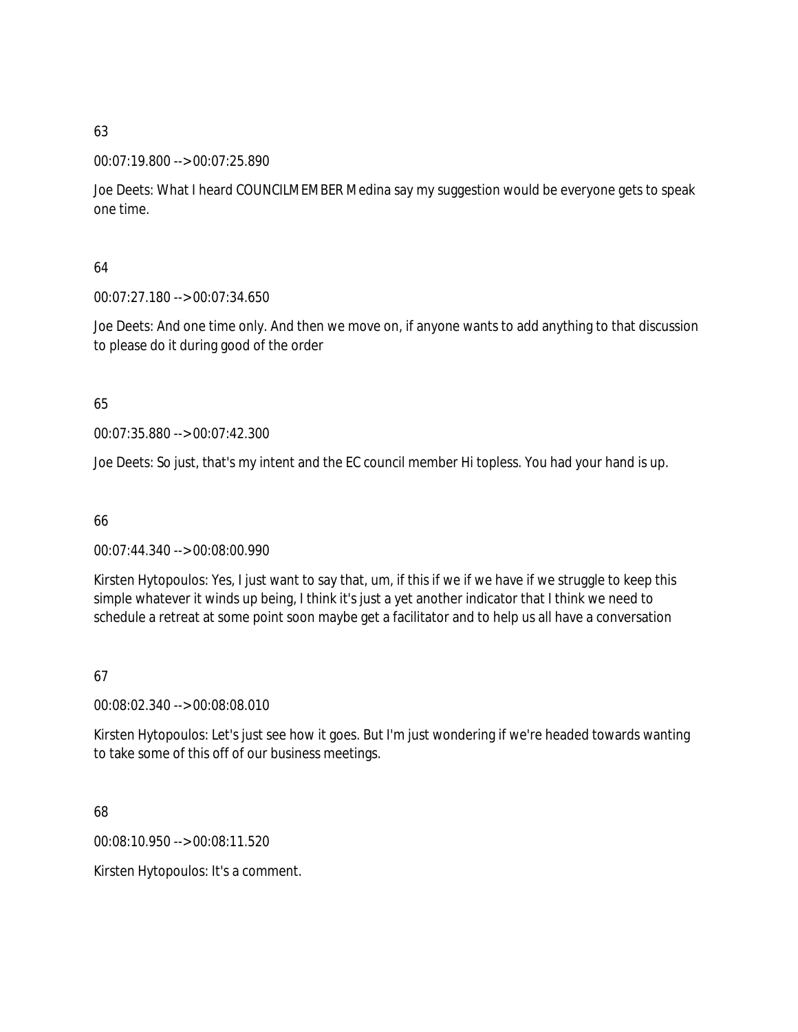63

00:07:19.800 --> 00:07:25.890

Joe Deets: What I heard COUNCILMEMBER Medina say my suggestion would be everyone gets to speak one time.

64

00:07:27.180 --> 00:07:34.650

Joe Deets: And one time only. And then we move on, if anyone wants to add anything to that discussion to please do it during good of the order

65

00:07:35.880 --> 00:07:42.300

Joe Deets: So just, that's my intent and the EC council member Hi topless. You had your hand is up.

66

00:07:44.340 --> 00:08:00.990

Kirsten Hytopoulos: Yes, I just want to say that, um, if this if we if we have if we struggle to keep this simple whatever it winds up being, I think it's just a yet another indicator that I think we need to schedule a retreat at some point soon maybe get a facilitator and to help us all have a conversation

67

00:08:02.340 --> 00:08:08.010

Kirsten Hytopoulos: Let's just see how it goes. But I'm just wondering if we're headed towards wanting to take some of this off of our business meetings.

68

00:08:10.950 --> 00:08:11.520

Kirsten Hytopoulos: It's a comment.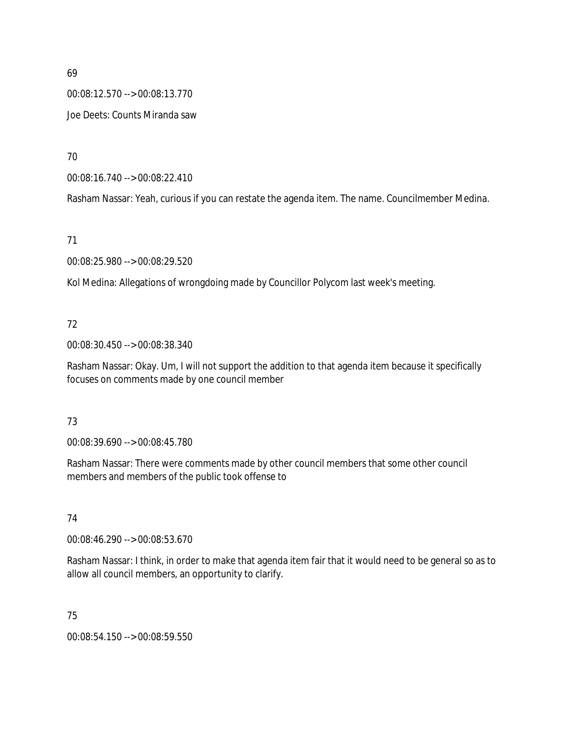69

00:08:12.570 --> 00:08:13.770

Joe Deets: Counts Miranda saw

70

00:08:16.740 --> 00:08:22.410

Rasham Nassar: Yeah, curious if you can restate the agenda item. The name. Councilmember Medina.

71

00:08:25.980 --> 00:08:29.520

Kol Medina: Allegations of wrongdoing made by Councillor Polycom last week's meeting.

72

00:08:30.450 --> 00:08:38.340

Rasham Nassar: Okay. Um, I will not support the addition to that agenda item because it specifically focuses on comments made by one council member

73

00:08:39.690 --> 00:08:45.780

Rasham Nassar: There were comments made by other council members that some other council members and members of the public took offense to

74

00:08:46.290 --> 00:08:53.670

Rasham Nassar: I think, in order to make that agenda item fair that it would need to be general so as to allow all council members, an opportunity to clarify.

75

00:08:54.150 --> 00:08:59.550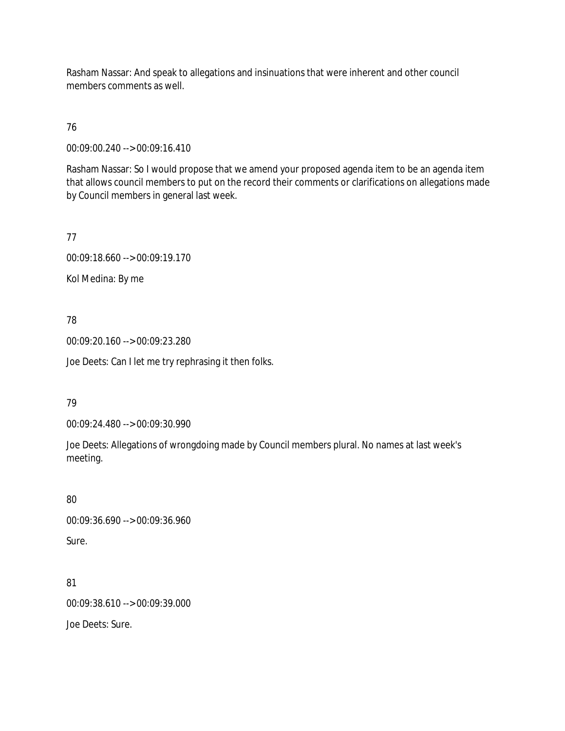Rasham Nassar: And speak to allegations and insinuations that were inherent and other council members comments as well.

76

00:09:00.240 --> 00:09:16.410

Rasham Nassar: So I would propose that we amend your proposed agenda item to be an agenda item that allows council members to put on the record their comments or clarifications on allegations made by Council members in general last week.

77

00:09:18.660 --> 00:09:19.170

Kol Medina: By me

78

00:09:20.160 --> 00:09:23.280

Joe Deets: Can I let me try rephrasing it then folks.

79

00:09:24.480 --> 00:09:30.990

Joe Deets: Allegations of wrongdoing made by Council members plural. No names at last week's meeting.

80

00:09:36.690 --> 00:09:36.960

Sure.

81

00:09:38.610 --> 00:09:39.000

Joe Deets: Sure.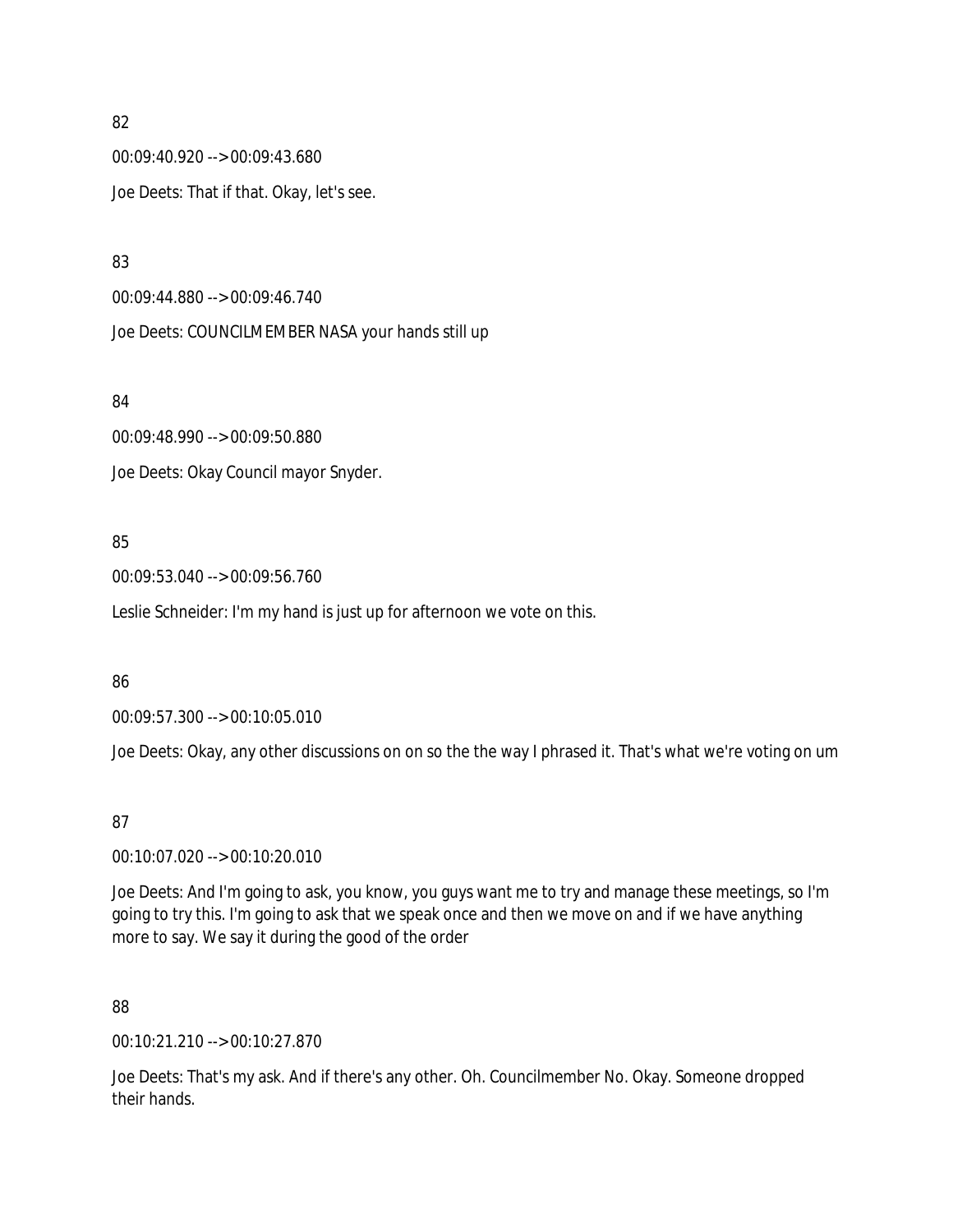82

00:09:40.920 --> 00:09:43.680

Joe Deets: That if that. Okay, let's see.

83

00:09:44.880 --> 00:09:46.740

Joe Deets: COUNCILMEMBER NASA your hands still up

84

00:09:48.990 --> 00:09:50.880

Joe Deets: Okay Council mayor Snyder.

85

00:09:53.040 --> 00:09:56.760

Leslie Schneider: I'm my hand is just up for afternoon we vote on this.

86

00:09:57.300 --> 00:10:05.010

Joe Deets: Okay, any other discussions on on so the the way I phrased it. That's what we're voting on um

87

00:10:07.020 --> 00:10:20.010

Joe Deets: And I'm going to ask, you know, you guys want me to try and manage these meetings, so I'm going to try this. I'm going to ask that we speak once and then we move on and if we have anything more to say. We say it during the good of the order

88

00:10:21.210 --> 00:10:27.870

Joe Deets: That's my ask. And if there's any other. Oh. Councilmember No. Okay. Someone dropped their hands.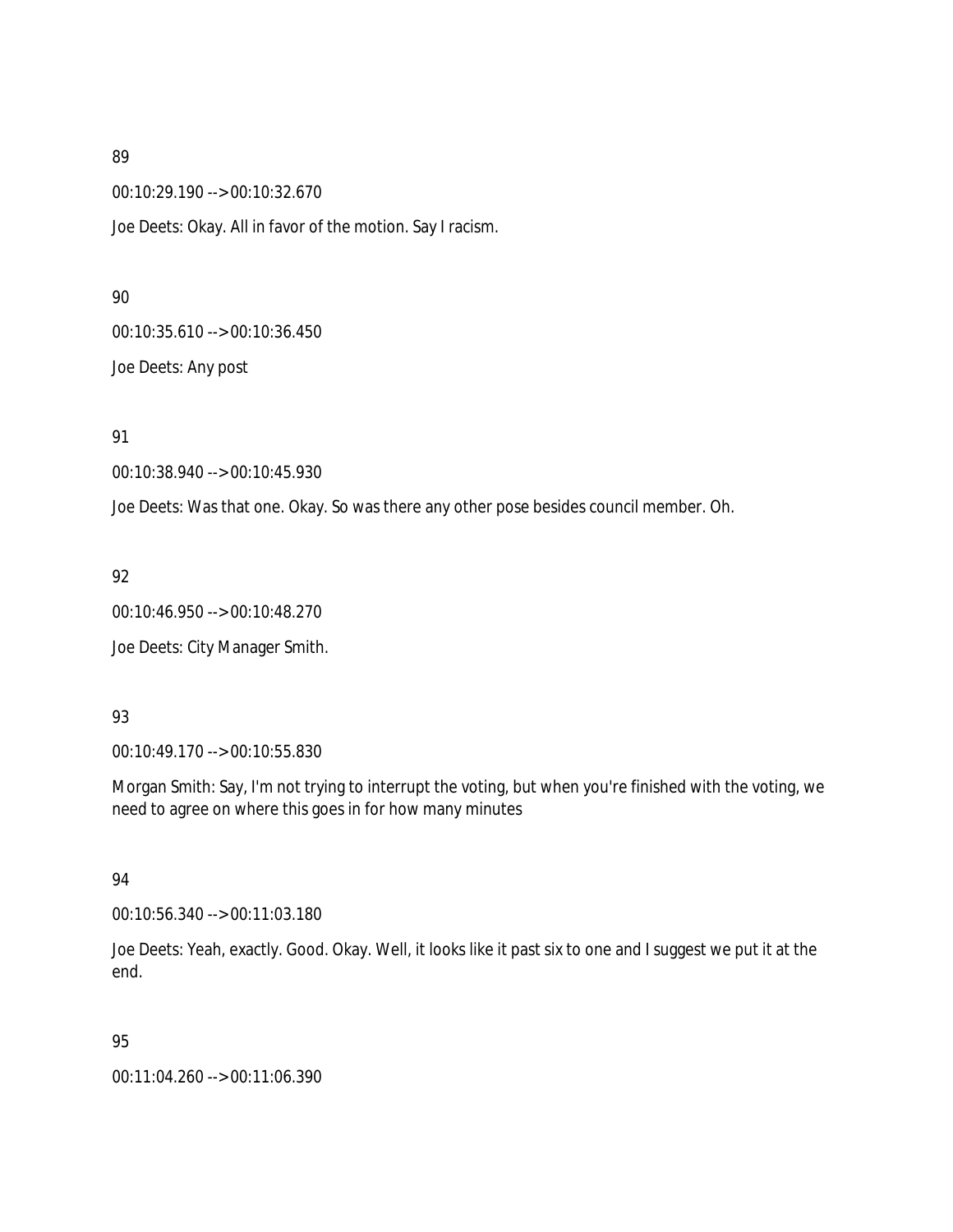89

00:10:29.190 --> 00:10:32.670

Joe Deets: Okay. All in favor of the motion. Say I racism.

90

00:10:35.610 --> 00:10:36.450

Joe Deets: Any post

91

00:10:38.940 --> 00:10:45.930

Joe Deets: Was that one. Okay. So was there any other pose besides council member. Oh.

92

00:10:46.950 --> 00:10:48.270

Joe Deets: City Manager Smith.

93

00:10:49.170 --> 00:10:55.830

Morgan Smith: Say, I'm not trying to interrupt the voting, but when you're finished with the voting, we need to agree on where this goes in for how many minutes

94

00:10:56.340 --> 00:11:03.180

Joe Deets: Yeah, exactly. Good. Okay. Well, it looks like it past six to one and I suggest we put it at the end.

95

00:11:04.260 --> 00:11:06.390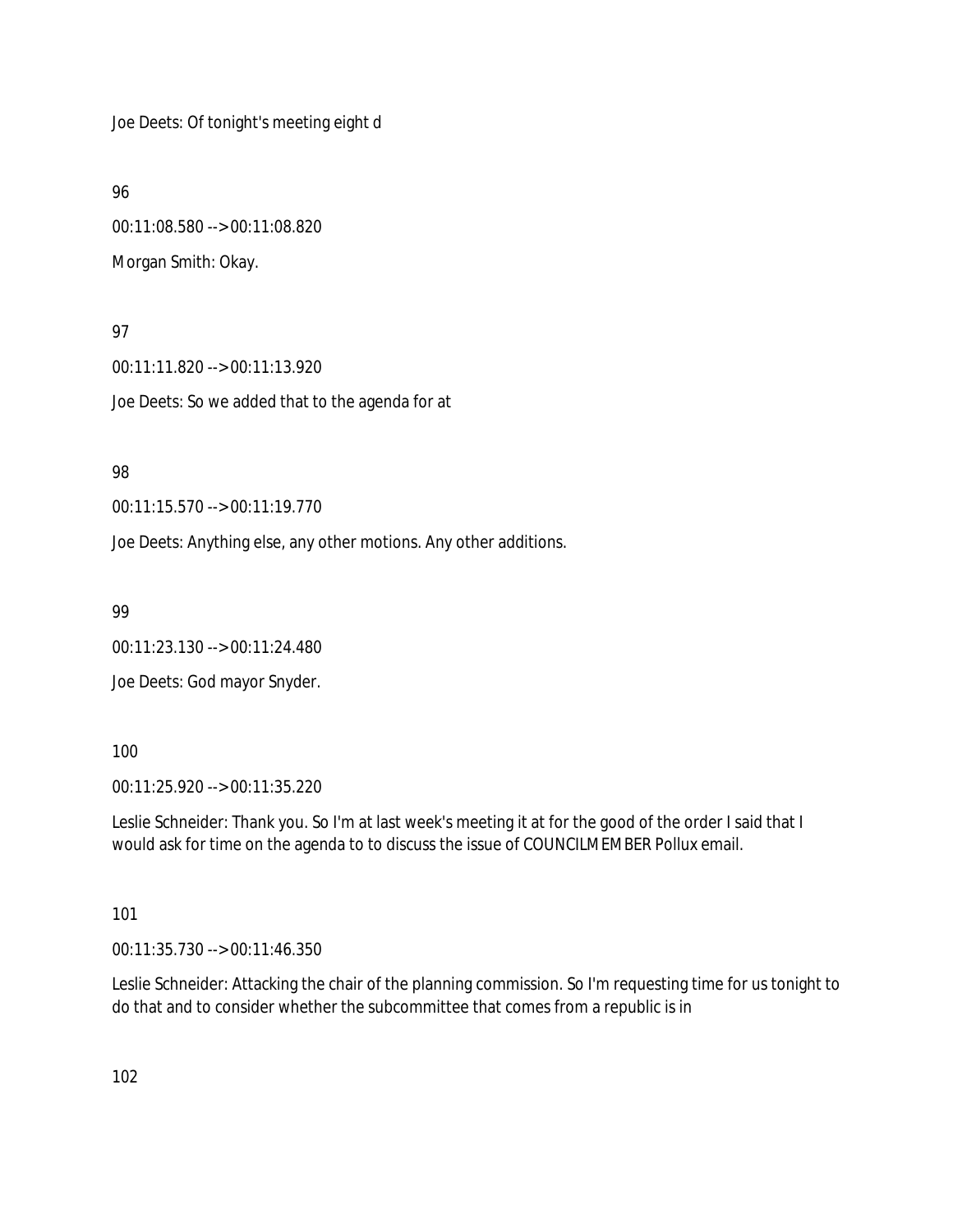Joe Deets: Of tonight's meeting eight d

96

00:11:08.580 --> 00:11:08.820

Morgan Smith: Okay.

97

00:11:11.820 --> 00:11:13.920

Joe Deets: So we added that to the agenda for at

98

00:11:15.570 --> 00:11:19.770

Joe Deets: Anything else, any other motions. Any other additions.

99

00:11:23.130 --> 00:11:24.480

Joe Deets: God mayor Snyder.

100

00:11:25.920 --> 00:11:35.220

Leslie Schneider: Thank you. So I'm at last week's meeting it at for the good of the order I said that I would ask for time on the agenda to to discuss the issue of COUNCILMEMBER Pollux email.

101

00:11:35.730 --> 00:11:46.350

Leslie Schneider: Attacking the chair of the planning commission. So I'm requesting time for us tonight to do that and to consider whether the subcommittee that comes from a republic is in

102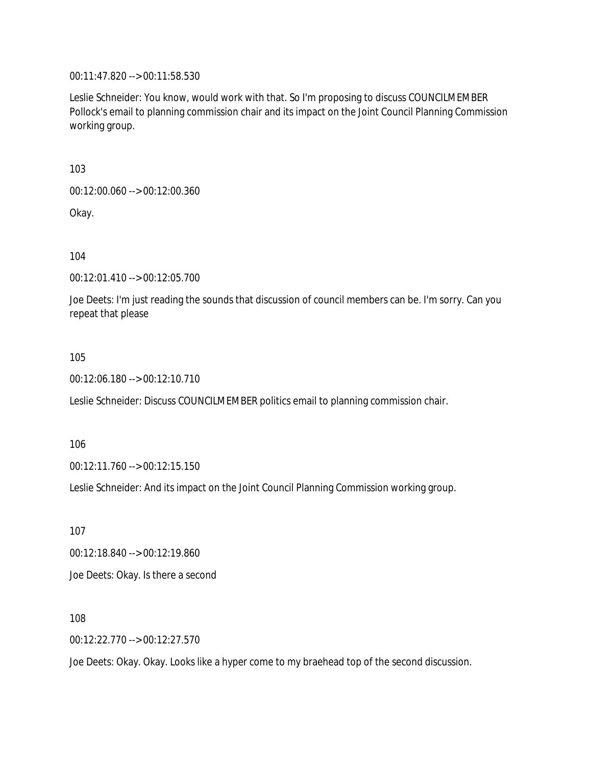00:11:47.820 --> 00:11:58.530

Leslie Schneider: You know, would work with that. So I'm proposing to discuss COUNCILMEMBER Pollock's email to planning commission chair and its impact on the Joint Council Planning Commission working group.

103

00:12:00.060 --> 00:12:00.360

Okay.

104

00:12:01.410 --> 00:12:05.700

Joe Deets: I'm just reading the sounds that discussion of council members can be. I'm sorry. Can you repeat that please

105

00:12:06.180 --> 00:12:10.710

Leslie Schneider: Discuss COUNCILMEMBER politics email to planning commission chair.

106

00:12:11.760 --> 00:12:15.150

Leslie Schneider: And its impact on the Joint Council Planning Commission working group.

107

00:12:18.840 --> 00:12:19.860

Joe Deets: Okay. Is there a second

108

00:12:22.770 --> 00:12:27.570

Joe Deets: Okay. Okay. Looks like a hyper come to my braehead top of the second discussion.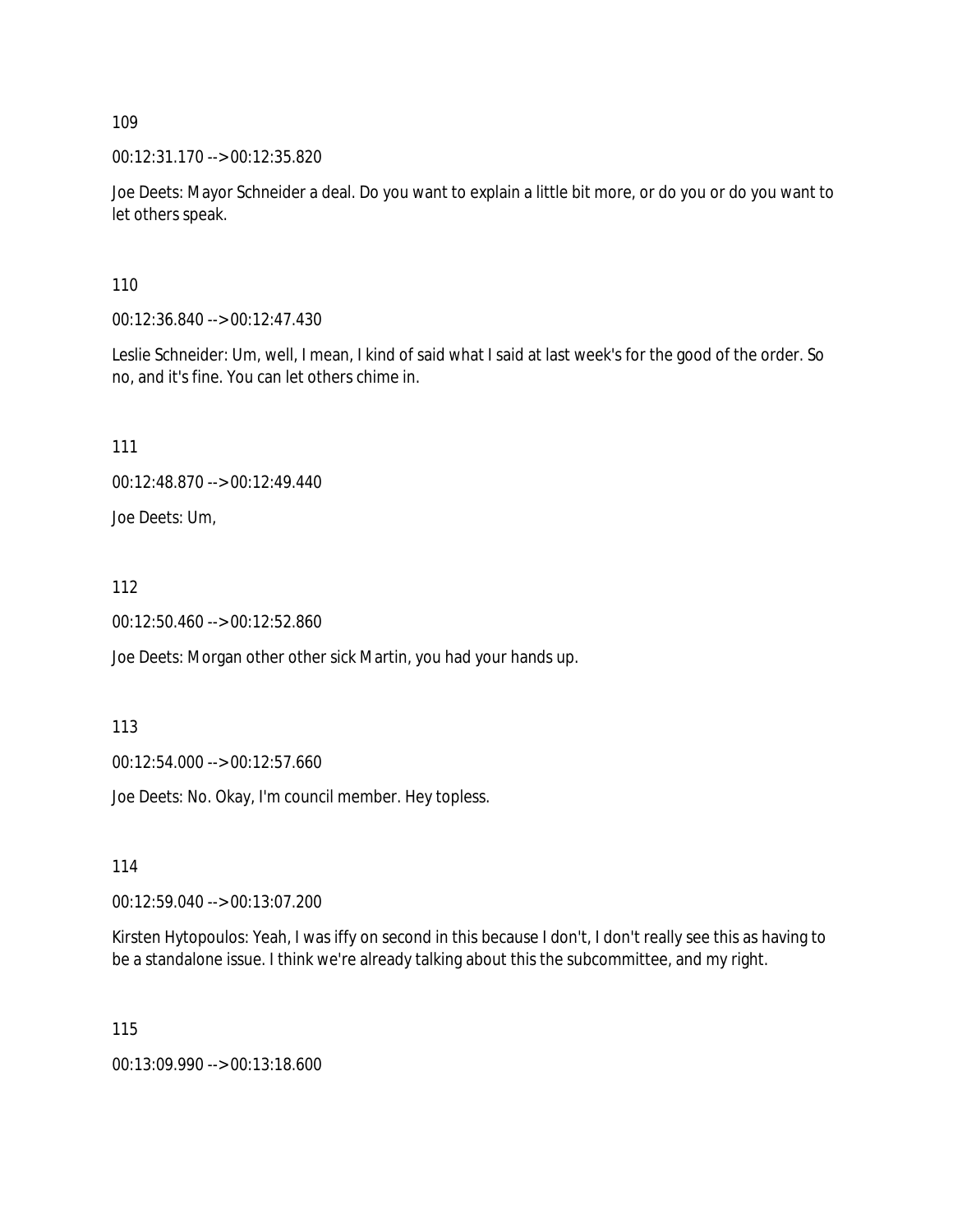109

00:12:31.170 --> 00:12:35.820

Joe Deets: Mayor Schneider a deal. Do you want to explain a little bit more, or do you or do you want to let others speak.

110

00:12:36.840 --> 00:12:47.430

Leslie Schneider: Um, well, I mean, I kind of said what I said at last week's for the good of the order. So no, and it's fine. You can let others chime in.

111

00:12:48.870 --> 00:12:49.440

Joe Deets: Um,

112

00:12:50.460 --> 00:12:52.860

Joe Deets: Morgan other other sick Martin, you had your hands up.

113

00:12:54.000 --> 00:12:57.660

Joe Deets: No. Okay, I'm council member. Hey topless.

114

00:12:59.040 --> 00:13:07.200

Kirsten Hytopoulos: Yeah, I was iffy on second in this because I don't, I don't really see this as having to be a standalone issue. I think we're already talking about this the subcommittee, and my right.

115

00:13:09.990 --> 00:13:18.600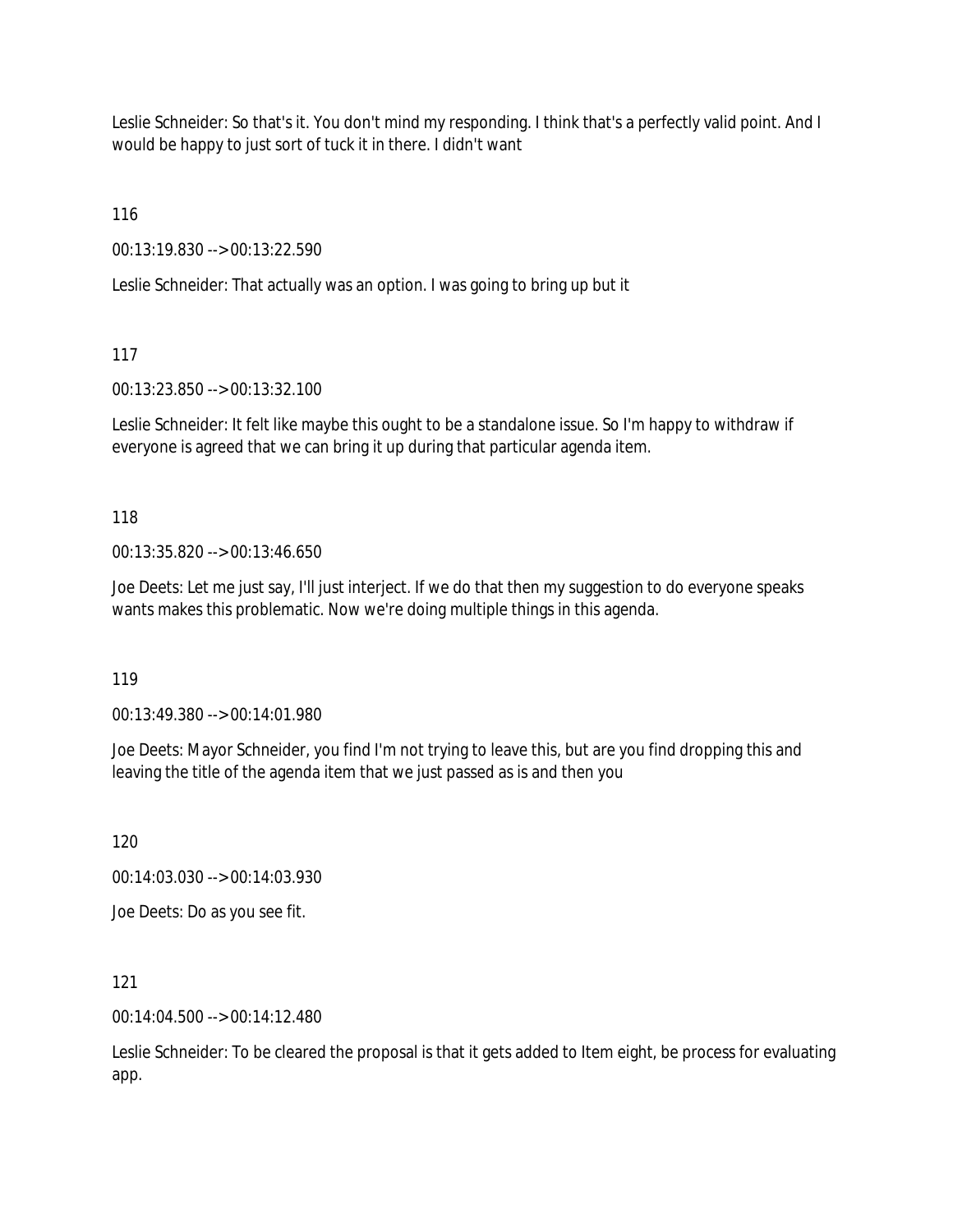Leslie Schneider: So that's it. You don't mind my responding. I think that's a perfectly valid point. And I would be happy to just sort of tuck it in there. I didn't want

116

00:13:19.830 --> 00:13:22.590

Leslie Schneider: That actually was an option. I was going to bring up but it

117

00:13:23.850 --> 00:13:32.100

Leslie Schneider: It felt like maybe this ought to be a standalone issue. So I'm happy to withdraw if everyone is agreed that we can bring it up during that particular agenda item.

118

00:13:35.820 --> 00:13:46.650

Joe Deets: Let me just say, I'll just interject. If we do that then my suggestion to do everyone speaks wants makes this problematic. Now we're doing multiple things in this agenda.

119

00:13:49.380 --> 00:14:01.980

Joe Deets: Mayor Schneider, you find I'm not trying to leave this, but are you find dropping this and leaving the title of the agenda item that we just passed as is and then you

120

00:14:03.030 --> 00:14:03.930

Joe Deets: Do as you see fit.

121

00:14:04.500 --> 00:14:12.480

Leslie Schneider: To be cleared the proposal is that it gets added to Item eight, be process for evaluating app.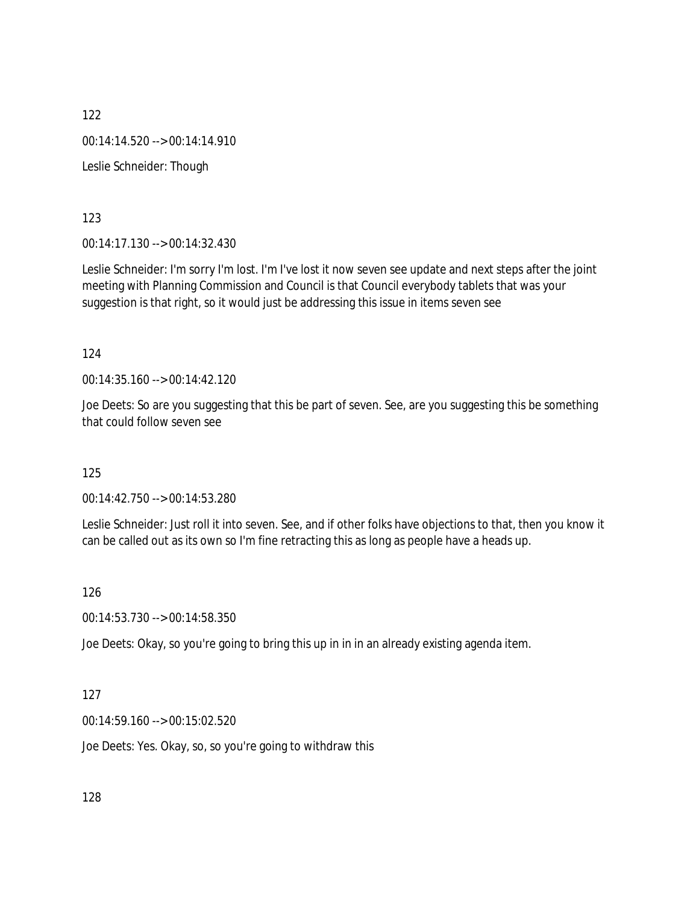122

00:14:14.520 --> 00:14:14.910

Leslie Schneider: Though

123

00:14:17.130 --> 00:14:32.430

Leslie Schneider: I'm sorry I'm lost. I'm I've lost it now seven see update and next steps after the joint meeting with Planning Commission and Council is that Council everybody tablets that was your suggestion is that right, so it would just be addressing this issue in items seven see

124

00:14:35.160 --> 00:14:42.120

Joe Deets: So are you suggesting that this be part of seven. See, are you suggesting this be something that could follow seven see

125

00:14:42.750 --> 00:14:53.280

Leslie Schneider: Just roll it into seven. See, and if other folks have objections to that, then you know it can be called out as its own so I'm fine retracting this as long as people have a heads up.

126

00:14:53.730 --> 00:14:58.350

Joe Deets: Okay, so you're going to bring this up in in in an already existing agenda item.

127

00:14:59.160 --> 00:15:02.520

Joe Deets: Yes. Okay, so, so you're going to withdraw this

128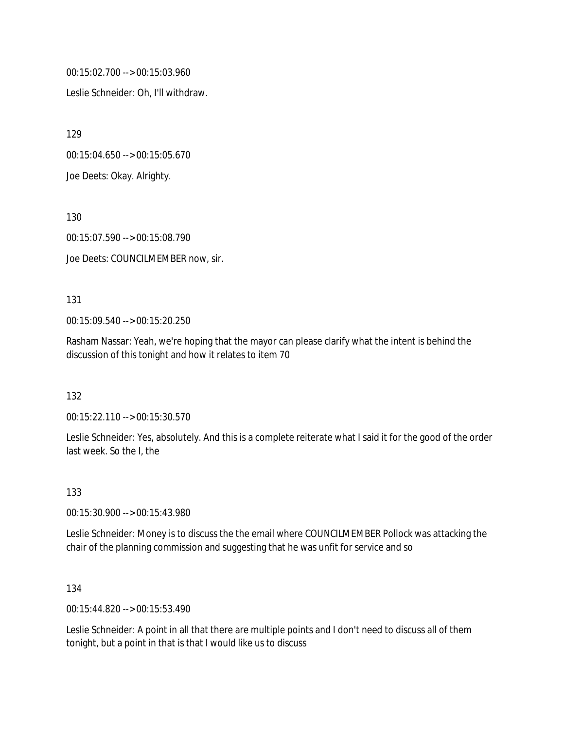00:15:02.700 --> 00:15:03.960

Leslie Schneider: Oh, I'll withdraw.

129

00:15:04.650 --> 00:15:05.670

Joe Deets: Okay. Alrighty.

130

00:15:07.590 --> 00:15:08.790

Joe Deets: COUNCILMEMBER now, sir.

131

00:15:09.540 --> 00:15:20.250

Rasham Nassar: Yeah, we're hoping that the mayor can please clarify what the intent is behind the discussion of this tonight and how it relates to item 70

132

00:15:22.110 --> 00:15:30.570

Leslie Schneider: Yes, absolutely. And this is a complete reiterate what I said it for the good of the order last week. So the I, the

133

00:15:30.900 --> 00:15:43.980

Leslie Schneider: Money is to discuss the the email where COUNCILMEMBER Pollock was attacking the chair of the planning commission and suggesting that he was unfit for service and so

134

00:15:44.820 --> 00:15:53.490

Leslie Schneider: A point in all that there are multiple points and I don't need to discuss all of them tonight, but a point in that is that I would like us to discuss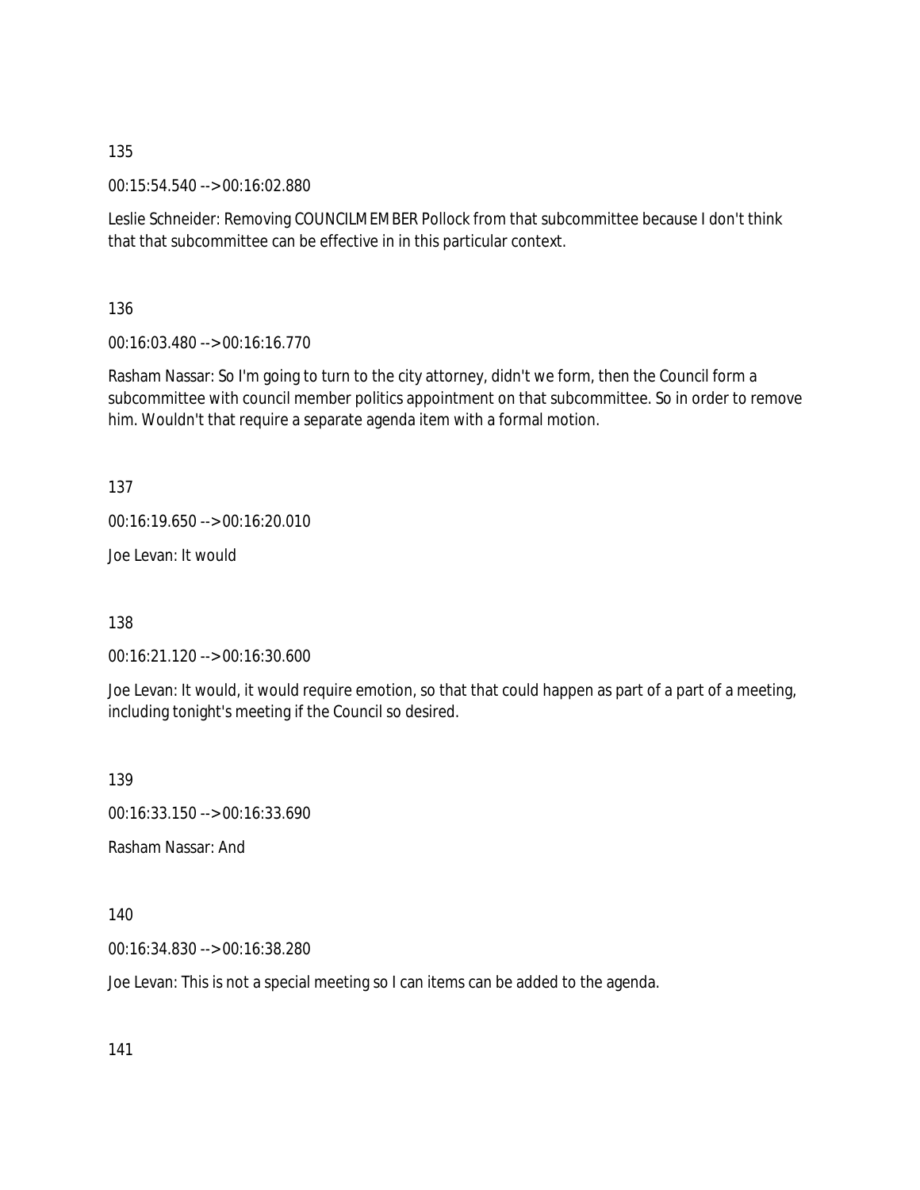135

00:15:54.540 --> 00:16:02.880

Leslie Schneider: Removing COUNCILMEMBER Pollock from that subcommittee because I don't think that that subcommittee can be effective in in this particular context.

136

00:16:03.480 --> 00:16:16.770

Rasham Nassar: So I'm going to turn to the city attorney, didn't we form, then the Council form a subcommittee with council member politics appointment on that subcommittee. So in order to remove him. Wouldn't that require a separate agenda item with a formal motion.

137

00:16:19.650 --> 00:16:20.010

Joe Levan: It would

138

00:16:21.120 --> 00:16:30.600

Joe Levan: It would, it would require emotion, so that that could happen as part of a part of a meeting, including tonight's meeting if the Council so desired.

139

00:16:33.150 --> 00:16:33.690

Rasham Nassar: And

140

00:16:34.830 --> 00:16:38.280

Joe Levan: This is not a special meeting so I can items can be added to the agenda.

141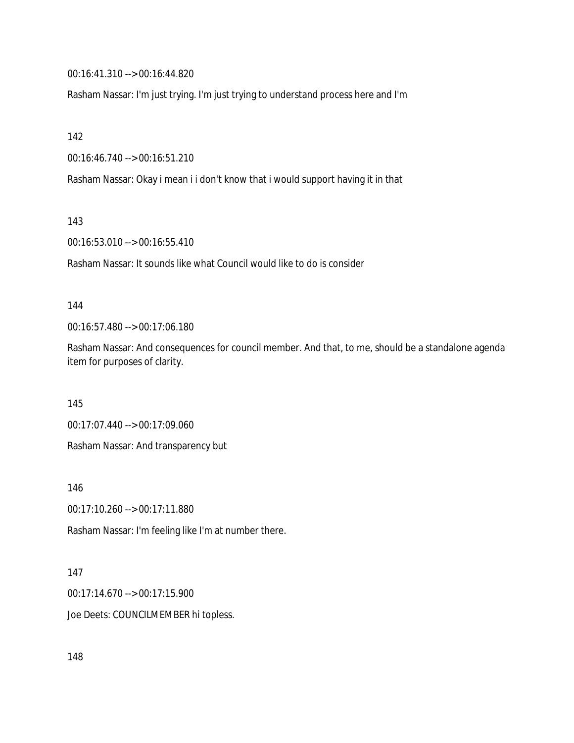00:16:41.310 --> 00:16:44.820

Rasham Nassar: I'm just trying. I'm just trying to understand process here and I'm

142

00:16:46.740 --> 00:16:51.210

Rasham Nassar: Okay i mean i i don't know that i would support having it in that

143

00:16:53.010 --> 00:16:55.410

Rasham Nassar: It sounds like what Council would like to do is consider

144

00:16:57.480 --> 00:17:06.180

Rasham Nassar: And consequences for council member. And that, to me, should be a standalone agenda item for purposes of clarity.

145

00:17:07.440 --> 00:17:09.060

Rasham Nassar: And transparency but

146

00:17:10.260 --> 00:17:11.880

Rasham Nassar: I'm feeling like I'm at number there.

147

00:17:14.670 --> 00:17:15.900

Joe Deets: COUNCILMEMBER hi topless.

148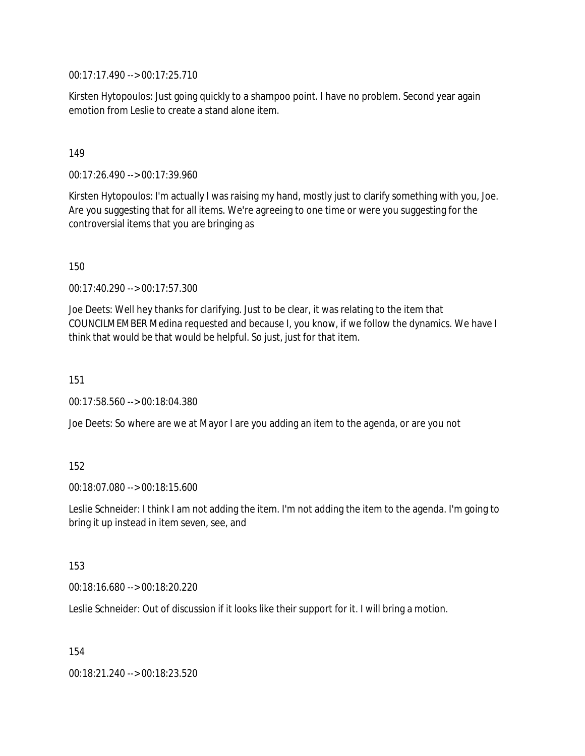00:17:17.490 --> 00:17:25.710

Kirsten Hytopoulos: Just going quickly to a shampoo point. I have no problem. Second year again emotion from Leslie to create a stand alone item.

149

00:17:26.490 --> 00:17:39.960

Kirsten Hytopoulos: I'm actually I was raising my hand, mostly just to clarify something with you, Joe. Are you suggesting that for all items. We're agreeing to one time or were you suggesting for the controversial items that you are bringing as

150

00:17:40.290 --> 00:17:57.300

Joe Deets: Well hey thanks for clarifying. Just to be clear, it was relating to the item that COUNCILMEMBER Medina requested and because I, you know, if we follow the dynamics. We have I think that would be that would be helpful. So just, just for that item.

151

00:17:58.560 --> 00:18:04.380

Joe Deets: So where are we at Mayor I are you adding an item to the agenda, or are you not

152

00:18:07.080 --> 00:18:15.600

Leslie Schneider: I think I am not adding the item. I'm not adding the item to the agenda. I'm going to bring it up instead in item seven, see, and

153

00:18:16.680 --> 00:18:20.220

Leslie Schneider: Out of discussion if it looks like their support for it. I will bring a motion.

154

00:18:21.240 --> 00:18:23.520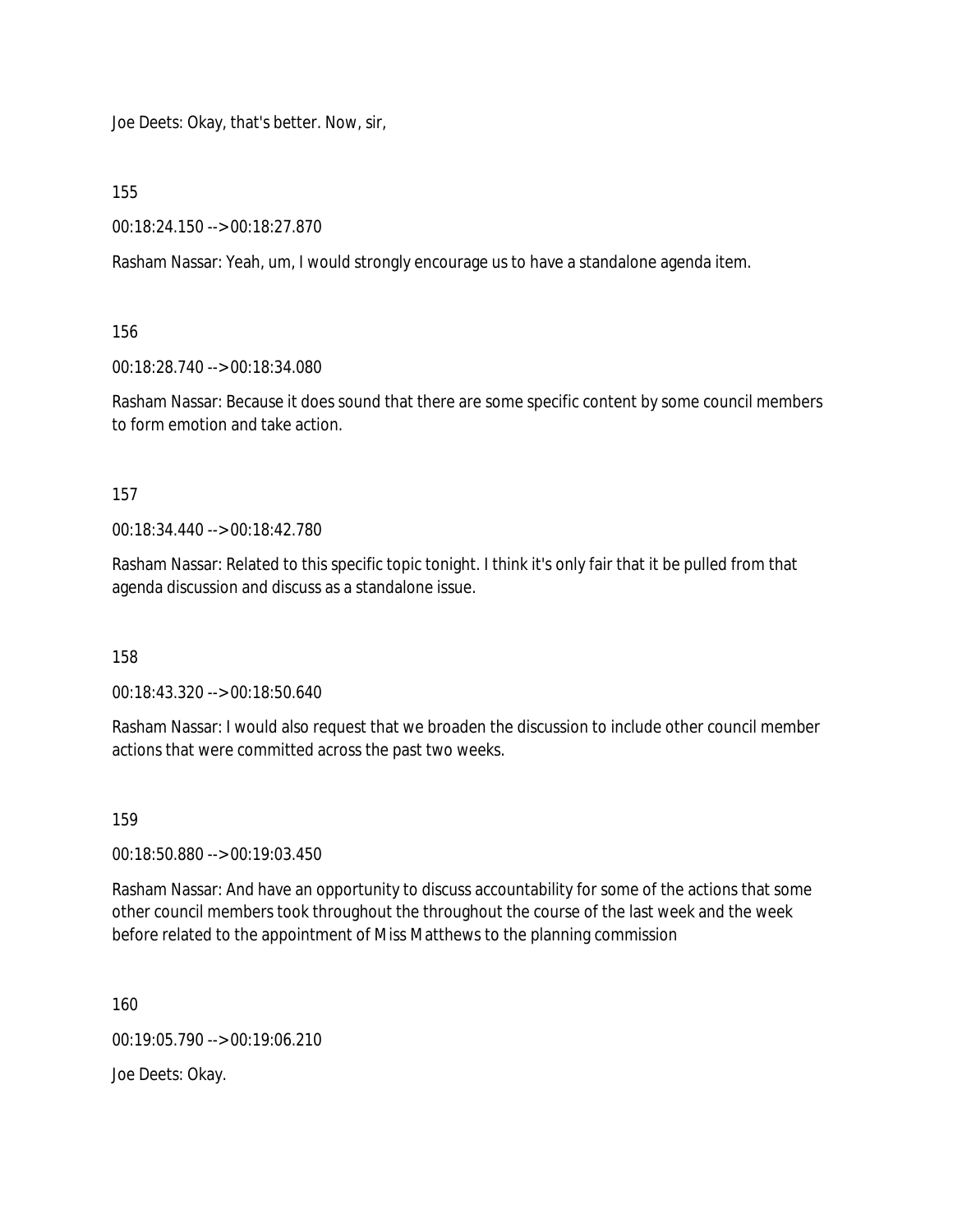Joe Deets: Okay, that's better. Now, sir,

155

00:18:24.150 --> 00:18:27.870

Rasham Nassar: Yeah, um, I would strongly encourage us to have a standalone agenda item.

156

00:18:28.740 --> 00:18:34.080

Rasham Nassar: Because it does sound that there are some specific content by some council members to form emotion and take action.

157

00:18:34.440 --> 00:18:42.780

Rasham Nassar: Related to this specific topic tonight. I think it's only fair that it be pulled from that agenda discussion and discuss as a standalone issue.

158

00:18:43.320 --> 00:18:50.640

Rasham Nassar: I would also request that we broaden the discussion to include other council member actions that were committed across the past two weeks.

159

00:18:50.880 --> 00:19:03.450

Rasham Nassar: And have an opportunity to discuss accountability for some of the actions that some other council members took throughout the throughout the course of the last week and the week before related to the appointment of Miss Matthews to the planning commission

160

00:19:05.790 --> 00:19:06.210

Joe Deets: Okay.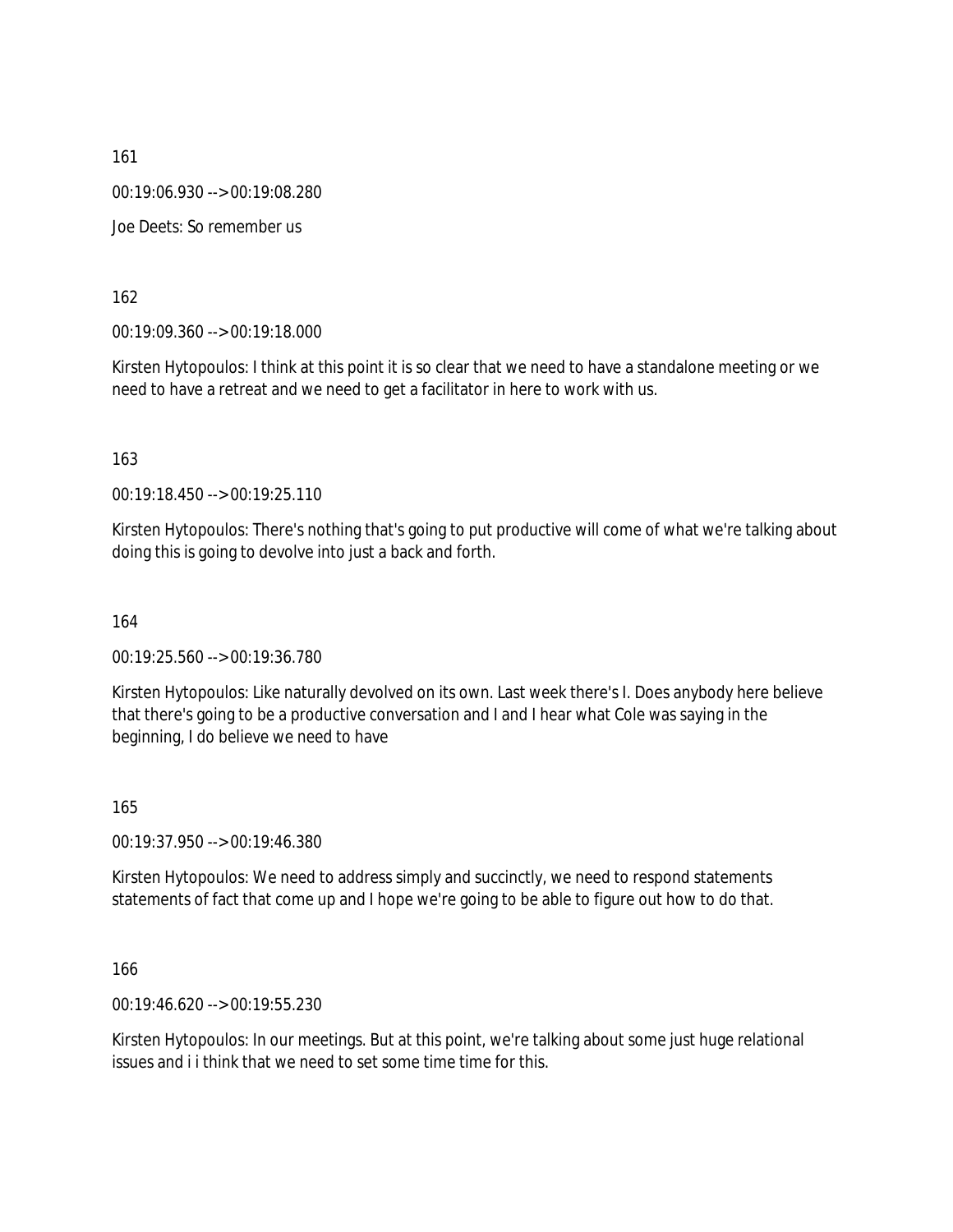161

00:19:06.930 --> 00:19:08.280

Joe Deets: So remember us

162

00:19:09.360 --> 00:19:18.000

Kirsten Hytopoulos: I think at this point it is so clear that we need to have a standalone meeting or we need to have a retreat and we need to get a facilitator in here to work with us.

163

00:19:18.450 --> 00:19:25.110

Kirsten Hytopoulos: There's nothing that's going to put productive will come of what we're talking about doing this is going to devolve into just a back and forth.

164

00:19:25.560 --> 00:19:36.780

Kirsten Hytopoulos: Like naturally devolved on its own. Last week there's I. Does anybody here believe that there's going to be a productive conversation and I and I hear what Cole was saying in the beginning, I do believe we need to have

165

00:19:37.950 --> 00:19:46.380

Kirsten Hytopoulos: We need to address simply and succinctly, we need to respond statements statements of fact that come up and I hope we're going to be able to figure out how to do that.

166

00:19:46.620 --> 00:19:55.230

Kirsten Hytopoulos: In our meetings. But at this point, we're talking about some just huge relational issues and i i think that we need to set some time time for this.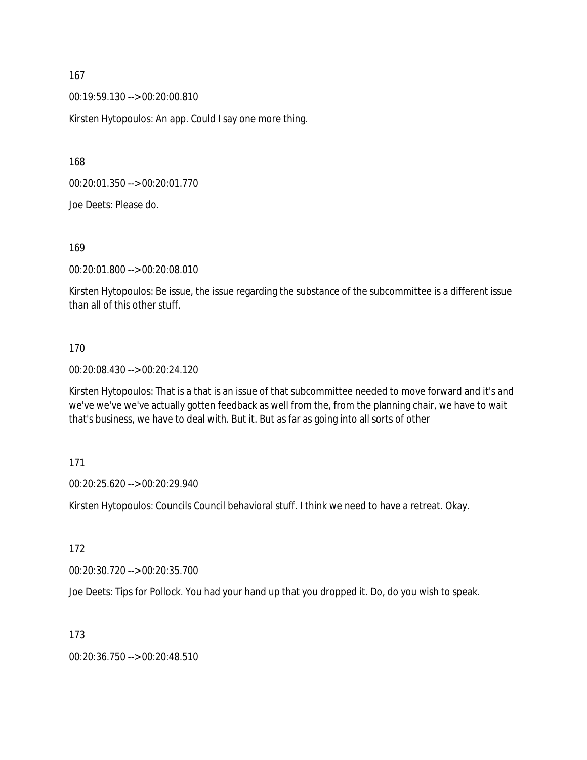167

00:19:59.130 --> 00:20:00.810

Kirsten Hytopoulos: An app. Could I say one more thing.

168

00:20:01.350 --> 00:20:01.770

Joe Deets: Please do.

169

00:20:01.800 --> 00:20:08.010

Kirsten Hytopoulos: Be issue, the issue regarding the substance of the subcommittee is a different issue than all of this other stuff.

170

00:20:08.430 --> 00:20:24.120

Kirsten Hytopoulos: That is a that is an issue of that subcommittee needed to move forward and it's and we've we've we've actually gotten feedback as well from the, from the planning chair, we have to wait that's business, we have to deal with. But it. But as far as going into all sorts of other

171

00:20:25.620 --> 00:20:29.940

Kirsten Hytopoulos: Councils Council behavioral stuff. I think we need to have a retreat. Okay.

172

00:20:30.720 --> 00:20:35.700

Joe Deets: Tips for Pollock. You had your hand up that you dropped it. Do, do you wish to speak.

173

00:20:36.750 --> 00:20:48.510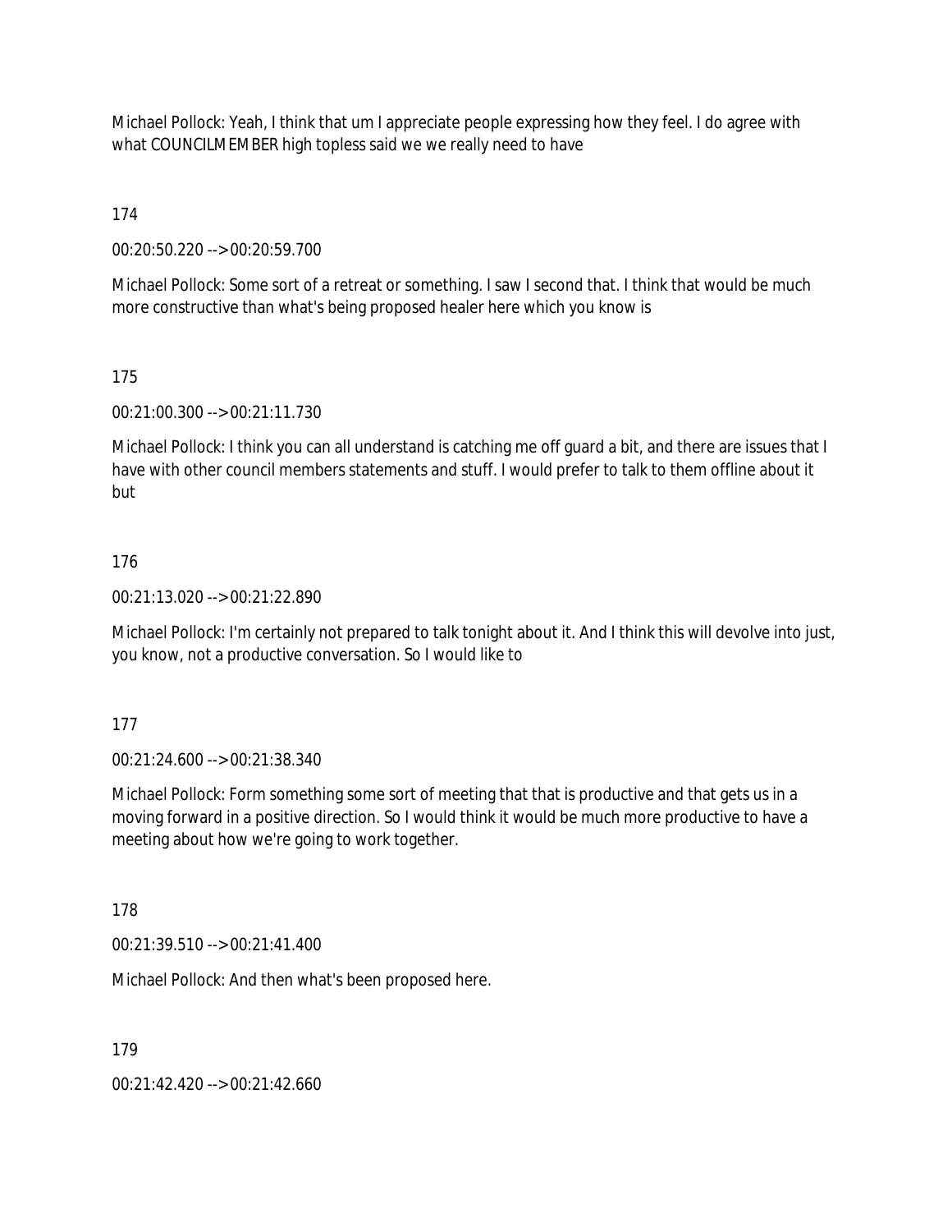Michael Pollock: Yeah, I think that um I appreciate people expressing how they feel. I do agree with what COUNCILMEMBER high topless said we we really need to have

174

00:20:50.220 --> 00:20:59.700

Michael Pollock: Some sort of a retreat or something. I saw I second that. I think that would be much more constructive than what's being proposed healer here which you know is

175

00:21:00.300 --> 00:21:11.730

Michael Pollock: I think you can all understand is catching me off guard a bit, and there are issues that I have with other council members statements and stuff. I would prefer to talk to them offline about it but

176

00:21:13.020 --> 00:21:22.890

Michael Pollock: I'm certainly not prepared to talk tonight about it. And I think this will devolve into just, you know, not a productive conversation. So I would like to

177

00:21:24.600 --> 00:21:38.340

Michael Pollock: Form something some sort of meeting that that is productive and that gets us in a moving forward in a positive direction. So I would think it would be much more productive to have a meeting about how we're going to work together.

178

00:21:39.510 --> 00:21:41.400

Michael Pollock: And then what's been proposed here.

179

00:21:42.420 --> 00:21:42.660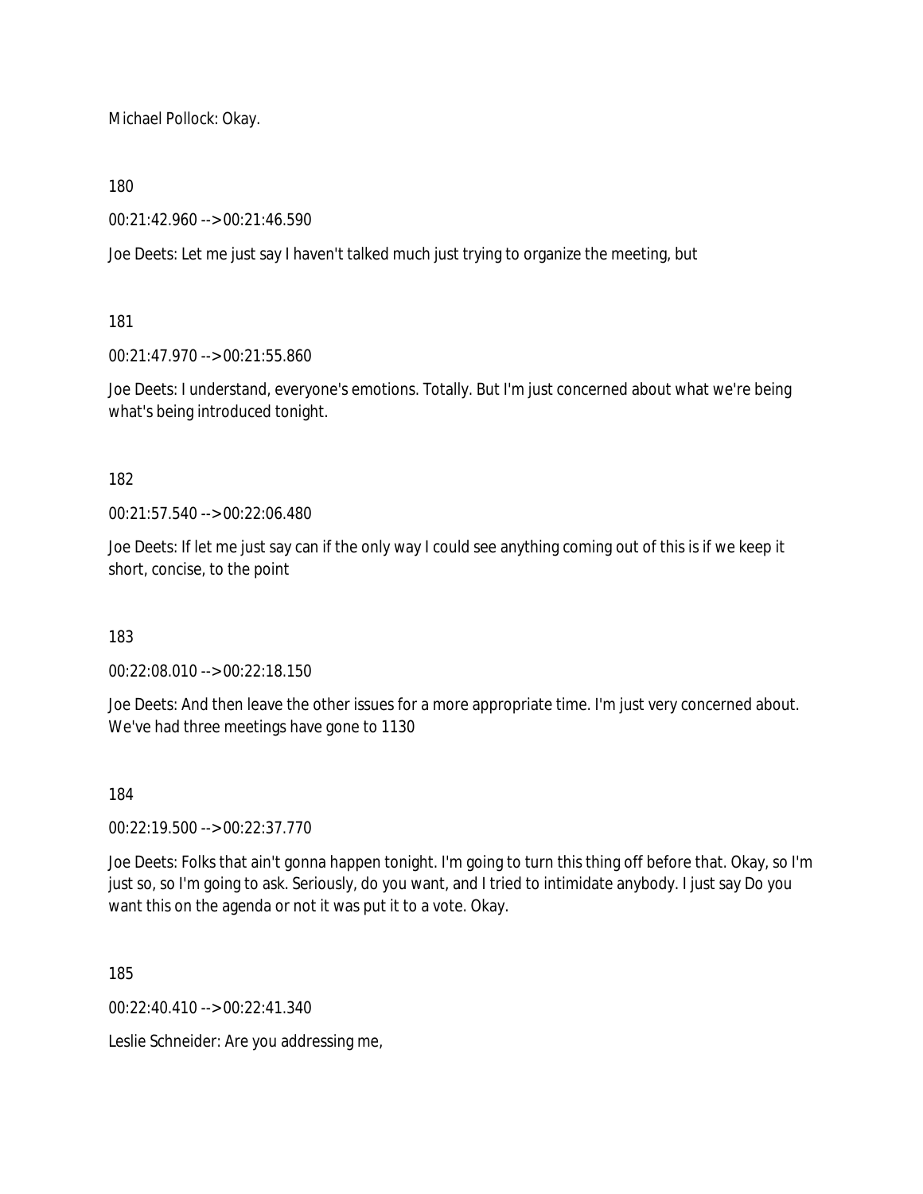Michael Pollock: Okay.

180

00:21:42.960 --> 00:21:46.590

Joe Deets: Let me just say I haven't talked much just trying to organize the meeting, but

181

00:21:47.970 --> 00:21:55.860

Joe Deets: I understand, everyone's emotions. Totally. But I'm just concerned about what we're being what's being introduced tonight.

182

00:21:57.540 --> 00:22:06.480

Joe Deets: If let me just say can if the only way I could see anything coming out of this is if we keep it short, concise, to the point

183

00:22:08.010 --> 00:22:18.150

Joe Deets: And then leave the other issues for a more appropriate time. I'm just very concerned about. We've had three meetings have gone to 1130

184

00:22:19.500 --> 00:22:37.770

Joe Deets: Folks that ain't gonna happen tonight. I'm going to turn this thing off before that. Okay, so I'm just so, so I'm going to ask. Seriously, do you want, and I tried to intimidate anybody. I just say Do you want this on the agenda or not it was put it to a vote. Okay.

185

00:22:40.410 --> 00:22:41.340

Leslie Schneider: Are you addressing me,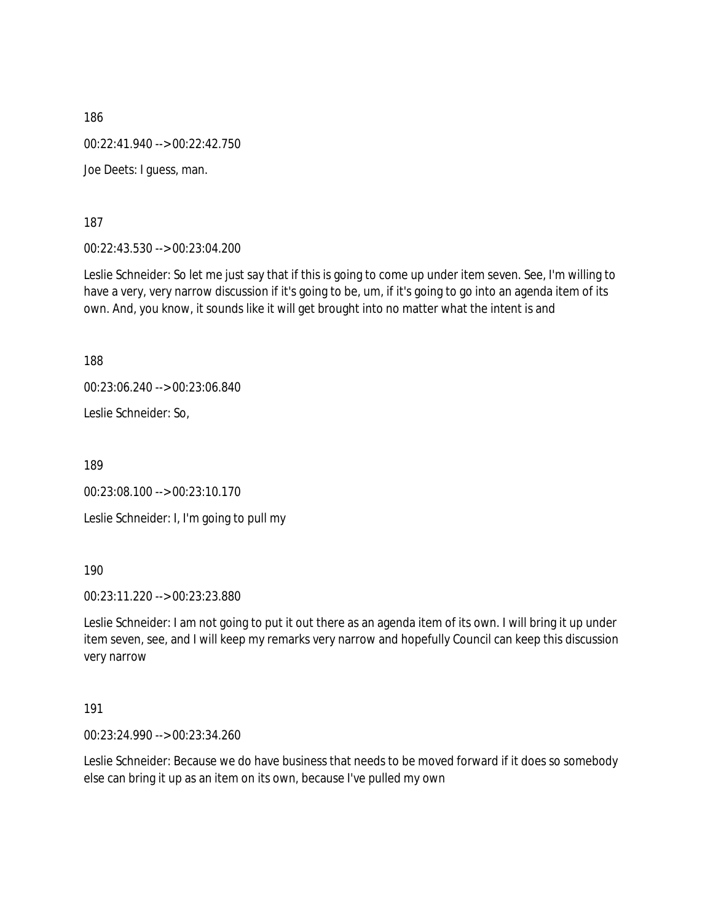186

00:22:41.940 --> 00:22:42.750

Joe Deets: I guess, man.

187

00:22:43.530 --> 00:23:04.200

Leslie Schneider: So let me just say that if this is going to come up under item seven. See, I'm willing to have a very, very narrow discussion if it's going to be, um, if it's going to go into an agenda item of its own. And, you know, it sounds like it will get brought into no matter what the intent is and

188

00:23:06.240 --> 00:23:06.840

Leslie Schneider: So,

189

00:23:08.100 --> 00:23:10.170

Leslie Schneider: I, I'm going to pull my

190

00:23:11.220 --> 00:23:23.880

Leslie Schneider: I am not going to put it out there as an agenda item of its own. I will bring it up under item seven, see, and I will keep my remarks very narrow and hopefully Council can keep this discussion very narrow

191

00:23:24.990 --> 00:23:34.260

Leslie Schneider: Because we do have business that needs to be moved forward if it does so somebody else can bring it up as an item on its own, because I've pulled my own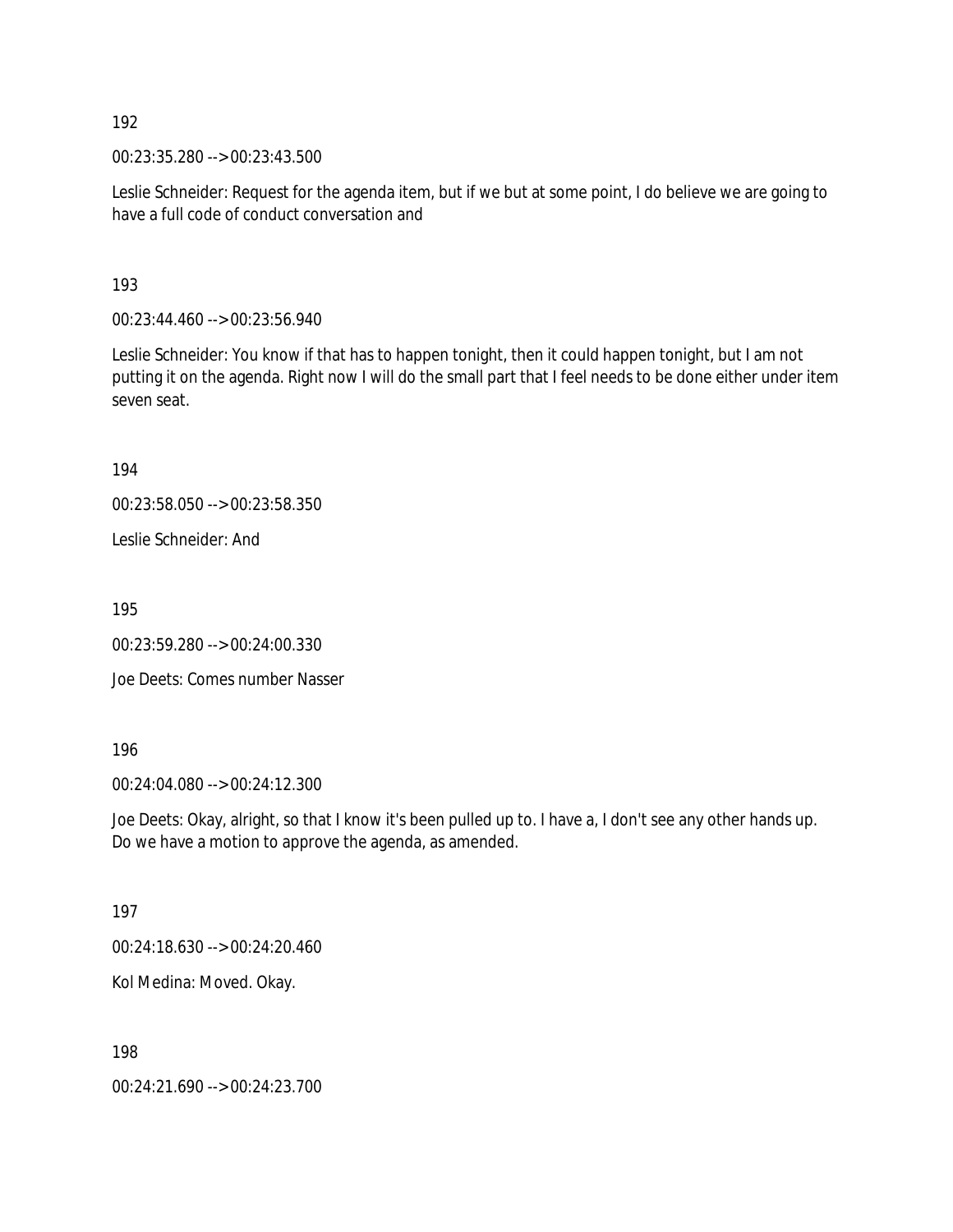192

00:23:35.280 --> 00:23:43.500

Leslie Schneider: Request for the agenda item, but if we but at some point, I do believe we are going to have a full code of conduct conversation and

193

00:23:44.460 --> 00:23:56.940

Leslie Schneider: You know if that has to happen tonight, then it could happen tonight, but I am not putting it on the agenda. Right now I will do the small part that I feel needs to be done either under item seven seat.

194

00:23:58.050 --> 00:23:58.350

Leslie Schneider: And

195

00:23:59.280 --> 00:24:00.330

Joe Deets: Comes number Nasser

196

00:24:04.080 --> 00:24:12.300

Joe Deets: Okay, alright, so that I know it's been pulled up to. I have a, I don't see any other hands up. Do we have a motion to approve the agenda, as amended.

197

00:24:18.630 --> 00:24:20.460

Kol Medina: Moved. Okay.

198

00:24:21.690 --> 00:24:23.700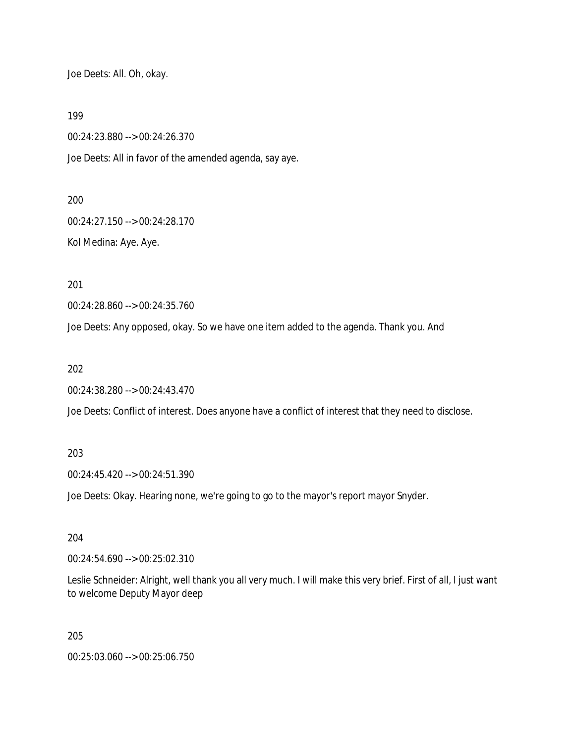Joe Deets: All. Oh, okay.

199

00:24:23.880 --> 00:24:26.370

Joe Deets: All in favor of the amended agenda, say aye.

200

00:24:27.150 --> 00:24:28.170

Kol Medina: Aye. Aye.

201

00:24:28.860 --> 00:24:35.760

Joe Deets: Any opposed, okay. So we have one item added to the agenda. Thank you. And

202

00:24:38.280 --> 00:24:43.470

Joe Deets: Conflict of interest. Does anyone have a conflict of interest that they need to disclose.

203

00:24:45.420 --> 00:24:51.390

Joe Deets: Okay. Hearing none, we're going to go to the mayor's report mayor Snyder.

204

00:24:54.690 --> 00:25:02.310

Leslie Schneider: Alright, well thank you all very much. I will make this very brief. First of all, I just want to welcome Deputy Mayor deep

205

00:25:03.060 --> 00:25:06.750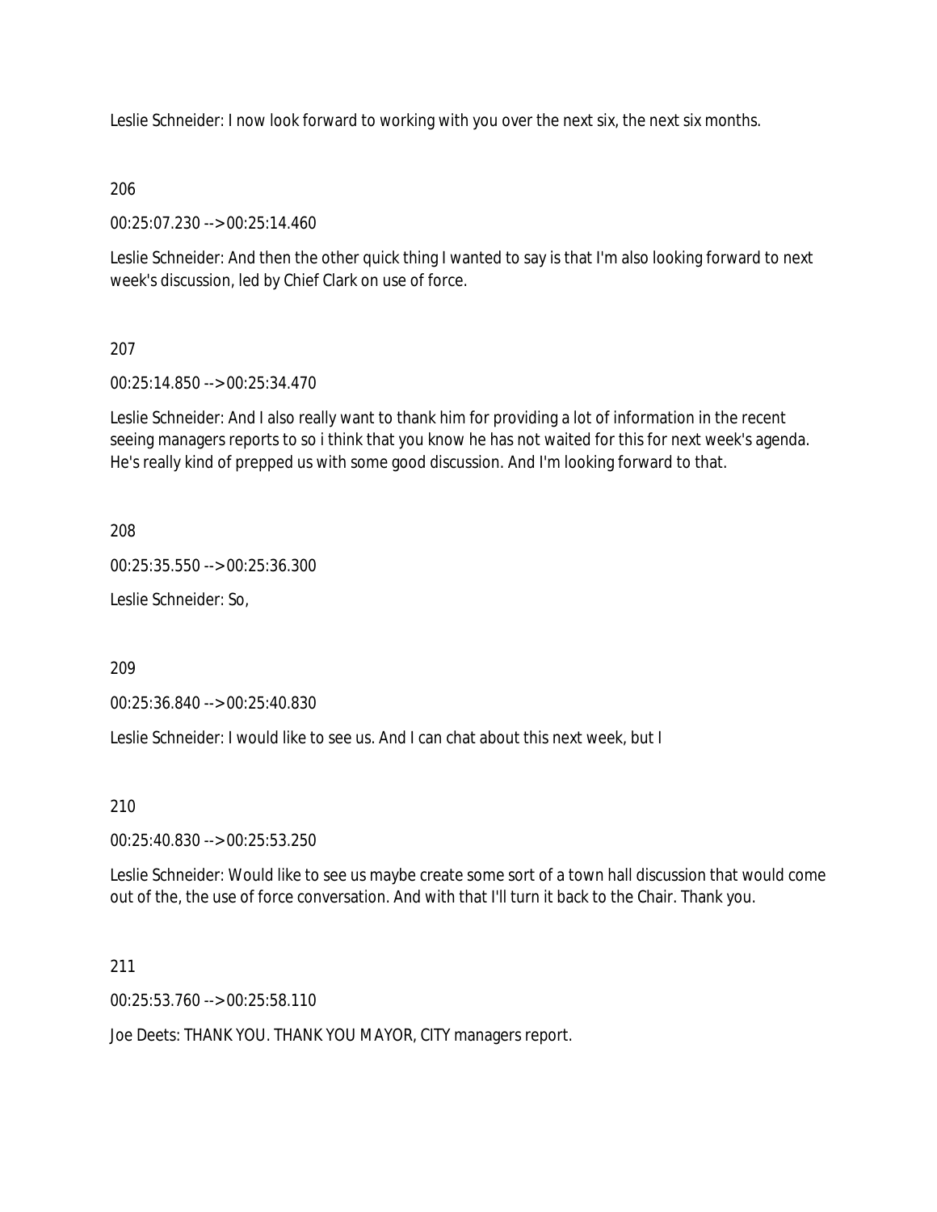Leslie Schneider: I now look forward to working with you over the next six, the next six months.

206

00:25:07.230 --> 00:25:14.460

Leslie Schneider: And then the other quick thing I wanted to say is that I'm also looking forward to next week's discussion, led by Chief Clark on use of force.

207

00:25:14.850 --> 00:25:34.470

Leslie Schneider: And I also really want to thank him for providing a lot of information in the recent seeing managers reports to so i think that you know he has not waited for this for next week's agenda. He's really kind of prepped us with some good discussion. And I'm looking forward to that.

208

00:25:35.550 --> 00:25:36.300

Leslie Schneider: So,

209

00:25:36.840 --> 00:25:40.830

Leslie Schneider: I would like to see us. And I can chat about this next week, but I

210

00:25:40.830 --> 00:25:53.250

Leslie Schneider: Would like to see us maybe create some sort of a town hall discussion that would come out of the, the use of force conversation. And with that I'll turn it back to the Chair. Thank you.

211

00:25:53.760 --> 00:25:58.110

Joe Deets: THANK YOU. THANK YOU MAYOR, CITY managers report.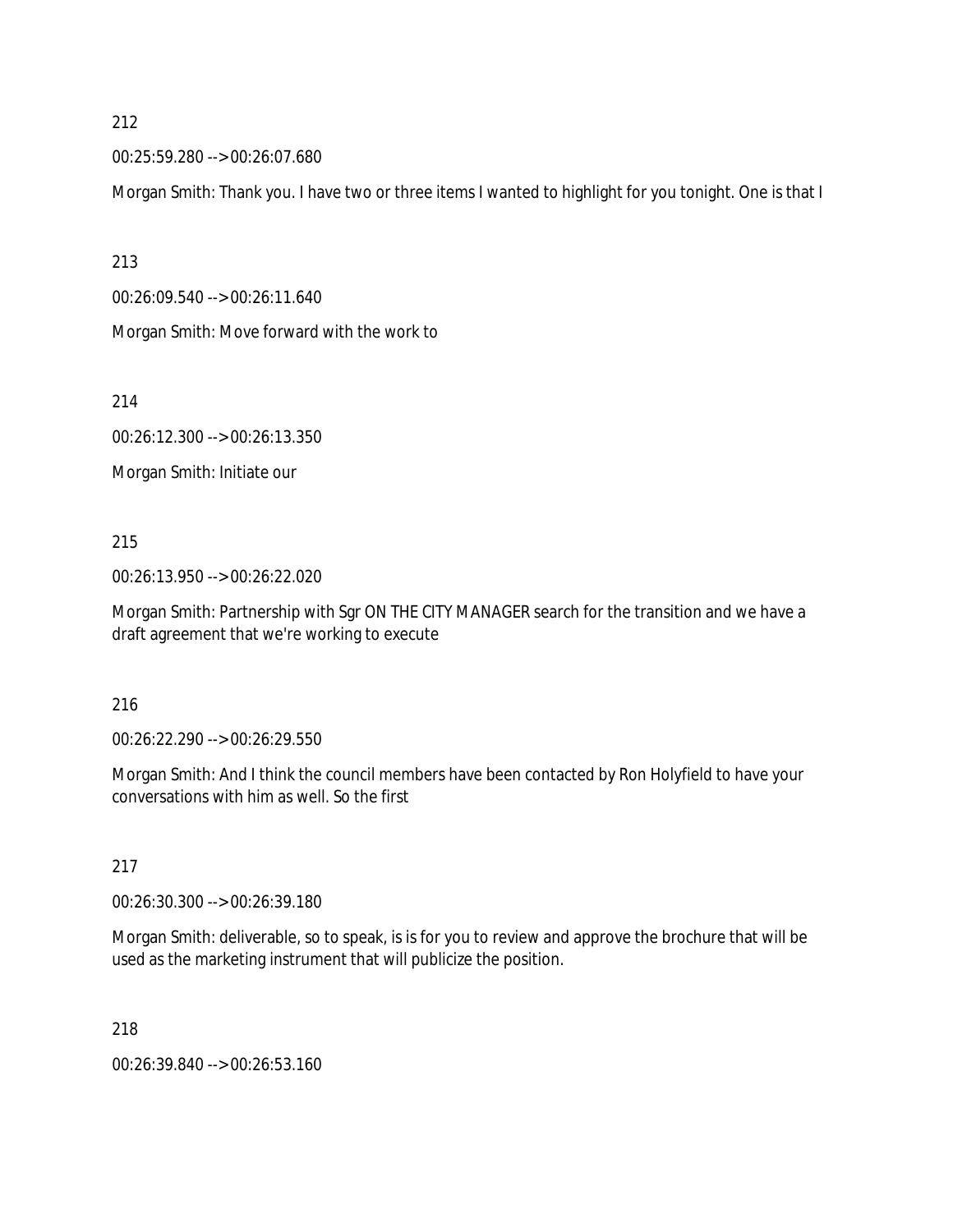212

00:25:59.280 --> 00:26:07.680

Morgan Smith: Thank you. I have two or three items I wanted to highlight for you tonight. One is that I

213

00:26:09.540 --> 00:26:11.640

Morgan Smith: Move forward with the work to

214

00:26:12.300 --> 00:26:13.350

Morgan Smith: Initiate our

215

00:26:13.950 --> 00:26:22.020

Morgan Smith: Partnership with Sgr ON THE CITY MANAGER search for the transition and we have a draft agreement that we're working to execute

216

00:26:22.290 --> 00:26:29.550

Morgan Smith: And I think the council members have been contacted by Ron Holyfield to have your conversations with him as well. So the first

217

00:26:30.300 --> 00:26:39.180

Morgan Smith: deliverable, so to speak, is is for you to review and approve the brochure that will be used as the marketing instrument that will publicize the position.

218

00:26:39.840 --> 00:26:53.160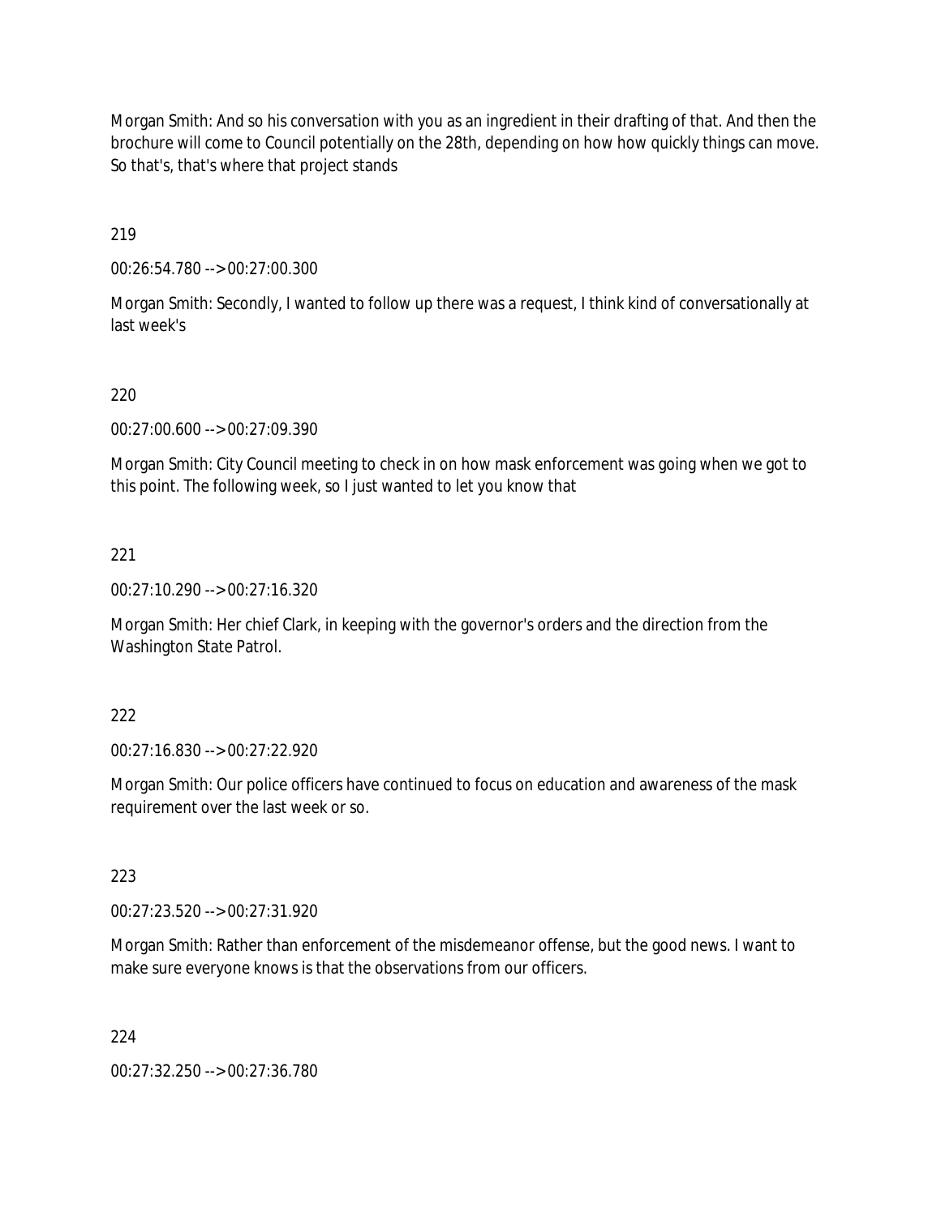Morgan Smith: And so his conversation with you as an ingredient in their drafting of that. And then the brochure will come to Council potentially on the 28th, depending on how how quickly things can move. So that's, that's where that project stands

219

00:26:54.780 --> 00:27:00.300

Morgan Smith: Secondly, I wanted to follow up there was a request, I think kind of conversationally at last week's

220

00:27:00.600 --> 00:27:09.390

Morgan Smith: City Council meeting to check in on how mask enforcement was going when we got to this point. The following week, so I just wanted to let you know that

221

00:27:10.290 --> 00:27:16.320

Morgan Smith: Her chief Clark, in keeping with the governor's orders and the direction from the Washington State Patrol.

222

00:27:16.830 --> 00:27:22.920

Morgan Smith: Our police officers have continued to focus on education and awareness of the mask requirement over the last week or so.

223

00:27:23.520 --> 00:27:31.920

Morgan Smith: Rather than enforcement of the misdemeanor offense, but the good news. I want to make sure everyone knows is that the observations from our officers.

224

00:27:32.250 --> 00:27:36.780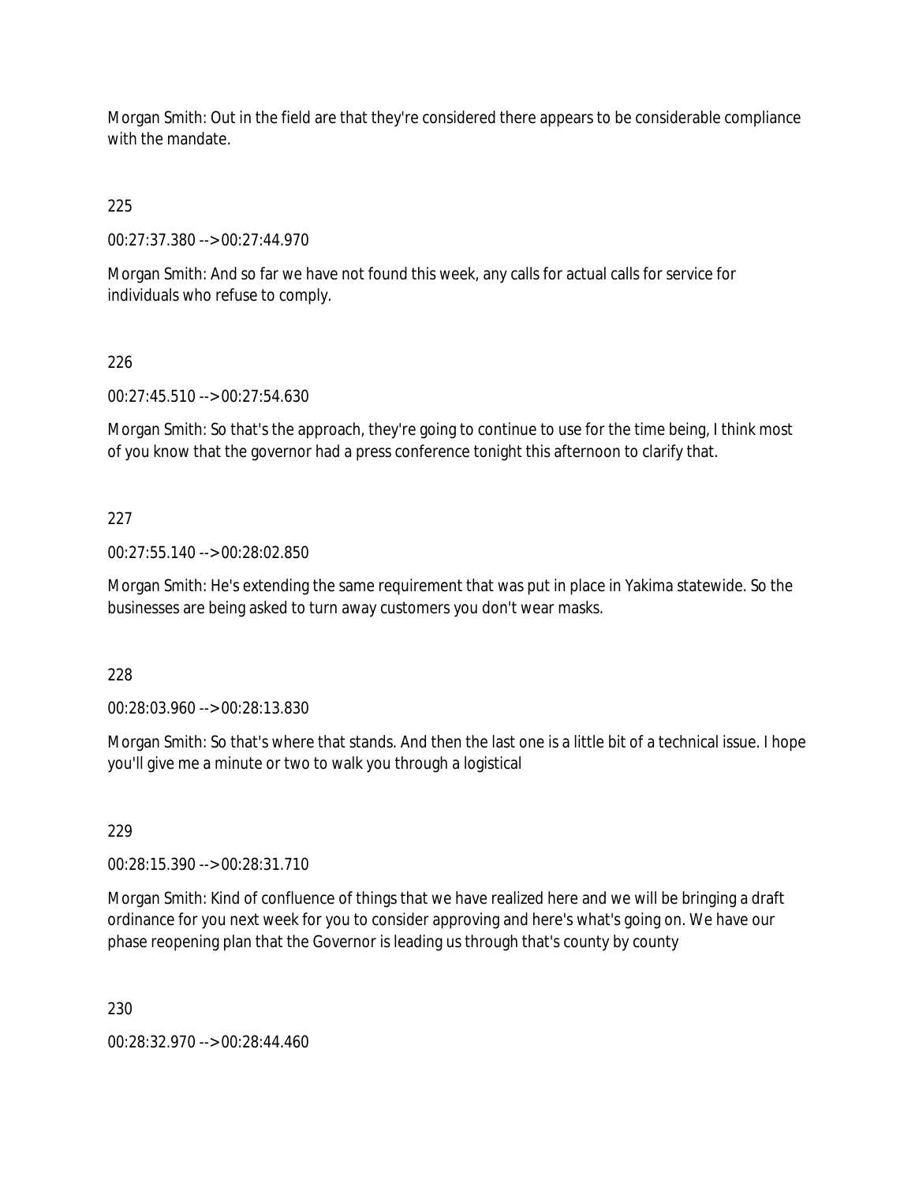Morgan Smith: Out in the field are that they're considered there appears to be considerable compliance with the mandate.

225

00:27:37.380 --> 00:27:44.970

Morgan Smith: And so far we have not found this week, any calls for actual calls for service for individuals who refuse to comply.

226

00:27:45.510 --> 00:27:54.630

Morgan Smith: So that's the approach, they're going to continue to use for the time being, I think most of you know that the governor had a press conference tonight this afternoon to clarify that.

227

00:27:55.140 --> 00:28:02.850

Morgan Smith: He's extending the same requirement that was put in place in Yakima statewide. So the businesses are being asked to turn away customers you don't wear masks.

228

00:28:03.960 --> 00:28:13.830

Morgan Smith: So that's where that stands. And then the last one is a little bit of a technical issue. I hope you'll give me a minute or two to walk you through a logistical

229

00:28:15.390 --> 00:28:31.710

Morgan Smith: Kind of confluence of things that we have realized here and we will be bringing a draft ordinance for you next week for you to consider approving and here's what's going on. We have our phase reopening plan that the Governor is leading us through that's county by county

230

00:28:32.970 --> 00:28:44.460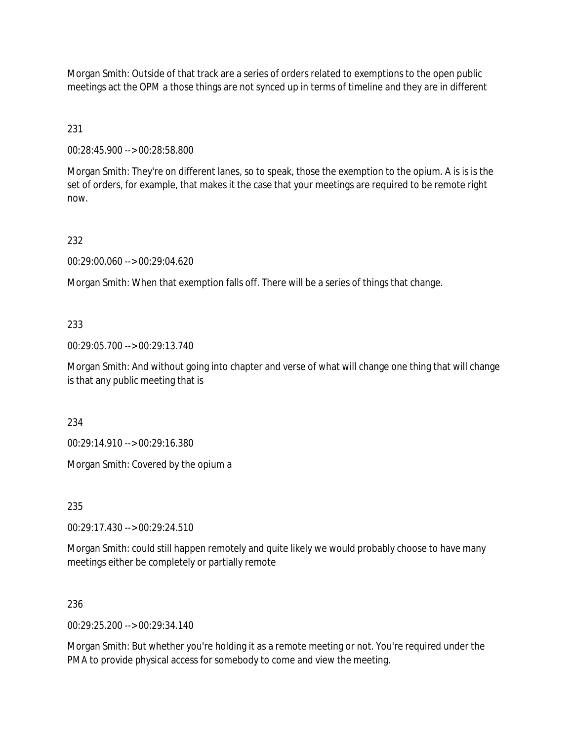Morgan Smith: Outside of that track are a series of orders related to exemptions to the open public meetings act the OPM a those things are not synced up in terms of timeline and they are in different

231

00:28:45.900 --> 00:28:58.800

Morgan Smith: They're on different lanes, so to speak, those the exemption to the opium. A is is is the set of orders, for example, that makes it the case that your meetings are required to be remote right now.

232

00:29:00.060 --> 00:29:04.620

Morgan Smith: When that exemption falls off. There will be a series of things that change.

233

00:29:05.700 --> 00:29:13.740

Morgan Smith: And without going into chapter and verse of what will change one thing that will change is that any public meeting that is

234

00:29:14.910 --> 00:29:16.380

Morgan Smith: Covered by the opium a

235

00:29:17.430 --> 00:29:24.510

Morgan Smith: could still happen remotely and quite likely we would probably choose to have many meetings either be completely or partially remote

236

00:29:25.200 --> 00:29:34.140

Morgan Smith: But whether you're holding it as a remote meeting or not. You're required under the PMA to provide physical access for somebody to come and view the meeting.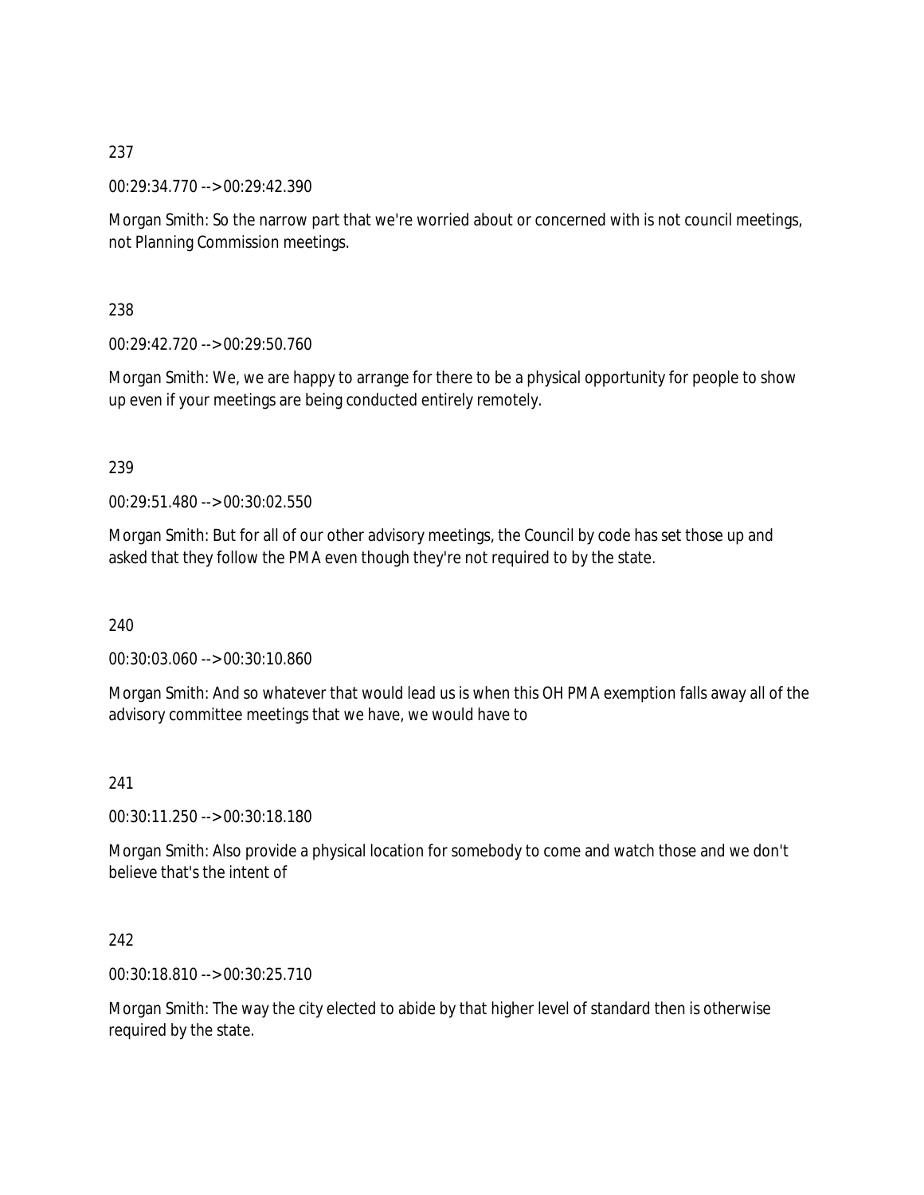237

00:29:34.770 --> 00:29:42.390

Morgan Smith: So the narrow part that we're worried about or concerned with is not council meetings, not Planning Commission meetings.

238

00:29:42.720 --> 00:29:50.760

Morgan Smith: We, we are happy to arrange for there to be a physical opportunity for people to show up even if your meetings are being conducted entirely remotely.

239

00:29:51.480 --> 00:30:02.550

Morgan Smith: But for all of our other advisory meetings, the Council by code has set those up and asked that they follow the PMA even though they're not required to by the state.

240

00:30:03.060 --> 00:30:10.860

Morgan Smith: And so whatever that would lead us is when this OH PMA exemption falls away all of the advisory committee meetings that we have, we would have to

241

00:30:11.250 --> 00:30:18.180

Morgan Smith: Also provide a physical location for somebody to come and watch those and we don't believe that's the intent of

242

00:30:18.810 --> 00:30:25.710

Morgan Smith: The way the city elected to abide by that higher level of standard then is otherwise required by the state.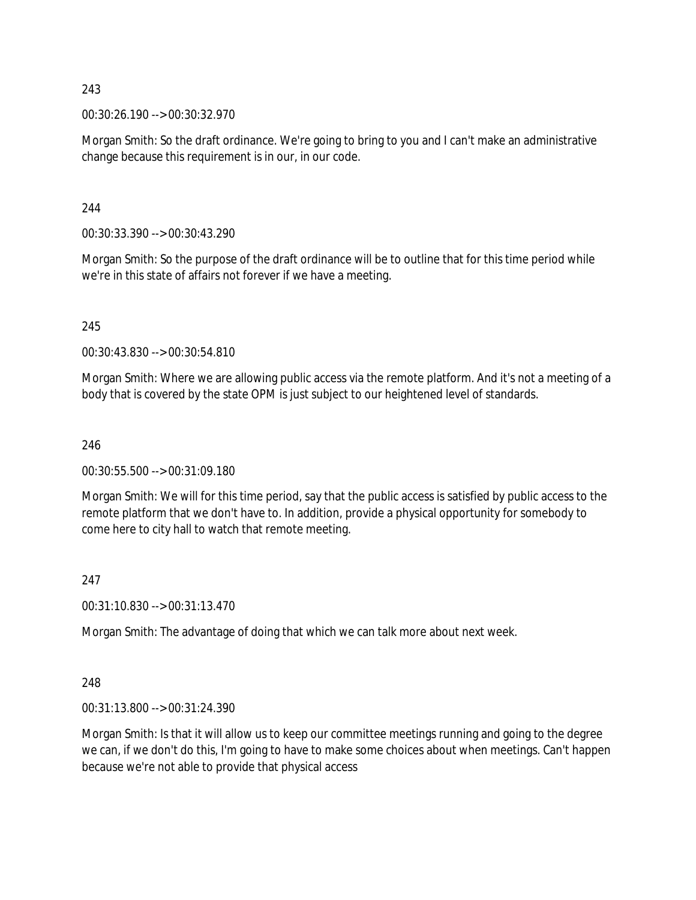243

00:30:26.190 --> 00:30:32.970

Morgan Smith: So the draft ordinance. We're going to bring to you and I can't make an administrative change because this requirement is in our, in our code.

244

00:30:33.390 --> 00:30:43.290

Morgan Smith: So the purpose of the draft ordinance will be to outline that for this time period while we're in this state of affairs not forever if we have a meeting.

245

00:30:43.830 --> 00:30:54.810

Morgan Smith: Where we are allowing public access via the remote platform. And it's not a meeting of a body that is covered by the state OPM is just subject to our heightened level of standards.

246

00:30:55.500 --> 00:31:09.180

Morgan Smith: We will for this time period, say that the public access is satisfied by public access to the remote platform that we don't have to. In addition, provide a physical opportunity for somebody to come here to city hall to watch that remote meeting.

247

00:31:10.830 --> 00:31:13.470

Morgan Smith: The advantage of doing that which we can talk more about next week.

248

00:31:13.800 --> 00:31:24.390

Morgan Smith: Is that it will allow us to keep our committee meetings running and going to the degree we can, if we don't do this, I'm going to have to make some choices about when meetings. Can't happen because we're not able to provide that physical access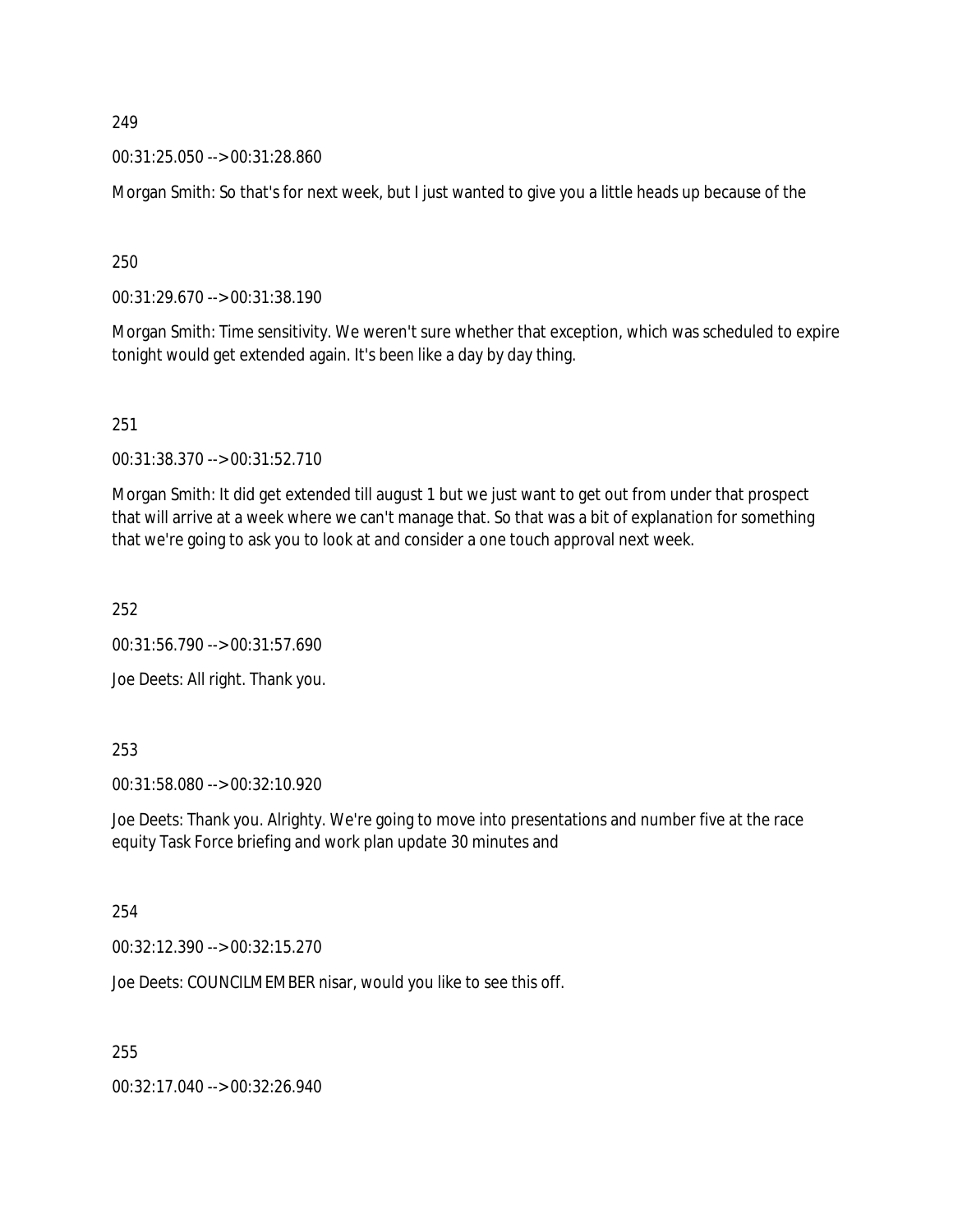249

00:31:25.050 --> 00:31:28.860

Morgan Smith: So that's for next week, but I just wanted to give you a little heads up because of the

250

00:31:29.670 --> 00:31:38.190

Morgan Smith: Time sensitivity. We weren't sure whether that exception, which was scheduled to expire tonight would get extended again. It's been like a day by day thing.

251

00:31:38.370 --> 00:31:52.710

Morgan Smith: It did get extended till august 1 but we just want to get out from under that prospect that will arrive at a week where we can't manage that. So that was a bit of explanation for something that we're going to ask you to look at and consider a one touch approval next week.

252

00:31:56.790 --> 00:31:57.690

Joe Deets: All right. Thank you.

253

00:31:58.080 --> 00:32:10.920

Joe Deets: Thank you. Alrighty. We're going to move into presentations and number five at the race equity Task Force briefing and work plan update 30 minutes and

254

00:32:12.390 --> 00:32:15.270

Joe Deets: COUNCILMEMBER nisar, would you like to see this off.

255

00:32:17.040 --> 00:32:26.940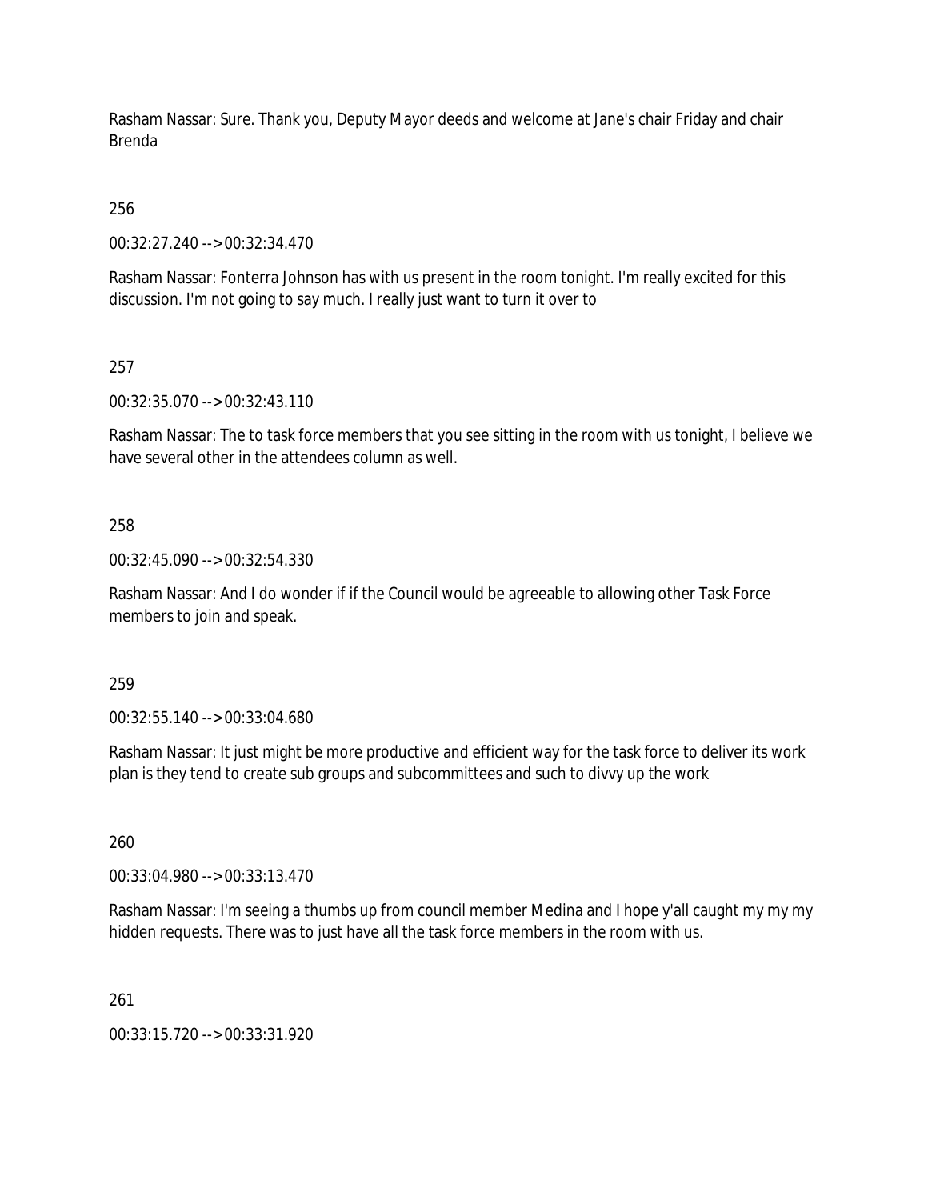Rasham Nassar: Sure. Thank you, Deputy Mayor deeds and welcome at Jane's chair Friday and chair Brenda

256

00:32:27.240 --> 00:32:34.470

Rasham Nassar: Fonterra Johnson has with us present in the room tonight. I'm really excited for this discussion. I'm not going to say much. I really just want to turn it over to

257

00:32:35.070 --> 00:32:43.110

Rasham Nassar: The to task force members that you see sitting in the room with us tonight, I believe we have several other in the attendees column as well.

258

00:32:45.090 --> 00:32:54.330

Rasham Nassar: And I do wonder if if the Council would be agreeable to allowing other Task Force members to join and speak.

259

00:32:55.140 --> 00:33:04.680

Rasham Nassar: It just might be more productive and efficient way for the task force to deliver its work plan is they tend to create sub groups and subcommittees and such to divvy up the work

260

00:33:04.980 --> 00:33:13.470

Rasham Nassar: I'm seeing a thumbs up from council member Medina and I hope y'all caught my my my hidden requests. There was to just have all the task force members in the room with us.

261

00:33:15.720 --> 00:33:31.920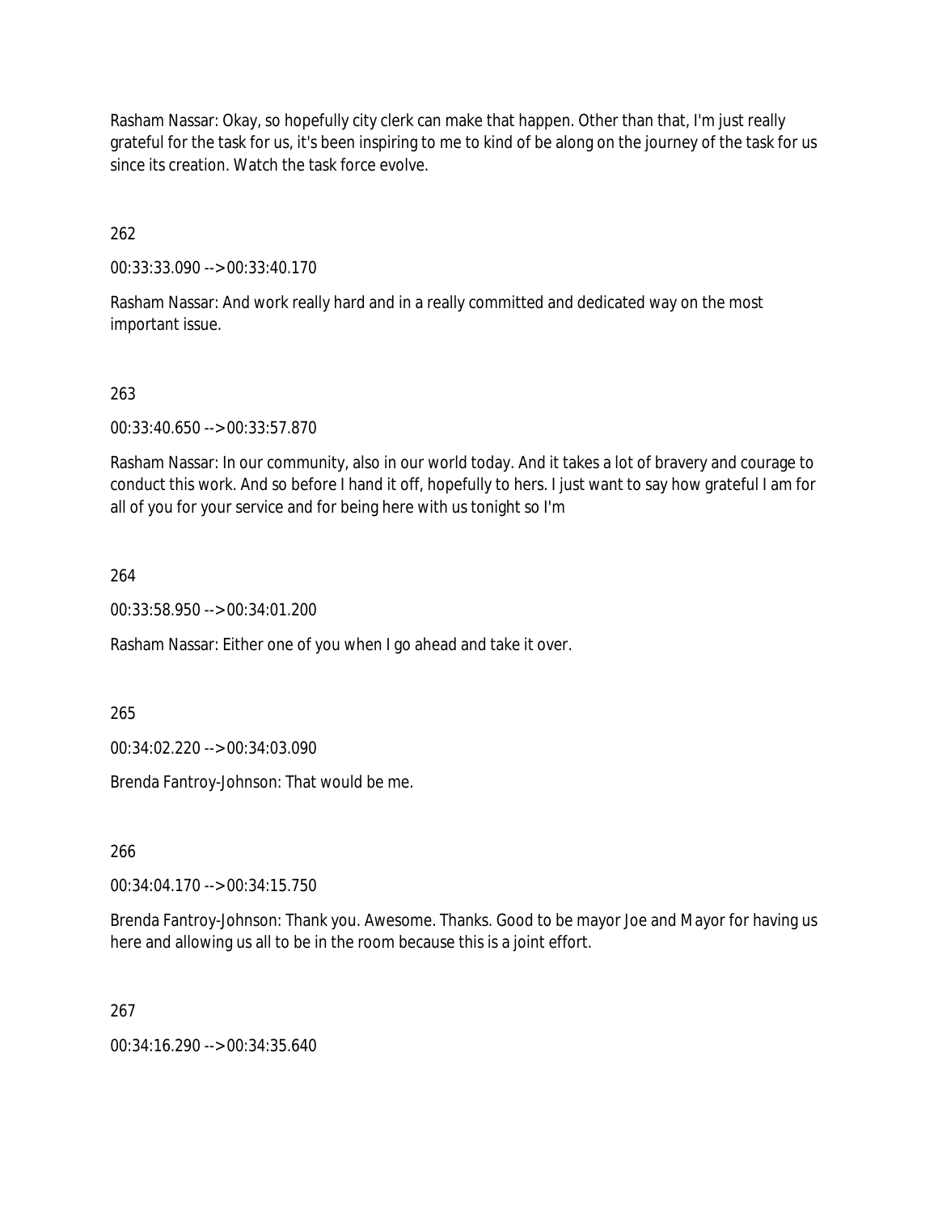Rasham Nassar: Okay, so hopefully city clerk can make that happen. Other than that, I'm just really grateful for the task for us, it's been inspiring to me to kind of be along on the journey of the task for us since its creation. Watch the task force evolve.

262

00:33:33.090 --> 00:33:40.170

Rasham Nassar: And work really hard and in a really committed and dedicated way on the most important issue.

263

00:33:40.650 --> 00:33:57.870

Rasham Nassar: In our community, also in our world today. And it takes a lot of bravery and courage to conduct this work. And so before I hand it off, hopefully to hers. I just want to say how grateful I am for all of you for your service and for being here with us tonight so I'm

264

00:33:58.950 --> 00:34:01.200

Rasham Nassar: Either one of you when I go ahead and take it over.

265

00:34:02.220 --> 00:34:03.090

Brenda Fantroy-Johnson: That would be me.

266

00:34:04.170 --> 00:34:15.750

Brenda Fantroy-Johnson: Thank you. Awesome. Thanks. Good to be mayor Joe and Mayor for having us here and allowing us all to be in the room because this is a joint effort.

267

00:34:16.290 --> 00:34:35.640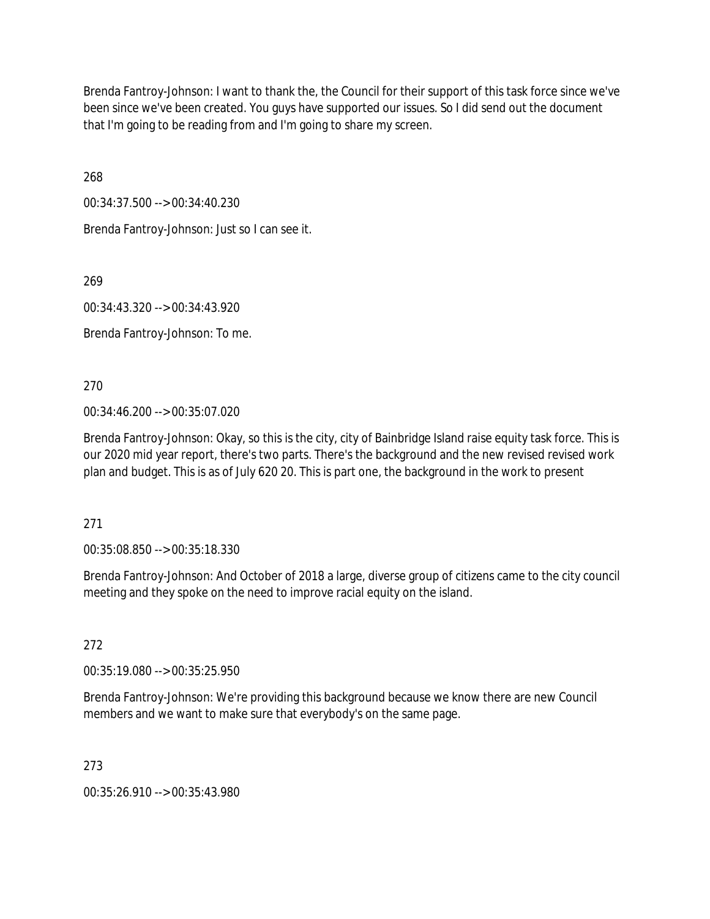Brenda Fantroy-Johnson: I want to thank the, the Council for their support of this task force since we've been since we've been created. You guys have supported our issues. So I did send out the document that I'm going to be reading from and I'm going to share my screen.

268

00:34:37.500 --> 00:34:40.230

Brenda Fantroy-Johnson: Just so I can see it.

269

00:34:43.320 --> 00:34:43.920

Brenda Fantroy-Johnson: To me.

270

00:34:46.200 --> 00:35:07.020

Brenda Fantroy-Johnson: Okay, so this is the city, city of Bainbridge Island raise equity task force. This is our 2020 mid year report, there's two parts. There's the background and the new revised revised work plan and budget. This is as of July 620 20. This is part one, the background in the work to present

271

00:35:08.850 --> 00:35:18.330

Brenda Fantroy-Johnson: And October of 2018 a large, diverse group of citizens came to the city council meeting and they spoke on the need to improve racial equity on the island.

272

00:35:19.080 --> 00:35:25.950

Brenda Fantroy-Johnson: We're providing this background because we know there are new Council members and we want to make sure that everybody's on the same page.

273

00:35:26.910 --> 00:35:43.980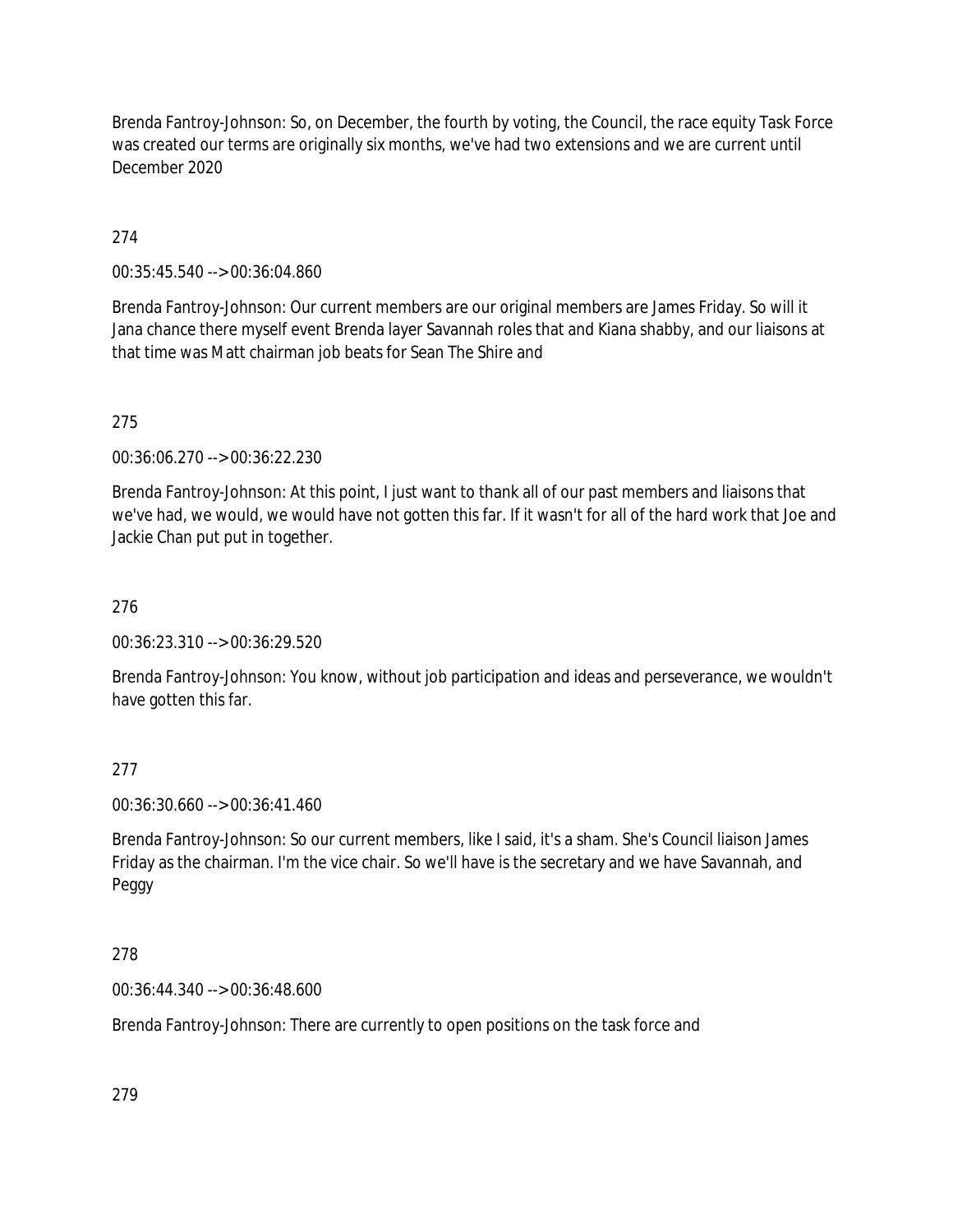Brenda Fantroy-Johnson: So, on December, the fourth by voting, the Council, the race equity Task Force was created our terms are originally six months, we've had two extensions and we are current until December 2020

274

00:35:45.540 --> 00:36:04.860

Brenda Fantroy-Johnson: Our current members are our original members are James Friday. So will it Jana chance there myself event Brenda layer Savannah roles that and Kiana shabby, and our liaisons at that time was Matt chairman job beats for Sean The Shire and

275

00:36:06.270 --> 00:36:22.230

Brenda Fantroy-Johnson: At this point, I just want to thank all of our past members and liaisons that we've had, we would, we would have not gotten this far. If it wasn't for all of the hard work that Joe and Jackie Chan put put in together.

276

00:36:23.310 --> 00:36:29.520

Brenda Fantroy-Johnson: You know, without job participation and ideas and perseverance, we wouldn't have gotten this far.

277

00:36:30.660 --> 00:36:41.460

Brenda Fantroy-Johnson: So our current members, like I said, it's a sham. She's Council liaison James Friday as the chairman. I'm the vice chair. So we'll have is the secretary and we have Savannah, and Peggy

278

00:36:44.340 --> 00:36:48.600

Brenda Fantroy-Johnson: There are currently to open positions on the task force and

279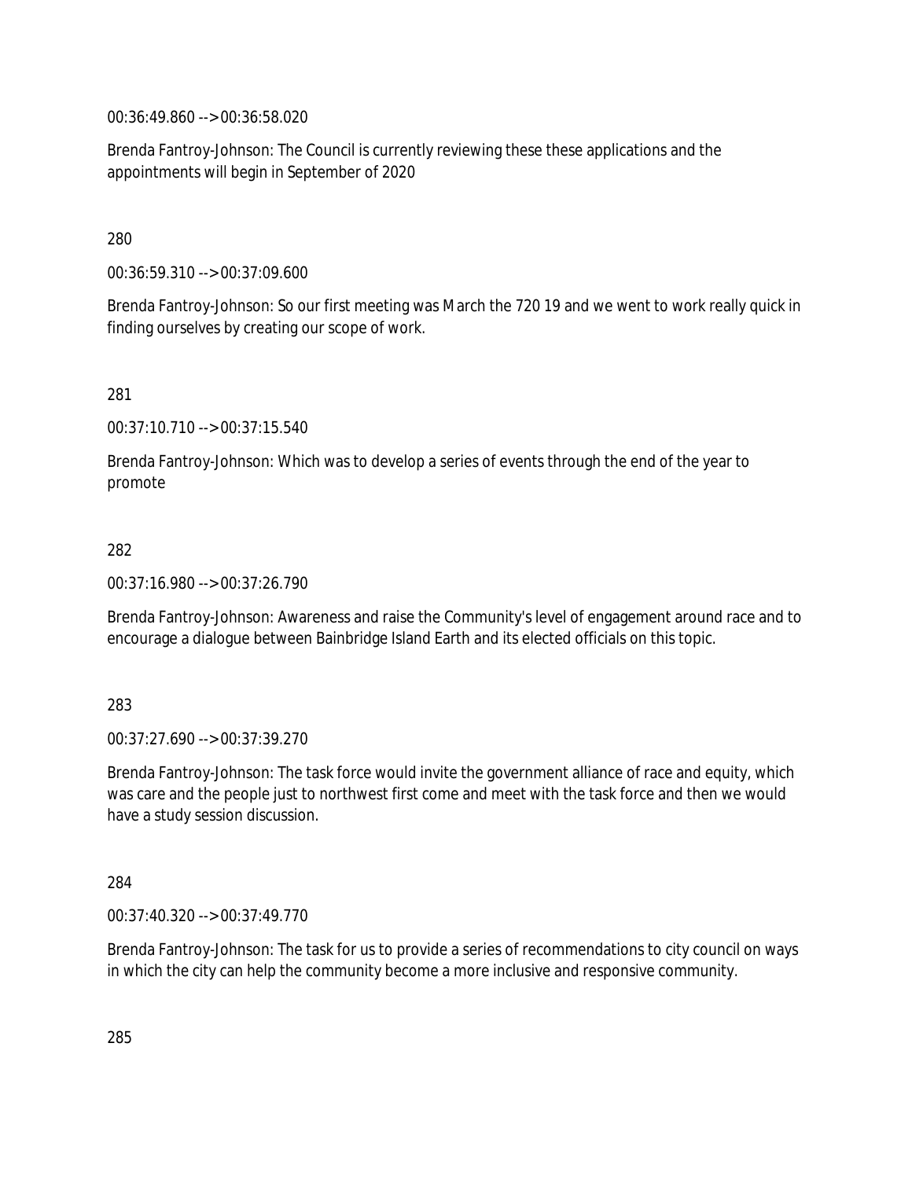00:36:49.860 --> 00:36:58.020

Brenda Fantroy-Johnson: The Council is currently reviewing these these applications and the appointments will begin in September of 2020

280

00:36:59.310 --> 00:37:09.600

Brenda Fantroy-Johnson: So our first meeting was March the 720 19 and we went to work really quick in finding ourselves by creating our scope of work.

281

00:37:10.710 --> 00:37:15.540

Brenda Fantroy-Johnson: Which was to develop a series of events through the end of the year to promote

282

00:37:16.980 --> 00:37:26.790

Brenda Fantroy-Johnson: Awareness and raise the Community's level of engagement around race and to encourage a dialogue between Bainbridge Island Earth and its elected officials on this topic.

283

00:37:27.690 --> 00:37:39.270

Brenda Fantroy-Johnson: The task force would invite the government alliance of race and equity, which was care and the people just to northwest first come and meet with the task force and then we would have a study session discussion.

284

00:37:40.320 --> 00:37:49.770

Brenda Fantroy-Johnson: The task for us to provide a series of recommendations to city council on ways in which the city can help the community become a more inclusive and responsive community.

285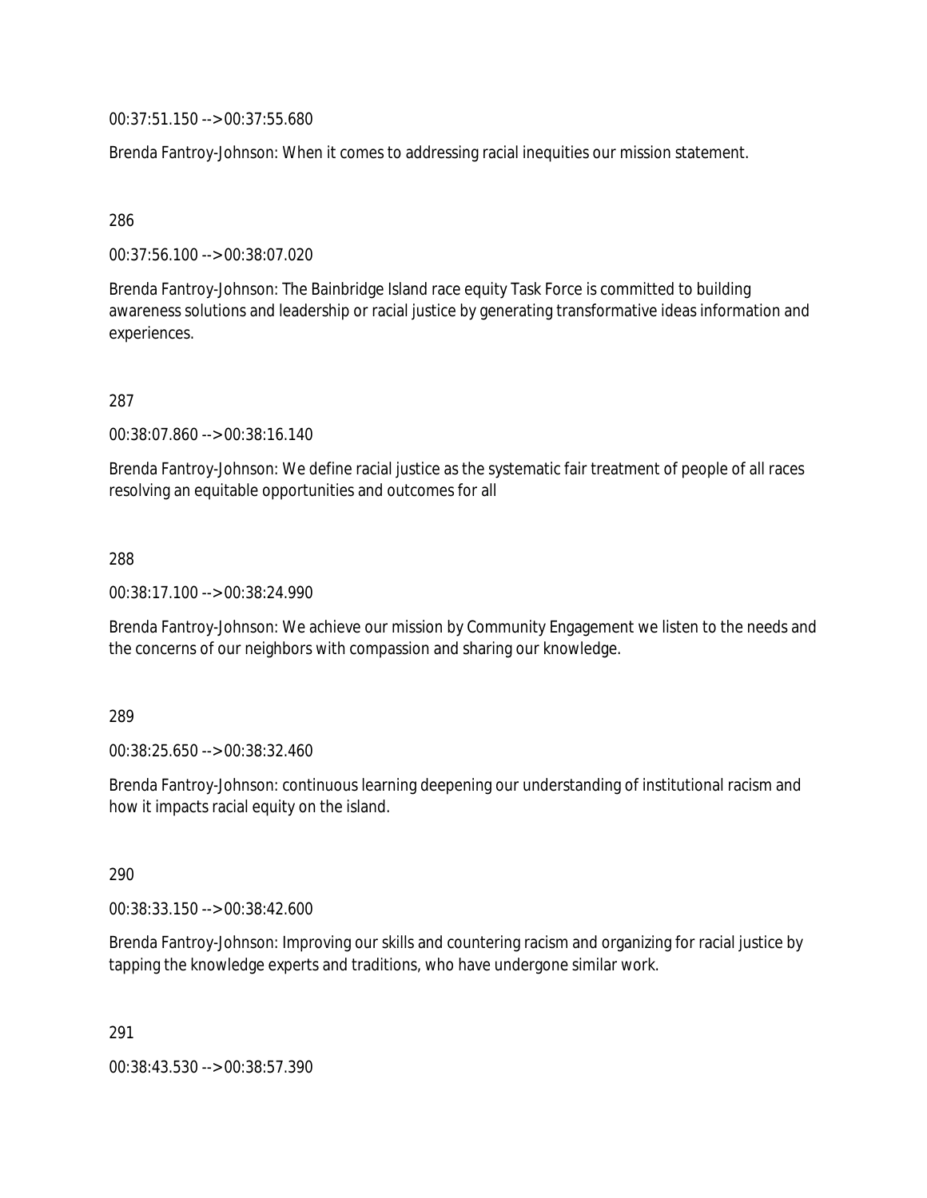00:37:51.150 --> 00:37:55.680

Brenda Fantroy-Johnson: When it comes to addressing racial inequities our mission statement.

286

00:37:56.100 --> 00:38:07.020

Brenda Fantroy-Johnson: The Bainbridge Island race equity Task Force is committed to building awareness solutions and leadership or racial justice by generating transformative ideas information and experiences.

287

00:38:07.860 --> 00:38:16.140

Brenda Fantroy-Johnson: We define racial justice as the systematic fair treatment of people of all races resolving an equitable opportunities and outcomes for all

288

00:38:17.100 --> 00:38:24.990

Brenda Fantroy-Johnson: We achieve our mission by Community Engagement we listen to the needs and the concerns of our neighbors with compassion and sharing our knowledge.

289

00:38:25.650 --> 00:38:32.460

Brenda Fantroy-Johnson: continuous learning deepening our understanding of institutional racism and how it impacts racial equity on the island.

290

00:38:33.150 --> 00:38:42.600

Brenda Fantroy-Johnson: Improving our skills and countering racism and organizing for racial justice by tapping the knowledge experts and traditions, who have undergone similar work.

291

00:38:43.530 --> 00:38:57.390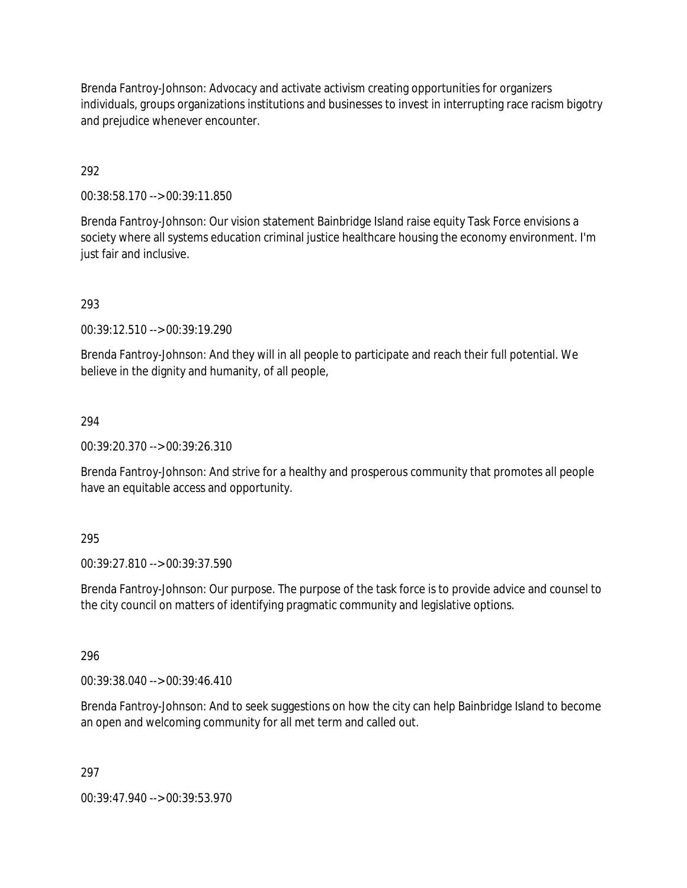Brenda Fantroy-Johnson: Advocacy and activate activism creating opportunities for organizers individuals, groups organizations institutions and businesses to invest in interrupting race racism bigotry and prejudice whenever encounter.

292

00:38:58.170 --> 00:39:11.850

Brenda Fantroy-Johnson: Our vision statement Bainbridge Island raise equity Task Force envisions a society where all systems education criminal justice healthcare housing the economy environment. I'm just fair and inclusive.

293

00:39:12.510 --> 00:39:19.290

Brenda Fantroy-Johnson: And they will in all people to participate and reach their full potential. We believe in the dignity and humanity, of all people,

294

00:39:20.370 --> 00:39:26.310

Brenda Fantroy-Johnson: And strive for a healthy and prosperous community that promotes all people have an equitable access and opportunity.

295

00:39:27.810 --> 00:39:37.590

Brenda Fantroy-Johnson: Our purpose. The purpose of the task force is to provide advice and counsel to the city council on matters of identifying pragmatic community and legislative options.

296

00:39:38.040 --> 00:39:46.410

Brenda Fantroy-Johnson: And to seek suggestions on how the city can help Bainbridge Island to become an open and welcoming community for all met term and called out.

297

00:39:47.940 --> 00:39:53.970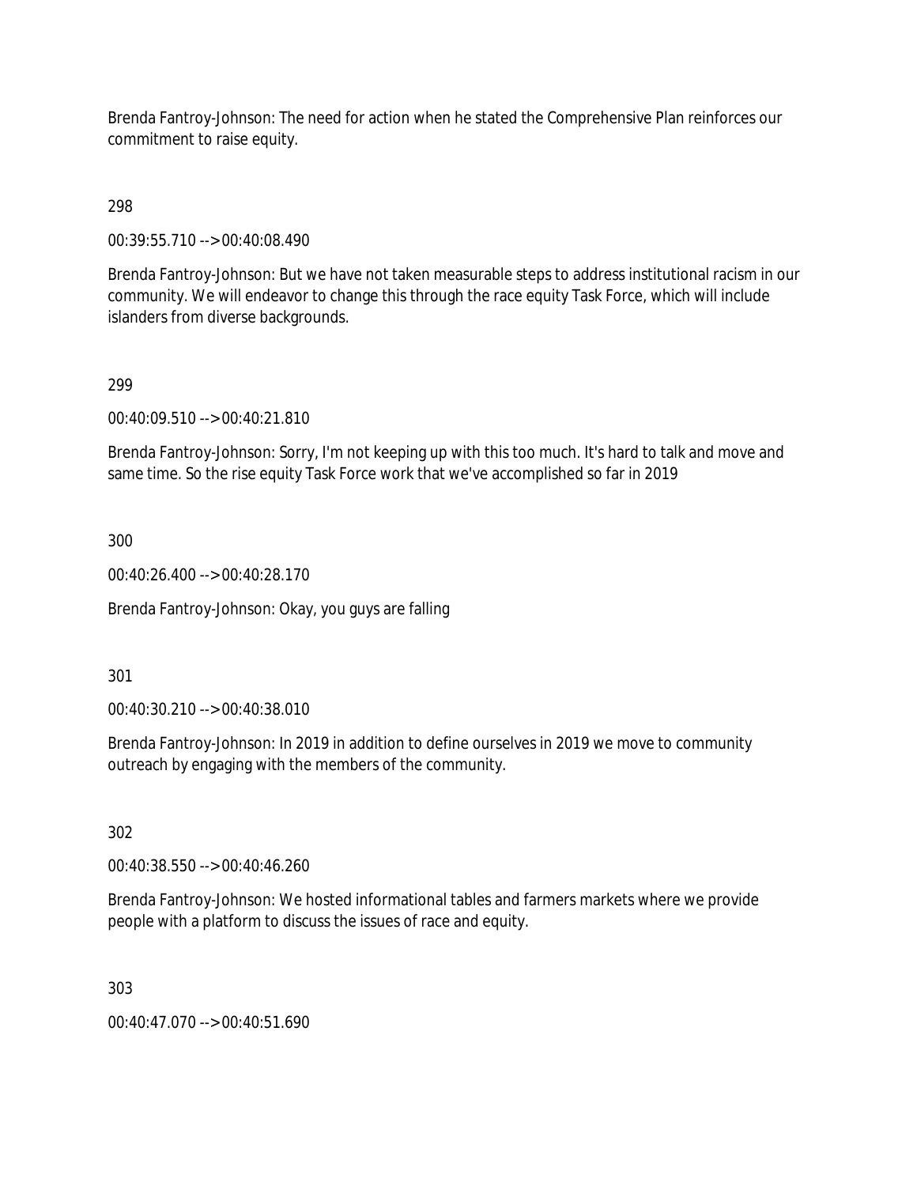Brenda Fantroy-Johnson: The need for action when he stated the Comprehensive Plan reinforces our commitment to raise equity.

298

00:39:55.710 --> 00:40:08.490

Brenda Fantroy-Johnson: But we have not taken measurable steps to address institutional racism in our community. We will endeavor to change this through the race equity Task Force, which will include islanders from diverse backgrounds.

299

00:40:09.510 --> 00:40:21.810

Brenda Fantroy-Johnson: Sorry, I'm not keeping up with this too much. It's hard to talk and move and same time. So the rise equity Task Force work that we've accomplished so far in 2019

300

00:40:26.400 --> 00:40:28.170

Brenda Fantroy-Johnson: Okay, you guys are falling

301

00:40:30.210 --> 00:40:38.010

Brenda Fantroy-Johnson: In 2019 in addition to define ourselves in 2019 we move to community outreach by engaging with the members of the community.

302

00:40:38.550 --> 00:40:46.260

Brenda Fantroy-Johnson: We hosted informational tables and farmers markets where we provide people with a platform to discuss the issues of race and equity.

303

00:40:47.070 --> 00:40:51.690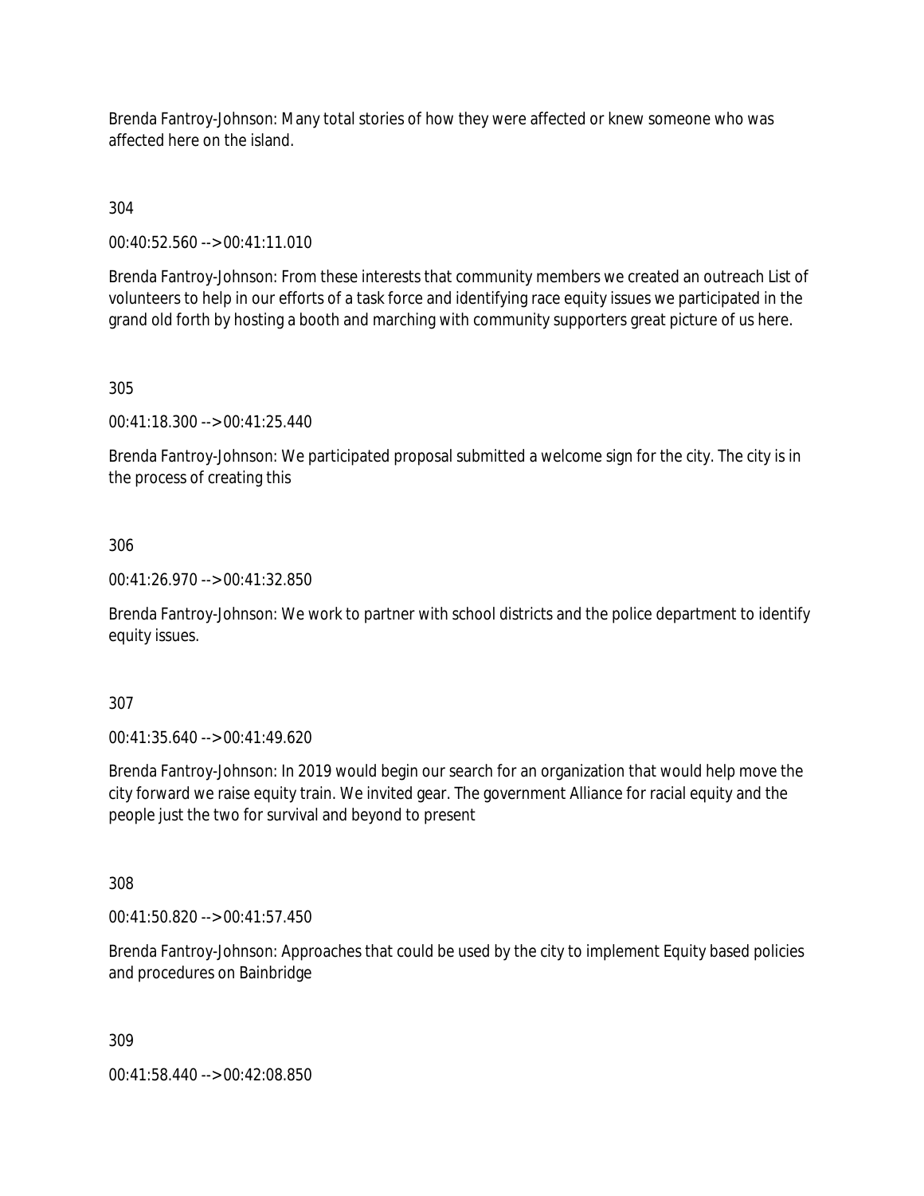Brenda Fantroy-Johnson: Many total stories of how they were affected or knew someone who was affected here on the island.

304

00:40:52.560 --> 00:41:11.010

Brenda Fantroy-Johnson: From these interests that community members we created an outreach List of volunteers to help in our efforts of a task force and identifying race equity issues we participated in the grand old forth by hosting a booth and marching with community supporters great picture of us here.

305

00:41:18.300 --> 00:41:25.440

Brenda Fantroy-Johnson: We participated proposal submitted a welcome sign for the city. The city is in the process of creating this

306

00:41:26.970 --> 00:41:32.850

Brenda Fantroy-Johnson: We work to partner with school districts and the police department to identify equity issues.

307

00:41:35.640 --> 00:41:49.620

Brenda Fantroy-Johnson: In 2019 would begin our search for an organization that would help move the city forward we raise equity train. We invited gear. The government Alliance for racial equity and the people just the two for survival and beyond to present

308

00:41:50.820 --> 00:41:57.450

Brenda Fantroy-Johnson: Approaches that could be used by the city to implement Equity based policies and procedures on Bainbridge

309

00:41:58.440 --> 00:42:08.850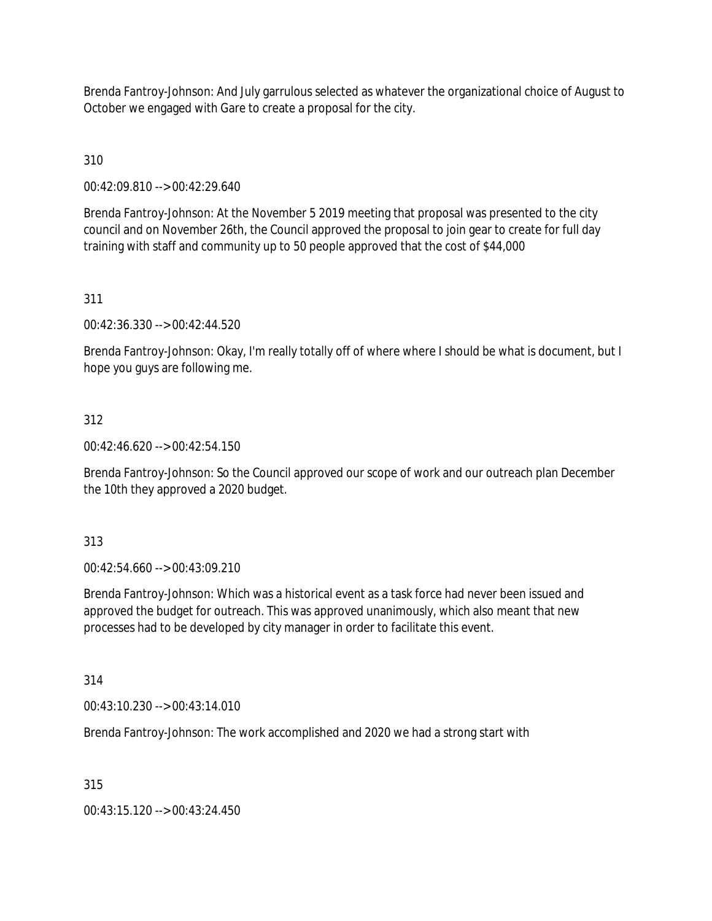Brenda Fantroy-Johnson: And July garrulous selected as whatever the organizational choice of August to October we engaged with Gare to create a proposal for the city.

310

00:42:09.810 --> 00:42:29.640

Brenda Fantroy-Johnson: At the November 5 2019 meeting that proposal was presented to the city council and on November 26th, the Council approved the proposal to join gear to create for full day training with staff and community up to 50 people approved that the cost of $44,000

311

00:42:36.330 --> 00:42:44.520

Brenda Fantroy-Johnson: Okay, I'm really totally off of where where I should be what is document, but I hope you guys are following me.

312

00:42:46.620 --> 00:42:54.150

Brenda Fantroy-Johnson: So the Council approved our scope of work and our outreach plan December the 10th they approved a 2020 budget.

313

00:42:54.660 --> 00:43:09.210

Brenda Fantroy-Johnson: Which was a historical event as a task force had never been issued and approved the budget for outreach. This was approved unanimously, which also meant that new processes had to be developed by city manager in order to facilitate this event.

314

00:43:10.230 --> 00:43:14.010

Brenda Fantroy-Johnson: The work accomplished and 2020 we had a strong start with

315

00:43:15.120 --> 00:43:24.450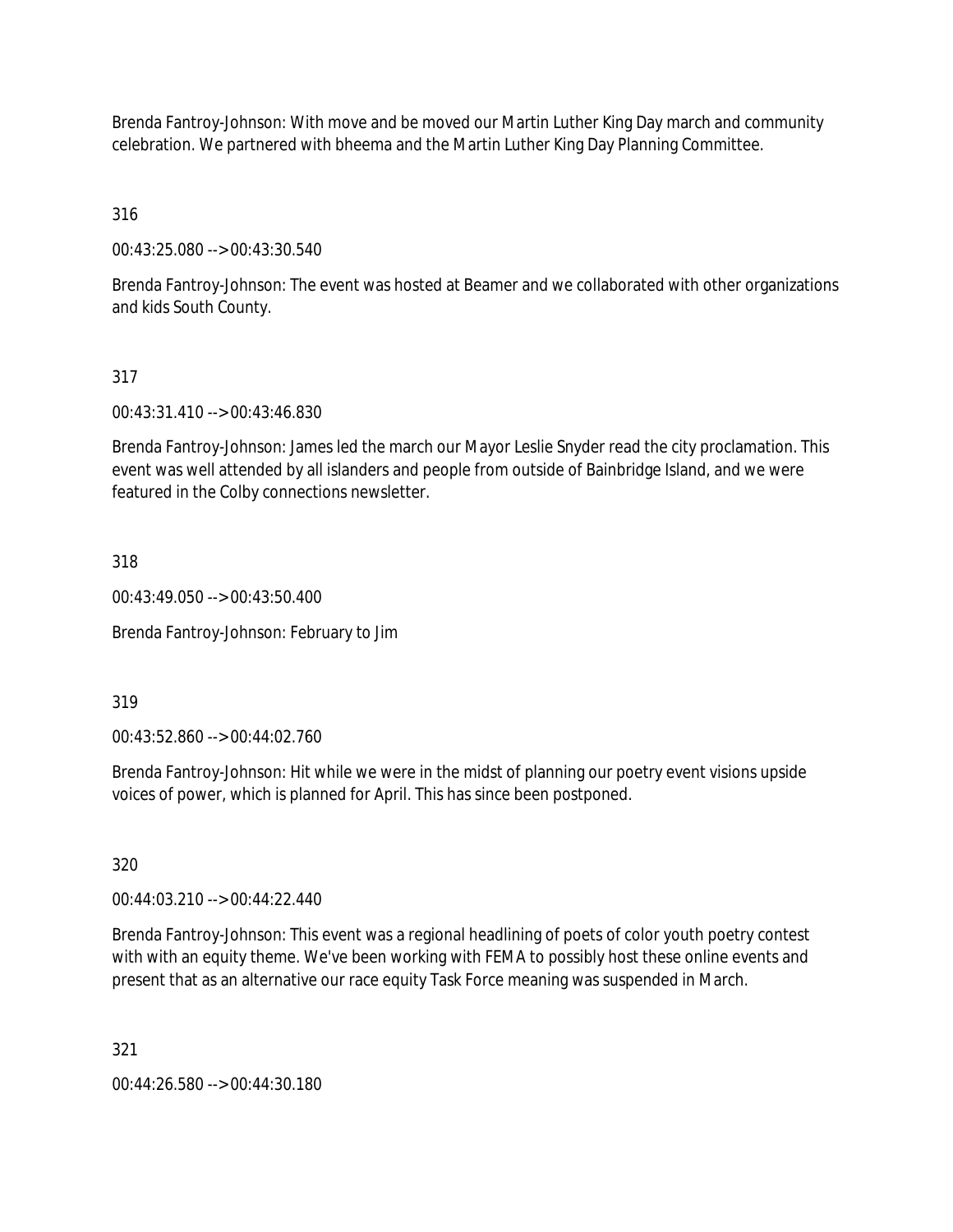Brenda Fantroy-Johnson: With move and be moved our Martin Luther King Day march and community celebration. We partnered with bheema and the Martin Luther King Day Planning Committee.

316

00:43:25.080 --> 00:43:30.540

Brenda Fantroy-Johnson: The event was hosted at Beamer and we collaborated with other organizations and kids South County.

317

00:43:31.410 --> 00:43:46.830

Brenda Fantroy-Johnson: James led the march our Mayor Leslie Snyder read the city proclamation. This event was well attended by all islanders and people from outside of Bainbridge Island, and we were featured in the Colby connections newsletter.

318

00:43:49.050 --> 00:43:50.400

Brenda Fantroy-Johnson: February to Jim

319

00:43:52.860 --> 00:44:02.760

Brenda Fantroy-Johnson: Hit while we were in the midst of planning our poetry event visions upside voices of power, which is planned for April. This has since been postponed.

320

00:44:03.210 --> 00:44:22.440

Brenda Fantroy-Johnson: This event was a regional headlining of poets of color youth poetry contest with with an equity theme. We've been working with FEMA to possibly host these online events and present that as an alternative our race equity Task Force meaning was suspended in March.

321

00:44:26.580 --> 00:44:30.180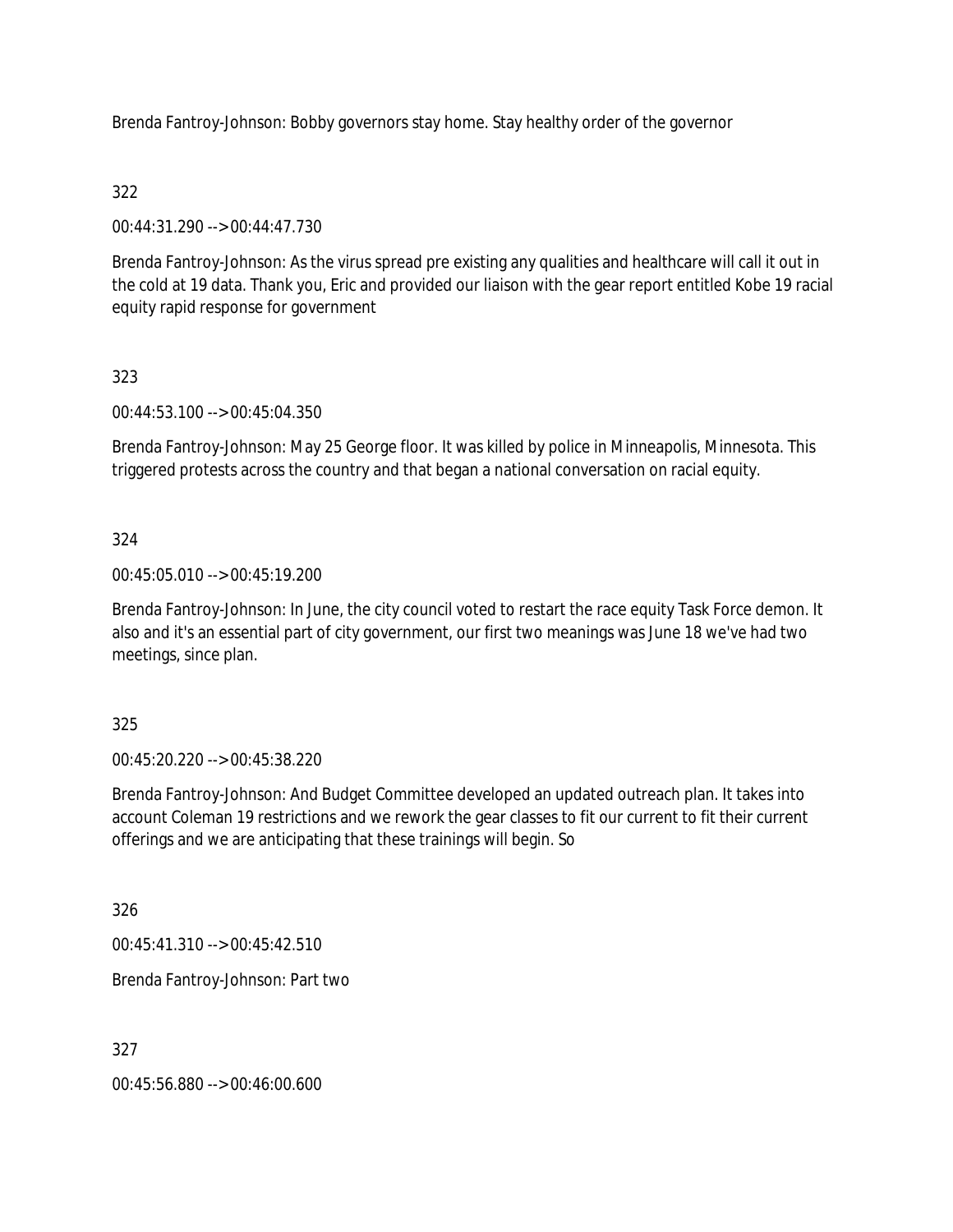Brenda Fantroy-Johnson: Bobby governors stay home. Stay healthy order of the governor

322

00:44:31.290 --> 00:44:47.730

Brenda Fantroy-Johnson: As the virus spread pre existing any qualities and healthcare will call it out in the cold at 19 data. Thank you, Eric and provided our liaison with the gear report entitled Kobe 19 racial equity rapid response for government

323

00:44:53.100 --> 00:45:04.350

Brenda Fantroy-Johnson: May 25 George floor. It was killed by police in Minneapolis, Minnesota. This triggered protests across the country and that began a national conversation on racial equity.

324

00:45:05.010 --> 00:45:19.200

Brenda Fantroy-Johnson: In June, the city council voted to restart the race equity Task Force demon. It also and it's an essential part of city government, our first two meanings was June 18 we've had two meetings, since plan.

325

00:45:20.220 --> 00:45:38.220

Brenda Fantroy-Johnson: And Budget Committee developed an updated outreach plan. It takes into account Coleman 19 restrictions and we rework the gear classes to fit our current to fit their current offerings and we are anticipating that these trainings will begin. So

326

00:45:41.310 --> 00:45:42.510

Brenda Fantroy-Johnson: Part two

327

00:45:56.880 --> 00:46:00.600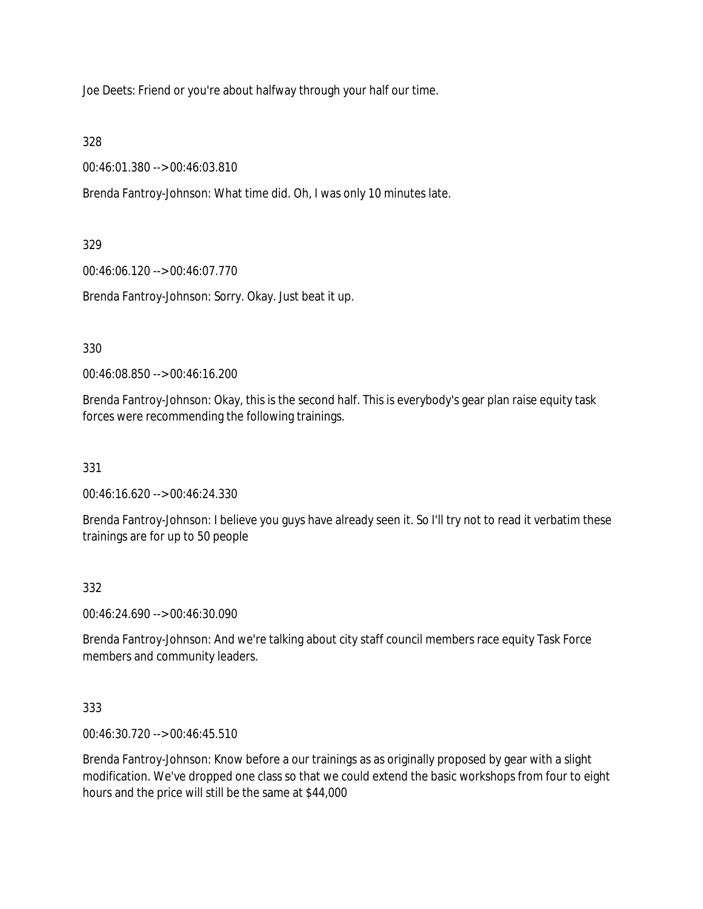Joe Deets: Friend or you're about halfway through your half our time.

328

00:46:01.380 --> 00:46:03.810

Brenda Fantroy-Johnson: What time did. Oh, I was only 10 minutes late.

329

00:46:06.120 --> 00:46:07.770

Brenda Fantroy-Johnson: Sorry. Okay. Just beat it up.

330

00:46:08.850 --> 00:46:16.200

Brenda Fantroy-Johnson: Okay, this is the second half. This is everybody's gear plan raise equity task forces were recommending the following trainings.

331

00:46:16.620 --> 00:46:24.330

Brenda Fantroy-Johnson: I believe you guys have already seen it. So I'll try not to read it verbatim these trainings are for up to 50 people

332

00:46:24.690 --> 00:46:30.090

Brenda Fantroy-Johnson: And we're talking about city staff council members race equity Task Force members and community leaders.

333

00:46:30.720 --> 00:46:45.510

Brenda Fantroy-Johnson: Know before a our trainings as as originally proposed by gear with a slight modification. We've dropped one class so that we could extend the basic workshops from four to eight hours and the price will still be the same at $44,000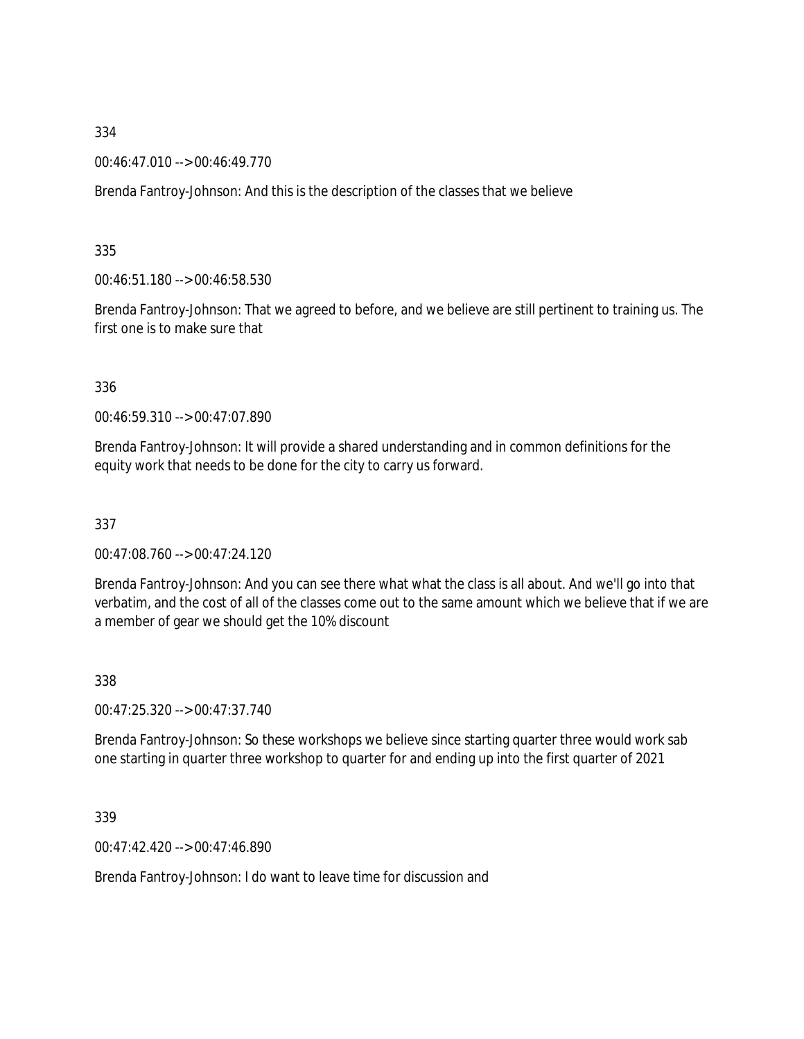334

00:46:47.010 --> 00:46:49.770

Brenda Fantroy-Johnson: And this is the description of the classes that we believe

335

00:46:51.180 --> 00:46:58.530

Brenda Fantroy-Johnson: That we agreed to before, and we believe are still pertinent to training us. The first one is to make sure that

336

00:46:59.310 --> 00:47:07.890

Brenda Fantroy-Johnson: It will provide a shared understanding and in common definitions for the equity work that needs to be done for the city to carry us forward.

337

00:47:08.760 --> 00:47:24.120

Brenda Fantroy-Johnson: And you can see there what what the class is all about. And we'll go into that verbatim, and the cost of all of the classes come out to the same amount which we believe that if we are a member of gear we should get the 10% discount

338

00:47:25.320 --> 00:47:37.740

Brenda Fantroy-Johnson: So these workshops we believe since starting quarter three would work sab one starting in quarter three workshop to quarter for and ending up into the first quarter of 2021

339

00:47:42.420 --> 00:47:46.890

Brenda Fantroy-Johnson: I do want to leave time for discussion and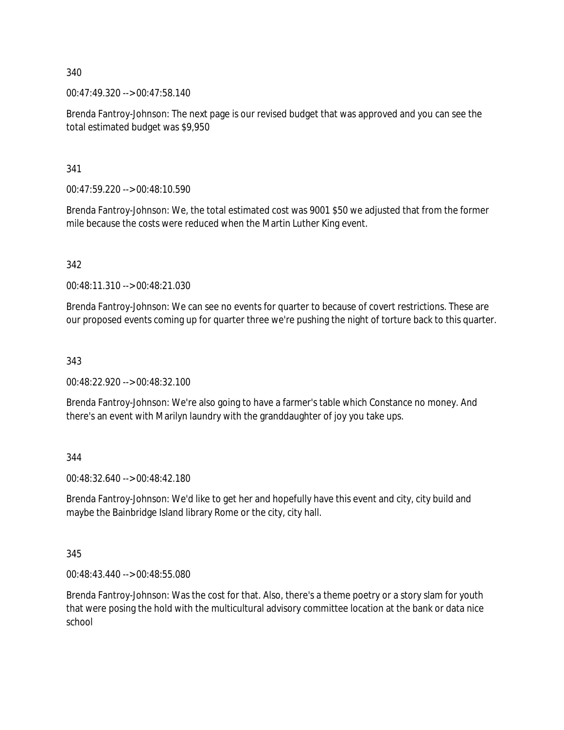340

00:47:49.320 --> 00:47:58.140

Brenda Fantroy-Johnson: The next page is our revised budget that was approved and you can see the total estimated budget was $9,950

341

00:47:59.220 --> 00:48:10.590

Brenda Fantroy-Johnson: We, the total estimated cost was 9001 $50 we adjusted that from the former mile because the costs were reduced when the Martin Luther King event.

342

00:48:11.310 --> 00:48:21.030

Brenda Fantroy-Johnson: We can see no events for quarter to because of covert restrictions. These are our proposed events coming up for quarter three we're pushing the night of torture back to this quarter.

343

00:48:22.920 --> 00:48:32.100

Brenda Fantroy-Johnson: We're also going to have a farmer's table which Constance no money. And there's an event with Marilyn laundry with the granddaughter of joy you take ups.

344

00:48:32.640 --> 00:48:42.180

Brenda Fantroy-Johnson: We'd like to get her and hopefully have this event and city, city build and maybe the Bainbridge Island library Rome or the city, city hall.

345

00:48:43.440 --> 00:48:55.080

Brenda Fantroy-Johnson: Was the cost for that. Also, there's a theme poetry or a story slam for youth that were posing the hold with the multicultural advisory committee location at the bank or data nice school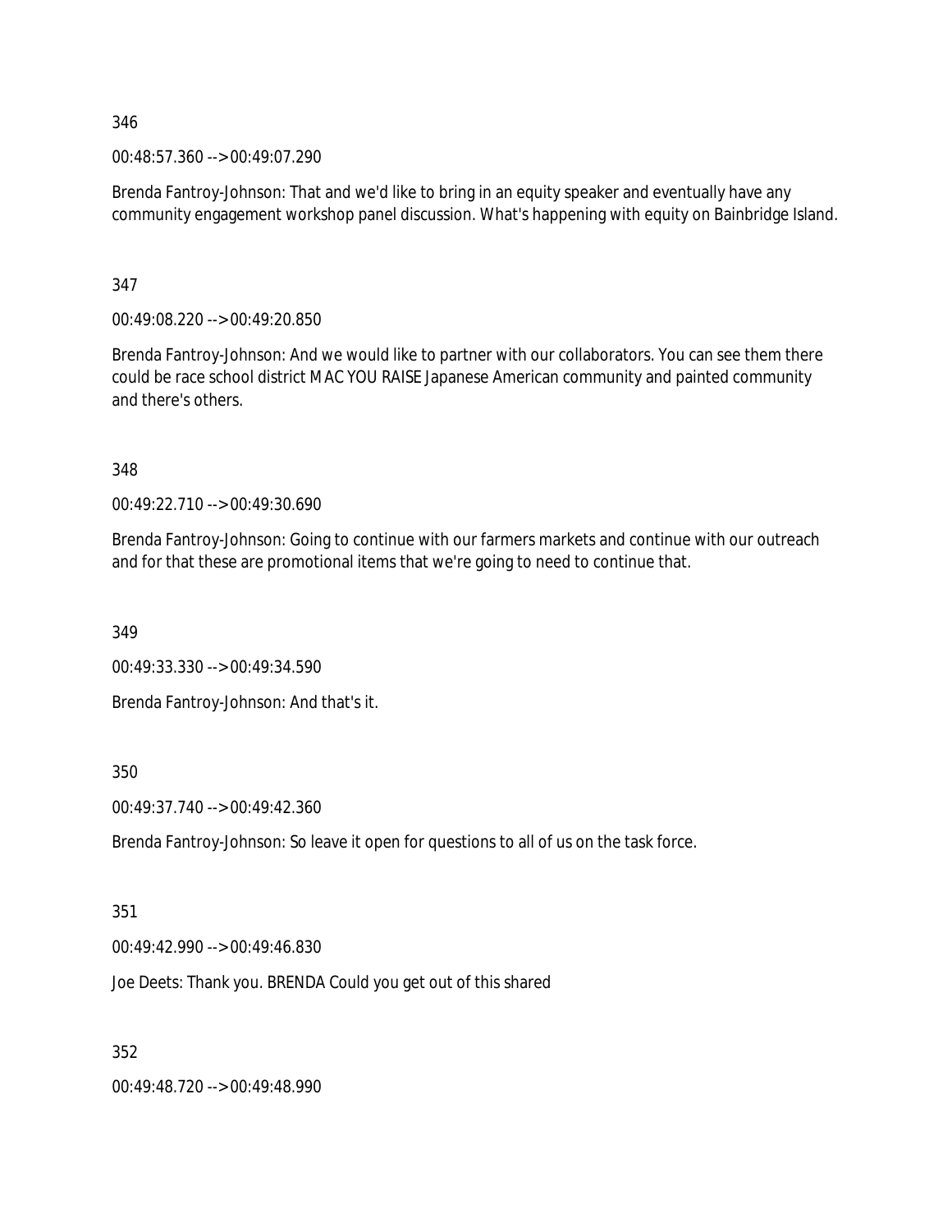346

00:48:57.360 --> 00:49:07.290

Brenda Fantroy-Johnson: That and we'd like to bring in an equity speaker and eventually have any community engagement workshop panel discussion. What's happening with equity on Bainbridge Island.

347

00:49:08.220 --> 00:49:20.850

Brenda Fantroy-Johnson: And we would like to partner with our collaborators. You can see them there could be race school district MAC YOU RAISE Japanese American community and painted community and there's others.

348

00:49:22.710 --> 00:49:30.690

Brenda Fantroy-Johnson: Going to continue with our farmers markets and continue with our outreach and for that these are promotional items that we're going to need to continue that.

349

00:49:33.330 --> 00:49:34.590

Brenda Fantroy-Johnson: And that's it.

350

00:49:37.740 --> 00:49:42.360

Brenda Fantroy-Johnson: So leave it open for questions to all of us on the task force.

351

00:49:42.990 --> 00:49:46.830

Joe Deets: Thank you. BRENDA Could you get out of this shared

352

00:49:48.720 --> 00:49:48.990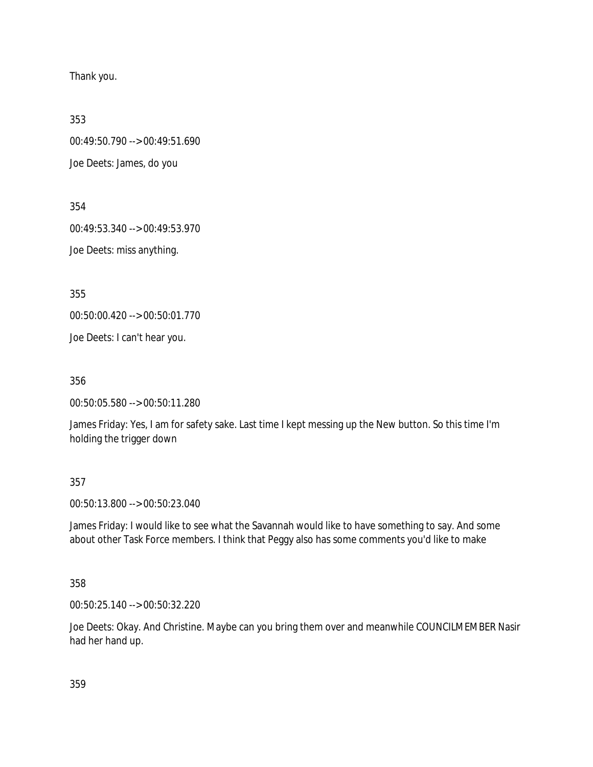Thank you.

353

00:49:50.790 --> 00:49:51.690

Joe Deets: James, do you

354

00:49:53.340 --> 00:49:53.970

Joe Deets: miss anything.

355

00:50:00.420 --> 00:50:01.770

Joe Deets: I can't hear you.

356

00:50:05.580 --> 00:50:11.280

James Friday: Yes, I am for safety sake. Last time I kept messing up the New button. So this time I'm holding the trigger down

357

00:50:13.800 --> 00:50:23.040

James Friday: I would like to see what the Savannah would like to have something to say. And some about other Task Force members. I think that Peggy also has some comments you'd like to make

358

00:50:25.140 --> 00:50:32.220

Joe Deets: Okay. And Christine. Maybe can you bring them over and meanwhile COUNCILMEMBER Nasir had her hand up.

359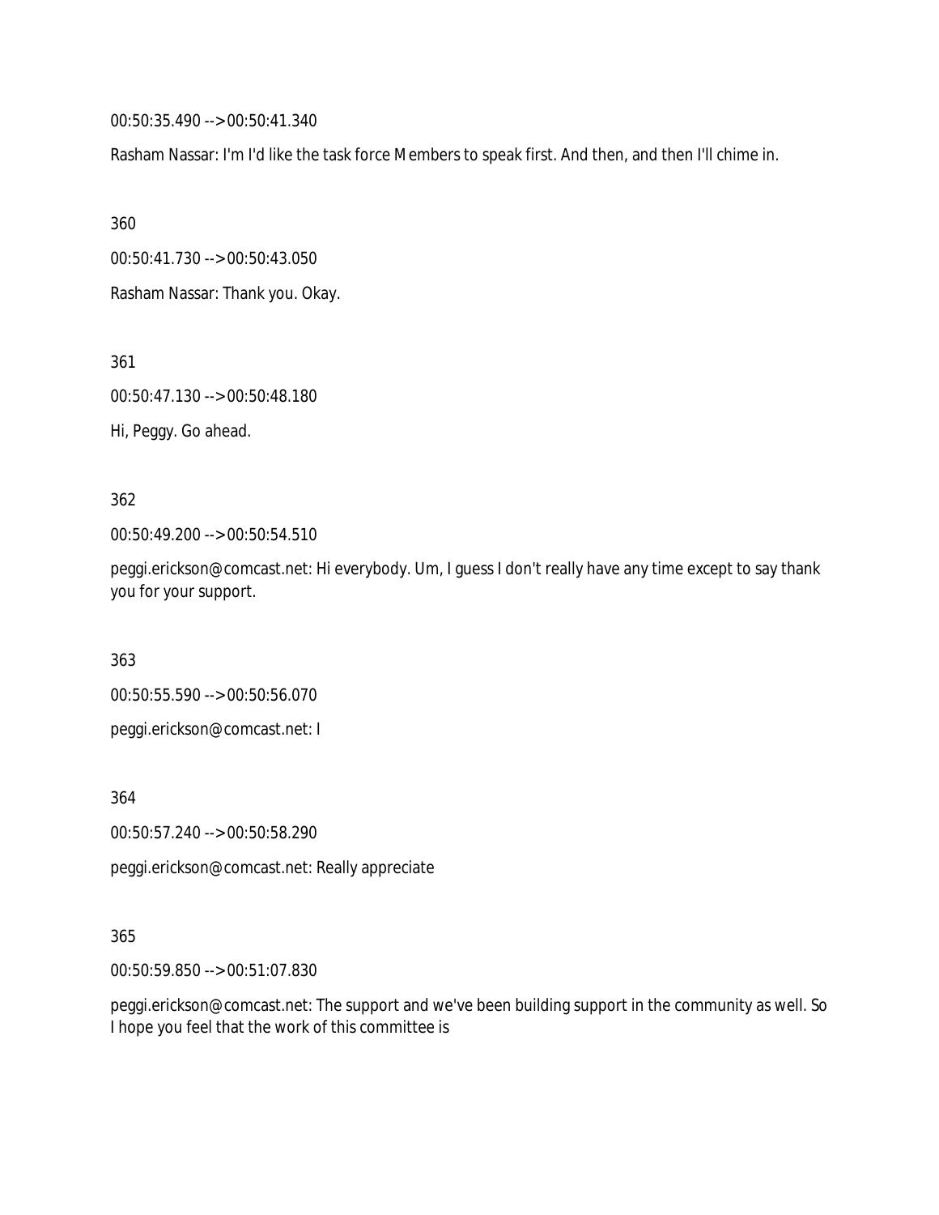00:50:35.490 --> 00:50:41.340

Rasham Nassar: I'm I'd like the task force Members to speak first. And then, and then I'll chime in.

360

00:50:41.730 --> 00:50:43.050

Rasham Nassar: Thank you. Okay.

361

00:50:47.130 --> 00:50:48.180

Hi, Peggy. Go ahead.

362

00:50:49.200 --> 00:50:54.510

peggi.erickson@comcast.net: Hi everybody. Um, I guess I don't really have any time except to say thank you for your support.

363

00:50:55.590 --> 00:50:56.070

peggi.erickson@comcast.net: I

364

00:50:57.240 --> 00:50:58.290

peggi.erickson@comcast.net: Really appreciate

365

00:50:59.850 --> 00:51:07.830

peggi.erickson@comcast.net: The support and we've been building support in the community as well. So I hope you feel that the work of this committee is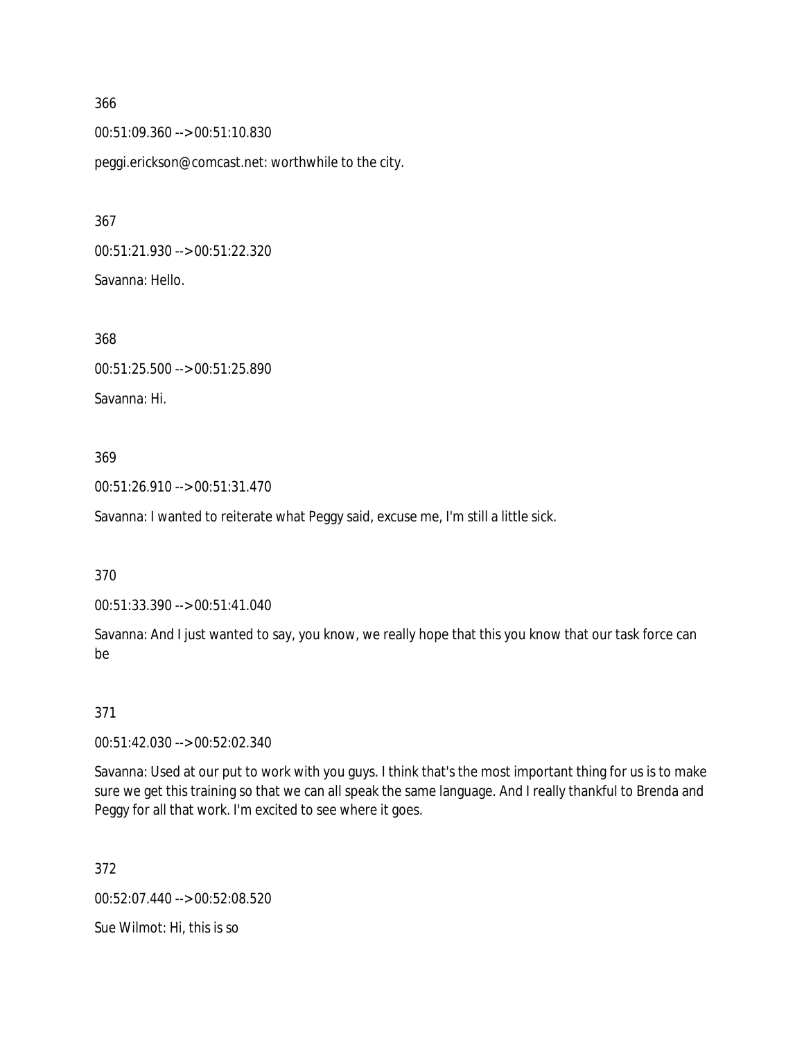366

00:51:09.360 --> 00:51:10.830

peggi.erickson@comcast.net: worthwhile to the city.

367

00:51:21.930 --> 00:51:22.320

Savanna: Hello.

368

00:51:25.500 --> 00:51:25.890

Savanna: Hi.

369

00:51:26.910 --> 00:51:31.470

Savanna: I wanted to reiterate what Peggy said, excuse me, I'm still a little sick.

370

00:51:33.390 --> 00:51:41.040

Savanna: And I just wanted to say, you know, we really hope that this you know that our task force can be

371

00:51:42.030 --> 00:52:02.340

Savanna: Used at our put to work with you guys. I think that's the most important thing for us is to make sure we get this training so that we can all speak the same language. And I really thankful to Brenda and Peggy for all that work. I'm excited to see where it goes.

372

00:52:07.440 --> 00:52:08.520

Sue Wilmot: Hi, this is so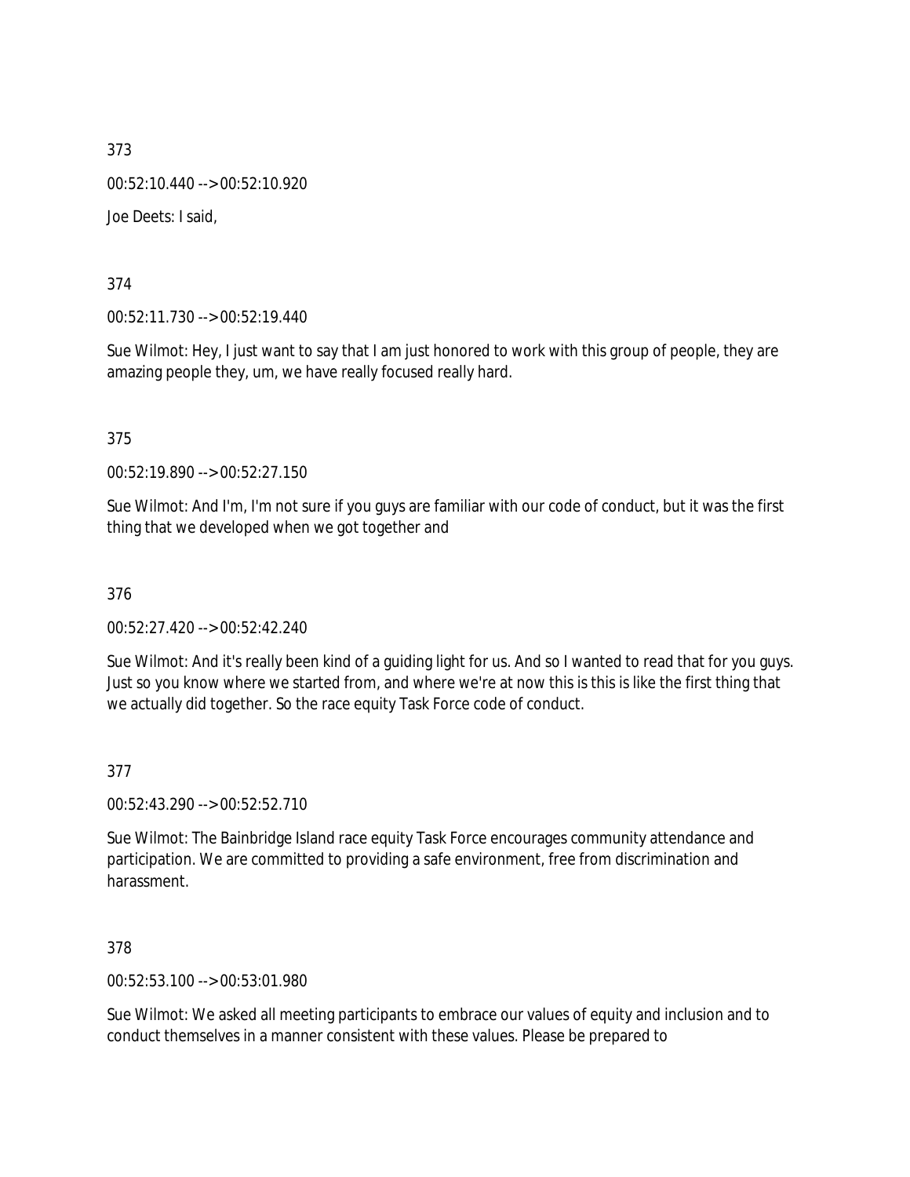373

00:52:10.440 --> 00:52:10.920

Joe Deets: I said,

374

00:52:11.730 --> 00:52:19.440

Sue Wilmot: Hey, I just want to say that I am just honored to work with this group of people, they are amazing people they, um, we have really focused really hard.

375

00:52:19.890 --> 00:52:27.150

Sue Wilmot: And I'm, I'm not sure if you guys are familiar with our code of conduct, but it was the first thing that we developed when we got together and

376

00:52:27.420 --> 00:52:42.240

Sue Wilmot: And it's really been kind of a guiding light for us. And so I wanted to read that for you guys. Just so you know where we started from, and where we're at now this is this is like the first thing that we actually did together. So the race equity Task Force code of conduct.

377

00:52:43.290 --> 00:52:52.710

Sue Wilmot: The Bainbridge Island race equity Task Force encourages community attendance and participation. We are committed to providing a safe environment, free from discrimination and harassment.

378

00:52:53.100 --> 00:53:01.980

Sue Wilmot: We asked all meeting participants to embrace our values of equity and inclusion and to conduct themselves in a manner consistent with these values. Please be prepared to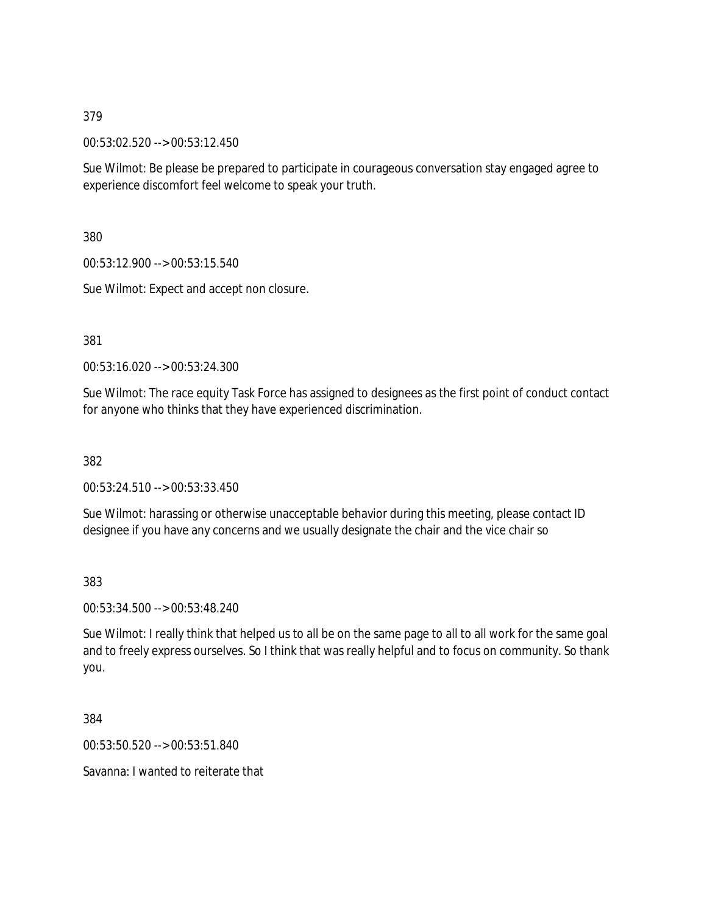379

00:53:02.520 --> 00:53:12.450

Sue Wilmot: Be please be prepared to participate in courageous conversation stay engaged agree to experience discomfort feel welcome to speak your truth.

380

00:53:12.900 --> 00:53:15.540

Sue Wilmot: Expect and accept non closure.

381

00:53:16.020 --> 00:53:24.300

Sue Wilmot: The race equity Task Force has assigned to designees as the first point of conduct contact for anyone who thinks that they have experienced discrimination.

382

00:53:24.510 --> 00:53:33.450

Sue Wilmot: harassing or otherwise unacceptable behavior during this meeting, please contact ID designee if you have any concerns and we usually designate the chair and the vice chair so

383

00:53:34.500 --> 00:53:48.240

Sue Wilmot: I really think that helped us to all be on the same page to all to all work for the same goal and to freely express ourselves. So I think that was really helpful and to focus on community. So thank you.

384

00:53:50.520 --> 00:53:51.840

Savanna: I wanted to reiterate that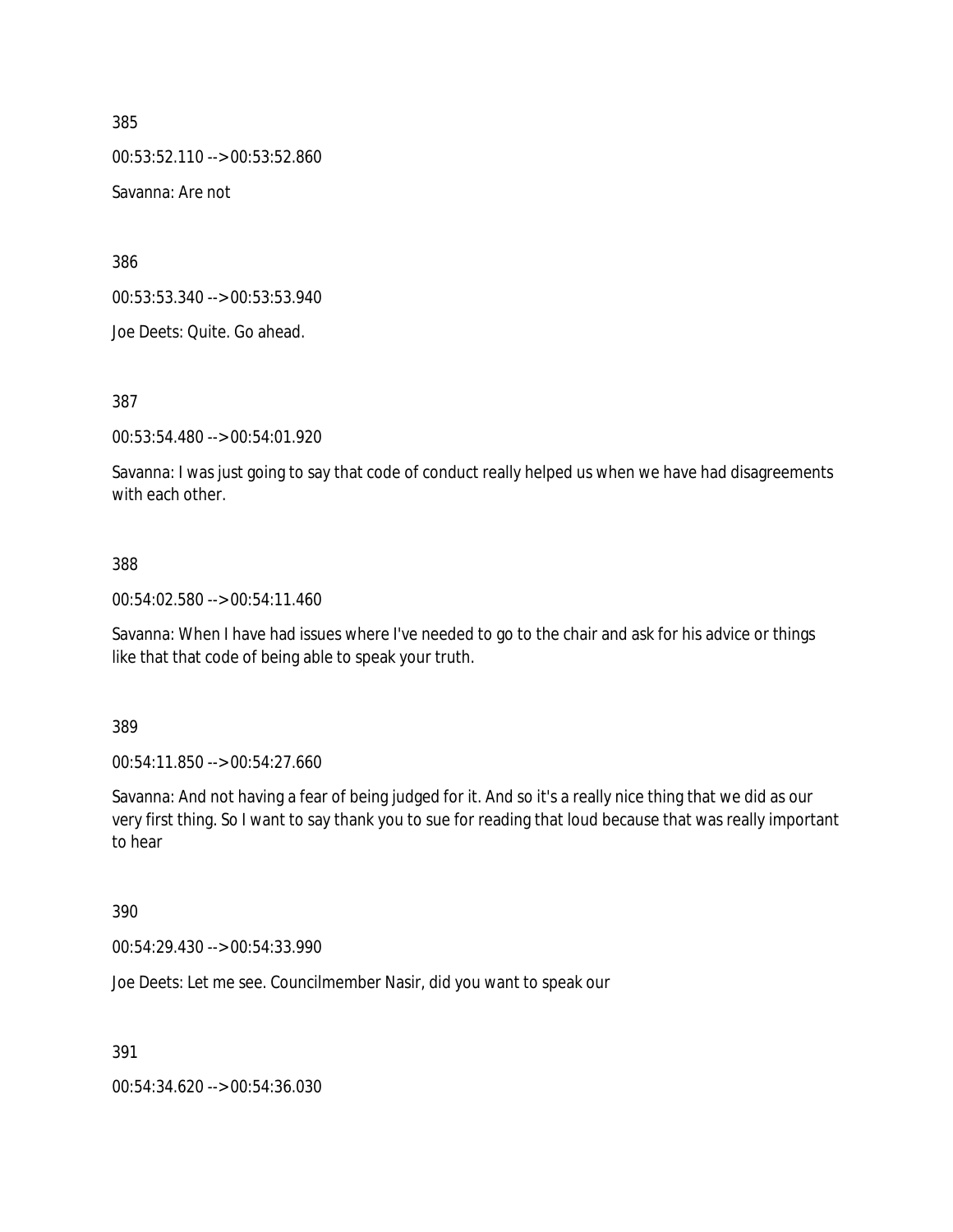385

00:53:52.110 --> 00:53:52.860

Savanna: Are not

386

00:53:53.340 --> 00:53:53.940

Joe Deets: Quite. Go ahead.

387

00:53:54.480 --> 00:54:01.920

Savanna: I was just going to say that code of conduct really helped us when we have had disagreements with each other.

388

00:54:02.580 --> 00:54:11.460

Savanna: When I have had issues where I've needed to go to the chair and ask for his advice or things like that that code of being able to speak your truth.

389

00:54:11.850 --> 00:54:27.660

Savanna: And not having a fear of being judged for it. And so it's a really nice thing that we did as our very first thing. So I want to say thank you to sue for reading that loud because that was really important to hear

390

00:54:29.430 --> 00:54:33.990

Joe Deets: Let me see. Councilmember Nasir, did you want to speak our

391

00:54:34.620 --> 00:54:36.030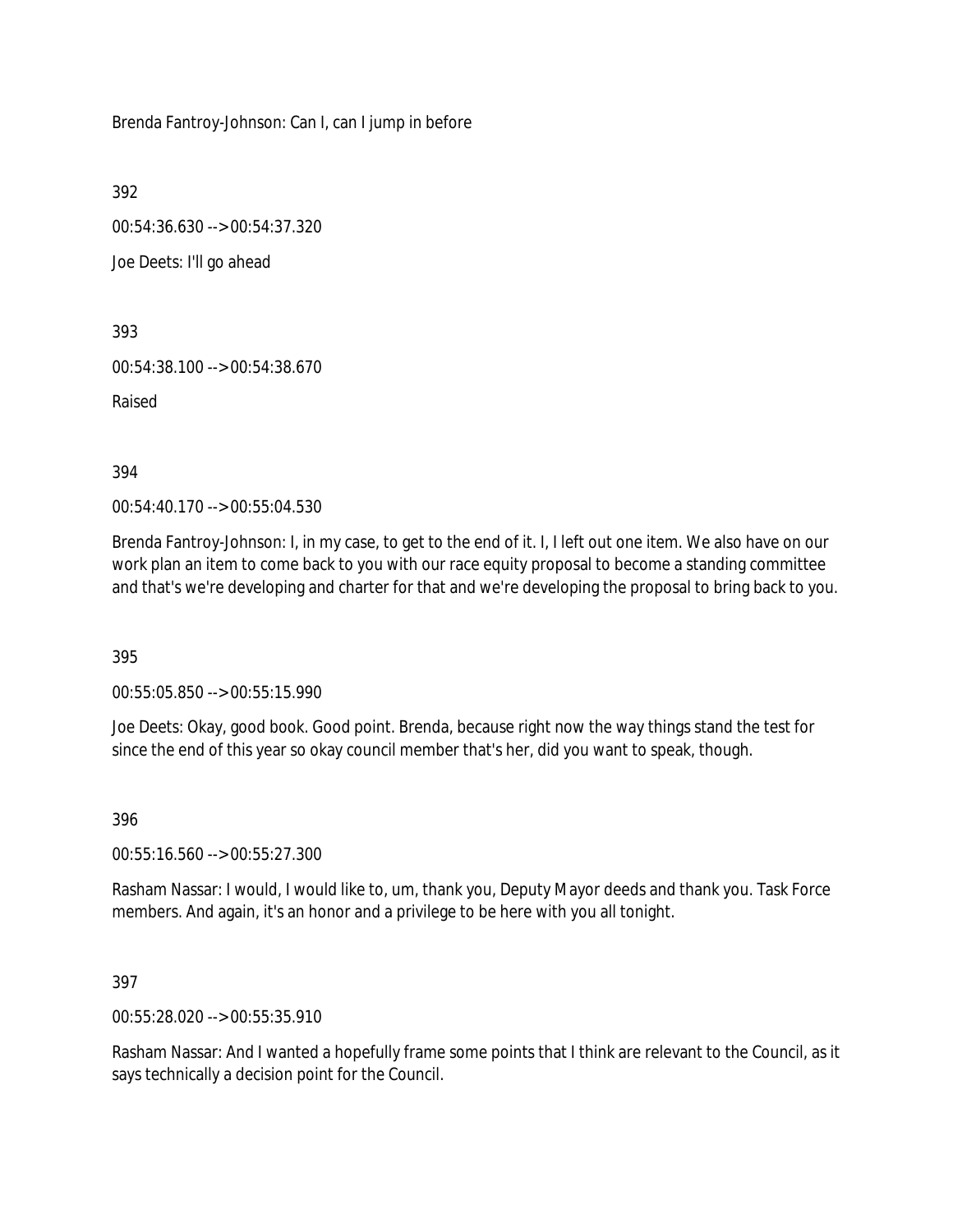Brenda Fantroy-Johnson: Can I, can I jump in before

392

00:54:36.630 --> 00:54:37.320

Joe Deets: I'll go ahead

393

00:54:38.100 --> 00:54:38.670

Raised

394

00:54:40.170 --> 00:55:04.530

Brenda Fantroy-Johnson: I, in my case, to get to the end of it. I, I left out one item. We also have on our work plan an item to come back to you with our race equity proposal to become a standing committee and that's we're developing and charter for that and we're developing the proposal to bring back to you.

395

00:55:05.850 --> 00:55:15.990

Joe Deets: Okay, good book. Good point. Brenda, because right now the way things stand the test for since the end of this year so okay council member that's her, did you want to speak, though.

396

00:55:16.560 --> 00:55:27.300

Rasham Nassar: I would, I would like to, um, thank you, Deputy Mayor deeds and thank you. Task Force members. And again, it's an honor and a privilege to be here with you all tonight.

397

00:55:28.020 --> 00:55:35.910

Rasham Nassar: And I wanted a hopefully frame some points that I think are relevant to the Council, as it says technically a decision point for the Council.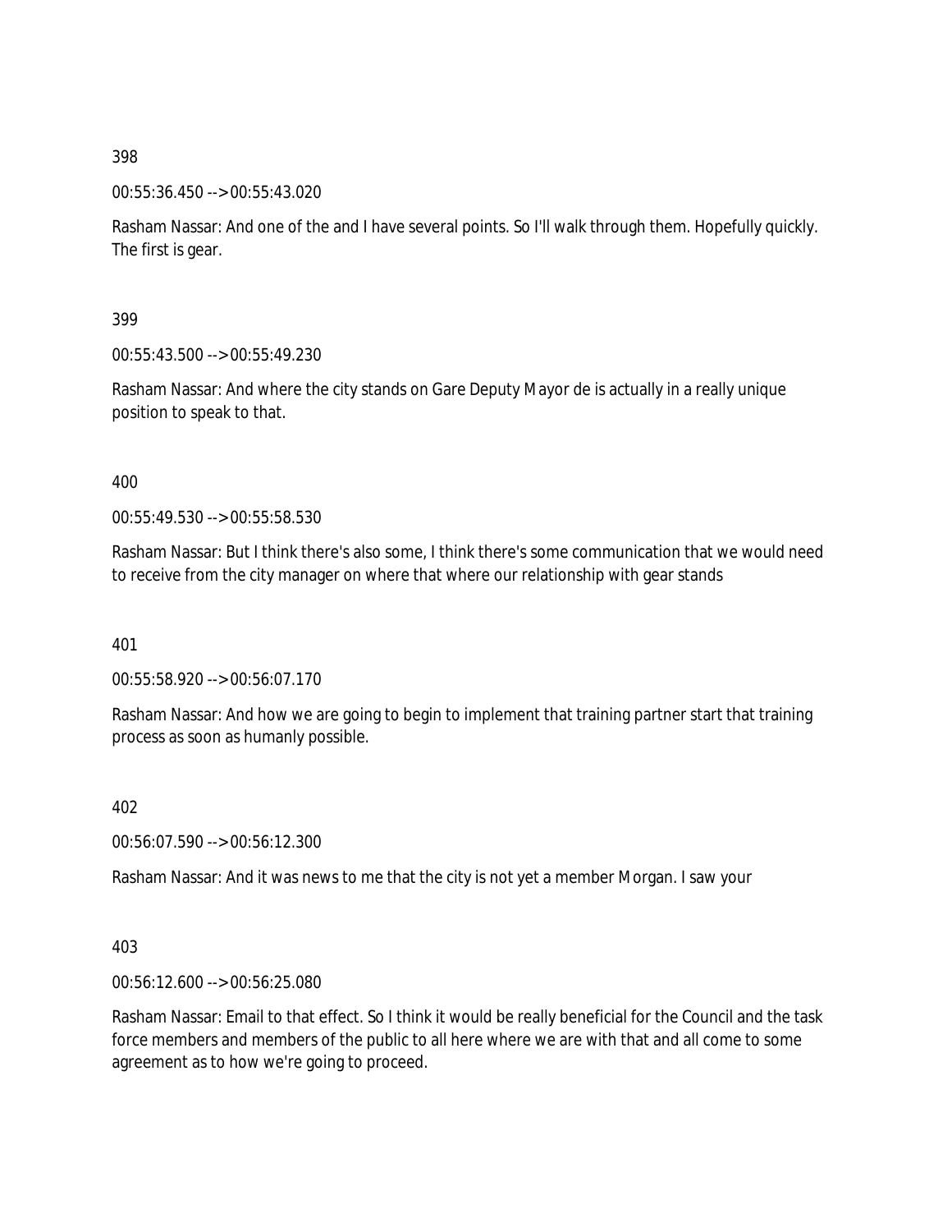398

00:55:36.450 --> 00:55:43.020

Rasham Nassar: And one of the and I have several points. So I'll walk through them. Hopefully quickly. The first is gear.

399

00:55:43.500 --> 00:55:49.230

Rasham Nassar: And where the city stands on Gare Deputy Mayor de is actually in a really unique position to speak to that.

400

00:55:49.530 --> 00:55:58.530

Rasham Nassar: But I think there's also some, I think there's some communication that we would need to receive from the city manager on where that where our relationship with gear stands

401

00:55:58.920 --> 00:56:07.170

Rasham Nassar: And how we are going to begin to implement that training partner start that training process as soon as humanly possible.

402

00:56:07.590 --> 00:56:12.300

Rasham Nassar: And it was news to me that the city is not yet a member Morgan. I saw your

403

00:56:12.600 --> 00:56:25.080

Rasham Nassar: Email to that effect. So I think it would be really beneficial for the Council and the task force members and members of the public to all here where we are with that and all come to some agreement as to how we're going to proceed.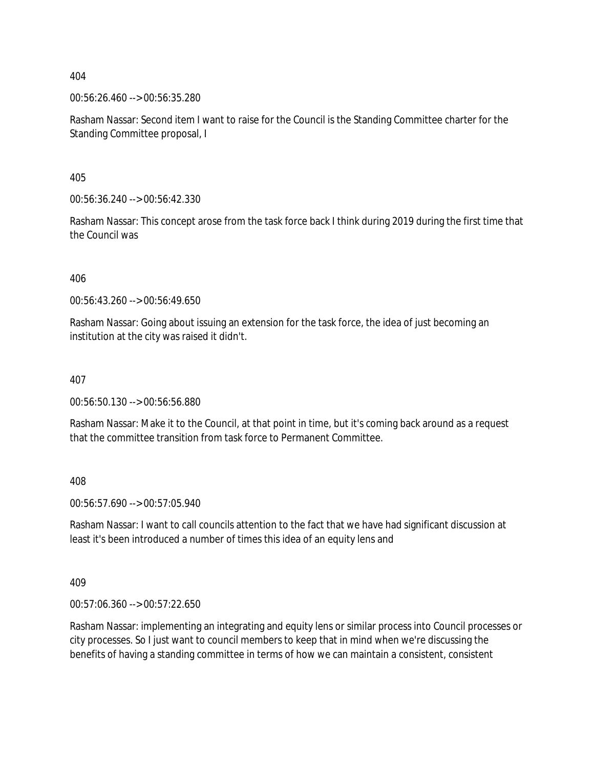404

00:56:26.460 --> 00:56:35.280

Rasham Nassar: Second item I want to raise for the Council is the Standing Committee charter for the Standing Committee proposal, I

405

00:56:36.240 --> 00:56:42.330

Rasham Nassar: This concept arose from the task force back I think during 2019 during the first time that the Council was

406

00:56:43.260 --> 00:56:49.650

Rasham Nassar: Going about issuing an extension for the task force, the idea of just becoming an institution at the city was raised it didn't.

407

00:56:50.130 --> 00:56:56.880

Rasham Nassar: Make it to the Council, at that point in time, but it's coming back around as a request that the committee transition from task force to Permanent Committee.

408

00:56:57.690 --> 00:57:05.940

Rasham Nassar: I want to call councils attention to the fact that we have had significant discussion at least it's been introduced a number of times this idea of an equity lens and

409

00:57:06.360 --> 00:57:22.650

Rasham Nassar: implementing an integrating and equity lens or similar process into Council processes or city processes. So I just want to council members to keep that in mind when we're discussing the benefits of having a standing committee in terms of how we can maintain a consistent, consistent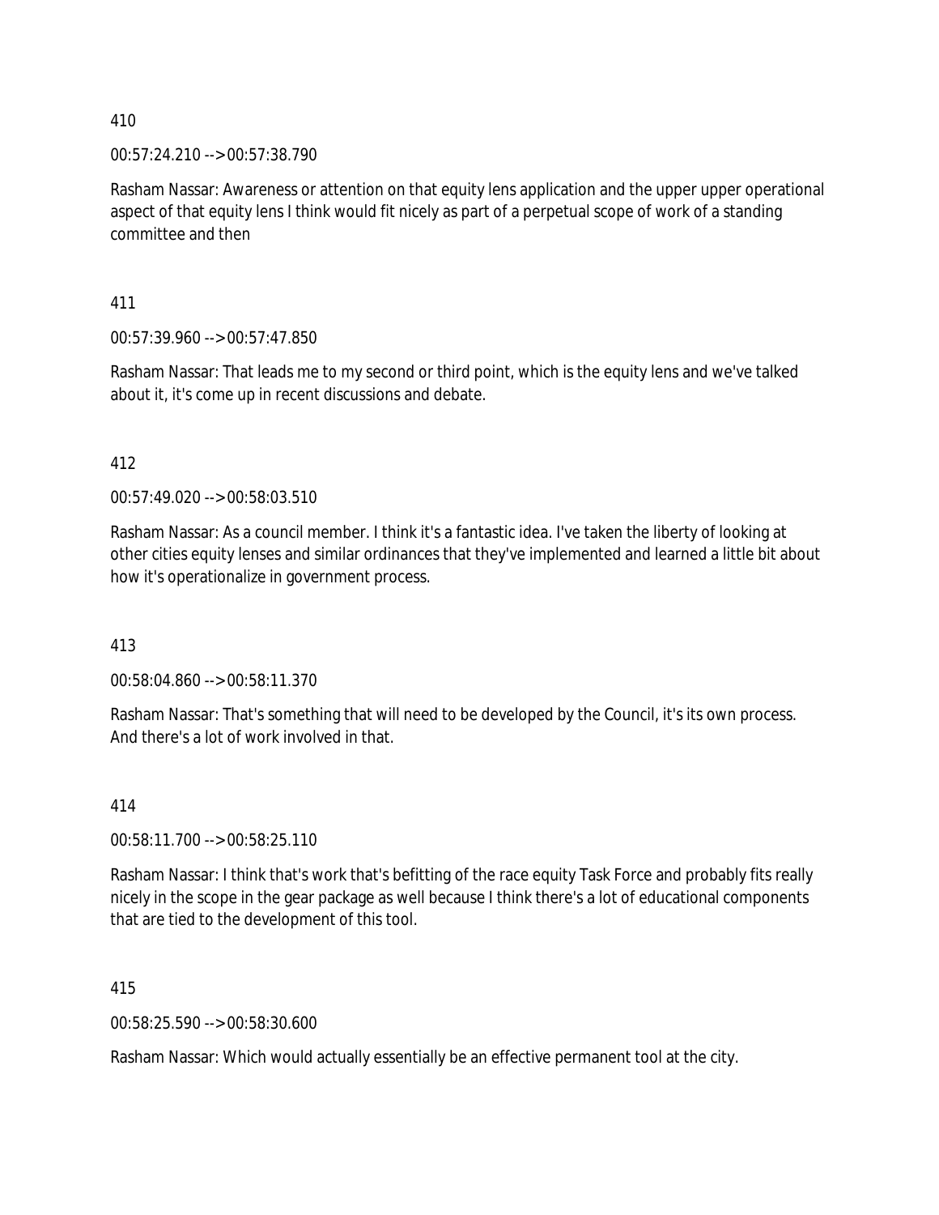410

00:57:24.210 --> 00:57:38.790

Rasham Nassar: Awareness or attention on that equity lens application and the upper upper operational aspect of that equity lens I think would fit nicely as part of a perpetual scope of work of a standing committee and then

411

00:57:39.960 --> 00:57:47.850

Rasham Nassar: That leads me to my second or third point, which is the equity lens and we've talked about it, it's come up in recent discussions and debate.

412

00:57:49.020 --> 00:58:03.510

Rasham Nassar: As a council member. I think it's a fantastic idea. I've taken the liberty of looking at other cities equity lenses and similar ordinances that they've implemented and learned a little bit about how it's operationalize in government process.

413

00:58:04.860 --> 00:58:11.370

Rasham Nassar: That's something that will need to be developed by the Council, it's its own process. And there's a lot of work involved in that.

414

00:58:11.700 --> 00:58:25.110

Rasham Nassar: I think that's work that's befitting of the race equity Task Force and probably fits really nicely in the scope in the gear package as well because I think there's a lot of educational components that are tied to the development of this tool.

415

00:58:25.590 --> 00:58:30.600

Rasham Nassar: Which would actually essentially be an effective permanent tool at the city.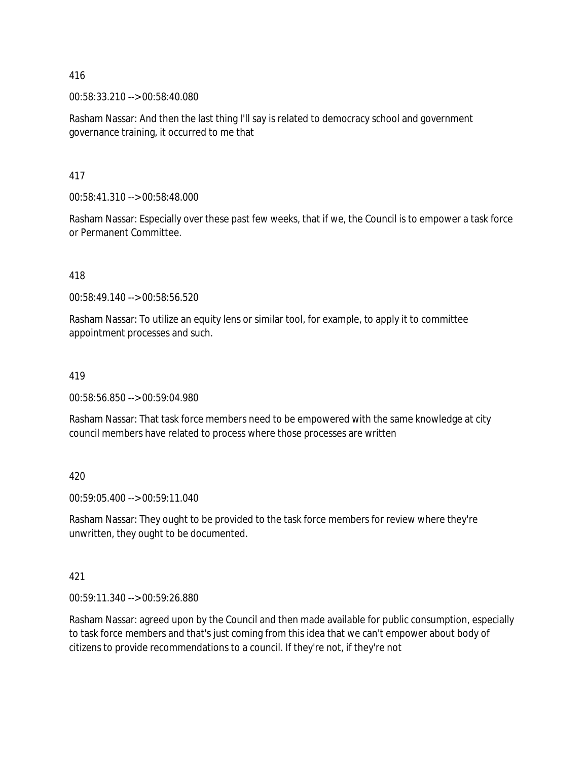416

00:58:33.210 --> 00:58:40.080

Rasham Nassar: And then the last thing I'll say is related to democracy school and government governance training, it occurred to me that

417

00:58:41.310 --> 00:58:48.000

Rasham Nassar: Especially over these past few weeks, that if we, the Council is to empower a task force or Permanent Committee.

418

00:58:49.140 --> 00:58:56.520

Rasham Nassar: To utilize an equity lens or similar tool, for example, to apply it to committee appointment processes and such.

419

00:58:56.850 --> 00:59:04.980

Rasham Nassar: That task force members need to be empowered with the same knowledge at city council members have related to process where those processes are written

420

00:59:05.400 --> 00:59:11.040

Rasham Nassar: They ought to be provided to the task force members for review where they're unwritten, they ought to be documented.

421

00:59:11.340 --> 00:59:26.880

Rasham Nassar: agreed upon by the Council and then made available for public consumption, especially to task force members and that's just coming from this idea that we can't empower about body of citizens to provide recommendations to a council. If they're not, if they're not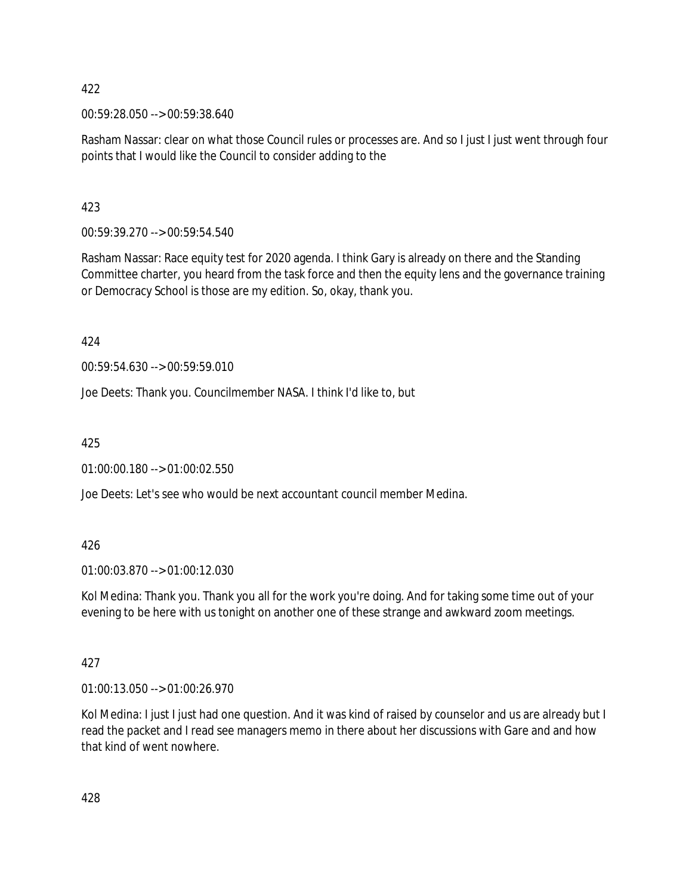422

00:59:28.050 --> 00:59:38.640

Rasham Nassar: clear on what those Council rules or processes are. And so I just I just went through four points that I would like the Council to consider adding to the

423

00:59:39.270 --> 00:59:54.540

Rasham Nassar: Race equity test for 2020 agenda. I think Gary is already on there and the Standing Committee charter, you heard from the task force and then the equity lens and the governance training or Democracy School is those are my edition. So, okay, thank you.

424

00:59:54.630 --> 00:59:59.010

Joe Deets: Thank you. Councilmember NASA. I think I'd like to, but

425

01:00:00.180 --> 01:00:02.550

Joe Deets: Let's see who would be next accountant council member Medina.

426

01:00:03.870 --> 01:00:12.030

Kol Medina: Thank you. Thank you all for the work you're doing. And for taking some time out of your evening to be here with us tonight on another one of these strange and awkward zoom meetings.

427

01:00:13.050 --> 01:00:26.970

Kol Medina: I just I just had one question. And it was kind of raised by counselor and us are already but I read the packet and I read see managers memo in there about her discussions with Gare and and how that kind of went nowhere.

428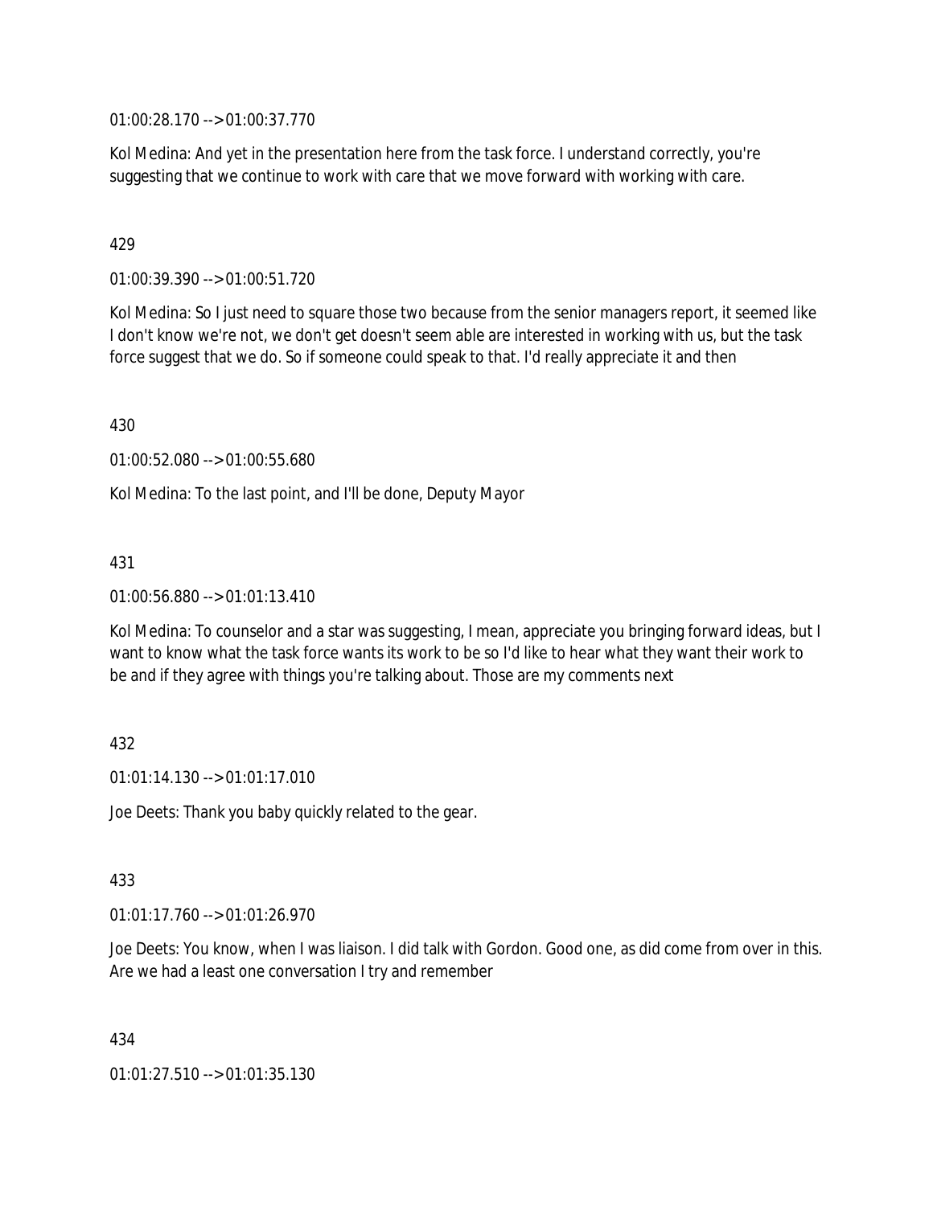01:00:28.170 --> 01:00:37.770

Kol Medina: And yet in the presentation here from the task force. I understand correctly, you're suggesting that we continue to work with care that we move forward with working with care.

429

01:00:39.390 --> 01:00:51.720

Kol Medina: So I just need to square those two because from the senior managers report, it seemed like I don't know we're not, we don't get doesn't seem able are interested in working with us, but the task force suggest that we do. So if someone could speak to that. I'd really appreciate it and then

430

01:00:52.080 --> 01:00:55.680

Kol Medina: To the last point, and I'll be done, Deputy Mayor

431

01:00:56.880 --> 01:01:13.410

Kol Medina: To counselor and a star was suggesting, I mean, appreciate you bringing forward ideas, but I want to know what the task force wants its work to be so I'd like to hear what they want their work to be and if they agree with things you're talking about. Those are my comments next

432

01:01:14.130 --> 01:01:17.010

Joe Deets: Thank you baby quickly related to the gear.

433

01:01:17.760 --> 01:01:26.970

Joe Deets: You know, when I was liaison. I did talk with Gordon. Good one, as did come from over in this. Are we had a least one conversation I try and remember

434

01:01:27.510 --> 01:01:35.130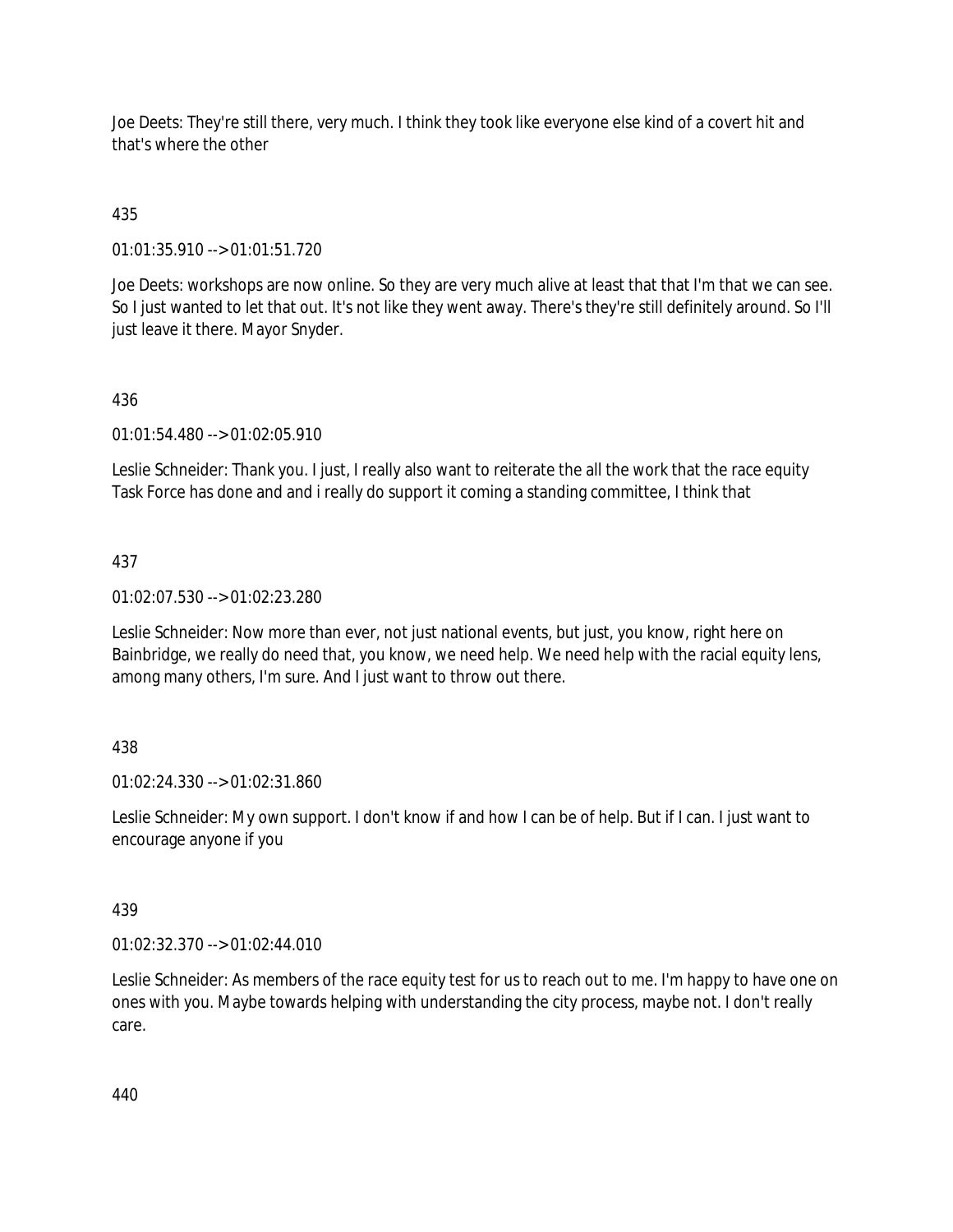Joe Deets: They're still there, very much. I think they took like everyone else kind of a covert hit and that's where the other

435

01:01:35.910 --> 01:01:51.720

Joe Deets: workshops are now online. So they are very much alive at least that that I'm that we can see. So I just wanted to let that out. It's not like they went away. There's they're still definitely around. So I'll just leave it there. Mayor Snyder.

436

01:01:54.480 --> 01:02:05.910

Leslie Schneider: Thank you. I just, I really also want to reiterate the all the work that the race equity Task Force has done and and i really do support it coming a standing committee, I think that

437

01:02:07.530 --> 01:02:23.280

Leslie Schneider: Now more than ever, not just national events, but just, you know, right here on Bainbridge, we really do need that, you know, we need help. We need help with the racial equity lens, among many others, I'm sure. And I just want to throw out there.

438

01:02:24.330 --> 01:02:31.860

Leslie Schneider: My own support. I don't know if and how I can be of help. But if I can. I just want to encourage anyone if you

439

01:02:32.370 --> 01:02:44.010

Leslie Schneider: As members of the race equity test for us to reach out to me. I'm happy to have one on ones with you. Maybe towards helping with understanding the city process, maybe not. I don't really care.

440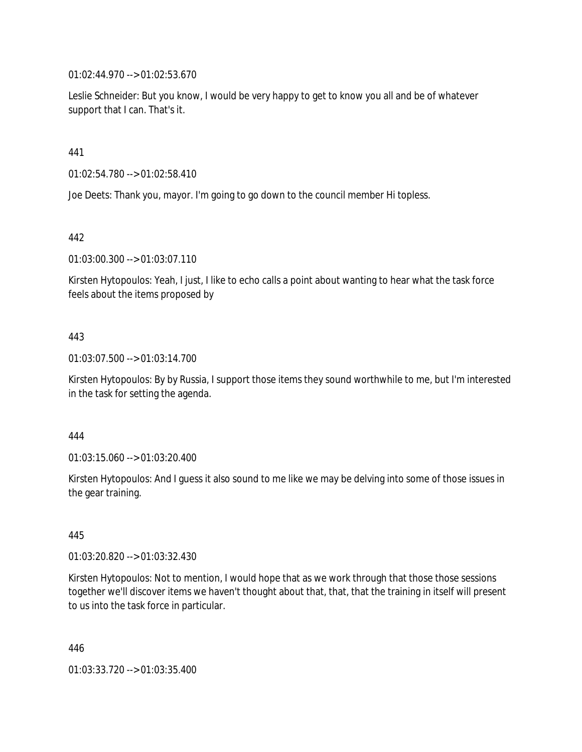01:02:44.970 --> 01:02:53.670

Leslie Schneider: But you know, I would be very happy to get to know you all and be of whatever support that I can. That's it.

441

01:02:54.780 --> 01:02:58.410

Joe Deets: Thank you, mayor. I'm going to go down to the council member Hi topless.

442

01:03:00.300 --> 01:03:07.110

Kirsten Hytopoulos: Yeah, I just, I like to echo calls a point about wanting to hear what the task force feels about the items proposed by

443

01:03:07.500 --> 01:03:14.700

Kirsten Hytopoulos: By by Russia, I support those items they sound worthwhile to me, but I'm interested in the task for setting the agenda.

444

01:03:15.060 --> 01:03:20.400

Kirsten Hytopoulos: And I guess it also sound to me like we may be delving into some of those issues in the gear training.

445

01:03:20.820 --> 01:03:32.430

Kirsten Hytopoulos: Not to mention, I would hope that as we work through that those those sessions together we'll discover items we haven't thought about that, that, that the training in itself will present to us into the task force in particular.

446

01:03:33.720 --> 01:03:35.400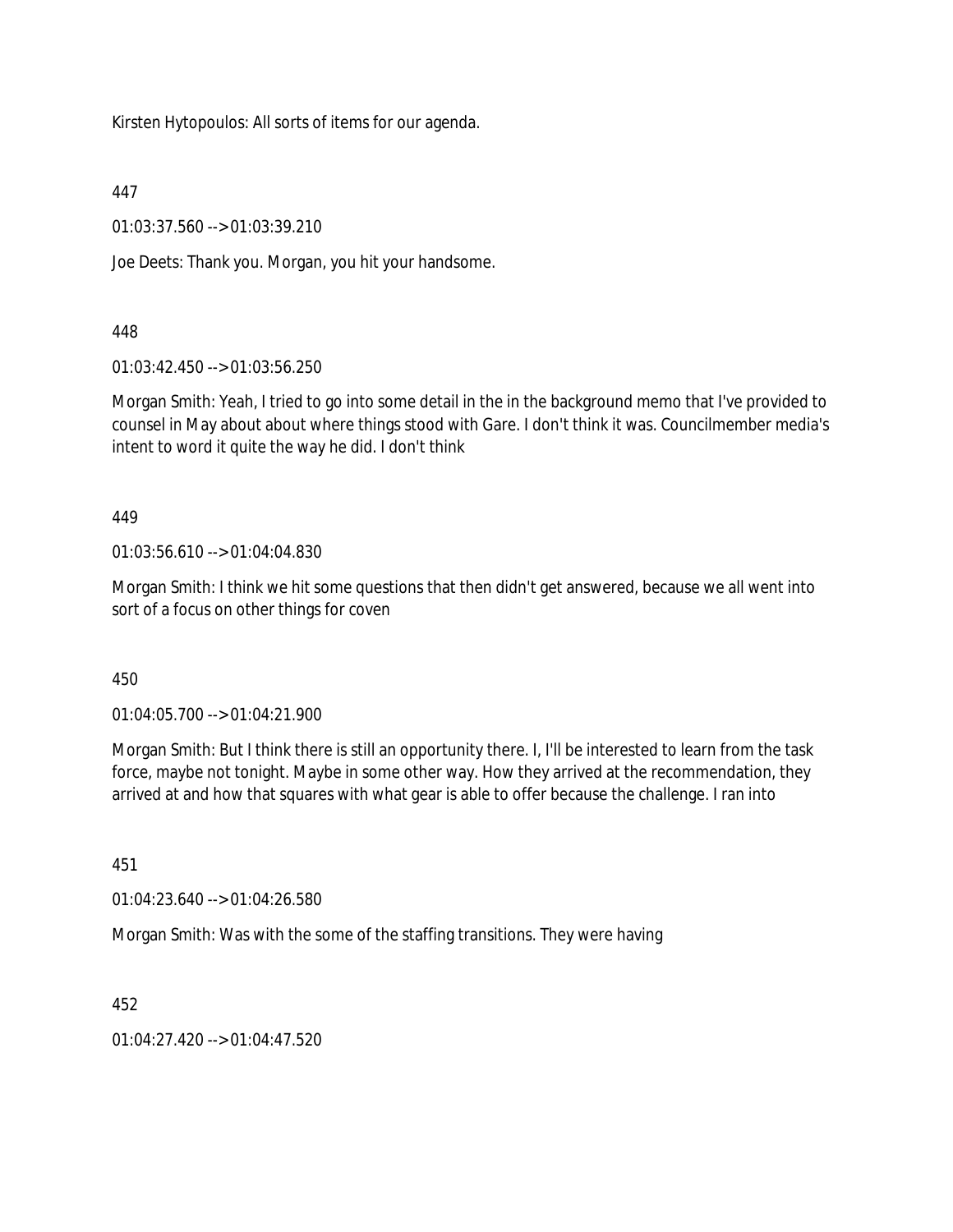Kirsten Hytopoulos: All sorts of items for our agenda.

447

01:03:37.560 --> 01:03:39.210

Joe Deets: Thank you. Morgan, you hit your handsome.

448

01:03:42.450 --> 01:03:56.250

Morgan Smith: Yeah, I tried to go into some detail in the in the background memo that I've provided to counsel in May about about where things stood with Gare. I don't think it was. Councilmember media's intent to word it quite the way he did. I don't think

449

01:03:56.610 --> 01:04:04.830

Morgan Smith: I think we hit some questions that then didn't get answered, because we all went into sort of a focus on other things for coven

450

01:04:05.700 --> 01:04:21.900

Morgan Smith: But I think there is still an opportunity there. I, I'll be interested to learn from the task force, maybe not tonight. Maybe in some other way. How they arrived at the recommendation, they arrived at and how that squares with what gear is able to offer because the challenge. I ran into

451

01:04:23.640 --> 01:04:26.580

Morgan Smith: Was with the some of the staffing transitions. They were having

452

01:04:27.420 --> 01:04:47.520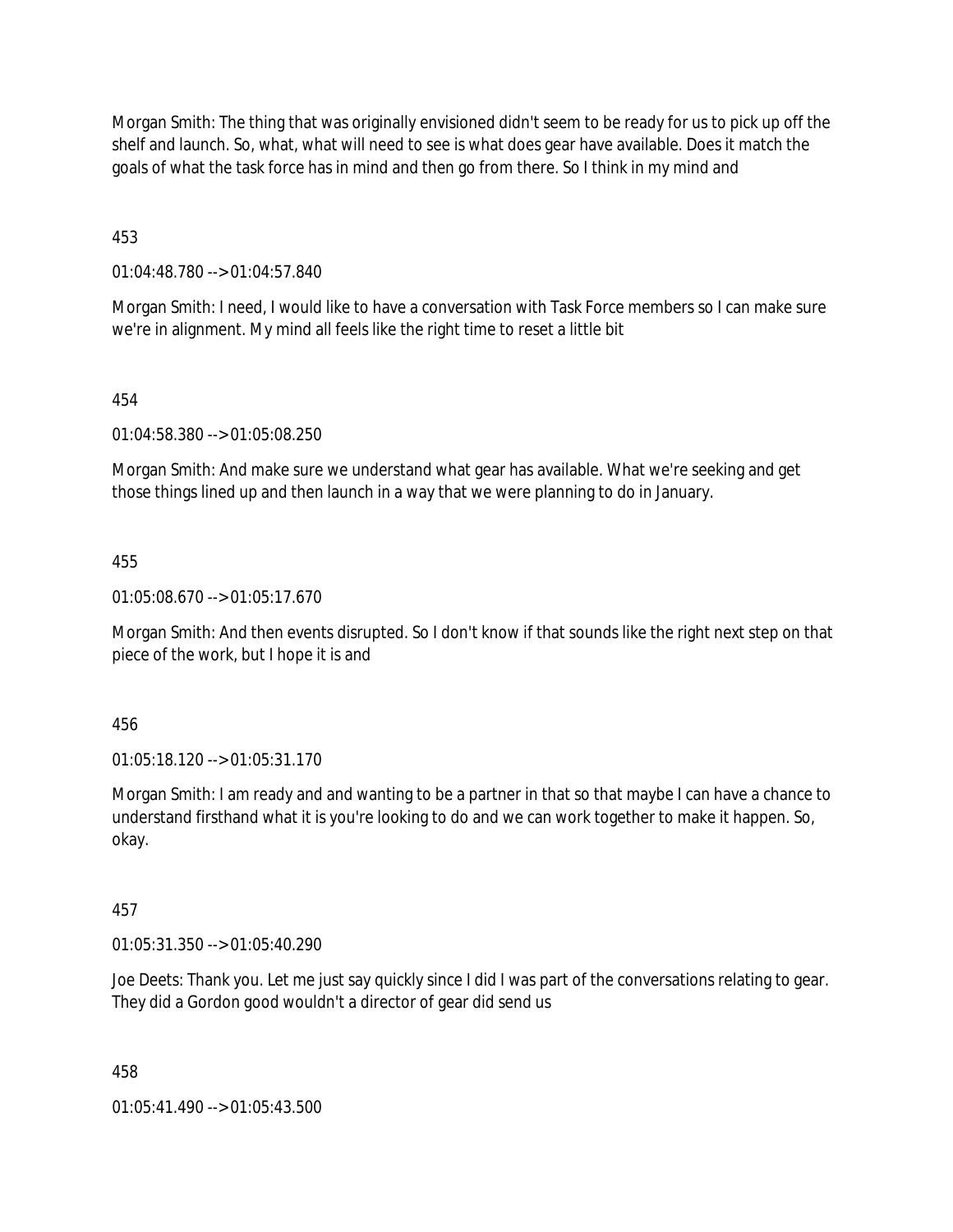Morgan Smith: The thing that was originally envisioned didn't seem to be ready for us to pick up off the shelf and launch. So, what, what will need to see is what does gear have available. Does it match the goals of what the task force has in mind and then go from there. So I think in my mind and

453

01:04:48.780 --> 01:04:57.840

Morgan Smith: I need, I would like to have a conversation with Task Force members so I can make sure we're in alignment. My mind all feels like the right time to reset a little bit

454

01:04:58.380 --> 01:05:08.250

Morgan Smith: And make sure we understand what gear has available. What we're seeking and get those things lined up and then launch in a way that we were planning to do in January.

455

01:05:08.670 --> 01:05:17.670

Morgan Smith: And then events disrupted. So I don't know if that sounds like the right next step on that piece of the work, but I hope it is and

456

01:05:18.120 --> 01:05:31.170

Morgan Smith: I am ready and and wanting to be a partner in that so that maybe I can have a chance to understand firsthand what it is you're looking to do and we can work together to make it happen. So, okay.

457

01:05:31.350 --> 01:05:40.290

Joe Deets: Thank you. Let me just say quickly since I did I was part of the conversations relating to gear. They did a Gordon good wouldn't a director of gear did send us

458

01:05:41.490 --> 01:05:43.500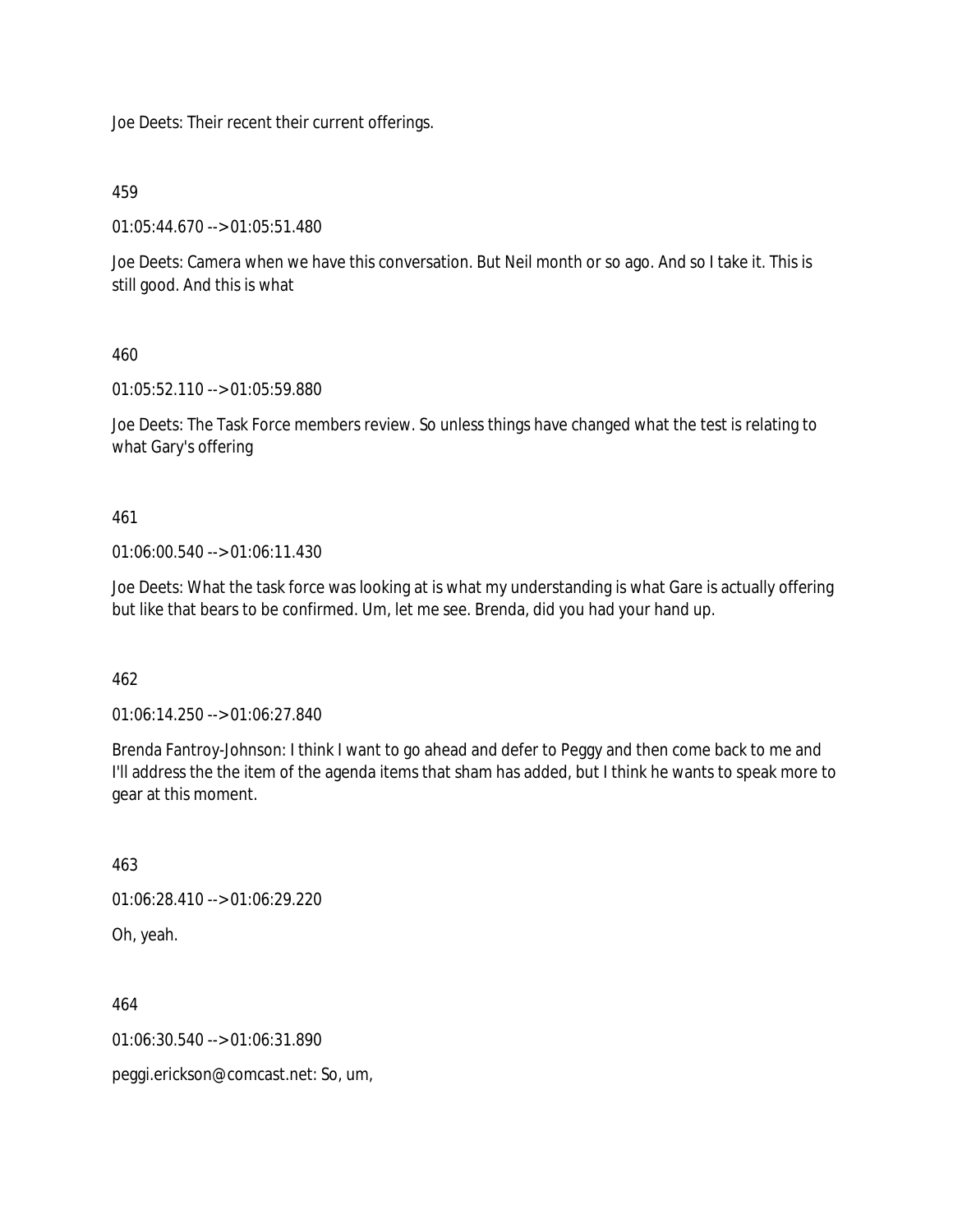Joe Deets: Their recent their current offerings.

459

01:05:44.670 --> 01:05:51.480

Joe Deets: Camera when we have this conversation. But Neil month or so ago. And so I take it. This is still good. And this is what

460

01:05:52.110 --> 01:05:59.880

Joe Deets: The Task Force members review. So unless things have changed what the test is relating to what Gary's offering

461

01:06:00.540 --> 01:06:11.430

Joe Deets: What the task force was looking at is what my understanding is what Gare is actually offering but like that bears to be confirmed. Um, let me see. Brenda, did you had your hand up.

462

01:06:14.250 --> 01:06:27.840

Brenda Fantroy-Johnson: I think I want to go ahead and defer to Peggy and then come back to me and I'll address the the item of the agenda items that sham has added, but I think he wants to speak more to gear at this moment.

463

01:06:28.410 --> 01:06:29.220

Oh, yeah.

464

01:06:30.540 --> 01:06:31.890

peggi.erickson@comcast.net: So, um,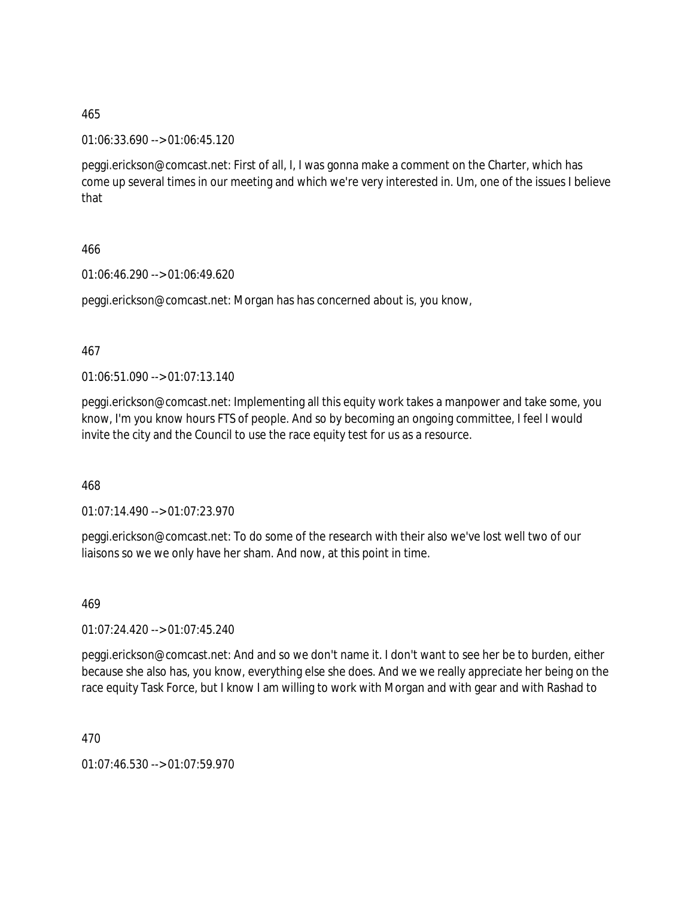465

01:06:33.690 --> 01:06:45.120

peggi.erickson@comcast.net: First of all, I, I was gonna make a comment on the Charter, which has come up several times in our meeting and which we're very interested in. Um, one of the issues I believe that

466

01:06:46.290 --> 01:06:49.620

peggi.erickson@comcast.net: Morgan has has concerned about is, you know,

467

01:06:51.090 --> 01:07:13.140

peggi.erickson@comcast.net: Implementing all this equity work takes a manpower and take some, you know, I'm you know hours FTS of people. And so by becoming an ongoing committee, I feel I would invite the city and the Council to use the race equity test for us as a resource.

468

01:07:14.490 --> 01:07:23.970

peggi.erickson@comcast.net: To do some of the research with their also we've lost well two of our liaisons so we we only have her sham. And now, at this point in time.

469

01:07:24.420 --> 01:07:45.240

peggi.erickson@comcast.net: And and so we don't name it. I don't want to see her be to burden, either because she also has, you know, everything else she does. And we we really appreciate her being on the race equity Task Force, but I know I am willing to work with Morgan and with gear and with Rashad to

470

01:07:46.530 --> 01:07:59.970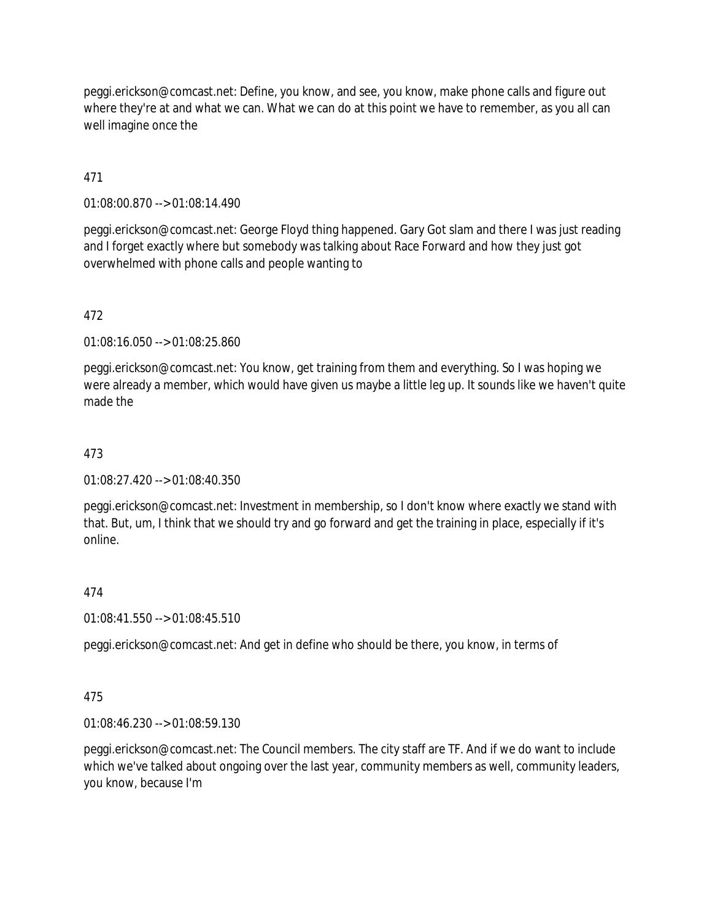peggi.erickson@comcast.net: Define, you know, and see, you know, make phone calls and figure out where they're at and what we can. What we can do at this point we have to remember, as you all can well imagine once the

471

01:08:00.870 --> 01:08:14.490

peggi.erickson@comcast.net: George Floyd thing happened. Gary Got slam and there I was just reading and I forget exactly where but somebody was talking about Race Forward and how they just got overwhelmed with phone calls and people wanting to

472

01:08:16.050 --> 01:08:25.860

peggi.erickson@comcast.net: You know, get training from them and everything. So I was hoping we were already a member, which would have given us maybe a little leg up. It sounds like we haven't quite made the

473

01:08:27.420 --> 01:08:40.350

peggi.erickson@comcast.net: Investment in membership, so I don't know where exactly we stand with that. But, um, I think that we should try and go forward and get the training in place, especially if it's online.

474

01:08:41.550 --> 01:08:45.510

peggi.erickson@comcast.net: And get in define who should be there, you know, in terms of

475

01:08:46.230 --> 01:08:59.130

peggi.erickson@comcast.net: The Council members. The city staff are TF. And if we do want to include which we've talked about ongoing over the last year, community members as well, community leaders, you know, because I'm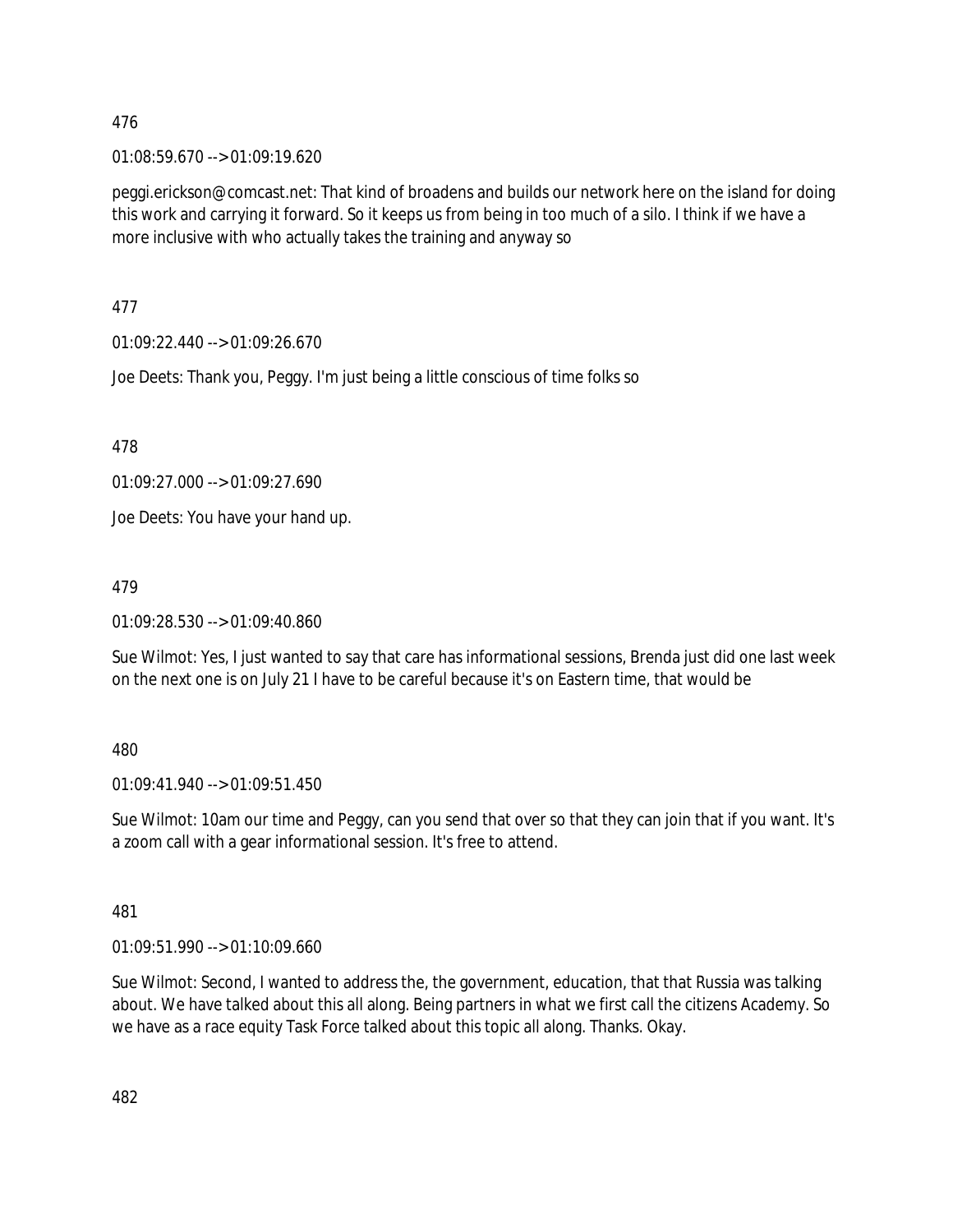476

01:08:59.670 --> 01:09:19.620

peggi.erickson@comcast.net: That kind of broadens and builds our network here on the island for doing this work and carrying it forward. So it keeps us from being in too much of a silo. I think if we have a more inclusive with who actually takes the training and anyway so

477

01:09:22.440 --> 01:09:26.670

Joe Deets: Thank you, Peggy. I'm just being a little conscious of time folks so

478

01:09:27.000 --> 01:09:27.690

Joe Deets: You have your hand up.

479

01:09:28.530 --> 01:09:40.860

Sue Wilmot: Yes, I just wanted to say that care has informational sessions, Brenda just did one last week on the next one is on July 21 I have to be careful because it's on Eastern time, that would be

480

01:09:41.940 --> 01:09:51.450

Sue Wilmot: 10am our time and Peggy, can you send that over so that they can join that if you want. It's a zoom call with a gear informational session. It's free to attend.

481

01:09:51.990 --> 01:10:09.660

Sue Wilmot: Second, I wanted to address the, the government, education, that that Russia was talking about. We have talked about this all along. Being partners in what we first call the citizens Academy. So we have as a race equity Task Force talked about this topic all along. Thanks. Okay.

482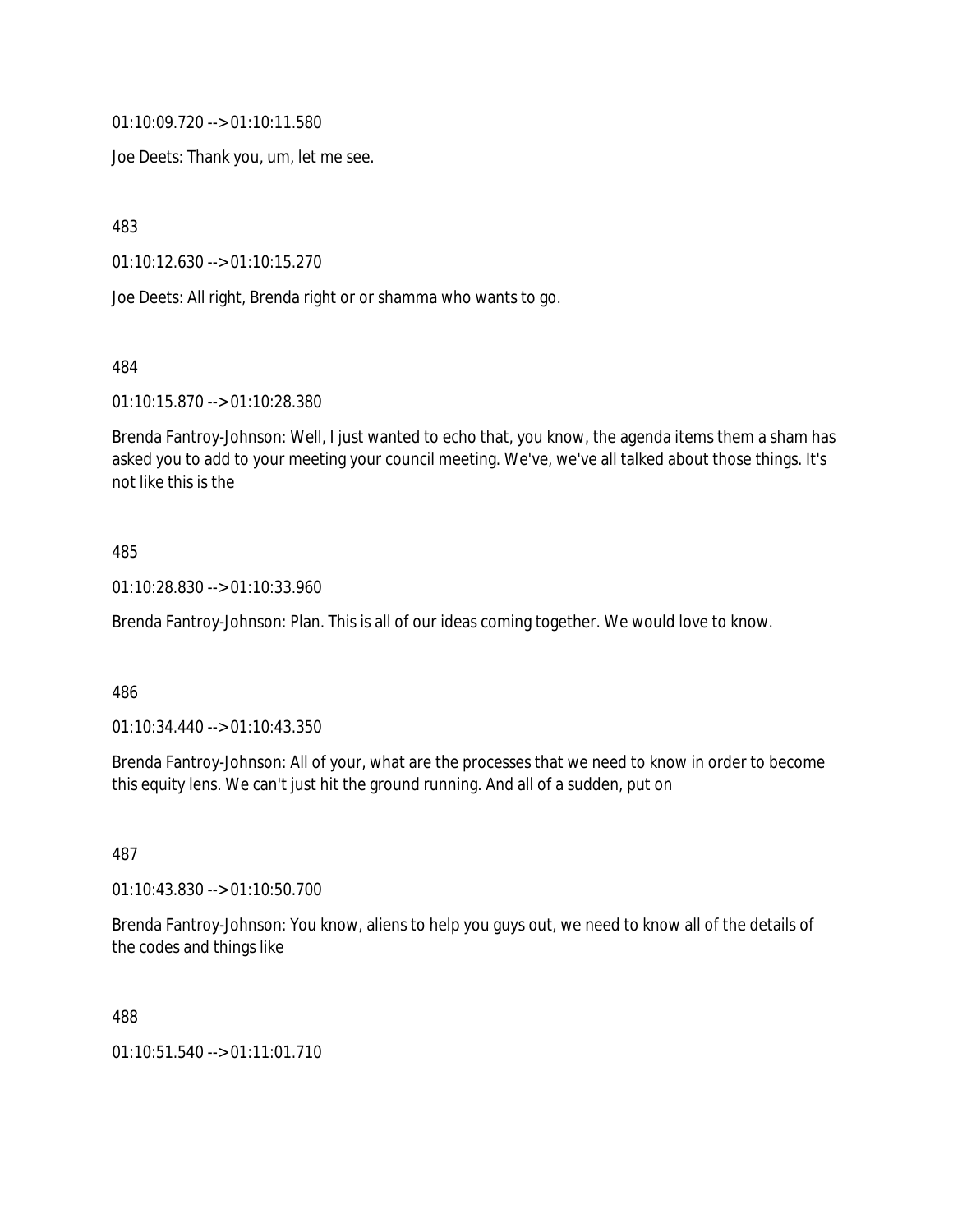01:10:09.720 --> 01:10:11.580

Joe Deets: Thank you, um, let me see.

483

01:10:12.630 --> 01:10:15.270

Joe Deets: All right, Brenda right or or shamma who wants to go.

484

01:10:15.870 --> 01:10:28.380

Brenda Fantroy-Johnson: Well, I just wanted to echo that, you know, the agenda items them a sham has asked you to add to your meeting your council meeting. We've, we've all talked about those things. It's not like this is the

485

01:10:28.830 --> 01:10:33.960

Brenda Fantroy-Johnson: Plan. This is all of our ideas coming together. We would love to know.

486

01:10:34.440 --> 01:10:43.350

Brenda Fantroy-Johnson: All of your, what are the processes that we need to know in order to become this equity lens. We can't just hit the ground running. And all of a sudden, put on

487

01:10:43.830 --> 01:10:50.700

Brenda Fantroy-Johnson: You know, aliens to help you guys out, we need to know all of the details of the codes and things like

488

01:10:51.540 --> 01:11:01.710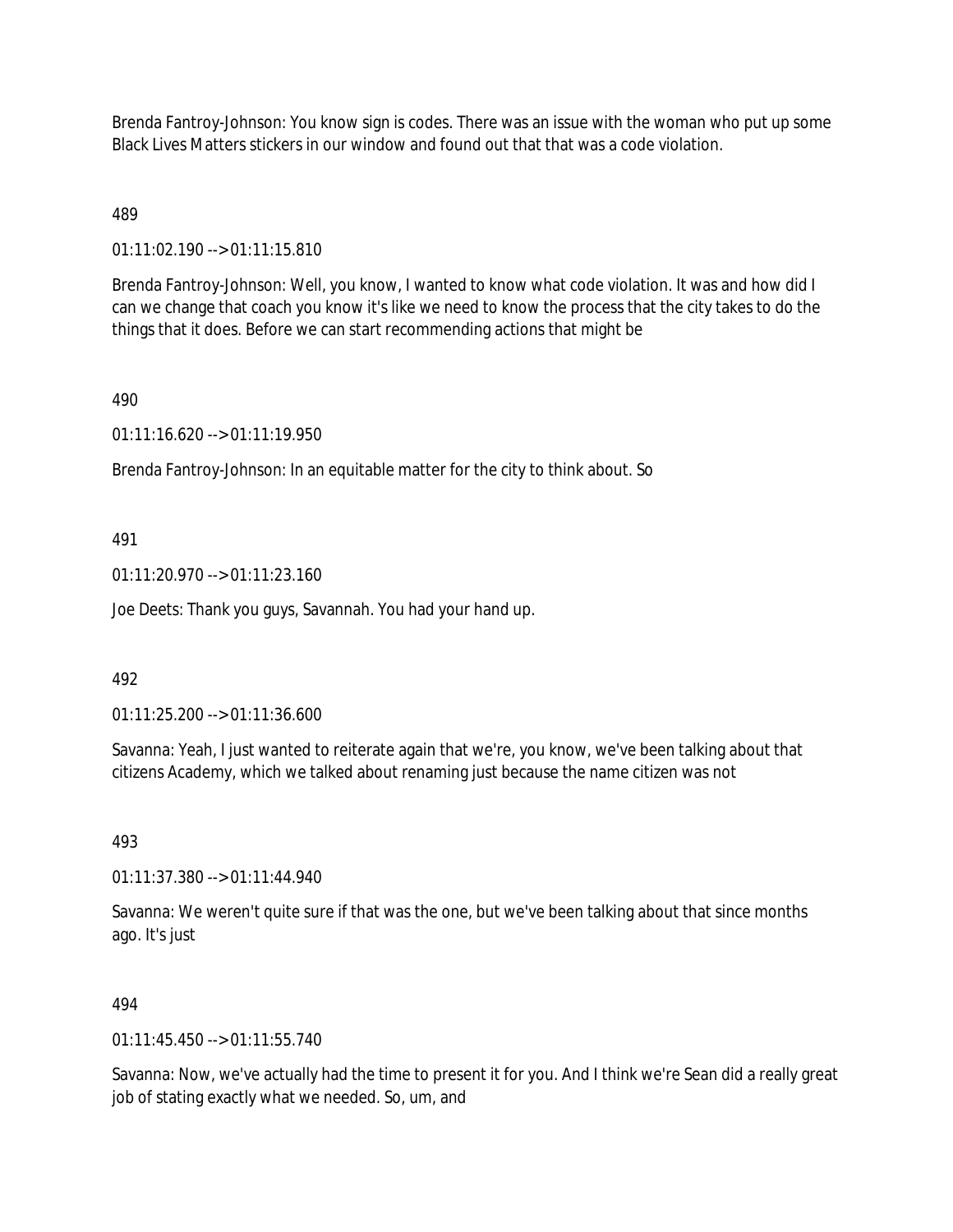Brenda Fantroy-Johnson: You know sign is codes. There was an issue with the woman who put up some Black Lives Matters stickers in our window and found out that that was a code violation.

489

01:11:02.190 --> 01:11:15.810

Brenda Fantroy-Johnson: Well, you know, I wanted to know what code violation. It was and how did I can we change that coach you know it's like we need to know the process that the city takes to do the things that it does. Before we can start recommending actions that might be

490

01:11:16.620 --> 01:11:19.950

Brenda Fantroy-Johnson: In an equitable matter for the city to think about. So

491

01:11:20.970 --> 01:11:23.160

Joe Deets: Thank you guys, Savannah. You had your hand up.

492

01:11:25.200 --> 01:11:36.600

Savanna: Yeah, I just wanted to reiterate again that we're, you know, we've been talking about that citizens Academy, which we talked about renaming just because the name citizen was not

493

01:11:37.380 --> 01:11:44.940

Savanna: We weren't quite sure if that was the one, but we've been talking about that since months ago. It's just

494

01:11:45.450 --> 01:11:55.740

Savanna: Now, we've actually had the time to present it for you. And I think we're Sean did a really great job of stating exactly what we needed. So, um, and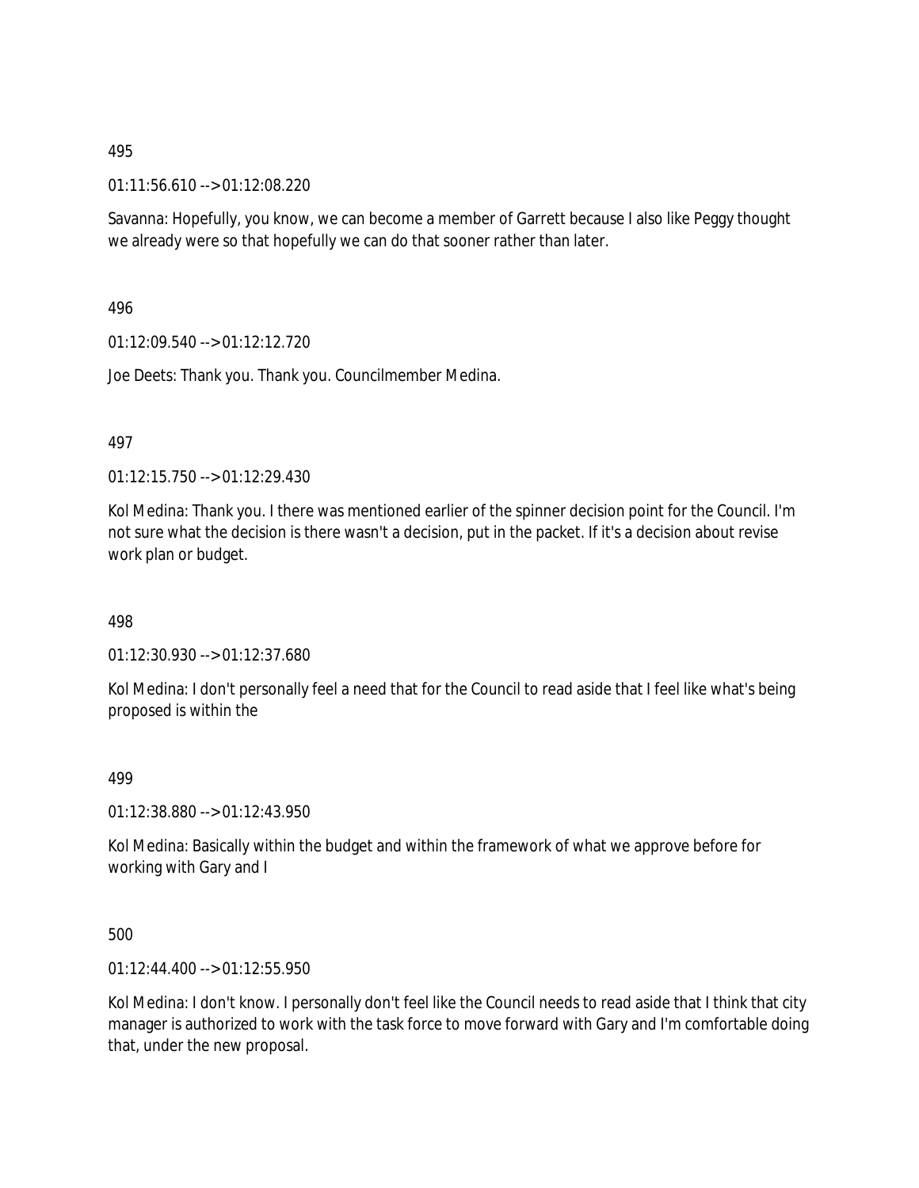495

01:11:56.610 --> 01:12:08.220

Savanna: Hopefully, you know, we can become a member of Garrett because I also like Peggy thought we already were so that hopefully we can do that sooner rather than later.

496

01:12:09.540 --> 01:12:12.720

Joe Deets: Thank you. Thank you. Councilmember Medina.

497

01:12:15.750 --> 01:12:29.430

Kol Medina: Thank you. I there was mentioned earlier of the spinner decision point for the Council. I'm not sure what the decision is there wasn't a decision, put in the packet. If it's a decision about revise work plan or budget.

498

01:12:30.930 --> 01:12:37.680

Kol Medina: I don't personally feel a need that for the Council to read aside that I feel like what's being proposed is within the

499

01:12:38.880 --> 01:12:43.950

Kol Medina: Basically within the budget and within the framework of what we approve before for working with Gary and I

500

01:12:44.400 --> 01:12:55.950

Kol Medina: I don't know. I personally don't feel like the Council needs to read aside that I think that city manager is authorized to work with the task force to move forward with Gary and I'm comfortable doing that, under the new proposal.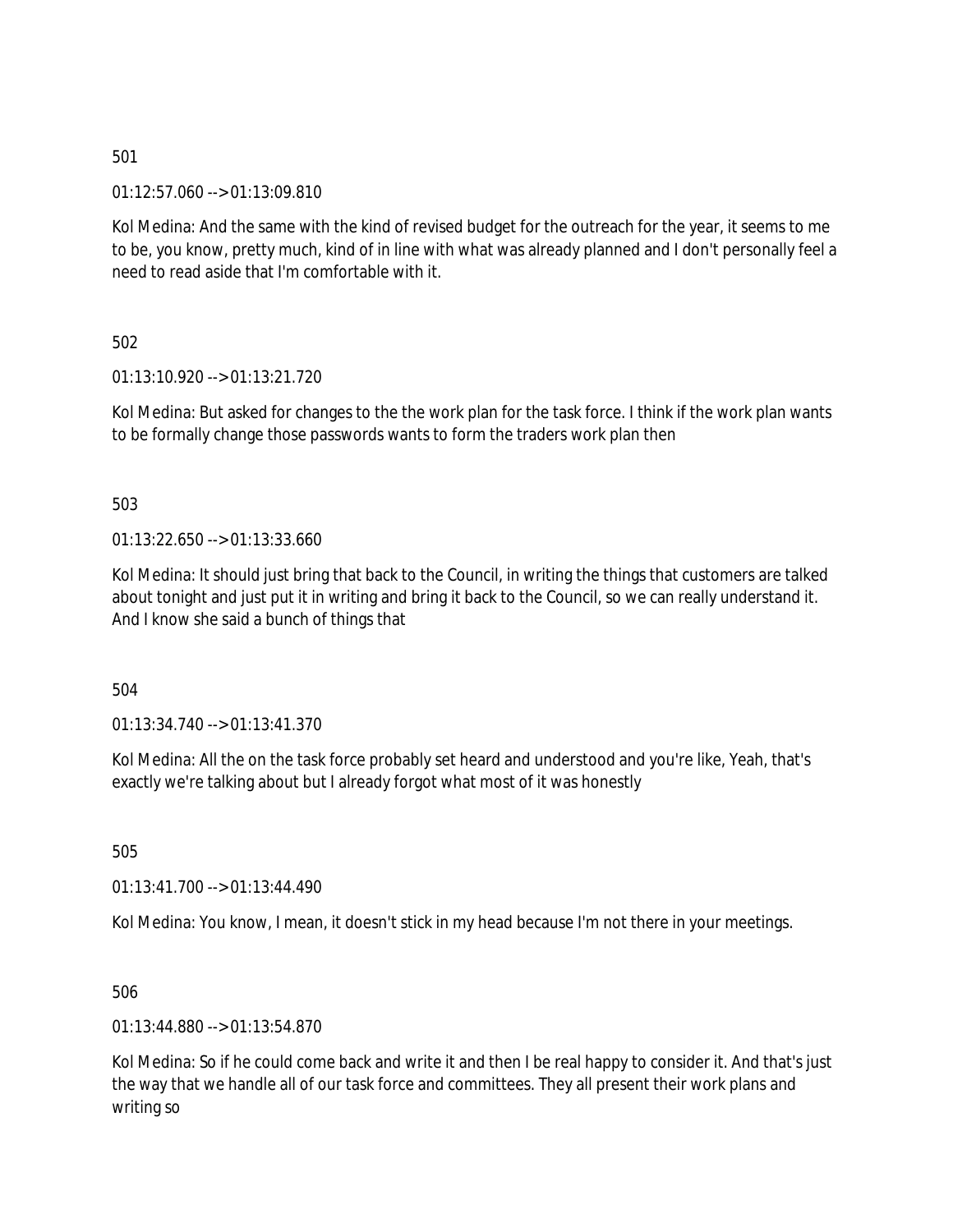501

01:12:57.060 --> 01:13:09.810

Kol Medina: And the same with the kind of revised budget for the outreach for the year, it seems to me to be, you know, pretty much, kind of in line with what was already planned and I don't personally feel a need to read aside that I'm comfortable with it.

502

01:13:10.920 --> 01:13:21.720

Kol Medina: But asked for changes to the the work plan for the task force. I think if the work plan wants to be formally change those passwords wants to form the traders work plan then

503

01:13:22.650 --> 01:13:33.660

Kol Medina: It should just bring that back to the Council, in writing the things that customers are talked about tonight and just put it in writing and bring it back to the Council, so we can really understand it. And I know she said a bunch of things that

504

01:13:34.740 --> 01:13:41.370

Kol Medina: All the on the task force probably set heard and understood and you're like, Yeah, that's exactly we're talking about but I already forgot what most of it was honestly

505

01:13:41.700 --> 01:13:44.490

Kol Medina: You know, I mean, it doesn't stick in my head because I'm not there in your meetings.

506

01:13:44.880 --> 01:13:54.870

Kol Medina: So if he could come back and write it and then I be real happy to consider it. And that's just the way that we handle all of our task force and committees. They all present their work plans and writing so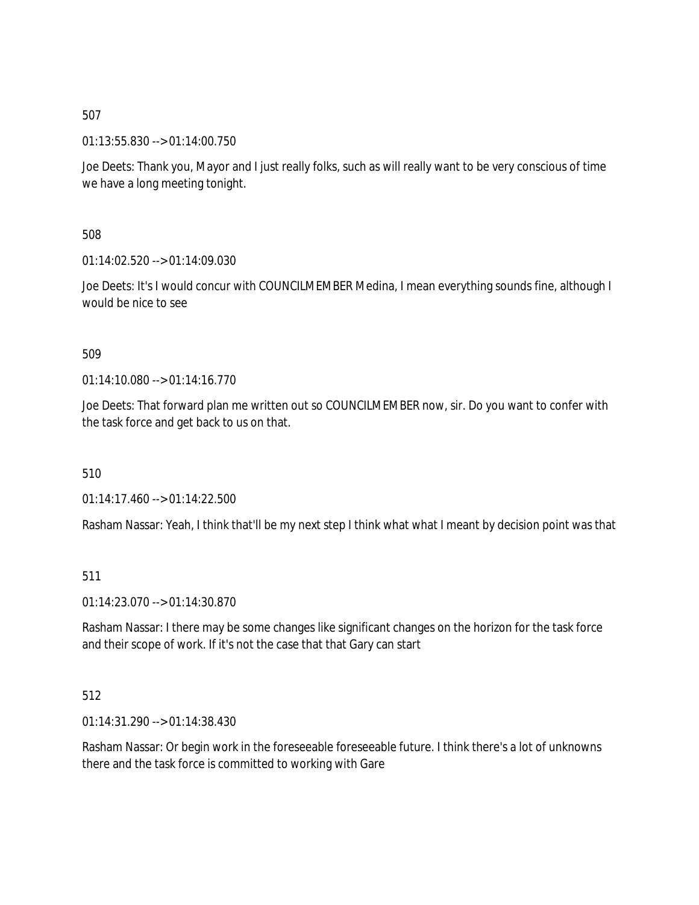507

01:13:55.830 --> 01:14:00.750

Joe Deets: Thank you, Mayor and I just really folks, such as will really want to be very conscious of time we have a long meeting tonight.

508

01:14:02.520 --> 01:14:09.030

Joe Deets: It's I would concur with COUNCILMEMBER Medina, I mean everything sounds fine, although I would be nice to see

509

01:14:10.080 --> 01:14:16.770

Joe Deets: That forward plan me written out so COUNCILMEMBER now, sir. Do you want to confer with the task force and get back to us on that.

510

01:14:17.460 --> 01:14:22.500

Rasham Nassar: Yeah, I think that'll be my next step I think what what I meant by decision point was that

511

01:14:23.070 --> 01:14:30.870

Rasham Nassar: I there may be some changes like significant changes on the horizon for the task force and their scope of work. If it's not the case that that Gary can start

512

01:14:31.290 --> 01:14:38.430

Rasham Nassar: Or begin work in the foreseeable foreseeable future. I think there's a lot of unknowns there and the task force is committed to working with Gare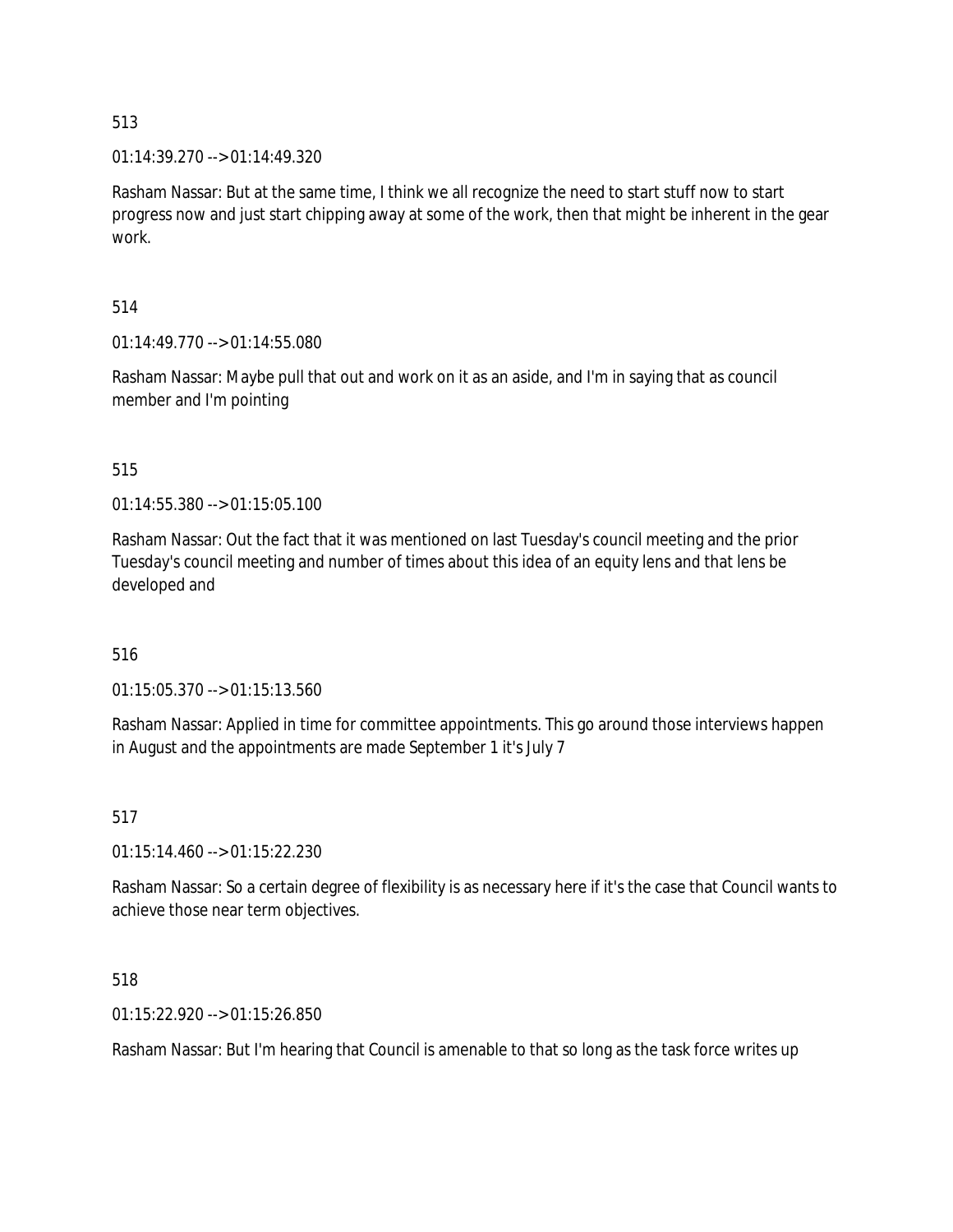513

01:14:39.270 --> 01:14:49.320

Rasham Nassar: But at the same time, I think we all recognize the need to start stuff now to start progress now and just start chipping away at some of the work, then that might be inherent in the gear work.

514

01:14:49.770 --> 01:14:55.080

Rasham Nassar: Maybe pull that out and work on it as an aside, and I'm in saying that as council member and I'm pointing

515

01:14:55.380 --> 01:15:05.100

Rasham Nassar: Out the fact that it was mentioned on last Tuesday's council meeting and the prior Tuesday's council meeting and number of times about this idea of an equity lens and that lens be developed and

516

01:15:05.370 --> 01:15:13.560

Rasham Nassar: Applied in time for committee appointments. This go around those interviews happen in August and the appointments are made September 1 it's July 7

517

01:15:14.460 --> 01:15:22.230

Rasham Nassar: So a certain degree of flexibility is as necessary here if it's the case that Council wants to achieve those near term objectives.

518

01:15:22.920 --> 01:15:26.850

Rasham Nassar: But I'm hearing that Council is amenable to that so long as the task force writes up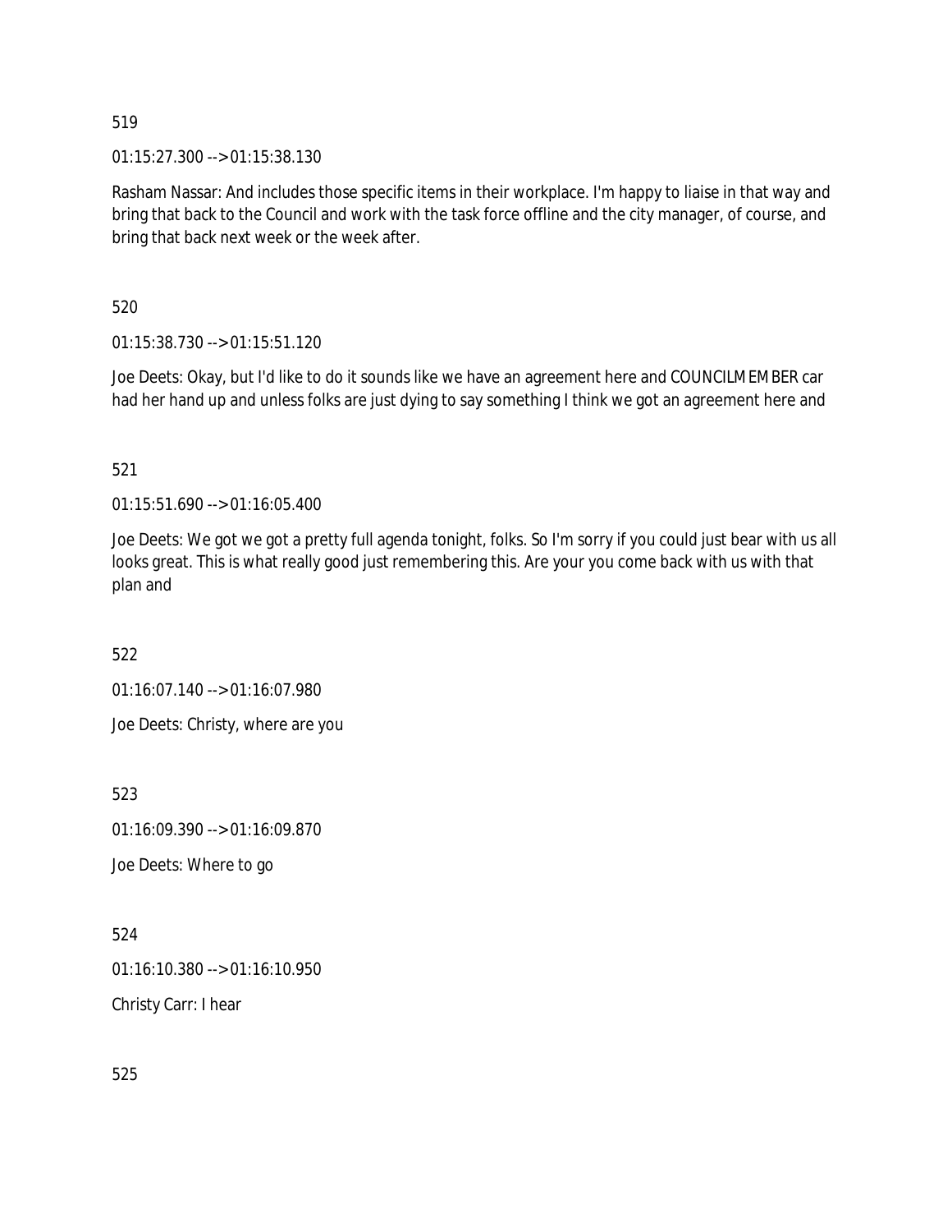519

01:15:27.300 --> 01:15:38.130

Rasham Nassar: And includes those specific items in their workplace. I'm happy to liaise in that way and bring that back to the Council and work with the task force offline and the city manager, of course, and bring that back next week or the week after.

520

01:15:38.730 --> 01:15:51.120

Joe Deets: Okay, but I'd like to do it sounds like we have an agreement here and COUNCILMEMBER car had her hand up and unless folks are just dying to say something I think we got an agreement here and

521

01:15:51.690 --> 01:16:05.400

Joe Deets: We got we got a pretty full agenda tonight, folks. So I'm sorry if you could just bear with us all looks great. This is what really good just remembering this. Are your you come back with us with that plan and

522

01:16:07.140 --> 01:16:07.980

Joe Deets: Christy, where are you

523

01:16:09.390 --> 01:16:09.870

Joe Deets: Where to go

524

01:16:10.380 --> 01:16:10.950

Christy Carr: I hear

525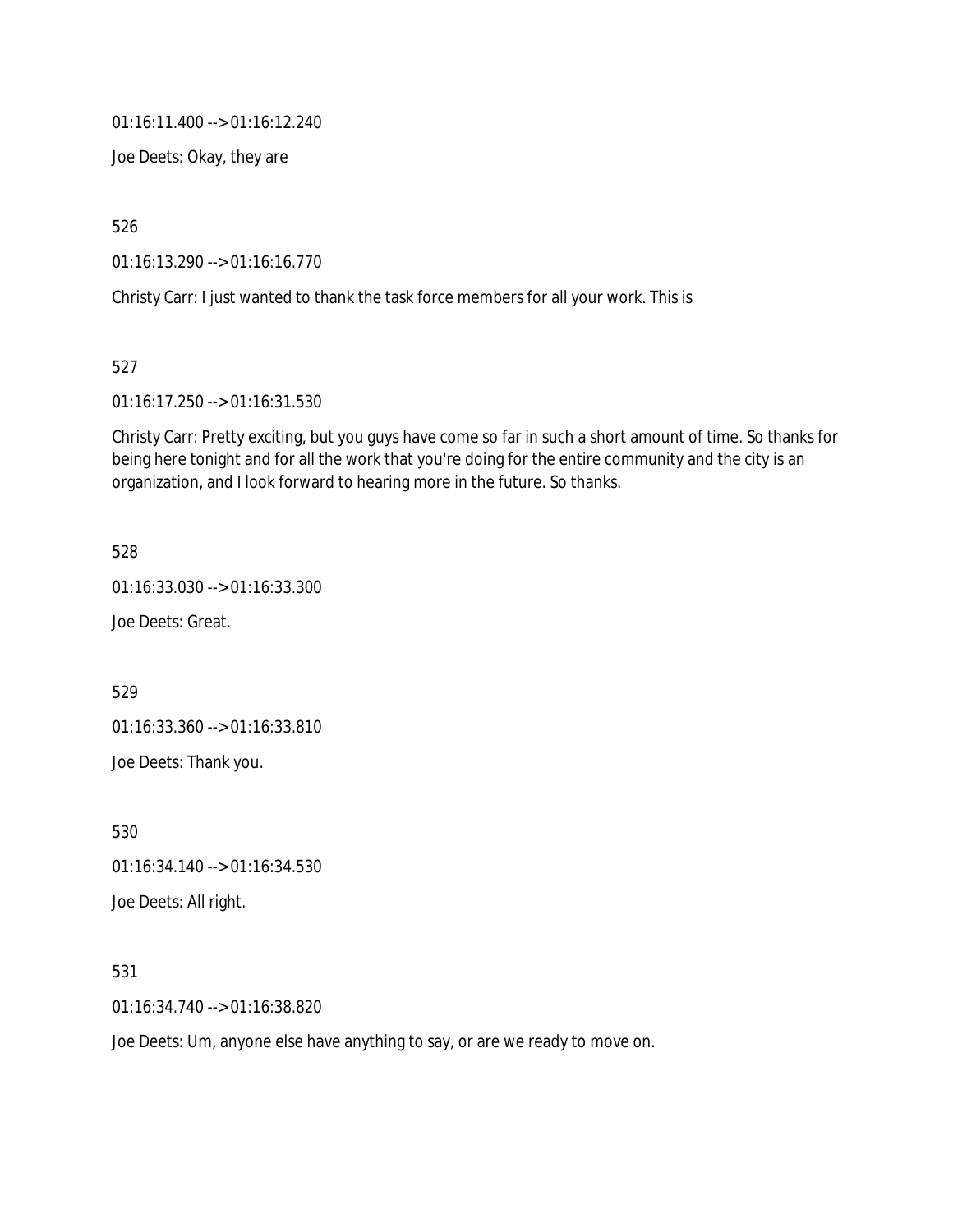01:16:11.400 --> 01:16:12.240

Joe Deets: Okay, they are

526

01:16:13.290 --> 01:16:16.770

Christy Carr: I just wanted to thank the task force members for all your work. This is

527

01:16:17.250 --> 01:16:31.530

Christy Carr: Pretty exciting, but you guys have come so far in such a short amount of time. So thanks for being here tonight and for all the work that you're doing for the entire community and the city is an organization, and I look forward to hearing more in the future. So thanks.

528

01:16:33.030 --> 01:16:33.300

Joe Deets: Great.

529

01:16:33.360 --> 01:16:33.810

Joe Deets: Thank you.

530

01:16:34.140 --> 01:16:34.530

Joe Deets: All right.

531

01:16:34.740 --> 01:16:38.820

Joe Deets: Um, anyone else have anything to say, or are we ready to move on.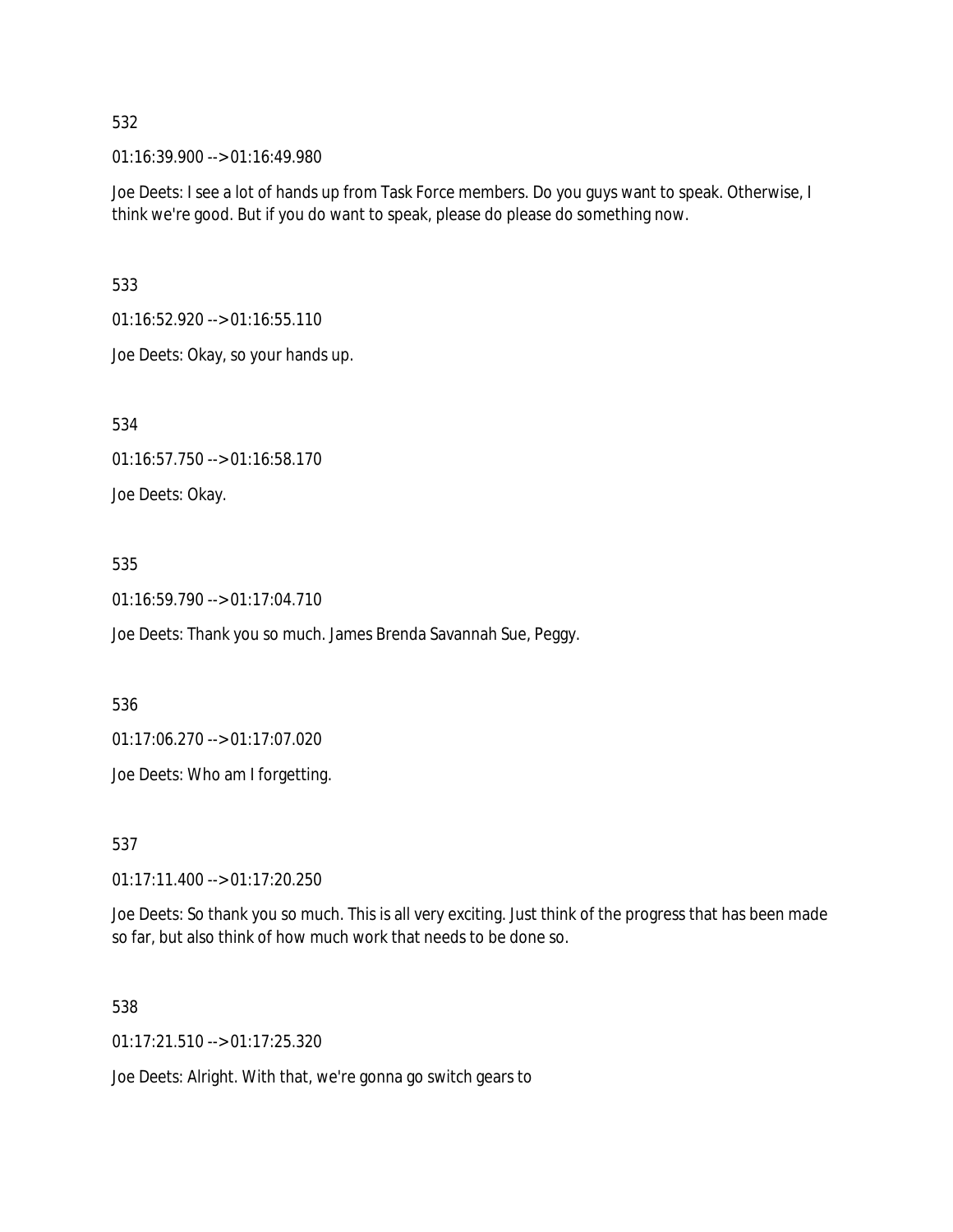532

01:16:39.900 --> 01:16:49.980

Joe Deets: I see a lot of hands up from Task Force members. Do you guys want to speak. Otherwise, I think we're good. But if you do want to speak, please do please do something now.

533

01:16:52.920 --> 01:16:55.110

Joe Deets: Okay, so your hands up.

534

01:16:57.750 --> 01:16:58.170

Joe Deets: Okay.

535

01:16:59.790 --> 01:17:04.710

Joe Deets: Thank you so much. James Brenda Savannah Sue, Peggy.

536

01:17:06.270 --> 01:17:07.020

Joe Deets: Who am I forgetting.

537

01:17:11.400 --> 01:17:20.250

Joe Deets: So thank you so much. This is all very exciting. Just think of the progress that has been made so far, but also think of how much work that needs to be done so.

538

01:17:21.510 --> 01:17:25.320

Joe Deets: Alright. With that, we're gonna go switch gears to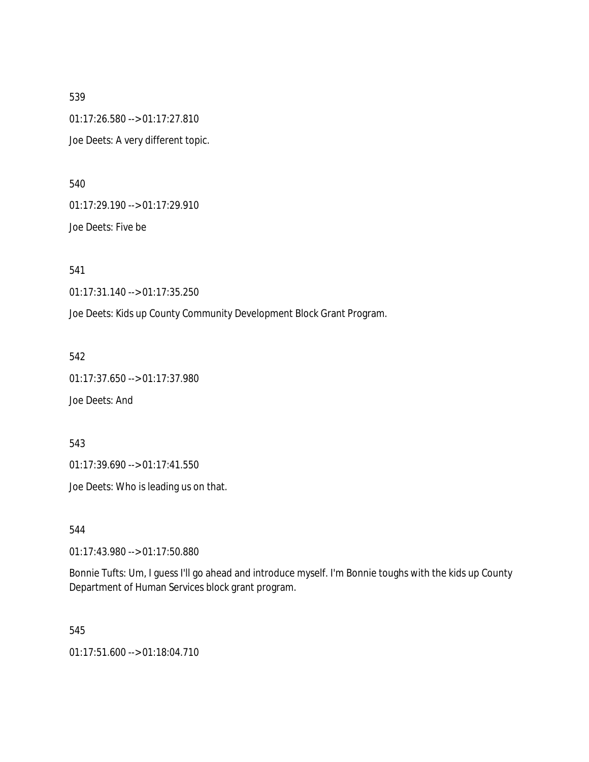539

01:17:26.580 --> 01:17:27.810

Joe Deets: A very different topic.

540

01:17:29.190 --> 01:17:29.910

Joe Deets: Five be

541

01:17:31.140 --> 01:17:35.250

Joe Deets: Kids up County Community Development Block Grant Program.

542

01:17:37.650 --> 01:17:37.980

Joe Deets: And

543

01:17:39.690 --> 01:17:41.550

Joe Deets: Who is leading us on that.

544

01:17:43.980 --> 01:17:50.880

Bonnie Tufts: Um, I guess I'll go ahead and introduce myself. I'm Bonnie toughs with the kids up County Department of Human Services block grant program.

545

01:17:51.600 --> 01:18:04.710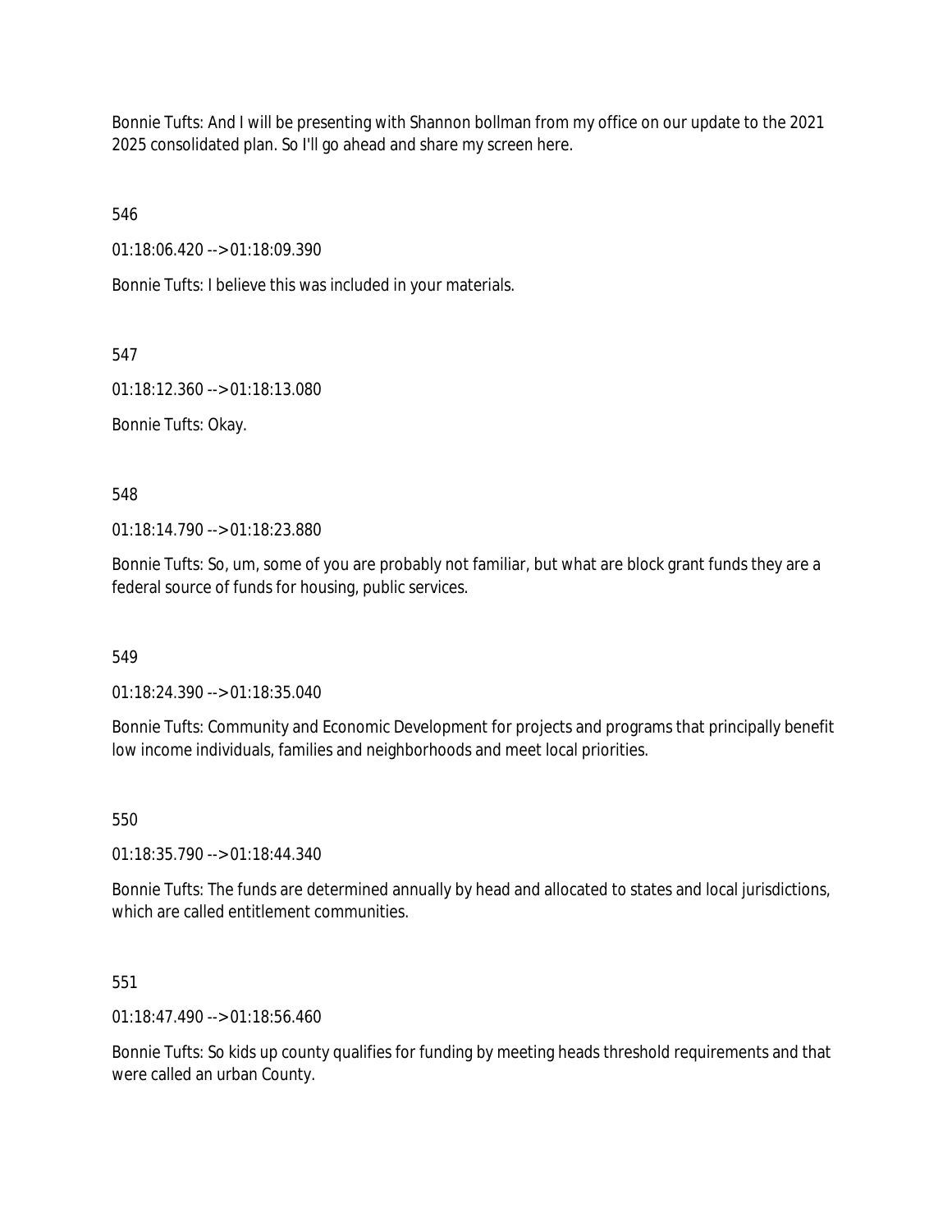Bonnie Tufts: And I will be presenting with Shannon bollman from my office on our update to the 2021 2025 consolidated plan. So I'll go ahead and share my screen here.

546

01:18:06.420 --> 01:18:09.390

Bonnie Tufts: I believe this was included in your materials.

547

01:18:12.360 --> 01:18:13.080

Bonnie Tufts: Okay.

548

01:18:14.790 --> 01:18:23.880

Bonnie Tufts: So, um, some of you are probably not familiar, but what are block grant funds they are a federal source of funds for housing, public services.

549

01:18:24.390 --> 01:18:35.040

Bonnie Tufts: Community and Economic Development for projects and programs that principally benefit low income individuals, families and neighborhoods and meet local priorities.

550

01:18:35.790 --> 01:18:44.340

Bonnie Tufts: The funds are determined annually by head and allocated to states and local jurisdictions, which are called entitlement communities.

551

01:18:47.490 --> 01:18:56.460

Bonnie Tufts: So kids up county qualifies for funding by meeting heads threshold requirements and that were called an urban County.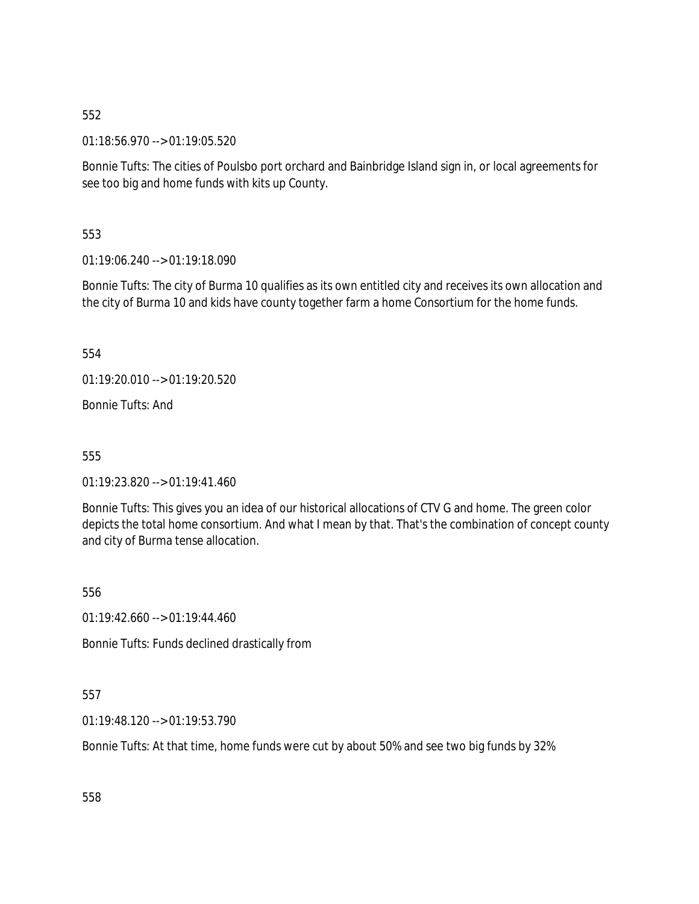552

01:18:56.970 --> 01:19:05.520

Bonnie Tufts: The cities of Poulsbo port orchard and Bainbridge Island sign in, or local agreements for see too big and home funds with kits up County.

553

01:19:06.240 --> 01:19:18.090

Bonnie Tufts: The city of Burma 10 qualifies as its own entitled city and receives its own allocation and the city of Burma 10 and kids have county together farm a home Consortium for the home funds.

554

01:19:20.010 --> 01:19:20.520

Bonnie Tufts: And

555

01:19:23.820 --> 01:19:41.460

Bonnie Tufts: This gives you an idea of our historical allocations of CTV G and home. The green color depicts the total home consortium. And what I mean by that. That's the combination of concept county and city of Burma tense allocation.

556

01:19:42.660 --> 01:19:44.460

Bonnie Tufts: Funds declined drastically from

557

01:19:48.120 --> 01:19:53.790

Bonnie Tufts: At that time, home funds were cut by about 50% and see two big funds by 32%

558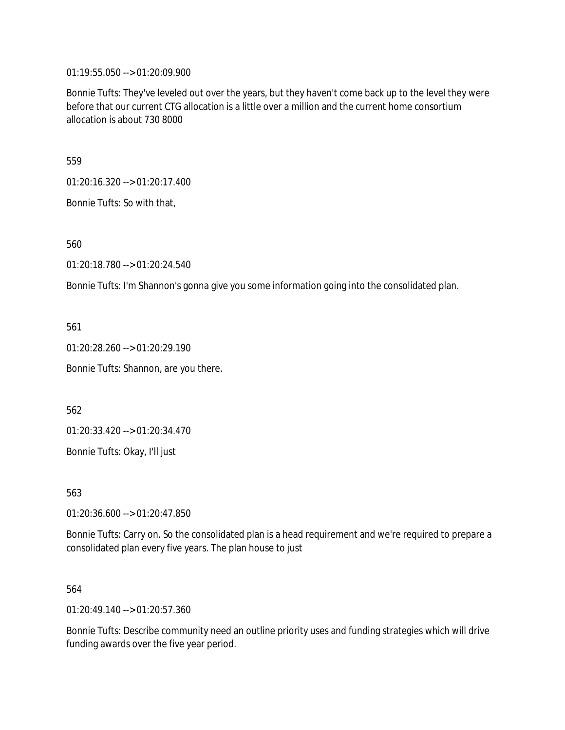01:19:55.050 --> 01:20:09.900

Bonnie Tufts: They've leveled out over the years, but they haven't come back up to the level they were before that our current CTG allocation is a little over a million and the current home consortium allocation is about 730 8000

559

01:20:16.320 --> 01:20:17.400

Bonnie Tufts: So with that,

560

01:20:18.780 --> 01:20:24.540

Bonnie Tufts: I'm Shannon's gonna give you some information going into the consolidated plan.

561

01:20:28.260 --> 01:20:29.190

Bonnie Tufts: Shannon, are you there.

562

01:20:33.420 --> 01:20:34.470

Bonnie Tufts: Okay, I'll just

563

01:20:36.600 --> 01:20:47.850

Bonnie Tufts: Carry on. So the consolidated plan is a head requirement and we're required to prepare a consolidated plan every five years. The plan house to just

564

01:20:49.140 --> 01:20:57.360

Bonnie Tufts: Describe community need an outline priority uses and funding strategies which will drive funding awards over the five year period.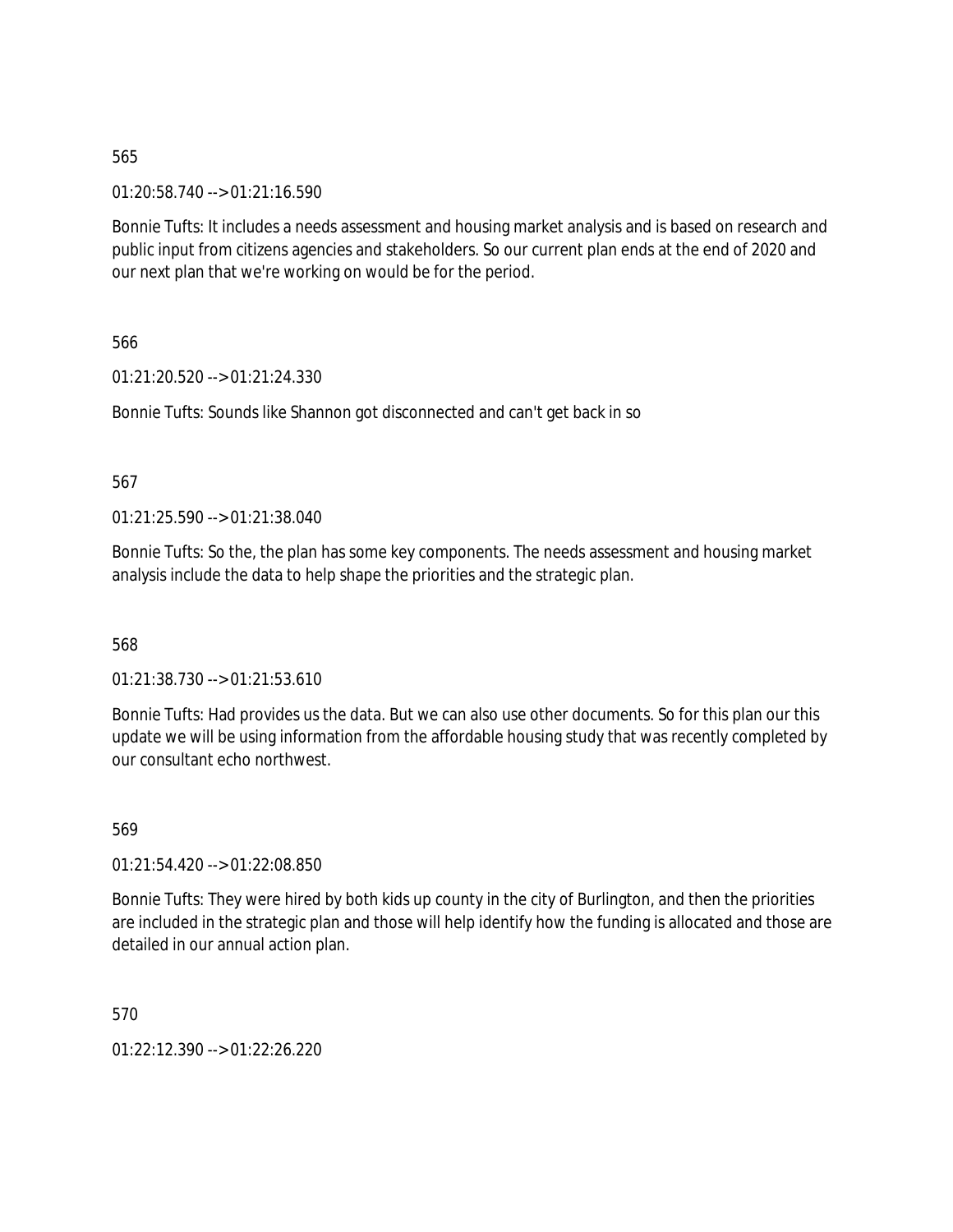565

01:20:58.740 --> 01:21:16.590

Bonnie Tufts: It includes a needs assessment and housing market analysis and is based on research and public input from citizens agencies and stakeholders. So our current plan ends at the end of 2020 and our next plan that we're working on would be for the period.

566

01:21:20.520 --> 01:21:24.330

Bonnie Tufts: Sounds like Shannon got disconnected and can't get back in so

567

01:21:25.590 --> 01:21:38.040

Bonnie Tufts: So the, the plan has some key components. The needs assessment and housing market analysis include the data to help shape the priorities and the strategic plan.

568

01:21:38.730 --> 01:21:53.610

Bonnie Tufts: Had provides us the data. But we can also use other documents. So for this plan our this update we will be using information from the affordable housing study that was recently completed by our consultant echo northwest.

569

01:21:54.420 --> 01:22:08.850

Bonnie Tufts: They were hired by both kids up county in the city of Burlington, and then the priorities are included in the strategic plan and those will help identify how the funding is allocated and those are detailed in our annual action plan.

570

01:22:12.390 --> 01:22:26.220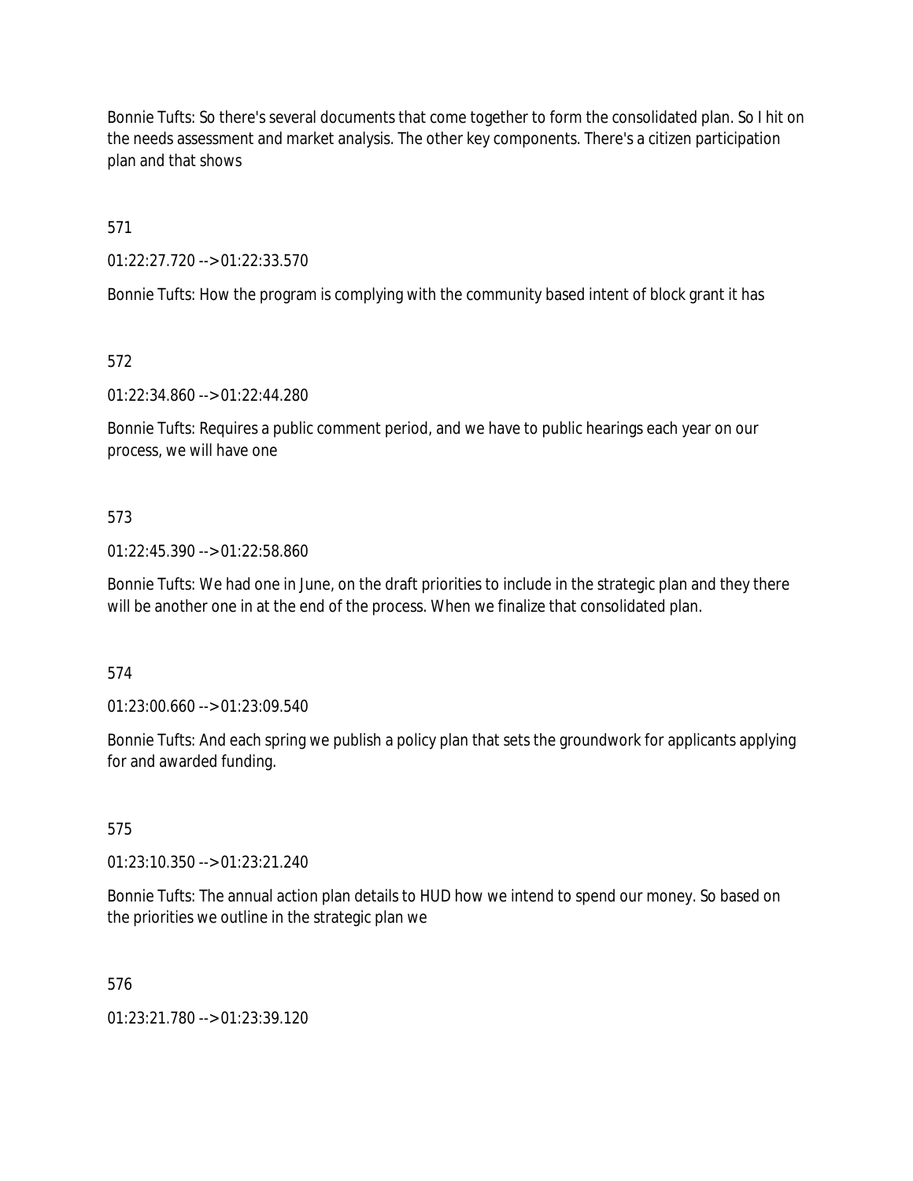Bonnie Tufts: So there's several documents that come together to form the consolidated plan. So I hit on the needs assessment and market analysis. The other key components. There's a citizen participation plan and that shows

571

01:22:27.720 --> 01:22:33.570

Bonnie Tufts: How the program is complying with the community based intent of block grant it has

572

01:22:34.860 --> 01:22:44.280

Bonnie Tufts: Requires a public comment period, and we have to public hearings each year on our process, we will have one

573

01:22:45.390 --> 01:22:58.860

Bonnie Tufts: We had one in June, on the draft priorities to include in the strategic plan and they there will be another one in at the end of the process. When we finalize that consolidated plan.

574

01:23:00.660 --> 01:23:09.540

Bonnie Tufts: And each spring we publish a policy plan that sets the groundwork for applicants applying for and awarded funding.

575

01:23:10.350 --> 01:23:21.240

Bonnie Tufts: The annual action plan details to HUD how we intend to spend our money. So based on the priorities we outline in the strategic plan we

576

01:23:21.780 --> 01:23:39.120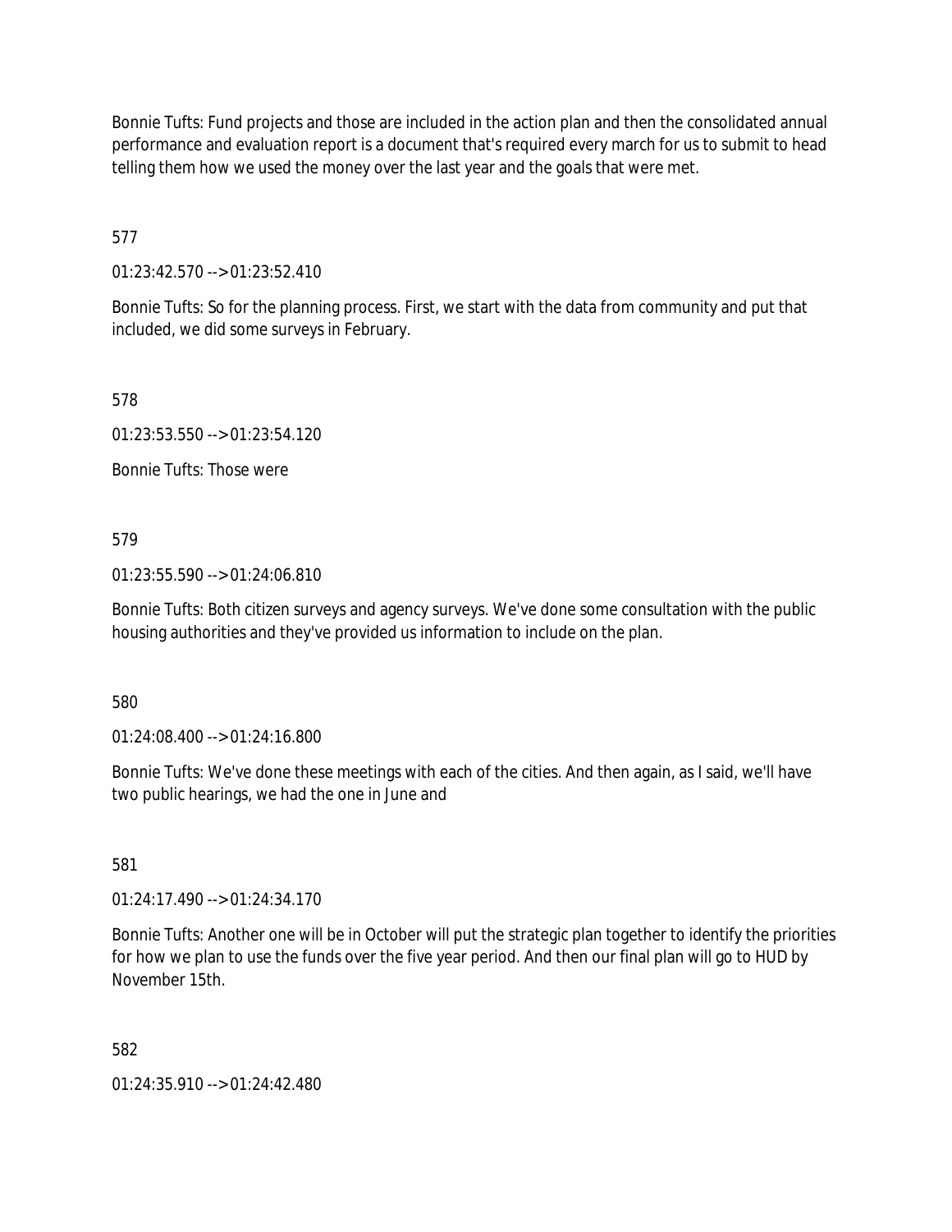Bonnie Tufts: Fund projects and those are included in the action plan and then the consolidated annual performance and evaluation report is a document that's required every march for us to submit to head telling them how we used the money over the last year and the goals that were met.

577

01:23:42.570 --> 01:23:52.410

Bonnie Tufts: So for the planning process. First, we start with the data from community and put that included, we did some surveys in February.

578

01:23:53.550 --> 01:23:54.120

Bonnie Tufts: Those were

579

01:23:55.590 --> 01:24:06.810

Bonnie Tufts: Both citizen surveys and agency surveys. We've done some consultation with the public housing authorities and they've provided us information to include on the plan.

580

01:24:08.400 --> 01:24:16.800

Bonnie Tufts: We've done these meetings with each of the cities. And then again, as I said, we'll have two public hearings, we had the one in June and

581

01:24:17.490 --> 01:24:34.170

Bonnie Tufts: Another one will be in October will put the strategic plan together to identify the priorities for how we plan to use the funds over the five year period. And then our final plan will go to HUD by November 15th.

582

01:24:35.910 --> 01:24:42.480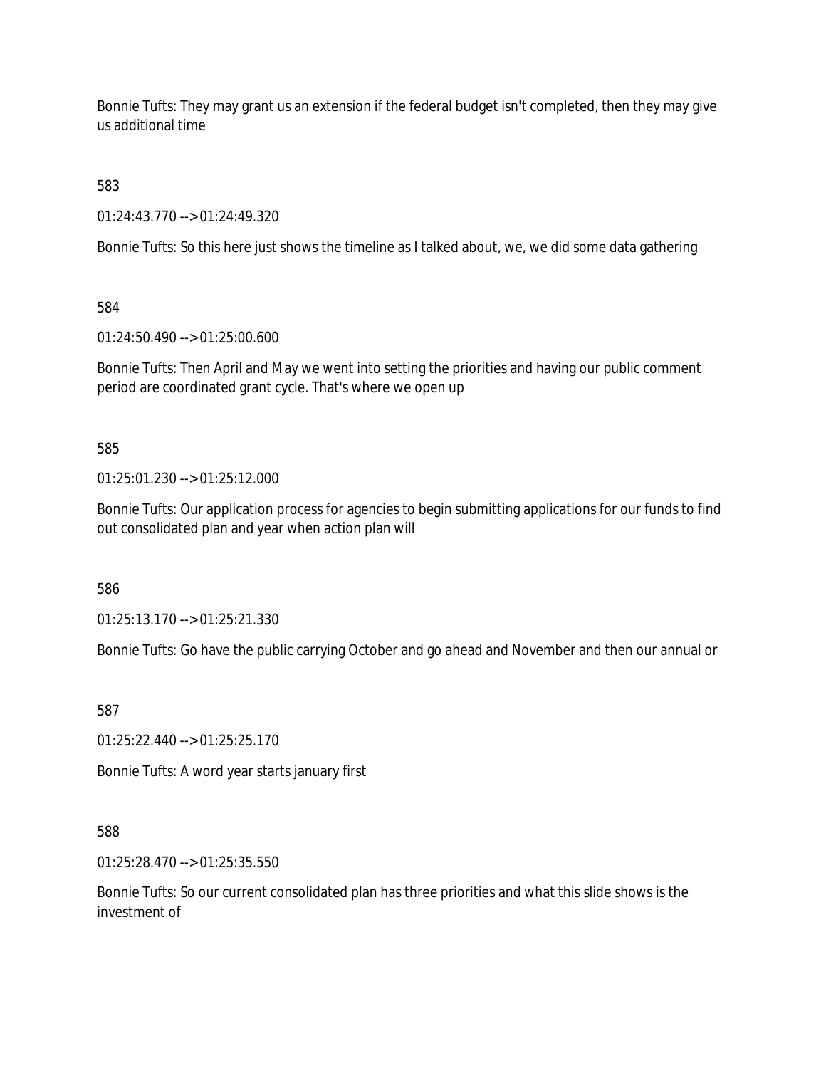Bonnie Tufts: They may grant us an extension if the federal budget isn't completed, then they may give us additional time

583

01:24:43.770 --> 01:24:49.320

Bonnie Tufts: So this here just shows the timeline as I talked about, we, we did some data gathering

584

01:24:50.490 --> 01:25:00.600

Bonnie Tufts: Then April and May we went into setting the priorities and having our public comment period are coordinated grant cycle. That's where we open up

585

01:25:01.230 --> 01:25:12.000

Bonnie Tufts: Our application process for agencies to begin submitting applications for our funds to find out consolidated plan and year when action plan will

586

01:25:13.170 --> 01:25:21.330

Bonnie Tufts: Go have the public carrying October and go ahead and November and then our annual or

587

01:25:22.440 --> 01:25:25.170

Bonnie Tufts: A word year starts january first

588

01:25:28.470 --> 01:25:35.550

Bonnie Tufts: So our current consolidated plan has three priorities and what this slide shows is the investment of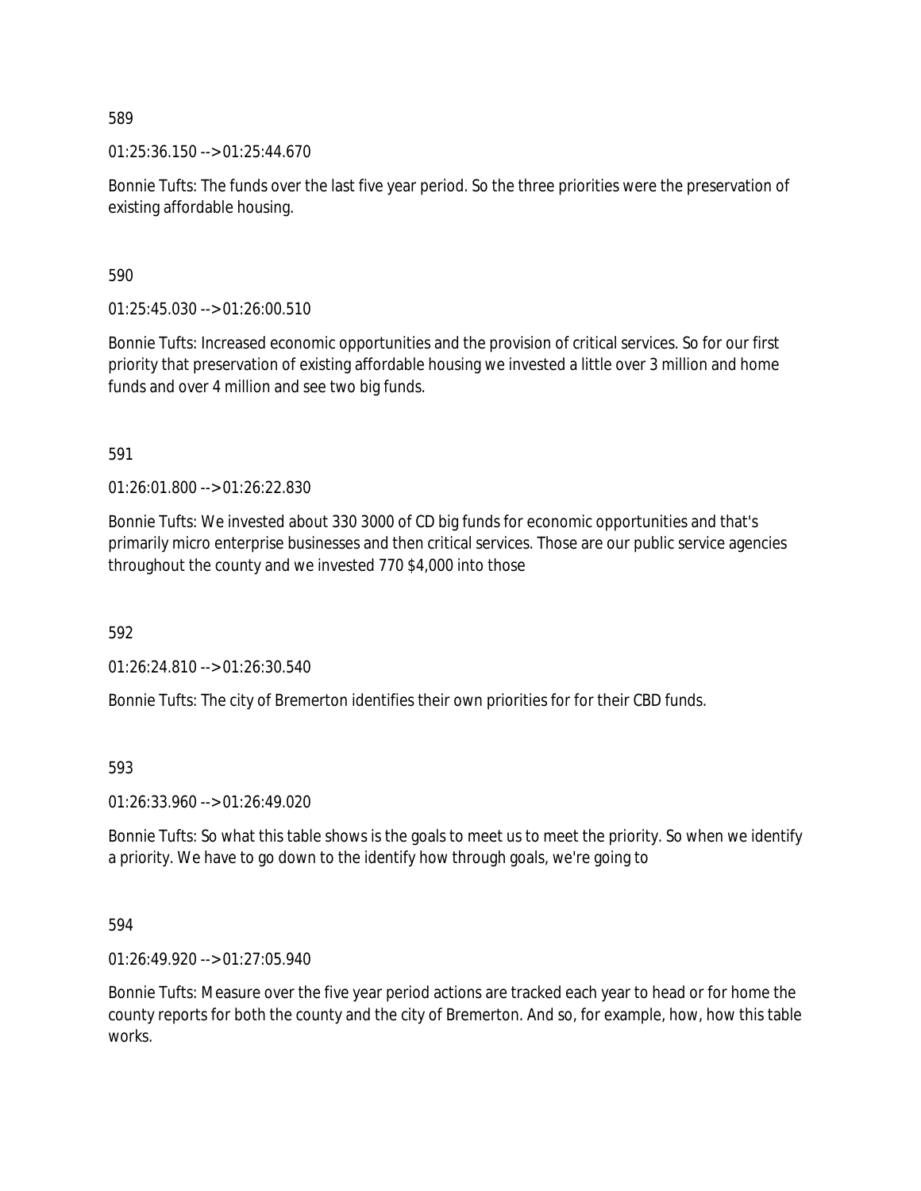589

01:25:36.150 --> 01:25:44.670

Bonnie Tufts: The funds over the last five year period. So the three priorities were the preservation of existing affordable housing.

590

01:25:45.030 --> 01:26:00.510

Bonnie Tufts: Increased economic opportunities and the provision of critical services. So for our first priority that preservation of existing affordable housing we invested a little over 3 million and home funds and over 4 million and see two big funds.

591

01:26:01.800 --> 01:26:22.830

Bonnie Tufts: We invested about 330 3000 of CD big funds for economic opportunities and that's primarily micro enterprise businesses and then critical services. Those are our public service agencies throughout the county and we invested 770 $4,000 into those

592

01:26:24.810 --> 01:26:30.540

Bonnie Tufts: The city of Bremerton identifies their own priorities for for their CBD funds.

593

01:26:33.960 --> 01:26:49.020

Bonnie Tufts: So what this table shows is the goals to meet us to meet the priority. So when we identify a priority. We have to go down to the identify how through goals, we're going to

594

01:26:49.920 --> 01:27:05.940

Bonnie Tufts: Measure over the five year period actions are tracked each year to head or for home the county reports for both the county and the city of Bremerton. And so, for example, how, how this table works.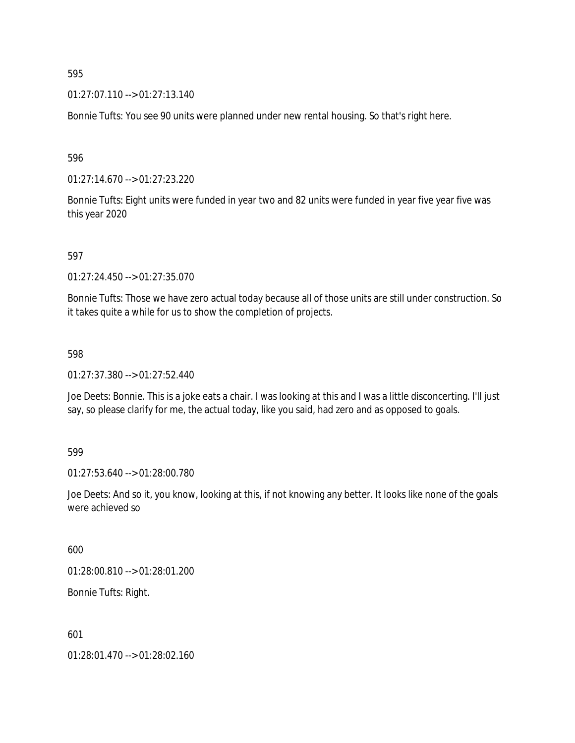595

01:27:07.110 --> 01:27:13.140

Bonnie Tufts: You see 90 units were planned under new rental housing. So that's right here.

596

01:27:14.670 --> 01:27:23.220

Bonnie Tufts: Eight units were funded in year two and 82 units were funded in year five year five was this year 2020

597

01:27:24.450 --> 01:27:35.070

Bonnie Tufts: Those we have zero actual today because all of those units are still under construction. So it takes quite a while for us to show the completion of projects.

598

01:27:37.380 --> 01:27:52.440

Joe Deets: Bonnie. This is a joke eats a chair. I was looking at this and I was a little disconcerting. I'll just say, so please clarify for me, the actual today, like you said, had zero and as opposed to goals.

599

01:27:53.640 --> 01:28:00.780

Joe Deets: And so it, you know, looking at this, if not knowing any better. It looks like none of the goals were achieved so

600

01:28:00.810 --> 01:28:01.200

Bonnie Tufts: Right.

601

01:28:01.470 --> 01:28:02.160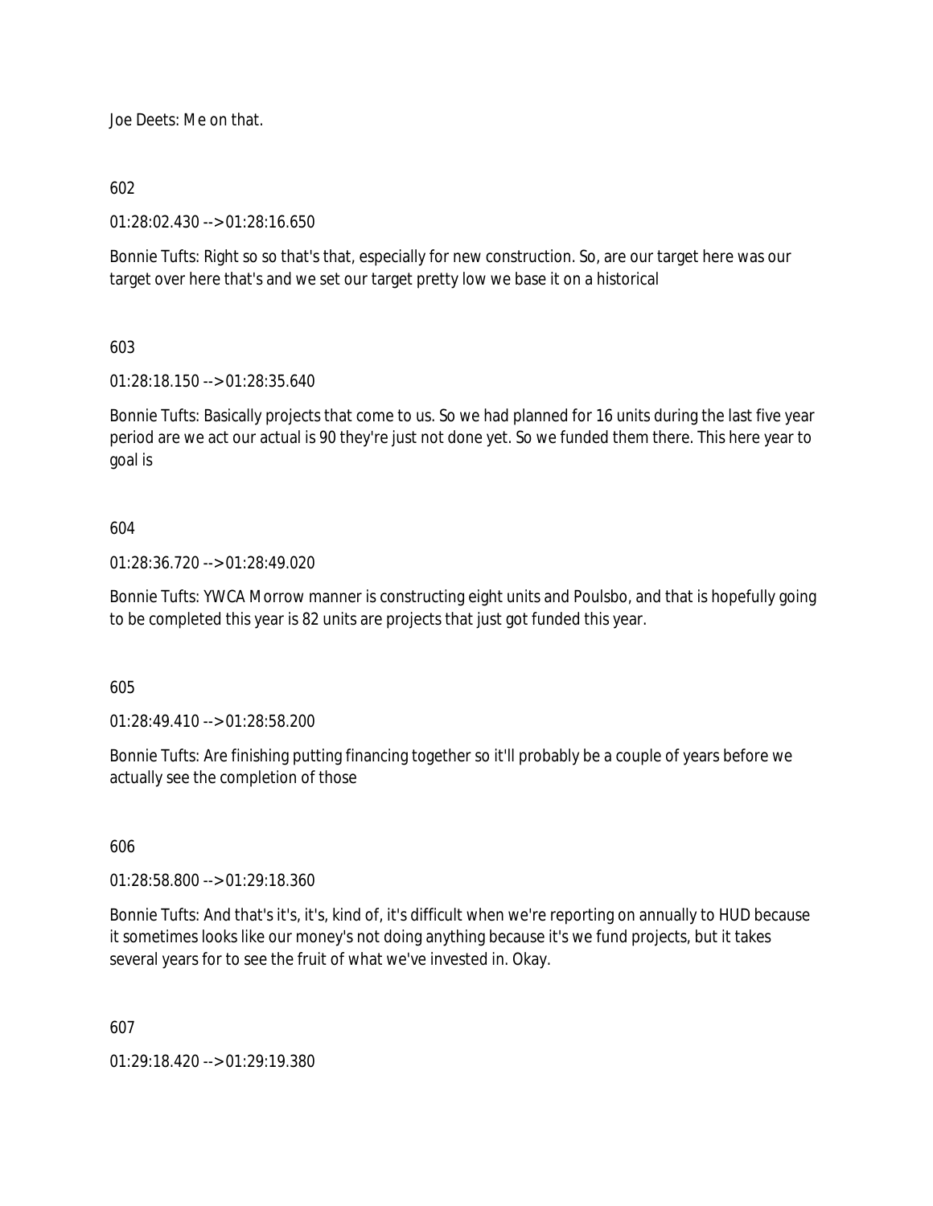Joe Deets: Me on that.

602

01:28:02.430 --> 01:28:16.650

Bonnie Tufts: Right so so that's that, especially for new construction. So, are our target here was our target over here that's and we set our target pretty low we base it on a historical

603

01:28:18.150 --> 01:28:35.640

Bonnie Tufts: Basically projects that come to us. So we had planned for 16 units during the last five year period are we act our actual is 90 they're just not done yet. So we funded them there. This here year to goal is

604

01:28:36.720 --> 01:28:49.020

Bonnie Tufts: YWCA Morrow manner is constructing eight units and Poulsbo, and that is hopefully going to be completed this year is 82 units are projects that just got funded this year.

605

01:28:49.410 --> 01:28:58.200

Bonnie Tufts: Are finishing putting financing together so it'll probably be a couple of years before we actually see the completion of those

606

01:28:58.800 --> 01:29:18.360

Bonnie Tufts: And that's it's, it's, kind of, it's difficult when we're reporting on annually to HUD because it sometimes looks like our money's not doing anything because it's we fund projects, but it takes several years for to see the fruit of what we've invested in. Okay.

607

01:29:18.420 --> 01:29:19.380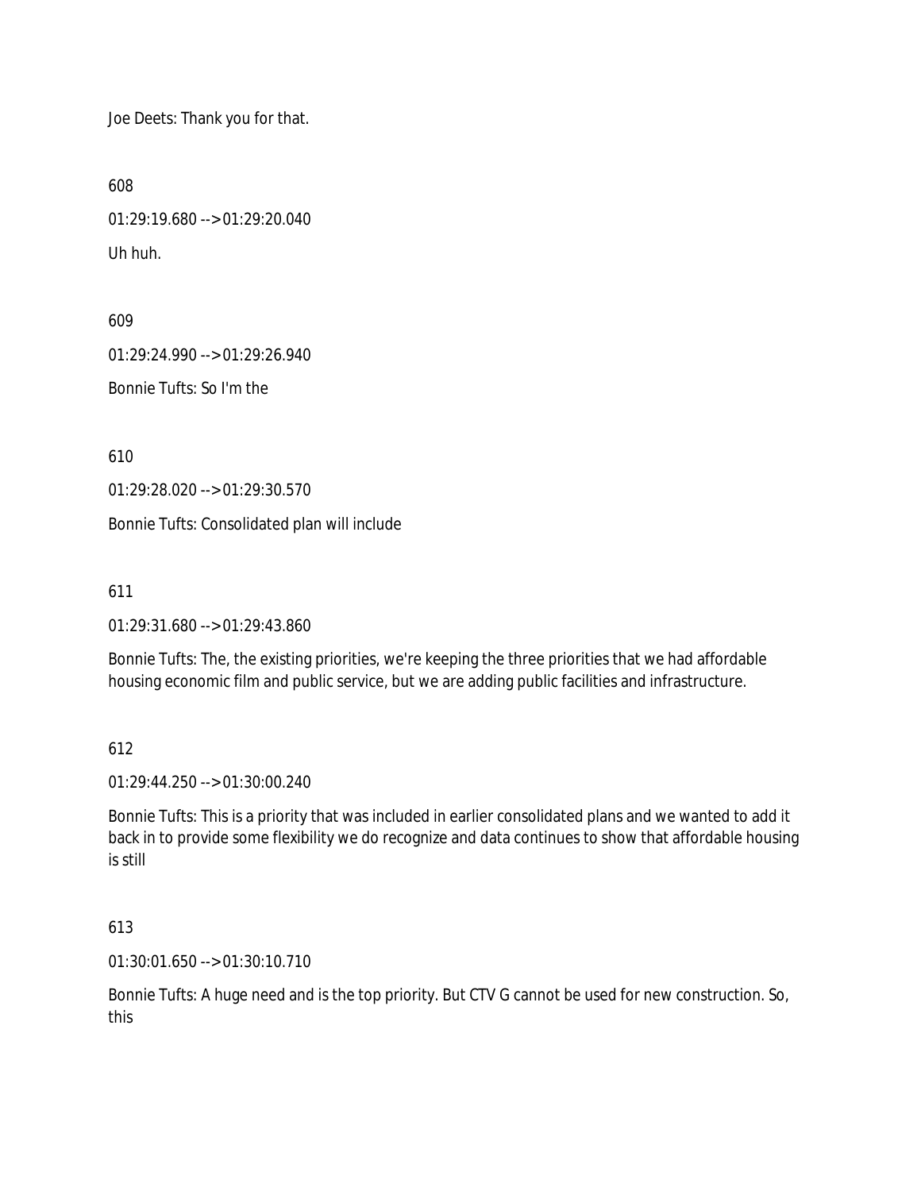Joe Deets: Thank you for that.

608

01:29:19.680 --> 01:29:20.040

Uh huh.

609

01:29:24.990 --> 01:29:26.940

Bonnie Tufts: So I'm the

610

01:29:28.020 --> 01:29:30.570

Bonnie Tufts: Consolidated plan will include

611

01:29:31.680 --> 01:29:43.860

Bonnie Tufts: The, the existing priorities, we're keeping the three priorities that we had affordable housing economic film and public service, but we are adding public facilities and infrastructure.

612

01:29:44.250 --> 01:30:00.240

Bonnie Tufts: This is a priority that was included in earlier consolidated plans and we wanted to add it back in to provide some flexibility we do recognize and data continues to show that affordable housing is still

613

01:30:01.650 --> 01:30:10.710

Bonnie Tufts: A huge need and is the top priority. But CTV G cannot be used for new construction. So, this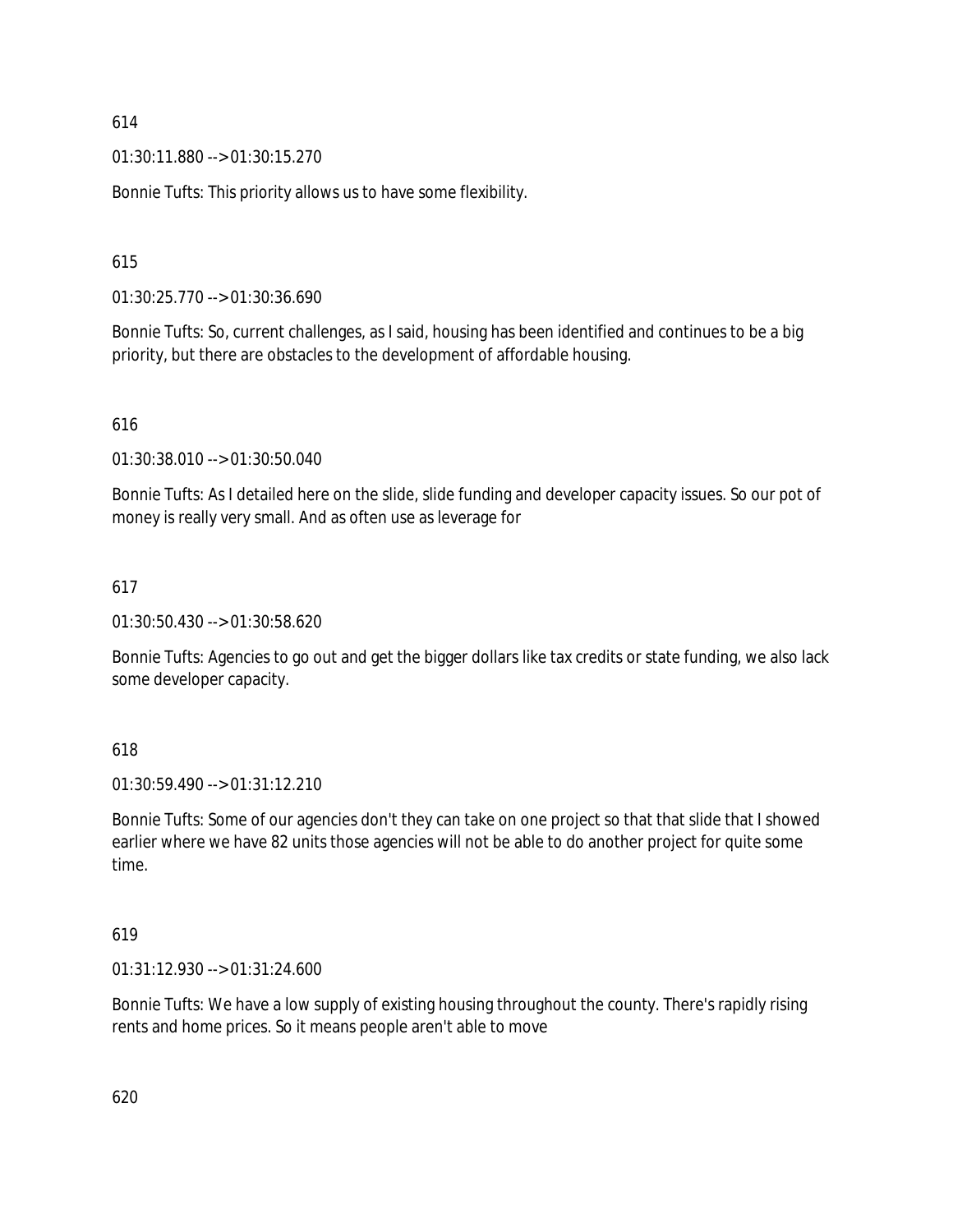614

01:30:11.880 --> 01:30:15.270

Bonnie Tufts: This priority allows us to have some flexibility.

615

01:30:25.770 --> 01:30:36.690

Bonnie Tufts: So, current challenges, as I said, housing has been identified and continues to be a big priority, but there are obstacles to the development of affordable housing.

616

01:30:38.010 --> 01:30:50.040

Bonnie Tufts: As I detailed here on the slide, slide funding and developer capacity issues. So our pot of money is really very small. And as often use as leverage for

617

01:30:50.430 --> 01:30:58.620

Bonnie Tufts: Agencies to go out and get the bigger dollars like tax credits or state funding, we also lack some developer capacity.

618

01:30:59.490 --> 01:31:12.210

Bonnie Tufts: Some of our agencies don't they can take on one project so that that slide that I showed earlier where we have 82 units those agencies will not be able to do another project for quite some time.

619

01:31:12.930 --> 01:31:24.600

Bonnie Tufts: We have a low supply of existing housing throughout the county. There's rapidly rising rents and home prices. So it means people aren't able to move

620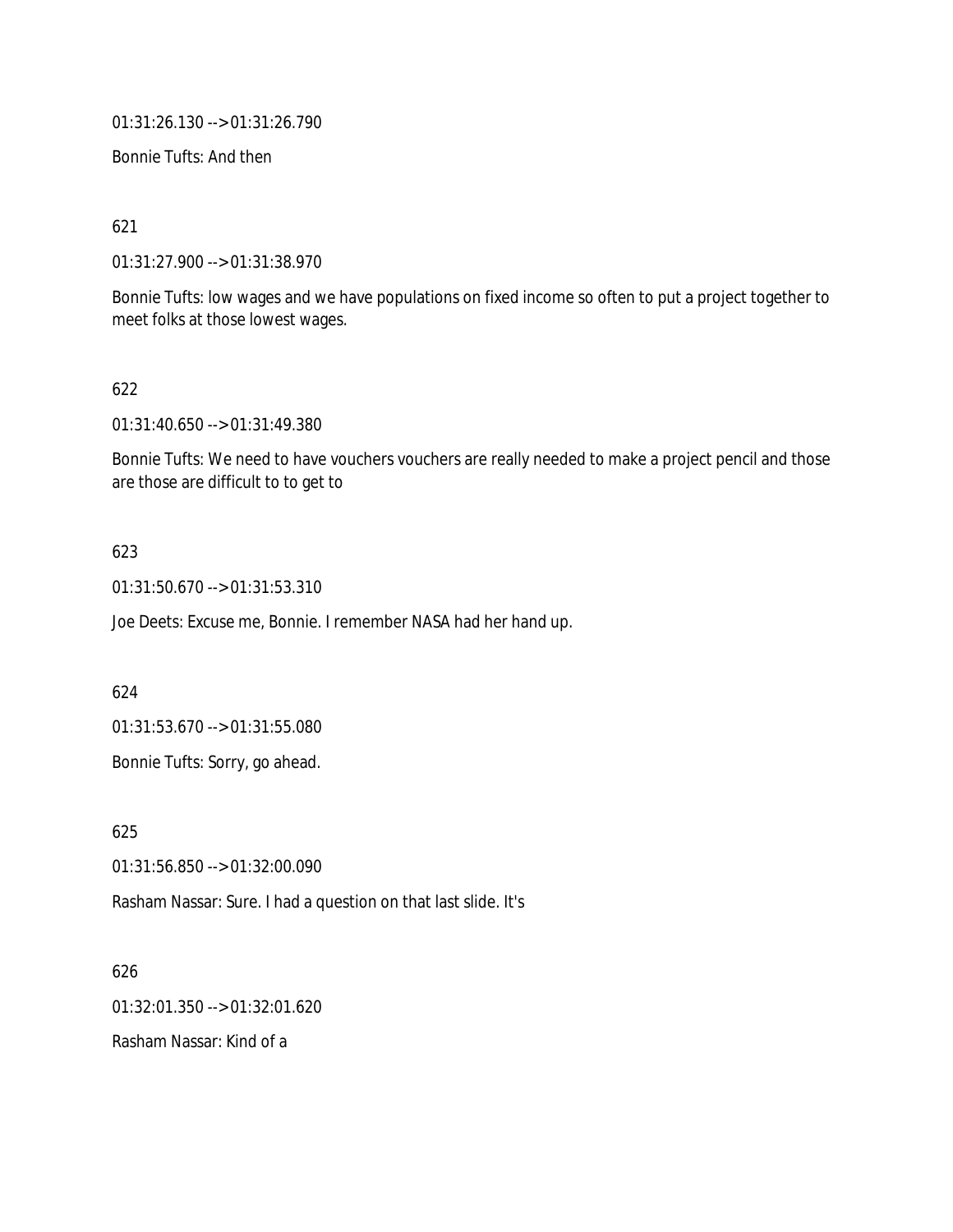01:31:26.130 --> 01:31:26.790

Bonnie Tufts: And then

621

01:31:27.900 --> 01:31:38.970

Bonnie Tufts: low wages and we have populations on fixed income so often to put a project together to meet folks at those lowest wages.

622

01:31:40.650 --> 01:31:49.380

Bonnie Tufts: We need to have vouchers vouchers are really needed to make a project pencil and those are those are difficult to to get to

623

01:31:50.670 --> 01:31:53.310

Joe Deets: Excuse me, Bonnie. I remember NASA had her hand up.

624

01:31:53.670 --> 01:31:55.080

Bonnie Tufts: Sorry, go ahead.

625

01:31:56.850 --> 01:32:00.090

Rasham Nassar: Sure. I had a question on that last slide. It's

626

01:32:01.350 --> 01:32:01.620

Rasham Nassar: Kind of a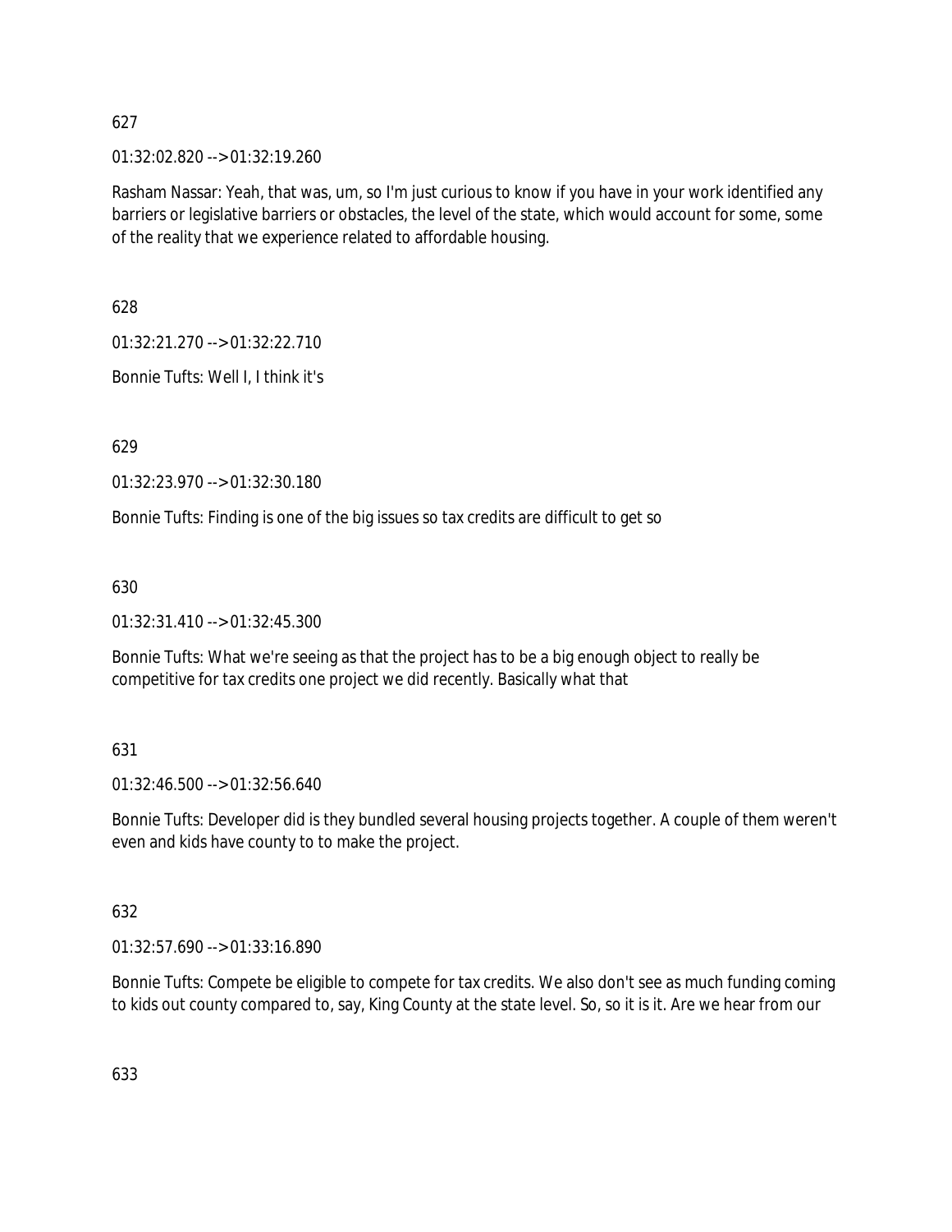627

01:32:02.820 --> 01:32:19.260

Rasham Nassar: Yeah, that was, um, so I'm just curious to know if you have in your work identified any barriers or legislative barriers or obstacles, the level of the state, which would account for some, some of the reality that we experience related to affordable housing.

628

01:32:21.270 --> 01:32:22.710

Bonnie Tufts: Well I, I think it's

629

01:32:23.970 --> 01:32:30.180

Bonnie Tufts: Finding is one of the big issues so tax credits are difficult to get so

630

01:32:31.410 --> 01:32:45.300

Bonnie Tufts: What we're seeing as that the project has to be a big enough object to really be competitive for tax credits one project we did recently. Basically what that

631

01:32:46.500 --> 01:32:56.640

Bonnie Tufts: Developer did is they bundled several housing projects together. A couple of them weren't even and kids have county to to make the project.

632

01:32:57.690 --> 01:33:16.890

Bonnie Tufts: Compete be eligible to compete for tax credits. We also don't see as much funding coming to kids out county compared to, say, King County at the state level. So, so it is it. Are we hear from our

633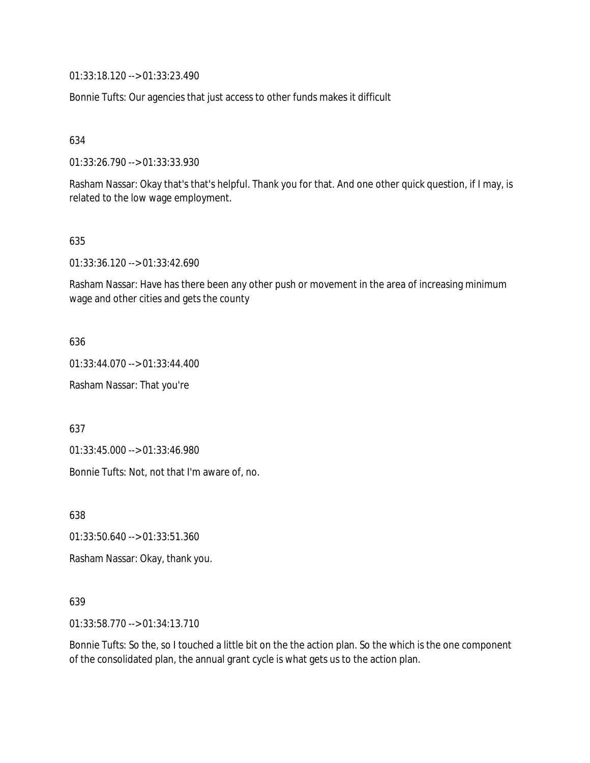01:33:18.120 --> 01:33:23.490

Bonnie Tufts: Our agencies that just access to other funds makes it difficult

634

01:33:26.790 --> 01:33:33.930

Rasham Nassar: Okay that's that's helpful. Thank you for that. And one other quick question, if I may, is related to the low wage employment.

635

01:33:36.120 --> 01:33:42.690

Rasham Nassar: Have has there been any other push or movement in the area of increasing minimum wage and other cities and gets the county

636

01:33:44.070 --> 01:33:44.400

Rasham Nassar: That you're

637

01:33:45.000 --> 01:33:46.980

Bonnie Tufts: Not, not that I'm aware of, no.

638

01:33:50.640 --> 01:33:51.360

Rasham Nassar: Okay, thank you.

639

01:33:58.770 --> 01:34:13.710

Bonnie Tufts: So the, so I touched a little bit on the the action plan. So the which is the one component of the consolidated plan, the annual grant cycle is what gets us to the action plan.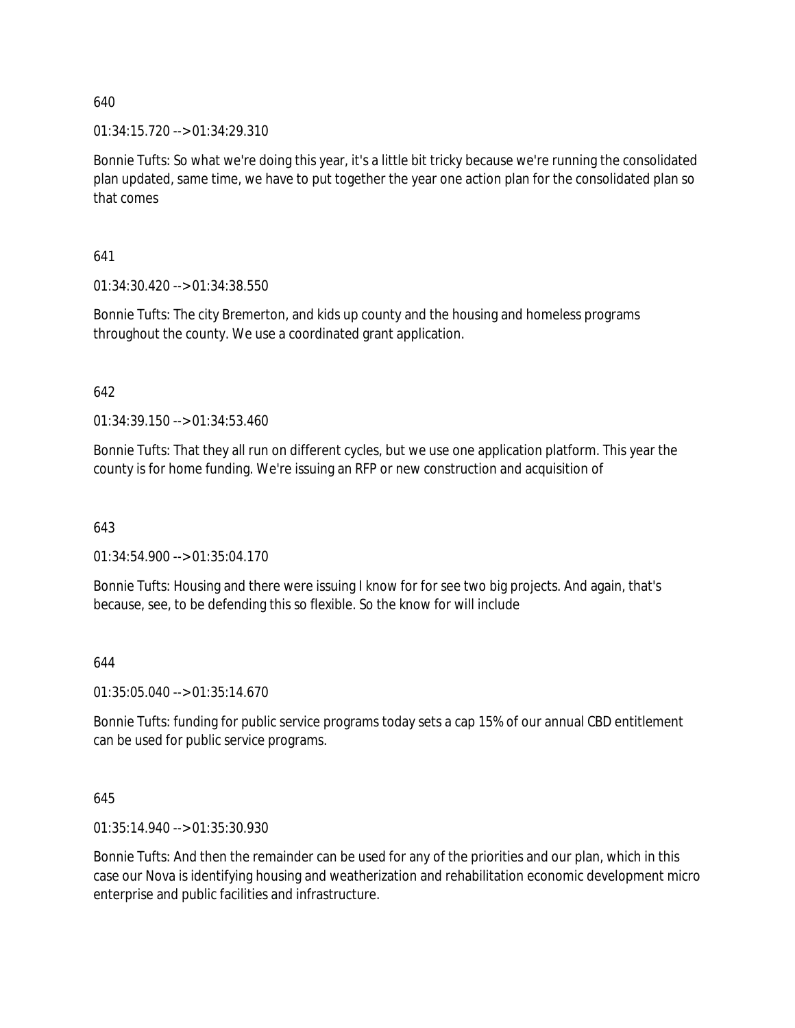640

01:34:15.720 --> 01:34:29.310

Bonnie Tufts: So what we're doing this year, it's a little bit tricky because we're running the consolidated plan updated, same time, we have to put together the year one action plan for the consolidated plan so that comes

641

01:34:30.420 --> 01:34:38.550

Bonnie Tufts: The city Bremerton, and kids up county and the housing and homeless programs throughout the county. We use a coordinated grant application.

642

01:34:39.150 --> 01:34:53.460

Bonnie Tufts: That they all run on different cycles, but we use one application platform. This year the county is for home funding. We're issuing an RFP or new construction and acquisition of

643

01:34:54.900 --> 01:35:04.170

Bonnie Tufts: Housing and there were issuing I know for for see two big projects. And again, that's because, see, to be defending this so flexible. So the know for will include

644

01:35:05.040 --> 01:35:14.670

Bonnie Tufts: funding for public service programs today sets a cap 15% of our annual CBD entitlement can be used for public service programs.

645

01:35:14.940 --> 01:35:30.930

Bonnie Tufts: And then the remainder can be used for any of the priorities and our plan, which in this case our Nova is identifying housing and weatherization and rehabilitation economic development micro enterprise and public facilities and infrastructure.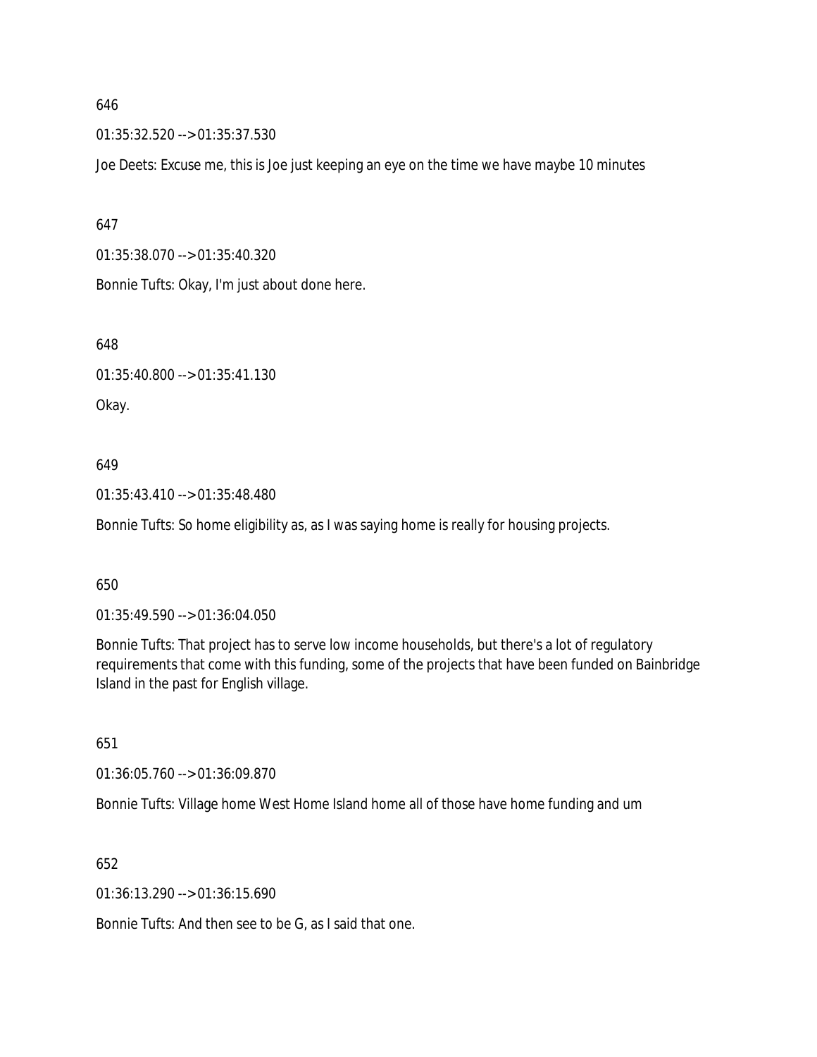646

01:35:32.520 --> 01:35:37.530

Joe Deets: Excuse me, this is Joe just keeping an eye on the time we have maybe 10 minutes

647

01:35:38.070 --> 01:35:40.320

Bonnie Tufts: Okay, I'm just about done here.

648

01:35:40.800 --> 01:35:41.130

Okay.

649

01:35:43.410 --> 01:35:48.480

Bonnie Tufts: So home eligibility as, as I was saying home is really for housing projects.

650

01:35:49.590 --> 01:36:04.050

Bonnie Tufts: That project has to serve low income households, but there's a lot of regulatory requirements that come with this funding, some of the projects that have been funded on Bainbridge Island in the past for English village.

651

01:36:05.760 --> 01:36:09.870

Bonnie Tufts: Village home West Home Island home all of those have home funding and um

652

01:36:13.290 --> 01:36:15.690

Bonnie Tufts: And then see to be G, as I said that one.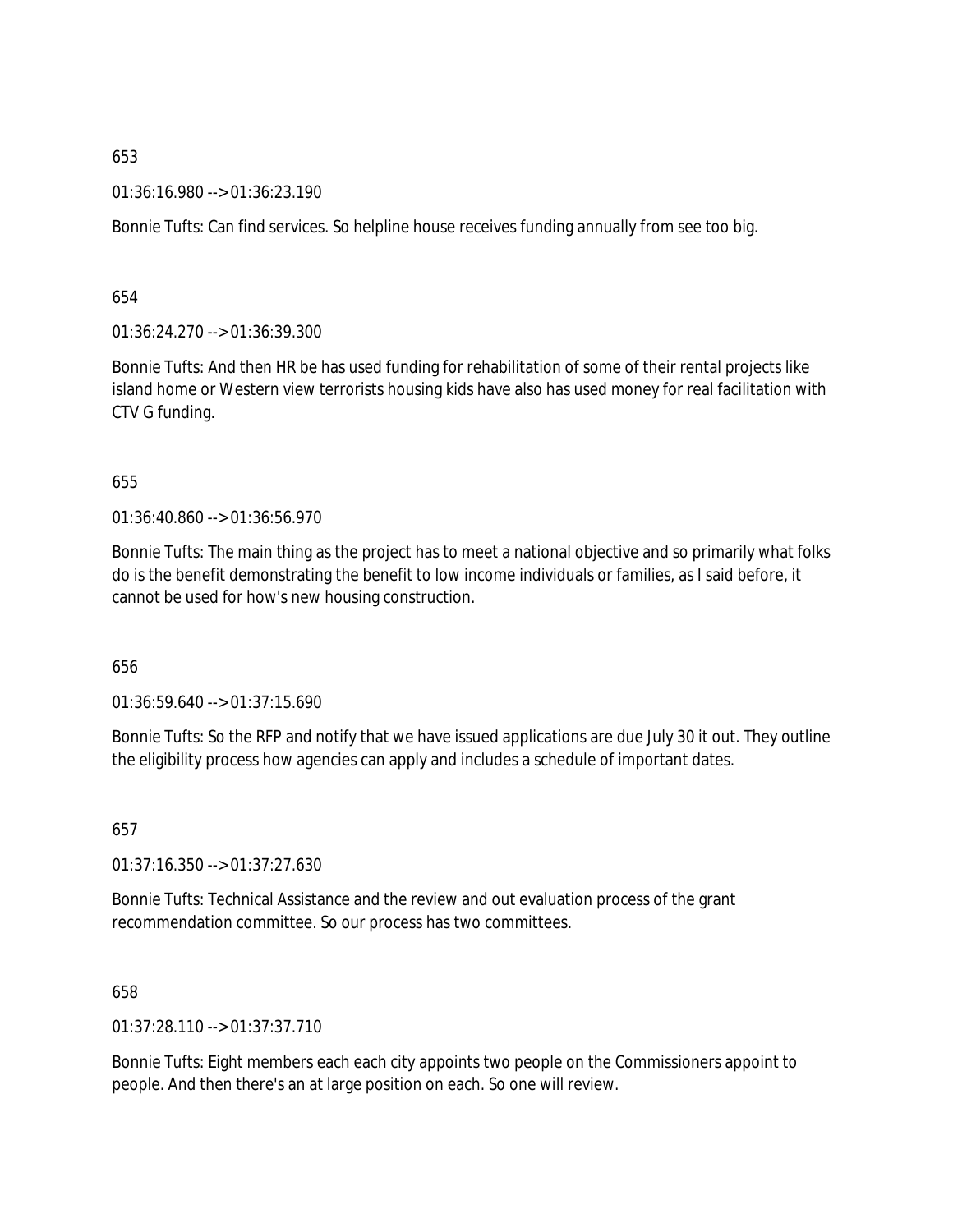653

01:36:16.980 --> 01:36:23.190

Bonnie Tufts: Can find services. So helpline house receives funding annually from see too big.

654

01:36:24.270 --> 01:36:39.300

Bonnie Tufts: And then HR be has used funding for rehabilitation of some of their rental projects like island home or Western view terrorists housing kids have also has used money for real facilitation with CTV G funding.

655

01:36:40.860 --> 01:36:56.970

Bonnie Tufts: The main thing as the project has to meet a national objective and so primarily what folks do is the benefit demonstrating the benefit to low income individuals or families, as I said before, it cannot be used for how's new housing construction.

656

01:36:59.640 --> 01:37:15.690

Bonnie Tufts: So the RFP and notify that we have issued applications are due July 30 it out. They outline the eligibility process how agencies can apply and includes a schedule of important dates.

657

01:37:16.350 --> 01:37:27.630

Bonnie Tufts: Technical Assistance and the review and out evaluation process of the grant recommendation committee. So our process has two committees.

658

01:37:28.110 --> 01:37:37.710

Bonnie Tufts: Eight members each each city appoints two people on the Commissioners appoint to people. And then there's an at large position on each. So one will review.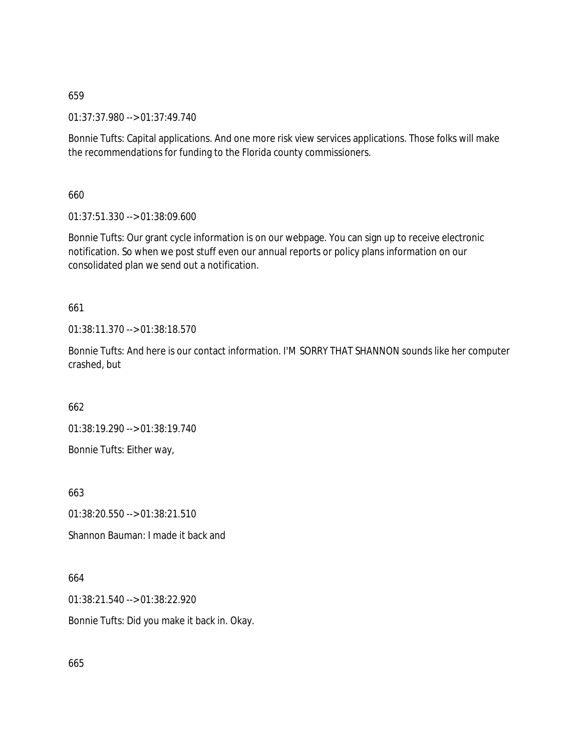659

01:37:37.980 --> 01:37:49.740

Bonnie Tufts: Capital applications. And one more risk view services applications. Those folks will make the recommendations for funding to the Florida county commissioners.

660

01:37:51.330 --> 01:38:09.600

Bonnie Tufts: Our grant cycle information is on our webpage. You can sign up to receive electronic notification. So when we post stuff even our annual reports or policy plans information on our consolidated plan we send out a notification.

661

01:38:11.370 --> 01:38:18.570

Bonnie Tufts: And here is our contact information. I'M SORRY THAT SHANNON sounds like her computer crashed, but

662

01:38:19.290 --> 01:38:19.740

Bonnie Tufts: Either way,

663

01:38:20.550 --> 01:38:21.510

Shannon Bauman: I made it back and

664

01:38:21.540 --> 01:38:22.920

Bonnie Tufts: Did you make it back in. Okay.

665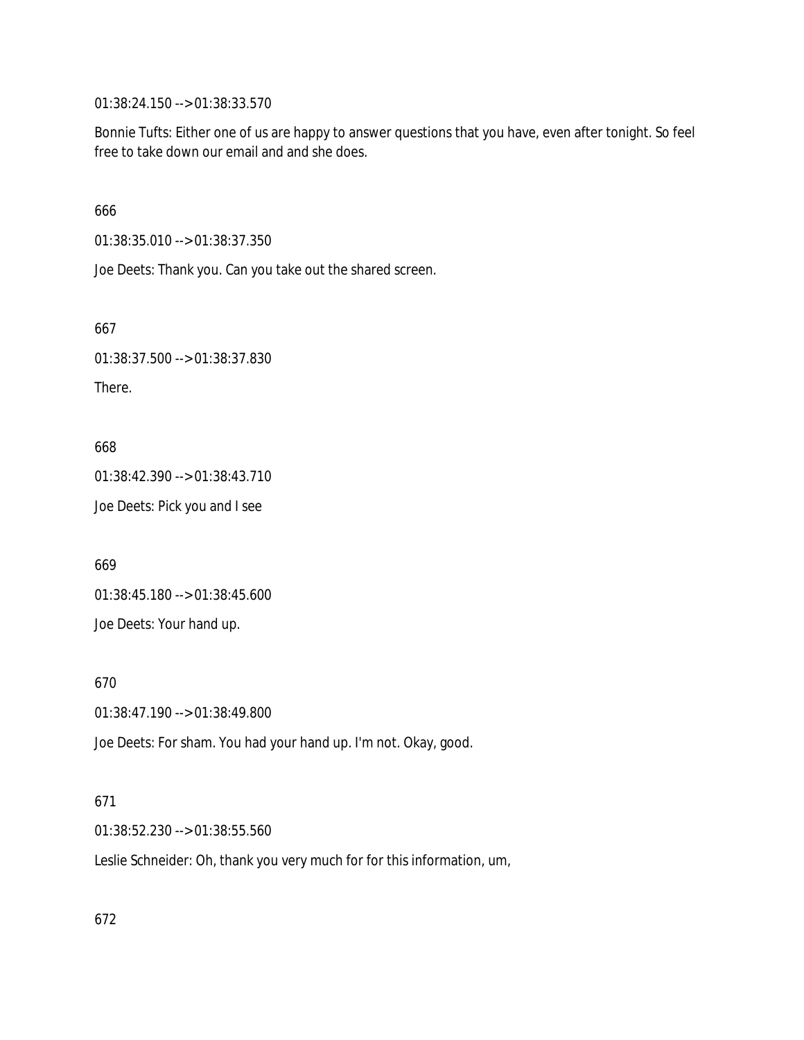01:38:24.150 --> 01:38:33.570

Bonnie Tufts: Either one of us are happy to answer questions that you have, even after tonight. So feel free to take down our email and and she does.

666

01:38:35.010 --> 01:38:37.350

Joe Deets: Thank you. Can you take out the shared screen.

667

01:38:37.500 --> 01:38:37.830

There.

668

01:38:42.390 --> 01:38:43.710

Joe Deets: Pick you and I see

669

01:38:45.180 --> 01:38:45.600

Joe Deets: Your hand up.

670

01:38:47.190 --> 01:38:49.800

Joe Deets: For sham. You had your hand up. I'm not. Okay, good.

671

01:38:52.230 --> 01:38:55.560

Leslie Schneider: Oh, thank you very much for for this information, um,

672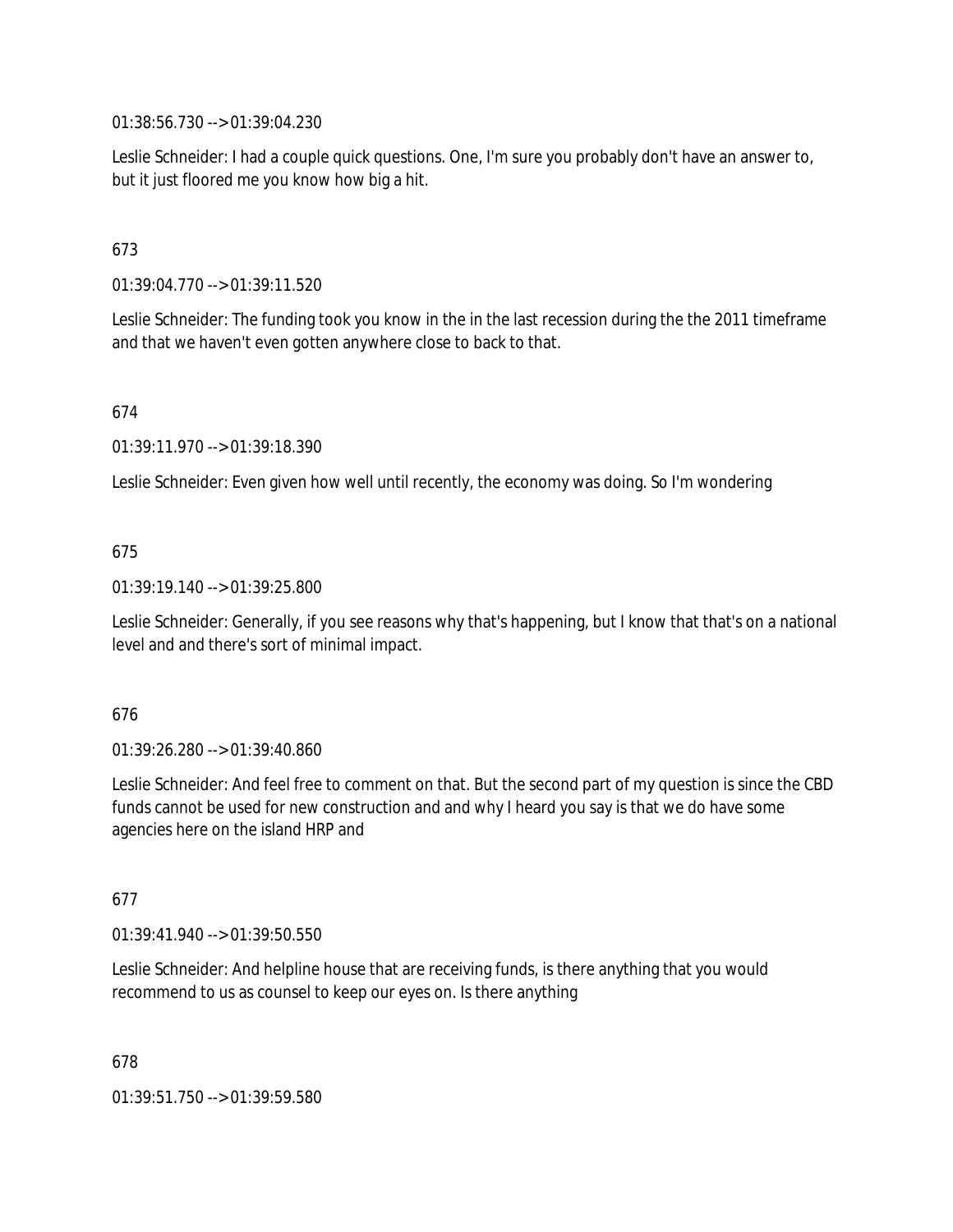01:38:56.730 --> 01:39:04.230

Leslie Schneider: I had a couple quick questions. One, I'm sure you probably don't have an answer to, but it just floored me you know how big a hit.

673

01:39:04.770 --> 01:39:11.520

Leslie Schneider: The funding took you know in the in the last recession during the the 2011 timeframe and that we haven't even gotten anywhere close to back to that.

674

01:39:11.970 --> 01:39:18.390

Leslie Schneider: Even given how well until recently, the economy was doing. So I'm wondering

675

01:39:19.140 --> 01:39:25.800

Leslie Schneider: Generally, if you see reasons why that's happening, but I know that that's on a national level and and there's sort of minimal impact.

676

01:39:26.280 --> 01:39:40.860

Leslie Schneider: And feel free to comment on that. But the second part of my question is since the CBD funds cannot be used for new construction and and why I heard you say is that we do have some agencies here on the island HRP and

677

01:39:41.940 --> 01:39:50.550

Leslie Schneider: And helpline house that are receiving funds, is there anything that you would recommend to us as counsel to keep our eyes on. Is there anything

678

01:39:51.750 --> 01:39:59.580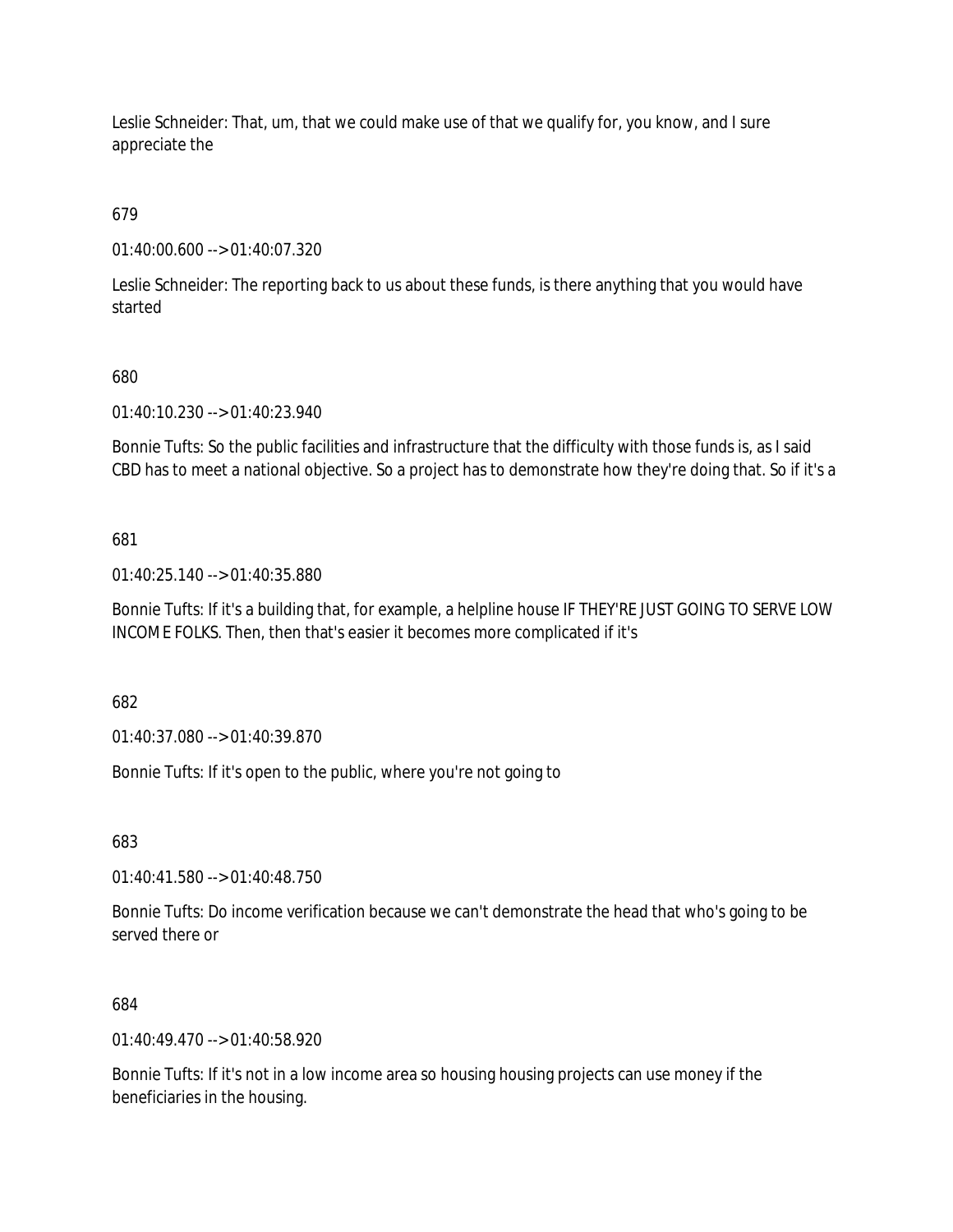Leslie Schneider: That, um, that we could make use of that we qualify for, you know, and I sure appreciate the

679

01:40:00.600 --> 01:40:07.320

Leslie Schneider: The reporting back to us about these funds, is there anything that you would have started

680

01:40:10.230 --> 01:40:23.940

Bonnie Tufts: So the public facilities and infrastructure that the difficulty with those funds is, as I said CBD has to meet a national objective. So a project has to demonstrate how they're doing that. So if it's a

681

01:40:25.140 --> 01:40:35.880

Bonnie Tufts: If it's a building that, for example, a helpline house IF THEY'RE JUST GOING TO SERVE LOW INCOME FOLKS. Then, then that's easier it becomes more complicated if it's

682

01:40:37.080 --> 01:40:39.870

Bonnie Tufts: If it's open to the public, where you're not going to

683

01:40:41.580 --> 01:40:48.750

Bonnie Tufts: Do income verification because we can't demonstrate the head that who's going to be served there or

684

01:40:49.470 --> 01:40:58.920

Bonnie Tufts: If it's not in a low income area so housing housing projects can use money if the beneficiaries in the housing.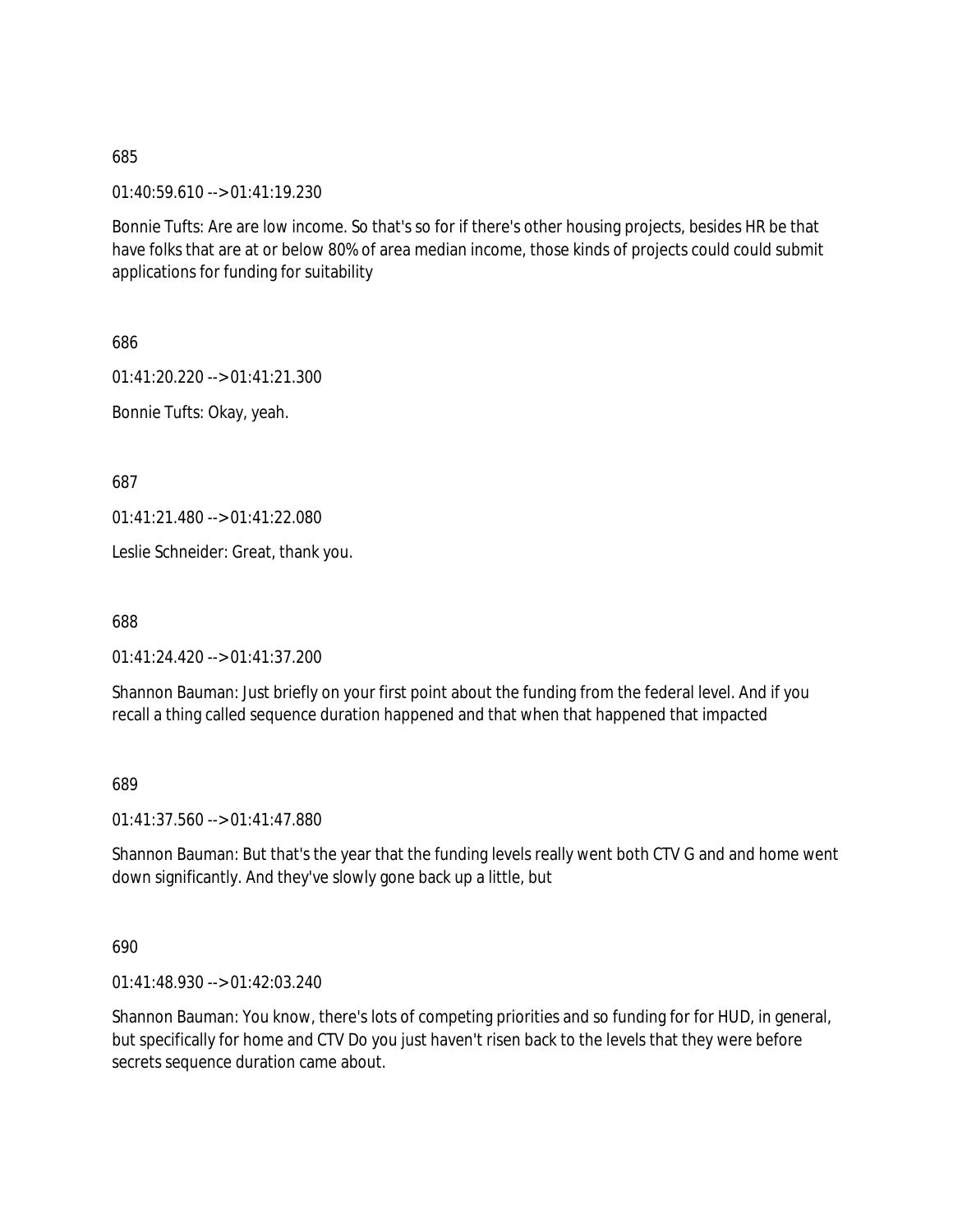685

01:40:59.610 --> 01:41:19.230

Bonnie Tufts: Are are low income. So that's so for if there's other housing projects, besides HR be that have folks that are at or below 80% of area median income, those kinds of projects could could submit applications for funding for suitability

686

01:41:20.220 --> 01:41:21.300

Bonnie Tufts: Okay, yeah.

687

01:41:21.480 --> 01:41:22.080

Leslie Schneider: Great, thank you.

688

01:41:24.420 --> 01:41:37.200

Shannon Bauman: Just briefly on your first point about the funding from the federal level. And if you recall a thing called sequence duration happened and that when that happened that impacted

689

01:41:37.560 --> 01:41:47.880

Shannon Bauman: But that's the year that the funding levels really went both CTV G and and home went down significantly. And they've slowly gone back up a little, but

690

01:41:48.930 --> 01:42:03.240

Shannon Bauman: You know, there's lots of competing priorities and so funding for for HUD, in general, but specifically for home and CTV Do you just haven't risen back to the levels that they were before secrets sequence duration came about.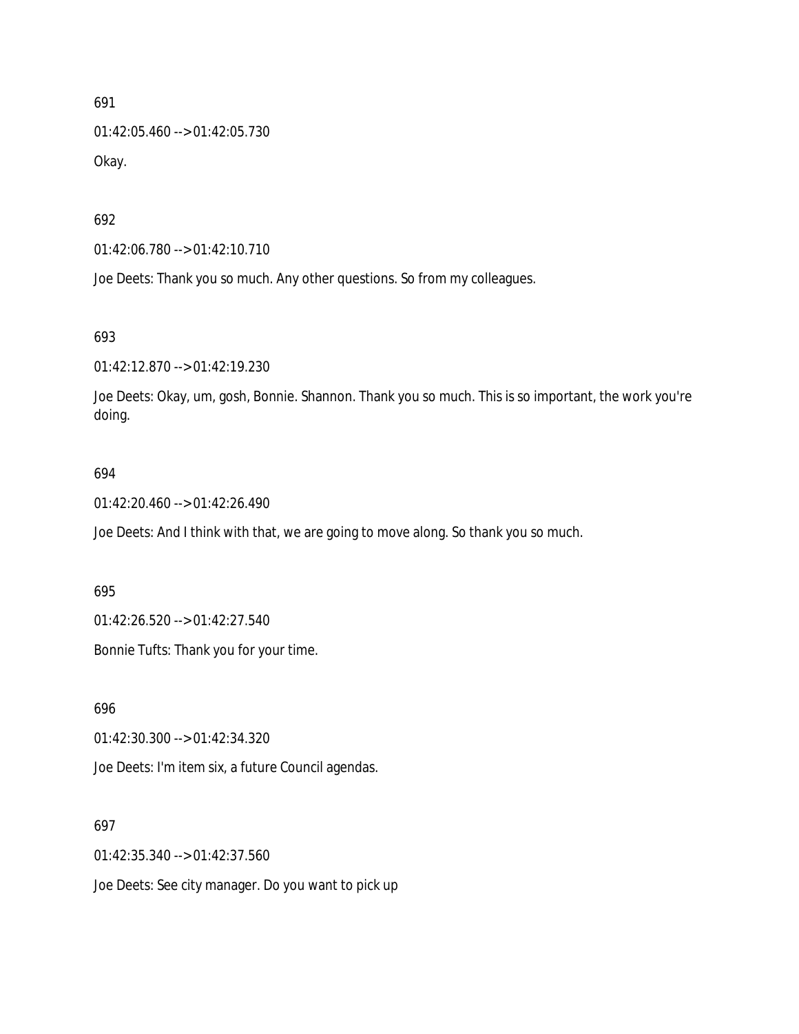691

01:42:05.460 --> 01:42:05.730

Okay.

692

01:42:06.780 --> 01:42:10.710

Joe Deets: Thank you so much. Any other questions. So from my colleagues.

693

01:42:12.870 --> 01:42:19.230

Joe Deets: Okay, um, gosh, Bonnie. Shannon. Thank you so much. This is so important, the work you're doing.

694

01:42:20.460 --> 01:42:26.490

Joe Deets: And I think with that, we are going to move along. So thank you so much.

695

01:42:26.520 --> 01:42:27.540

Bonnie Tufts: Thank you for your time.

696

01:42:30.300 --> 01:42:34.320

Joe Deets: I'm item six, a future Council agendas.

697

01:42:35.340 --> 01:42:37.560

Joe Deets: See city manager. Do you want to pick up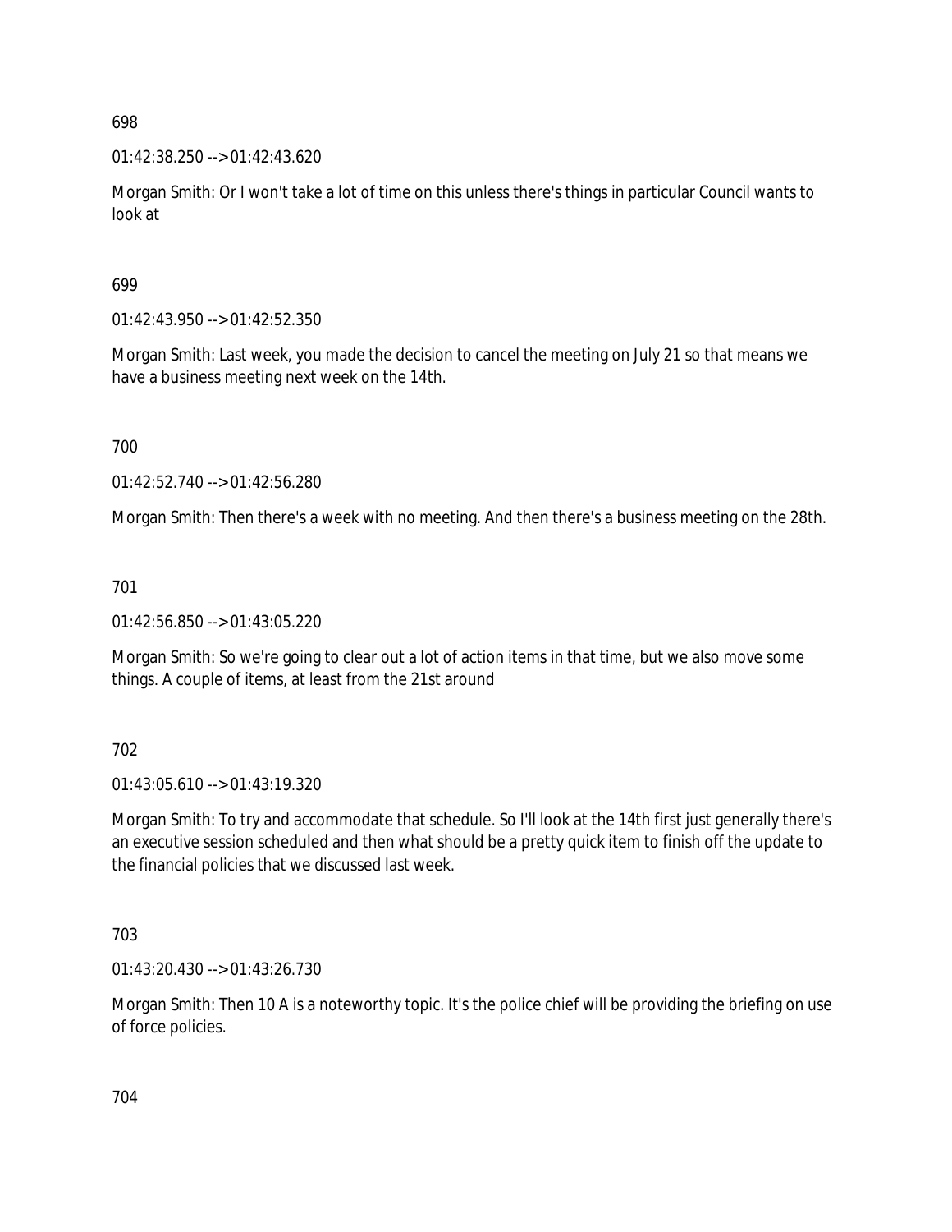698

01:42:38.250 --> 01:42:43.620

Morgan Smith: Or I won't take a lot of time on this unless there's things in particular Council wants to look at

699

01:42:43.950 --> 01:42:52.350

Morgan Smith: Last week, you made the decision to cancel the meeting on July 21 so that means we have a business meeting next week on the 14th.

700

01:42:52.740 --> 01:42:56.280

Morgan Smith: Then there's a week with no meeting. And then there's a business meeting on the 28th.

701

01:42:56.850 --> 01:43:05.220

Morgan Smith: So we're going to clear out a lot of action items in that time, but we also move some things. A couple of items, at least from the 21st around

702

01:43:05.610 --> 01:43:19.320

Morgan Smith: To try and accommodate that schedule. So I'll look at the 14th first just generally there's an executive session scheduled and then what should be a pretty quick item to finish off the update to the financial policies that we discussed last week.

703

01:43:20.430 --> 01:43:26.730

Morgan Smith: Then 10 A is a noteworthy topic. It's the police chief will be providing the briefing on use of force policies.

704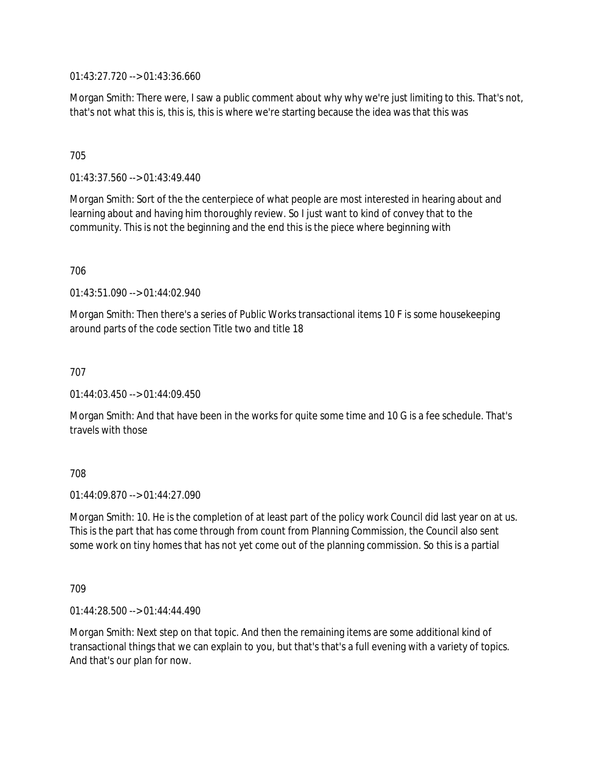01:43:27.720 --> 01:43:36.660

Morgan Smith: There were, I saw a public comment about why why we're just limiting to this. That's not, that's not what this is, this is, this is where we're starting because the idea was that this was

705

01:43:37.560 --> 01:43:49.440

Morgan Smith: Sort of the the centerpiece of what people are most interested in hearing about and learning about and having him thoroughly review. So I just want to kind of convey that to the community. This is not the beginning and the end this is the piece where beginning with

706

01:43:51.090 --> 01:44:02.940

Morgan Smith: Then there's a series of Public Works transactional items 10 F is some housekeeping around parts of the code section Title two and title 18

707

01:44:03.450 --> 01:44:09.450

Morgan Smith: And that have been in the works for quite some time and 10 G is a fee schedule. That's travels with those

708

01:44:09.870 --> 01:44:27.090

Morgan Smith: 10. He is the completion of at least part of the policy work Council did last year on at us. This is the part that has come through from count from Planning Commission, the Council also sent some work on tiny homes that has not yet come out of the planning commission. So this is a partial

709

01:44:28.500 --> 01:44:44.490

Morgan Smith: Next step on that topic. And then the remaining items are some additional kind of transactional things that we can explain to you, but that's that's a full evening with a variety of topics. And that's our plan for now.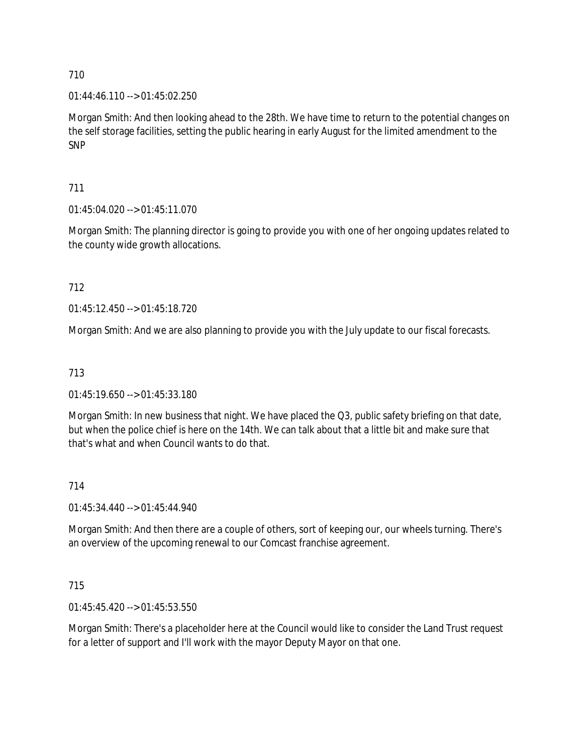710

01:44:46.110 --> 01:45:02.250

Morgan Smith: And then looking ahead to the 28th. We have time to return to the potential changes on the self storage facilities, setting the public hearing in early August for the limited amendment to the SNP

711

01:45:04.020 --> 01:45:11.070

Morgan Smith: The planning director is going to provide you with one of her ongoing updates related to the county wide growth allocations.

712

01:45:12.450 --> 01:45:18.720

Morgan Smith: And we are also planning to provide you with the July update to our fiscal forecasts.

713

01:45:19.650 --> 01:45:33.180

Morgan Smith: In new business that night. We have placed the Q3, public safety briefing on that date, but when the police chief is here on the 14th. We can talk about that a little bit and make sure that that's what and when Council wants to do that.

714

01:45:34.440 --> 01:45:44.940

Morgan Smith: And then there are a couple of others, sort of keeping our, our wheels turning. There's an overview of the upcoming renewal to our Comcast franchise agreement.

715

01:45:45.420 --> 01:45:53.550

Morgan Smith: There's a placeholder here at the Council would like to consider the Land Trust request for a letter of support and I'll work with the mayor Deputy Mayor on that one.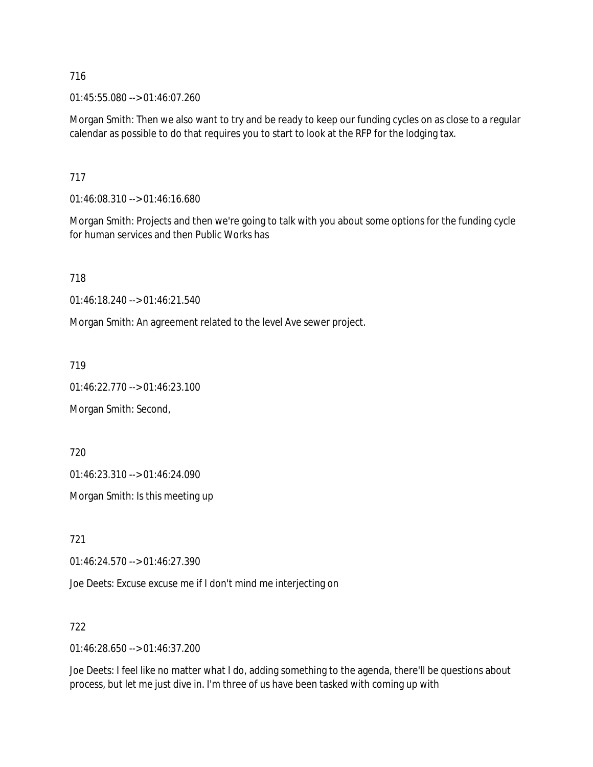716

01:45:55.080 --> 01:46:07.260

Morgan Smith: Then we also want to try and be ready to keep our funding cycles on as close to a regular calendar as possible to do that requires you to start to look at the RFP for the lodging tax.

717

01:46:08.310 --> 01:46:16.680

Morgan Smith: Projects and then we're going to talk with you about some options for the funding cycle for human services and then Public Works has

718

01:46:18.240 --> 01:46:21.540

Morgan Smith: An agreement related to the level Ave sewer project.

719

01:46:22.770 --> 01:46:23.100

Morgan Smith: Second,

720

01:46:23.310 --> 01:46:24.090

Morgan Smith: Is this meeting up

721

01:46:24.570 --> 01:46:27.390

Joe Deets: Excuse excuse me if I don't mind me interjecting on

722

01:46:28.650 --> 01:46:37.200

Joe Deets: I feel like no matter what I do, adding something to the agenda, there'll be questions about process, but let me just dive in. I'm three of us have been tasked with coming up with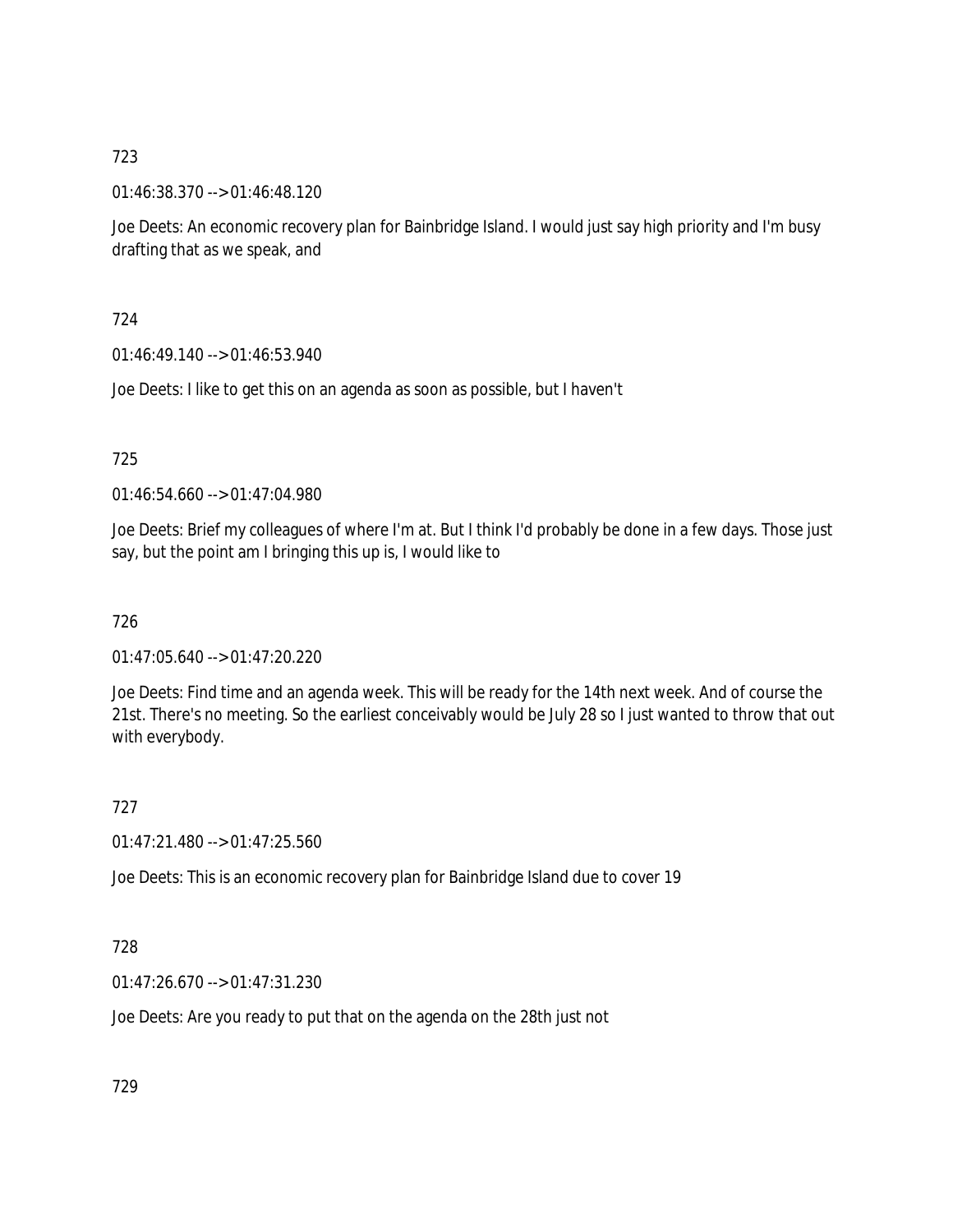723

01:46:38.370 --> 01:46:48.120

Joe Deets: An economic recovery plan for Bainbridge Island. I would just say high priority and I'm busy drafting that as we speak, and

724

01:46:49.140 --> 01:46:53.940

Joe Deets: I like to get this on an agenda as soon as possible, but I haven't

725

01:46:54.660 --> 01:47:04.980

Joe Deets: Brief my colleagues of where I'm at. But I think I'd probably be done in a few days. Those just say, but the point am I bringing this up is, I would like to

726

01:47:05.640 --> 01:47:20.220

Joe Deets: Find time and an agenda week. This will be ready for the 14th next week. And of course the 21st. There's no meeting. So the earliest conceivably would be July 28 so I just wanted to throw that out with everybody.

727

01:47:21.480 --> 01:47:25.560

Joe Deets: This is an economic recovery plan for Bainbridge Island due to cover 19

728

01:47:26.670 --> 01:47:31.230

Joe Deets: Are you ready to put that on the agenda on the 28th just not

729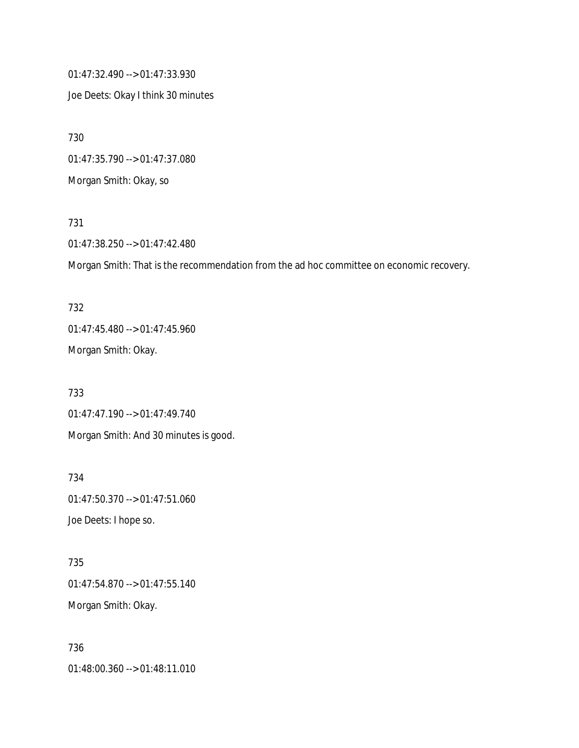01:47:32.490 --> 01:47:33.930

Joe Deets: Okay I think 30 minutes

730

01:47:35.790 --> 01:47:37.080

Morgan Smith: Okay, so

731

01:47:38.250 --> 01:47:42.480

Morgan Smith: That is the recommendation from the ad hoc committee on economic recovery.

732

01:47:45.480 --> 01:47:45.960

Morgan Smith: Okay.

733

01:47:47.190 --> 01:47:49.740

Morgan Smith: And 30 minutes is good.

734

01:47:50.370 --> 01:47:51.060

Joe Deets: I hope so.

735

01:47:54.870 --> 01:47:55.140

Morgan Smith: Okay.

736

01:48:00.360 --> 01:48:11.010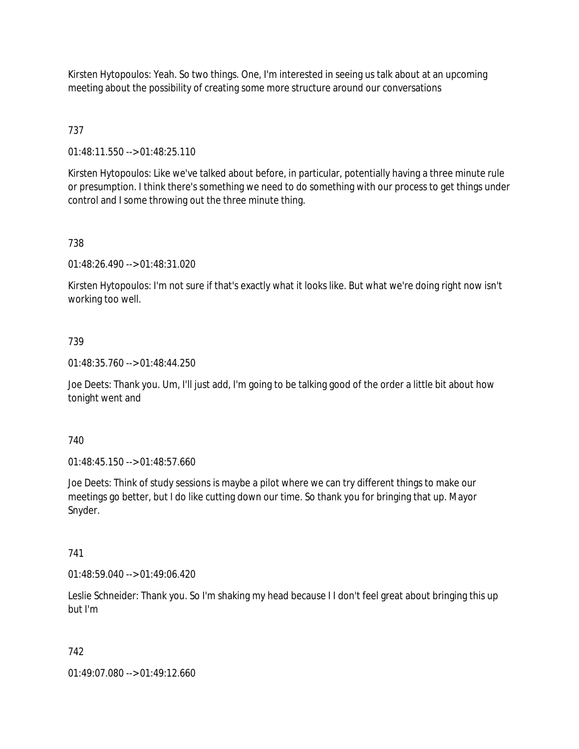Kirsten Hytopoulos: Yeah. So two things. One, I'm interested in seeing us talk about at an upcoming meeting about the possibility of creating some more structure around our conversations

737

01:48:11.550 --> 01:48:25.110

Kirsten Hytopoulos: Like we've talked about before, in particular, potentially having a three minute rule or presumption. I think there's something we need to do something with our process to get things under control and I some throwing out the three minute thing.

738

01:48:26.490 --> 01:48:31.020

Kirsten Hytopoulos: I'm not sure if that's exactly what it looks like. But what we're doing right now isn't working too well.

739

01:48:35.760 --> 01:48:44.250

Joe Deets: Thank you. Um, I'll just add, I'm going to be talking good of the order a little bit about how tonight went and

740

01:48:45.150 --> 01:48:57.660

Joe Deets: Think of study sessions is maybe a pilot where we can try different things to make our meetings go better, but I do like cutting down our time. So thank you for bringing that up. Mayor Snyder.

741

01:48:59.040 --> 01:49:06.420

Leslie Schneider: Thank you. So I'm shaking my head because I I don't feel great about bringing this up but I'm

742

01:49:07.080 --> 01:49:12.660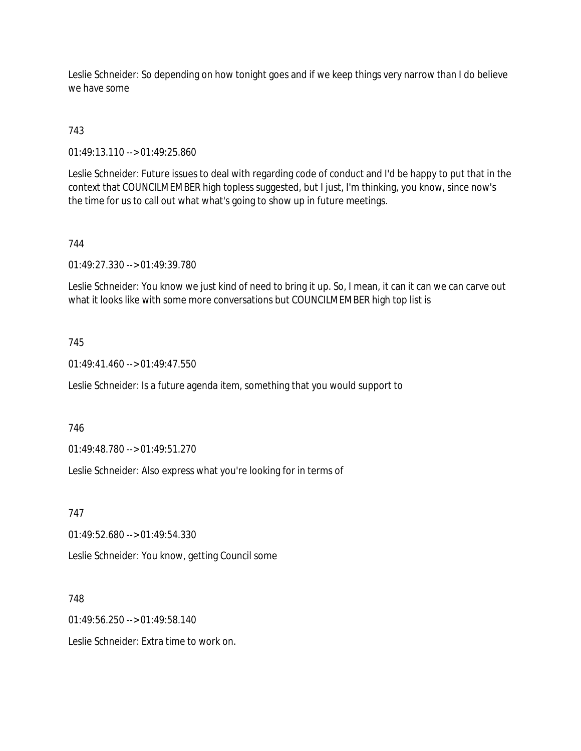Leslie Schneider: So depending on how tonight goes and if we keep things very narrow than I do believe we have some

743

01:49:13.110 --> 01:49:25.860

Leslie Schneider: Future issues to deal with regarding code of conduct and I'd be happy to put that in the context that COUNCILMEMBER high topless suggested, but I just, I'm thinking, you know, since now's the time for us to call out what what's going to show up in future meetings.

744

01:49:27.330 --> 01:49:39.780

Leslie Schneider: You know we just kind of need to bring it up. So, I mean, it can it can we can carve out what it looks like with some more conversations but COUNCILMEMBER high top list is

745

01:49:41.460 --> 01:49:47.550

Leslie Schneider: Is a future agenda item, something that you would support to

746

01:49:48.780 --> 01:49:51.270

Leslie Schneider: Also express what you're looking for in terms of

747

01:49:52.680 --> 01:49:54.330

Leslie Schneider: You know, getting Council some

748

01:49:56.250 --> 01:49:58.140

Leslie Schneider: Extra time to work on.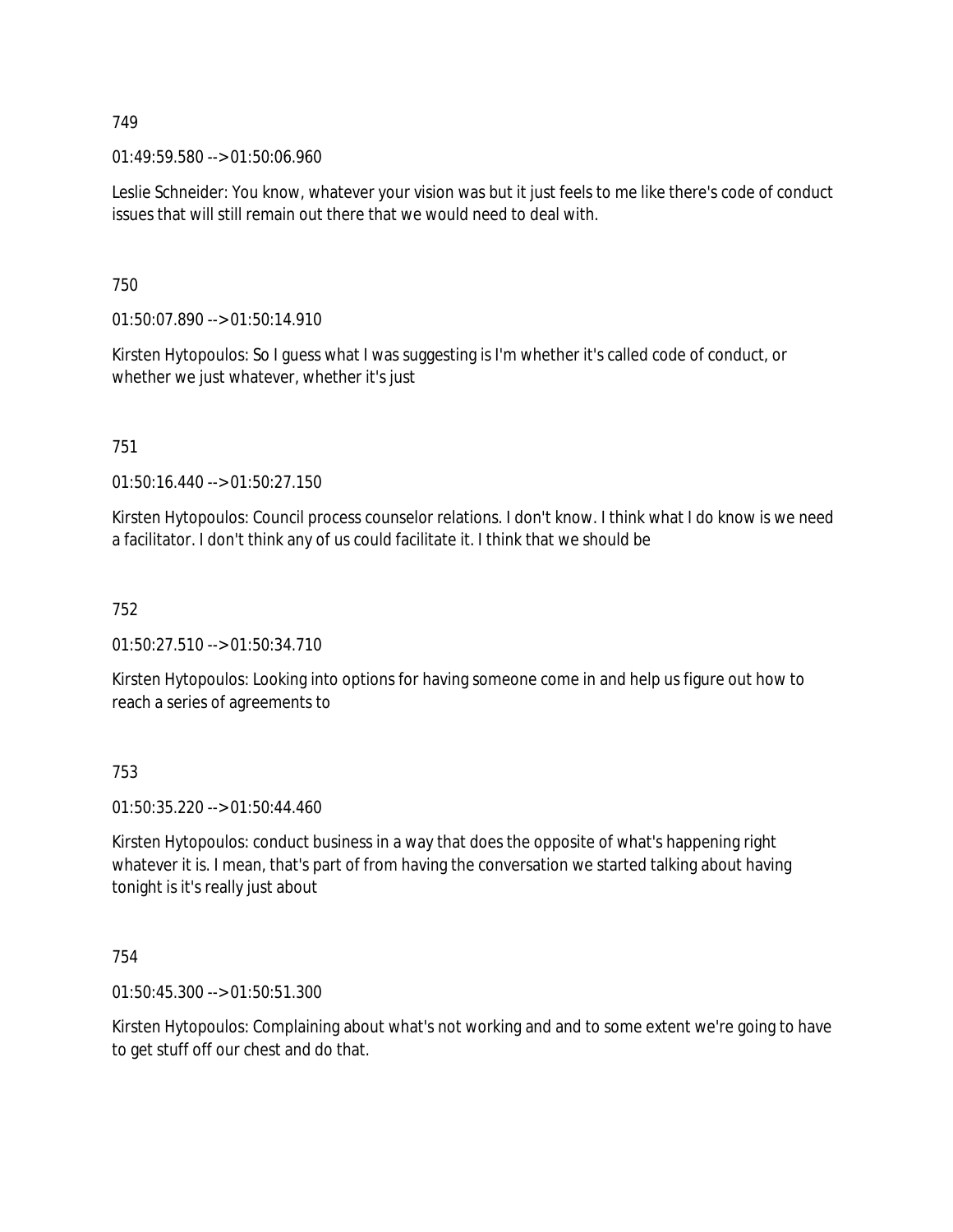749

01:49:59.580 --> 01:50:06.960

Leslie Schneider: You know, whatever your vision was but it just feels to me like there's code of conduct issues that will still remain out there that we would need to deal with.

750

01:50:07.890 --> 01:50:14.910

Kirsten Hytopoulos: So I guess what I was suggesting is I'm whether it's called code of conduct, or whether we just whatever, whether it's just

751

01:50:16.440 --> 01:50:27.150

Kirsten Hytopoulos: Council process counselor relations. I don't know. I think what I do know is we need a facilitator. I don't think any of us could facilitate it. I think that we should be

752

01:50:27.510 --> 01:50:34.710

Kirsten Hytopoulos: Looking into options for having someone come in and help us figure out how to reach a series of agreements to

753

01:50:35.220 --> 01:50:44.460

Kirsten Hytopoulos: conduct business in a way that does the opposite of what's happening right whatever it is. I mean, that's part of from having the conversation we started talking about having tonight is it's really just about

754

01:50:45.300 --> 01:50:51.300

Kirsten Hytopoulos: Complaining about what's not working and and to some extent we're going to have to get stuff off our chest and do that.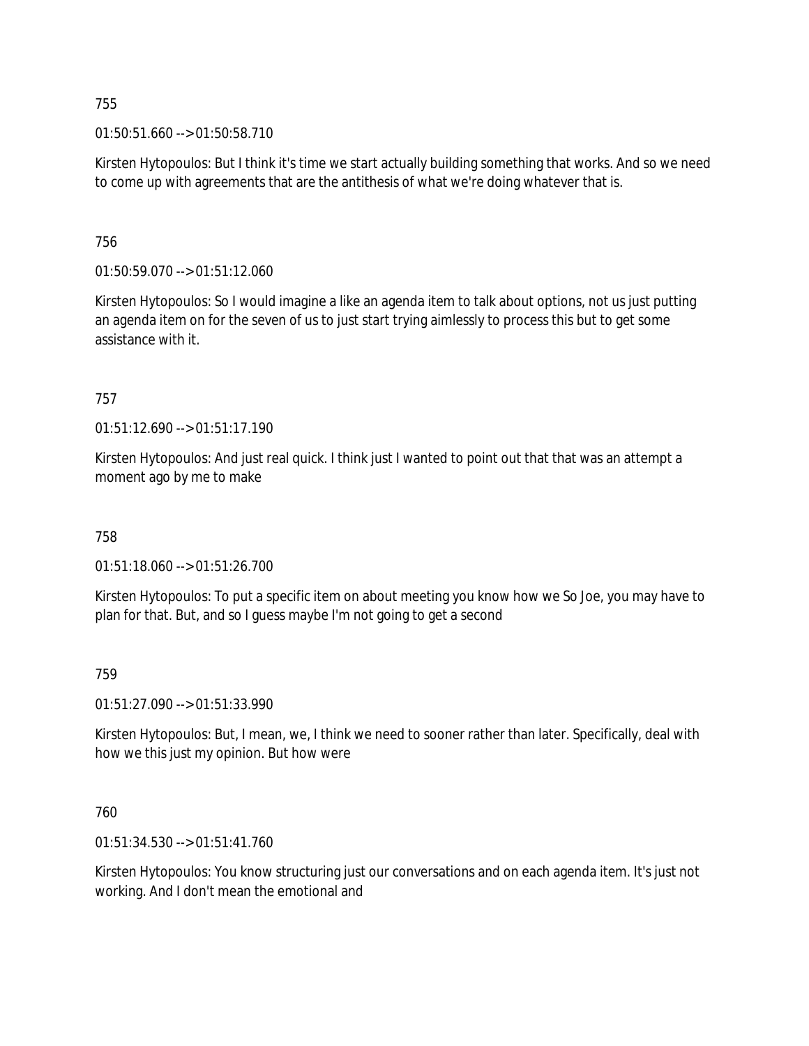755

01:50:51.660 --> 01:50:58.710

Kirsten Hytopoulos: But I think it's time we start actually building something that works. And so we need to come up with agreements that are the antithesis of what we're doing whatever that is.

756

01:50:59.070 --> 01:51:12.060

Kirsten Hytopoulos: So I would imagine a like an agenda item to talk about options, not us just putting an agenda item on for the seven of us to just start trying aimlessly to process this but to get some assistance with it.

757

01:51:12.690 --> 01:51:17.190

Kirsten Hytopoulos: And just real quick. I think just I wanted to point out that that was an attempt a moment ago by me to make

758

01:51:18.060 --> 01:51:26.700

Kirsten Hytopoulos: To put a specific item on about meeting you know how we So Joe, you may have to plan for that. But, and so I guess maybe I'm not going to get a second

759

01:51:27.090 --> 01:51:33.990

Kirsten Hytopoulos: But, I mean, we, I think we need to sooner rather than later. Specifically, deal with how we this just my opinion. But how were

760

01:51:34.530 --> 01:51:41.760

Kirsten Hytopoulos: You know structuring just our conversations and on each agenda item. It's just not working. And I don't mean the emotional and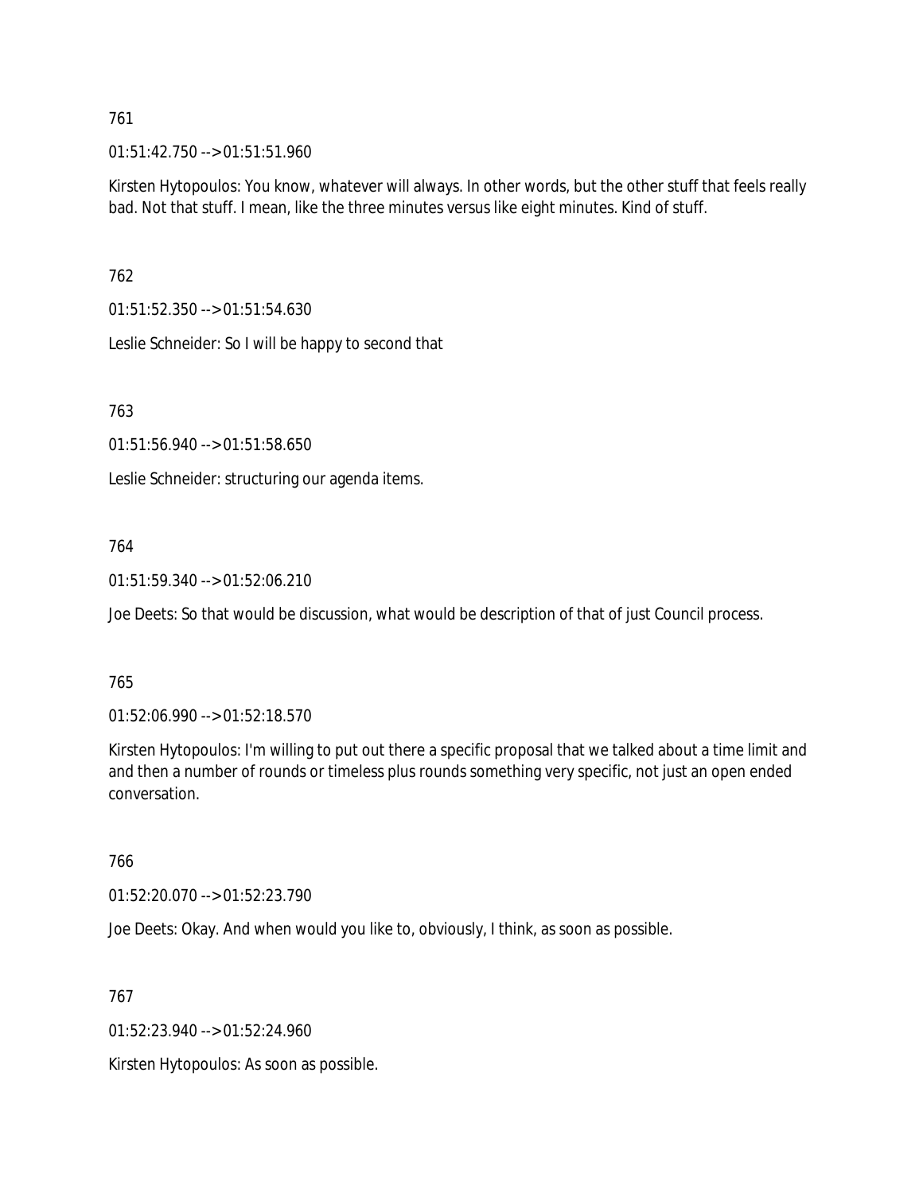761

01:51:42.750 --> 01:51:51.960

Kirsten Hytopoulos: You know, whatever will always. In other words, but the other stuff that feels really bad. Not that stuff. I mean, like the three minutes versus like eight minutes. Kind of stuff.

762

01:51:52.350 --> 01:51:54.630

Leslie Schneider: So I will be happy to second that

763

01:51:56.940 --> 01:51:58.650

Leslie Schneider: structuring our agenda items.

764

01:51:59.340 --> 01:52:06.210

Joe Deets: So that would be discussion, what would be description of that of just Council process.

765

01:52:06.990 --> 01:52:18.570

Kirsten Hytopoulos: I'm willing to put out there a specific proposal that we talked about a time limit and and then a number of rounds or timeless plus rounds something very specific, not just an open ended conversation.

766

01:52:20.070 --> 01:52:23.790

Joe Deets: Okay. And when would you like to, obviously, I think, as soon as possible.

767

01:52:23.940 --> 01:52:24.960

Kirsten Hytopoulos: As soon as possible.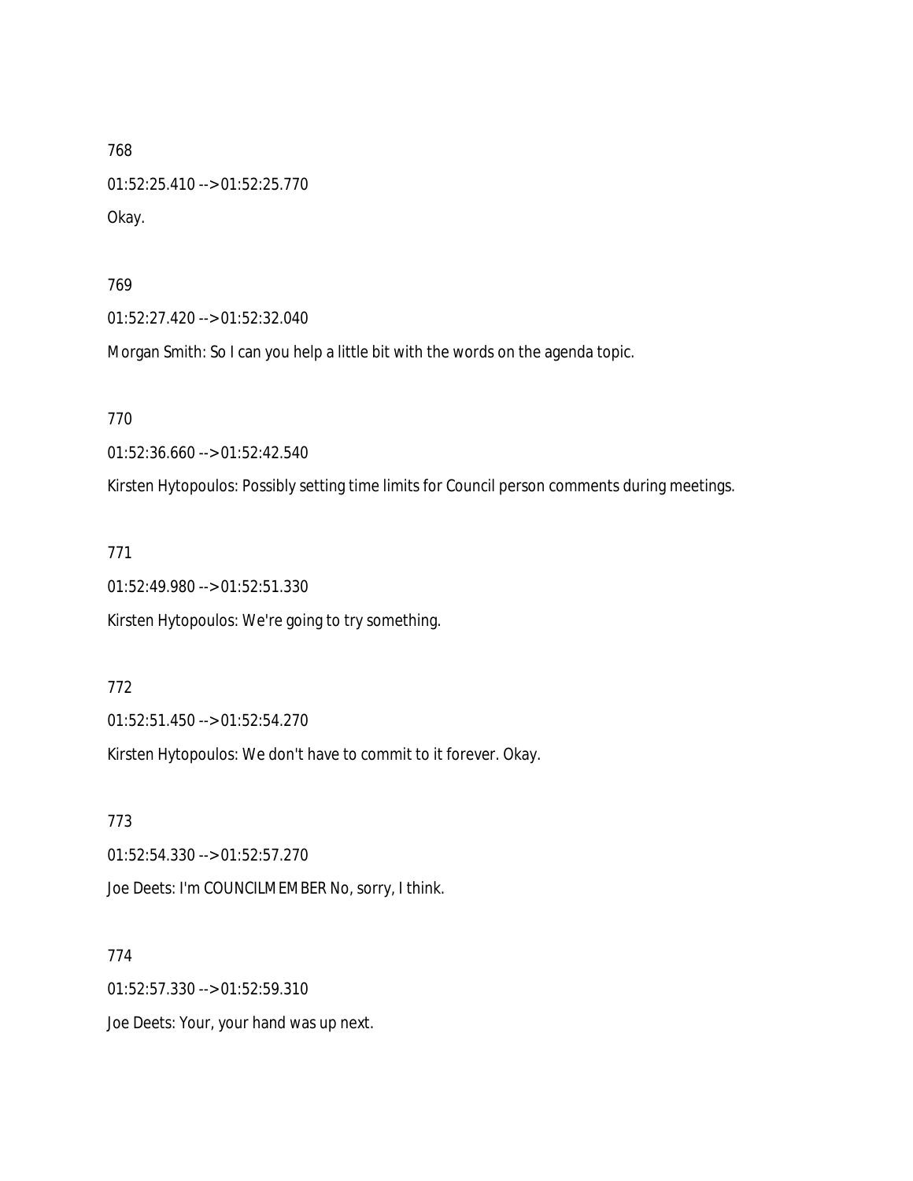768

01:52:25.410 --> 01:52:25.770

Okay.

769

01:52:27.420 --> 01:52:32.040

Morgan Smith: So I can you help a little bit with the words on the agenda topic.

770

01:52:36.660 --> 01:52:42.540

Kirsten Hytopoulos: Possibly setting time limits for Council person comments during meetings.

771

01:52:49.980 --> 01:52:51.330

Kirsten Hytopoulos: We're going to try something.

772

01:52:51.450 --> 01:52:54.270

Kirsten Hytopoulos: We don't have to commit to it forever. Okay.

773

01:52:54.330 --> 01:52:57.270

Joe Deets: I'm COUNCILMEMBER No, sorry, I think.

774

01:52:57.330 --> 01:52:59.310

Joe Deets: Your, your hand was up next.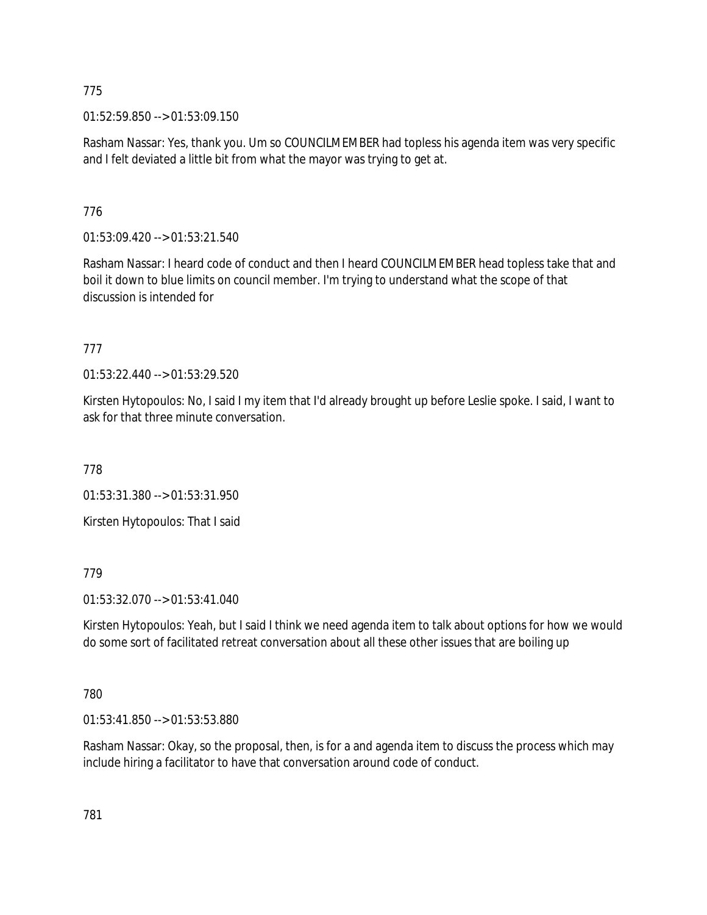775

01:52:59.850 --> 01:53:09.150

Rasham Nassar: Yes, thank you. Um so COUNCILMEMBER had topless his agenda item was very specific and I felt deviated a little bit from what the mayor was trying to get at.

776

01:53:09.420 --> 01:53:21.540

Rasham Nassar: I heard code of conduct and then I heard COUNCILMEMBER head topless take that and boil it down to blue limits on council member. I'm trying to understand what the scope of that discussion is intended for

777

01:53:22.440 --> 01:53:29.520

Kirsten Hytopoulos: No, I said I my item that I'd already brought up before Leslie spoke. I said, I want to ask for that three minute conversation.

778

01:53:31.380 --> 01:53:31.950

Kirsten Hytopoulos: That I said

779

01:53:32.070 --> 01:53:41.040

Kirsten Hytopoulos: Yeah, but I said I think we need agenda item to talk about options for how we would do some sort of facilitated retreat conversation about all these other issues that are boiling up

780

01:53:41.850 --> 01:53:53.880

Rasham Nassar: Okay, so the proposal, then, is for a and agenda item to discuss the process which may include hiring a facilitator to have that conversation around code of conduct.

781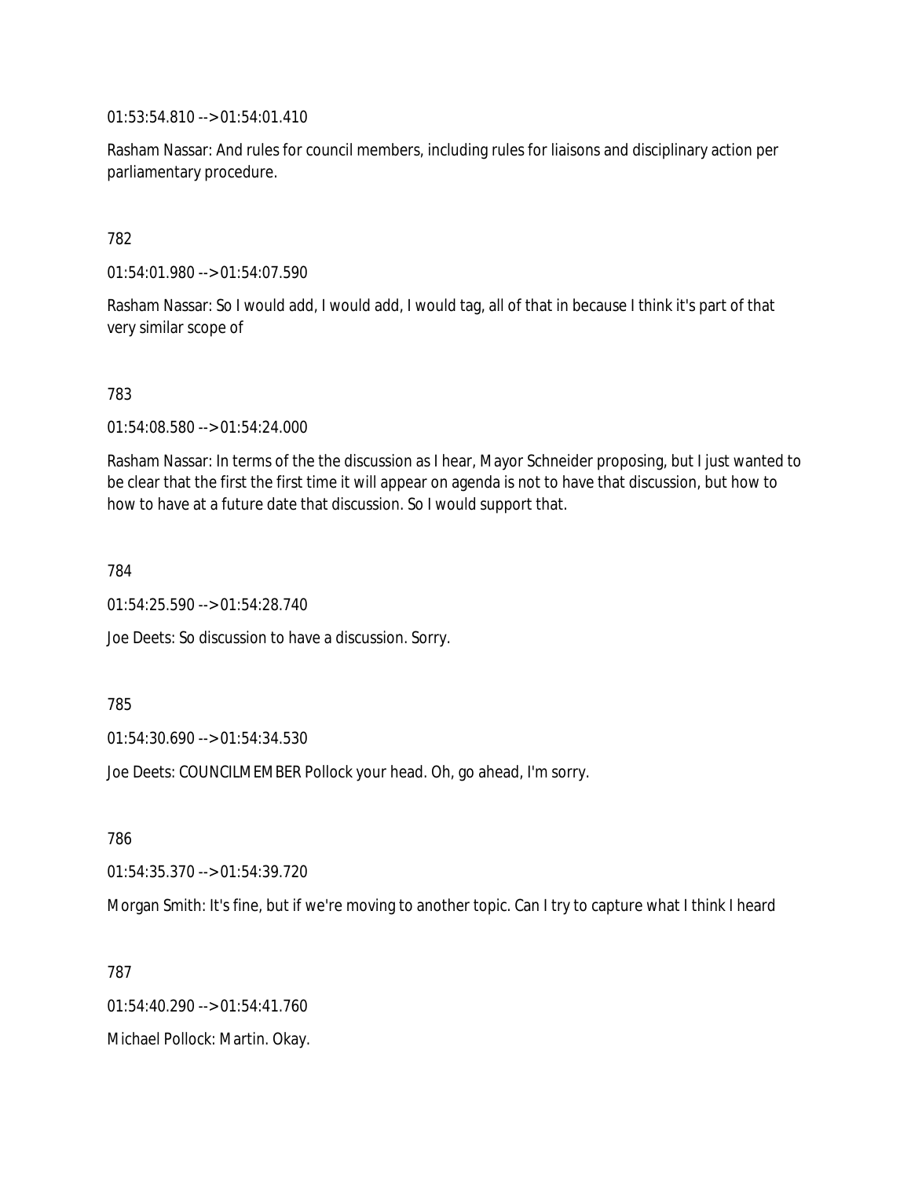01:53:54.810 --> 01:54:01.410

Rasham Nassar: And rules for council members, including rules for liaisons and disciplinary action per parliamentary procedure.

782

01:54:01.980 --> 01:54:07.590

Rasham Nassar: So I would add, I would add, I would tag, all of that in because I think it's part of that very similar scope of

783

01:54:08.580 --> 01:54:24.000

Rasham Nassar: In terms of the the discussion as I hear, Mayor Schneider proposing, but I just wanted to be clear that the first the first time it will appear on agenda is not to have that discussion, but how to how to have at a future date that discussion. So I would support that.

784

01:54:25.590 --> 01:54:28.740

Joe Deets: So discussion to have a discussion. Sorry.

785

01:54:30.690 --> 01:54:34.530

Joe Deets: COUNCILMEMBER Pollock your head. Oh, go ahead, I'm sorry.

786

01:54:35.370 --> 01:54:39.720

Morgan Smith: It's fine, but if we're moving to another topic. Can I try to capture what I think I heard

787

01:54:40.290 --> 01:54:41.760

Michael Pollock: Martin. Okay.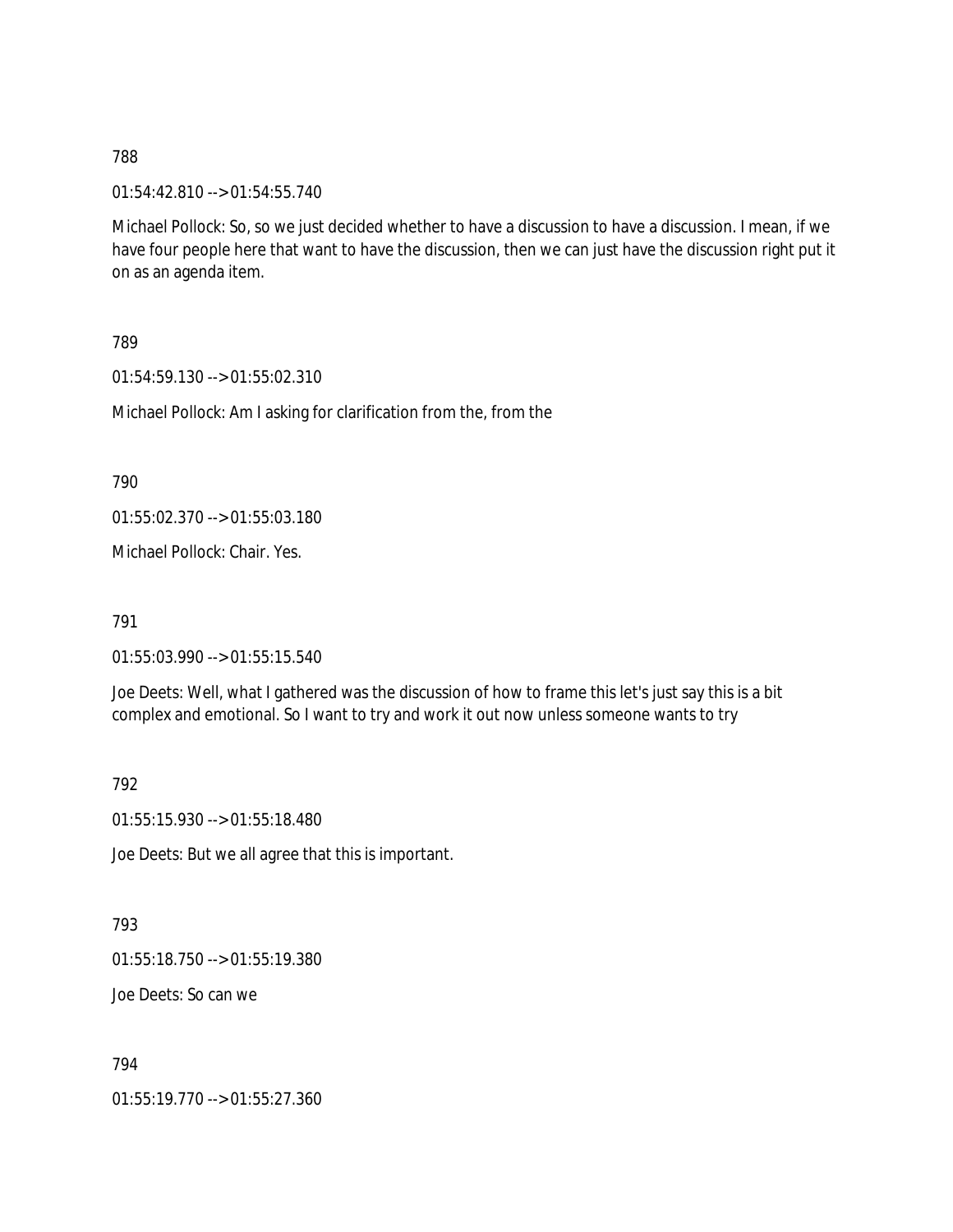788

01:54:42.810 --> 01:54:55.740

Michael Pollock: So, so we just decided whether to have a discussion to have a discussion. I mean, if we have four people here that want to have the discussion, then we can just have the discussion right put it on as an agenda item.

789

01:54:59.130 --> 01:55:02.310

Michael Pollock: Am I asking for clarification from the, from the

790

01:55:02.370 --> 01:55:03.180

Michael Pollock: Chair. Yes.

791

01:55:03.990 --> 01:55:15.540

Joe Deets: Well, what I gathered was the discussion of how to frame this let's just say this is a bit complex and emotional. So I want to try and work it out now unless someone wants to try

792

01:55:15.930 --> 01:55:18.480

Joe Deets: But we all agree that this is important.

793

01:55:18.750 --> 01:55:19.380

Joe Deets: So can we

794

01:55:19.770 --> 01:55:27.360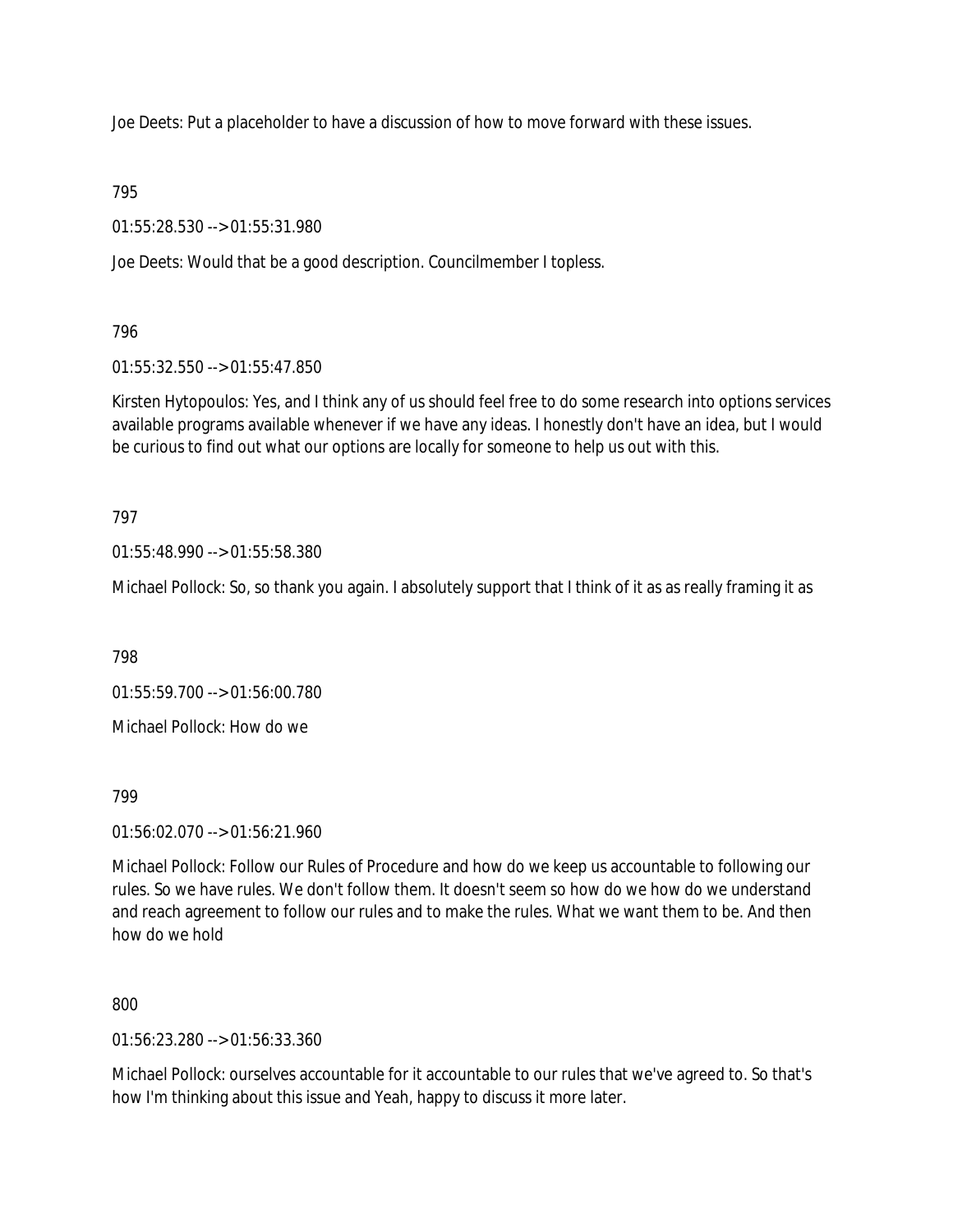Joe Deets: Put a placeholder to have a discussion of how to move forward with these issues.

795

01:55:28.530 --> 01:55:31.980

Joe Deets: Would that be a good description. Councilmember I topless.

796

01:55:32.550 --> 01:55:47.850

Kirsten Hytopoulos: Yes, and I think any of us should feel free to do some research into options services available programs available whenever if we have any ideas. I honestly don't have an idea, but I would be curious to find out what our options are locally for someone to help us out with this.

797

01:55:48.990 --> 01:55:58.380

Michael Pollock: So, so thank you again. I absolutely support that I think of it as as really framing it as

798

01:55:59.700 --> 01:56:00.780

Michael Pollock: How do we

799

01:56:02.070 --> 01:56:21.960

Michael Pollock: Follow our Rules of Procedure and how do we keep us accountable to following our rules. So we have rules. We don't follow them. It doesn't seem so how do we how do we understand and reach agreement to follow our rules and to make the rules. What we want them to be. And then how do we hold

800

01:56:23.280 --> 01:56:33.360

Michael Pollock: ourselves accountable for it accountable to our rules that we've agreed to. So that's how I'm thinking about this issue and Yeah, happy to discuss it more later.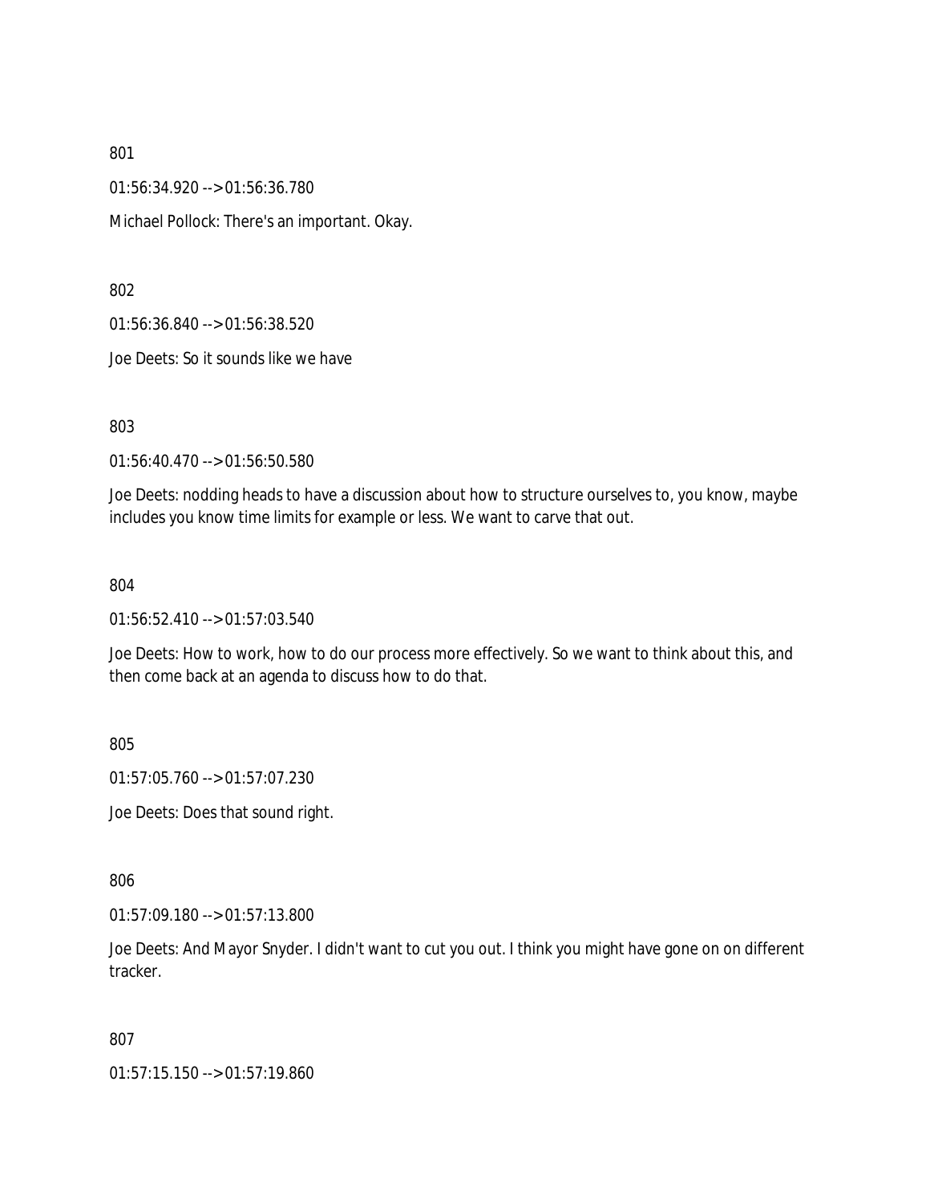801

01:56:34.920 --> 01:56:36.780

Michael Pollock: There's an important. Okay.

802

01:56:36.840 --> 01:56:38.520

Joe Deets: So it sounds like we have

803

01:56:40.470 --> 01:56:50.580

Joe Deets: nodding heads to have a discussion about how to structure ourselves to, you know, maybe includes you know time limits for example or less. We want to carve that out.

804

01:56:52.410 --> 01:57:03.540

Joe Deets: How to work, how to do our process more effectively. So we want to think about this, and then come back at an agenda to discuss how to do that.

805

01:57:05.760 --> 01:57:07.230

Joe Deets: Does that sound right.

806

01:57:09.180 --> 01:57:13.800

Joe Deets: And Mayor Snyder. I didn't want to cut you out. I think you might have gone on on different tracker.

807

01:57:15.150 --> 01:57:19.860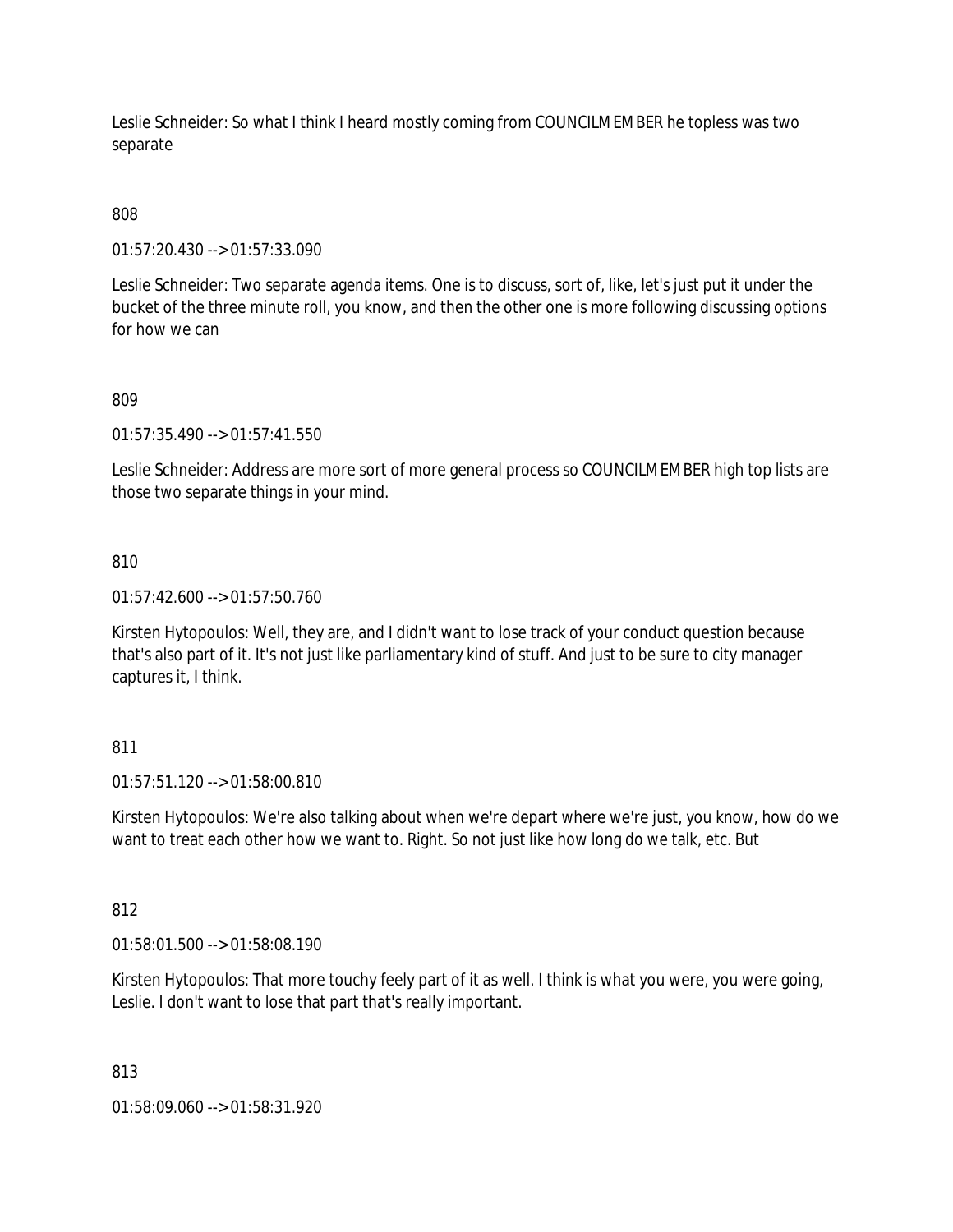Leslie Schneider: So what I think I heard mostly coming from COUNCILMEMBER he topless was two separate

808

01:57:20.430 --> 01:57:33.090

Leslie Schneider: Two separate agenda items. One is to discuss, sort of, like, let's just put it under the bucket of the three minute roll, you know, and then the other one is more following discussing options for how we can

809

01:57:35.490 --> 01:57:41.550

Leslie Schneider: Address are more sort of more general process so COUNCILMEMBER high top lists are those two separate things in your mind.

810

01:57:42.600 --> 01:57:50.760

Kirsten Hytopoulos: Well, they are, and I didn't want to lose track of your conduct question because that's also part of it. It's not just like parliamentary kind of stuff. And just to be sure to city manager captures it, I think.

811

01:57:51.120 --> 01:58:00.810

Kirsten Hytopoulos: We're also talking about when we're depart where we're just, you know, how do we want to treat each other how we want to. Right. So not just like how long do we talk, etc. But

812

01:58:01.500 --> 01:58:08.190

Kirsten Hytopoulos: That more touchy feely part of it as well. I think is what you were, you were going, Leslie. I don't want to lose that part that's really important.

813

01:58:09.060 --> 01:58:31.920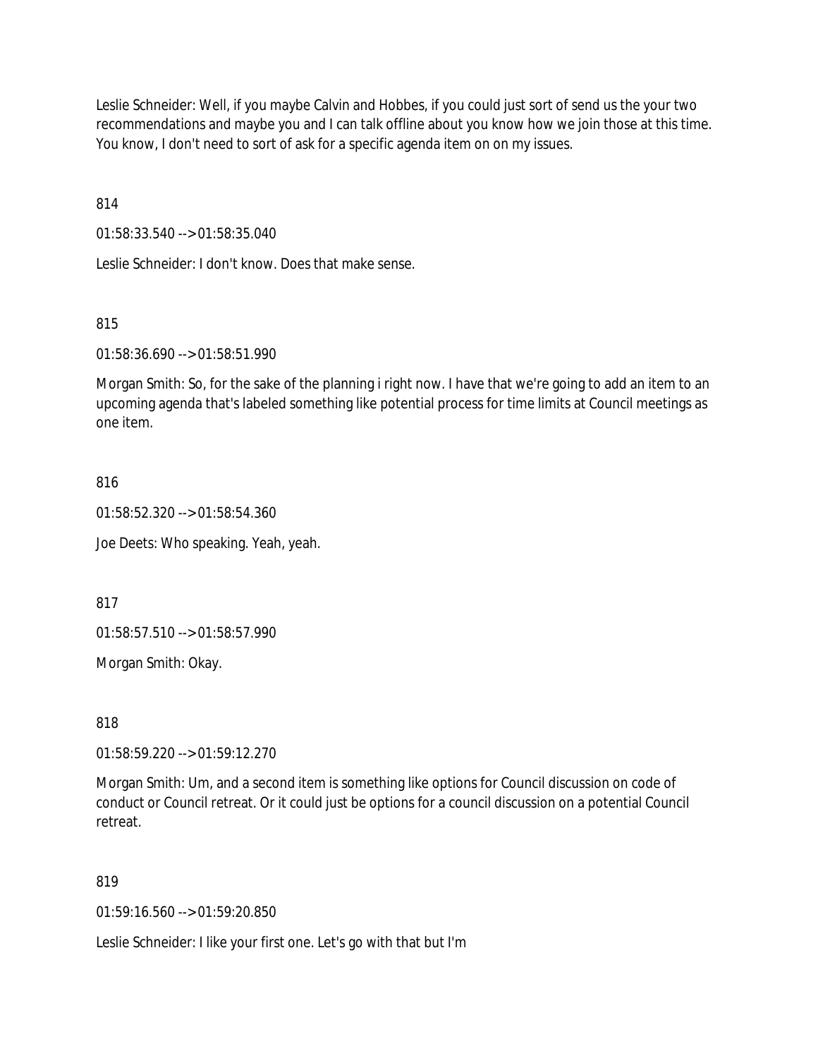Leslie Schneider: Well, if you maybe Calvin and Hobbes, if you could just sort of send us the your two recommendations and maybe you and I can talk offline about you know how we join those at this time. You know, I don't need to sort of ask for a specific agenda item on on my issues.

814

01:58:33.540 --> 01:58:35.040

Leslie Schneider: I don't know. Does that make sense.

815

01:58:36.690 --> 01:58:51.990

Morgan Smith: So, for the sake of the planning i right now. I have that we're going to add an item to an upcoming agenda that's labeled something like potential process for time limits at Council meetings as one item.

816

01:58:52.320 --> 01:58:54.360

Joe Deets: Who speaking. Yeah, yeah.

817

01:58:57.510 --> 01:58:57.990

Morgan Smith: Okay.

818

01:58:59.220 --> 01:59:12.270

Morgan Smith: Um, and a second item is something like options for Council discussion on code of conduct or Council retreat. Or it could just be options for a council discussion on a potential Council retreat.

819

01:59:16.560 --> 01:59:20.850

Leslie Schneider: I like your first one. Let's go with that but I'm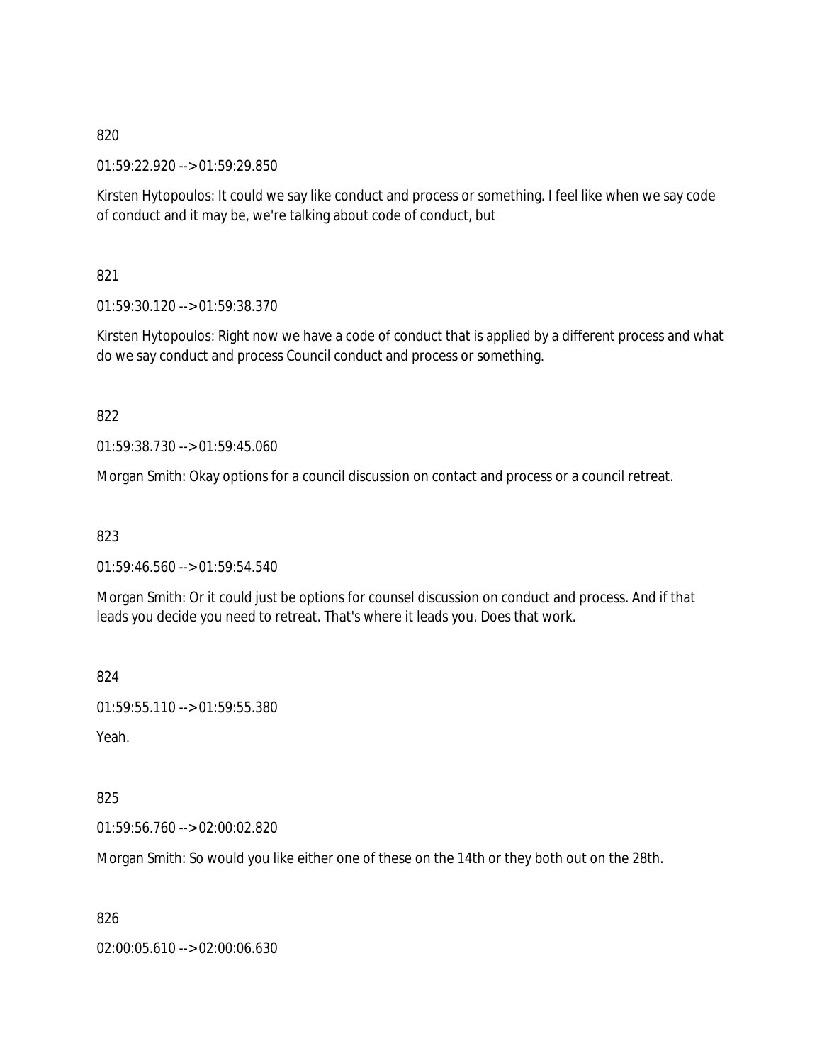820

01:59:22.920 --> 01:59:29.850

Kirsten Hytopoulos: It could we say like conduct and process or something. I feel like when we say code of conduct and it may be, we're talking about code of conduct, but

821

01:59:30.120 --> 01:59:38.370

Kirsten Hytopoulos: Right now we have a code of conduct that is applied by a different process and what do we say conduct and process Council conduct and process or something.

822

01:59:38.730 --> 01:59:45.060

Morgan Smith: Okay options for a council discussion on contact and process or a council retreat.

823

01:59:46.560 --> 01:59:54.540

Morgan Smith: Or it could just be options for counsel discussion on conduct and process. And if that leads you decide you need to retreat. That's where it leads you. Does that work.

824

01:59:55.110 --> 01:59:55.380

Yeah.

825

01:59:56.760 --> 02:00:02.820

Morgan Smith: So would you like either one of these on the 14th or they both out on the 28th.

826

02:00:05.610 --> 02:00:06.630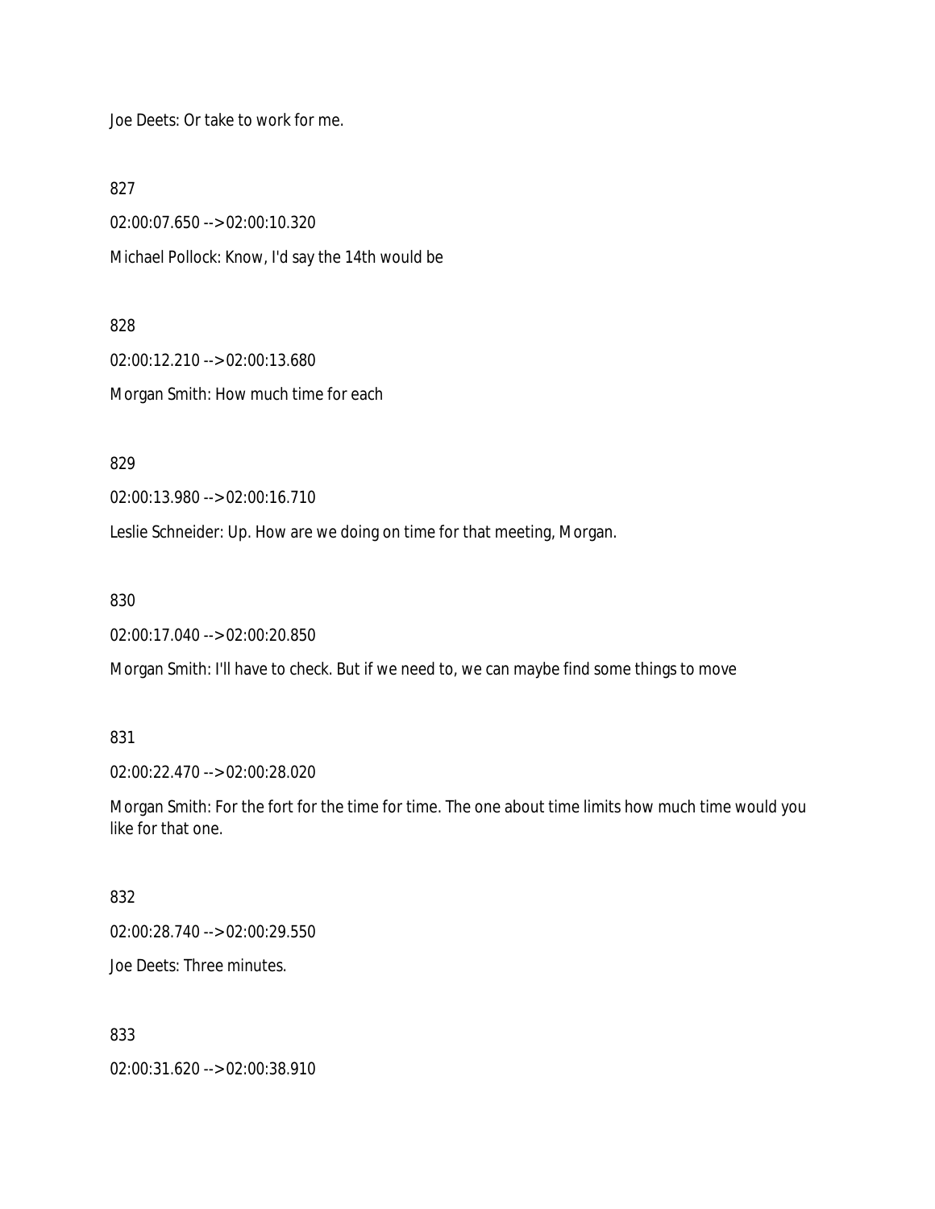Joe Deets: Or take to work for me.

827

02:00:07.650 --> 02:00:10.320

Michael Pollock: Know, I'd say the 14th would be

828

02:00:12.210 --> 02:00:13.680

Morgan Smith: How much time for each

829

02:00:13.980 --> 02:00:16.710

Leslie Schneider: Up. How are we doing on time for that meeting, Morgan.

830

02:00:17.040 --> 02:00:20.850

Morgan Smith: I'll have to check. But if we need to, we can maybe find some things to move

831

02:00:22.470 --> 02:00:28.020

Morgan Smith: For the fort for the time for time. The one about time limits how much time would you like for that one.

832

02:00:28.740 --> 02:00:29.550

Joe Deets: Three minutes.

833

02:00:31.620 --> 02:00:38.910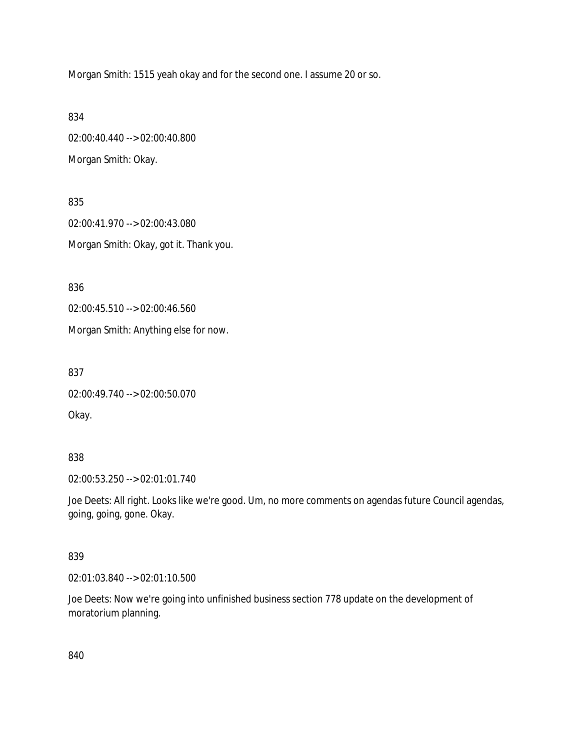Morgan Smith: 1515 yeah okay and for the second one. I assume 20 or so.

834

02:00:40.440 --> 02:00:40.800

Morgan Smith: Okay.

835

02:00:41.970 --> 02:00:43.080

Morgan Smith: Okay, got it. Thank you.

836

02:00:45.510 --> 02:00:46.560

Morgan Smith: Anything else for now.

837

02:00:49.740 --> 02:00:50.070

Okay.

838

02:00:53.250 --> 02:01:01.740

Joe Deets: All right. Looks like we're good. Um, no more comments on agendas future Council agendas, going, going, gone. Okay.

839

02:01:03.840 --> 02:01:10.500

Joe Deets: Now we're going into unfinished business section 778 update on the development of moratorium planning.

840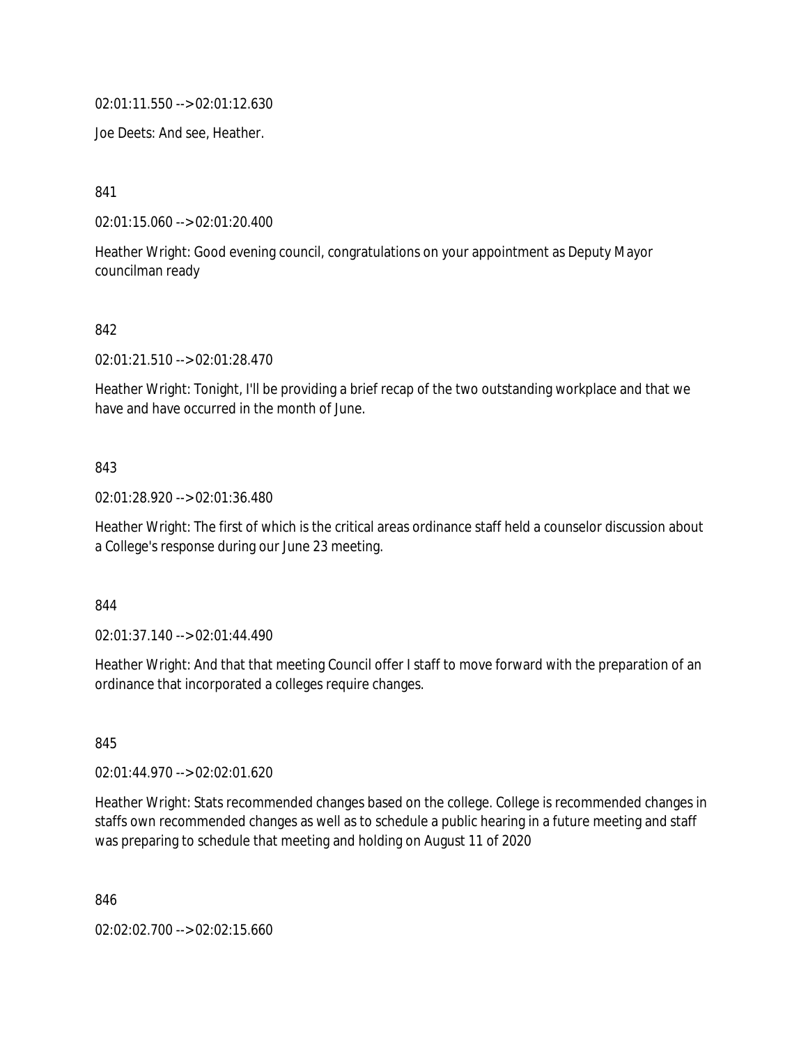02:01:11.550 --> 02:01:12.630

Joe Deets: And see, Heather.

841

02:01:15.060 --> 02:01:20.400

Heather Wright: Good evening council, congratulations on your appointment as Deputy Mayor councilman ready

842

02:01:21.510 --> 02:01:28.470

Heather Wright: Tonight, I'll be providing a brief recap of the two outstanding workplace and that we have and have occurred in the month of June.

843

02:01:28.920 --> 02:01:36.480

Heather Wright: The first of which is the critical areas ordinance staff held a counselor discussion about a College's response during our June 23 meeting.

844

02:01:37.140 --> 02:01:44.490

Heather Wright: And that that meeting Council offer I staff to move forward with the preparation of an ordinance that incorporated a colleges require changes.

845

02:01:44.970 --> 02:02:01.620

Heather Wright: Stats recommended changes based on the college. College is recommended changes in staffs own recommended changes as well as to schedule a public hearing in a future meeting and staff was preparing to schedule that meeting and holding on August 11 of 2020

846

02:02:02.700 --> 02:02:15.660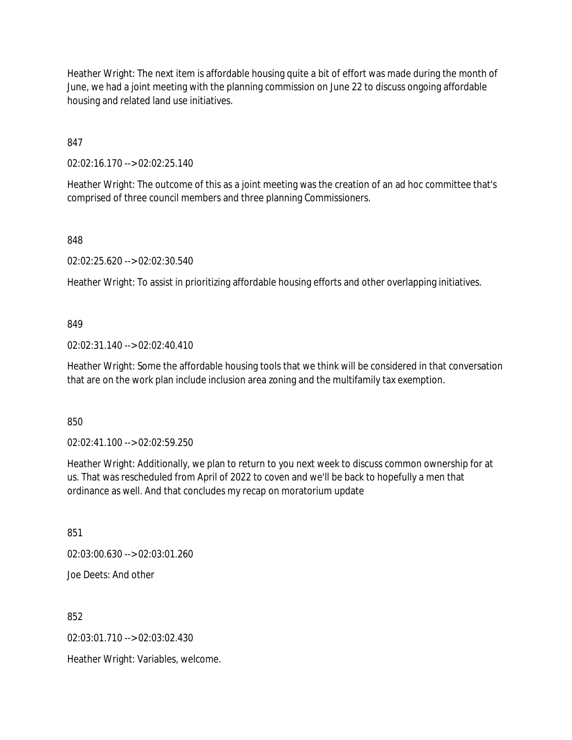Heather Wright: The next item is affordable housing quite a bit of effort was made during the month of June, we had a joint meeting with the planning commission on June 22 to discuss ongoing affordable housing and related land use initiatives.

847

02:02:16.170 --> 02:02:25.140

Heather Wright: The outcome of this as a joint meeting was the creation of an ad hoc committee that's comprised of three council members and three planning Commissioners.

848

02:02:25.620 --> 02:02:30.540

Heather Wright: To assist in prioritizing affordable housing efforts and other overlapping initiatives.

849

02:02:31.140 --> 02:02:40.410

Heather Wright: Some the affordable housing tools that we think will be considered in that conversation that are on the work plan include inclusion area zoning and the multifamily tax exemption.

850

02:02:41.100 --> 02:02:59.250

Heather Wright: Additionally, we plan to return to you next week to discuss common ownership for at us. That was rescheduled from April of 2022 to coven and we'll be back to hopefully a men that ordinance as well. And that concludes my recap on moratorium update

851

02:03:00.630 --> 02:03:01.260

Joe Deets: And other

852

02:03:01.710 --> 02:03:02.430

Heather Wright: Variables, welcome.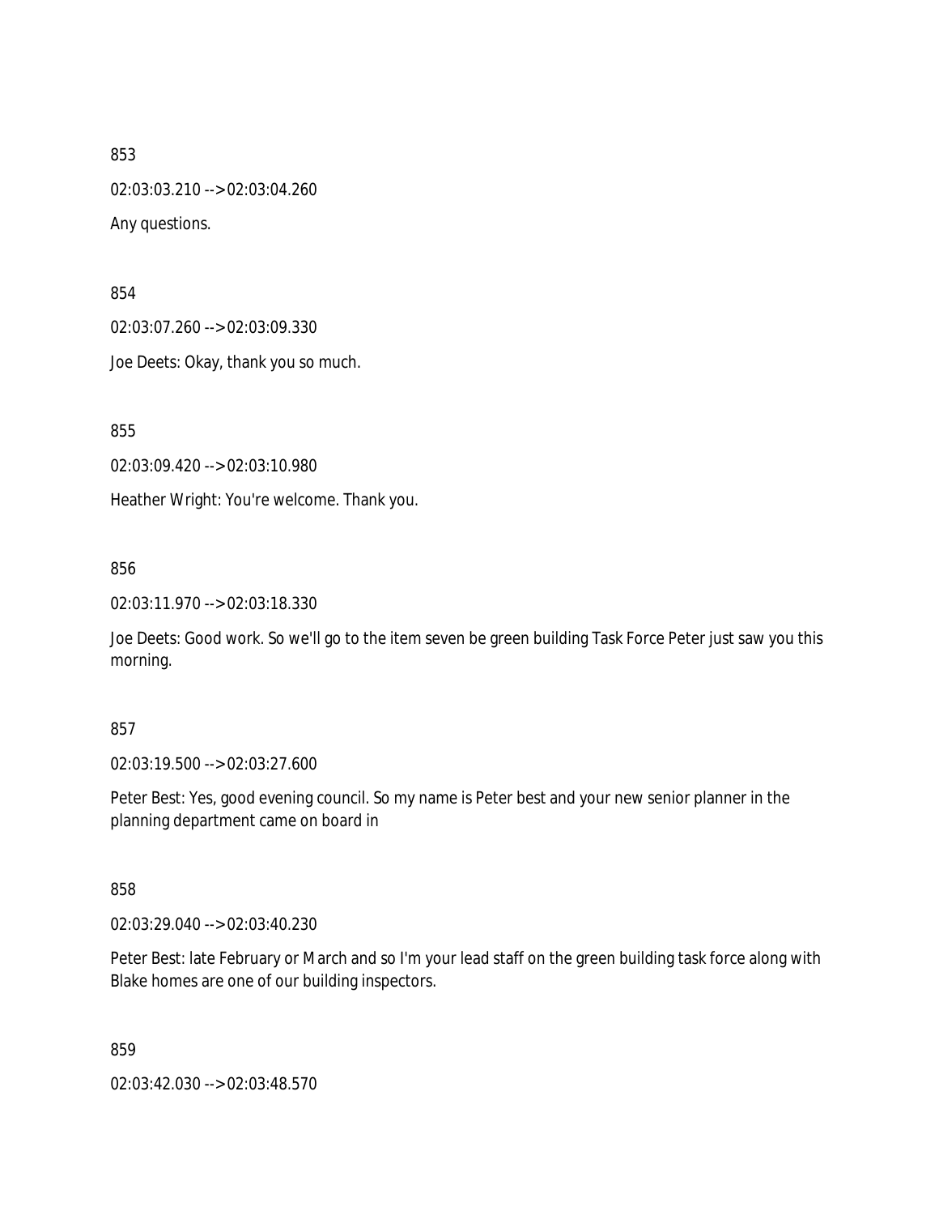853

02:03:03.210 --> 02:03:04.260

Any questions.

854

02:03:07.260 --> 02:03:09.330

Joe Deets: Okay, thank you so much.

855

02:03:09.420 --> 02:03:10.980

Heather Wright: You're welcome. Thank you.

856

02:03:11.970 --> 02:03:18.330

Joe Deets: Good work. So we'll go to the item seven be green building Task Force Peter just saw you this morning.

857

02:03:19.500 --> 02:03:27.600

Peter Best: Yes, good evening council. So my name is Peter best and your new senior planner in the planning department came on board in

858

02:03:29.040 --> 02:03:40.230

Peter Best: late February or March and so I'm your lead staff on the green building task force along with Blake homes are one of our building inspectors.

859

02:03:42.030 --> 02:03:48.570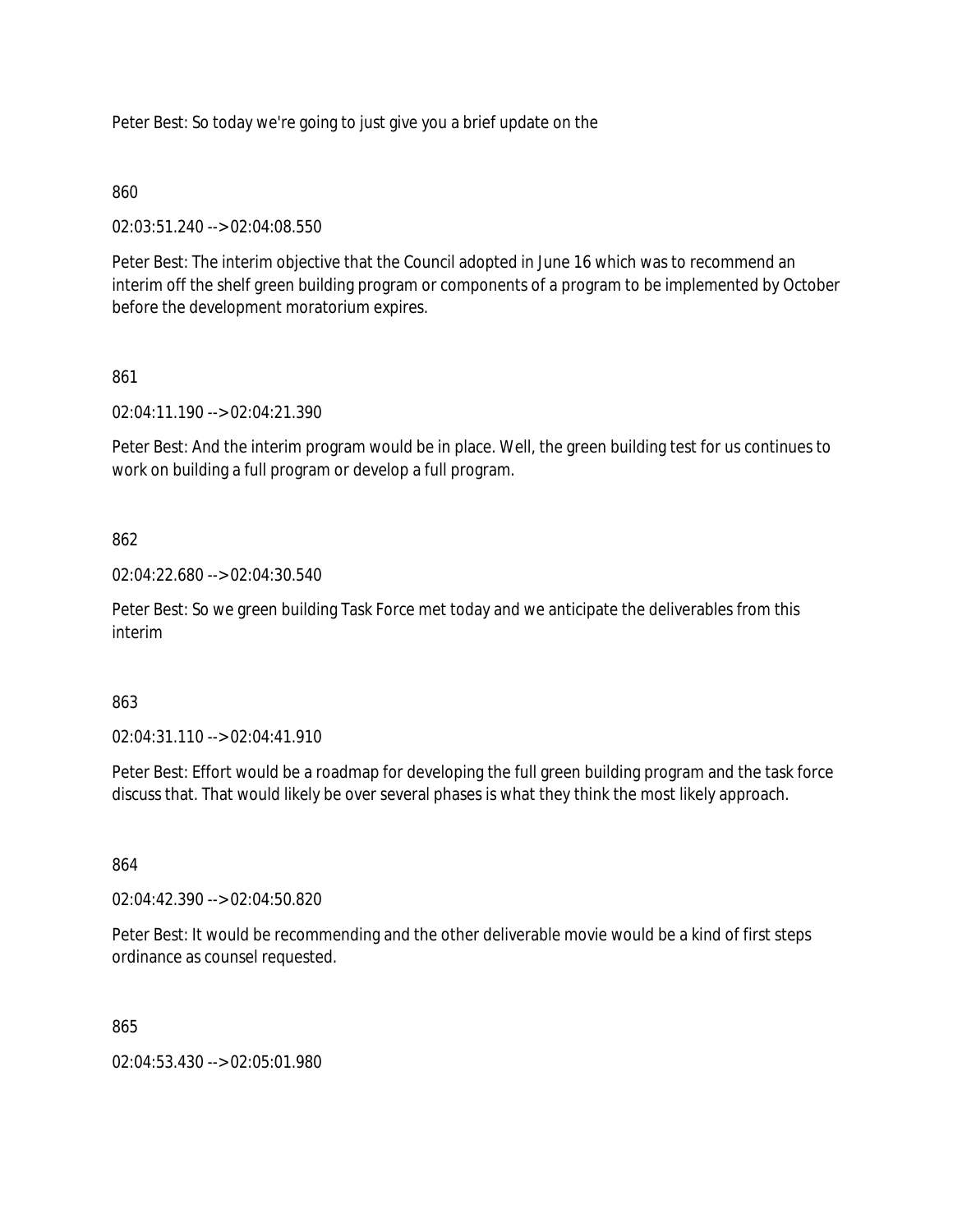Peter Best: So today we're going to just give you a brief update on the

860

02:03:51.240 --> 02:04:08.550

Peter Best: The interim objective that the Council adopted in June 16 which was to recommend an interim off the shelf green building program or components of a program to be implemented by October before the development moratorium expires.

861

02:04:11.190 --> 02:04:21.390

Peter Best: And the interim program would be in place. Well, the green building test for us continues to work on building a full program or develop a full program.

862

02:04:22.680 --> 02:04:30.540

Peter Best: So we green building Task Force met today and we anticipate the deliverables from this interim

863

02:04:31.110 --> 02:04:41.910

Peter Best: Effort would be a roadmap for developing the full green building program and the task force discuss that. That would likely be over several phases is what they think the most likely approach.

864

02:04:42.390 --> 02:04:50.820

Peter Best: It would be recommending and the other deliverable movie would be a kind of first steps ordinance as counsel requested.

865

02:04:53.430 --> 02:05:01.980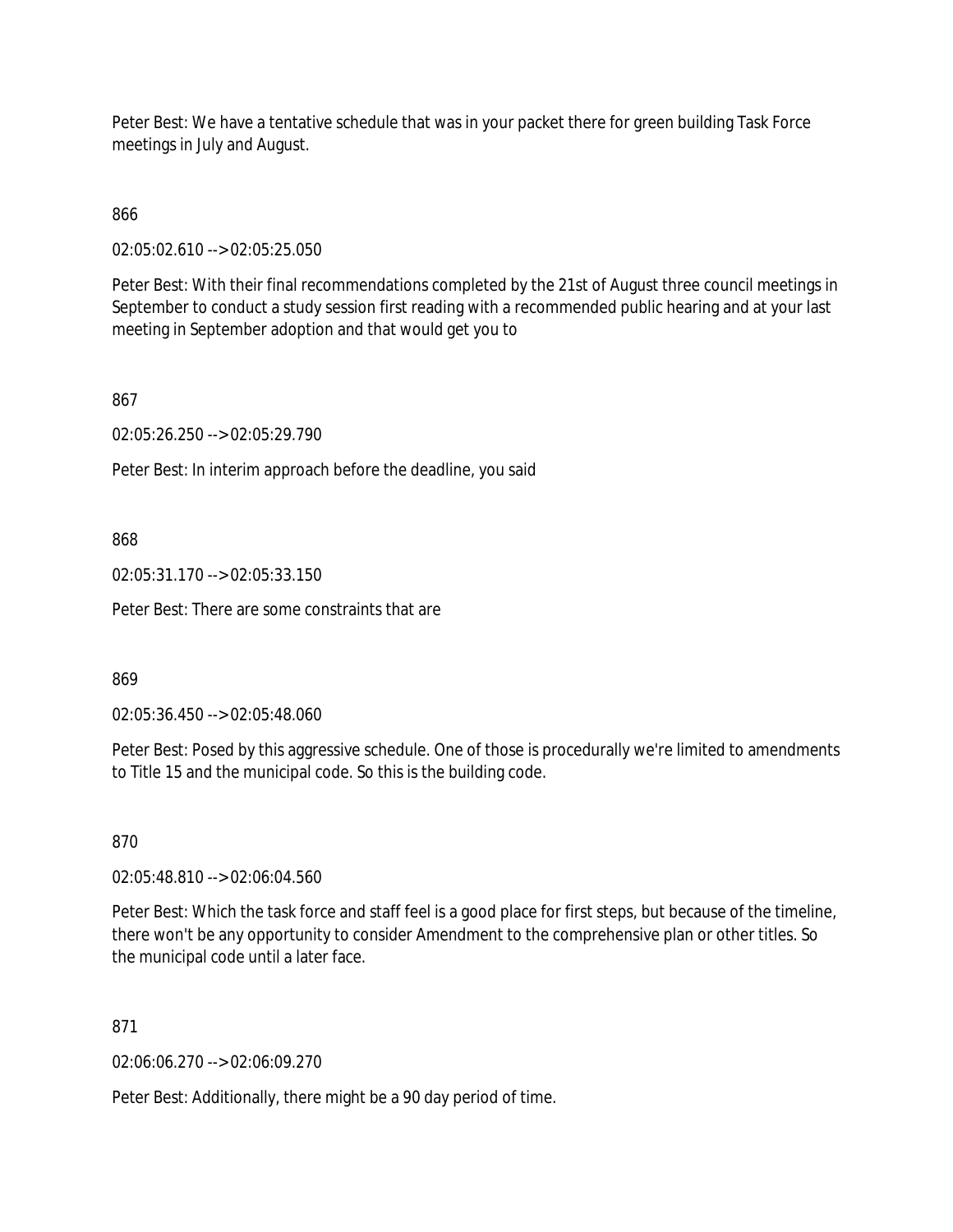Peter Best: We have a tentative schedule that was in your packet there for green building Task Force meetings in July and August.

866

02:05:02.610 --> 02:05:25.050

Peter Best: With their final recommendations completed by the 21st of August three council meetings in September to conduct a study session first reading with a recommended public hearing and at your last meeting in September adoption and that would get you to

867

02:05:26.250 --> 02:05:29.790

Peter Best: In interim approach before the deadline, you said

868

02:05:31.170 --> 02:05:33.150

Peter Best: There are some constraints that are

869

02:05:36.450 --> 02:05:48.060

Peter Best: Posed by this aggressive schedule. One of those is procedurally we're limited to amendments to Title 15 and the municipal code. So this is the building code.

870

02:05:48.810 --> 02:06:04.560

Peter Best: Which the task force and staff feel is a good place for first steps, but because of the timeline, there won't be any opportunity to consider Amendment to the comprehensive plan or other titles. So the municipal code until a later face.

871

02:06:06.270 --> 02:06:09.270

Peter Best: Additionally, there might be a 90 day period of time.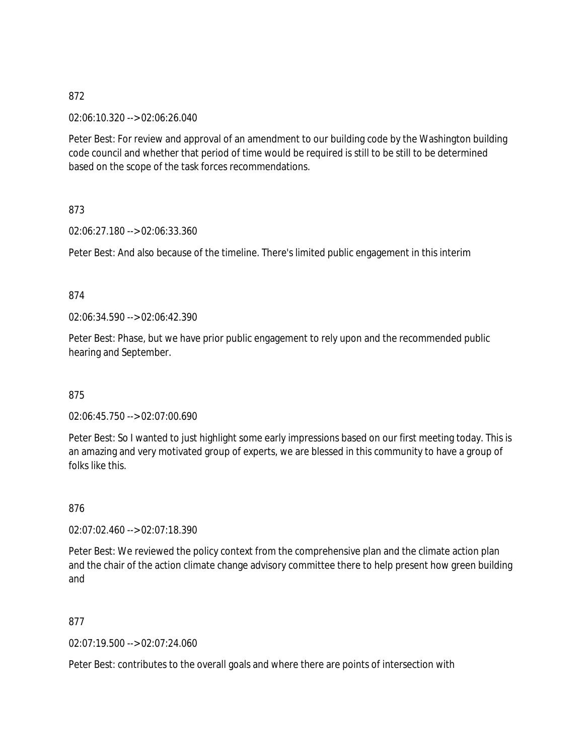872

02:06:10.320 --> 02:06:26.040

Peter Best: For review and approval of an amendment to our building code by the Washington building code council and whether that period of time would be required is still to be still to be determined based on the scope of the task forces recommendations.

873

02:06:27.180 --> 02:06:33.360

Peter Best: And also because of the timeline. There's limited public engagement in this interim

874

02:06:34.590 --> 02:06:42.390

Peter Best: Phase, but we have prior public engagement to rely upon and the recommended public hearing and September.

875

02:06:45.750 --> 02:07:00.690

Peter Best: So I wanted to just highlight some early impressions based on our first meeting today. This is an amazing and very motivated group of experts, we are blessed in this community to have a group of folks like this.

876

02:07:02.460 --> 02:07:18.390

Peter Best: We reviewed the policy context from the comprehensive plan and the climate action plan and the chair of the action climate change advisory committee there to help present how green building and

877

02:07:19.500 --> 02:07:24.060

Peter Best: contributes to the overall goals and where there are points of intersection with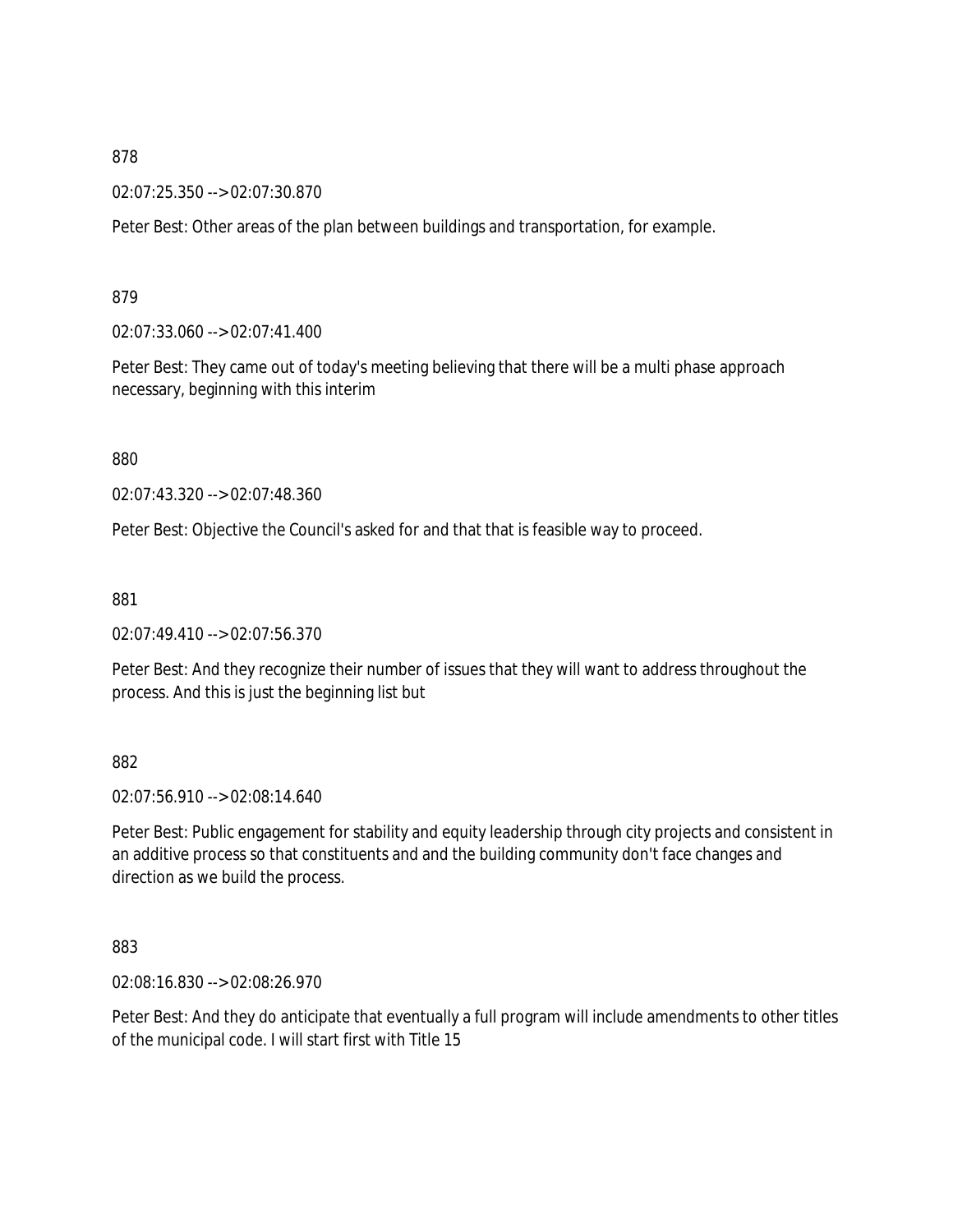878

02:07:25.350 --> 02:07:30.870

Peter Best: Other areas of the plan between buildings and transportation, for example.

879

02:07:33.060 --> 02:07:41.400

Peter Best: They came out of today's meeting believing that there will be a multi phase approach necessary, beginning with this interim

880

02:07:43.320 --> 02:07:48.360

Peter Best: Objective the Council's asked for and that that is feasible way to proceed.

881

02:07:49.410 --> 02:07:56.370

Peter Best: And they recognize their number of issues that they will want to address throughout the process. And this is just the beginning list but

882

02:07:56.910 --> 02:08:14.640

Peter Best: Public engagement for stability and equity leadership through city projects and consistent in an additive process so that constituents and and the building community don't face changes and direction as we build the process.

883

02:08:16.830 --> 02:08:26.970

Peter Best: And they do anticipate that eventually a full program will include amendments to other titles of the municipal code. I will start first with Title 15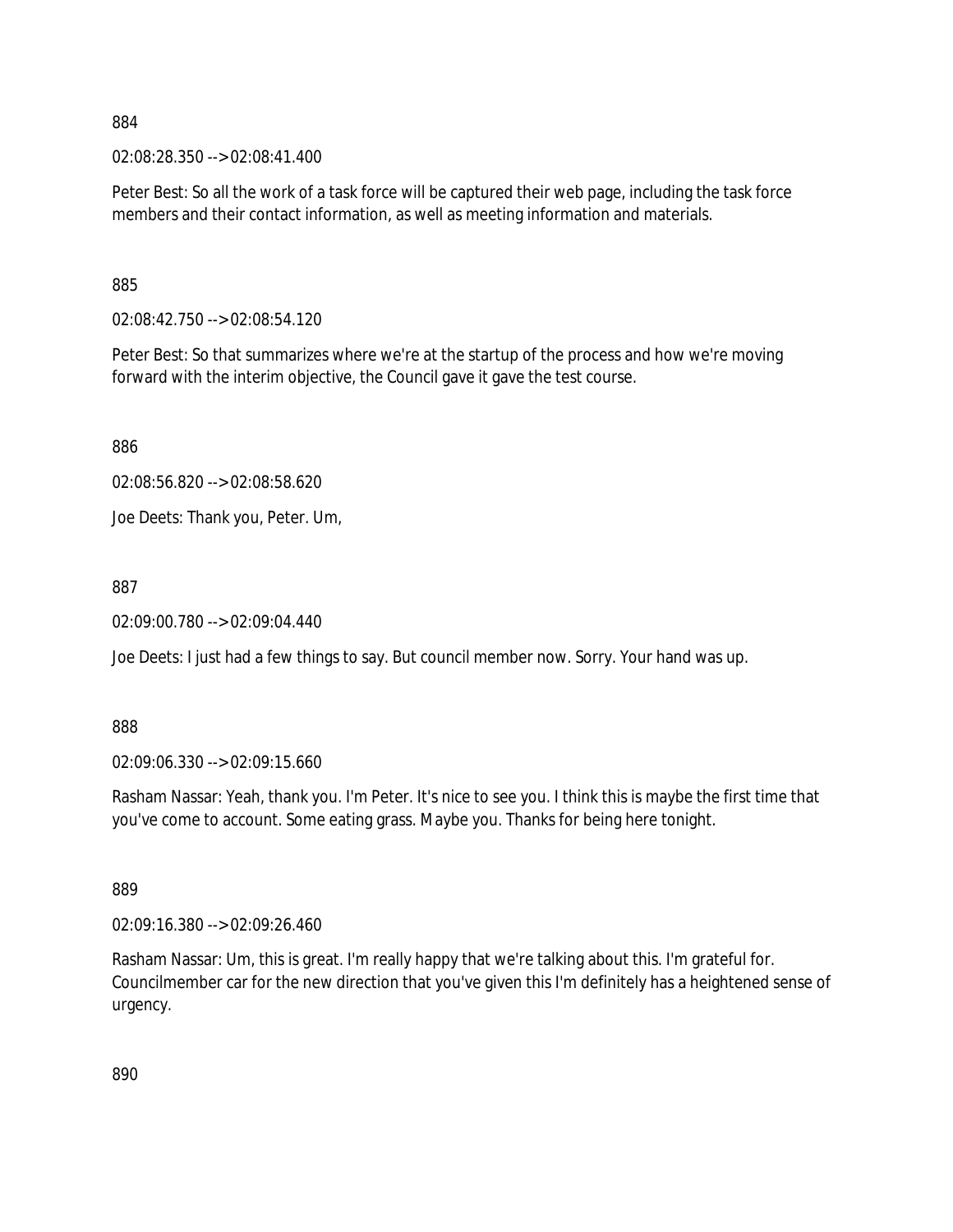884

02:08:28.350 --> 02:08:41.400

Peter Best: So all the work of a task force will be captured their web page, including the task force members and their contact information, as well as meeting information and materials.

885

02:08:42.750 --> 02:08:54.120

Peter Best: So that summarizes where we're at the startup of the process and how we're moving forward with the interim objective, the Council gave it gave the test course.

886

02:08:56.820 --> 02:08:58.620

Joe Deets: Thank you, Peter. Um,

887

02:09:00.780 --> 02:09:04.440

Joe Deets: I just had a few things to say. But council member now. Sorry. Your hand was up.

888

02:09:06.330 --> 02:09:15.660

Rasham Nassar: Yeah, thank you. I'm Peter. It's nice to see you. I think this is maybe the first time that you've come to account. Some eating grass. Maybe you. Thanks for being here tonight.

889

02:09:16.380 --> 02:09:26.460

Rasham Nassar: Um, this is great. I'm really happy that we're talking about this. I'm grateful for. Councilmember car for the new direction that you've given this I'm definitely has a heightened sense of urgency.

890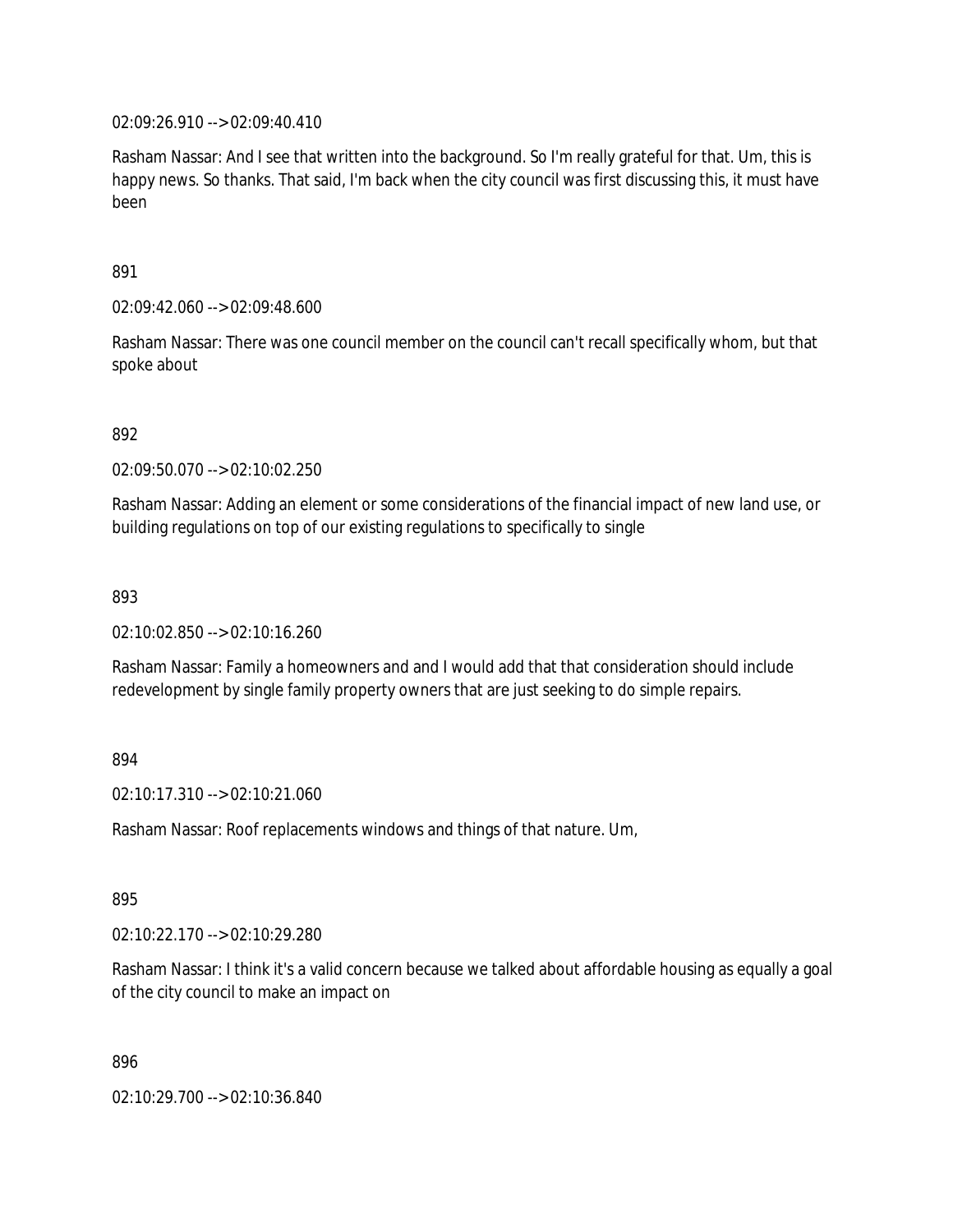02:09:26.910 --> 02:09:40.410

Rasham Nassar: And I see that written into the background. So I'm really grateful for that. Um, this is happy news. So thanks. That said, I'm back when the city council was first discussing this, it must have been

891

02:09:42.060 --> 02:09:48.600

Rasham Nassar: There was one council member on the council can't recall specifically whom, but that spoke about

892

02:09:50.070 --> 02:10:02.250

Rasham Nassar: Adding an element or some considerations of the financial impact of new land use, or building regulations on top of our existing regulations to specifically to single

893

02:10:02.850 --> 02:10:16.260

Rasham Nassar: Family a homeowners and and I would add that that consideration should include redevelopment by single family property owners that are just seeking to do simple repairs.

894

02:10:17.310 --> 02:10:21.060

Rasham Nassar: Roof replacements windows and things of that nature. Um,

895

02:10:22.170 --> 02:10:29.280

Rasham Nassar: I think it's a valid concern because we talked about affordable housing as equally a goal of the city council to make an impact on

896

02:10:29.700 --> 02:10:36.840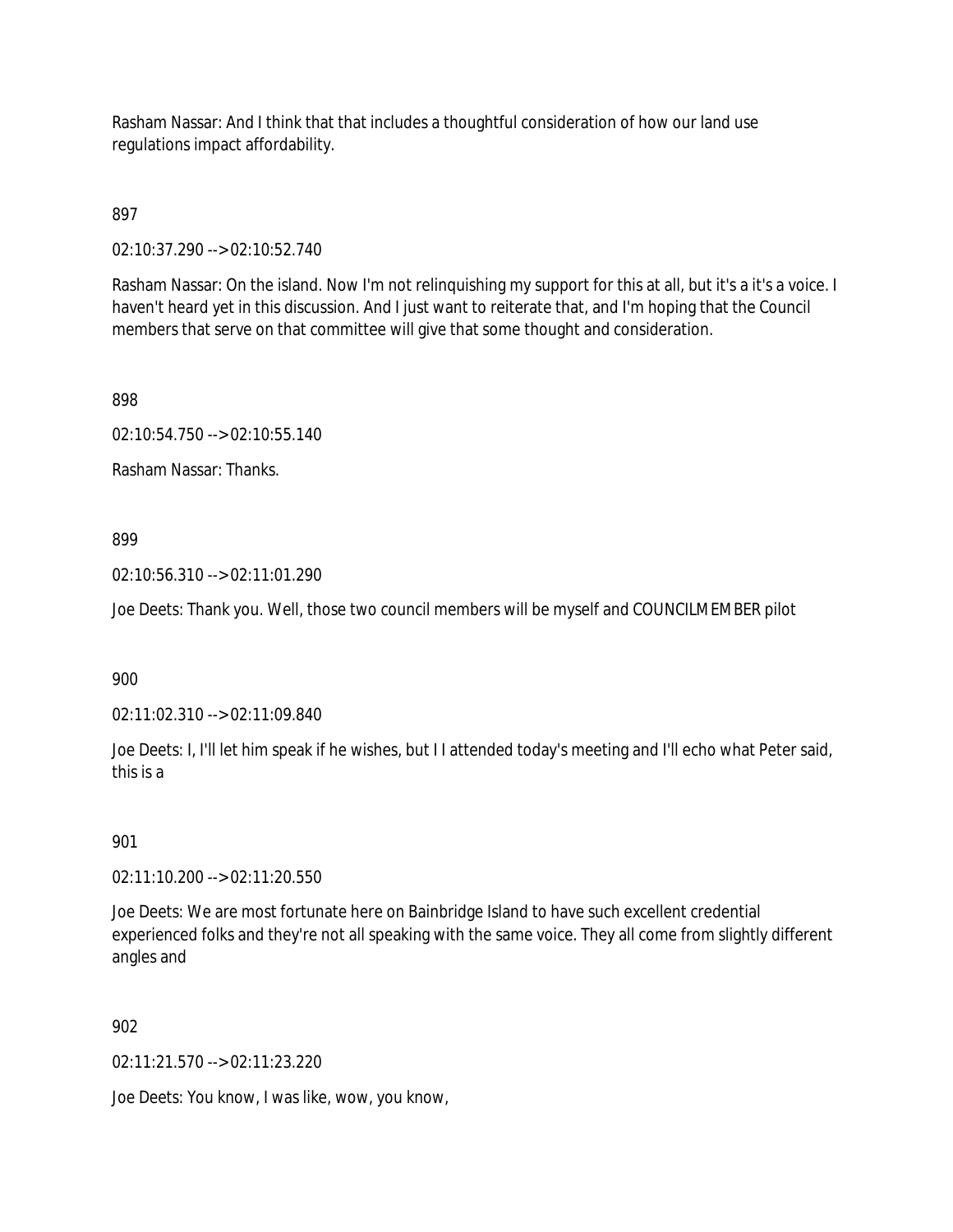Rasham Nassar: And I think that that includes a thoughtful consideration of how our land use regulations impact affordability.

897

02:10:37.290 --> 02:10:52.740

Rasham Nassar: On the island. Now I'm not relinquishing my support for this at all, but it's a it's a voice. I haven't heard yet in this discussion. And I just want to reiterate that, and I'm hoping that the Council members that serve on that committee will give that some thought and consideration.

898

02:10:54.750 --> 02:10:55.140

Rasham Nassar: Thanks.

899

02:10:56.310 --> 02:11:01.290

Joe Deets: Thank you. Well, those two council members will be myself and COUNCILMEMBER pilot

900

02:11:02.310 --> 02:11:09.840

Joe Deets: I, I'll let him speak if he wishes, but I I attended today's meeting and I'll echo what Peter said, this is a

901

02:11:10.200 --> 02:11:20.550

Joe Deets: We are most fortunate here on Bainbridge Island to have such excellent credential experienced folks and they're not all speaking with the same voice. They all come from slightly different angles and

902

02:11:21.570 --> 02:11:23.220

Joe Deets: You know, I was like, wow, you know,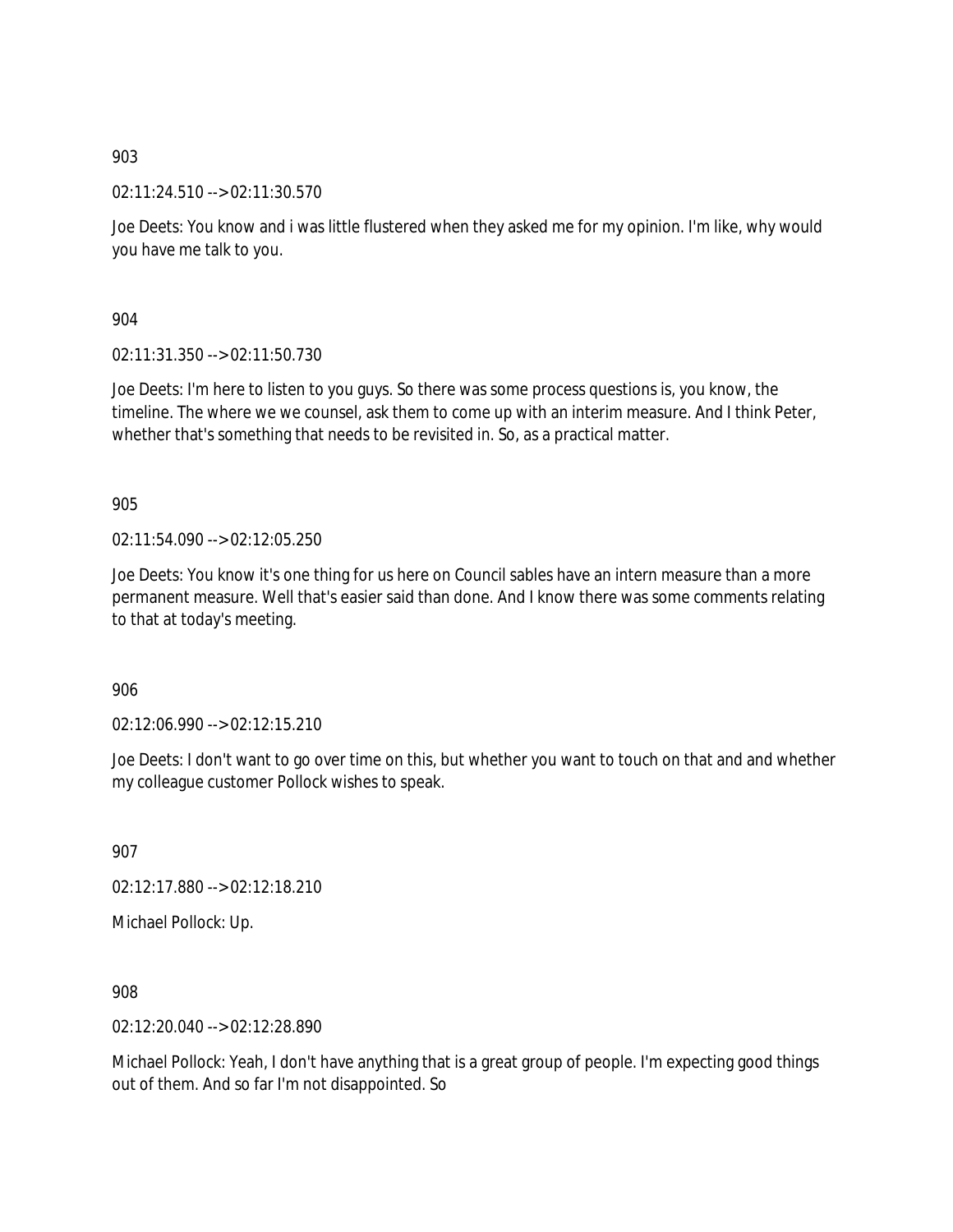903

02:11:24.510 --> 02:11:30.570

Joe Deets: You know and i was little flustered when they asked me for my opinion. I'm like, why would you have me talk to you.

904

02:11:31.350 --> 02:11:50.730

Joe Deets: I'm here to listen to you guys. So there was some process questions is, you know, the timeline. The where we we counsel, ask them to come up with an interim measure. And I think Peter, whether that's something that needs to be revisited in. So, as a practical matter.

905

02:11:54.090 --> 02:12:05.250

Joe Deets: You know it's one thing for us here on Council sables have an intern measure than a more permanent measure. Well that's easier said than done. And I know there was some comments relating to that at today's meeting.

906

02:12:06.990 --> 02:12:15.210

Joe Deets: I don't want to go over time on this, but whether you want to touch on that and and whether my colleague customer Pollock wishes to speak.

907

02:12:17.880 --> 02:12:18.210

Michael Pollock: Up.

908

02:12:20.040 --> 02:12:28.890

Michael Pollock: Yeah, I don't have anything that is a great group of people. I'm expecting good things out of them. And so far I'm not disappointed. So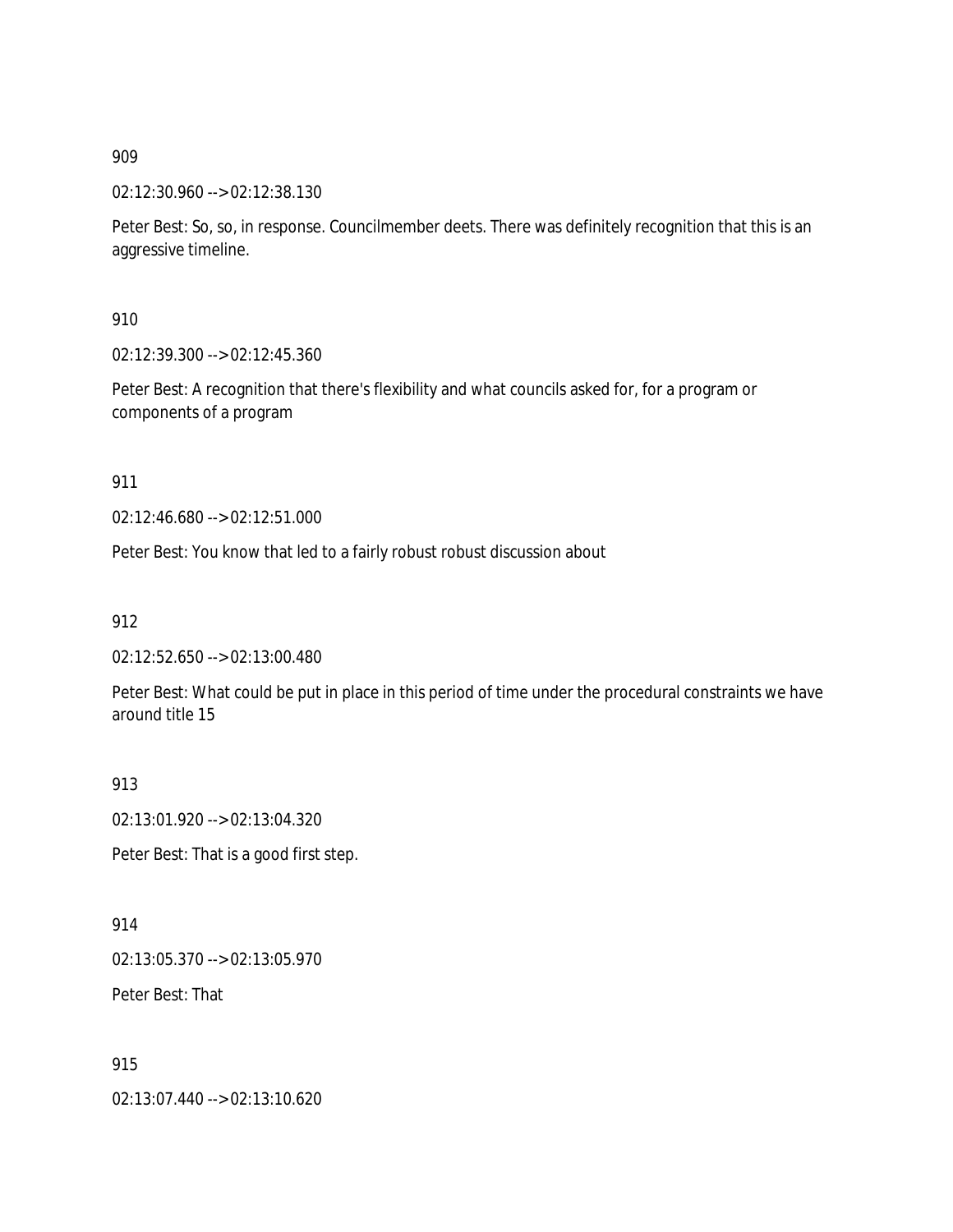909

02:12:30.960 --> 02:12:38.130

Peter Best: So, so, in response. Councilmember deets. There was definitely recognition that this is an aggressive timeline.

910

02:12:39.300 --> 02:12:45.360

Peter Best: A recognition that there's flexibility and what councils asked for, for a program or components of a program

911

02:12:46.680 --> 02:12:51.000

Peter Best: You know that led to a fairly robust robust discussion about

912

02:12:52.650 --> 02:13:00.480

Peter Best: What could be put in place in this period of time under the procedural constraints we have around title 15

913

02:13:01.920 --> 02:13:04.320

Peter Best: That is a good first step.

914

02:13:05.370 --> 02:13:05.970

Peter Best: That

915

02:13:07.440 --> 02:13:10.620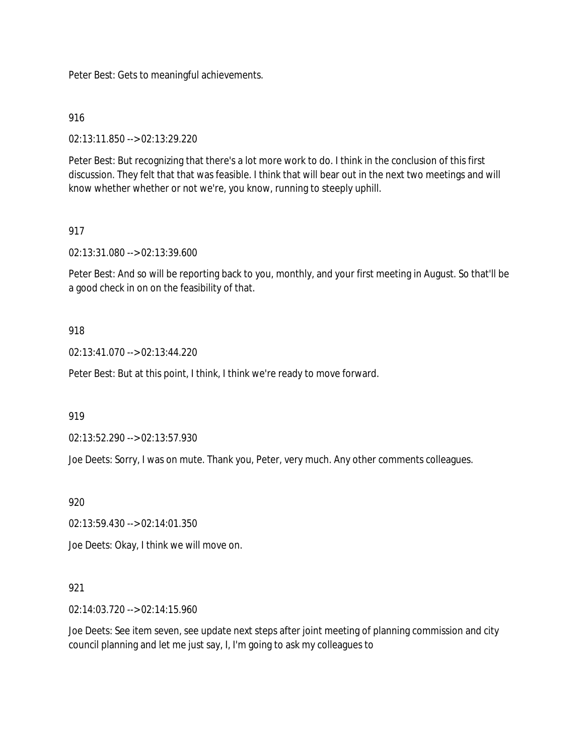Peter Best: Gets to meaningful achievements.

916

02:13:11.850 --> 02:13:29.220

Peter Best: But recognizing that there's a lot more work to do. I think in the conclusion of this first discussion. They felt that that was feasible. I think that will bear out in the next two meetings and will know whether whether or not we're, you know, running to steeply uphill.

917

02:13:31.080 --> 02:13:39.600

Peter Best: And so will be reporting back to you, monthly, and your first meeting in August. So that'll be a good check in on on the feasibility of that.

918

02:13:41.070 --> 02:13:44.220

Peter Best: But at this point, I think, I think we're ready to move forward.

919

02:13:52.290 --> 02:13:57.930

Joe Deets: Sorry, I was on mute. Thank you, Peter, very much. Any other comments colleagues.

920

02:13:59.430 --> 02:14:01.350

Joe Deets: Okay, I think we will move on.

921

02:14:03.720 --> 02:14:15.960

Joe Deets: See item seven, see update next steps after joint meeting of planning commission and city council planning and let me just say, I, I'm going to ask my colleagues to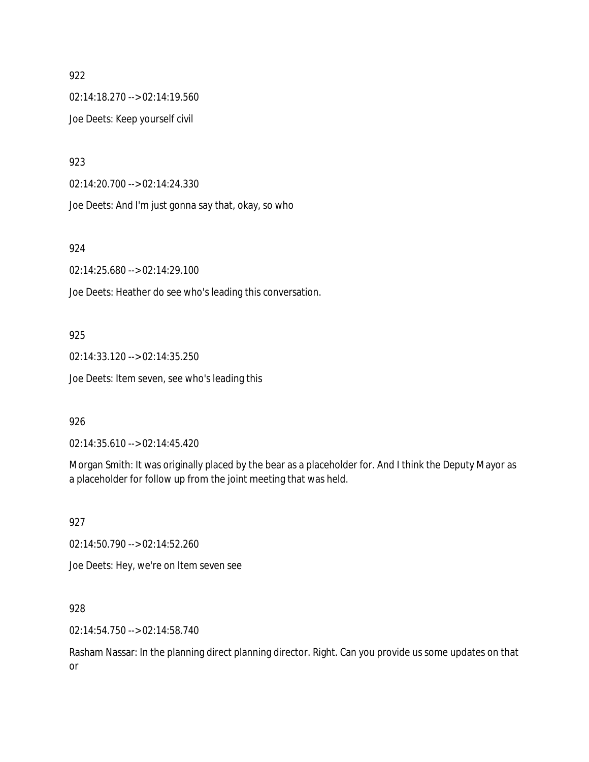922

02:14:18.270 --> 02:14:19.560

Joe Deets: Keep yourself civil

923

02:14:20.700 --> 02:14:24.330

Joe Deets: And I'm just gonna say that, okay, so who

924

02:14:25.680 --> 02:14:29.100

Joe Deets: Heather do see who's leading this conversation.

925

02:14:33.120 --> 02:14:35.250

Joe Deets: Item seven, see who's leading this

926

02:14:35.610 --> 02:14:45.420

Morgan Smith: It was originally placed by the bear as a placeholder for. And I think the Deputy Mayor as a placeholder for follow up from the joint meeting that was held.

927

02:14:50.790 --> 02:14:52.260

Joe Deets: Hey, we're on Item seven see

928

02:14:54.750 --> 02:14:58.740

Rasham Nassar: In the planning direct planning director. Right. Can you provide us some updates on that or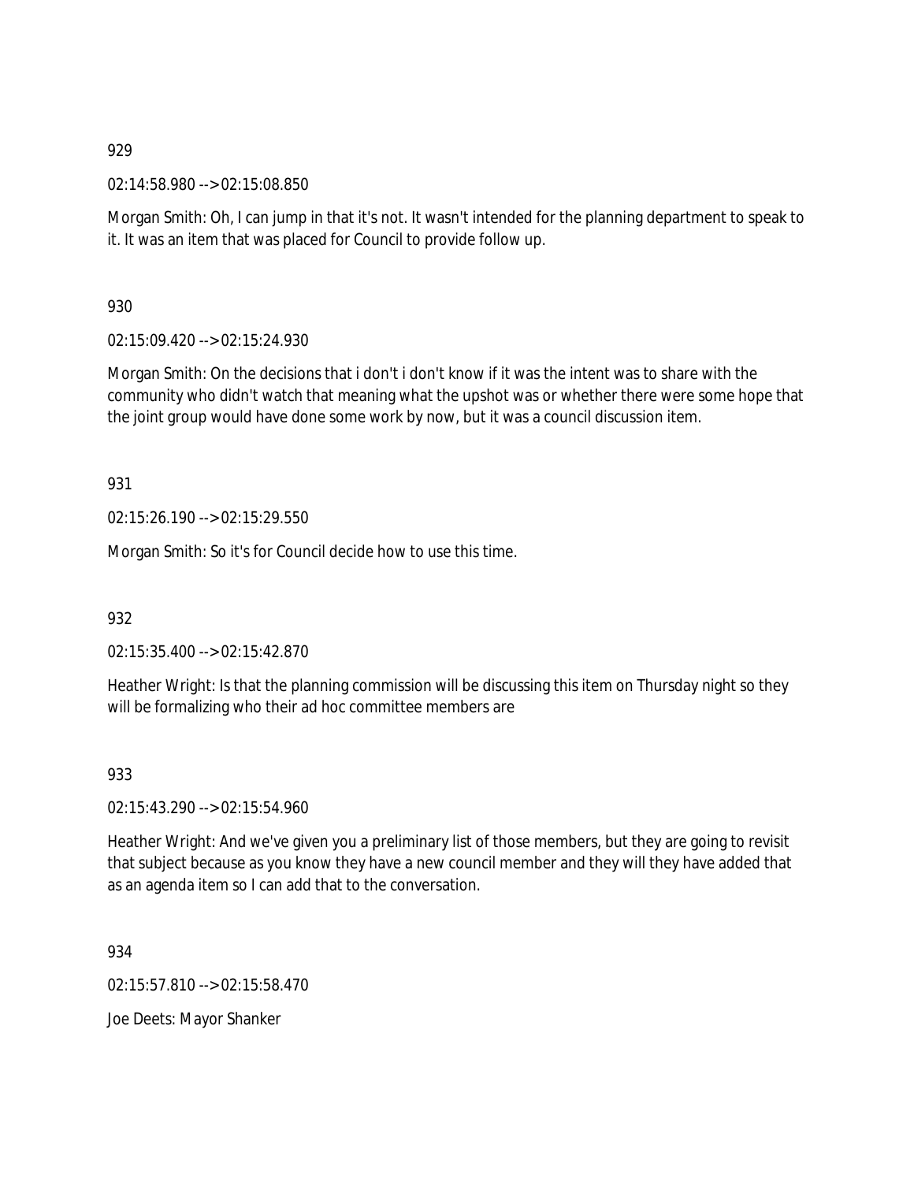929

02:14:58.980 --> 02:15:08.850

Morgan Smith: Oh, I can jump in that it's not. It wasn't intended for the planning department to speak to it. It was an item that was placed for Council to provide follow up.

930

02:15:09.420 --> 02:15:24.930

Morgan Smith: On the decisions that i don't i don't know if it was the intent was to share with the community who didn't watch that meaning what the upshot was or whether there were some hope that the joint group would have done some work by now, but it was a council discussion item.

931

02:15:26.190 --> 02:15:29.550

Morgan Smith: So it's for Council decide how to use this time.

932

02:15:35.400 --> 02:15:42.870

Heather Wright: Is that the planning commission will be discussing this item on Thursday night so they will be formalizing who their ad hoc committee members are

933

02:15:43.290 --> 02:15:54.960

Heather Wright: And we've given you a preliminary list of those members, but they are going to revisit that subject because as you know they have a new council member and they will they have added that as an agenda item so I can add that to the conversation.

934

02:15:57.810 --> 02:15:58.470

Joe Deets: Mayor Shanker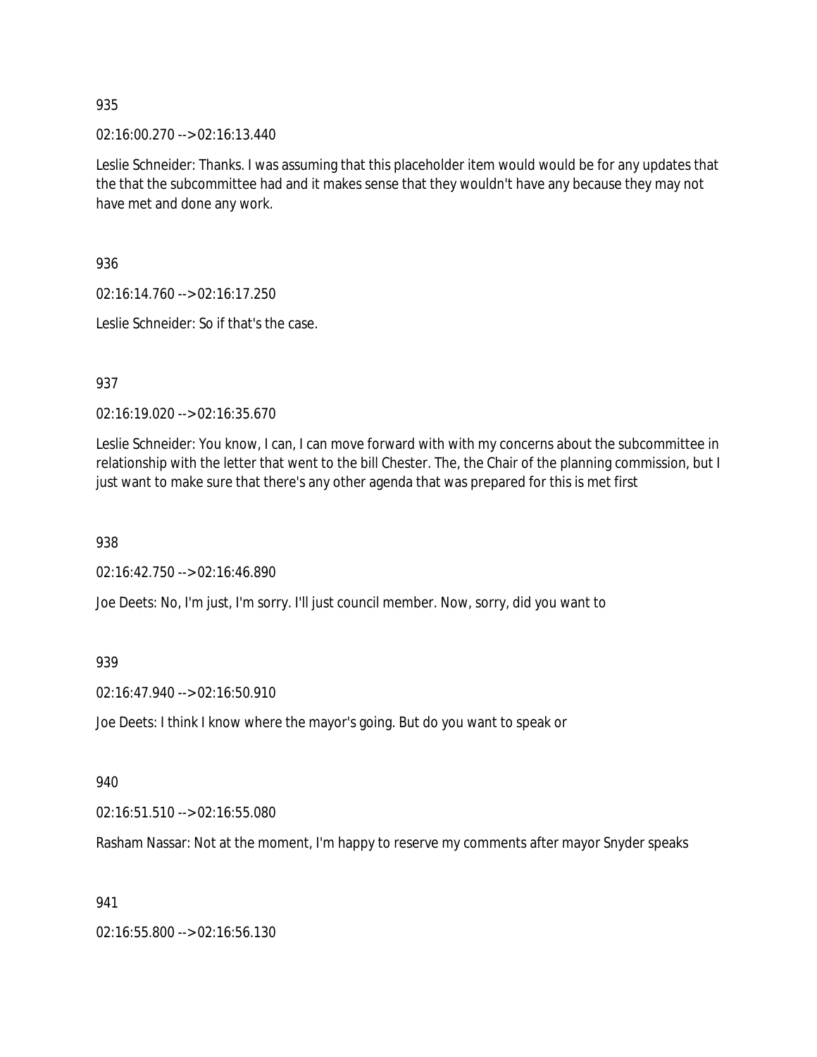935

02:16:00.270 --> 02:16:13.440

Leslie Schneider: Thanks. I was assuming that this placeholder item would would be for any updates that the that the subcommittee had and it makes sense that they wouldn't have any because they may not have met and done any work.

936

02:16:14.760 --> 02:16:17.250

Leslie Schneider: So if that's the case.

937

02:16:19.020 --> 02:16:35.670

Leslie Schneider: You know, I can, I can move forward with with my concerns about the subcommittee in relationship with the letter that went to the bill Chester. The, the Chair of the planning commission, but I just want to make sure that there's any other agenda that was prepared for this is met first

938

02:16:42.750 --> 02:16:46.890

Joe Deets: No, I'm just, I'm sorry. I'll just council member. Now, sorry, did you want to

939

02:16:47.940 --> 02:16:50.910

Joe Deets: I think I know where the mayor's going. But do you want to speak or

940

02:16:51.510 --> 02:16:55.080

Rasham Nassar: Not at the moment, I'm happy to reserve my comments after mayor Snyder speaks

941

02:16:55.800 --> 02:16:56.130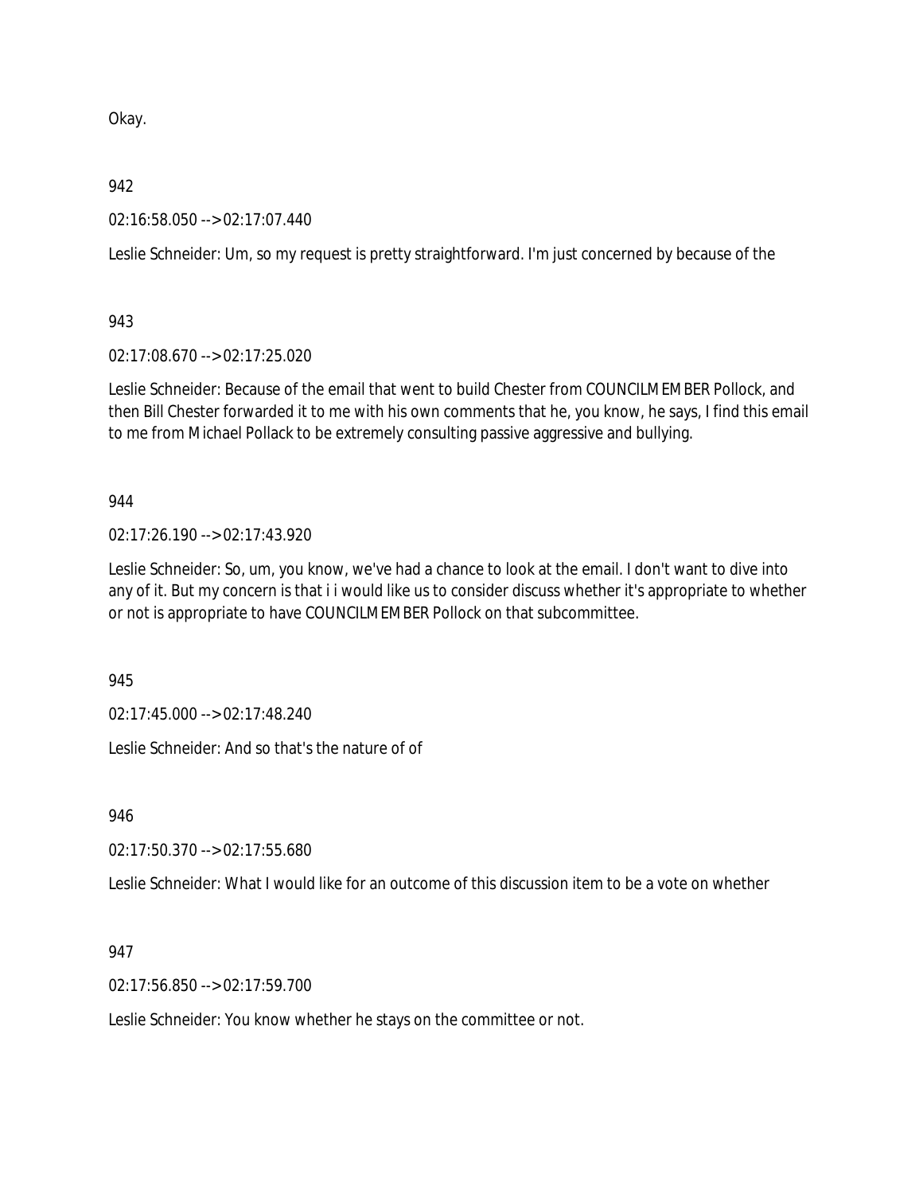Okay.

942

02:16:58.050 --> 02:17:07.440

Leslie Schneider: Um, so my request is pretty straightforward. I'm just concerned by because of the

943

02:17:08.670 --> 02:17:25.020

Leslie Schneider: Because of the email that went to build Chester from COUNCILMEMBER Pollock, and then Bill Chester forwarded it to me with his own comments that he, you know, he says, I find this email to me from Michael Pollack to be extremely consulting passive aggressive and bullying.

944

02:17:26.190 --> 02:17:43.920

Leslie Schneider: So, um, you know, we've had a chance to look at the email. I don't want to dive into any of it. But my concern is that i i would like us to consider discuss whether it's appropriate to whether or not is appropriate to have COUNCILMEMBER Pollock on that subcommittee.

945

02:17:45.000 --> 02:17:48.240

Leslie Schneider: And so that's the nature of of

946

02:17:50.370 --> 02:17:55.680

Leslie Schneider: What I would like for an outcome of this discussion item to be a vote on whether

947

02:17:56.850 --> 02:17:59.700

Leslie Schneider: You know whether he stays on the committee or not.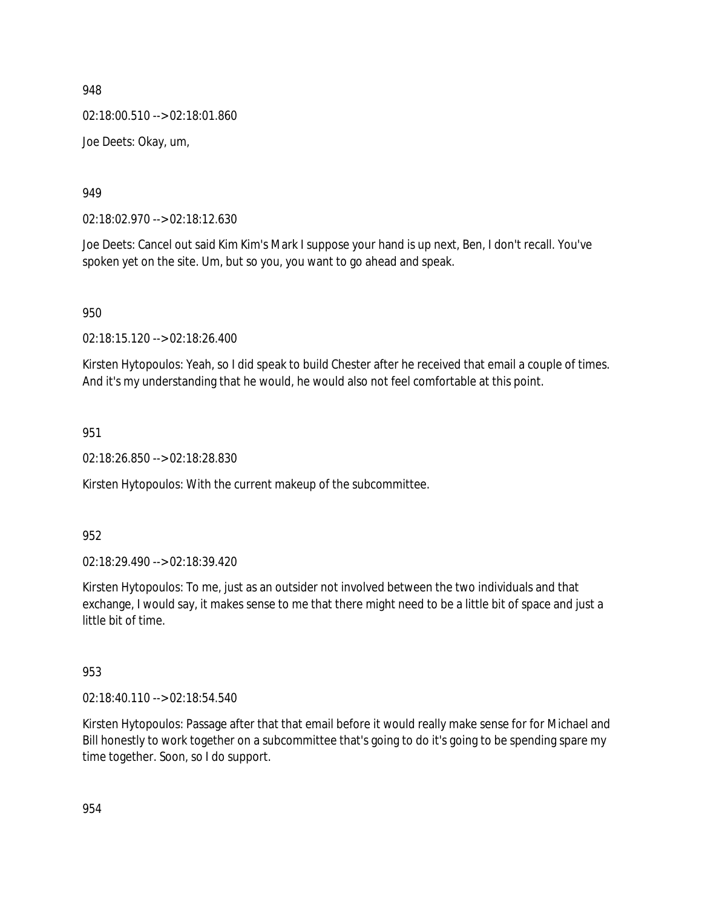948

02:18:00.510 --> 02:18:01.860

Joe Deets: Okay, um,

949

02:18:02.970 --> 02:18:12.630

Joe Deets: Cancel out said Kim Kim's Mark I suppose your hand is up next, Ben, I don't recall. You've spoken yet on the site. Um, but so you, you want to go ahead and speak.

950

02:18:15.120 --> 02:18:26.400

Kirsten Hytopoulos: Yeah, so I did speak to build Chester after he received that email a couple of times. And it's my understanding that he would, he would also not feel comfortable at this point.

951

02:18:26.850 --> 02:18:28.830

Kirsten Hytopoulos: With the current makeup of the subcommittee.

952

02:18:29.490 --> 02:18:39.420

Kirsten Hytopoulos: To me, just as an outsider not involved between the two individuals and that exchange, I would say, it makes sense to me that there might need to be a little bit of space and just a little bit of time.

953

02:18:40.110 --> 02:18:54.540

Kirsten Hytopoulos: Passage after that that email before it would really make sense for for Michael and Bill honestly to work together on a subcommittee that's going to do it's going to be spending spare my time together. Soon, so I do support.

954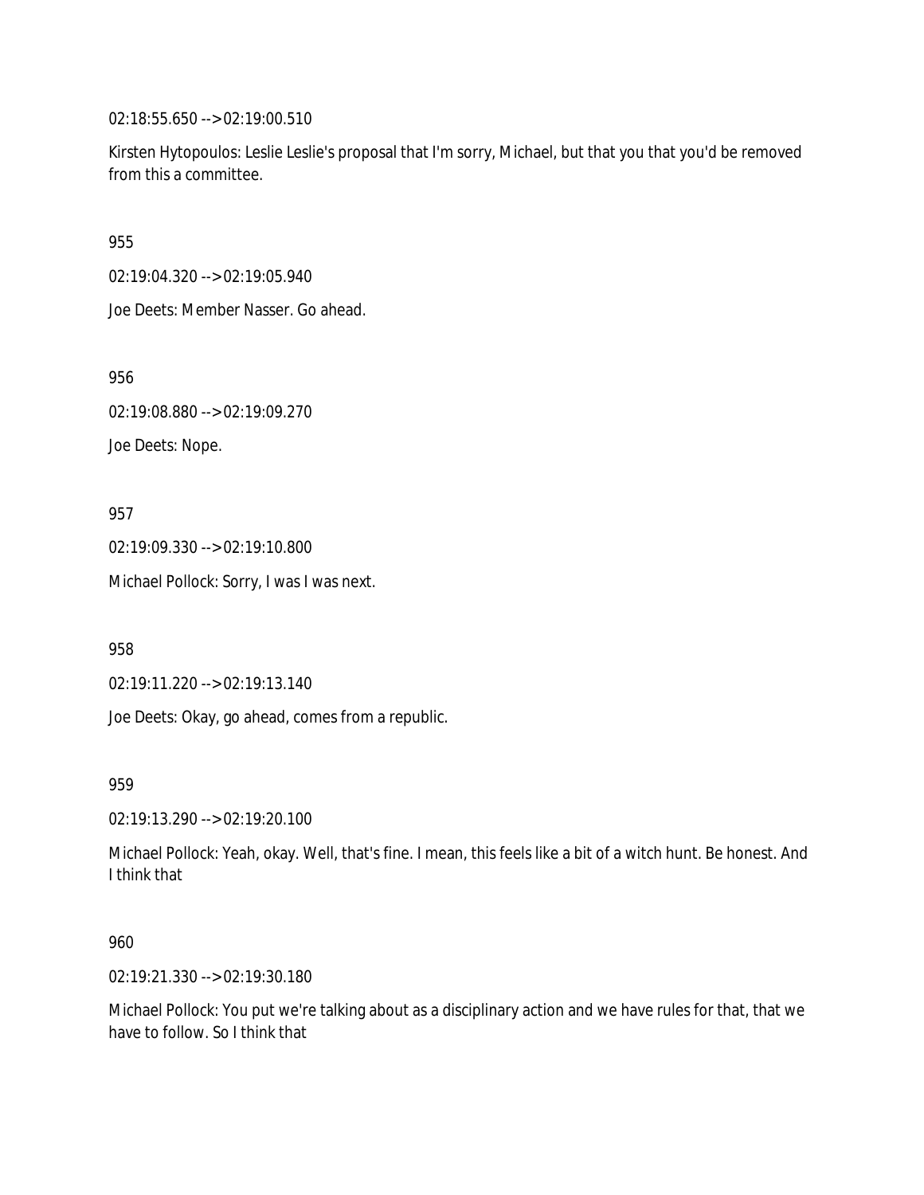02:18:55.650 --> 02:19:00.510

Kirsten Hytopoulos: Leslie Leslie's proposal that I'm sorry, Michael, but that you that you'd be removed from this a committee.

955

02:19:04.320 --> 02:19:05.940

Joe Deets: Member Nasser. Go ahead.

956

02:19:08.880 --> 02:19:09.270

Joe Deets: Nope.

957

02:19:09.330 --> 02:19:10.800

Michael Pollock: Sorry, I was I was next.

958

02:19:11.220 --> 02:19:13.140

Joe Deets: Okay, go ahead, comes from a republic.

959

02:19:13.290 --> 02:19:20.100

Michael Pollock: Yeah, okay. Well, that's fine. I mean, this feels like a bit of a witch hunt. Be honest. And I think that

960

02:19:21.330 --> 02:19:30.180

Michael Pollock: You put we're talking about as a disciplinary action and we have rules for that, that we have to follow. So I think that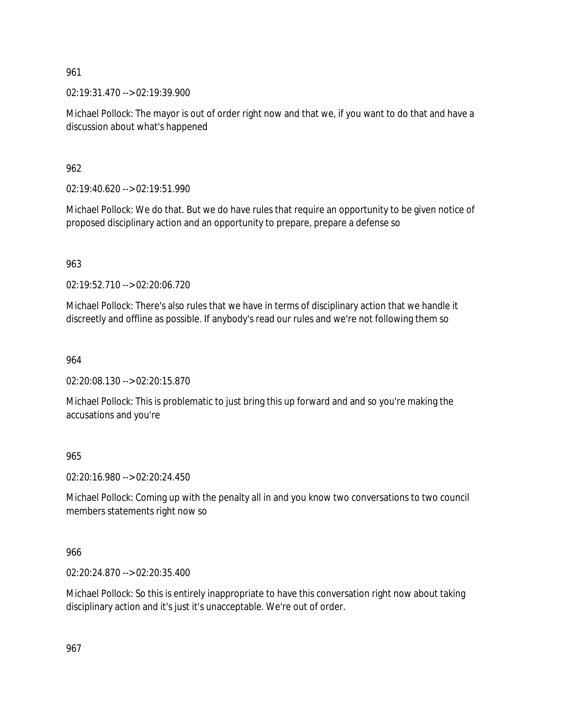961

02:19:31.470 --> 02:19:39.900

Michael Pollock: The mayor is out of order right now and that we, if you want to do that and have a discussion about what's happened

962

02:19:40.620 --> 02:19:51.990

Michael Pollock: We do that. But we do have rules that require an opportunity to be given notice of proposed disciplinary action and an opportunity to prepare, prepare a defense so

963

02:19:52.710 --> 02:20:06.720

Michael Pollock: There's also rules that we have in terms of disciplinary action that we handle it discreetly and offline as possible. If anybody's read our rules and we're not following them so

964

02:20:08.130 --> 02:20:15.870

Michael Pollock: This is problematic to just bring this up forward and and so you're making the accusations and you're

965

02:20:16.980 --> 02:20:24.450

Michael Pollock: Coming up with the penalty all in and you know two conversations to two council members statements right now so

966

02:20:24.870 --> 02:20:35.400

Michael Pollock: So this is entirely inappropriate to have this conversation right now about taking disciplinary action and it's just it's unacceptable. We're out of order.

967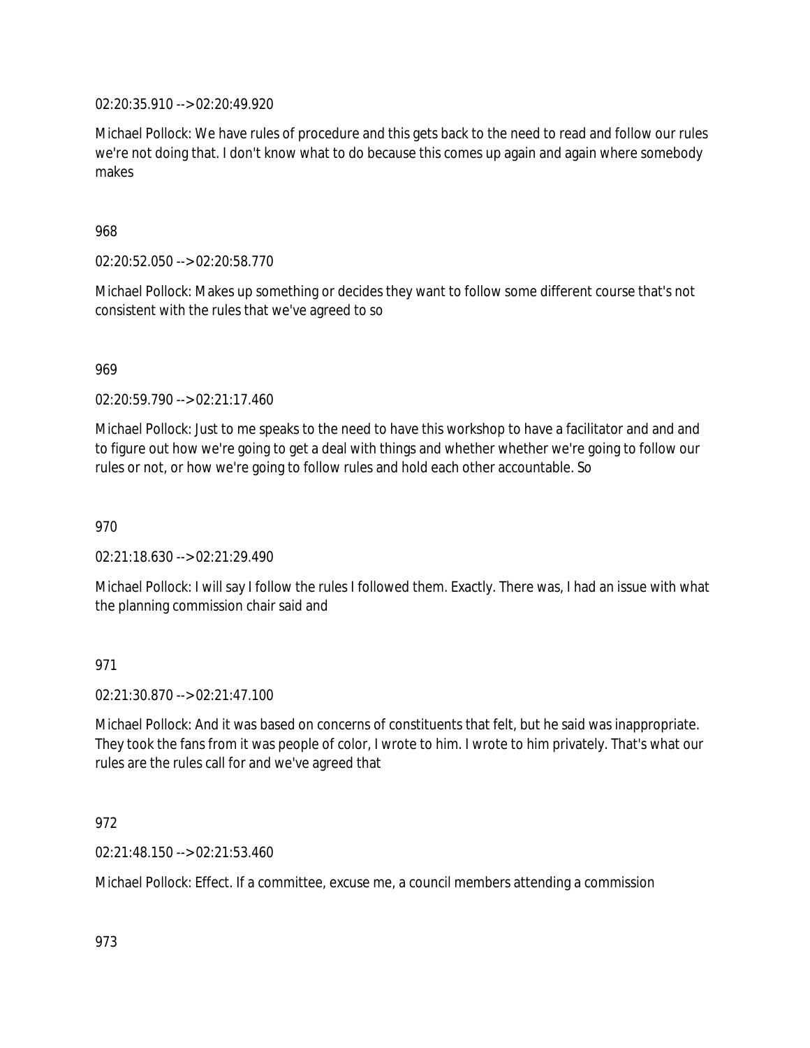02:20:35.910 --> 02:20:49.920

Michael Pollock: We have rules of procedure and this gets back to the need to read and follow our rules we're not doing that. I don't know what to do because this comes up again and again where somebody makes

968

02:20:52.050 --> 02:20:58.770

Michael Pollock: Makes up something or decides they want to follow some different course that's not consistent with the rules that we've agreed to so

969

02:20:59.790 --> 02:21:17.460

Michael Pollock: Just to me speaks to the need to have this workshop to have a facilitator and and and to figure out how we're going to get a deal with things and whether whether we're going to follow our rules or not, or how we're going to follow rules and hold each other accountable. So

970

02:21:18.630 --> 02:21:29.490

Michael Pollock: I will say I follow the rules I followed them. Exactly. There was, I had an issue with what the planning commission chair said and

971

02:21:30.870 --> 02:21:47.100

Michael Pollock: And it was based on concerns of constituents that felt, but he said was inappropriate. They took the fans from it was people of color, I wrote to him. I wrote to him privately. That's what our rules are the rules call for and we've agreed that

972

02:21:48.150 --> 02:21:53.460

Michael Pollock: Effect. If a committee, excuse me, a council members attending a commission

973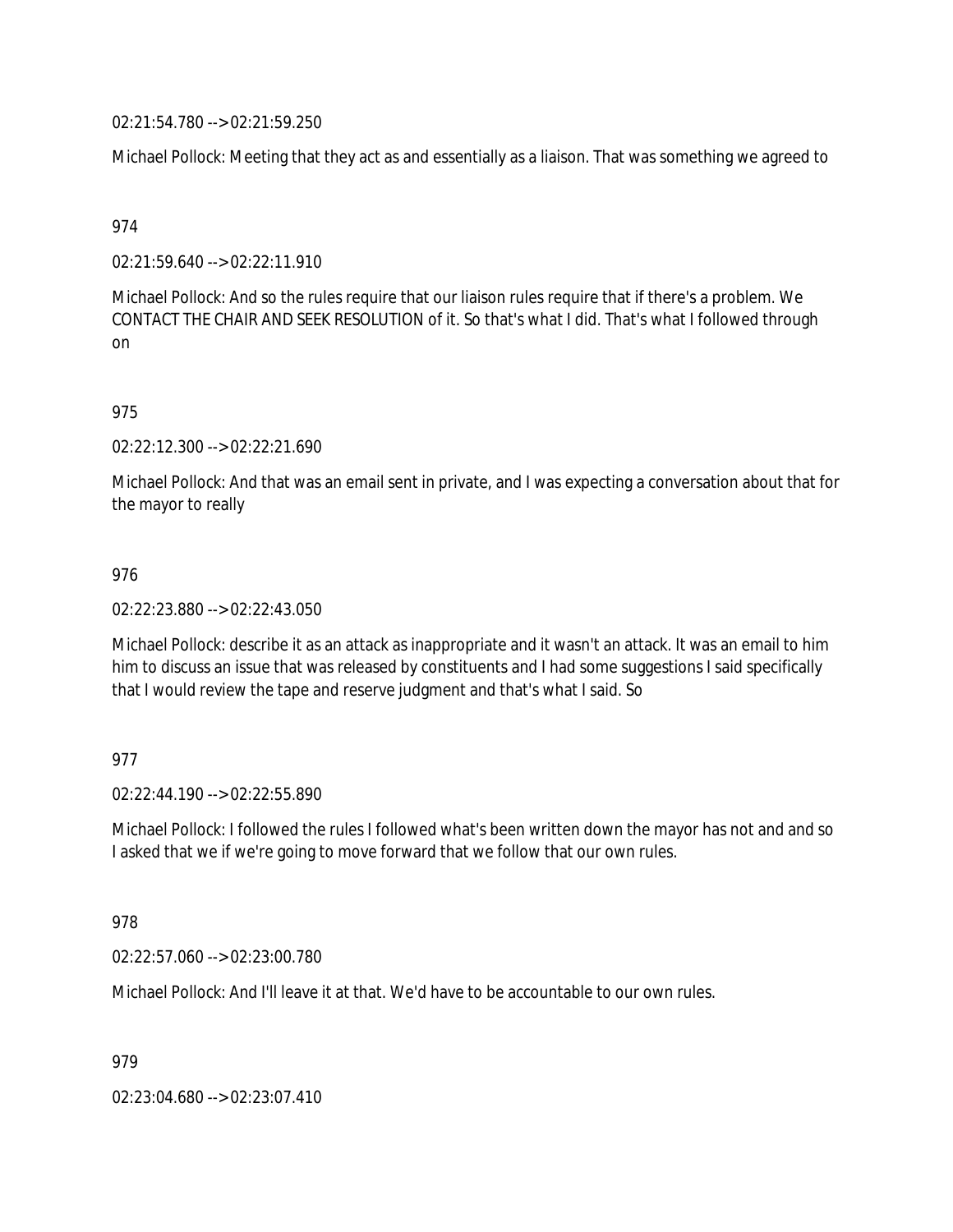02:21:54.780 --> 02:21:59.250

Michael Pollock: Meeting that they act as and essentially as a liaison. That was something we agreed to

974

02:21:59.640 --> 02:22:11.910

Michael Pollock: And so the rules require that our liaison rules require that if there's a problem. We CONTACT THE CHAIR AND SEEK RESOLUTION of it. So that's what I did. That's what I followed through on

975

02:22:12.300 --> 02:22:21.690

Michael Pollock: And that was an email sent in private, and I was expecting a conversation about that for the mayor to really

976

02:22:23.880 --> 02:22:43.050

Michael Pollock: describe it as an attack as inappropriate and it wasn't an attack. It was an email to him him to discuss an issue that was released by constituents and I had some suggestions I said specifically that I would review the tape and reserve judgment and that's what I said. So

977

02:22:44.190 --> 02:22:55.890

Michael Pollock: I followed the rules I followed what's been written down the mayor has not and and so I asked that we if we're going to move forward that we follow that our own rules.

978

02:22:57.060 --> 02:23:00.780

Michael Pollock: And I'll leave it at that. We'd have to be accountable to our own rules.

979

02:23:04.680 --> 02:23:07.410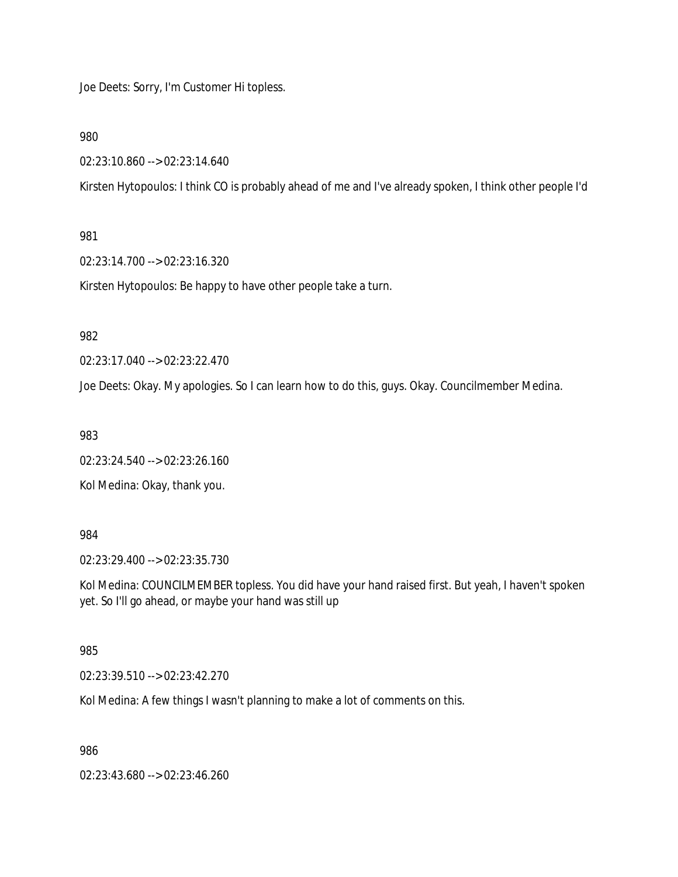Joe Deets: Sorry, I'm Customer Hi topless.

980

02:23:10.860 --> 02:23:14.640

Kirsten Hytopoulos: I think CO is probably ahead of me and I've already spoken, I think other people I'd

981

02:23:14.700 --> 02:23:16.320

Kirsten Hytopoulos: Be happy to have other people take a turn.

982

02:23:17.040 --> 02:23:22.470

Joe Deets: Okay. My apologies. So I can learn how to do this, guys. Okay. Councilmember Medina.

983

02:23:24.540 --> 02:23:26.160

Kol Medina: Okay, thank you.

984

02:23:29.400 --> 02:23:35.730

Kol Medina: COUNCILMEMBER topless. You did have your hand raised first. But yeah, I haven't spoken yet. So I'll go ahead, or maybe your hand was still up

985

02:23:39.510 --> 02:23:42.270

Kol Medina: A few things I wasn't planning to make a lot of comments on this.

986

02:23:43.680 --> 02:23:46.260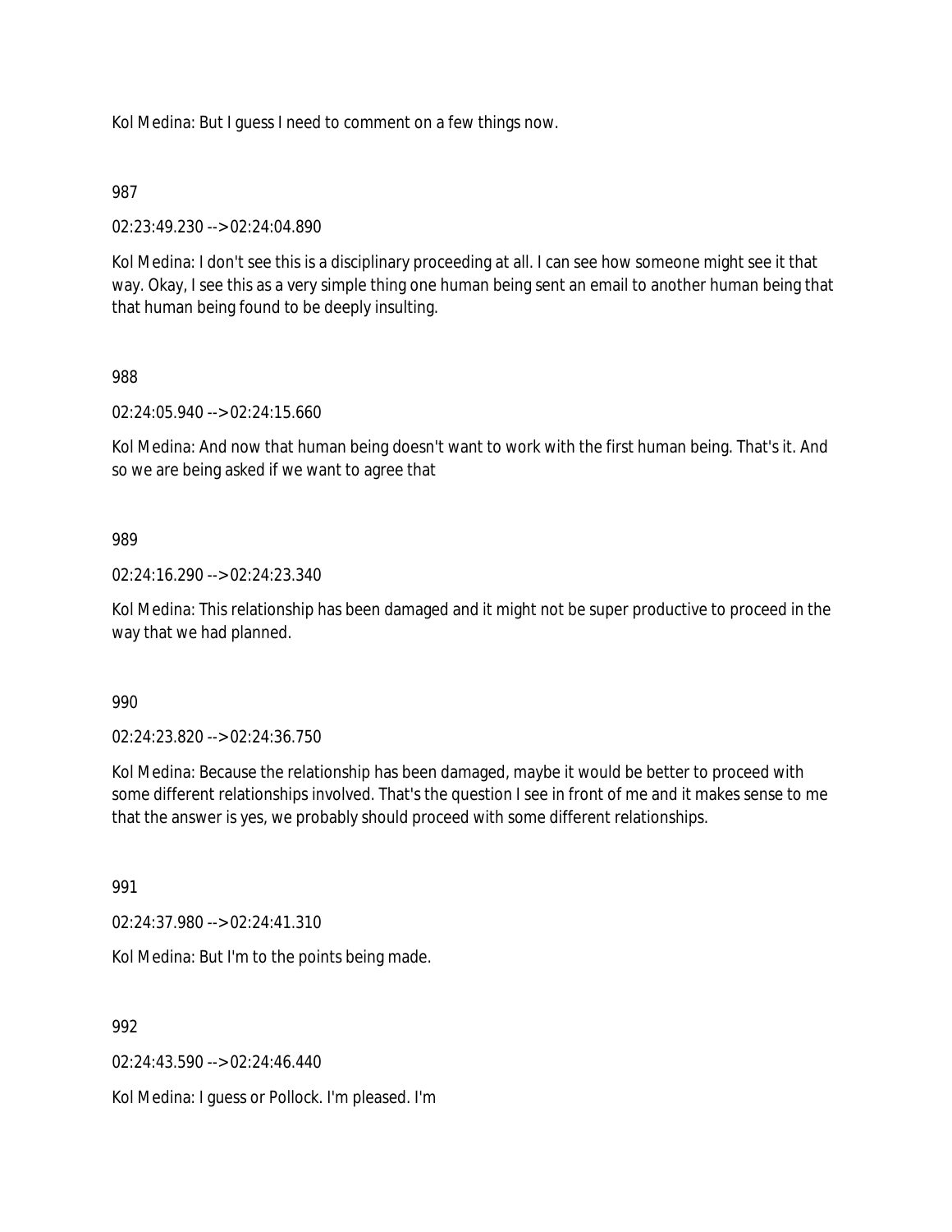Kol Medina: But I guess I need to comment on a few things now.

987

02:23:49.230 --> 02:24:04.890

Kol Medina: I don't see this is a disciplinary proceeding at all. I can see how someone might see it that way. Okay, I see this as a very simple thing one human being sent an email to another human being that that human being found to be deeply insulting.

988

02:24:05.940 --> 02:24:15.660

Kol Medina: And now that human being doesn't want to work with the first human being. That's it. And so we are being asked if we want to agree that

989

02:24:16.290 --> 02:24:23.340

Kol Medina: This relationship has been damaged and it might not be super productive to proceed in the way that we had planned.

990

02:24:23.820 --> 02:24:36.750

Kol Medina: Because the relationship has been damaged, maybe it would be better to proceed with some different relationships involved. That's the question I see in front of me and it makes sense to me that the answer is yes, we probably should proceed with some different relationships.

991

02:24:37.980 --> 02:24:41.310

Kol Medina: But I'm to the points being made.

992

02:24:43.590 --> 02:24:46.440

Kol Medina: I guess or Pollock. I'm pleased. I'm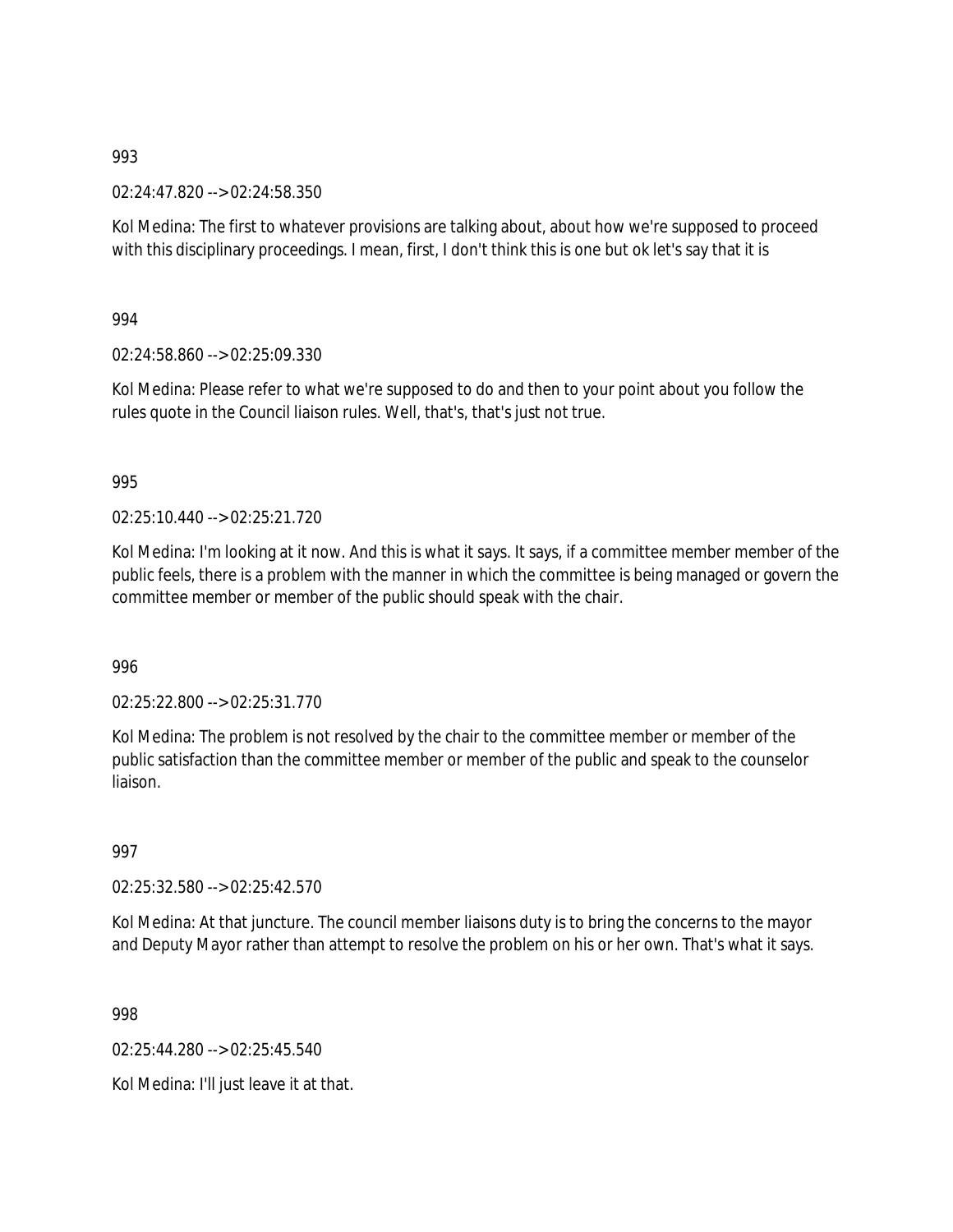993

02:24:47.820 --> 02:24:58.350

Kol Medina: The first to whatever provisions are talking about, about how we're supposed to proceed with this disciplinary proceedings. I mean, first, I don't think this is one but ok let's say that it is

994

02:24:58.860 --> 02:25:09.330

Kol Medina: Please refer to what we're supposed to do and then to your point about you follow the rules quote in the Council liaison rules. Well, that's, that's just not true.

995

02:25:10.440 --> 02:25:21.720

Kol Medina: I'm looking at it now. And this is what it says. It says, if a committee member member of the public feels, there is a problem with the manner in which the committee is being managed or govern the committee member or member of the public should speak with the chair.

996

02:25:22.800 --> 02:25:31.770

Kol Medina: The problem is not resolved by the chair to the committee member or member of the public satisfaction than the committee member or member of the public and speak to the counselor liaison.

997

02:25:32.580 --> 02:25:42.570

Kol Medina: At that juncture. The council member liaisons duty is to bring the concerns to the mayor and Deputy Mayor rather than attempt to resolve the problem on his or her own. That's what it says.

998

02:25:44.280 --> 02:25:45.540

Kol Medina: I'll just leave it at that.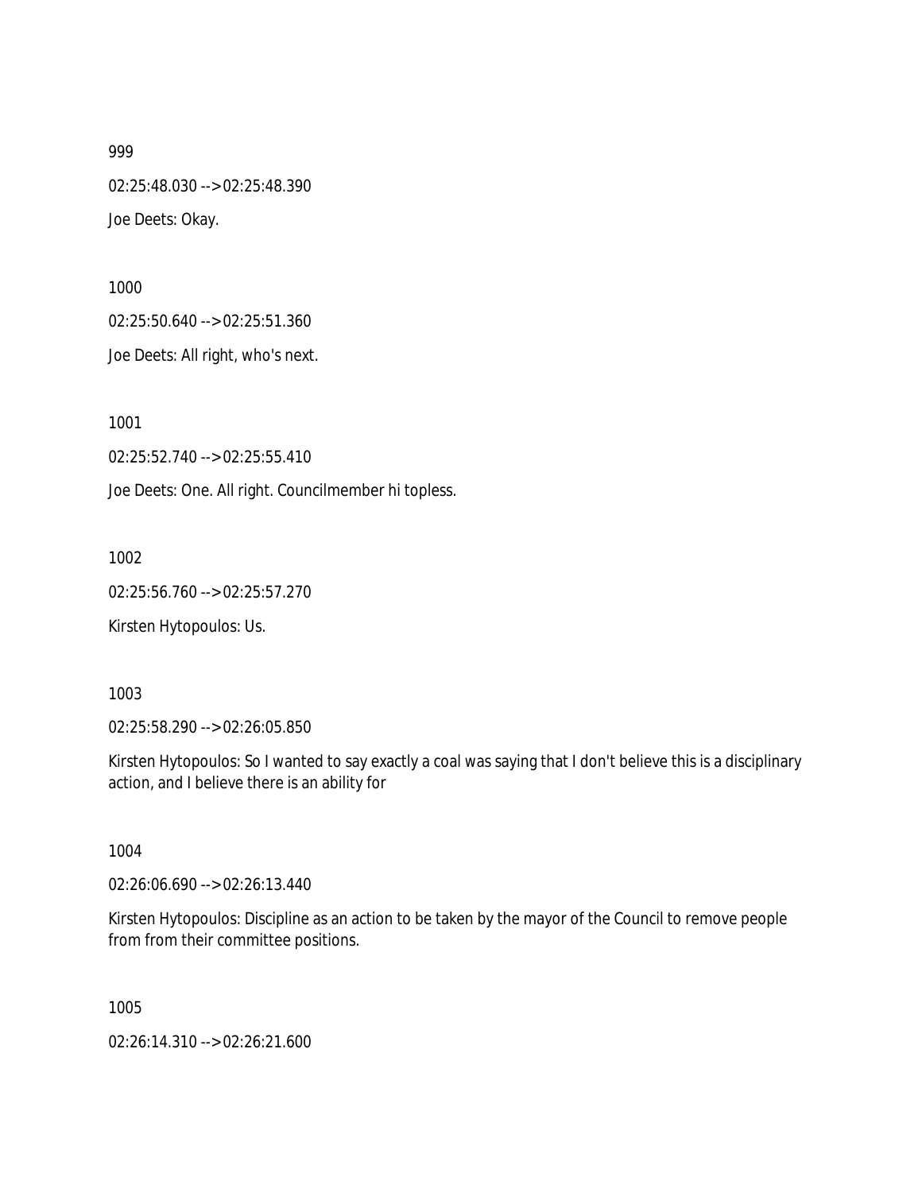999

02:25:48.030 --> 02:25:48.390

Joe Deets: Okay.

1000

02:25:50.640 --> 02:25:51.360

Joe Deets: All right, who's next.

1001

02:25:52.740 --> 02:25:55.410

Joe Deets: One. All right. Councilmember hi topless.

1002

02:25:56.760 --> 02:25:57.270

Kirsten Hytopoulos: Us.

1003

02:25:58.290 --> 02:26:05.850

Kirsten Hytopoulos: So I wanted to say exactly a coal was saying that I don't believe this is a disciplinary action, and I believe there is an ability for

1004

02:26:06.690 --> 02:26:13.440

Kirsten Hytopoulos: Discipline as an action to be taken by the mayor of the Council to remove people from from their committee positions.

1005

02:26:14.310 --> 02:26:21.600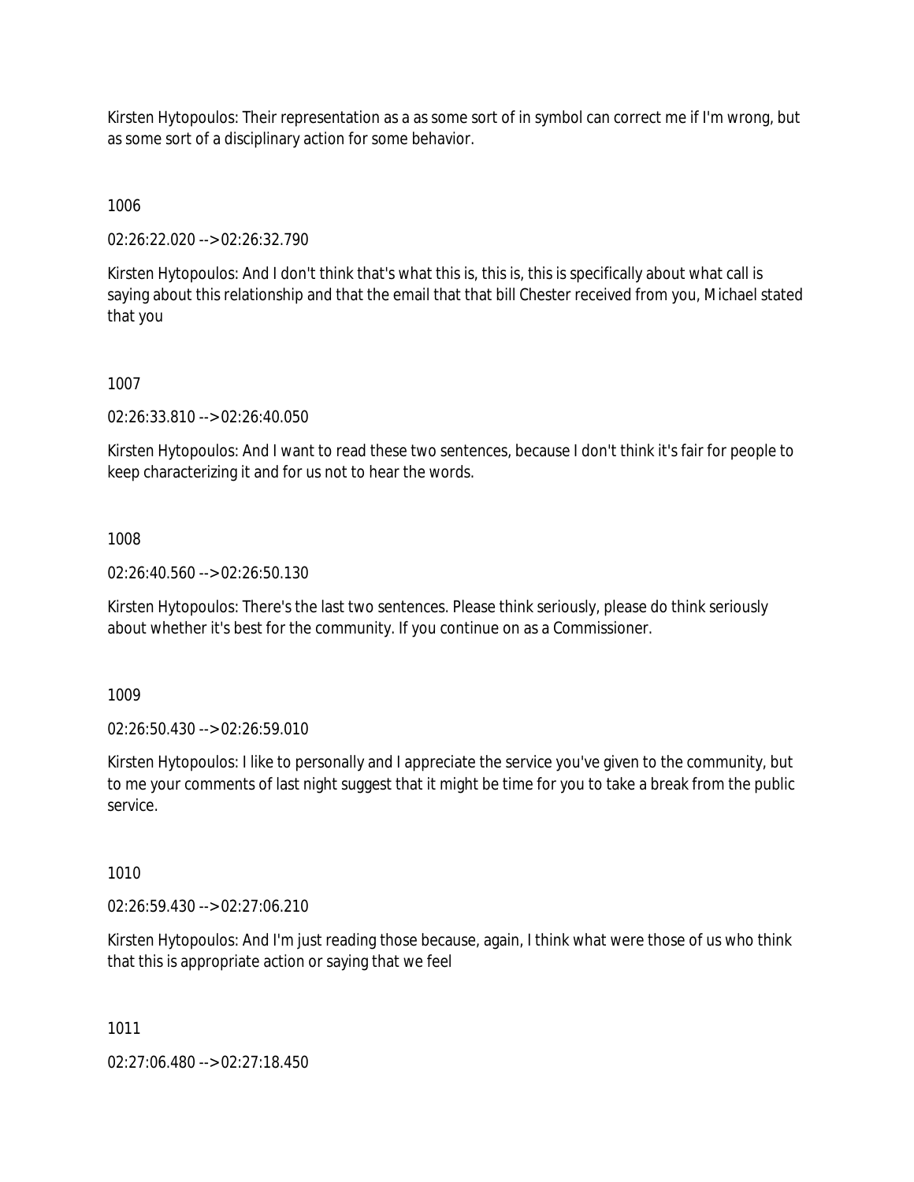Kirsten Hytopoulos: Their representation as a as some sort of in symbol can correct me if I'm wrong, but as some sort of a disciplinary action for some behavior.

1006

02:26:22.020 --> 02:26:32.790

Kirsten Hytopoulos: And I don't think that's what this is, this is, this is specifically about what call is saying about this relationship and that the email that that bill Chester received from you, Michael stated that you

1007

02:26:33.810 --> 02:26:40.050

Kirsten Hytopoulos: And I want to read these two sentences, because I don't think it's fair for people to keep characterizing it and for us not to hear the words.

1008

02:26:40.560 --> 02:26:50.130

Kirsten Hytopoulos: There's the last two sentences. Please think seriously, please do think seriously about whether it's best for the community. If you continue on as a Commissioner.

1009

02:26:50.430 --> 02:26:59.010

Kirsten Hytopoulos: I like to personally and I appreciate the service you've given to the community, but to me your comments of last night suggest that it might be time for you to take a break from the public service.

1010

02:26:59.430 --> 02:27:06.210

Kirsten Hytopoulos: And I'm just reading those because, again, I think what were those of us who think that this is appropriate action or saying that we feel

1011

02:27:06.480 --> 02:27:18.450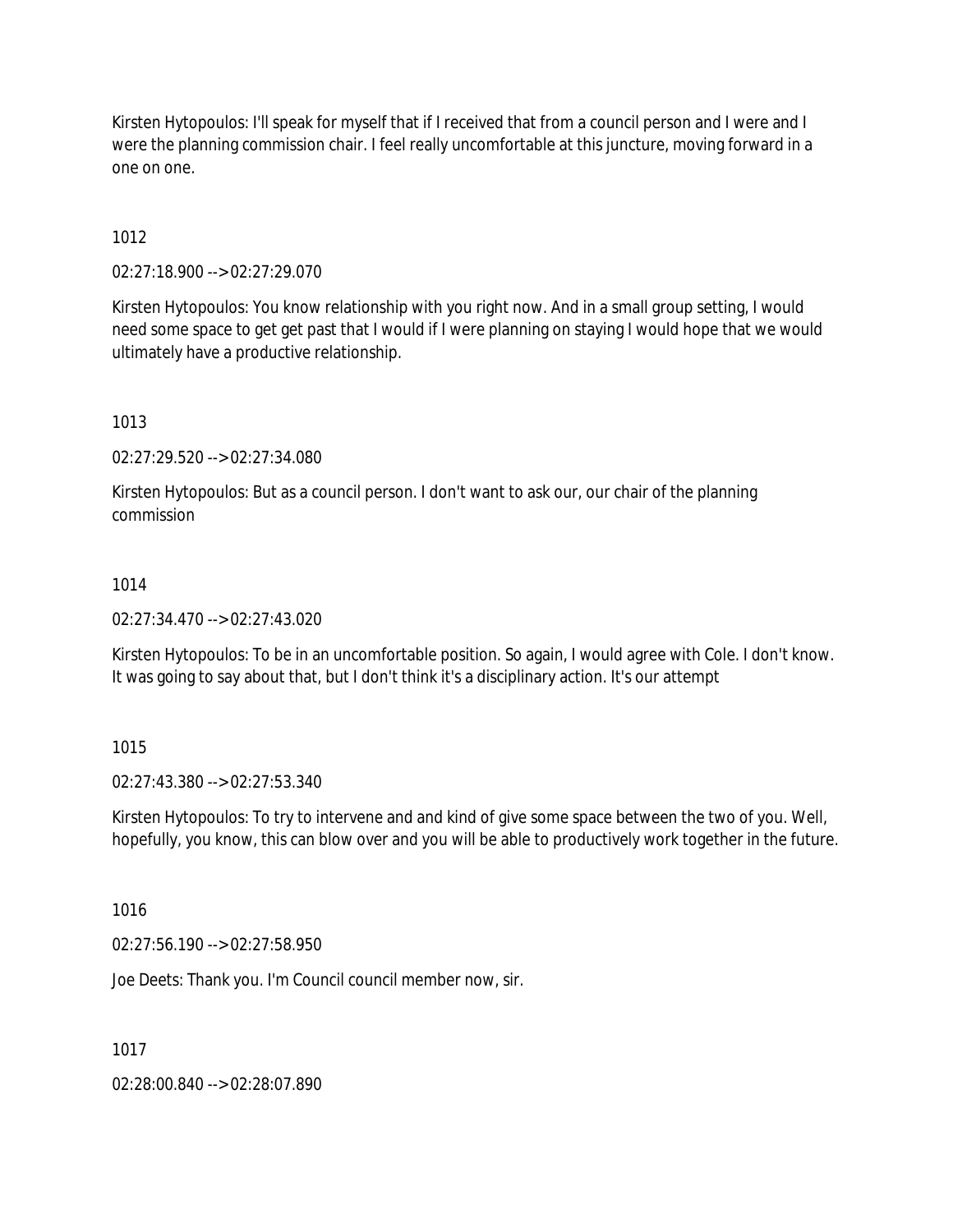Kirsten Hytopoulos: I'll speak for myself that if I received that from a council person and I were and I were the planning commission chair. I feel really uncomfortable at this juncture, moving forward in a one on one.

1012

02:27:18.900 --> 02:27:29.070

Kirsten Hytopoulos: You know relationship with you right now. And in a small group setting, I would need some space to get get past that I would if I were planning on staying I would hope that we would ultimately have a productive relationship.

1013

02:27:29.520 --> 02:27:34.080

Kirsten Hytopoulos: But as a council person. I don't want to ask our, our chair of the planning commission

1014

02:27:34.470 --> 02:27:43.020

Kirsten Hytopoulos: To be in an uncomfortable position. So again, I would agree with Cole. I don't know. It was going to say about that, but I don't think it's a disciplinary action. It's our attempt

1015

02:27:43.380 --> 02:27:53.340

Kirsten Hytopoulos: To try to intervene and and kind of give some space between the two of you. Well, hopefully, you know, this can blow over and you will be able to productively work together in the future.

1016

02:27:56.190 --> 02:27:58.950

Joe Deets: Thank you. I'm Council council member now, sir.

1017

02:28:00.840 --> 02:28:07.890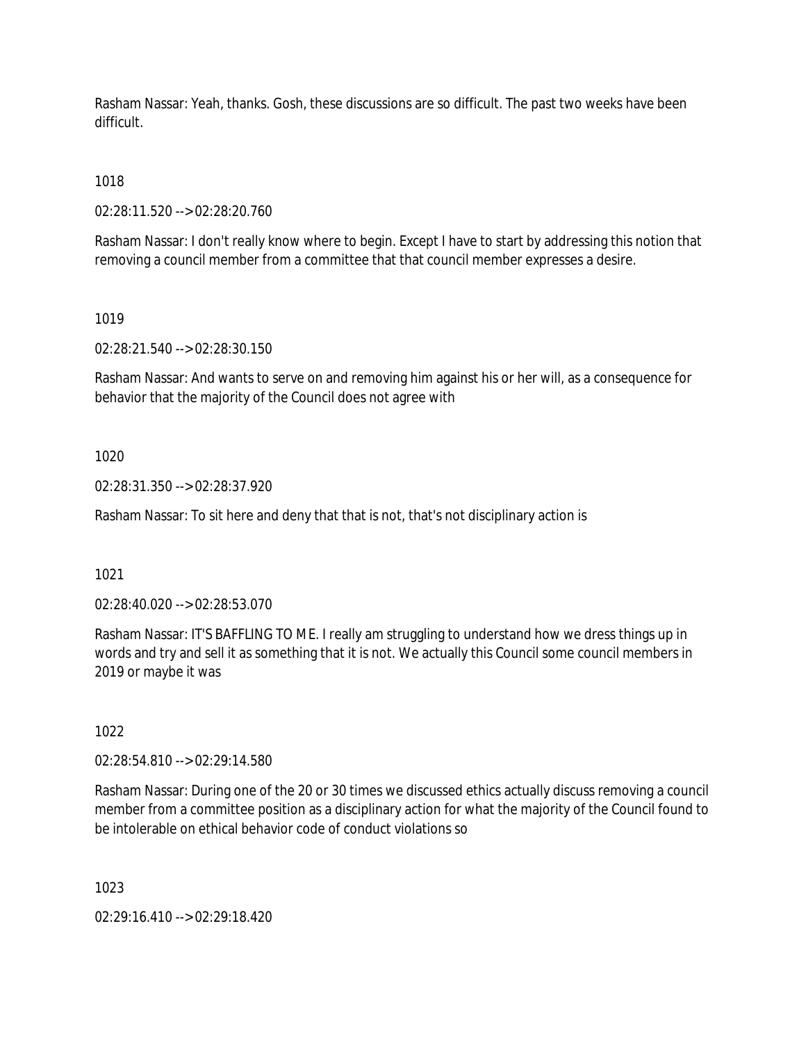Rasham Nassar: Yeah, thanks. Gosh, these discussions are so difficult. The past two weeks have been difficult.

1018

02:28:11.520 --> 02:28:20.760

Rasham Nassar: I don't really know where to begin. Except I have to start by addressing this notion that removing a council member from a committee that that council member expresses a desire.

1019

02:28:21.540 --> 02:28:30.150

Rasham Nassar: And wants to serve on and removing him against his or her will, as a consequence for behavior that the majority of the Council does not agree with

1020

02:28:31.350 --> 02:28:37.920

Rasham Nassar: To sit here and deny that that is not, that's not disciplinary action is

1021

02:28:40.020 --> 02:28:53.070

Rasham Nassar: IT'S BAFFLING TO ME. I really am struggling to understand how we dress things up in words and try and sell it as something that it is not. We actually this Council some council members in 2019 or maybe it was

1022

02:28:54.810 --> 02:29:14.580

Rasham Nassar: During one of the 20 or 30 times we discussed ethics actually discuss removing a council member from a committee position as a disciplinary action for what the majority of the Council found to be intolerable on ethical behavior code of conduct violations so

1023

02:29:16.410 --> 02:29:18.420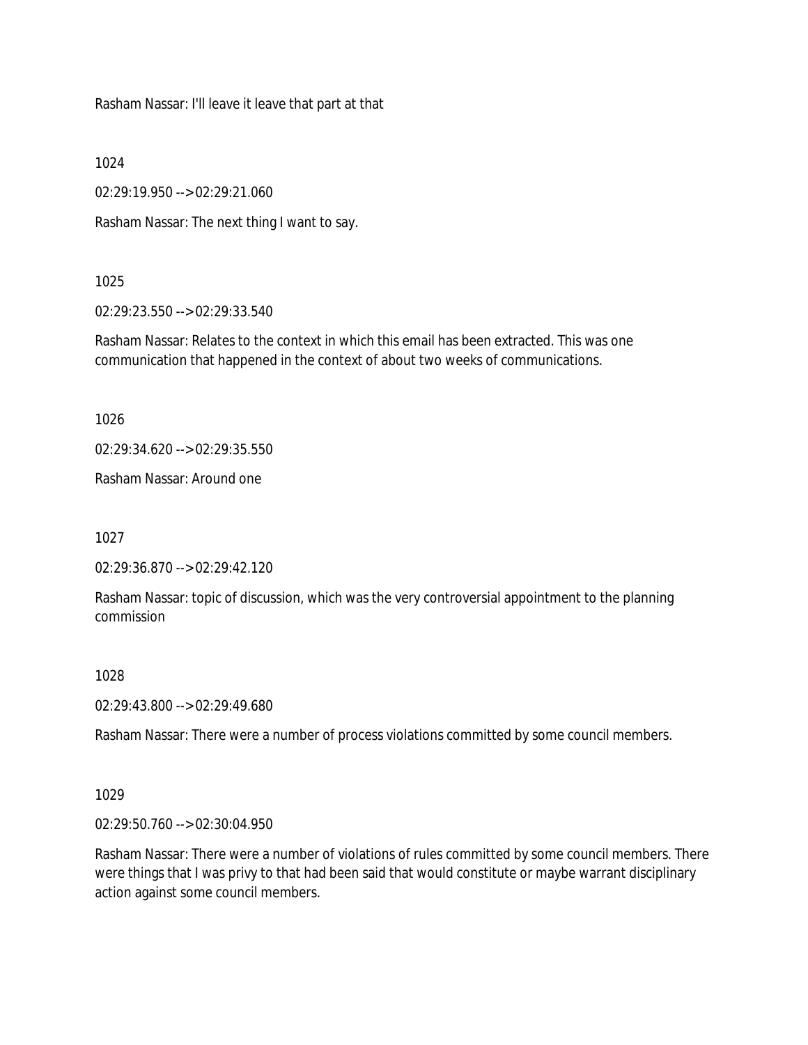Rasham Nassar: I'll leave it leave that part at that

1024

02:29:19.950 --> 02:29:21.060

Rasham Nassar: The next thing I want to say.

1025

02:29:23.550 --> 02:29:33.540

Rasham Nassar: Relates to the context in which this email has been extracted. This was one communication that happened in the context of about two weeks of communications.

1026

02:29:34.620 --> 02:29:35.550

Rasham Nassar: Around one

1027

02:29:36.870 --> 02:29:42.120

Rasham Nassar: topic of discussion, which was the very controversial appointment to the planning commission

1028

02:29:43.800 --> 02:29:49.680

Rasham Nassar: There were a number of process violations committed by some council members.

1029

02:29:50.760 --> 02:30:04.950

Rasham Nassar: There were a number of violations of rules committed by some council members. There were things that I was privy to that had been said that would constitute or maybe warrant disciplinary action against some council members.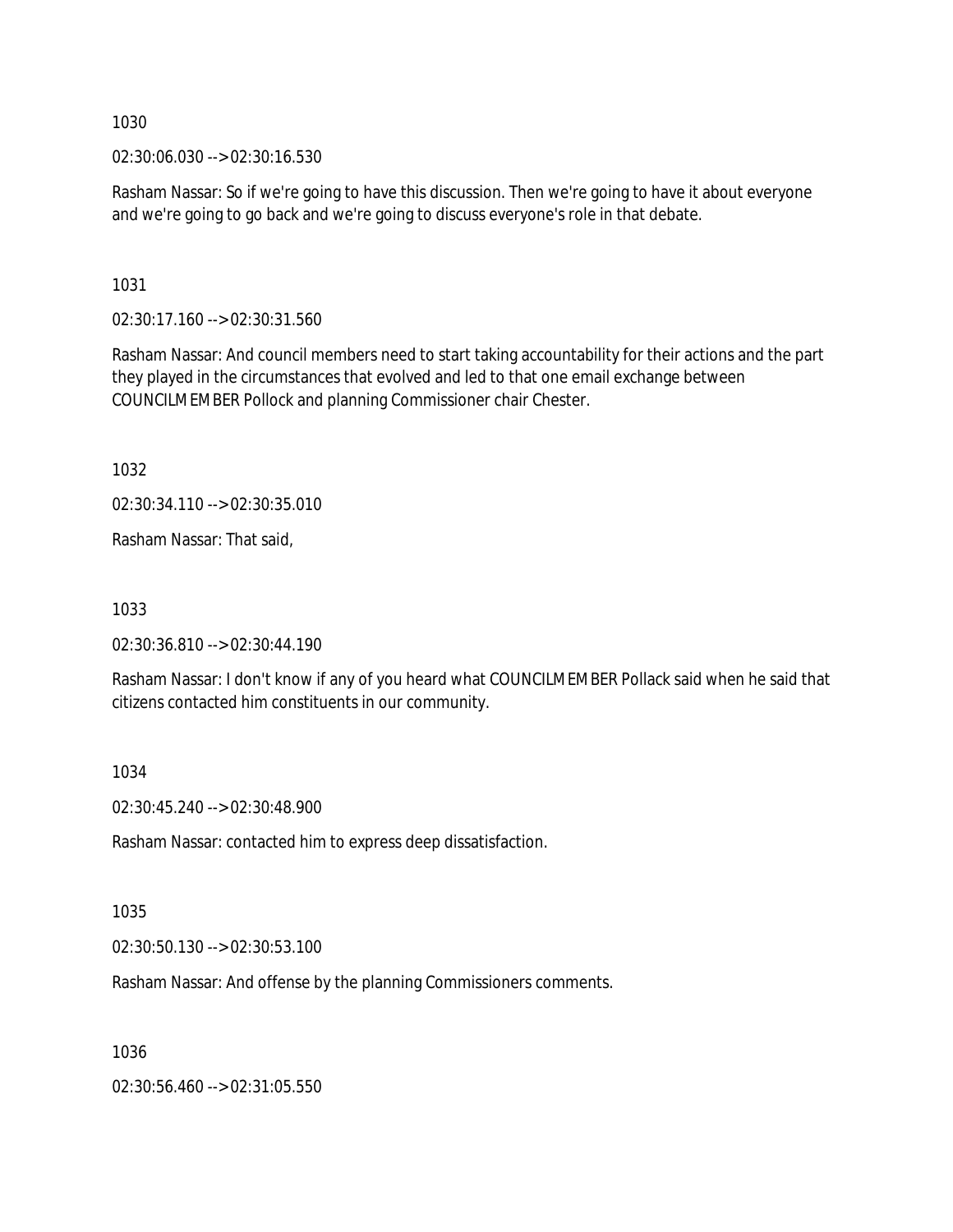1030

02:30:06.030 --> 02:30:16.530

Rasham Nassar: So if we're going to have this discussion. Then we're going to have it about everyone and we're going to go back and we're going to discuss everyone's role in that debate.

1031

02:30:17.160 --> 02:30:31.560

Rasham Nassar: And council members need to start taking accountability for their actions and the part they played in the circumstances that evolved and led to that one email exchange between COUNCILMEMBER Pollock and planning Commissioner chair Chester.

1032

02:30:34.110 --> 02:30:35.010

Rasham Nassar: That said,

1033

02:30:36.810 --> 02:30:44.190

Rasham Nassar: I don't know if any of you heard what COUNCILMEMBER Pollack said when he said that citizens contacted him constituents in our community.

1034

02:30:45.240 --> 02:30:48.900

Rasham Nassar: contacted him to express deep dissatisfaction.

1035

02:30:50.130 --> 02:30:53.100

Rasham Nassar: And offense by the planning Commissioners comments.

1036

02:30:56.460 --> 02:31:05.550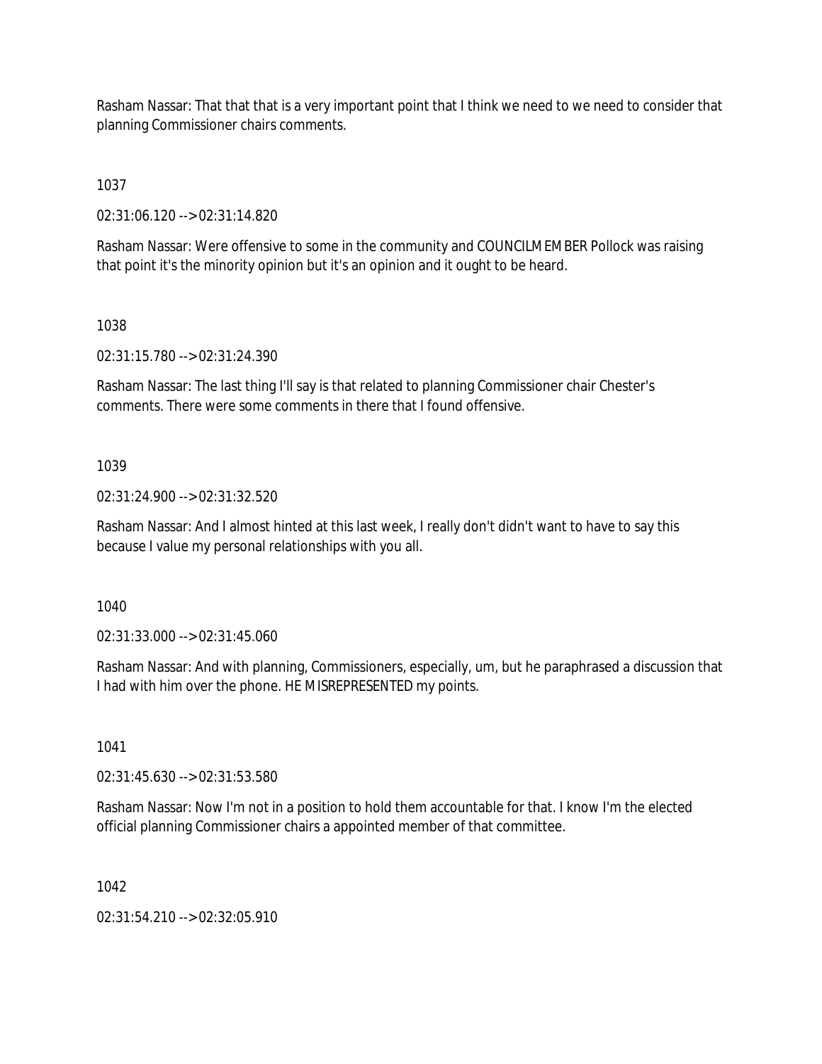Rasham Nassar: That that that is a very important point that I think we need to we need to consider that planning Commissioner chairs comments.

1037

02:31:06.120 --> 02:31:14.820

Rasham Nassar: Were offensive to some in the community and COUNCILMEMBER Pollock was raising that point it's the minority opinion but it's an opinion and it ought to be heard.

1038

02:31:15.780 --> 02:31:24.390

Rasham Nassar: The last thing I'll say is that related to planning Commissioner chair Chester's comments. There were some comments in there that I found offensive.

1039

02:31:24.900 --> 02:31:32.520

Rasham Nassar: And I almost hinted at this last week, I really don't didn't want to have to say this because I value my personal relationships with you all.

1040

02:31:33.000 --> 02:31:45.060

Rasham Nassar: And with planning, Commissioners, especially, um, but he paraphrased a discussion that I had with him over the phone. HE MISREPRESENTED my points.

1041

02:31:45.630 --> 02:31:53.580

Rasham Nassar: Now I'm not in a position to hold them accountable for that. I know I'm the elected official planning Commissioner chairs a appointed member of that committee.

1042

02:31:54.210 --> 02:32:05.910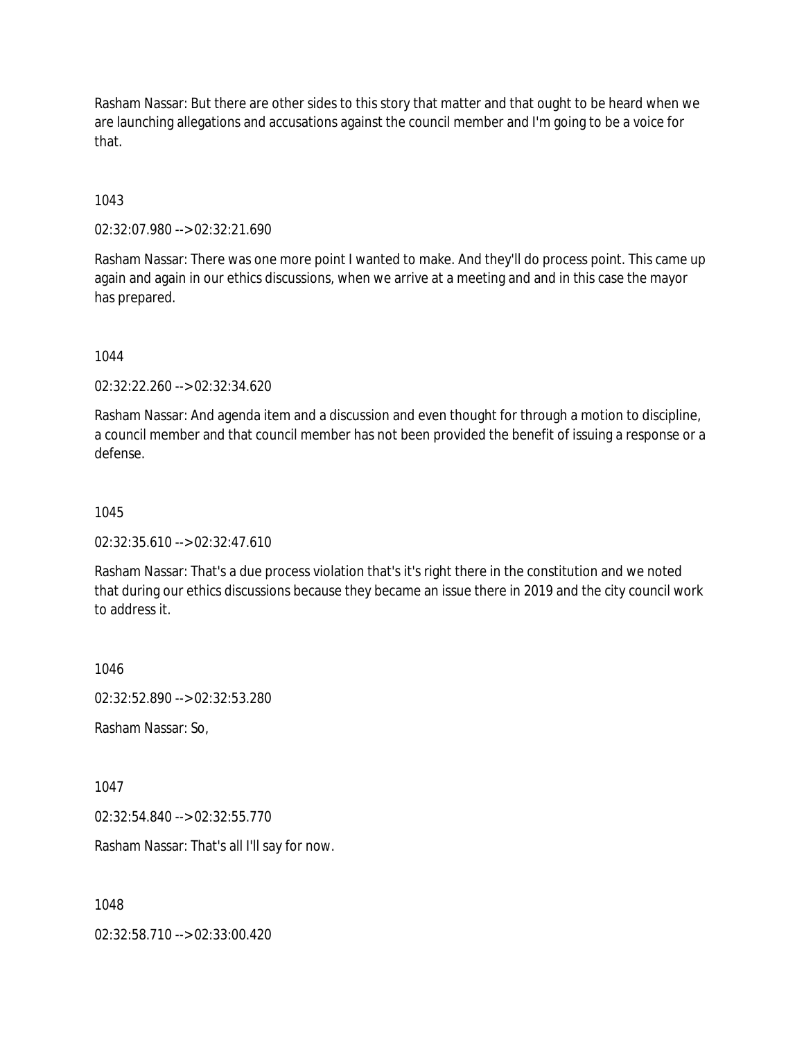Rasham Nassar: But there are other sides to this story that matter and that ought to be heard when we are launching allegations and accusations against the council member and I'm going to be a voice for that.

1043

02:32:07.980 --> 02:32:21.690

Rasham Nassar: There was one more point I wanted to make. And they'll do process point. This came up again and again in our ethics discussions, when we arrive at a meeting and and in this case the mayor has prepared.

1044

02:32:22.260 --> 02:32:34.620

Rasham Nassar: And agenda item and a discussion and even thought for through a motion to discipline, a council member and that council member has not been provided the benefit of issuing a response or a defense.

1045

02:32:35.610 --> 02:32:47.610

Rasham Nassar: That's a due process violation that's it's right there in the constitution and we noted that during our ethics discussions because they became an issue there in 2019 and the city council work to address it.

1046

02:32:52.890 --> 02:32:53.280

Rasham Nassar: So,

1047

02:32:54.840 --> 02:32:55.770

Rasham Nassar: That's all I'll say for now.

1048

02:32:58.710 --> 02:33:00.420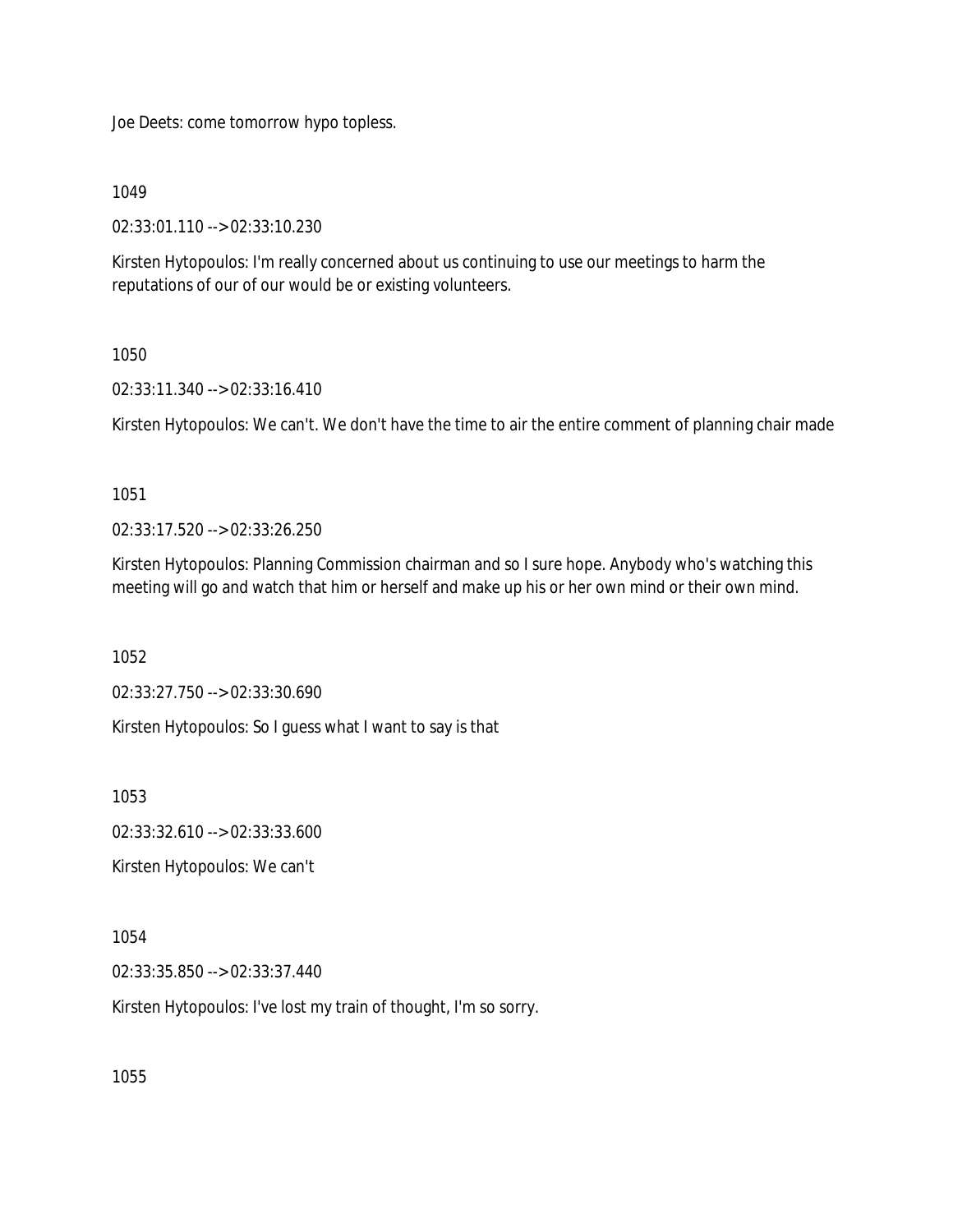Joe Deets: come tomorrow hypo topless.

1049

02:33:01.110 --> 02:33:10.230

Kirsten Hytopoulos: I'm really concerned about us continuing to use our meetings to harm the reputations of our of our would be or existing volunteers.

1050

02:33:11.340 --> 02:33:16.410

Kirsten Hytopoulos: We can't. We don't have the time to air the entire comment of planning chair made

1051

02:33:17.520 --> 02:33:26.250

Kirsten Hytopoulos: Planning Commission chairman and so I sure hope. Anybody who's watching this meeting will go and watch that him or herself and make up his or her own mind or their own mind.

1052

02:33:27.750 --> 02:33:30.690

Kirsten Hytopoulos: So I guess what I want to say is that

1053

02:33:32.610 --> 02:33:33.600

Kirsten Hytopoulos: We can't

1054

02:33:35.850 --> 02:33:37.440

Kirsten Hytopoulos: I've lost my train of thought, I'm so sorry.

1055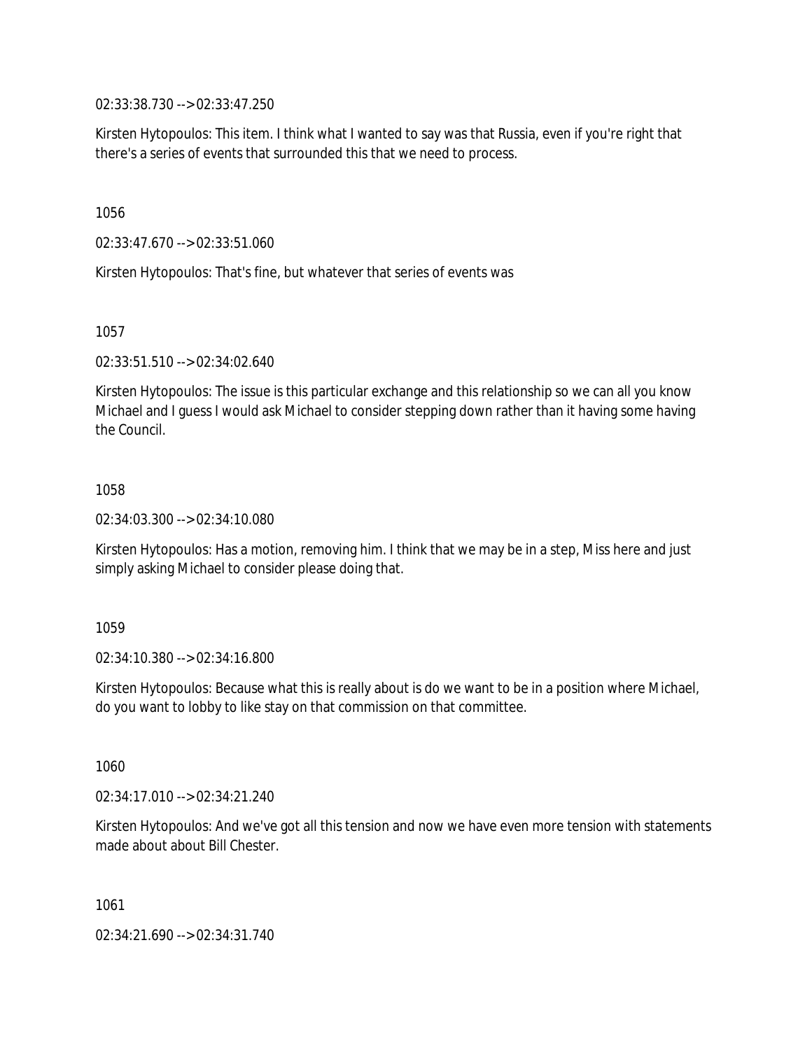02:33:38.730 --> 02:33:47.250

Kirsten Hytopoulos: This item. I think what I wanted to say was that Russia, even if you're right that there's a series of events that surrounded this that we need to process.

1056

02:33:47.670 --> 02:33:51.060

Kirsten Hytopoulos: That's fine, but whatever that series of events was

1057

02:33:51.510 --> 02:34:02.640

Kirsten Hytopoulos: The issue is this particular exchange and this relationship so we can all you know Michael and I guess I would ask Michael to consider stepping down rather than it having some having the Council.

1058

02:34:03.300 --> 02:34:10.080

Kirsten Hytopoulos: Has a motion, removing him. I think that we may be in a step, Miss here and just simply asking Michael to consider please doing that.

1059

02:34:10.380 --> 02:34:16.800

Kirsten Hytopoulos: Because what this is really about is do we want to be in a position where Michael, do you want to lobby to like stay on that commission on that committee.

1060

02:34:17.010 --> 02:34:21.240

Kirsten Hytopoulos: And we've got all this tension and now we have even more tension with statements made about about Bill Chester.

1061

02:34:21.690 --> 02:34:31.740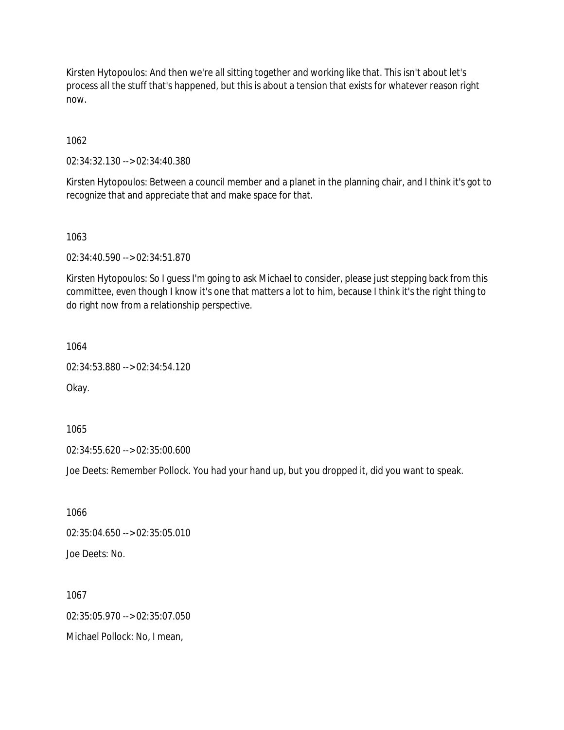Kirsten Hytopoulos: And then we're all sitting together and working like that. This isn't about let's process all the stuff that's happened, but this is about a tension that exists for whatever reason right now.

1062

02:34:32.130 --> 02:34:40.380

Kirsten Hytopoulos: Between a council member and a planet in the planning chair, and I think it's got to recognize that and appreciate that and make space for that.

1063

02:34:40.590 --> 02:34:51.870

Kirsten Hytopoulos: So I guess I'm going to ask Michael to consider, please just stepping back from this committee, even though I know it's one that matters a lot to him, because I think it's the right thing to do right now from a relationship perspective.

1064

02:34:53.880 --> 02:34:54.120

Okay.

1065

02:34:55.620 --> 02:35:00.600

Joe Deets: Remember Pollock. You had your hand up, but you dropped it, did you want to speak.

1066

02:35:04.650 --> 02:35:05.010

Joe Deets: No.

1067

02:35:05.970 --> 02:35:07.050

Michael Pollock: No, I mean,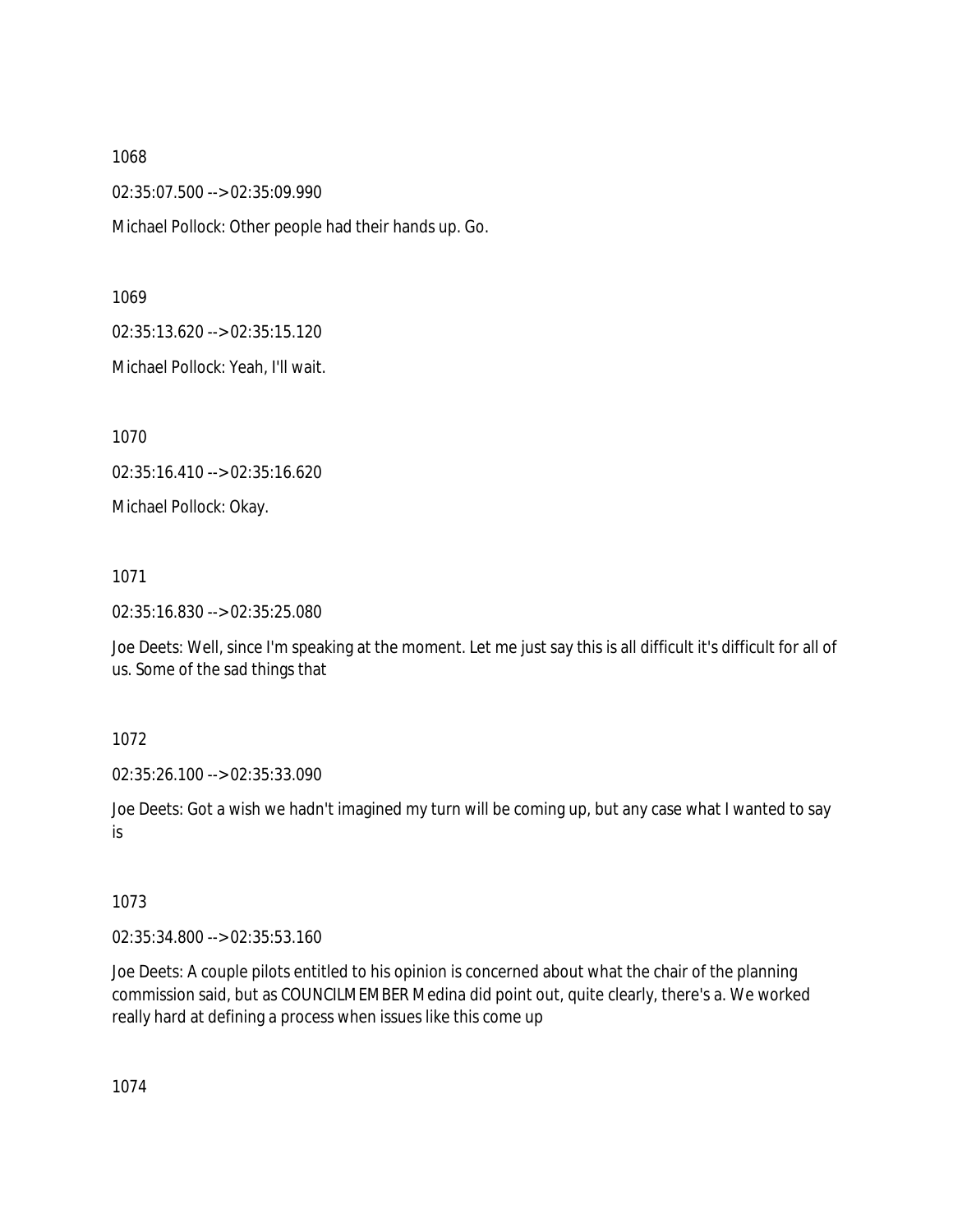1068

02:35:07.500 --> 02:35:09.990

Michael Pollock: Other people had their hands up. Go.

1069

02:35:13.620 --> 02:35:15.120

Michael Pollock: Yeah, I'll wait.

1070

02:35:16.410 --> 02:35:16.620

Michael Pollock: Okay.

1071

02:35:16.830 --> 02:35:25.080

Joe Deets: Well, since I'm speaking at the moment. Let me just say this is all difficult it's difficult for all of us. Some of the sad things that

1072

02:35:26.100 --> 02:35:33.090

Joe Deets: Got a wish we hadn't imagined my turn will be coming up, but any case what I wanted to say is

1073

02:35:34.800 --> 02:35:53.160

Joe Deets: A couple pilots entitled to his opinion is concerned about what the chair of the planning commission said, but as COUNCILMEMBER Medina did point out, quite clearly, there's a. We worked really hard at defining a process when issues like this come up

1074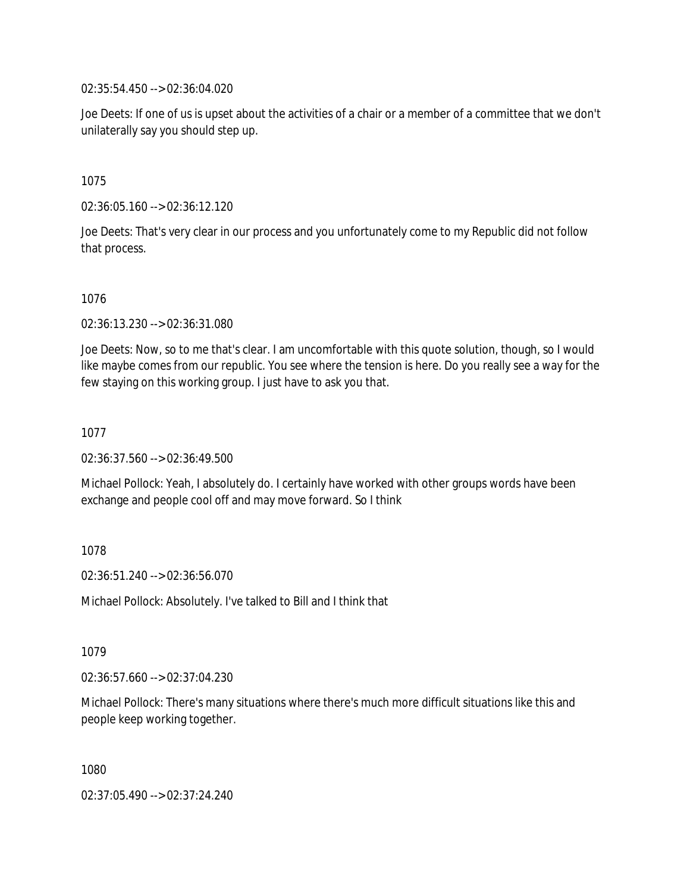02:35:54.450 --> 02:36:04.020

Joe Deets: If one of us is upset about the activities of a chair or a member of a committee that we don't unilaterally say you should step up.

1075

02:36:05.160 --> 02:36:12.120

Joe Deets: That's very clear in our process and you unfortunately come to my Republic did not follow that process.

1076

02:36:13.230 --> 02:36:31.080

Joe Deets: Now, so to me that's clear. I am uncomfortable with this quote solution, though, so I would like maybe comes from our republic. You see where the tension is here. Do you really see a way for the few staying on this working group. I just have to ask you that.

1077

02:36:37.560 --> 02:36:49.500

Michael Pollock: Yeah, I absolutely do. I certainly have worked with other groups words have been exchange and people cool off and may move forward. So I think

1078

02:36:51.240 --> 02:36:56.070

Michael Pollock: Absolutely. I've talked to Bill and I think that

1079

02:36:57.660 --> 02:37:04.230

Michael Pollock: There's many situations where there's much more difficult situations like this and people keep working together.

1080

02:37:05.490 --> 02:37:24.240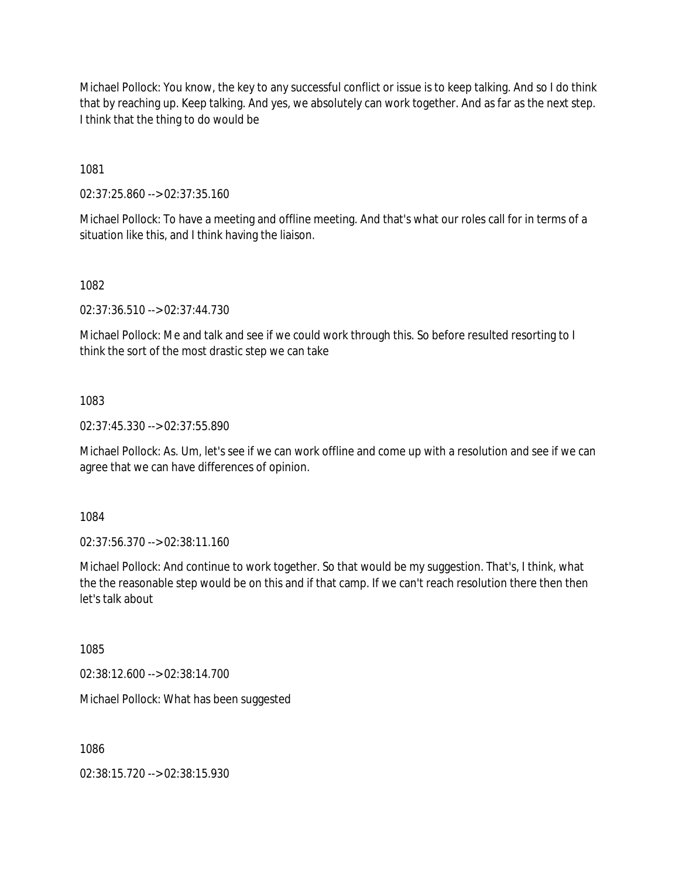Michael Pollock: You know, the key to any successful conflict or issue is to keep talking. And so I do think that by reaching up. Keep talking. And yes, we absolutely can work together. And as far as the next step. I think that the thing to do would be

1081

02:37:25.860 --> 02:37:35.160

Michael Pollock: To have a meeting and offline meeting. And that's what our roles call for in terms of a situation like this, and I think having the liaison.

1082

02:37:36.510 --> 02:37:44.730

Michael Pollock: Me and talk and see if we could work through this. So before resulted resorting to I think the sort of the most drastic step we can take

1083

02:37:45.330 --> 02:37:55.890

Michael Pollock: As. Um, let's see if we can work offline and come up with a resolution and see if we can agree that we can have differences of opinion.

1084

02:37:56.370 --> 02:38:11.160

Michael Pollock: And continue to work together. So that would be my suggestion. That's, I think, what the the reasonable step would be on this and if that camp. If we can't reach resolution there then then let's talk about

1085

02:38:12.600 --> 02:38:14.700

Michael Pollock: What has been suggested

1086

02:38:15.720 --> 02:38:15.930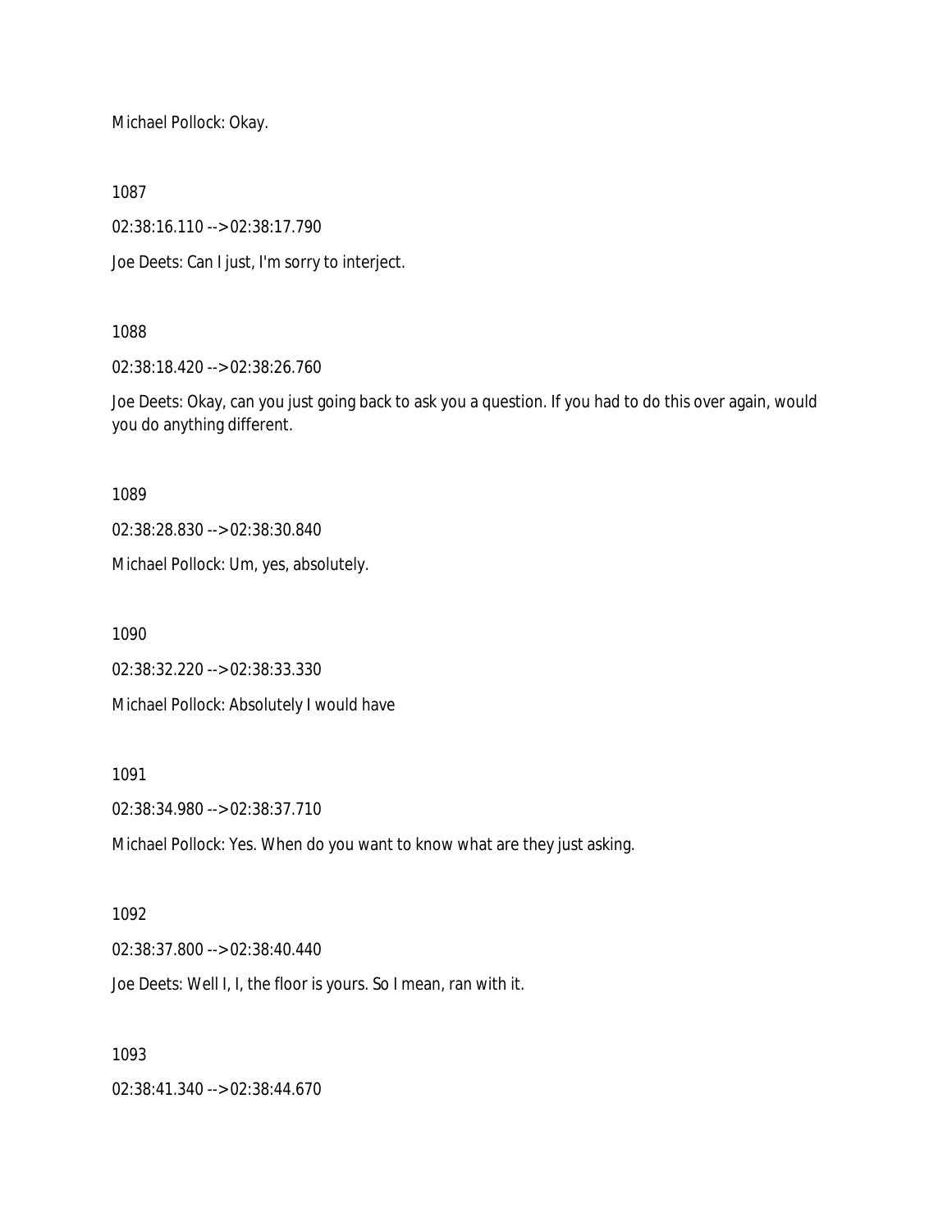Michael Pollock: Okay.

1087

02:38:16.110 --> 02:38:17.790

Joe Deets: Can I just, I'm sorry to interject.

1088

02:38:18.420 --> 02:38:26.760

Joe Deets: Okay, can you just going back to ask you a question. If you had to do this over again, would you do anything different.

1089

02:38:28.830 --> 02:38:30.840

Michael Pollock: Um, yes, absolutely.

1090

02:38:32.220 --> 02:38:33.330

Michael Pollock: Absolutely I would have

1091

02:38:34.980 --> 02:38:37.710

Michael Pollock: Yes. When do you want to know what are they just asking.

1092

02:38:37.800 --> 02:38:40.440

Joe Deets: Well I, I, the floor is yours. So I mean, ran with it.

1093

02:38:41.340 --> 02:38:44.670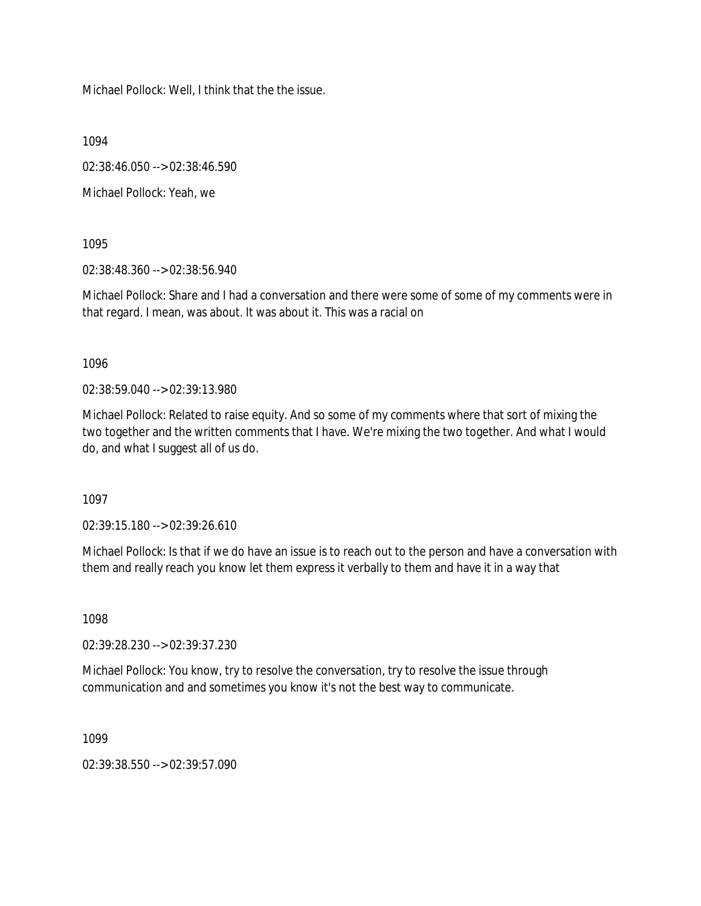Michael Pollock: Well, I think that the the issue.

1094

02:38:46.050 --> 02:38:46.590

Michael Pollock: Yeah, we

1095

02:38:48.360 --> 02:38:56.940

Michael Pollock: Share and I had a conversation and there were some of some of my comments were in that regard. I mean, was about. It was about it. This was a racial on

1096

02:38:59.040 --> 02:39:13.980

Michael Pollock: Related to raise equity. And so some of my comments where that sort of mixing the two together and the written comments that I have. We're mixing the two together. And what I would do, and what I suggest all of us do.

1097

02:39:15.180 --> 02:39:26.610

Michael Pollock: Is that if we do have an issue is to reach out to the person and have a conversation with them and really reach you know let them express it verbally to them and have it in a way that

1098

02:39:28.230 --> 02:39:37.230

Michael Pollock: You know, try to resolve the conversation, try to resolve the issue through communication and and sometimes you know it's not the best way to communicate.

1099

02:39:38.550 --> 02:39:57.090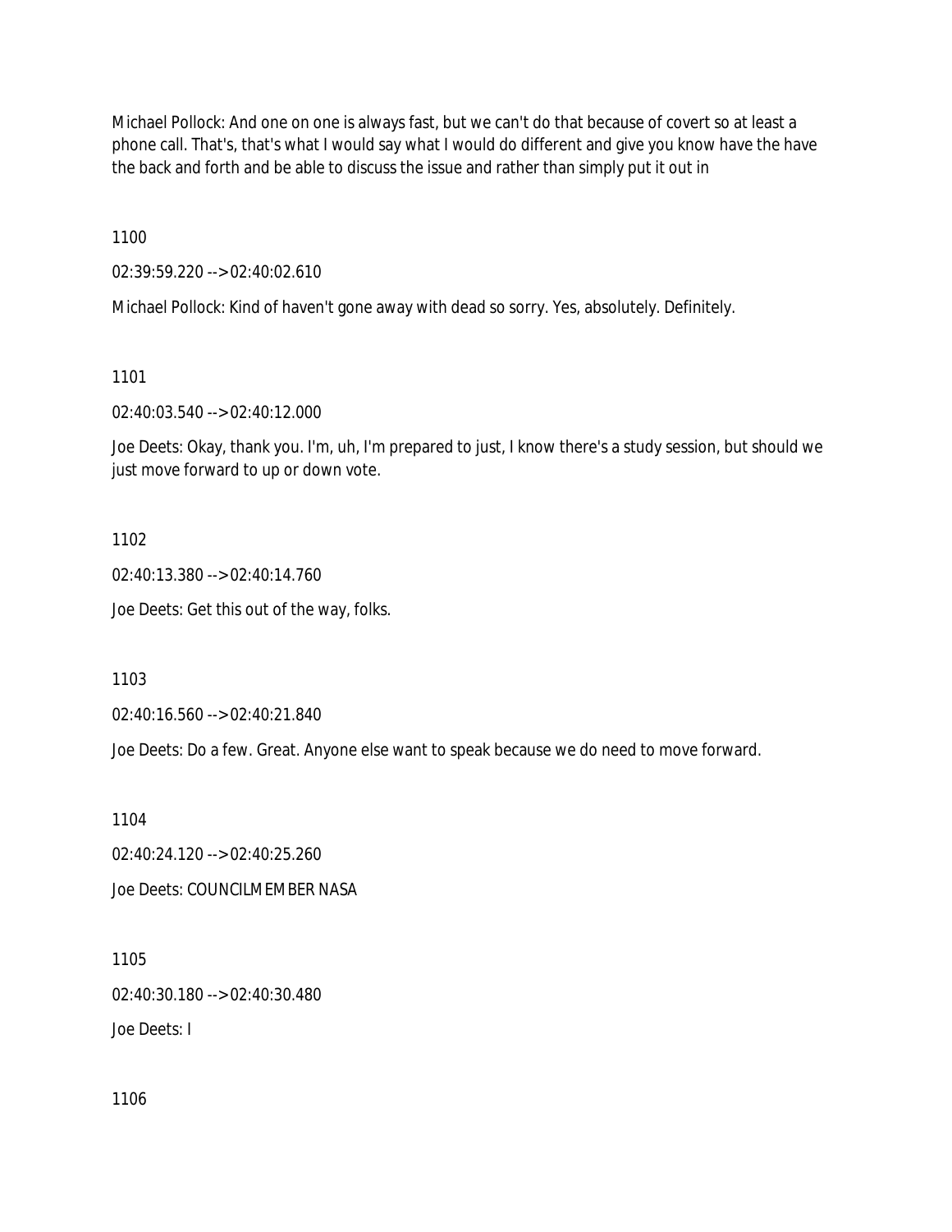Michael Pollock: And one on one is always fast, but we can't do that because of covert so at least a phone call. That's, that's what I would say what I would do different and give you know have the have the back and forth and be able to discuss the issue and rather than simply put it out in

1100

02:39:59.220 --> 02:40:02.610

Michael Pollock: Kind of haven't gone away with dead so sorry. Yes, absolutely. Definitely.

1101

02:40:03.540 --> 02:40:12.000

Joe Deets: Okay, thank you. I'm, uh, I'm prepared to just, I know there's a study session, but should we just move forward to up or down vote.

1102

02:40:13.380 --> 02:40:14.760

Joe Deets: Get this out of the way, folks.

1103

02:40:16.560 --> 02:40:21.840

Joe Deets: Do a few. Great. Anyone else want to speak because we do need to move forward.

1104

02:40:24.120 --> 02:40:25.260

Joe Deets: COUNCILMEMBER NASA

1105

02:40:30.180 --> 02:40:30.480

Joe Deets: I

1106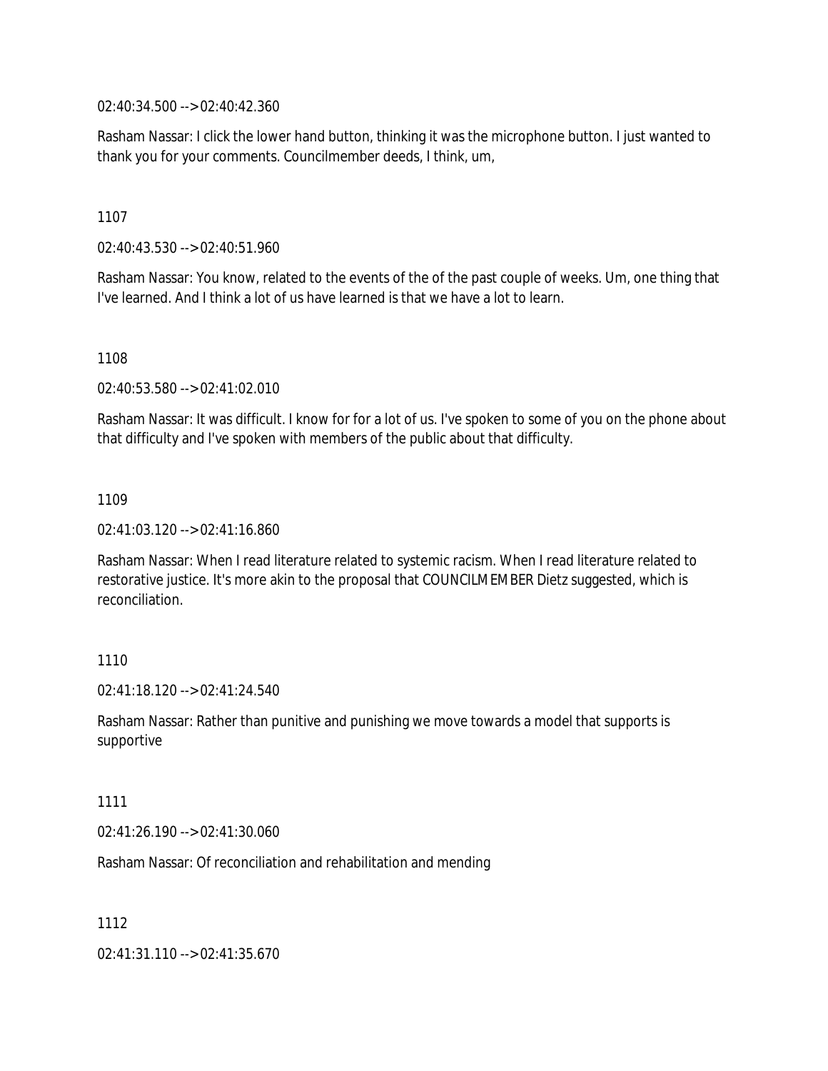02:40:34.500 --> 02:40:42.360

Rasham Nassar: I click the lower hand button, thinking it was the microphone button. I just wanted to thank you for your comments. Councilmember deeds, I think, um,

1107

02:40:43.530 --> 02:40:51.960

Rasham Nassar: You know, related to the events of the of the past couple of weeks. Um, one thing that I've learned. And I think a lot of us have learned is that we have a lot to learn.

1108

02:40:53.580 --> 02:41:02.010

Rasham Nassar: It was difficult. I know for for a lot of us. I've spoken to some of you on the phone about that difficulty and I've spoken with members of the public about that difficulty.

1109

02:41:03.120 --> 02:41:16.860

Rasham Nassar: When I read literature related to systemic racism. When I read literature related to restorative justice. It's more akin to the proposal that COUNCILMEMBER Dietz suggested, which is reconciliation.

1110

02:41:18.120 --> 02:41:24.540

Rasham Nassar: Rather than punitive and punishing we move towards a model that supports is supportive

1111

02:41:26.190 --> 02:41:30.060

Rasham Nassar: Of reconciliation and rehabilitation and mending

1112

02:41:31.110 --> 02:41:35.670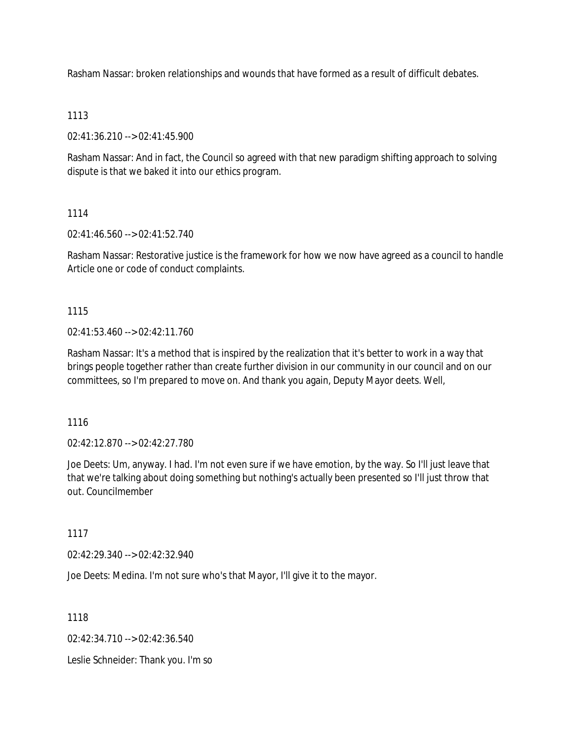Rasham Nassar: broken relationships and wounds that have formed as a result of difficult debates.

1113

02:41:36.210 --> 02:41:45.900

Rasham Nassar: And in fact, the Council so agreed with that new paradigm shifting approach to solving dispute is that we baked it into our ethics program.

1114

02:41:46.560 --> 02:41:52.740

Rasham Nassar: Restorative justice is the framework for how we now have agreed as a council to handle Article one or code of conduct complaints.

1115

02:41:53.460 --> 02:42:11.760

Rasham Nassar: It's a method that is inspired by the realization that it's better to work in a way that brings people together rather than create further division in our community in our council and on our committees, so I'm prepared to move on. And thank you again, Deputy Mayor deets. Well,

1116

02:42:12.870 --> 02:42:27.780

Joe Deets: Um, anyway. I had. I'm not even sure if we have emotion, by the way. So I'll just leave that that we're talking about doing something but nothing's actually been presented so I'll just throw that out. Councilmember

1117

02:42:29.340 --> 02:42:32.940

Joe Deets: Medina. I'm not sure who's that Mayor, I'll give it to the mayor.

1118

02:42:34.710 --> 02:42:36.540

Leslie Schneider: Thank you. I'm so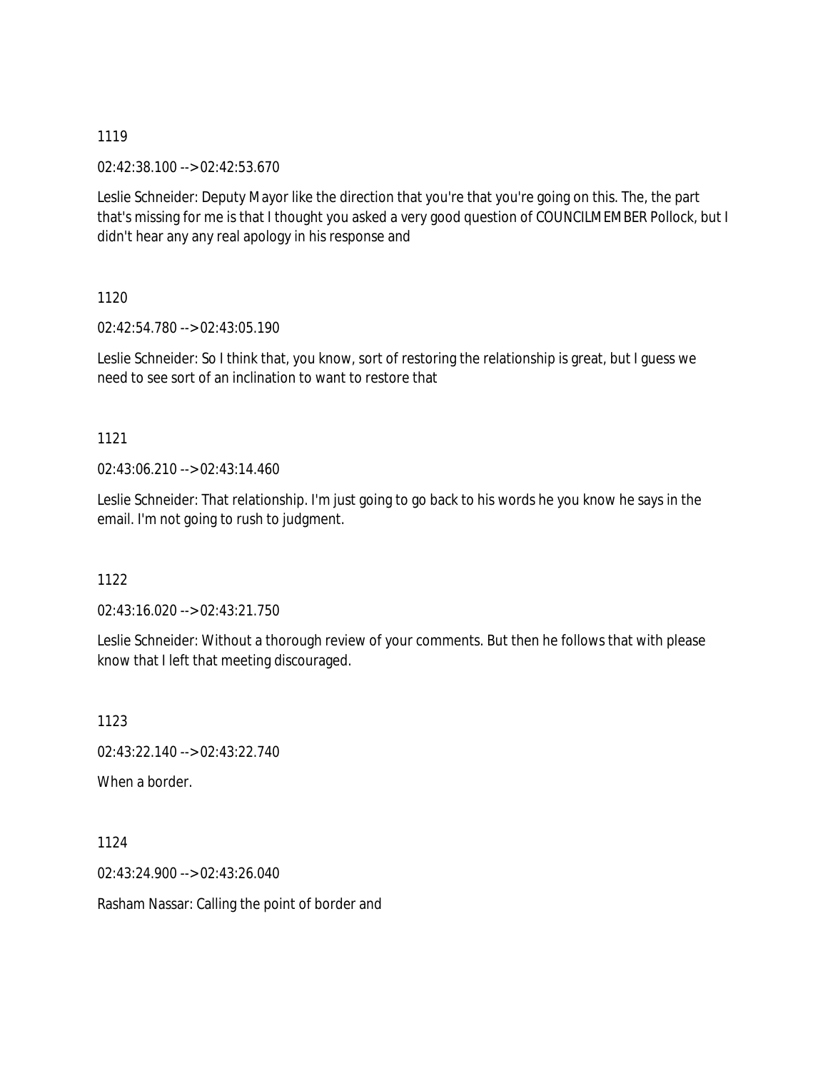1119

02:42:38.100 --> 02:42:53.670

Leslie Schneider: Deputy Mayor like the direction that you're that you're going on this. The, the part that's missing for me is that I thought you asked a very good question of COUNCILMEMBER Pollock, but I didn't hear any any real apology in his response and

1120

02:42:54.780 --> 02:43:05.190

Leslie Schneider: So I think that, you know, sort of restoring the relationship is great, but I guess we need to see sort of an inclination to want to restore that

1121

02:43:06.210 --> 02:43:14.460

Leslie Schneider: That relationship. I'm just going to go back to his words he you know he says in the email. I'm not going to rush to judgment.

1122

02:43:16.020 --> 02:43:21.750

Leslie Schneider: Without a thorough review of your comments. But then he follows that with please know that I left that meeting discouraged.

1123

02:43:22.140 --> 02:43:22.740

When a border.

1124

02:43:24.900 --> 02:43:26.040

Rasham Nassar: Calling the point of border and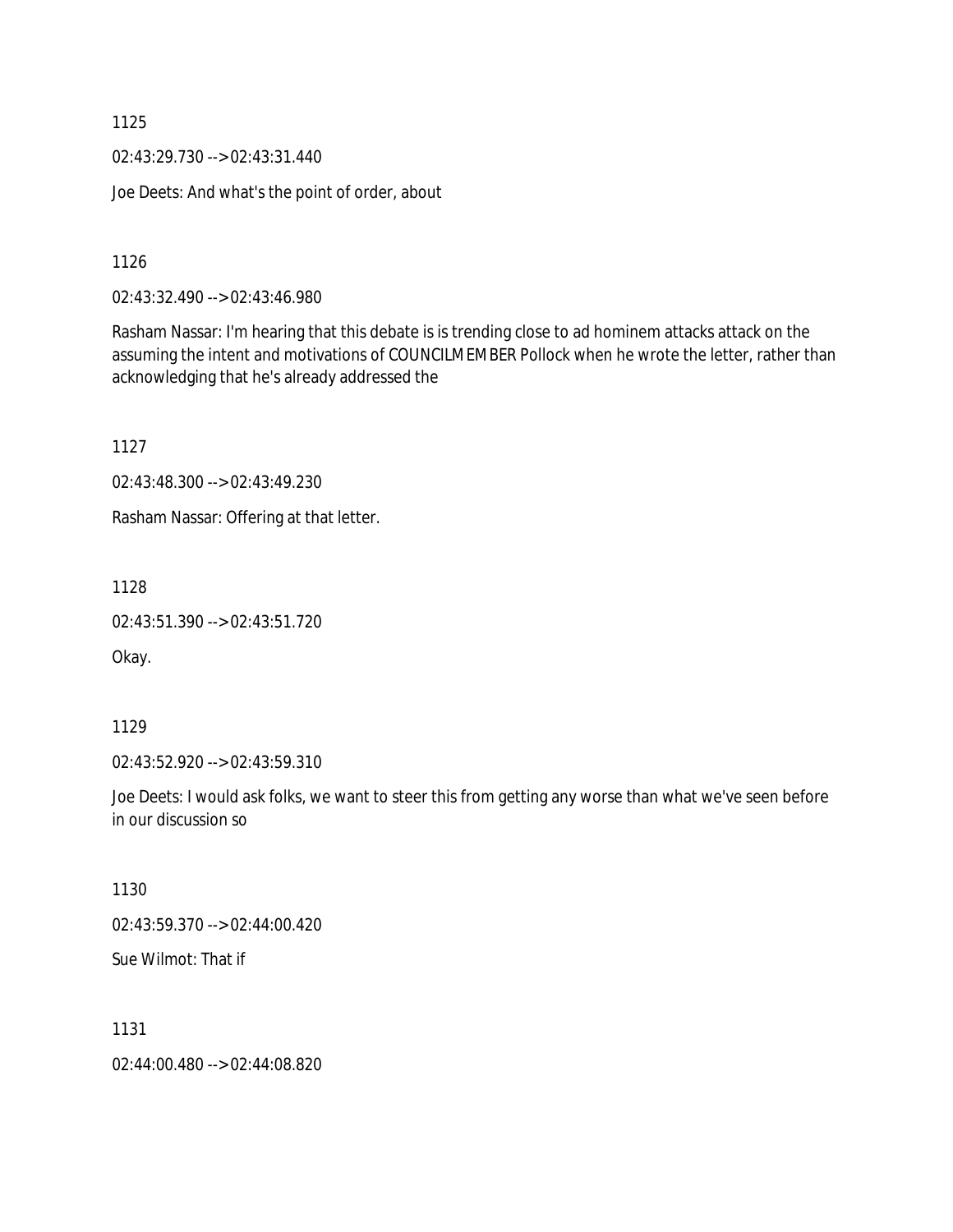1125

02:43:29.730 --> 02:43:31.440

Joe Deets: And what's the point of order, about

1126

02:43:32.490 --> 02:43:46.980

Rasham Nassar: I'm hearing that this debate is is trending close to ad hominem attacks attack on the assuming the intent and motivations of COUNCILMEMBER Pollock when he wrote the letter, rather than acknowledging that he's already addressed the

1127

02:43:48.300 --> 02:43:49.230

Rasham Nassar: Offering at that letter.

1128

02:43:51.390 --> 02:43:51.720

Okay.

1129

02:43:52.920 --> 02:43:59.310

Joe Deets: I would ask folks, we want to steer this from getting any worse than what we've seen before in our discussion so

1130

02:43:59.370 --> 02:44:00.420

Sue Wilmot: That if

1131

02:44:00.480 --> 02:44:08.820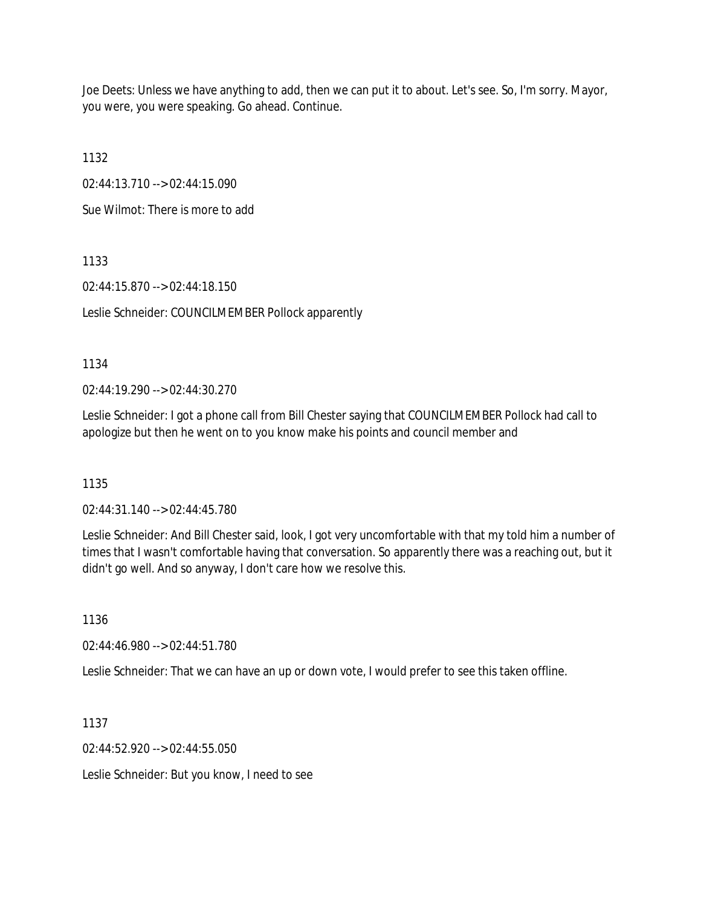Joe Deets: Unless we have anything to add, then we can put it to about. Let's see. So, I'm sorry. Mayor, you were, you were speaking. Go ahead. Continue.

1132

02:44:13.710 --> 02:44:15.090

Sue Wilmot: There is more to add

1133

02:44:15.870 --> 02:44:18.150

Leslie Schneider: COUNCILMEMBER Pollock apparently

1134

02:44:19.290 --> 02:44:30.270

Leslie Schneider: I got a phone call from Bill Chester saying that COUNCILMEMBER Pollock had call to apologize but then he went on to you know make his points and council member and

1135

02:44:31.140 --> 02:44:45.780

Leslie Schneider: And Bill Chester said, look, I got very uncomfortable with that my told him a number of times that I wasn't comfortable having that conversation. So apparently there was a reaching out, but it didn't go well. And so anyway, I don't care how we resolve this.

1136

02:44:46.980 --> 02:44:51.780

Leslie Schneider: That we can have an up or down vote, I would prefer to see this taken offline.

1137

02:44:52.920 --> 02:44:55.050

Leslie Schneider: But you know, I need to see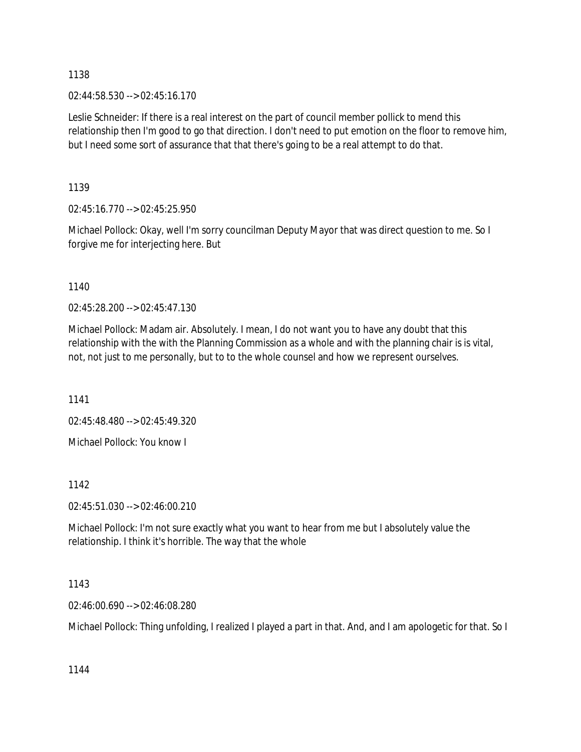1138

02:44:58.530 --> 02:45:16.170

Leslie Schneider: If there is a real interest on the part of council member pollick to mend this relationship then I'm good to go that direction. I don't need to put emotion on the floor to remove him, but I need some sort of assurance that that there's going to be a real attempt to do that.

1139

02:45:16.770 --> 02:45:25.950

Michael Pollock: Okay, well I'm sorry councilman Deputy Mayor that was direct question to me. So I forgive me for interjecting here. But

1140

02:45:28.200 --> 02:45:47.130

Michael Pollock: Madam air. Absolutely. I mean, I do not want you to have any doubt that this relationship with the with the Planning Commission as a whole and with the planning chair is is vital, not, not just to me personally, but to to the whole counsel and how we represent ourselves.

1141

02:45:48.480 --> 02:45:49.320

Michael Pollock: You know I

1142

02:45:51.030 --> 02:46:00.210

Michael Pollock: I'm not sure exactly what you want to hear from me but I absolutely value the relationship. I think it's horrible. The way that the whole

1143

02:46:00.690 --> 02:46:08.280

Michael Pollock: Thing unfolding, I realized I played a part in that. And, and I am apologetic for that. So I

1144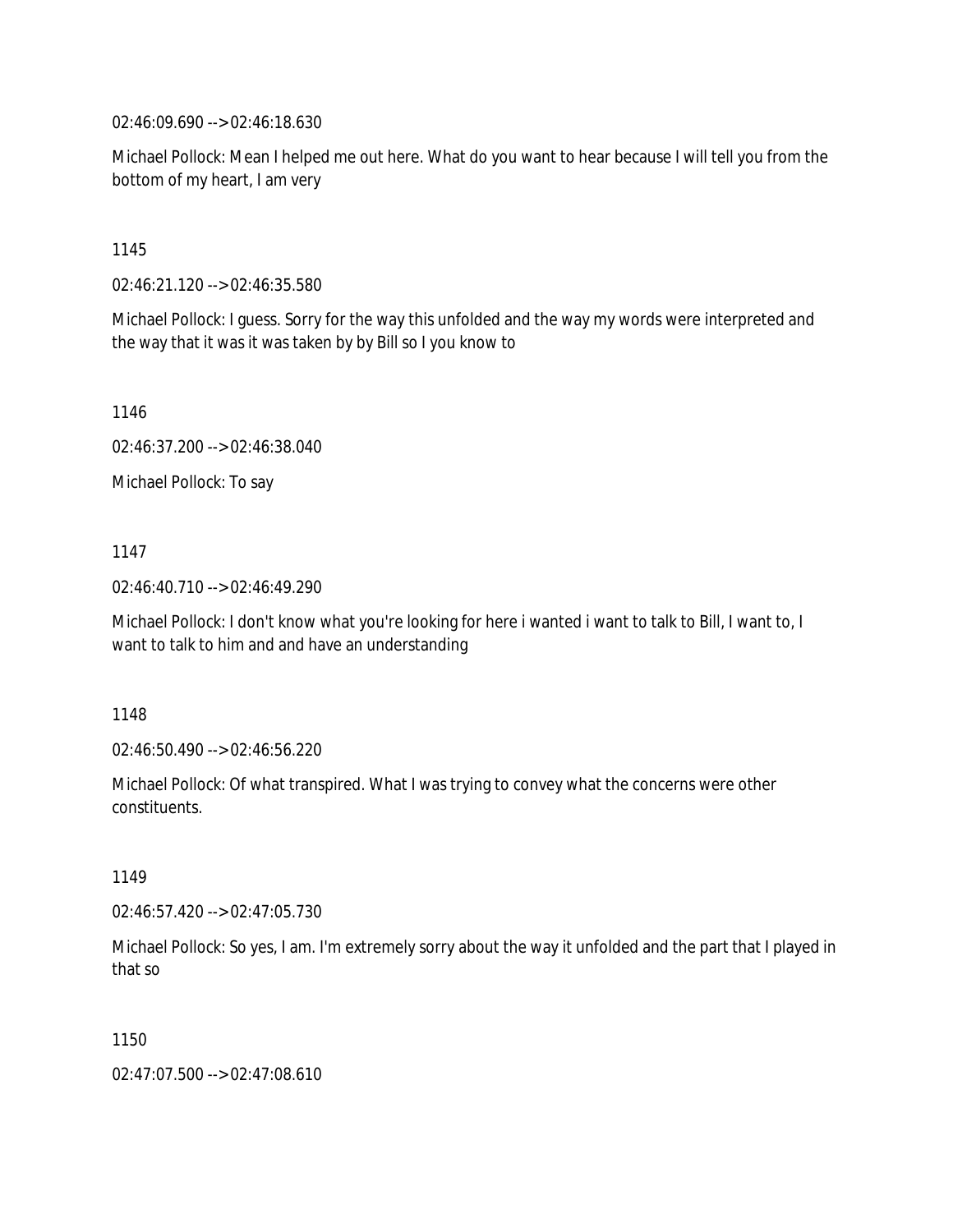02:46:09.690 --> 02:46:18.630

Michael Pollock: Mean I helped me out here. What do you want to hear because I will tell you from the bottom of my heart, I am very

1145

02:46:21.120 --> 02:46:35.580

Michael Pollock: I guess. Sorry for the way this unfolded and the way my words were interpreted and the way that it was it was taken by by Bill so I you know to

1146

02:46:37.200 --> 02:46:38.040

Michael Pollock: To say

1147

02:46:40.710 --> 02:46:49.290

Michael Pollock: I don't know what you're looking for here i wanted i want to talk to Bill, I want to, I want to talk to him and and have an understanding

1148

02:46:50.490 --> 02:46:56.220

Michael Pollock: Of what transpired. What I was trying to convey what the concerns were other constituents.

1149

02:46:57.420 --> 02:47:05.730

Michael Pollock: So yes, I am. I'm extremely sorry about the way it unfolded and the part that I played in that so

1150

02:47:07.500 --> 02:47:08.610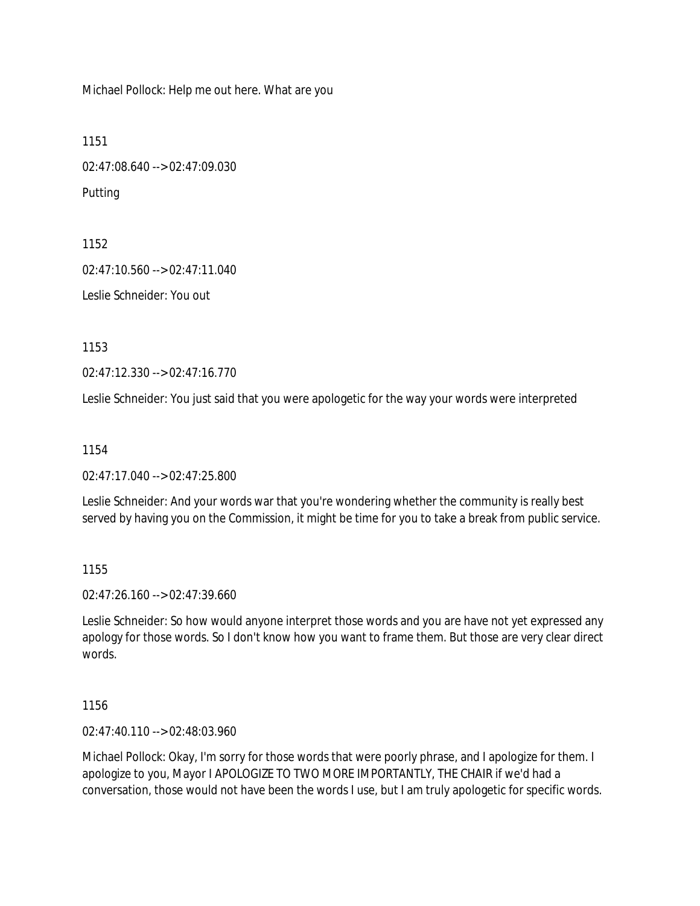Michael Pollock: Help me out here. What are you

1151

02:47:08.640 --> 02:47:09.030

Putting

1152

02:47:10.560 --> 02:47:11.040

Leslie Schneider: You out

1153

02:47:12.330 --> 02:47:16.770

Leslie Schneider: You just said that you were apologetic for the way your words were interpreted

1154

02:47:17.040 --> 02:47:25.800

Leslie Schneider: And your words war that you're wondering whether the community is really best served by having you on the Commission, it might be time for you to take a break from public service.

1155

02:47:26.160 --> 02:47:39.660

Leslie Schneider: So how would anyone interpret those words and you are have not yet expressed any apology for those words. So I don't know how you want to frame them. But those are very clear direct words.

1156

02:47:40.110 --> 02:48:03.960

Michael Pollock: Okay, I'm sorry for those words that were poorly phrase, and I apologize for them. I apologize to you, Mayor I APOLOGIZE TO TWO MORE IMPORTANTLY, THE CHAIR if we'd had a conversation, those would not have been the words I use, but I am truly apologetic for specific words.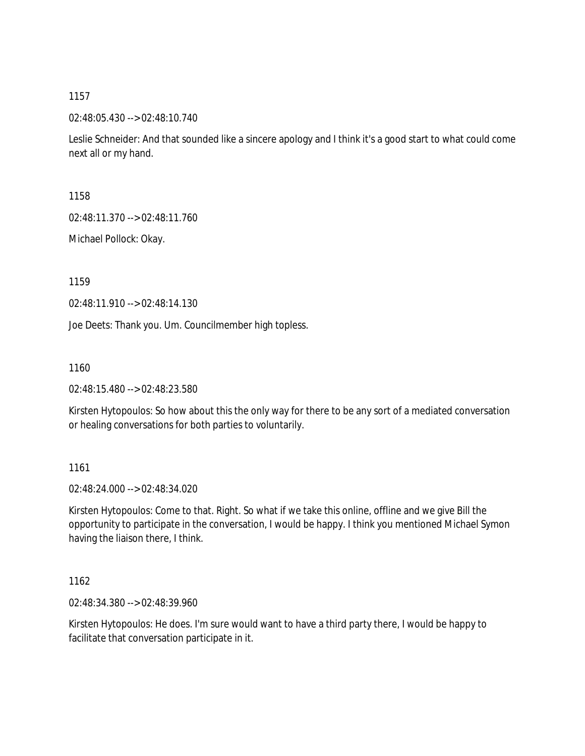1157

02:48:05.430 --> 02:48:10.740

Leslie Schneider: And that sounded like a sincere apology and I think it's a good start to what could come next all or my hand.

1158

02:48:11.370 --> 02:48:11.760

Michael Pollock: Okay.

1159

02:48:11.910 --> 02:48:14.130

Joe Deets: Thank you. Um. Councilmember high topless.

1160

02:48:15.480 --> 02:48:23.580

Kirsten Hytopoulos: So how about this the only way for there to be any sort of a mediated conversation or healing conversations for both parties to voluntarily.

1161

02:48:24.000 --> 02:48:34.020

Kirsten Hytopoulos: Come to that. Right. So what if we take this online, offline and we give Bill the opportunity to participate in the conversation, I would be happy. I think you mentioned Michael Symon having the liaison there, I think.

1162

02:48:34.380 --> 02:48:39.960

Kirsten Hytopoulos: He does. I'm sure would want to have a third party there, I would be happy to facilitate that conversation participate in it.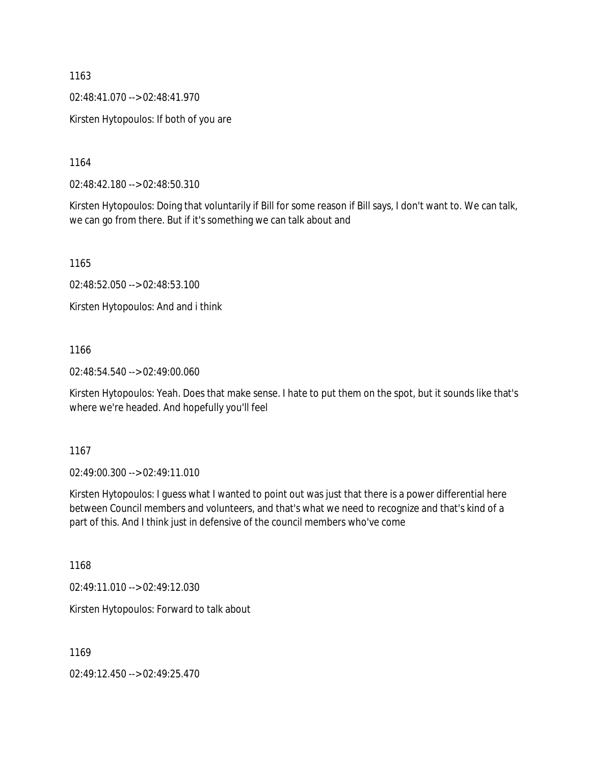1163

02:48:41.070 --> 02:48:41.970

Kirsten Hytopoulos: If both of you are

1164

02:48:42.180 --> 02:48:50.310

Kirsten Hytopoulos: Doing that voluntarily if Bill for some reason if Bill says, I don't want to. We can talk, we can go from there. But if it's something we can talk about and

1165

02:48:52.050 --> 02:48:53.100

Kirsten Hytopoulos: And and i think

1166

02:48:54.540 --> 02:49:00.060

Kirsten Hytopoulos: Yeah. Does that make sense. I hate to put them on the spot, but it sounds like that's where we're headed. And hopefully you'll feel

1167

02:49:00.300 --> 02:49:11.010

Kirsten Hytopoulos: I guess what I wanted to point out was just that there is a power differential here between Council members and volunteers, and that's what we need to recognize and that's kind of a part of this. And I think just in defensive of the council members who've come

1168

02:49:11.010 --> 02:49:12.030

Kirsten Hytopoulos: Forward to talk about

1169

02:49:12.450 --> 02:49:25.470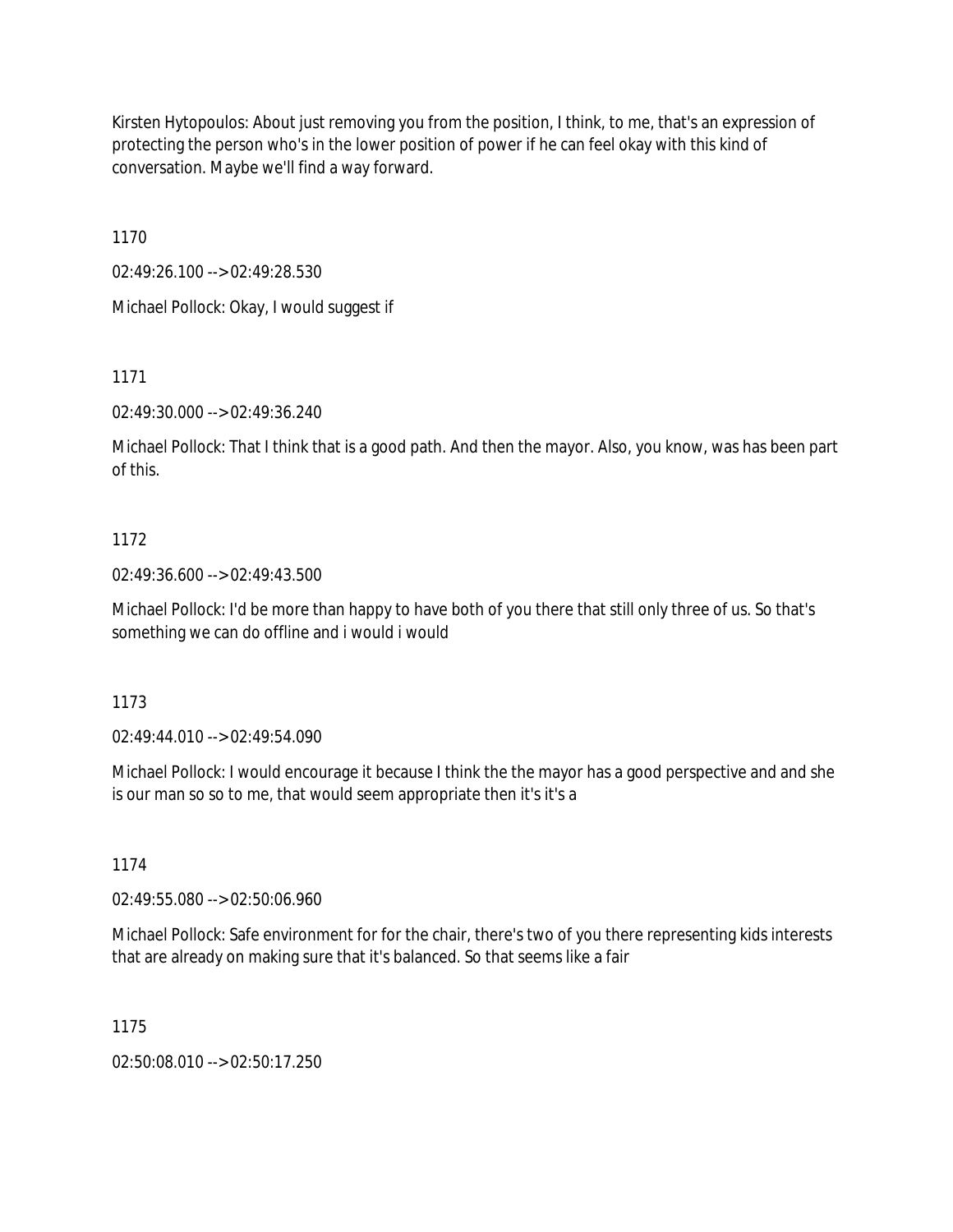Kirsten Hytopoulos: About just removing you from the position, I think, to me, that's an expression of protecting the person who's in the lower position of power if he can feel okay with this kind of conversation. Maybe we'll find a way forward.

1170

02:49:26.100 --> 02:49:28.530

Michael Pollock: Okay, I would suggest if

1171

02:49:30.000 --> 02:49:36.240

Michael Pollock: That I think that is a good path. And then the mayor. Also, you know, was has been part of this.

1172

02:49:36.600 --> 02:49:43.500

Michael Pollock: I'd be more than happy to have both of you there that still only three of us. So that's something we can do offline and i would i would

1173

02:49:44.010 --> 02:49:54.090

Michael Pollock: I would encourage it because I think the the mayor has a good perspective and and she is our man so so to me, that would seem appropriate then it's it's a

1174

02:49:55.080 --> 02:50:06.960

Michael Pollock: Safe environment for for the chair, there's two of you there representing kids interests that are already on making sure that it's balanced. So that seems like a fair

1175

02:50:08.010 --> 02:50:17.250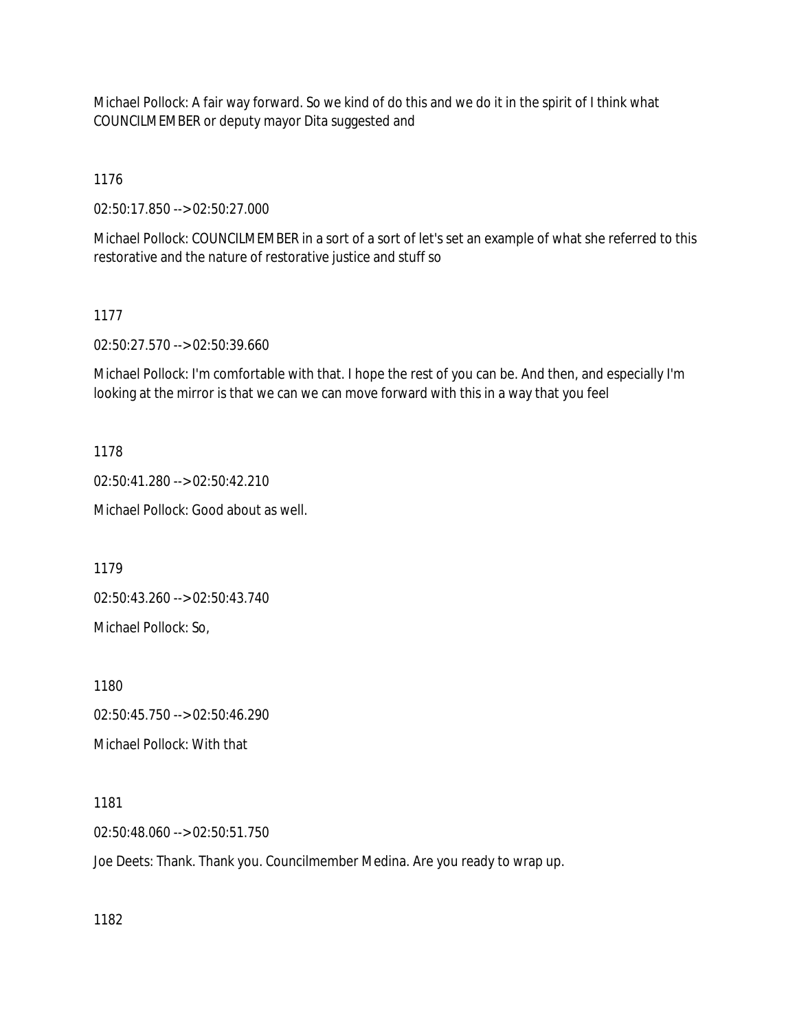Michael Pollock: A fair way forward. So we kind of do this and we do it in the spirit of I think what COUNCILMEMBER or deputy mayor Dita suggested and

1176

02:50:17.850 --> 02:50:27.000

Michael Pollock: COUNCILMEMBER in a sort of a sort of let's set an example of what she referred to this restorative and the nature of restorative justice and stuff so

1177

02:50:27.570 --> 02:50:39.660

Michael Pollock: I'm comfortable with that. I hope the rest of you can be. And then, and especially I'm looking at the mirror is that we can we can move forward with this in a way that you feel

1178

02:50:41.280 --> 02:50:42.210

Michael Pollock: Good about as well.

1179

02:50:43.260 --> 02:50:43.740

Michael Pollock: So,

1180

02:50:45.750 --> 02:50:46.290

Michael Pollock: With that

1181

02:50:48.060 --> 02:50:51.750

Joe Deets: Thank. Thank you. Councilmember Medina. Are you ready to wrap up.

1182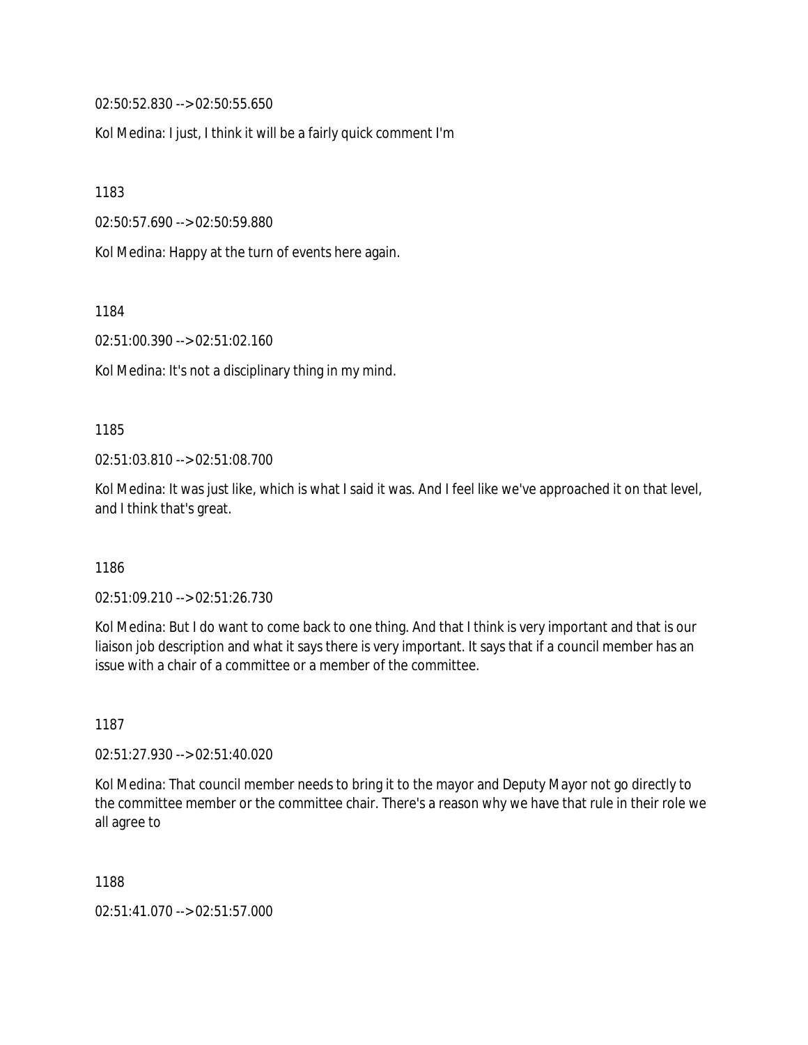02:50:52.830 --> 02:50:55.650

Kol Medina: I just, I think it will be a fairly quick comment I'm

1183

02:50:57.690 --> 02:50:59.880

Kol Medina: Happy at the turn of events here again.

1184

02:51:00.390 --> 02:51:02.160

Kol Medina: It's not a disciplinary thing in my mind.

1185

02:51:03.810 --> 02:51:08.700

Kol Medina: It was just like, which is what I said it was. And I feel like we've approached it on that level, and I think that's great.

1186

02:51:09.210 --> 02:51:26.730

Kol Medina: But I do want to come back to one thing. And that I think is very important and that is our liaison job description and what it says there is very important. It says that if a council member has an issue with a chair of a committee or a member of the committee.

1187

02:51:27.930 --> 02:51:40.020

Kol Medina: That council member needs to bring it to the mayor and Deputy Mayor not go directly to the committee member or the committee chair. There's a reason why we have that rule in their role we all agree to

1188

02:51:41.070 --> 02:51:57.000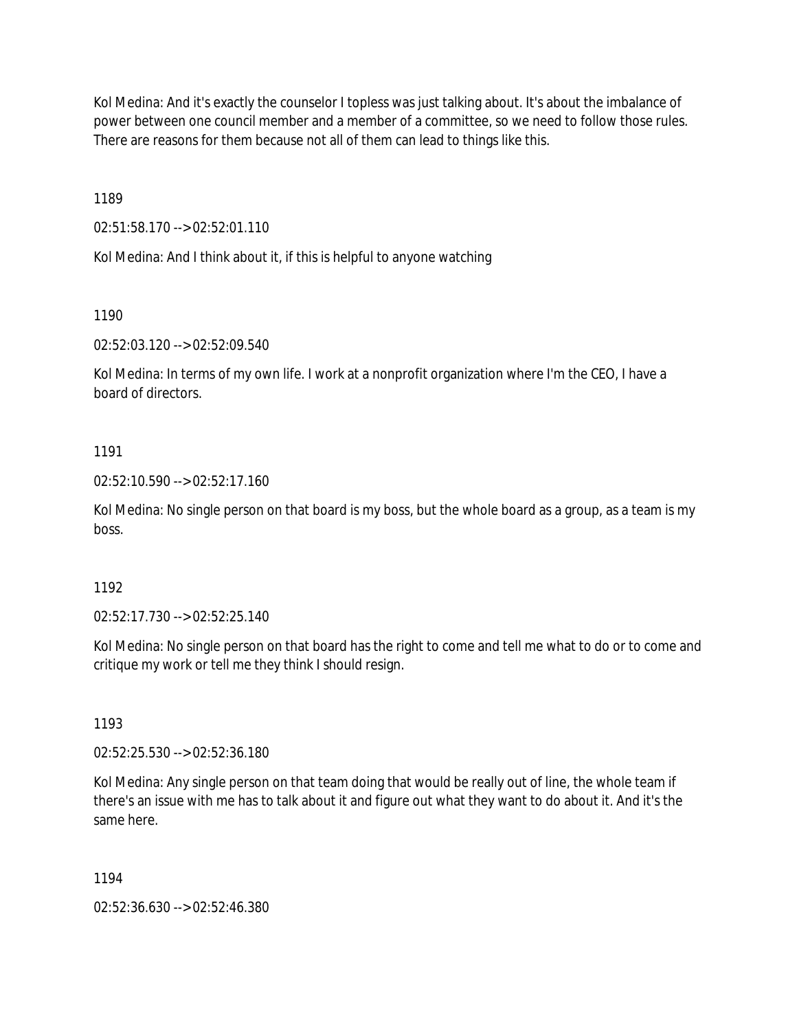Kol Medina: And it's exactly the counselor I topless was just talking about. It's about the imbalance of power between one council member and a member of a committee, so we need to follow those rules. There are reasons for them because not all of them can lead to things like this.

1189

02:51:58.170 --> 02:52:01.110

Kol Medina: And I think about it, if this is helpful to anyone watching

1190

02:52:03.120 --> 02:52:09.540

Kol Medina: In terms of my own life. I work at a nonprofit organization where I'm the CEO, I have a board of directors.

1191

02:52:10.590 --> 02:52:17.160

Kol Medina: No single person on that board is my boss, but the whole board as a group, as a team is my boss.

1192

02:52:17.730 --> 02:52:25.140

Kol Medina: No single person on that board has the right to come and tell me what to do or to come and critique my work or tell me they think I should resign.

1193

02:52:25.530 --> 02:52:36.180

Kol Medina: Any single person on that team doing that would be really out of line, the whole team if there's an issue with me has to talk about it and figure out what they want to do about it. And it's the same here.

1194

02:52:36.630 --> 02:52:46.380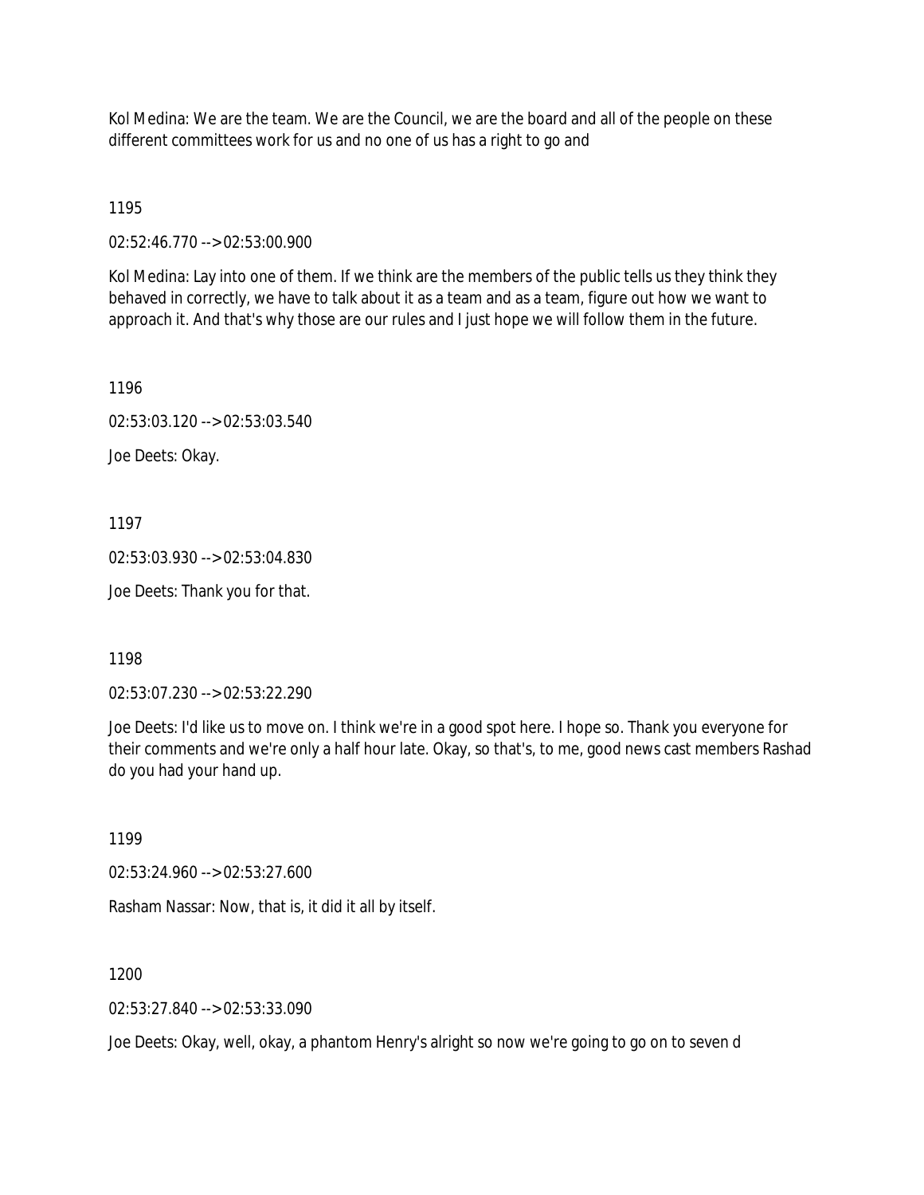Kol Medina: We are the team. We are the Council, we are the board and all of the people on these different committees work for us and no one of us has a right to go and

1195

02:52:46.770 --> 02:53:00.900

Kol Medina: Lay into one of them. If we think are the members of the public tells us they think they behaved in correctly, we have to talk about it as a team and as a team, figure out how we want to approach it. And that's why those are our rules and I just hope we will follow them in the future.

1196

02:53:03.120 --> 02:53:03.540

Joe Deets: Okay.

1197

02:53:03.930 --> 02:53:04.830

Joe Deets: Thank you for that.

1198

02:53:07.230 --> 02:53:22.290

Joe Deets: I'd like us to move on. I think we're in a good spot here. I hope so. Thank you everyone for their comments and we're only a half hour late. Okay, so that's, to me, good news cast members Rashad do you had your hand up.

1199

02:53:24.960 --> 02:53:27.600

Rasham Nassar: Now, that is, it did it all by itself.

1200

02:53:27.840 --> 02:53:33.090

Joe Deets: Okay, well, okay, a phantom Henry's alright so now we're going to go on to seven d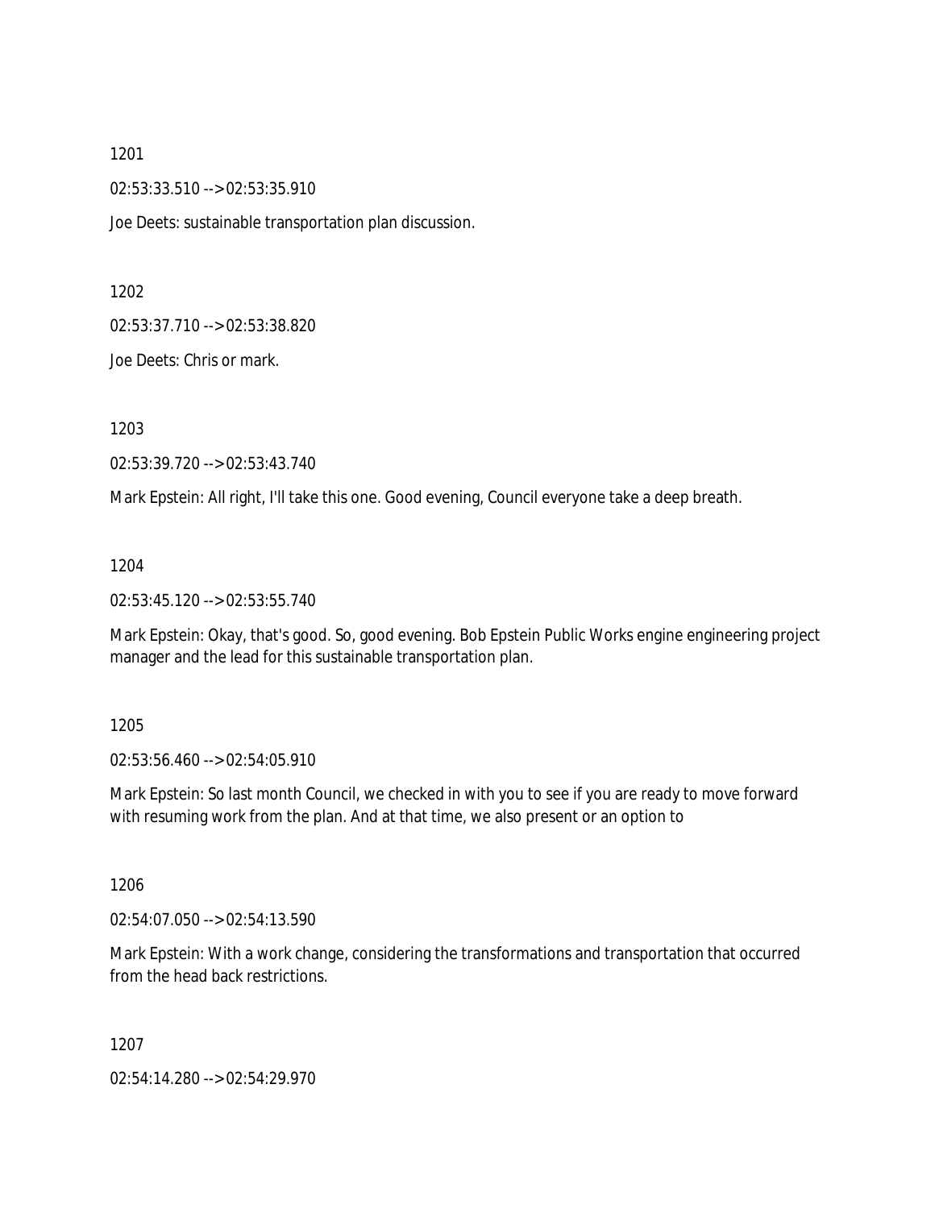1201

02:53:33.510 --> 02:53:35.910

Joe Deets: sustainable transportation plan discussion.

1202

02:53:37.710 --> 02:53:38.820

Joe Deets: Chris or mark.

1203

02:53:39.720 --> 02:53:43.740

Mark Epstein: All right, I'll take this one. Good evening, Council everyone take a deep breath.

1204

02:53:45.120 --> 02:53:55.740

Mark Epstein: Okay, that's good. So, good evening. Bob Epstein Public Works engine engineering project manager and the lead for this sustainable transportation plan.

1205

02:53:56.460 --> 02:54:05.910

Mark Epstein: So last month Council, we checked in with you to see if you are ready to move forward with resuming work from the plan. And at that time, we also present or an option to

1206

02:54:07.050 --> 02:54:13.590

Mark Epstein: With a work change, considering the transformations and transportation that occurred from the head back restrictions.

1207

02:54:14.280 --> 02:54:29.970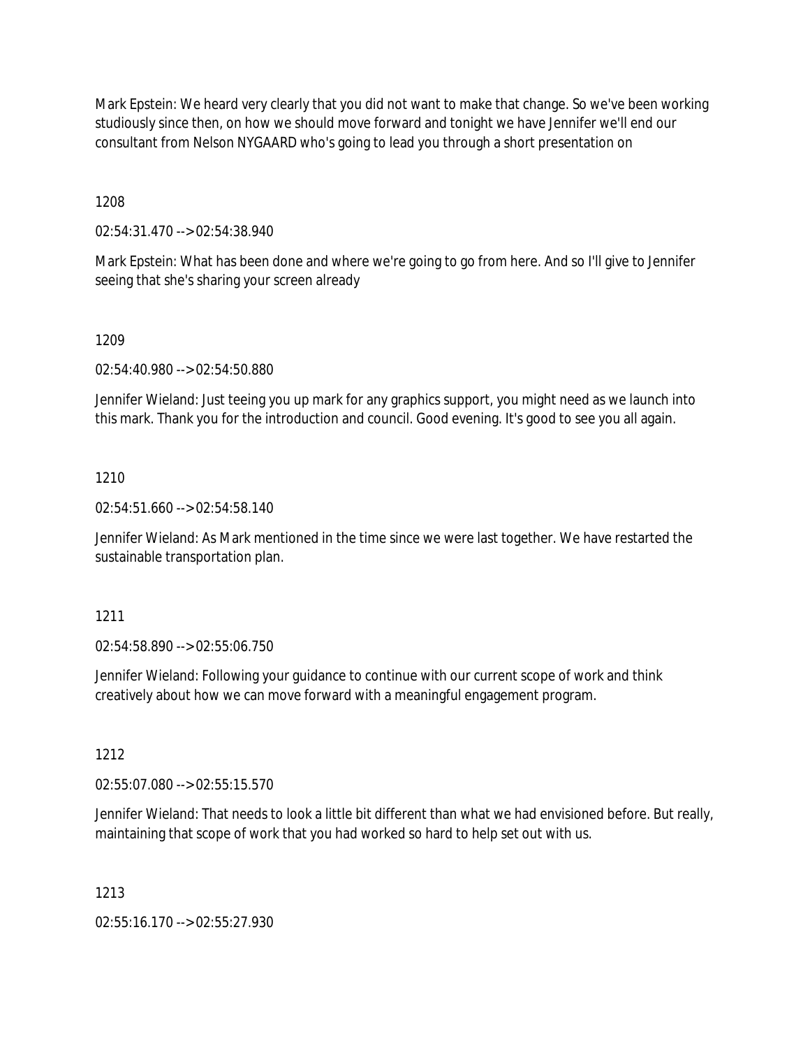Mark Epstein: We heard very clearly that you did not want to make that change. So we've been working studiously since then, on how we should move forward and tonight we have Jennifer we'll end our consultant from Nelson NYGAARD who's going to lead you through a short presentation on

1208

02:54:31.470 --> 02:54:38.940

Mark Epstein: What has been done and where we're going to go from here. And so I'll give to Jennifer seeing that she's sharing your screen already

1209

02:54:40.980 --> 02:54:50.880

Jennifer Wieland: Just teeing you up mark for any graphics support, you might need as we launch into this mark. Thank you for the introduction and council. Good evening. It's good to see you all again.

1210

02:54:51.660 --> 02:54:58.140

Jennifer Wieland: As Mark mentioned in the time since we were last together. We have restarted the sustainable transportation plan.

1211

02:54:58.890 --> 02:55:06.750

Jennifer Wieland: Following your guidance to continue with our current scope of work and think creatively about how we can move forward with a meaningful engagement program.

1212

02:55:07.080 --> 02:55:15.570

Jennifer Wieland: That needs to look a little bit different than what we had envisioned before. But really, maintaining that scope of work that you had worked so hard to help set out with us.

1213

02:55:16.170 --> 02:55:27.930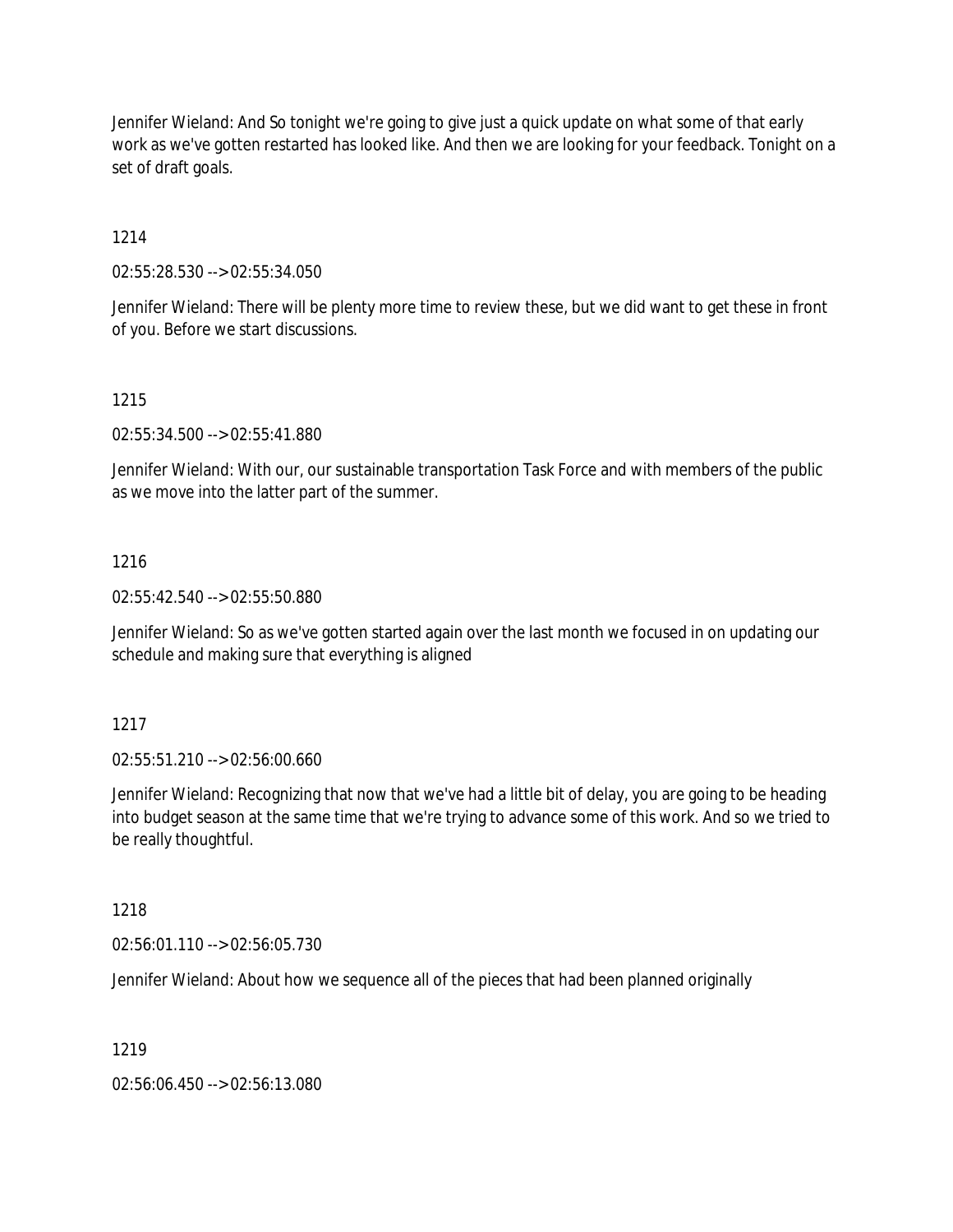Jennifer Wieland: And So tonight we're going to give just a quick update on what some of that early work as we've gotten restarted has looked like. And then we are looking for your feedback. Tonight on a set of draft goals.

1214

02:55:28.530 --> 02:55:34.050

Jennifer Wieland: There will be plenty more time to review these, but we did want to get these in front of you. Before we start discussions.

1215

02:55:34.500 --> 02:55:41.880

Jennifer Wieland: With our, our sustainable transportation Task Force and with members of the public as we move into the latter part of the summer.

1216

02:55:42.540 --> 02:55:50.880

Jennifer Wieland: So as we've gotten started again over the last month we focused in on updating our schedule and making sure that everything is aligned

1217

02:55:51.210 --> 02:56:00.660

Jennifer Wieland: Recognizing that now that we've had a little bit of delay, you are going to be heading into budget season at the same time that we're trying to advance some of this work. And so we tried to be really thoughtful.

1218

02:56:01.110 --> 02:56:05.730

Jennifer Wieland: About how we sequence all of the pieces that had been planned originally

1219

02:56:06.450 --> 02:56:13.080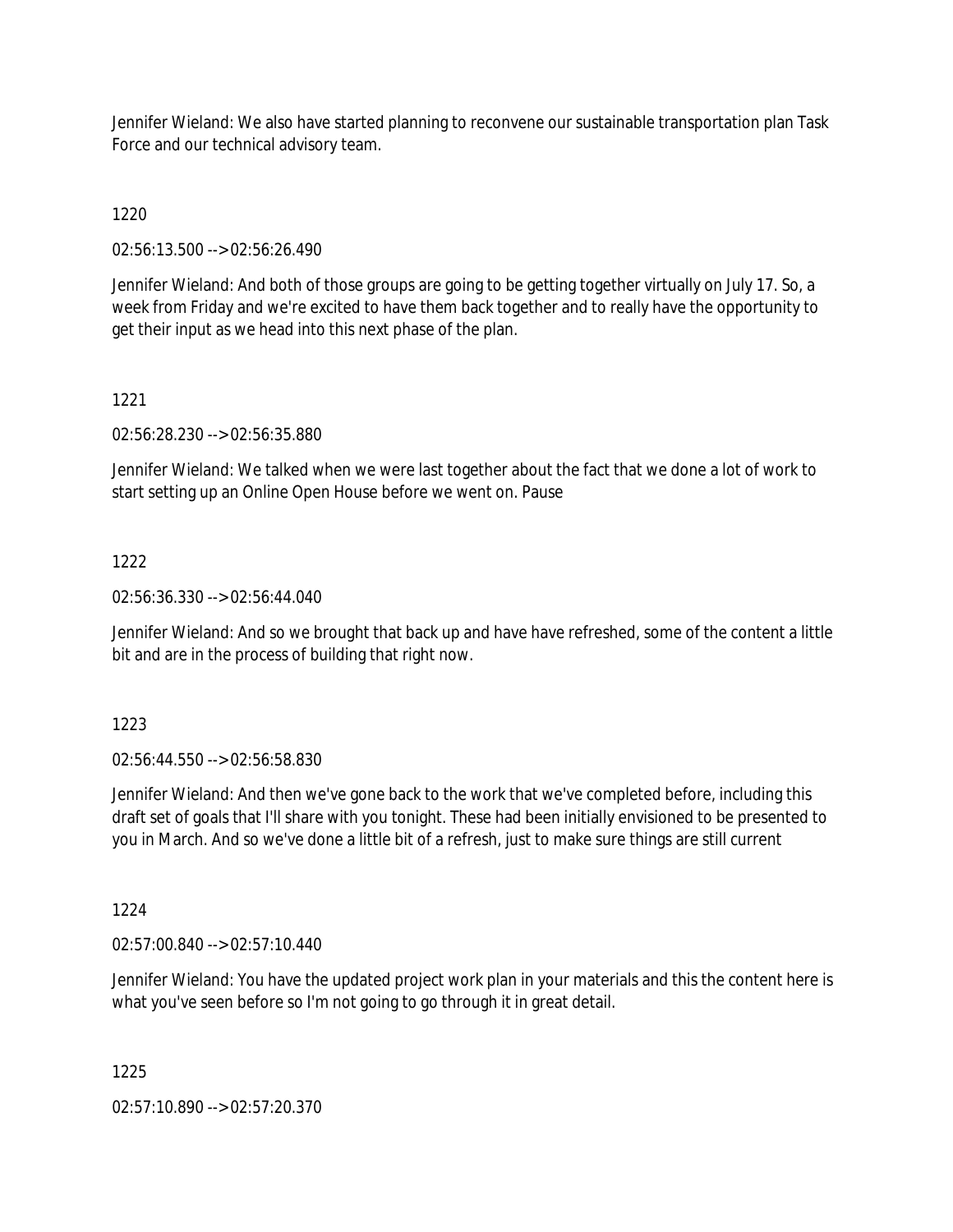Jennifer Wieland: We also have started planning to reconvene our sustainable transportation plan Task Force and our technical advisory team.

1220

02:56:13.500 --> 02:56:26.490

Jennifer Wieland: And both of those groups are going to be getting together virtually on July 17. So, a week from Friday and we're excited to have them back together and to really have the opportunity to get their input as we head into this next phase of the plan.

1221

02:56:28.230 --> 02:56:35.880

Jennifer Wieland: We talked when we were last together about the fact that we done a lot of work to start setting up an Online Open House before we went on. Pause

1222

02:56:36.330 --> 02:56:44.040

Jennifer Wieland: And so we brought that back up and have have refreshed, some of the content a little bit and are in the process of building that right now.

1223

02:56:44.550 --> 02:56:58.830

Jennifer Wieland: And then we've gone back to the work that we've completed before, including this draft set of goals that I'll share with you tonight. These had been initially envisioned to be presented to you in March. And so we've done a little bit of a refresh, just to make sure things are still current

1224

02:57:00.840 --> 02:57:10.440

Jennifer Wieland: You have the updated project work plan in your materials and this the content here is what you've seen before so I'm not going to go through it in great detail.

1225

02:57:10.890 --> 02:57:20.370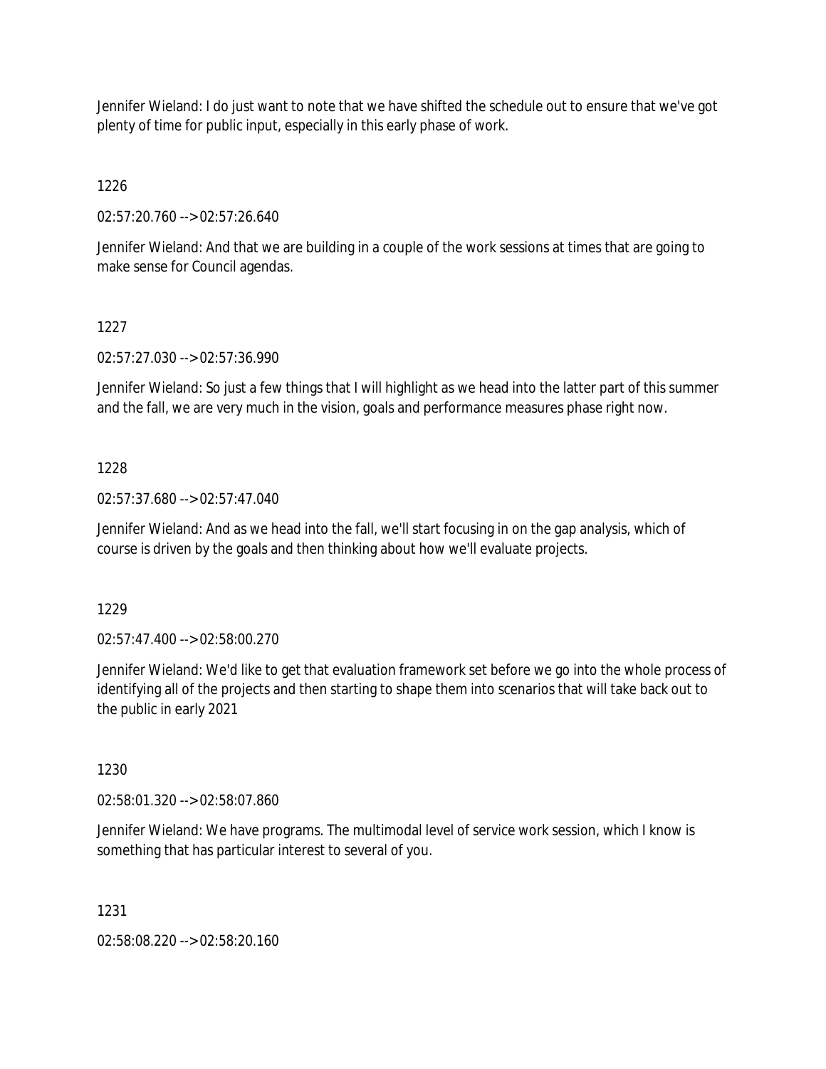Jennifer Wieland: I do just want to note that we have shifted the schedule out to ensure that we've got plenty of time for public input, especially in this early phase of work.

1226

02:57:20.760 --> 02:57:26.640

Jennifer Wieland: And that we are building in a couple of the work sessions at times that are going to make sense for Council agendas.

1227

02:57:27.030 --> 02:57:36.990

Jennifer Wieland: So just a few things that I will highlight as we head into the latter part of this summer and the fall, we are very much in the vision, goals and performance measures phase right now.

1228

02:57:37.680 --> 02:57:47.040

Jennifer Wieland: And as we head into the fall, we'll start focusing in on the gap analysis, which of course is driven by the goals and then thinking about how we'll evaluate projects.

1229

02:57:47.400 --> 02:58:00.270

Jennifer Wieland: We'd like to get that evaluation framework set before we go into the whole process of identifying all of the projects and then starting to shape them into scenarios that will take back out to the public in early 2021

1230

02:58:01.320 --> 02:58:07.860

Jennifer Wieland: We have programs. The multimodal level of service work session, which I know is something that has particular interest to several of you.

1231

02:58:08.220 --> 02:58:20.160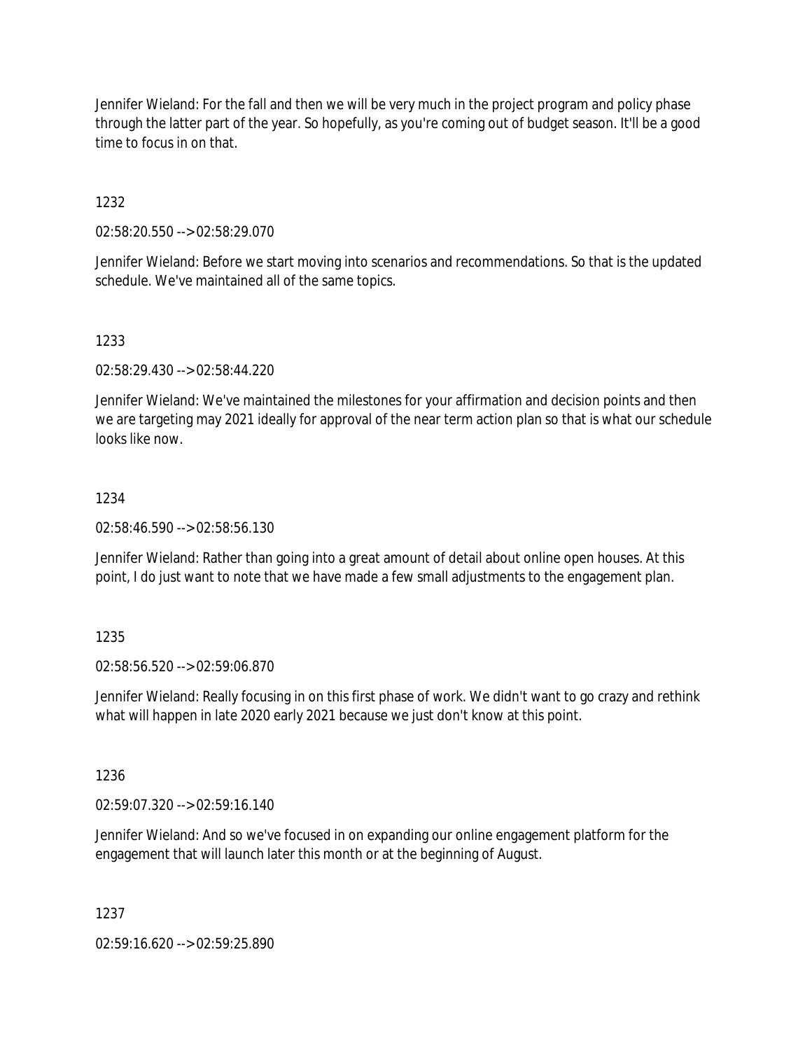Jennifer Wieland: For the fall and then we will be very much in the project program and policy phase through the latter part of the year. So hopefully, as you're coming out of budget season. It'll be a good time to focus in on that.

1232

02:58:20.550 --> 02:58:29.070

Jennifer Wieland: Before we start moving into scenarios and recommendations. So that is the updated schedule. We've maintained all of the same topics.

1233

02:58:29.430 --> 02:58:44.220

Jennifer Wieland: We've maintained the milestones for your affirmation and decision points and then we are targeting may 2021 ideally for approval of the near term action plan so that is what our schedule looks like now.

1234

02:58:46.590 --> 02:58:56.130

Jennifer Wieland: Rather than going into a great amount of detail about online open houses. At this point, I do just want to note that we have made a few small adjustments to the engagement plan.

1235

02:58:56.520 --> 02:59:06.870

Jennifer Wieland: Really focusing in on this first phase of work. We didn't want to go crazy and rethink what will happen in late 2020 early 2021 because we just don't know at this point.

1236

02:59:07.320 --> 02:59:16.140

Jennifer Wieland: And so we've focused in on expanding our online engagement platform for the engagement that will launch later this month or at the beginning of August.

1237

02:59:16.620 --> 02:59:25.890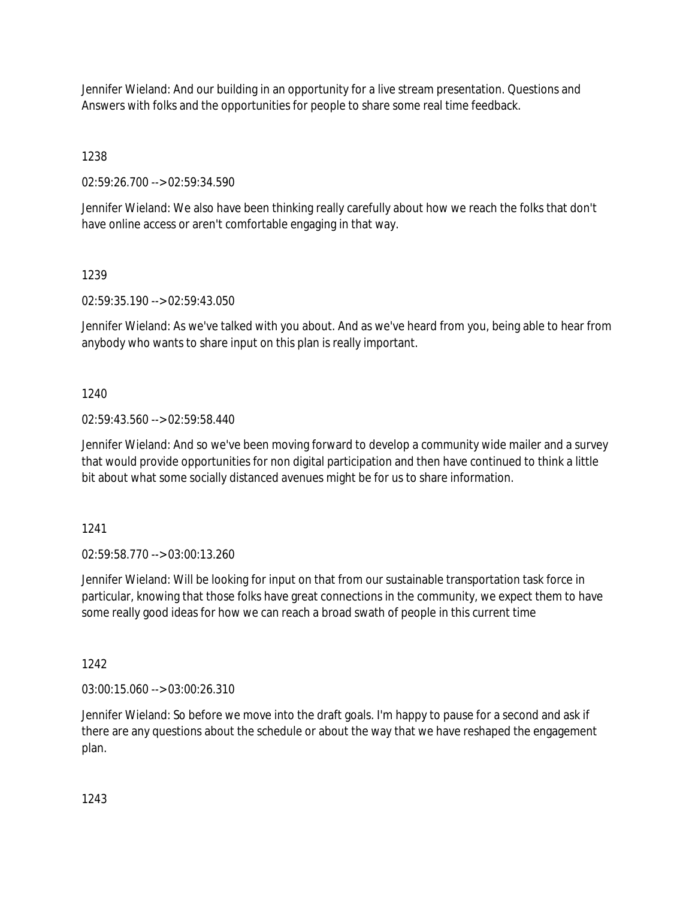Jennifer Wieland: And our building in an opportunity for a live stream presentation. Questions and Answers with folks and the opportunities for people to share some real time feedback.

1238

02:59:26.700 --> 02:59:34.590

Jennifer Wieland: We also have been thinking really carefully about how we reach the folks that don't have online access or aren't comfortable engaging in that way.

1239

02:59:35.190 --> 02:59:43.050

Jennifer Wieland: As we've talked with you about. And as we've heard from you, being able to hear from anybody who wants to share input on this plan is really important.

1240

02:59:43.560 --> 02:59:58.440

Jennifer Wieland: And so we've been moving forward to develop a community wide mailer and a survey that would provide opportunities for non digital participation and then have continued to think a little bit about what some socially distanced avenues might be for us to share information.

1241

02:59:58.770 --> 03:00:13.260

Jennifer Wieland: Will be looking for input on that from our sustainable transportation task force in particular, knowing that those folks have great connections in the community, we expect them to have some really good ideas for how we can reach a broad swath of people in this current time

1242

03:00:15.060 --> 03:00:26.310

Jennifer Wieland: So before we move into the draft goals. I'm happy to pause for a second and ask if there are any questions about the schedule or about the way that we have reshaped the engagement plan.

1243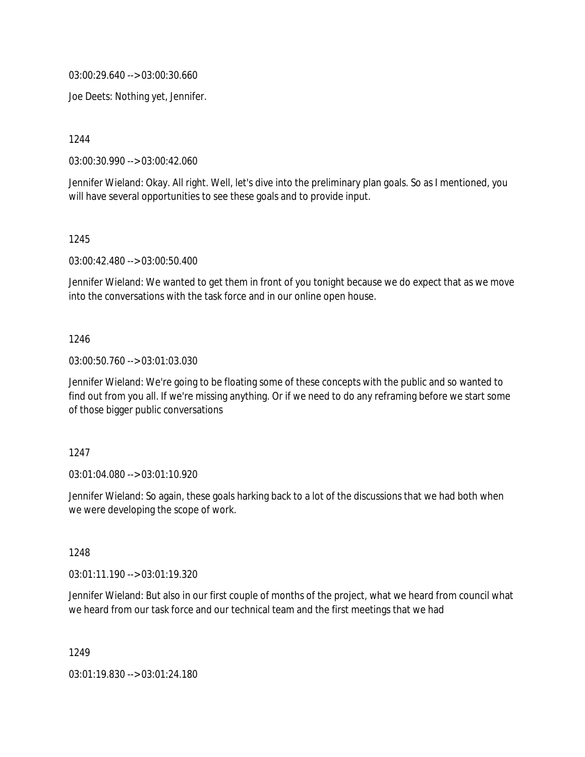03:00:29.640 --> 03:00:30.660

Joe Deets: Nothing yet, Jennifer.

1244

03:00:30.990 --> 03:00:42.060

Jennifer Wieland: Okay. All right. Well, let's dive into the preliminary plan goals. So as I mentioned, you will have several opportunities to see these goals and to provide input.

1245

03:00:42.480 --> 03:00:50.400

Jennifer Wieland: We wanted to get them in front of you tonight because we do expect that as we move into the conversations with the task force and in our online open house.

1246

03:00:50.760 --> 03:01:03.030

Jennifer Wieland: We're going to be floating some of these concepts with the public and so wanted to find out from you all. If we're missing anything. Or if we need to do any reframing before we start some of those bigger public conversations

1247

03:01:04.080 --> 03:01:10.920

Jennifer Wieland: So again, these goals harking back to a lot of the discussions that we had both when we were developing the scope of work.

1248

03:01:11.190 --> 03:01:19.320

Jennifer Wieland: But also in our first couple of months of the project, what we heard from council what we heard from our task force and our technical team and the first meetings that we had

1249

03:01:19.830 --> 03:01:24.180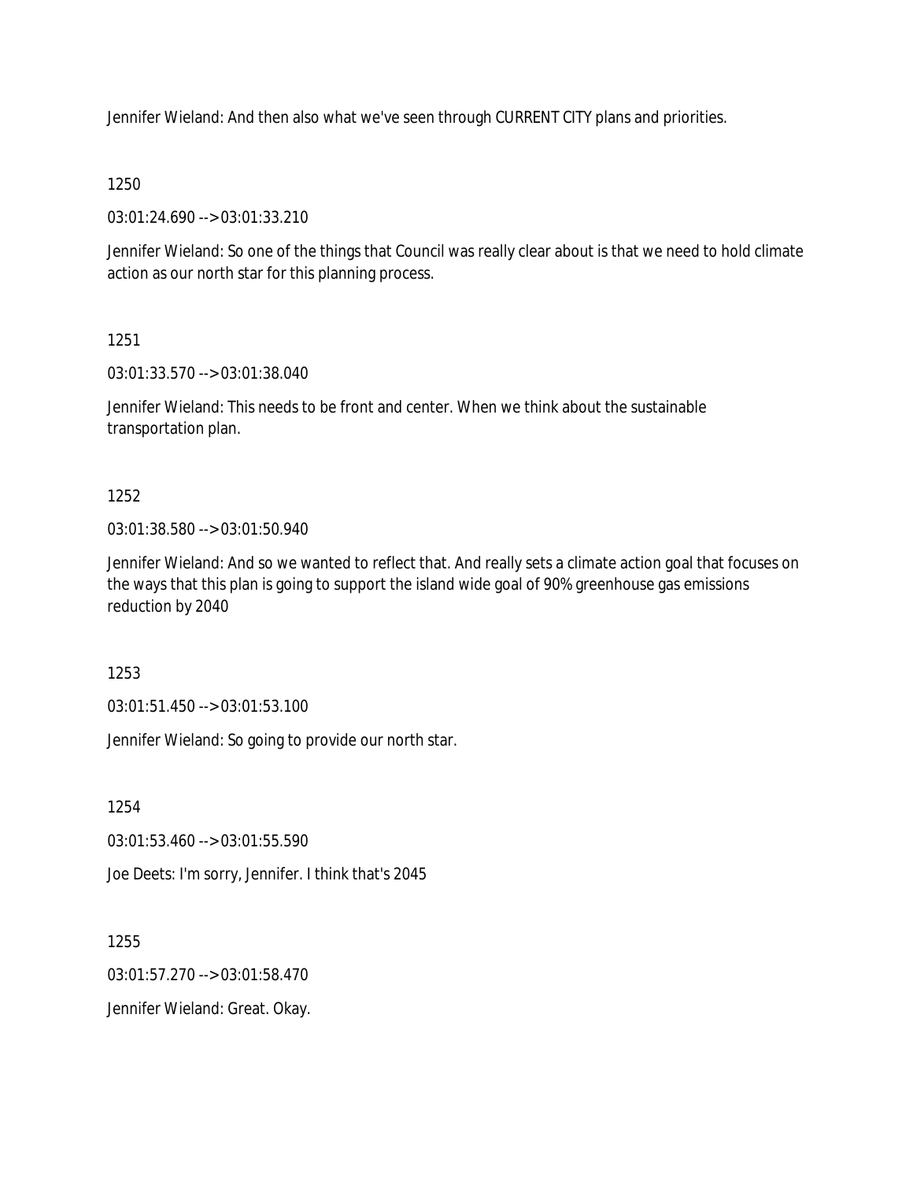Jennifer Wieland: And then also what we've seen through CURRENT CITY plans and priorities.

1250

03:01:24.690 --> 03:01:33.210

Jennifer Wieland: So one of the things that Council was really clear about is that we need to hold climate action as our north star for this planning process.

1251

03:01:33.570 --> 03:01:38.040

Jennifer Wieland: This needs to be front and center. When we think about the sustainable transportation plan.

1252

03:01:38.580 --> 03:01:50.940

Jennifer Wieland: And so we wanted to reflect that. And really sets a climate action goal that focuses on the ways that this plan is going to support the island wide goal of 90% greenhouse gas emissions reduction by 2040

1253

03:01:51.450 --> 03:01:53.100

Jennifer Wieland: So going to provide our north star.

1254

03:01:53.460 --> 03:01:55.590

Joe Deets: I'm sorry, Jennifer. I think that's 2045

1255

03:01:57.270 --> 03:01:58.470

Jennifer Wieland: Great. Okay.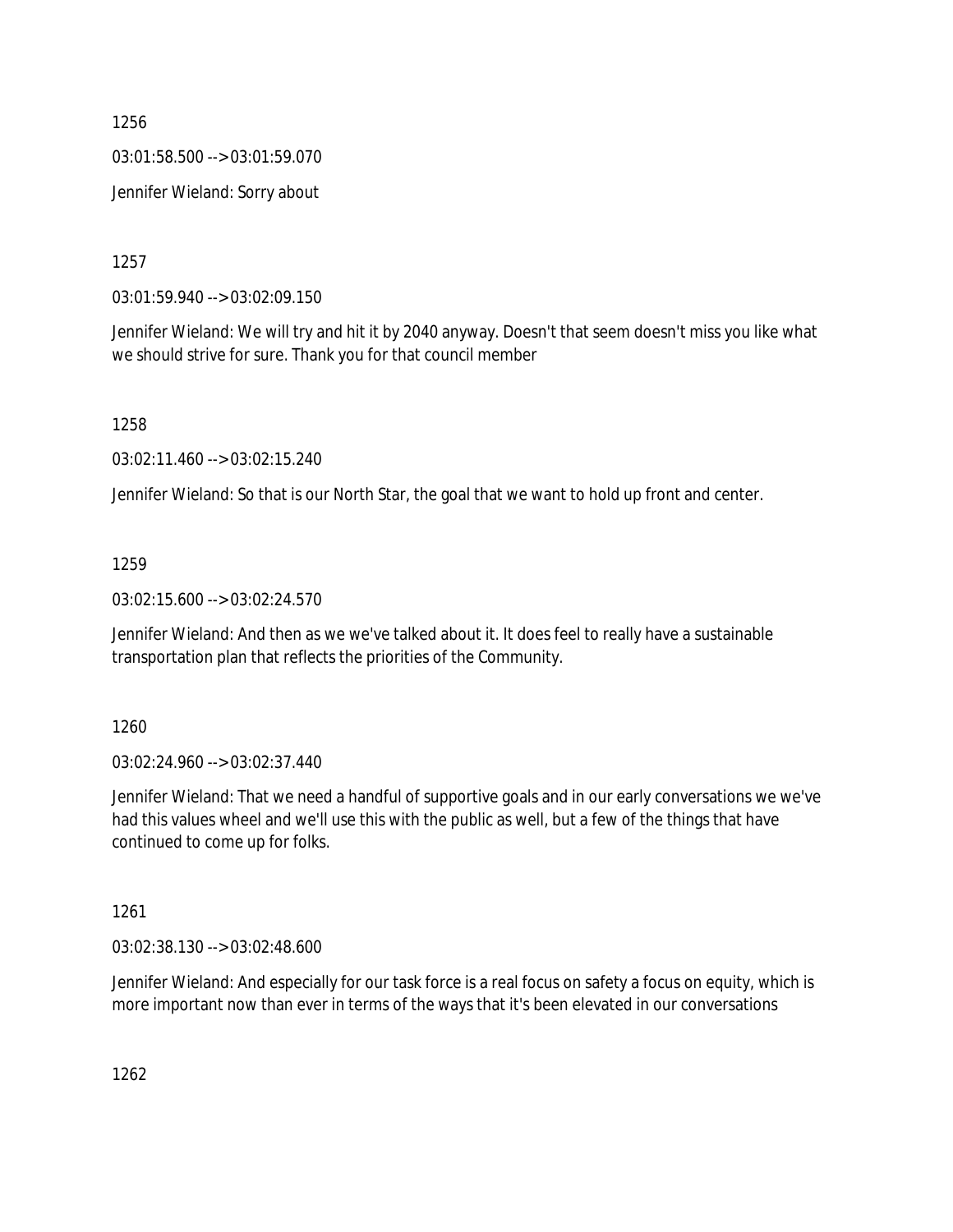1256

03:01:58.500 --> 03:01:59.070

Jennifer Wieland: Sorry about

1257

03:01:59.940 --> 03:02:09.150

Jennifer Wieland: We will try and hit it by 2040 anyway. Doesn't that seem doesn't miss you like what we should strive for sure. Thank you for that council member

1258

03:02:11.460 --> 03:02:15.240

Jennifer Wieland: So that is our North Star, the goal that we want to hold up front and center.

1259

03:02:15.600 --> 03:02:24.570

Jennifer Wieland: And then as we we've talked about it. It does feel to really have a sustainable transportation plan that reflects the priorities of the Community.

1260

03:02:24.960 --> 03:02:37.440

Jennifer Wieland: That we need a handful of supportive goals and in our early conversations we we've had this values wheel and we'll use this with the public as well, but a few of the things that have continued to come up for folks.

1261

03:02:38.130 --> 03:02:48.600

Jennifer Wieland: And especially for our task force is a real focus on safety a focus on equity, which is more important now than ever in terms of the ways that it's been elevated in our conversations

1262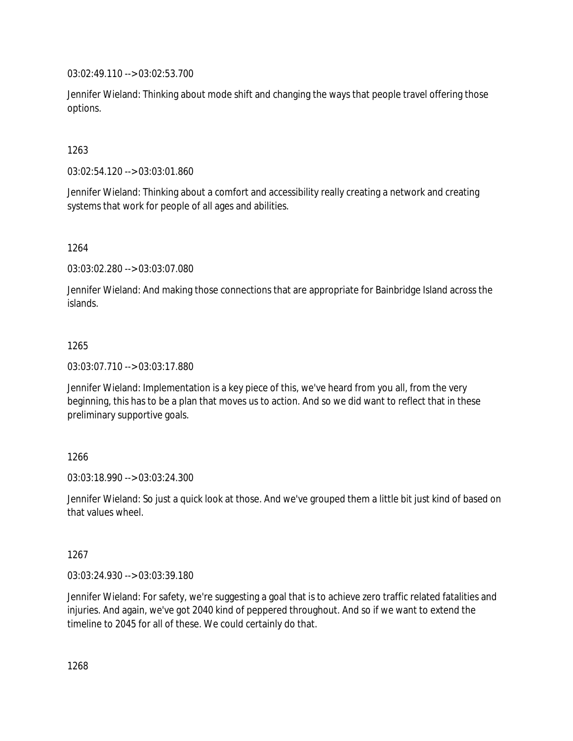03:02:49.110 --> 03:02:53.700

Jennifer Wieland: Thinking about mode shift and changing the ways that people travel offering those options.

1263

03:02:54.120 --> 03:03:01.860

Jennifer Wieland: Thinking about a comfort and accessibility really creating a network and creating systems that work for people of all ages and abilities.

1264

03:03:02.280 --> 03:03:07.080

Jennifer Wieland: And making those connections that are appropriate for Bainbridge Island across the islands.

1265

03:03:07.710 --> 03:03:17.880

Jennifer Wieland: Implementation is a key piece of this, we've heard from you all, from the very beginning, this has to be a plan that moves us to action. And so we did want to reflect that in these preliminary supportive goals.

1266

03:03:18.990 --> 03:03:24.300

Jennifer Wieland: So just a quick look at those. And we've grouped them a little bit just kind of based on that values wheel.

1267

03:03:24.930 --> 03:03:39.180

Jennifer Wieland: For safety, we're suggesting a goal that is to achieve zero traffic related fatalities and injuries. And again, we've got 2040 kind of peppered throughout. And so if we want to extend the timeline to 2045 for all of these. We could certainly do that.

1268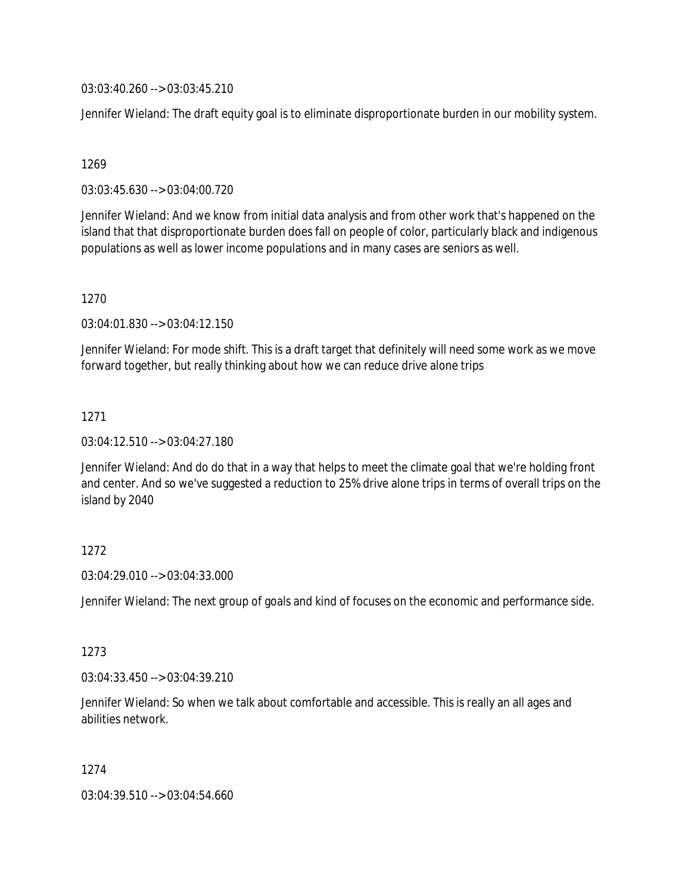03:03:40.260 --> 03:03:45.210

Jennifer Wieland: The draft equity goal is to eliminate disproportionate burden in our mobility system.

1269

03:03:45.630 --> 03:04:00.720

Jennifer Wieland: And we know from initial data analysis and from other work that's happened on the island that that disproportionate burden does fall on people of color, particularly black and indigenous populations as well as lower income populations and in many cases are seniors as well.

1270

03:04:01.830 --> 03:04:12.150

Jennifer Wieland: For mode shift. This is a draft target that definitely will need some work as we move forward together, but really thinking about how we can reduce drive alone trips

1271

03:04:12.510 --> 03:04:27.180

Jennifer Wieland: And do do that in a way that helps to meet the climate goal that we're holding front and center. And so we've suggested a reduction to 25% drive alone trips in terms of overall trips on the island by 2040

1272

03:04:29.010 --> 03:04:33.000

Jennifer Wieland: The next group of goals and kind of focuses on the economic and performance side.

1273

03:04:33.450 --> 03:04:39.210

Jennifer Wieland: So when we talk about comfortable and accessible. This is really an all ages and abilities network.

1274

03:04:39.510 --> 03:04:54.660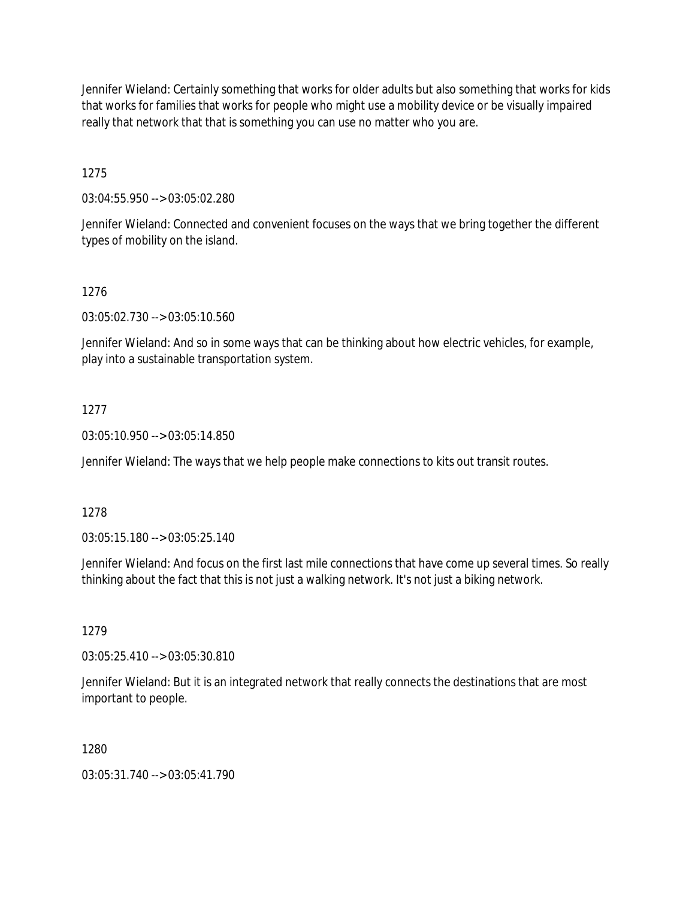Jennifer Wieland: Certainly something that works for older adults but also something that works for kids that works for families that works for people who might use a mobility device or be visually impaired really that network that that is something you can use no matter who you are.

1275

03:04:55.950 --> 03:05:02.280

Jennifer Wieland: Connected and convenient focuses on the ways that we bring together the different types of mobility on the island.

1276

03:05:02.730 --> 03:05:10.560

Jennifer Wieland: And so in some ways that can be thinking about how electric vehicles, for example, play into a sustainable transportation system.

1277

03:05:10.950 --> 03:05:14.850

Jennifer Wieland: The ways that we help people make connections to kits out transit routes.

1278

03:05:15.180 --> 03:05:25.140

Jennifer Wieland: And focus on the first last mile connections that have come up several times. So really thinking about the fact that this is not just a walking network. It's not just a biking network.

1279

03:05:25.410 --> 03:05:30.810

Jennifer Wieland: But it is an integrated network that really connects the destinations that are most important to people.

1280

03:05:31.740 --> 03:05:41.790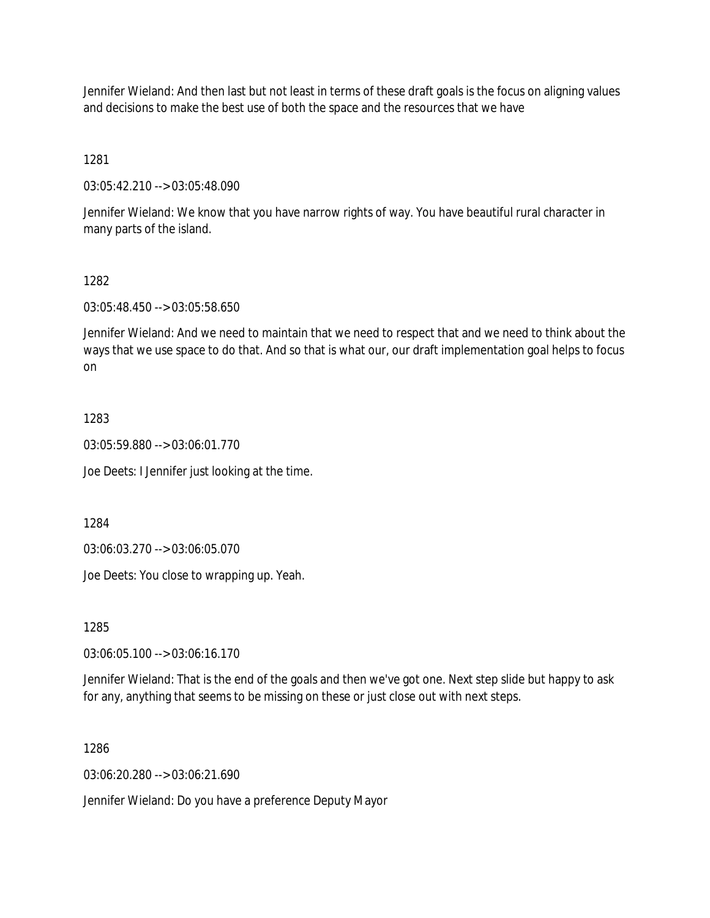Jennifer Wieland: And then last but not least in terms of these draft goals is the focus on aligning values and decisions to make the best use of both the space and the resources that we have

1281

03:05:42.210 --> 03:05:48.090

Jennifer Wieland: We know that you have narrow rights of way. You have beautiful rural character in many parts of the island.

1282

03:05:48.450 --> 03:05:58.650

Jennifer Wieland: And we need to maintain that we need to respect that and we need to think about the ways that we use space to do that. And so that is what our, our draft implementation goal helps to focus on

1283

03:05:59.880 --> 03:06:01.770

Joe Deets: I Jennifer just looking at the time.

1284

03:06:03.270 --> 03:06:05.070

Joe Deets: You close to wrapping up. Yeah.

1285

03:06:05.100 --> 03:06:16.170

Jennifer Wieland: That is the end of the goals and then we've got one. Next step slide but happy to ask for any, anything that seems to be missing on these or just close out with next steps.

1286

03:06:20.280 --> 03:06:21.690

Jennifer Wieland: Do you have a preference Deputy Mayor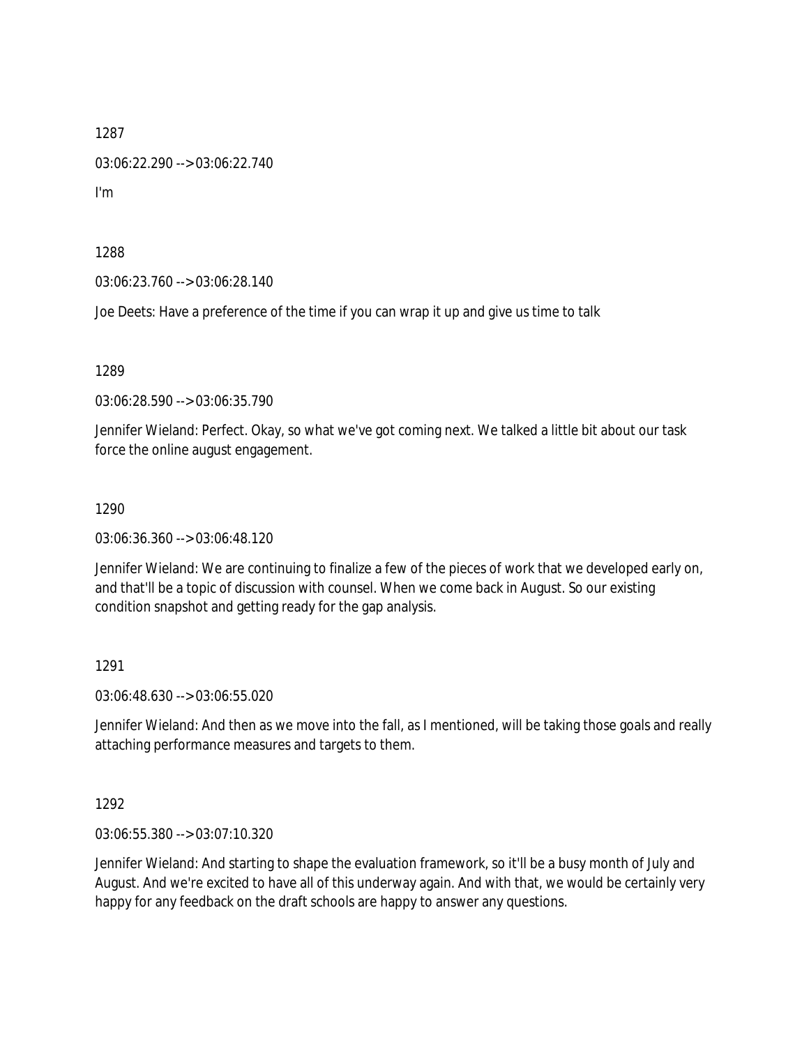1287

03:06:22.290 --> 03:06:22.740

I'm

1288

03:06:23.760 --> 03:06:28.140

Joe Deets: Have a preference of the time if you can wrap it up and give us time to talk

1289

03:06:28.590 --> 03:06:35.790

Jennifer Wieland: Perfect. Okay, so what we've got coming next. We talked a little bit about our task force the online august engagement.

1290

03:06:36.360 --> 03:06:48.120

Jennifer Wieland: We are continuing to finalize a few of the pieces of work that we developed early on, and that'll be a topic of discussion with counsel. When we come back in August. So our existing condition snapshot and getting ready for the gap analysis.

1291

03:06:48.630 --> 03:06:55.020

Jennifer Wieland: And then as we move into the fall, as I mentioned, will be taking those goals and really attaching performance measures and targets to them.

1292

03:06:55.380 --> 03:07:10.320

Jennifer Wieland: And starting to shape the evaluation framework, so it'll be a busy month of July and August. And we're excited to have all of this underway again. And with that, we would be certainly very happy for any feedback on the draft schools are happy to answer any questions.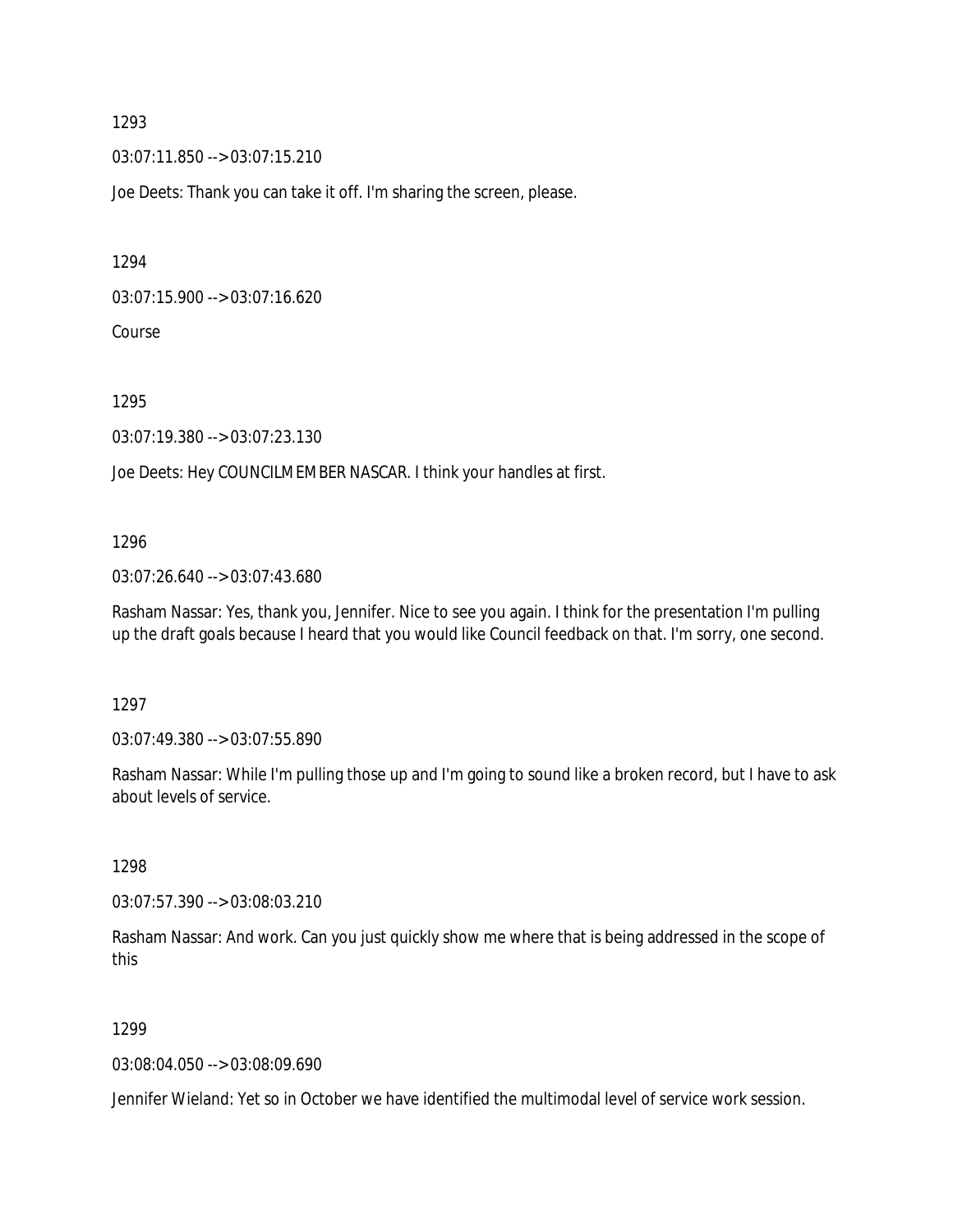1293

03:07:11.850 --> 03:07:15.210

Joe Deets: Thank you can take it off. I'm sharing the screen, please.

1294

03:07:15.900 --> 03:07:16.620

Course

1295

03:07:19.380 --> 03:07:23.130

Joe Deets: Hey COUNCILMEMBER NASCAR. I think your handles at first.

1296

03:07:26.640 --> 03:07:43.680

Rasham Nassar: Yes, thank you, Jennifer. Nice to see you again. I think for the presentation I'm pulling up the draft goals because I heard that you would like Council feedback on that. I'm sorry, one second.

1297

03:07:49.380 --> 03:07:55.890

Rasham Nassar: While I'm pulling those up and I'm going to sound like a broken record, but I have to ask about levels of service.

1298

03:07:57.390 --> 03:08:03.210

Rasham Nassar: And work. Can you just quickly show me where that is being addressed in the scope of this

1299

03:08:04.050 --> 03:08:09.690

Jennifer Wieland: Yet so in October we have identified the multimodal level of service work session.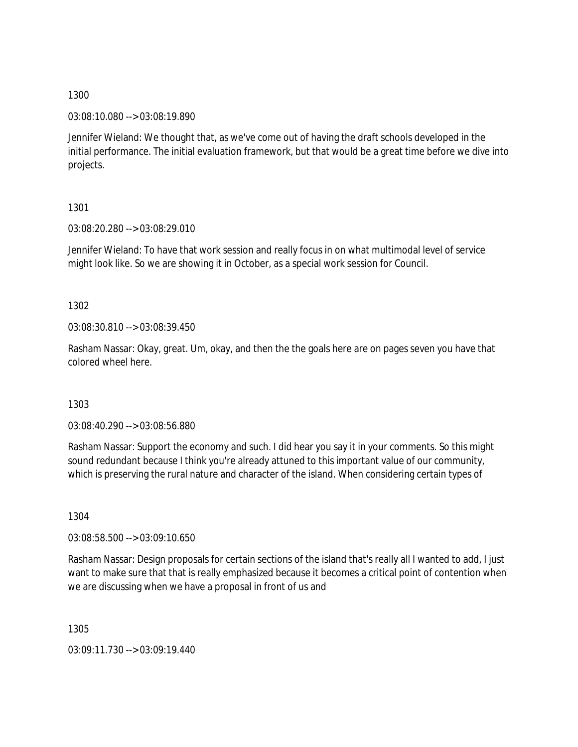1300

03:08:10.080 --> 03:08:19.890

Jennifer Wieland: We thought that, as we've come out of having the draft schools developed in the initial performance. The initial evaluation framework, but that would be a great time before we dive into projects.

1301

03:08:20.280 --> 03:08:29.010

Jennifer Wieland: To have that work session and really focus in on what multimodal level of service might look like. So we are showing it in October, as a special work session for Council.

1302

03:08:30.810 --> 03:08:39.450

Rasham Nassar: Okay, great. Um, okay, and then the the goals here are on pages seven you have that colored wheel here.

1303

03:08:40.290 --> 03:08:56.880

Rasham Nassar: Support the economy and such. I did hear you say it in your comments. So this might sound redundant because I think you're already attuned to this important value of our community, which is preserving the rural nature and character of the island. When considering certain types of

1304

03:08:58.500 --> 03:09:10.650

Rasham Nassar: Design proposals for certain sections of the island that's really all I wanted to add, I just want to make sure that that is really emphasized because it becomes a critical point of contention when we are discussing when we have a proposal in front of us and

1305

03:09:11.730 --> 03:09:19.440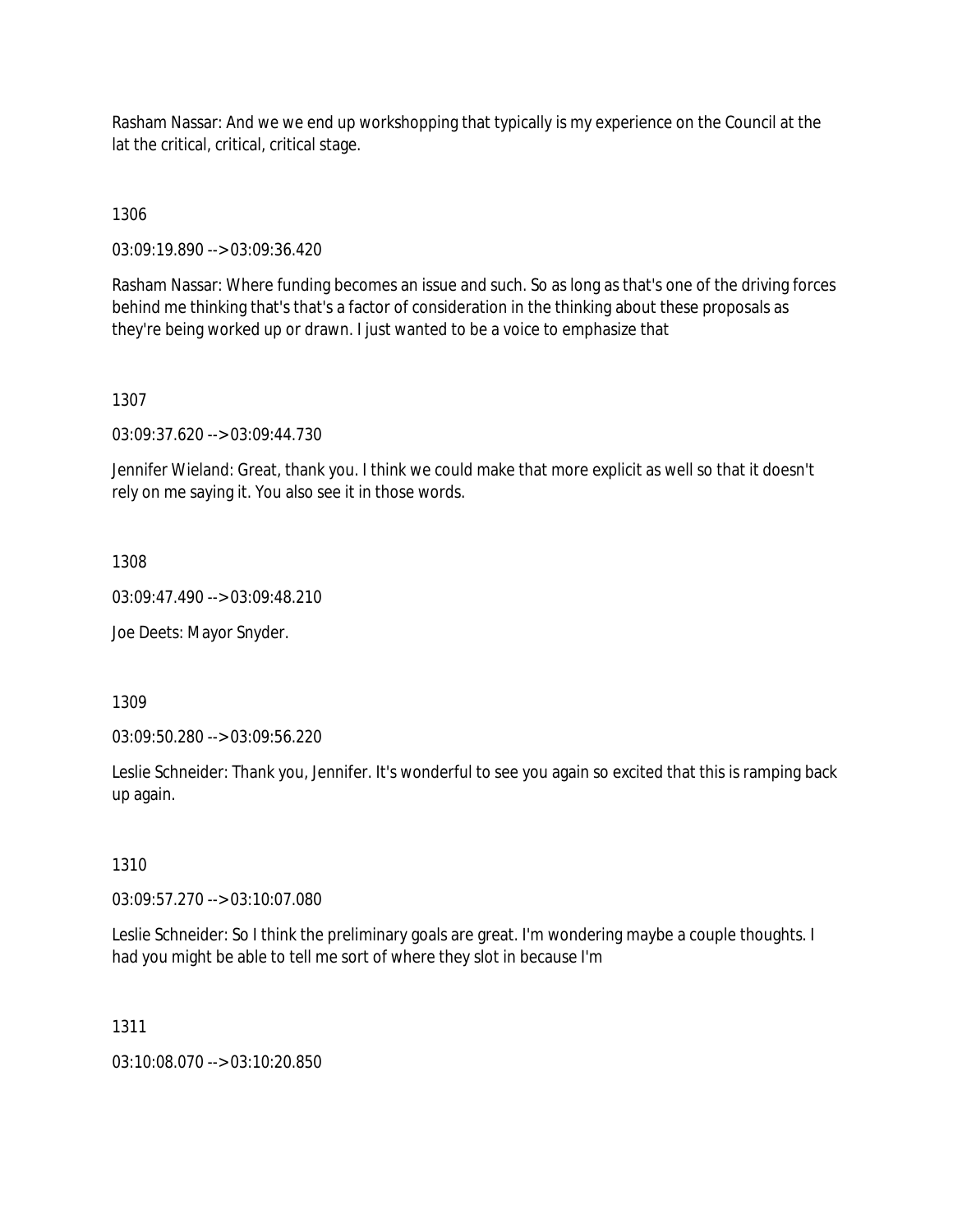Rasham Nassar: And we we end up workshopping that typically is my experience on the Council at the lat the critical, critical, critical stage.

1306

03:09:19.890 --> 03:09:36.420

Rasham Nassar: Where funding becomes an issue and such. So as long as that's one of the driving forces behind me thinking that's that's a factor of consideration in the thinking about these proposals as they're being worked up or drawn. I just wanted to be a voice to emphasize that

1307

03:09:37.620 --> 03:09:44.730

Jennifer Wieland: Great, thank you. I think we could make that more explicit as well so that it doesn't rely on me saying it. You also see it in those words.

1308

03:09:47.490 --> 03:09:48.210

Joe Deets: Mayor Snyder.

1309

03:09:50.280 --> 03:09:56.220

Leslie Schneider: Thank you, Jennifer. It's wonderful to see you again so excited that this is ramping back up again.

1310

03:09:57.270 --> 03:10:07.080

Leslie Schneider: So I think the preliminary goals are great. I'm wondering maybe a couple thoughts. I had you might be able to tell me sort of where they slot in because I'm

1311

03:10:08.070 --> 03:10:20.850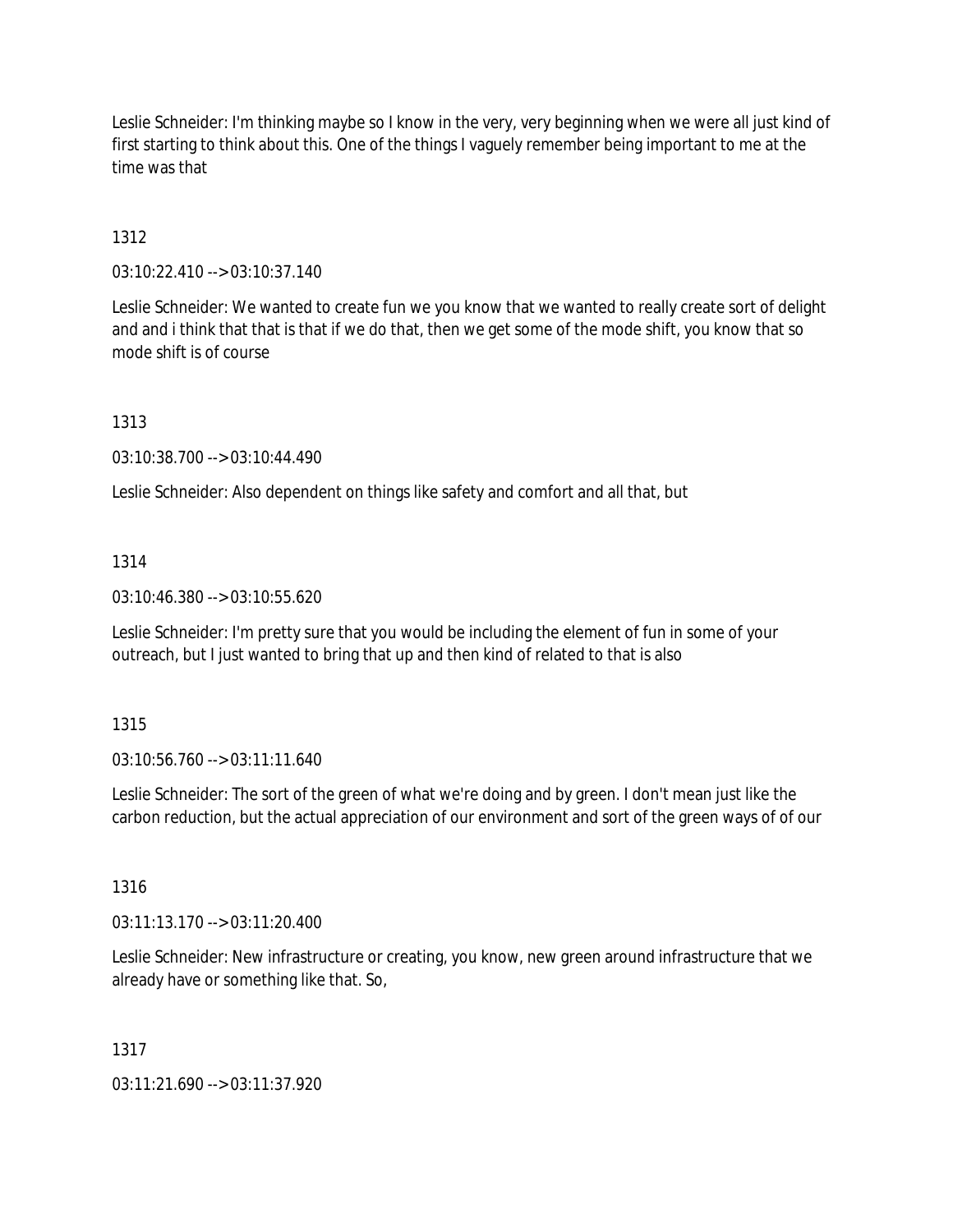Leslie Schneider: I'm thinking maybe so I know in the very, very beginning when we were all just kind of first starting to think about this. One of the things I vaguely remember being important to me at the time was that

1312

03:10:22.410 --> 03:10:37.140

Leslie Schneider: We wanted to create fun we you know that we wanted to really create sort of delight and and i think that that is that if we do that, then we get some of the mode shift, you know that so mode shift is of course

1313

03:10:38.700 --> 03:10:44.490

Leslie Schneider: Also dependent on things like safety and comfort and all that, but

1314

03:10:46.380 --> 03:10:55.620

Leslie Schneider: I'm pretty sure that you would be including the element of fun in some of your outreach, but I just wanted to bring that up and then kind of related to that is also

1315

03:10:56.760 --> 03:11:11.640

Leslie Schneider: The sort of the green of what we're doing and by green. I don't mean just like the carbon reduction, but the actual appreciation of our environment and sort of the green ways of of our

1316

03:11:13.170 --> 03:11:20.400

Leslie Schneider: New infrastructure or creating, you know, new green around infrastructure that we already have or something like that. So,

1317

03:11:21.690 --> 03:11:37.920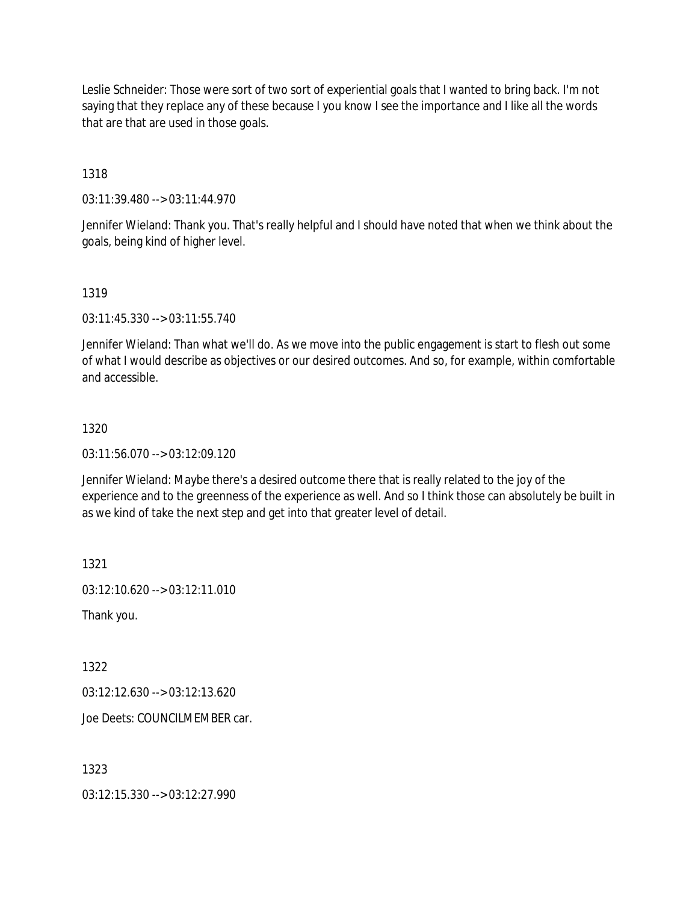Leslie Schneider: Those were sort of two sort of experiential goals that I wanted to bring back. I'm not saying that they replace any of these because I you know I see the importance and I like all the words that are that are used in those goals.

1318

03:11:39.480 --> 03:11:44.970

Jennifer Wieland: Thank you. That's really helpful and I should have noted that when we think about the goals, being kind of higher level.

1319

03:11:45.330 --> 03:11:55.740

Jennifer Wieland: Than what we'll do. As we move into the public engagement is start to flesh out some of what I would describe as objectives or our desired outcomes. And so, for example, within comfortable and accessible.

1320

03:11:56.070 --> 03:12:09.120

Jennifer Wieland: Maybe there's a desired outcome there that is really related to the joy of the experience and to the greenness of the experience as well. And so I think those can absolutely be built in as we kind of take the next step and get into that greater level of detail.

1321

03:12:10.620 --> 03:12:11.010

Thank you.

1322

03:12:12.630 --> 03:12:13.620

Joe Deets: COUNCILMEMBER car.

1323

03:12:15.330 --> 03:12:27.990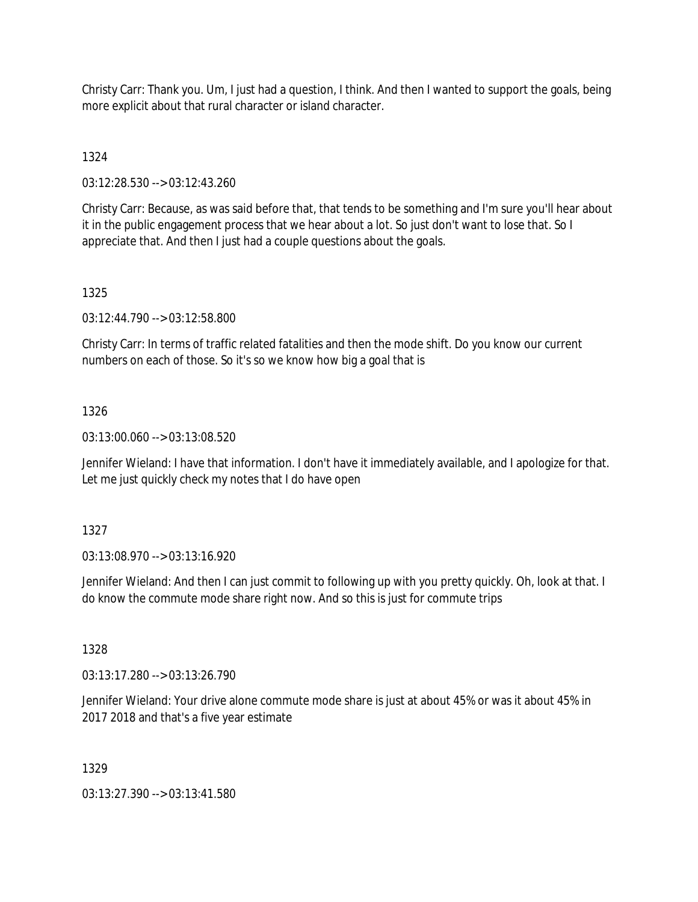Christy Carr: Thank you. Um, I just had a question, I think. And then I wanted to support the goals, being more explicit about that rural character or island character.

1324

03:12:28.530 --> 03:12:43.260

Christy Carr: Because, as was said before that, that tends to be something and I'm sure you'll hear about it in the public engagement process that we hear about a lot. So just don't want to lose that. So I appreciate that. And then I just had a couple questions about the goals.

1325

03:12:44.790 --> 03:12:58.800

Christy Carr: In terms of traffic related fatalities and then the mode shift. Do you know our current numbers on each of those. So it's so we know how big a goal that is

1326

03:13:00.060 --> 03:13:08.520

Jennifer Wieland: I have that information. I don't have it immediately available, and I apologize for that. Let me just quickly check my notes that I do have open

1327

03:13:08.970 --> 03:13:16.920

Jennifer Wieland: And then I can just commit to following up with you pretty quickly. Oh, look at that. I do know the commute mode share right now. And so this is just for commute trips

1328

03:13:17.280 --> 03:13:26.790

Jennifer Wieland: Your drive alone commute mode share is just at about 45% or was it about 45% in 2017 2018 and that's a five year estimate

1329

03:13:27.390 --> 03:13:41.580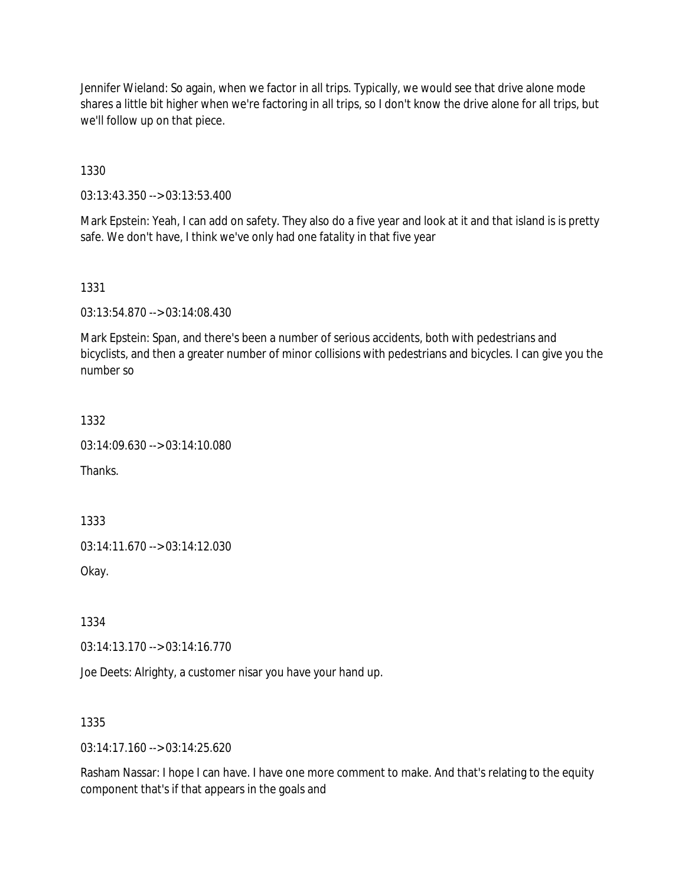Jennifer Wieland: So again, when we factor in all trips. Typically, we would see that drive alone mode shares a little bit higher when we're factoring in all trips, so I don't know the drive alone for all trips, but we'll follow up on that piece.

1330

03:13:43.350 --> 03:13:53.400

Mark Epstein: Yeah, I can add on safety. They also do a five year and look at it and that island is is pretty safe. We don't have, I think we've only had one fatality in that five year

1331

03:13:54.870 --> 03:14:08.430

Mark Epstein: Span, and there's been a number of serious accidents, both with pedestrians and bicyclists, and then a greater number of minor collisions with pedestrians and bicycles. I can give you the number so

1332

03:14:09.630 --> 03:14:10.080

Thanks.

1333

03:14:11.670 --> 03:14:12.030

Okay.

1334

03:14:13.170 --> 03:14:16.770

Joe Deets: Alrighty, a customer nisar you have your hand up.

1335

03:14:17.160 --> 03:14:25.620

Rasham Nassar: I hope I can have. I have one more comment to make. And that's relating to the equity component that's if that appears in the goals and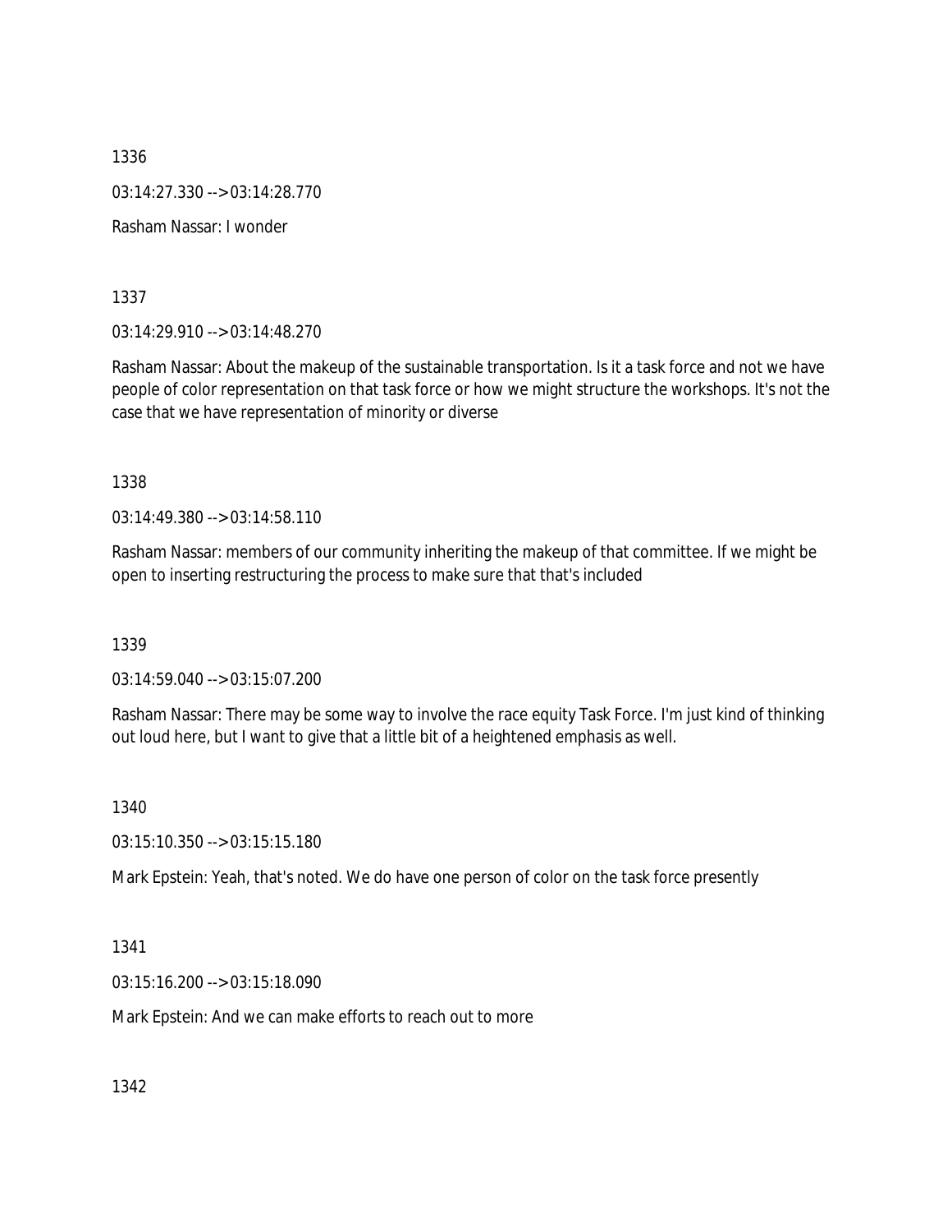1336

03:14:27.330 --> 03:14:28.770

Rasham Nassar: I wonder

1337

03:14:29.910 --> 03:14:48.270

Rasham Nassar: About the makeup of the sustainable transportation. Is it a task force and not we have people of color representation on that task force or how we might structure the workshops. It's not the case that we have representation of minority or diverse

1338

03:14:49.380 --> 03:14:58.110

Rasham Nassar: members of our community inheriting the makeup of that committee. If we might be open to inserting restructuring the process to make sure that that's included

1339

03:14:59.040 --> 03:15:07.200

Rasham Nassar: There may be some way to involve the race equity Task Force. I'm just kind of thinking out loud here, but I want to give that a little bit of a heightened emphasis as well.

1340

03:15:10.350 --> 03:15:15.180

Mark Epstein: Yeah, that's noted. We do have one person of color on the task force presently

1341

03:15:16.200 --> 03:15:18.090

Mark Epstein: And we can make efforts to reach out to more

1342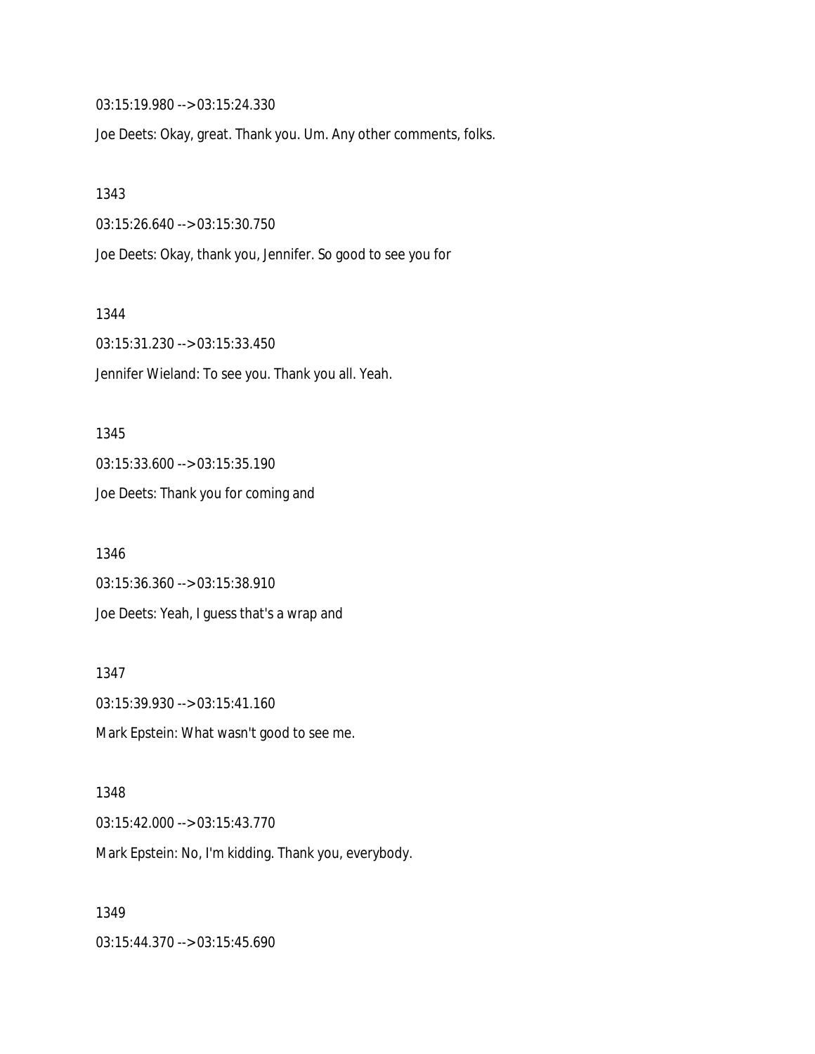03:15:19.980 --> 03:15:24.330

Joe Deets: Okay, great. Thank you. Um. Any other comments, folks.

1343

03:15:26.640 --> 03:15:30.750

Joe Deets: Okay, thank you, Jennifer. So good to see you for

1344

03:15:31.230 --> 03:15:33.450

Jennifer Wieland: To see you. Thank you all. Yeah.

1345

03:15:33.600 --> 03:15:35.190

Joe Deets: Thank you for coming and

1346

03:15:36.360 --> 03:15:38.910

Joe Deets: Yeah, I guess that's a wrap and

1347

03:15:39.930 --> 03:15:41.160

Mark Epstein: What wasn't good to see me.

1348

03:15:42.000 --> 03:15:43.770

Mark Epstein: No, I'm kidding. Thank you, everybody.

1349

03:15:44.370 --> 03:15:45.690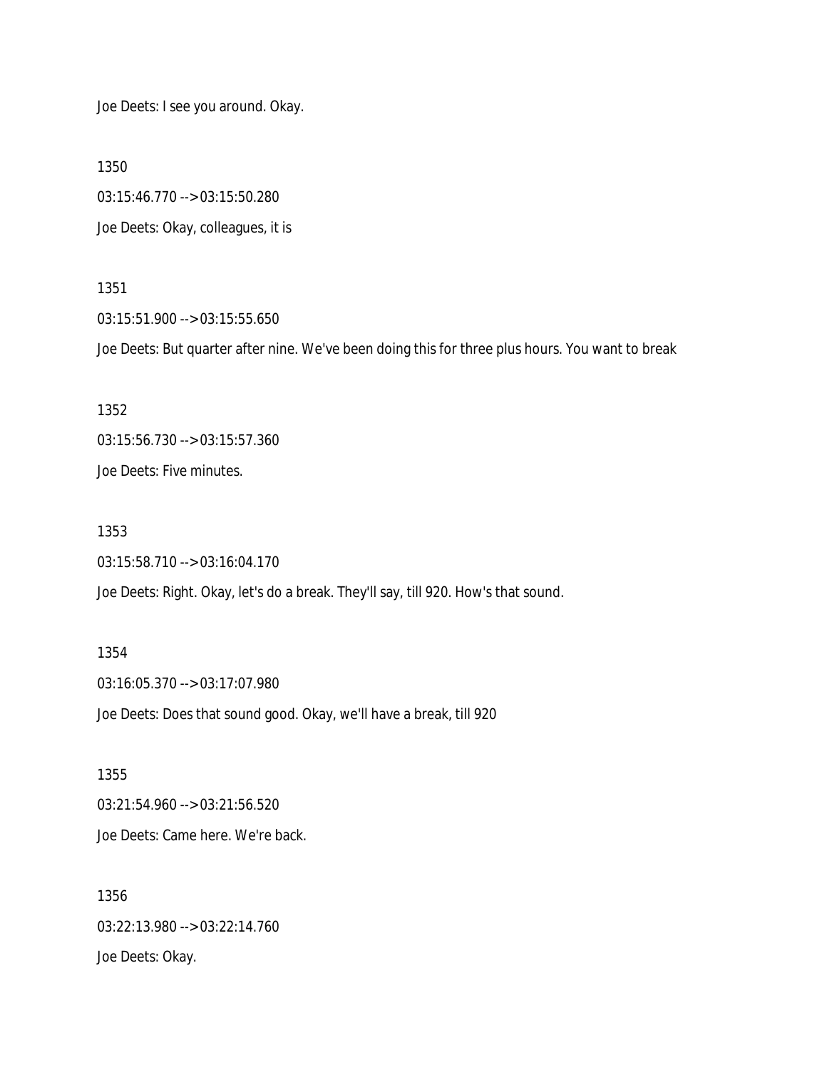Joe Deets: I see you around. Okay.

1350

03:15:46.770 --> 03:15:50.280

Joe Deets: Okay, colleagues, it is

1351

03:15:51.900 --> 03:15:55.650

Joe Deets: But quarter after nine. We've been doing this for three plus hours. You want to break

1352

03:15:56.730 --> 03:15:57.360

Joe Deets: Five minutes.

1353

03:15:58.710 --> 03:16:04.170

Joe Deets: Right. Okay, let's do a break. They'll say, till 920. How's that sound.

1354

03:16:05.370 --> 03:17:07.980

Joe Deets: Does that sound good. Okay, we'll have a break, till 920

1355

03:21:54.960 --> 03:21:56.520

Joe Deets: Came here. We're back.

1356

03:22:13.980 --> 03:22:14.760

Joe Deets: Okay.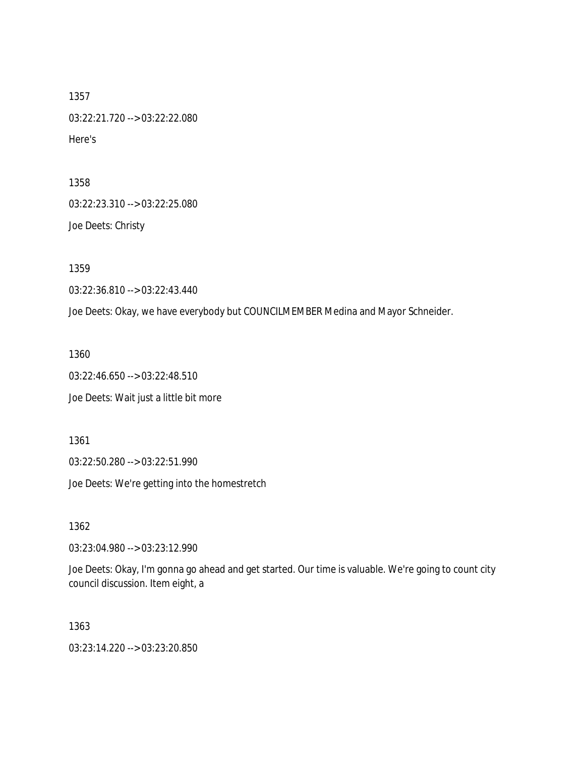1357

03:22:21.720 --> 03:22:22.080

Here's

1358

03:22:23.310 --> 03:22:25.080

Joe Deets: Christy

1359

03:22:36.810 --> 03:22:43.440

Joe Deets: Okay, we have everybody but COUNCILMEMBER Medina and Mayor Schneider.

1360

03:22:46.650 --> 03:22:48.510

Joe Deets: Wait just a little bit more

1361

03:22:50.280 --> 03:22:51.990

Joe Deets: We're getting into the homestretch

1362

03:23:04.980 --> 03:23:12.990

Joe Deets: Okay, I'm gonna go ahead and get started. Our time is valuable. We're going to count city council discussion. Item eight, a

1363

03:23:14.220 --> 03:23:20.850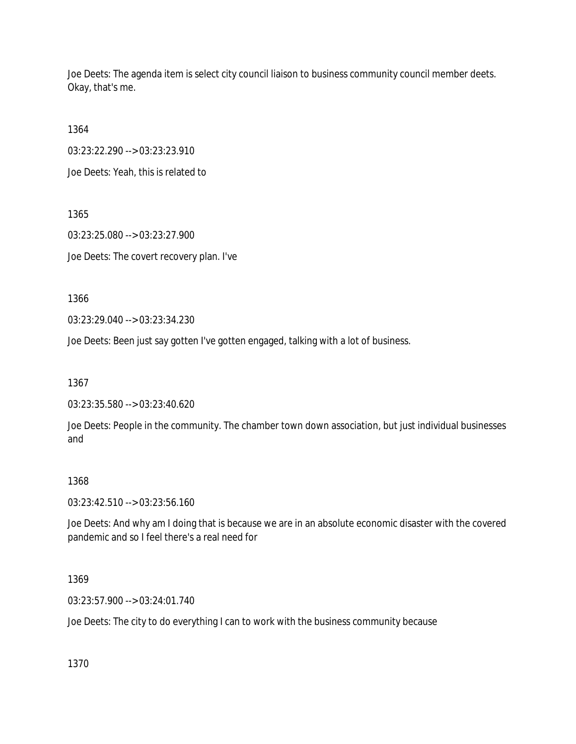Joe Deets: The agenda item is select city council liaison to business community council member deets. Okay, that's me.

1364

03:23:22.290 --> 03:23:23.910

Joe Deets: Yeah, this is related to

1365

03:23:25.080 --> 03:23:27.900

Joe Deets: The covert recovery plan. I've

1366

03:23:29.040 --> 03:23:34.230

Joe Deets: Been just say gotten I've gotten engaged, talking with a lot of business.

1367

03:23:35.580 --> 03:23:40.620

Joe Deets: People in the community. The chamber town down association, but just individual businesses and

1368

03:23:42.510 --> 03:23:56.160

Joe Deets: And why am I doing that is because we are in an absolute economic disaster with the covered pandemic and so I feel there's a real need for

1369

03:23:57.900 --> 03:24:01.740

Joe Deets: The city to do everything I can to work with the business community because

1370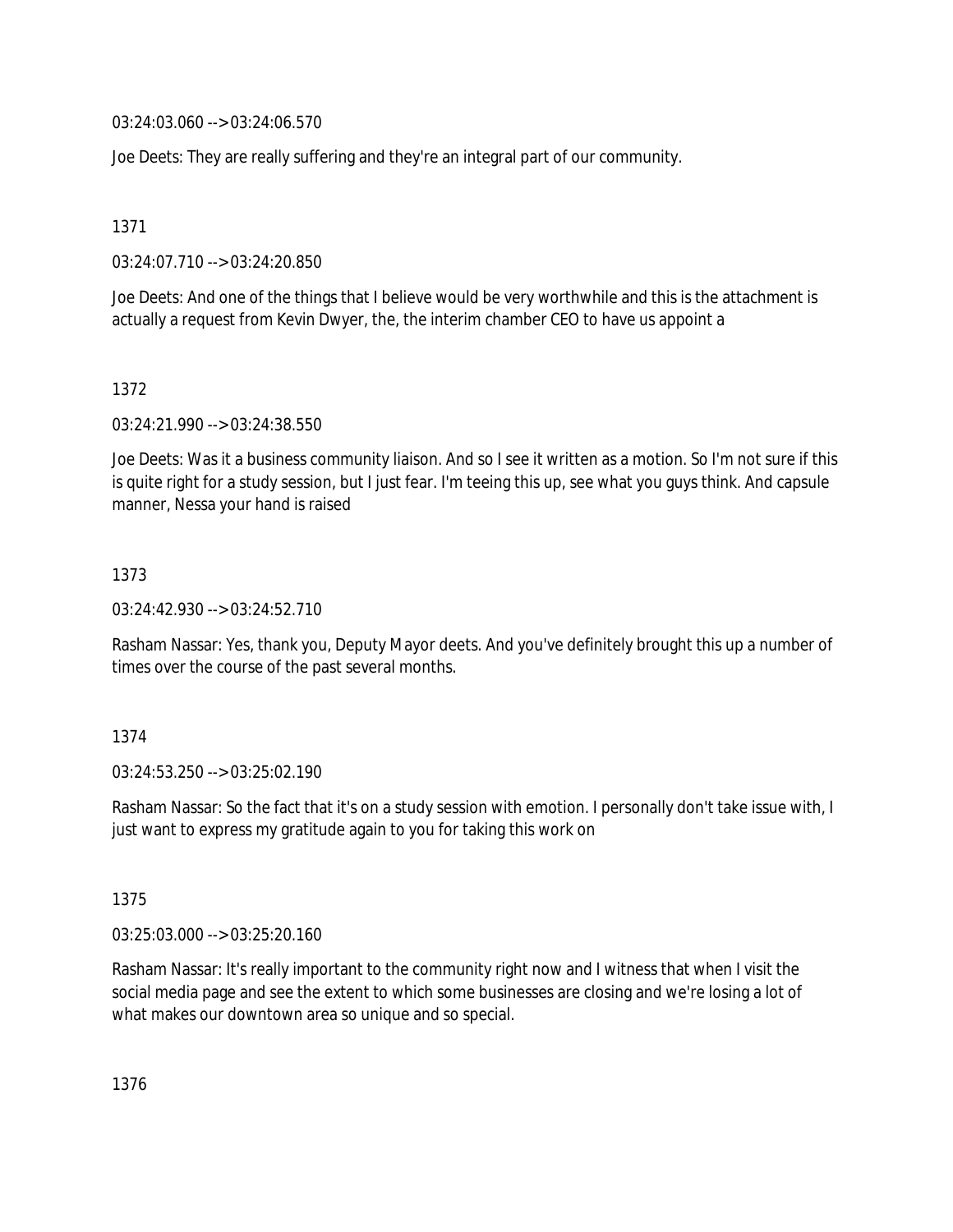03:24:03.060 --> 03:24:06.570

Joe Deets: They are really suffering and they're an integral part of our community.

1371

03:24:07.710 --> 03:24:20.850

Joe Deets: And one of the things that I believe would be very worthwhile and this is the attachment is actually a request from Kevin Dwyer, the, the interim chamber CEO to have us appoint a

1372

03:24:21.990 --> 03:24:38.550

Joe Deets: Was it a business community liaison. And so I see it written as a motion. So I'm not sure if this is quite right for a study session, but I just fear. I'm teeing this up, see what you guys think. And capsule manner, Nessa your hand is raised

1373

03:24:42.930 --> 03:24:52.710

Rasham Nassar: Yes, thank you, Deputy Mayor deets. And you've definitely brought this up a number of times over the course of the past several months.

1374

03:24:53.250 --> 03:25:02.190

Rasham Nassar: So the fact that it's on a study session with emotion. I personally don't take issue with, I just want to express my gratitude again to you for taking this work on

1375

03:25:03.000 --> 03:25:20.160

Rasham Nassar: It's really important to the community right now and I witness that when I visit the social media page and see the extent to which some businesses are closing and we're losing a lot of what makes our downtown area so unique and so special.

1376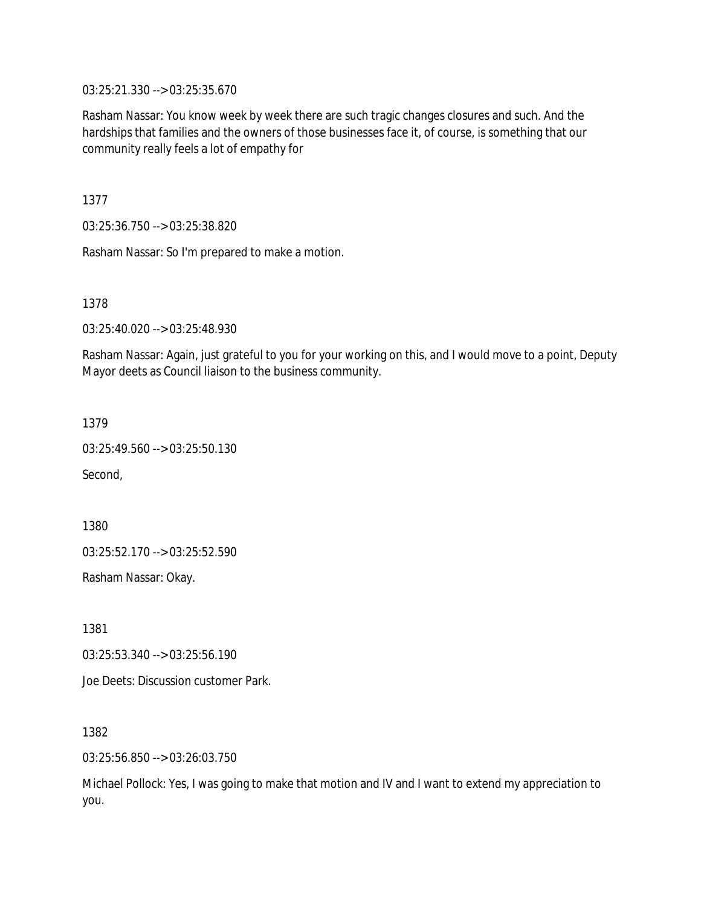03:25:21.330 --> 03:25:35.670

Rasham Nassar: You know week by week there are such tragic changes closures and such. And the hardships that families and the owners of those businesses face it, of course, is something that our community really feels a lot of empathy for

1377

03:25:36.750 --> 03:25:38.820

Rasham Nassar: So I'm prepared to make a motion.

1378

03:25:40.020 --> 03:25:48.930

Rasham Nassar: Again, just grateful to you for your working on this, and I would move to a point, Deputy Mayor deets as Council liaison to the business community.

1379

03:25:49.560 --> 03:25:50.130

Second,

1380

03:25:52.170 --> 03:25:52.590

Rasham Nassar: Okay.

1381

03:25:53.340 --> 03:25:56.190

Joe Deets: Discussion customer Park.

1382

03:25:56.850 --> 03:26:03.750

Michael Pollock: Yes, I was going to make that motion and IV and I want to extend my appreciation to you.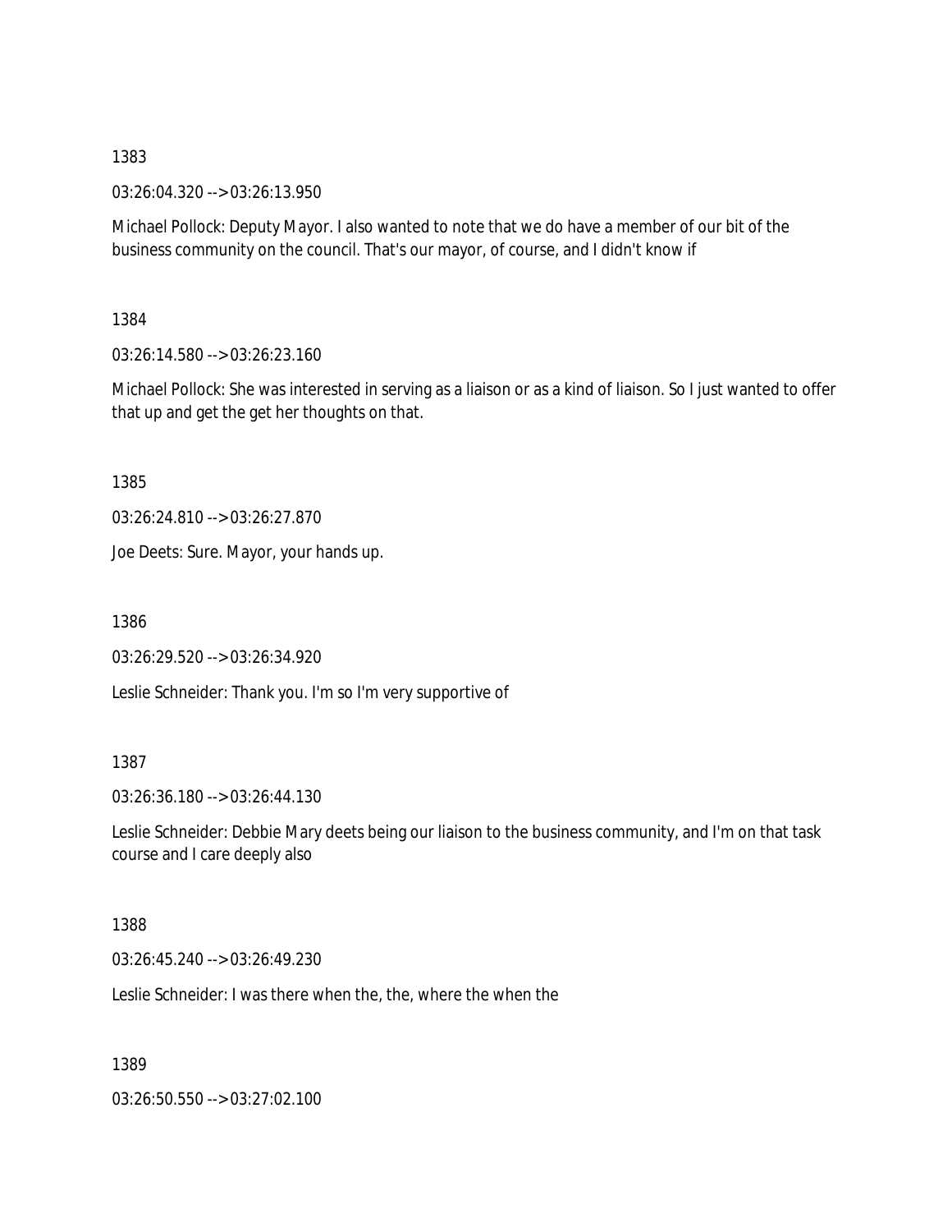1383

03:26:04.320 --> 03:26:13.950

Michael Pollock: Deputy Mayor. I also wanted to note that we do have a member of our bit of the business community on the council. That's our mayor, of course, and I didn't know if

1384

03:26:14.580 --> 03:26:23.160

Michael Pollock: She was interested in serving as a liaison or as a kind of liaison. So I just wanted to offer that up and get the get her thoughts on that.

1385

03:26:24.810 --> 03:26:27.870

Joe Deets: Sure. Mayor, your hands up.

1386

03:26:29.520 --> 03:26:34.920

Leslie Schneider: Thank you. I'm so I'm very supportive of

1387

03:26:36.180 --> 03:26:44.130

Leslie Schneider: Debbie Mary deets being our liaison to the business community, and I'm on that task course and I care deeply also

1388

03:26:45.240 --> 03:26:49.230

Leslie Schneider: I was there when the, the, where the when the

1389

03:26:50.550 --> 03:27:02.100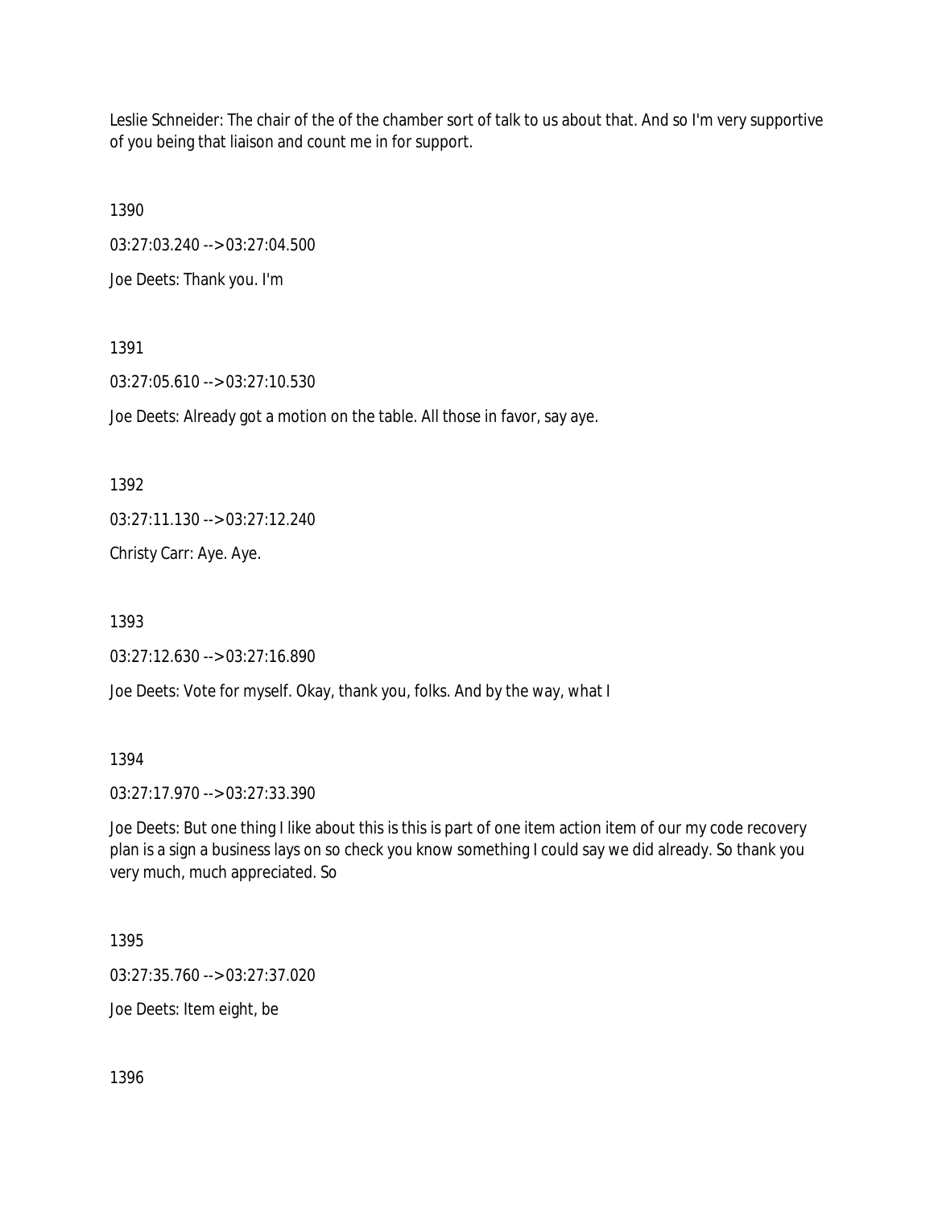Leslie Schneider: The chair of the of the chamber sort of talk to us about that. And so I'm very supportive of you being that liaison and count me in for support.

1390

03:27:03.240 --> 03:27:04.500

Joe Deets: Thank you. I'm

1391

03:27:05.610 --> 03:27:10.530

Joe Deets: Already got a motion on the table. All those in favor, say aye.

1392

03:27:11.130 --> 03:27:12.240

Christy Carr: Aye. Aye.

1393

03:27:12.630 --> 03:27:16.890

Joe Deets: Vote for myself. Okay, thank you, folks. And by the way, what I

1394

03:27:17.970 --> 03:27:33.390

Joe Deets: But one thing I like about this is this is part of one item action item of our my code recovery plan is a sign a business lays on so check you know something I could say we did already. So thank you very much, much appreciated. So

1395

03:27:35.760 --> 03:27:37.020

Joe Deets: Item eight, be

1396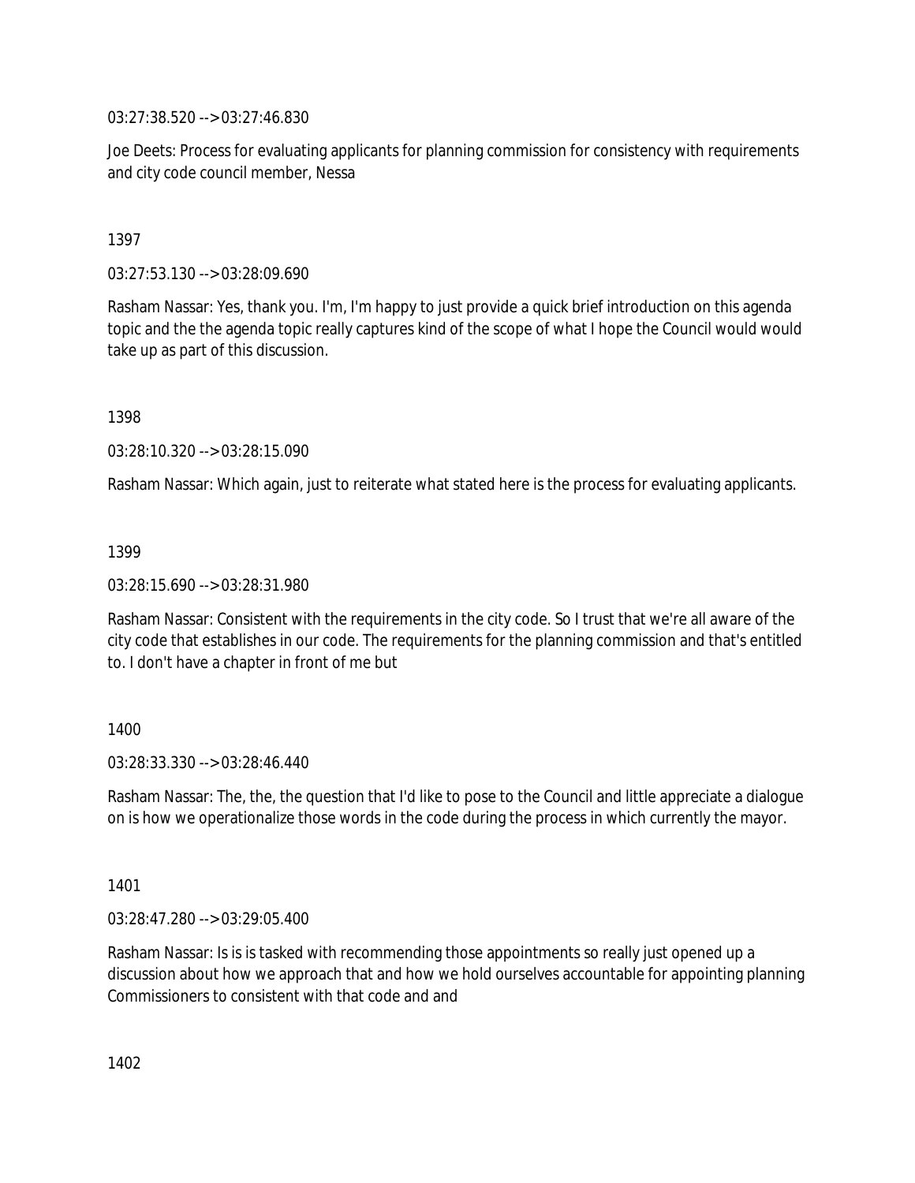03:27:38.520 --> 03:27:46.830

Joe Deets: Process for evaluating applicants for planning commission for consistency with requirements and city code council member, Nessa

1397

03:27:53.130 --> 03:28:09.690

Rasham Nassar: Yes, thank you. I'm, I'm happy to just provide a quick brief introduction on this agenda topic and the the agenda topic really captures kind of the scope of what I hope the Council would would take up as part of this discussion.

1398

03:28:10.320 --> 03:28:15.090

Rasham Nassar: Which again, just to reiterate what stated here is the process for evaluating applicants.

1399

03:28:15.690 --> 03:28:31.980

Rasham Nassar: Consistent with the requirements in the city code. So I trust that we're all aware of the city code that establishes in our code. The requirements for the planning commission and that's entitled to. I don't have a chapter in front of me but

1400

03:28:33.330 --> 03:28:46.440

Rasham Nassar: The, the, the question that I'd like to pose to the Council and little appreciate a dialogue on is how we operationalize those words in the code during the process in which currently the mayor.

1401

03:28:47.280 --> 03:29:05.400

Rasham Nassar: Is is is tasked with recommending those appointments so really just opened up a discussion about how we approach that and how we hold ourselves accountable for appointing planning Commissioners to consistent with that code and and

1402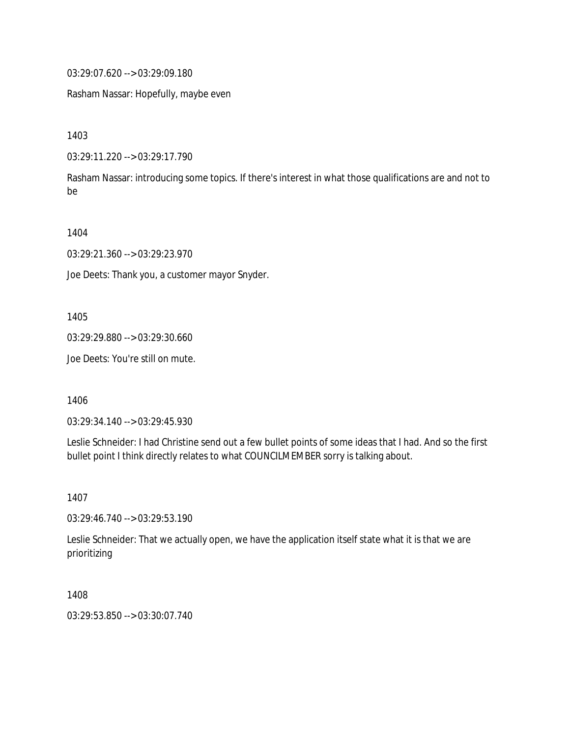03:29:07.620 --> 03:29:09.180

Rasham Nassar: Hopefully, maybe even

1403

03:29:11.220 --> 03:29:17.790

Rasham Nassar: introducing some topics. If there's interest in what those qualifications are and not to be

1404

03:29:21.360 --> 03:29:23.970

Joe Deets: Thank you, a customer mayor Snyder.

1405

03:29:29.880 --> 03:29:30.660

Joe Deets: You're still on mute.

1406

03:29:34.140 --> 03:29:45.930

Leslie Schneider: I had Christine send out a few bullet points of some ideas that I had. And so the first bullet point I think directly relates to what COUNCILMEMBER sorry is talking about.

1407

03:29:46.740 --> 03:29:53.190

Leslie Schneider: That we actually open, we have the application itself state what it is that we are prioritizing

1408

03:29:53.850 --> 03:30:07.740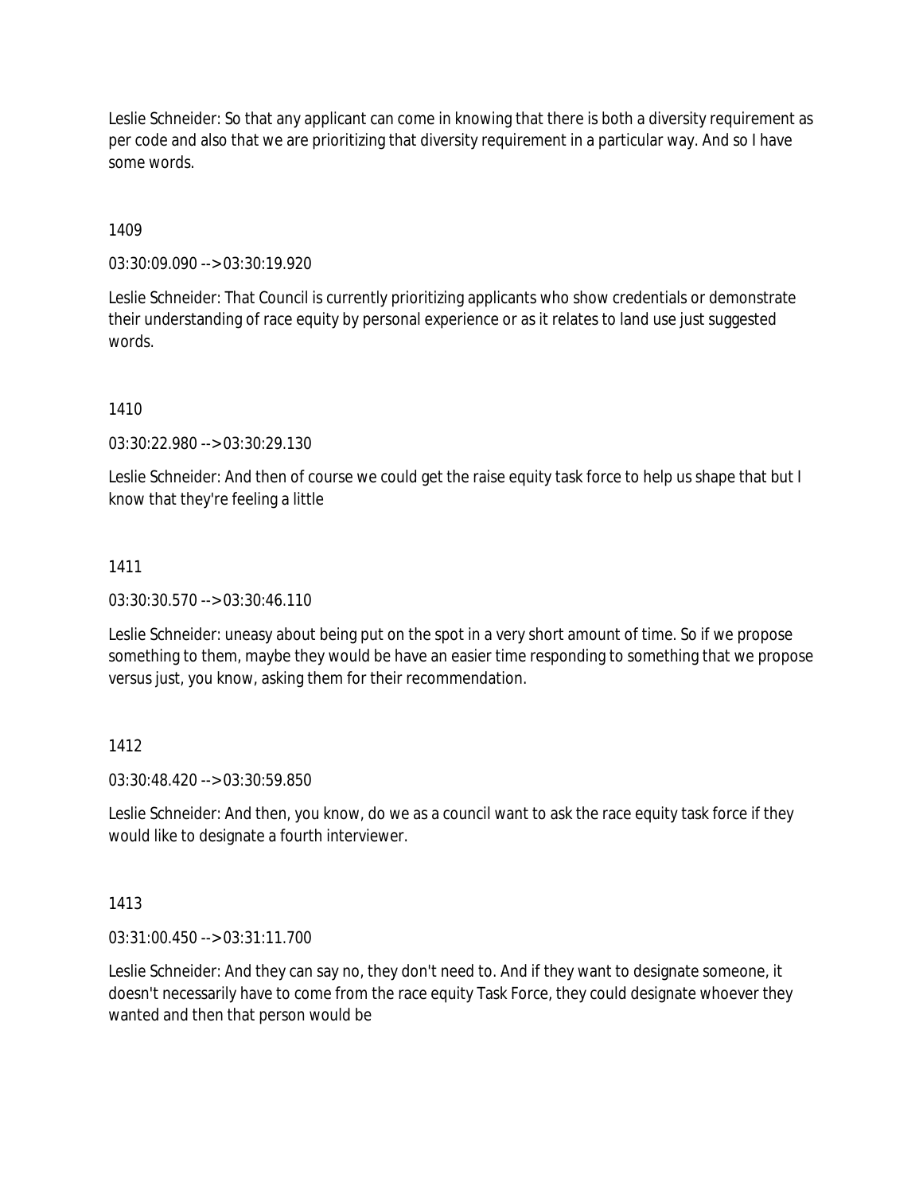Leslie Schneider: So that any applicant can come in knowing that there is both a diversity requirement as per code and also that we are prioritizing that diversity requirement in a particular way. And so I have some words.

1409

03:30:09.090 --> 03:30:19.920

Leslie Schneider: That Council is currently prioritizing applicants who show credentials or demonstrate their understanding of race equity by personal experience or as it relates to land use just suggested words.

1410

03:30:22.980 --> 03:30:29.130

Leslie Schneider: And then of course we could get the raise equity task force to help us shape that but I know that they're feeling a little

1411

03:30:30.570 --> 03:30:46.110

Leslie Schneider: uneasy about being put on the spot in a very short amount of time. So if we propose something to them, maybe they would be have an easier time responding to something that we propose versus just, you know, asking them for their recommendation.

1412

03:30:48.420 --> 03:30:59.850

Leslie Schneider: And then, you know, do we as a council want to ask the race equity task force if they would like to designate a fourth interviewer.

1413

03:31:00.450 --> 03:31:11.700

Leslie Schneider: And they can say no, they don't need to. And if they want to designate someone, it doesn't necessarily have to come from the race equity Task Force, they could designate whoever they wanted and then that person would be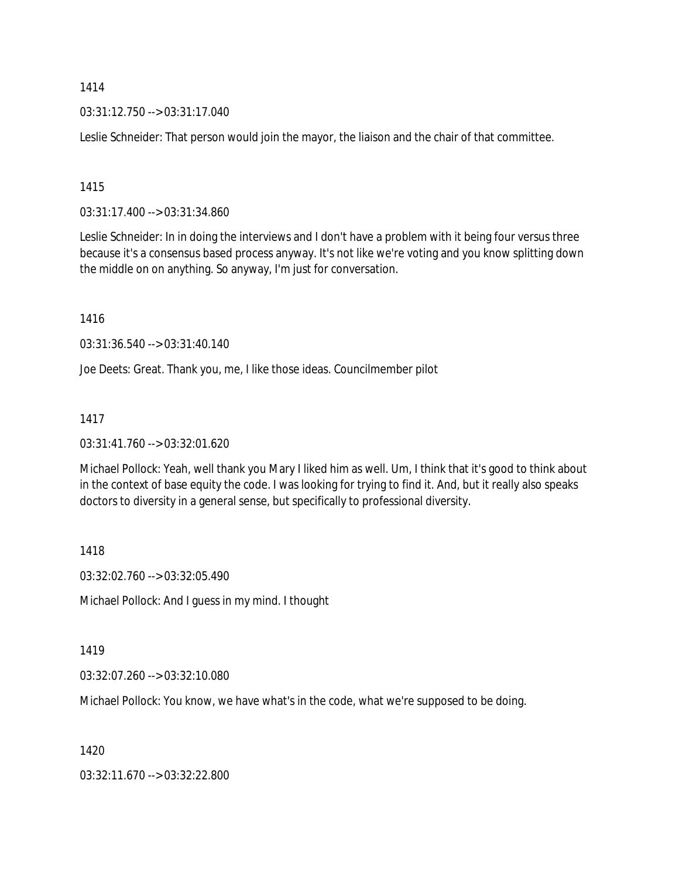1414

03:31:12.750 --> 03:31:17.040

Leslie Schneider: That person would join the mayor, the liaison and the chair of that committee.

1415

03:31:17.400 --> 03:31:34.860

Leslie Schneider: In in doing the interviews and I don't have a problem with it being four versus three because it's a consensus based process anyway. It's not like we're voting and you know splitting down the middle on on anything. So anyway, I'm just for conversation.

1416

03:31:36.540 --> 03:31:40.140

Joe Deets: Great. Thank you, me, I like those ideas. Councilmember pilot

1417

03:31:41.760 --> 03:32:01.620

Michael Pollock: Yeah, well thank you Mary I liked him as well. Um, I think that it's good to think about in the context of base equity the code. I was looking for trying to find it. And, but it really also speaks doctors to diversity in a general sense, but specifically to professional diversity.

1418

03:32:02.760 --> 03:32:05.490

Michael Pollock: And I guess in my mind. I thought

1419

03:32:07.260 --> 03:32:10.080

Michael Pollock: You know, we have what's in the code, what we're supposed to be doing.

1420

03:32:11.670 --> 03:32:22.800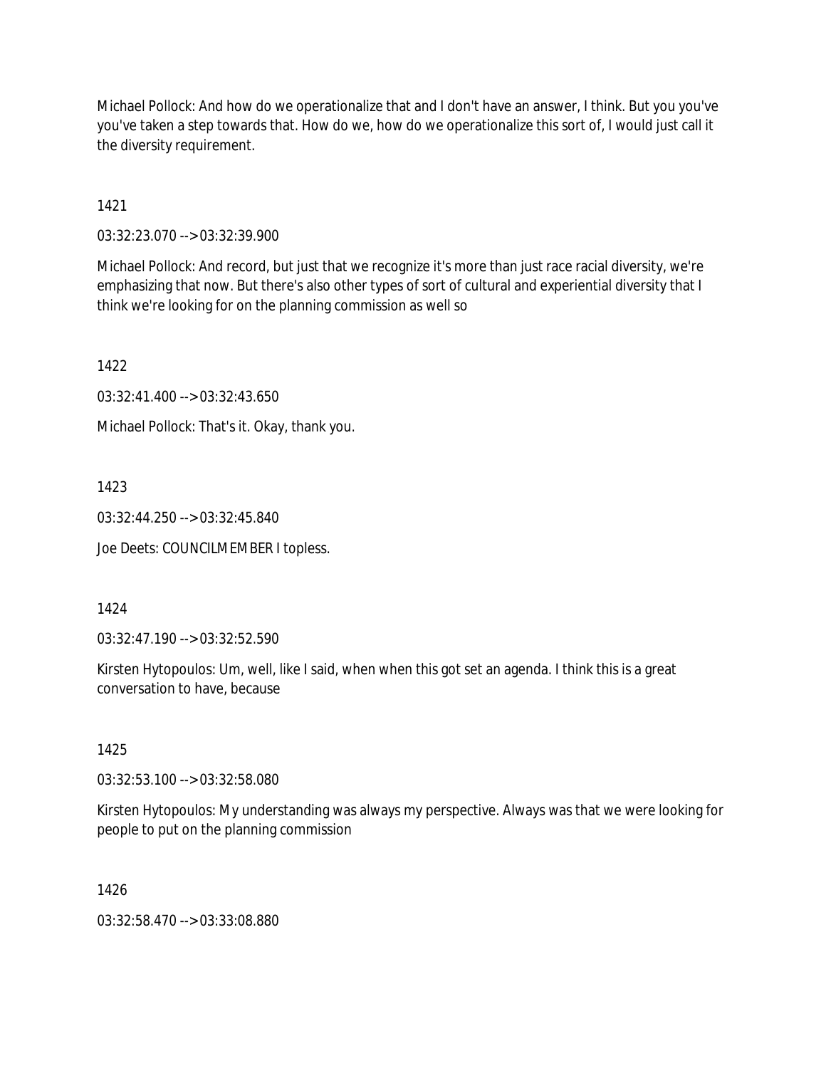Michael Pollock: And how do we operationalize that and I don't have an answer, I think. But you you've you've taken a step towards that. How do we, how do we operationalize this sort of, I would just call it the diversity requirement.

1421

03:32:23.070 --> 03:32:39.900

Michael Pollock: And record, but just that we recognize it's more than just race racial diversity, we're emphasizing that now. But there's also other types of sort of cultural and experiential diversity that I think we're looking for on the planning commission as well so

1422

03:32:41.400 --> 03:32:43.650

Michael Pollock: That's it. Okay, thank you.

1423

03:32:44.250 --> 03:32:45.840

Joe Deets: COUNCILMEMBER I topless.

1424

03:32:47.190 --> 03:32:52.590

Kirsten Hytopoulos: Um, well, like I said, when when this got set an agenda. I think this is a great conversation to have, because

1425

03:32:53.100 --> 03:32:58.080

Kirsten Hytopoulos: My understanding was always my perspective. Always was that we were looking for people to put on the planning commission

1426

03:32:58.470 --> 03:33:08.880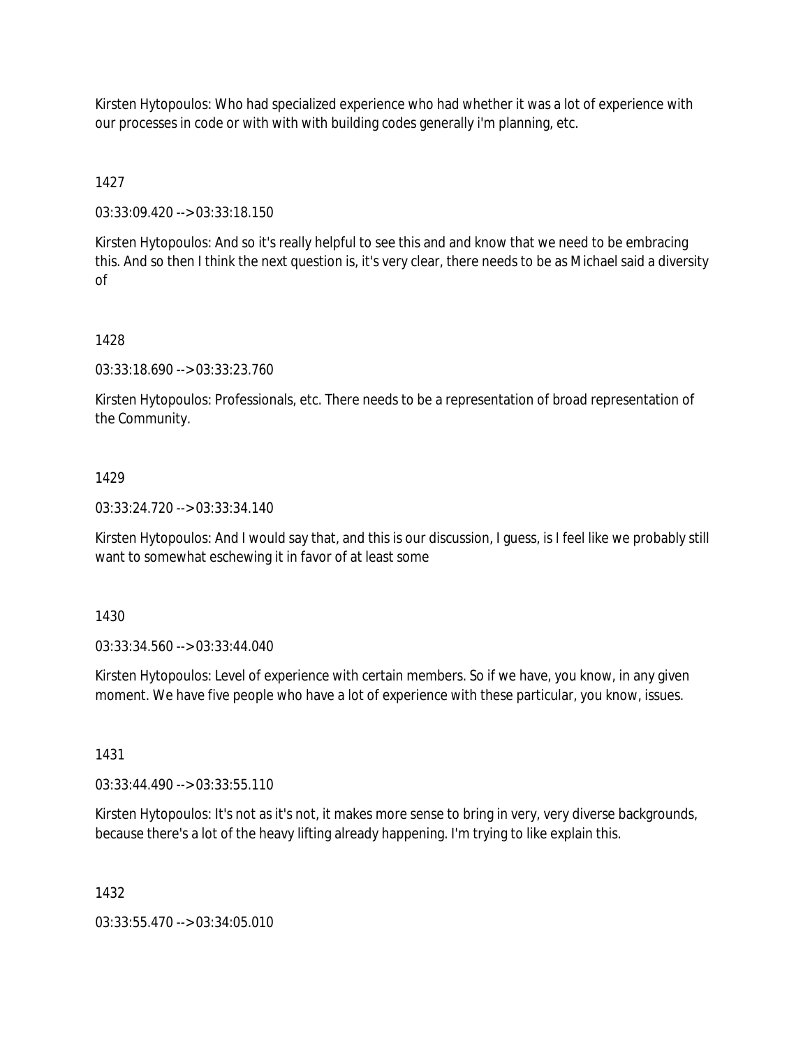Kirsten Hytopoulos: Who had specialized experience who had whether it was a lot of experience with our processes in code or with with with building codes generally i'm planning, etc.

1427

03:33:09.420 --> 03:33:18.150

Kirsten Hytopoulos: And so it's really helpful to see this and and know that we need to be embracing this. And so then I think the next question is, it's very clear, there needs to be as Michael said a diversity of

1428

03:33:18.690 --> 03:33:23.760

Kirsten Hytopoulos: Professionals, etc. There needs to be a representation of broad representation of the Community.

1429

03:33:24.720 --> 03:33:34.140

Kirsten Hytopoulos: And I would say that, and this is our discussion, I guess, is I feel like we probably still want to somewhat eschewing it in favor of at least some

1430

03:33:34.560 --> 03:33:44.040

Kirsten Hytopoulos: Level of experience with certain members. So if we have, you know, in any given moment. We have five people who have a lot of experience with these particular, you know, issues.

1431

03:33:44.490 --> 03:33:55.110

Kirsten Hytopoulos: It's not as it's not, it makes more sense to bring in very, very diverse backgrounds, because there's a lot of the heavy lifting already happening. I'm trying to like explain this.

1432

03:33:55.470 --> 03:34:05.010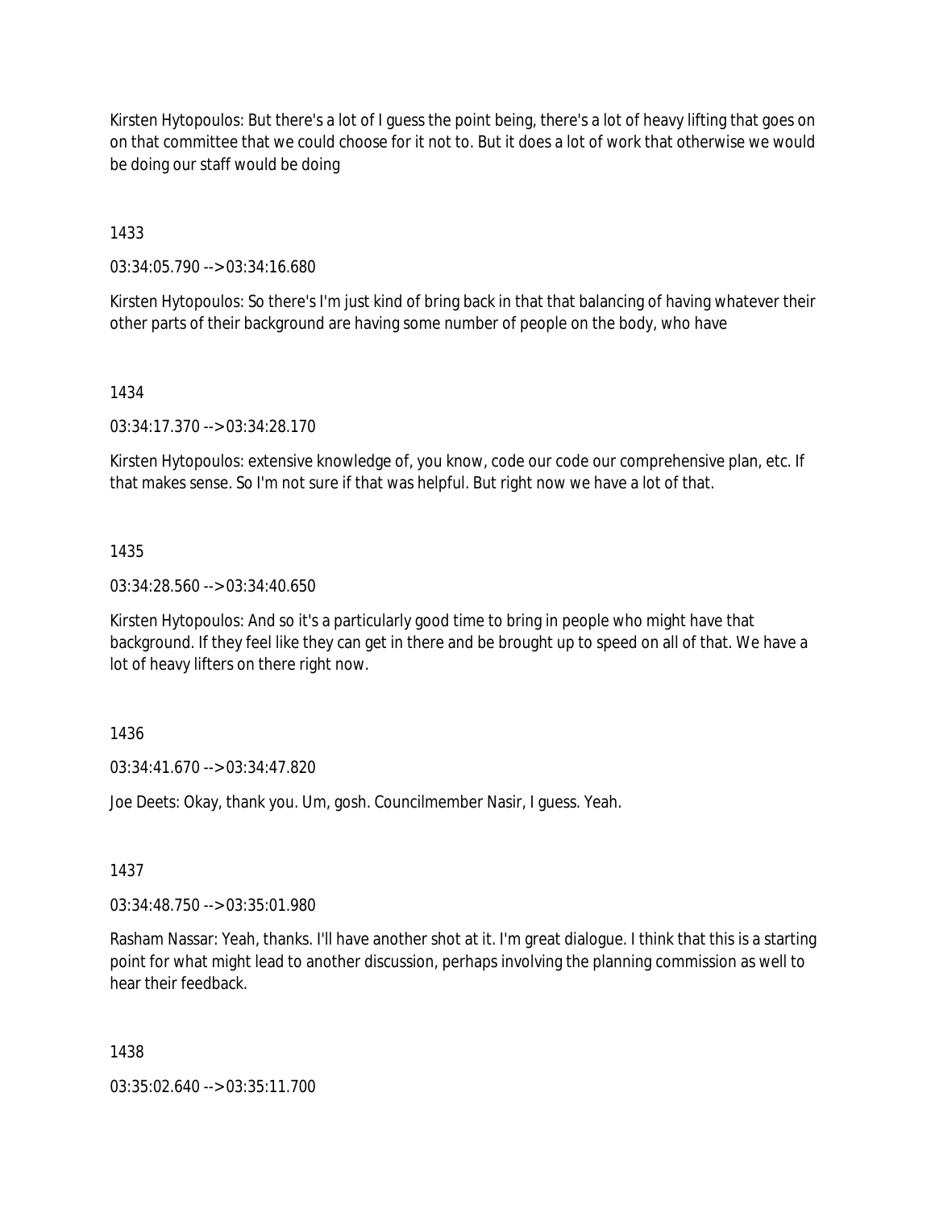Kirsten Hytopoulos: But there's a lot of I guess the point being, there's a lot of heavy lifting that goes on on that committee that we could choose for it not to. But it does a lot of work that otherwise we would be doing our staff would be doing

1433

03:34:05.790 --> 03:34:16.680

Kirsten Hytopoulos: So there's I'm just kind of bring back in that that balancing of having whatever their other parts of their background are having some number of people on the body, who have

1434

03:34:17.370 --> 03:34:28.170

Kirsten Hytopoulos: extensive knowledge of, you know, code our code our comprehensive plan, etc. If that makes sense. So I'm not sure if that was helpful. But right now we have a lot of that.

1435

03:34:28.560 --> 03:34:40.650

Kirsten Hytopoulos: And so it's a particularly good time to bring in people who might have that background. If they feel like they can get in there and be brought up to speed on all of that. We have a lot of heavy lifters on there right now.

1436

03:34:41.670 --> 03:34:47.820

Joe Deets: Okay, thank you. Um, gosh. Councilmember Nasir, I guess. Yeah.

1437

03:34:48.750 --> 03:35:01.980

Rasham Nassar: Yeah, thanks. I'll have another shot at it. I'm great dialogue. I think that this is a starting point for what might lead to another discussion, perhaps involving the planning commission as well to hear their feedback.

1438

03:35:02.640 --> 03:35:11.700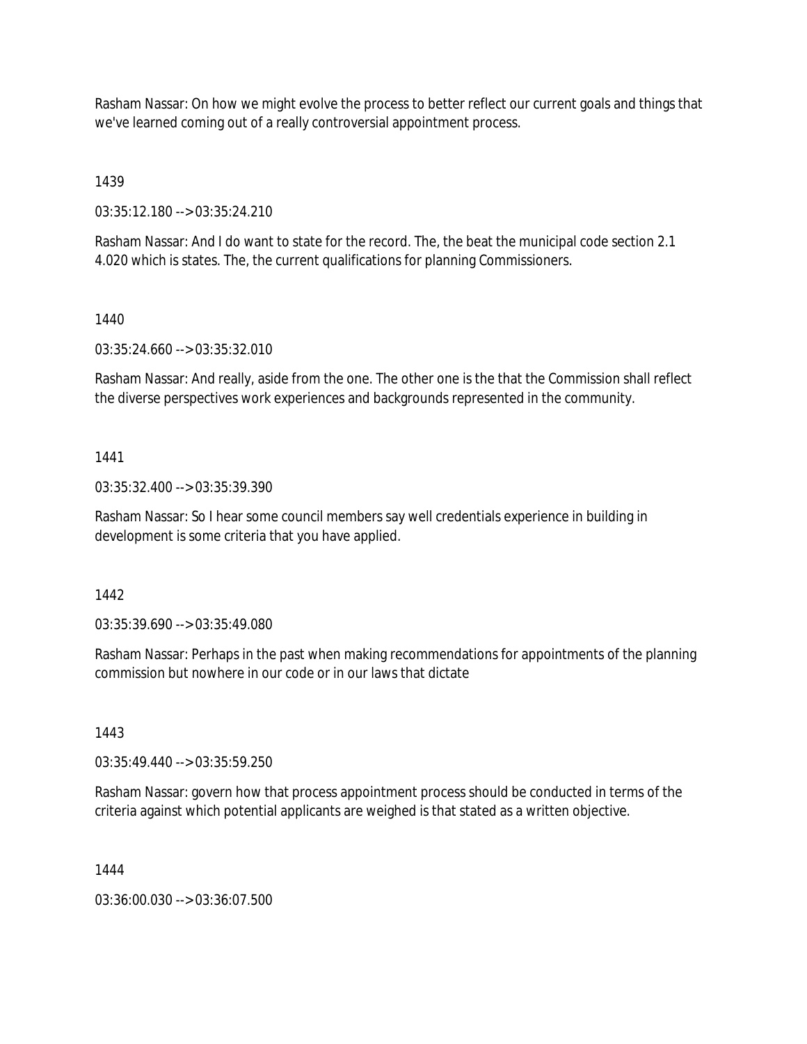Rasham Nassar: On how we might evolve the process to better reflect our current goals and things that we've learned coming out of a really controversial appointment process.

1439

03:35:12.180 --> 03:35:24.210

Rasham Nassar: And I do want to state for the record. The, the beat the municipal code section 2.1 4.020 which is states. The, the current qualifications for planning Commissioners.

1440

03:35:24.660 --> 03:35:32.010

Rasham Nassar: And really, aside from the one. The other one is the that the Commission shall reflect the diverse perspectives work experiences and backgrounds represented in the community.

1441

03:35:32.400 --> 03:35:39.390

Rasham Nassar: So I hear some council members say well credentials experience in building in development is some criteria that you have applied.

1442

03:35:39.690 --> 03:35:49.080

Rasham Nassar: Perhaps in the past when making recommendations for appointments of the planning commission but nowhere in our code or in our laws that dictate

1443

03:35:49.440 --> 03:35:59.250

Rasham Nassar: govern how that process appointment process should be conducted in terms of the criteria against which potential applicants are weighed is that stated as a written objective.

1444

03:36:00.030 --> 03:36:07.500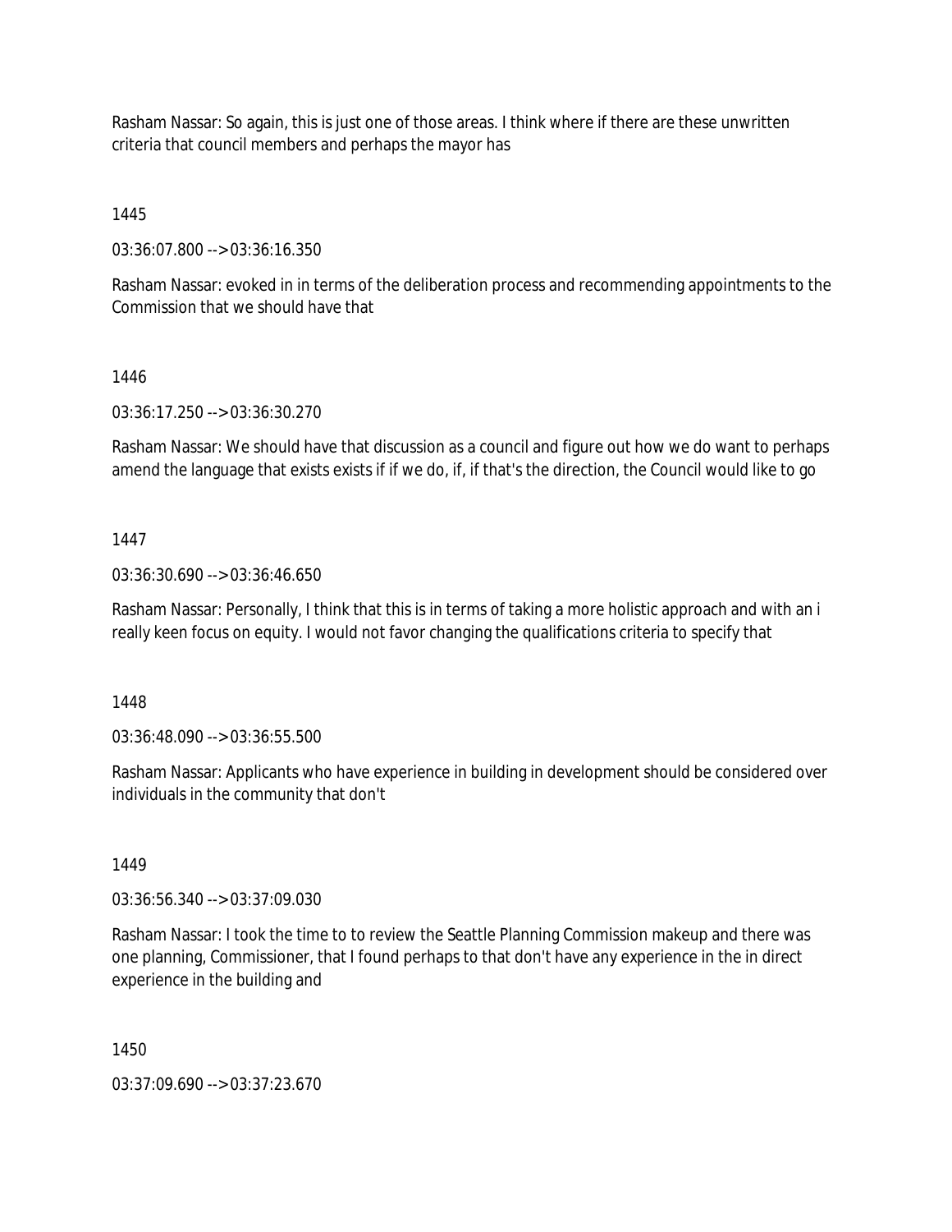Rasham Nassar: So again, this is just one of those areas. I think where if there are these unwritten criteria that council members and perhaps the mayor has

1445

03:36:07.800 --> 03:36:16.350

Rasham Nassar: evoked in in terms of the deliberation process and recommending appointments to the Commission that we should have that

1446

03:36:17.250 --> 03:36:30.270

Rasham Nassar: We should have that discussion as a council and figure out how we do want to perhaps amend the language that exists exists if if we do, if, if that's the direction, the Council would like to go

1447

03:36:30.690 --> 03:36:46.650

Rasham Nassar: Personally, I think that this is in terms of taking a more holistic approach and with an i really keen focus on equity. I would not favor changing the qualifications criteria to specify that

1448

03:36:48.090 --> 03:36:55.500

Rasham Nassar: Applicants who have experience in building in development should be considered over individuals in the community that don't

1449

03:36:56.340 --> 03:37:09.030

Rasham Nassar: I took the time to to review the Seattle Planning Commission makeup and there was one planning, Commissioner, that I found perhaps to that don't have any experience in the in direct experience in the building and

1450

03:37:09.690 --> 03:37:23.670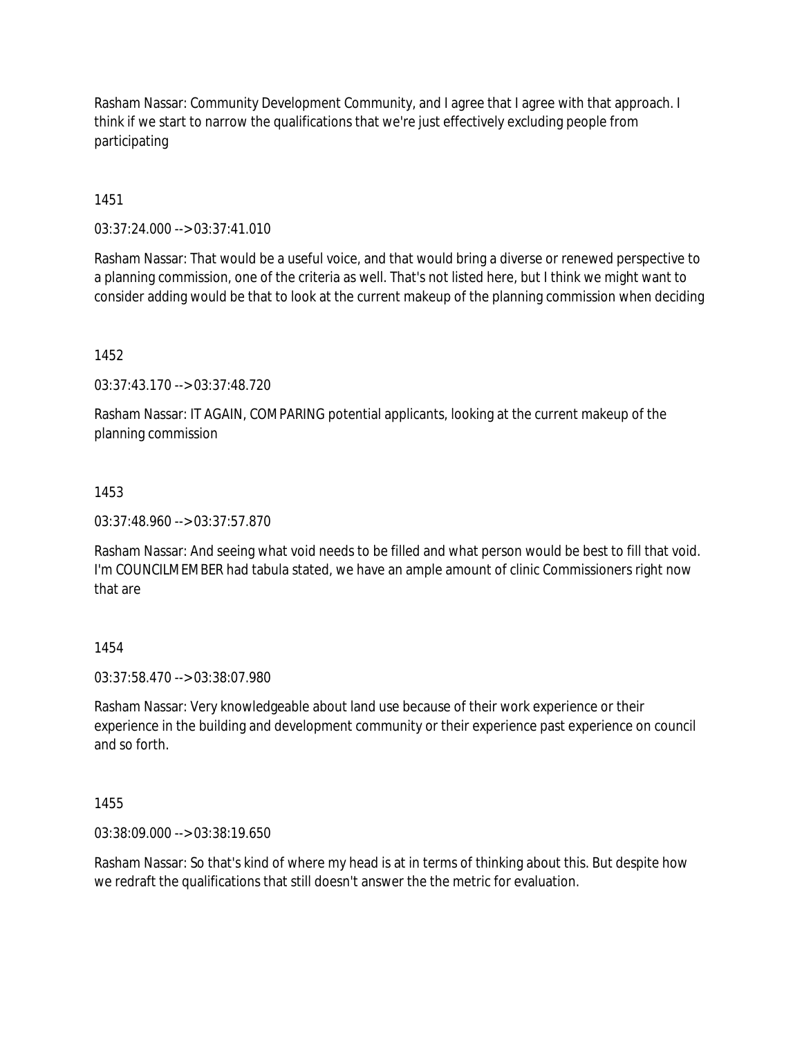Rasham Nassar: Community Development Community, and I agree that I agree with that approach. I think if we start to narrow the qualifications that we're just effectively excluding people from participating

1451

03:37:24.000 --> 03:37:41.010

Rasham Nassar: That would be a useful voice, and that would bring a diverse or renewed perspective to a planning commission, one of the criteria as well. That's not listed here, but I think we might want to consider adding would be that to look at the current makeup of the planning commission when deciding

1452

03:37:43.170 --> 03:37:48.720

Rasham Nassar: IT AGAIN, COMPARING potential applicants, looking at the current makeup of the planning commission

1453

03:37:48.960 --> 03:37:57.870

Rasham Nassar: And seeing what void needs to be filled and what person would be best to fill that void. I'm COUNCILMEMBER had tabula stated, we have an ample amount of clinic Commissioners right now that are

1454

03:37:58.470 --> 03:38:07.980

Rasham Nassar: Very knowledgeable about land use because of their work experience or their experience in the building and development community or their experience past experience on council and so forth.

1455

03:38:09.000 --> 03:38:19.650

Rasham Nassar: So that's kind of where my head is at in terms of thinking about this. But despite how we redraft the qualifications that still doesn't answer the the metric for evaluation.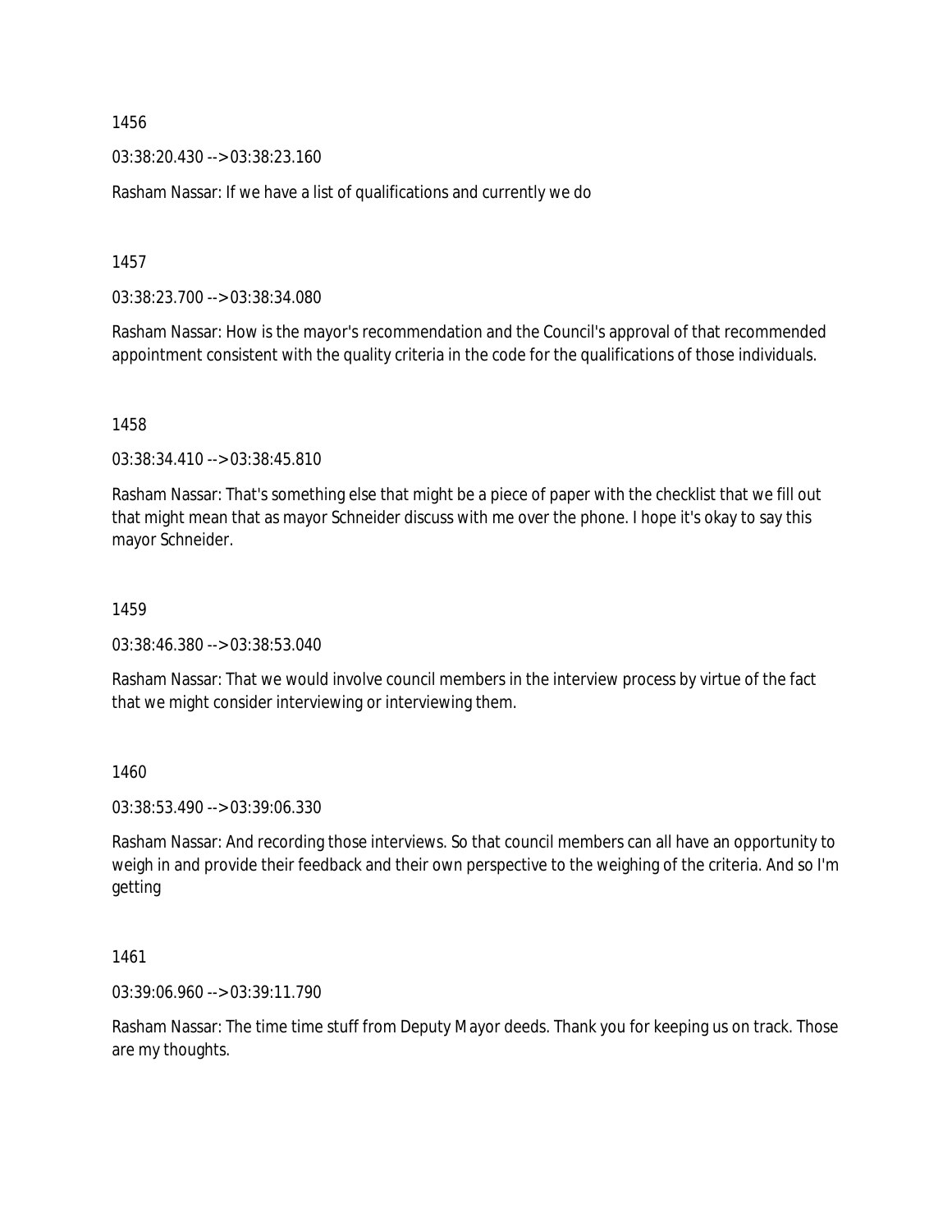1456

03:38:20.430 --> 03:38:23.160

Rasham Nassar: If we have a list of qualifications and currently we do

1457

03:38:23.700 --> 03:38:34.080

Rasham Nassar: How is the mayor's recommendation and the Council's approval of that recommended appointment consistent with the quality criteria in the code for the qualifications of those individuals.

1458

03:38:34.410 --> 03:38:45.810

Rasham Nassar: That's something else that might be a piece of paper with the checklist that we fill out that might mean that as mayor Schneider discuss with me over the phone. I hope it's okay to say this mayor Schneider.

1459

03:38:46.380 --> 03:38:53.040

Rasham Nassar: That we would involve council members in the interview process by virtue of the fact that we might consider interviewing or interviewing them.

1460

03:38:53.490 --> 03:39:06.330

Rasham Nassar: And recording those interviews. So that council members can all have an opportunity to weigh in and provide their feedback and their own perspective to the weighing of the criteria. And so I'm getting

1461

03:39:06.960 --> 03:39:11.790

Rasham Nassar: The time time stuff from Deputy Mayor deeds. Thank you for keeping us on track. Those are my thoughts.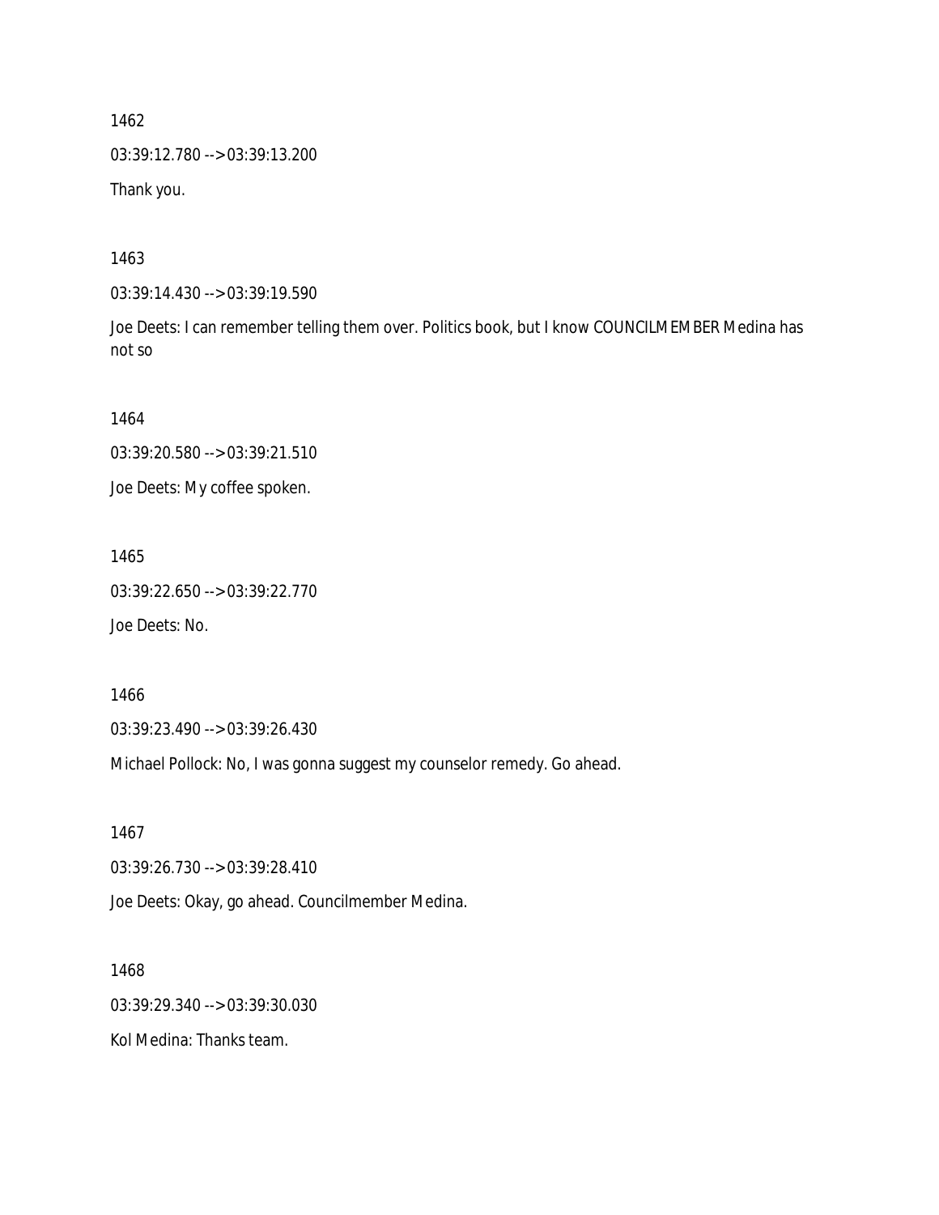1462

03:39:12.780 --> 03:39:13.200

Thank you.

1463

03:39:14.430 --> 03:39:19.590

Joe Deets: I can remember telling them over. Politics book, but I know COUNCILMEMBER Medina has not so

1464

03:39:20.580 --> 03:39:21.510

Joe Deets: My coffee spoken.

1465

03:39:22.650 --> 03:39:22.770

Joe Deets: No.

1466

03:39:23.490 --> 03:39:26.430

Michael Pollock: No, I was gonna suggest my counselor remedy. Go ahead.

1467

03:39:26.730 --> 03:39:28.410

Joe Deets: Okay, go ahead. Councilmember Medina.

1468

03:39:29.340 --> 03:39:30.030

Kol Medina: Thanks team.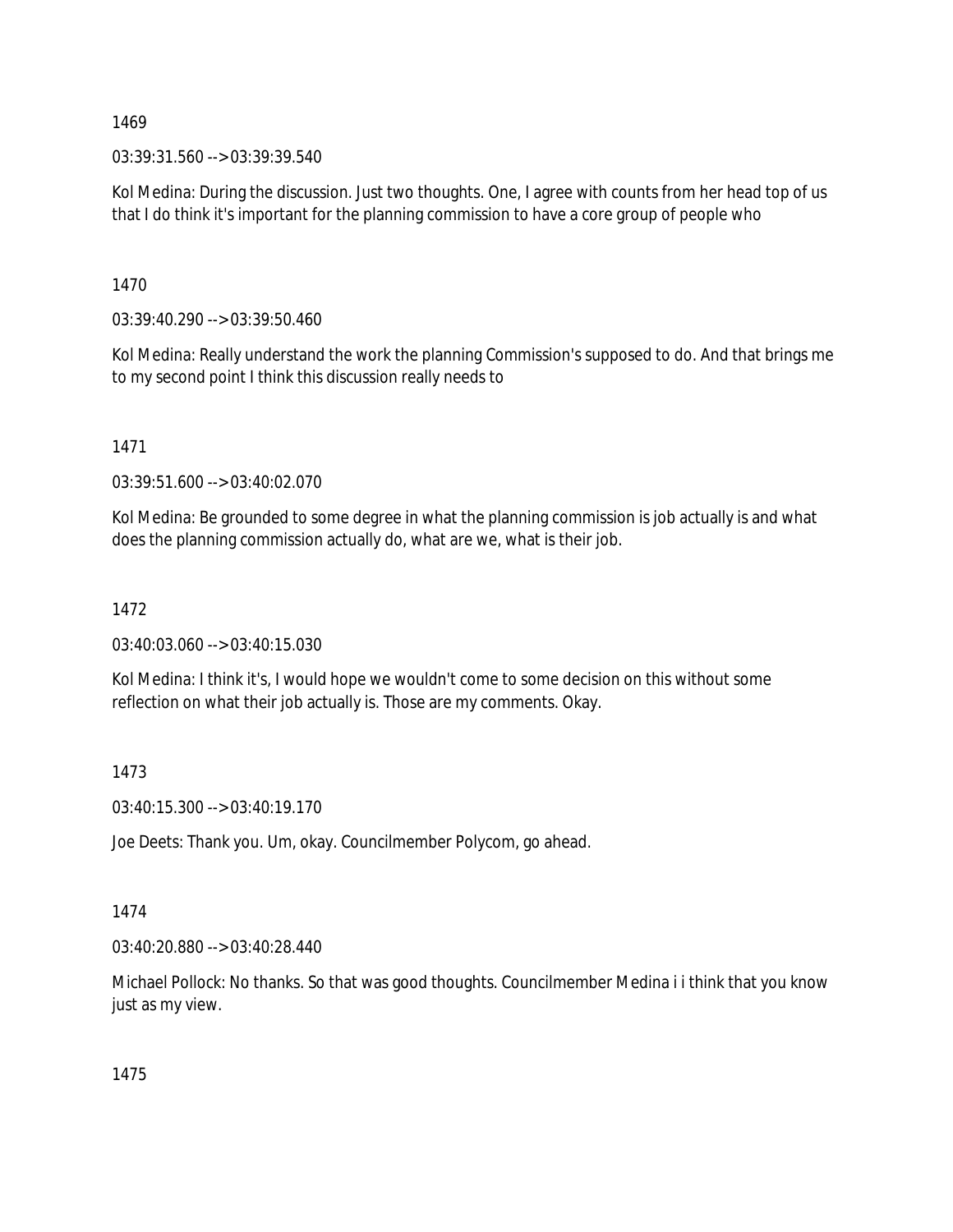1469

03:39:31.560 --> 03:39:39.540

Kol Medina: During the discussion. Just two thoughts. One, I agree with counts from her head top of us that I do think it's important for the planning commission to have a core group of people who

1470

03:39:40.290 --> 03:39:50.460

Kol Medina: Really understand the work the planning Commission's supposed to do. And that brings me to my second point I think this discussion really needs to

1471

03:39:51.600 --> 03:40:02.070

Kol Medina: Be grounded to some degree in what the planning commission is job actually is and what does the planning commission actually do, what are we, what is their job.

1472

03:40:03.060 --> 03:40:15.030

Kol Medina: I think it's, I would hope we wouldn't come to some decision on this without some reflection on what their job actually is. Those are my comments. Okay.

1473

03:40:15.300 --> 03:40:19.170

Joe Deets: Thank you. Um, okay. Councilmember Polycom, go ahead.

1474

03:40:20.880 --> 03:40:28.440

Michael Pollock: No thanks. So that was good thoughts. Councilmember Medina i i think that you know just as my view.

1475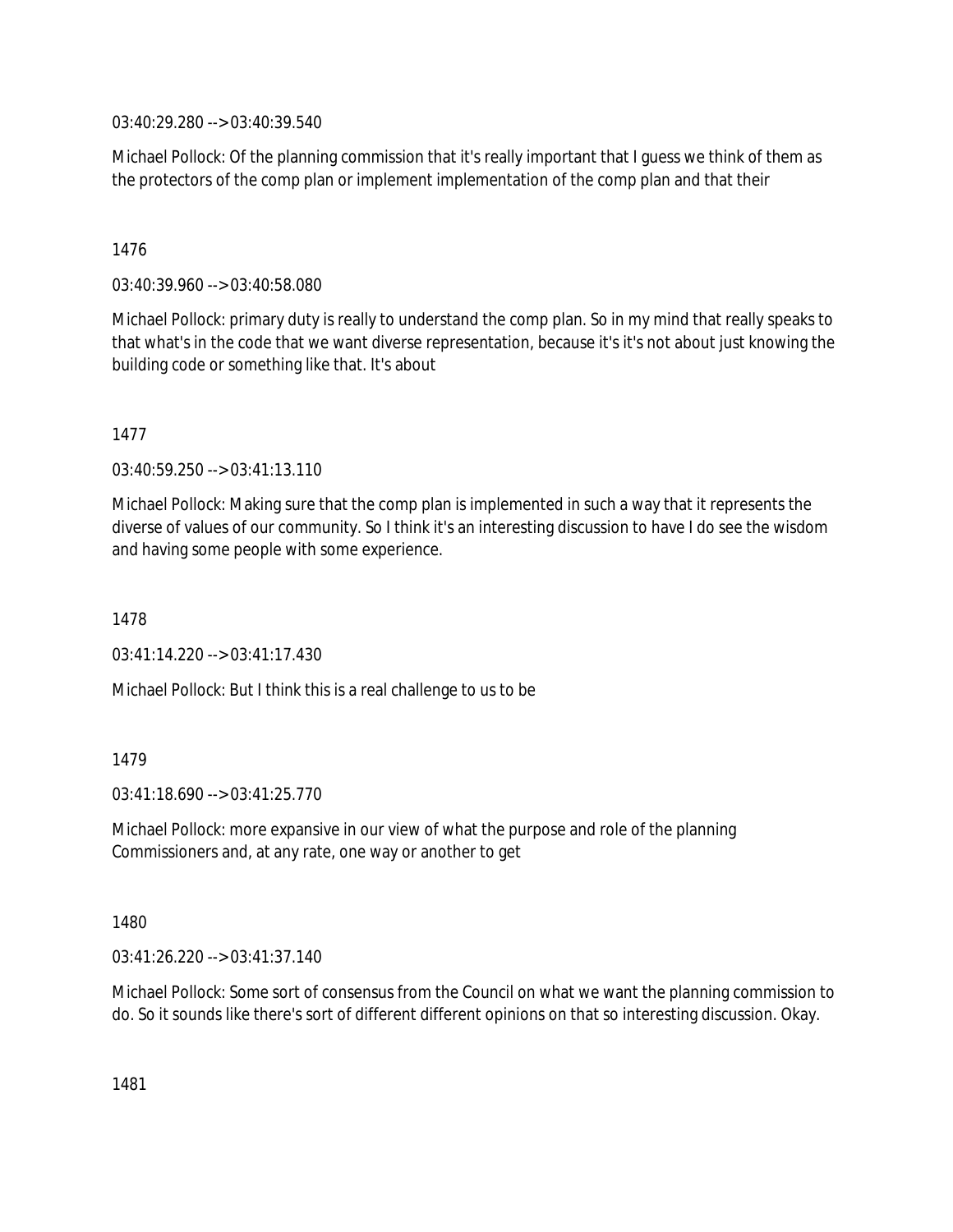03:40:29.280 --> 03:40:39.540

Michael Pollock: Of the planning commission that it's really important that I guess we think of them as the protectors of the comp plan or implement implementation of the comp plan and that their

1476

03:40:39.960 --> 03:40:58.080

Michael Pollock: primary duty is really to understand the comp plan. So in my mind that really speaks to that what's in the code that we want diverse representation, because it's it's not about just knowing the building code or something like that. It's about

1477

03:40:59.250 --> 03:41:13.110

Michael Pollock: Making sure that the comp plan is implemented in such a way that it represents the diverse of values of our community. So I think it's an interesting discussion to have I do see the wisdom and having some people with some experience.

1478

03:41:14.220 --> 03:41:17.430

Michael Pollock: But I think this is a real challenge to us to be

1479

03:41:18.690 --> 03:41:25.770

Michael Pollock: more expansive in our view of what the purpose and role of the planning Commissioners and, at any rate, one way or another to get

1480

03:41:26.220 --> 03:41:37.140

Michael Pollock: Some sort of consensus from the Council on what we want the planning commission to do. So it sounds like there's sort of different different opinions on that so interesting discussion. Okay.

1481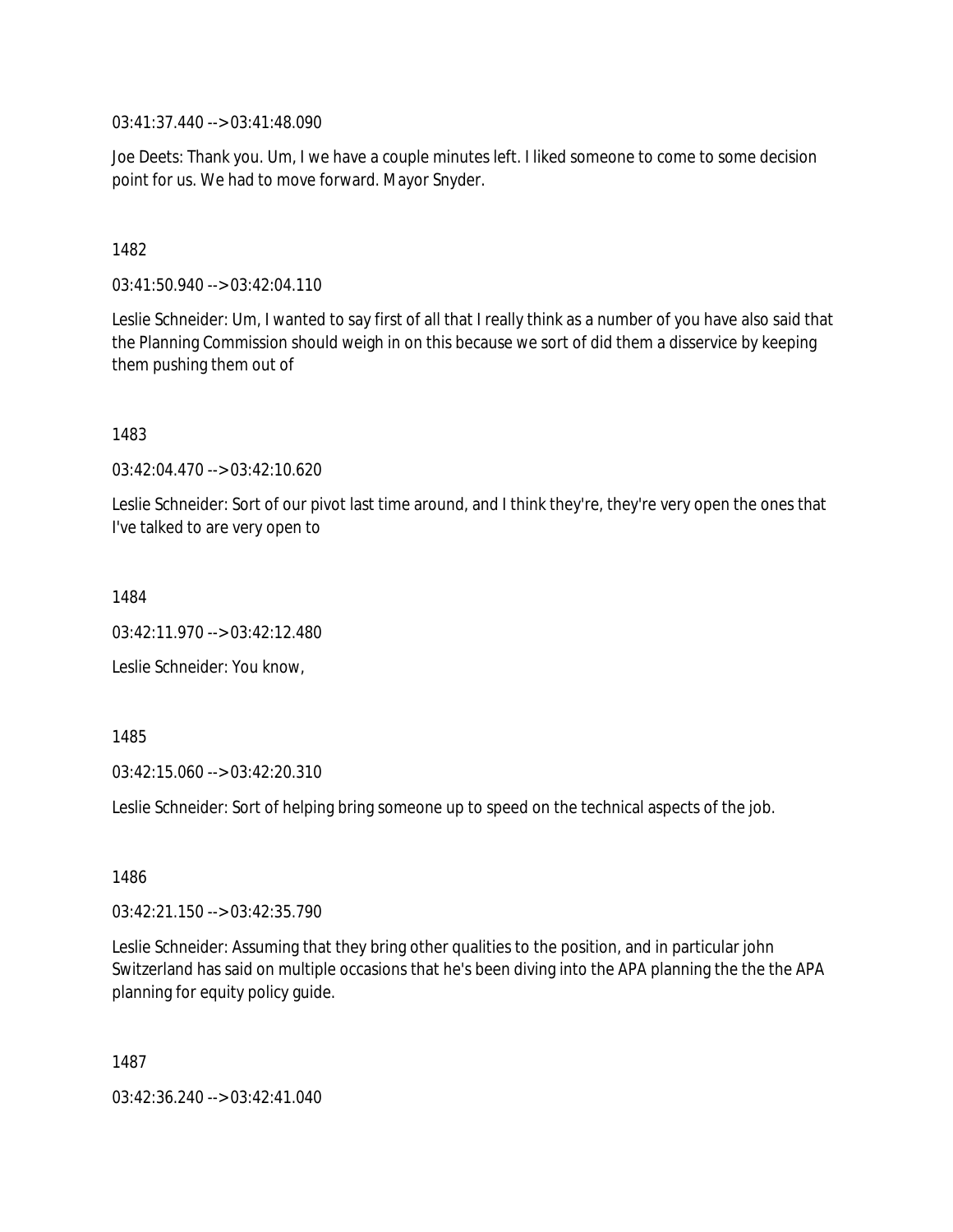03:41:37.440 --> 03:41:48.090

Joe Deets: Thank you. Um, I we have a couple minutes left. I liked someone to come to some decision point for us. We had to move forward. Mayor Snyder.

1482

03:41:50.940 --> 03:42:04.110

Leslie Schneider: Um, I wanted to say first of all that I really think as a number of you have also said that the Planning Commission should weigh in on this because we sort of did them a disservice by keeping them pushing them out of

1483

03:42:04.470 --> 03:42:10.620

Leslie Schneider: Sort of our pivot last time around, and I think they're, they're very open the ones that I've talked to are very open to

1484

03:42:11.970 --> 03:42:12.480

Leslie Schneider: You know,

1485

03:42:15.060 --> 03:42:20.310

Leslie Schneider: Sort of helping bring someone up to speed on the technical aspects of the job.

1486

03:42:21.150 --> 03:42:35.790

Leslie Schneider: Assuming that they bring other qualities to the position, and in particular john Switzerland has said on multiple occasions that he's been diving into the APA planning the the the APA planning for equity policy guide.

1487

03:42:36.240 --> 03:42:41.040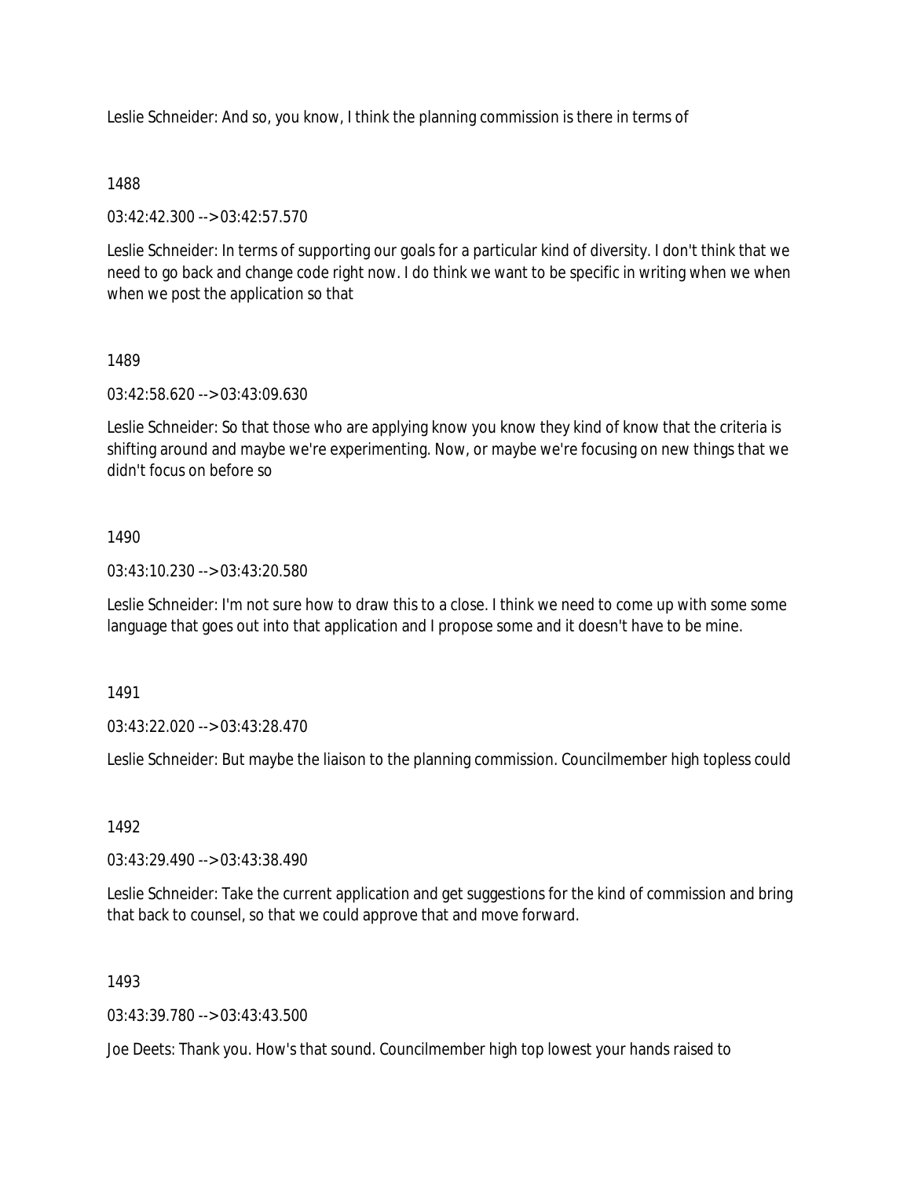Leslie Schneider: And so, you know, I think the planning commission is there in terms of

1488

03:42:42.300 --> 03:42:57.570

Leslie Schneider: In terms of supporting our goals for a particular kind of diversity. I don't think that we need to go back and change code right now. I do think we want to be specific in writing when we when when we post the application so that

1489

03:42:58.620 --> 03:43:09.630

Leslie Schneider: So that those who are applying know you know they kind of know that the criteria is shifting around and maybe we're experimenting. Now, or maybe we're focusing on new things that we didn't focus on before so

1490

03:43:10.230 --> 03:43:20.580

Leslie Schneider: I'm not sure how to draw this to a close. I think we need to come up with some some language that goes out into that application and I propose some and it doesn't have to be mine.

1491

03:43:22.020 --> 03:43:28.470

Leslie Schneider: But maybe the liaison to the planning commission. Councilmember high topless could

1492

03:43:29.490 --> 03:43:38.490

Leslie Schneider: Take the current application and get suggestions for the kind of commission and bring that back to counsel, so that we could approve that and move forward.

1493

03:43:39.780 --> 03:43:43.500

Joe Deets: Thank you. How's that sound. Councilmember high top lowest your hands raised to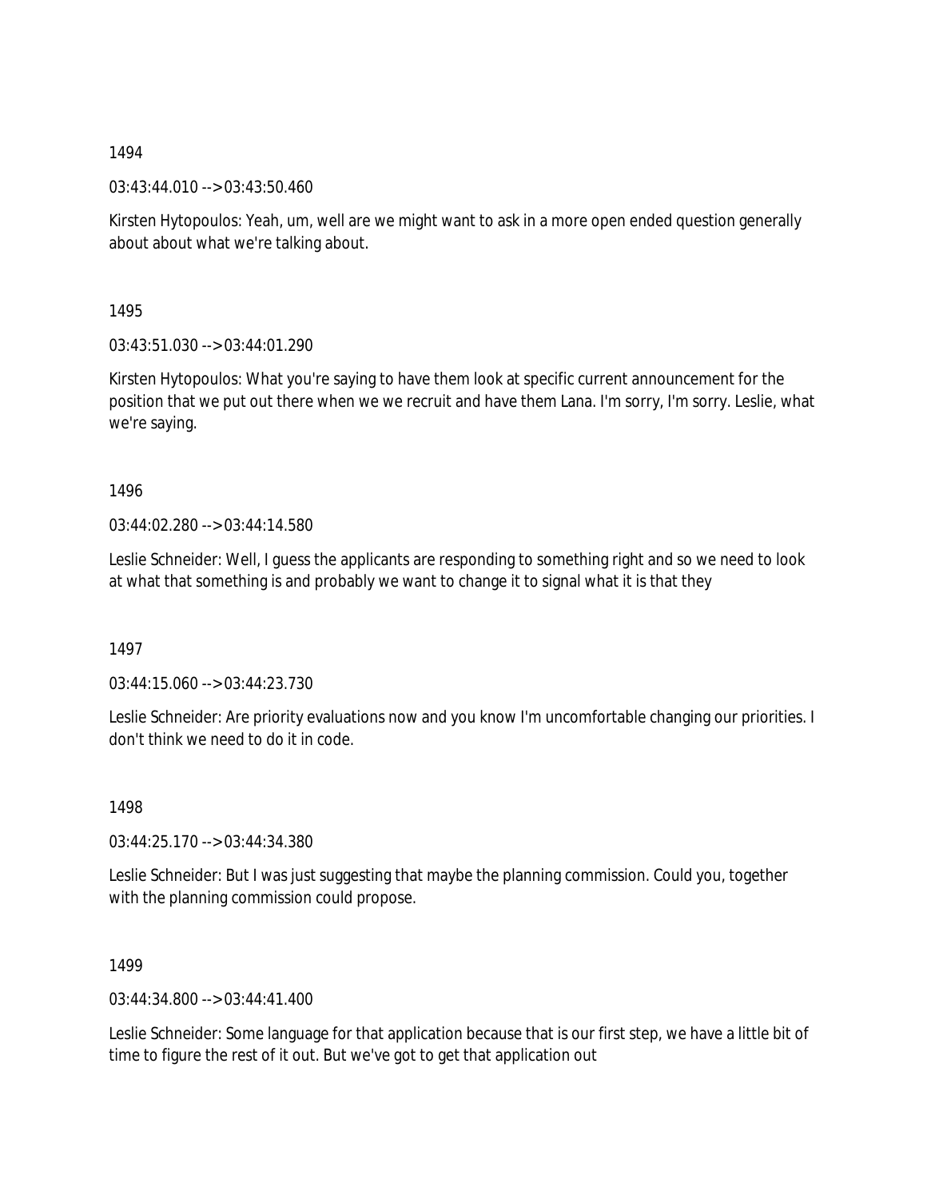1494

03:43:44.010 --> 03:43:50.460

Kirsten Hytopoulos: Yeah, um, well are we might want to ask in a more open ended question generally about about what we're talking about.

1495

03:43:51.030 --> 03:44:01.290

Kirsten Hytopoulos: What you're saying to have them look at specific current announcement for the position that we put out there when we we recruit and have them Lana. I'm sorry, I'm sorry. Leslie, what we're saying.

1496

03:44:02.280 --> 03:44:14.580

Leslie Schneider: Well, I guess the applicants are responding to something right and so we need to look at what that something is and probably we want to change it to signal what it is that they

1497

03:44:15.060 --> 03:44:23.730

Leslie Schneider: Are priority evaluations now and you know I'm uncomfortable changing our priorities. I don't think we need to do it in code.

1498

03:44:25.170 --> 03:44:34.380

Leslie Schneider: But I was just suggesting that maybe the planning commission. Could you, together with the planning commission could propose.

1499

03:44:34.800 --> 03:44:41.400

Leslie Schneider: Some language for that application because that is our first step, we have a little bit of time to figure the rest of it out. But we've got to get that application out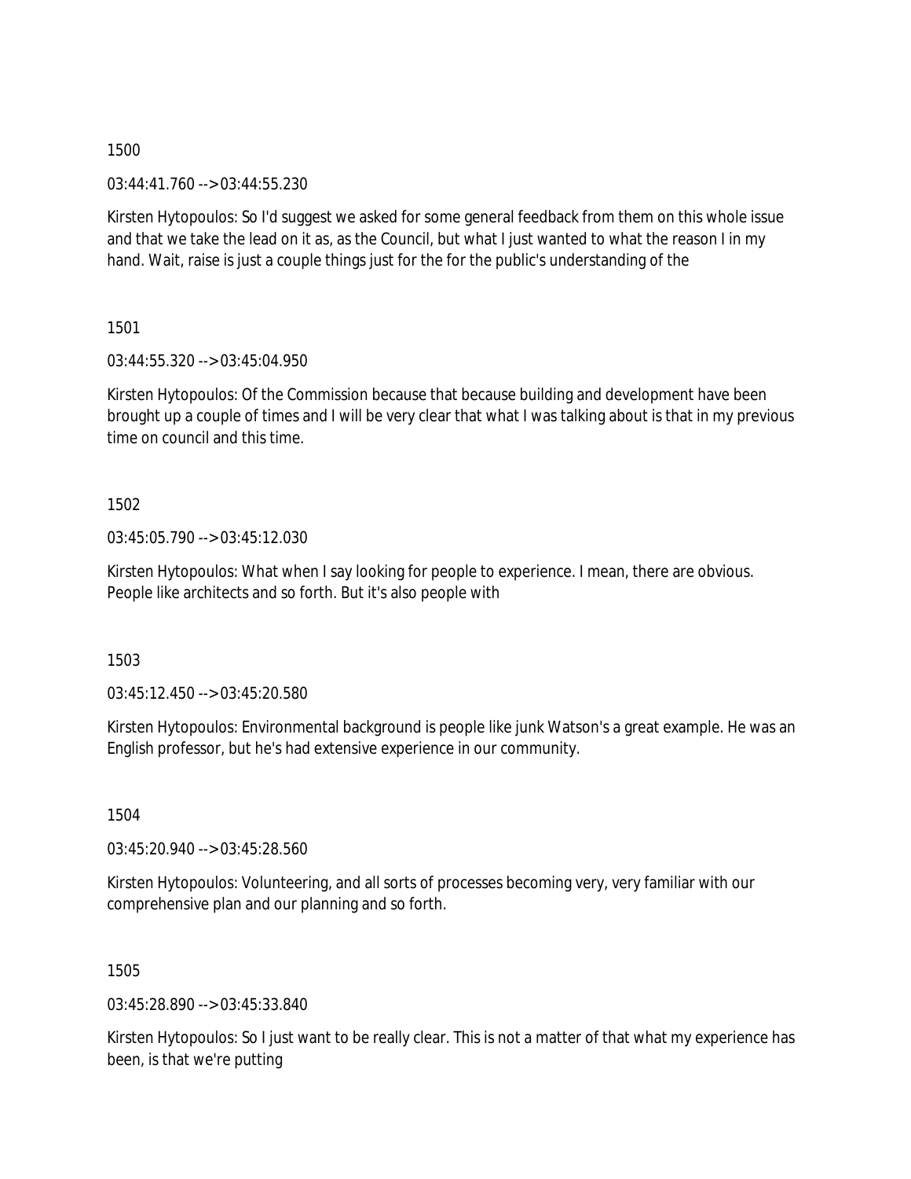1500

03:44:41.760 --> 03:44:55.230

Kirsten Hytopoulos: So I'd suggest we asked for some general feedback from them on this whole issue and that we take the lead on it as, as the Council, but what I just wanted to what the reason I in my hand. Wait, raise is just a couple things just for the for the public's understanding of the

1501

03:44:55.320 --> 03:45:04.950

Kirsten Hytopoulos: Of the Commission because that because building and development have been brought up a couple of times and I will be very clear that what I was talking about is that in my previous time on council and this time.

1502

03:45:05.790 --> 03:45:12.030

Kirsten Hytopoulos: What when I say looking for people to experience. I mean, there are obvious. People like architects and so forth. But it's also people with

1503

03:45:12.450 --> 03:45:20.580

Kirsten Hytopoulos: Environmental background is people like junk Watson's a great example. He was an English professor, but he's had extensive experience in our community.

1504

03:45:20.940 --> 03:45:28.560

Kirsten Hytopoulos: Volunteering, and all sorts of processes becoming very, very familiar with our comprehensive plan and our planning and so forth.

1505

03:45:28.890 --> 03:45:33.840

Kirsten Hytopoulos: So I just want to be really clear. This is not a matter of that what my experience has been, is that we're putting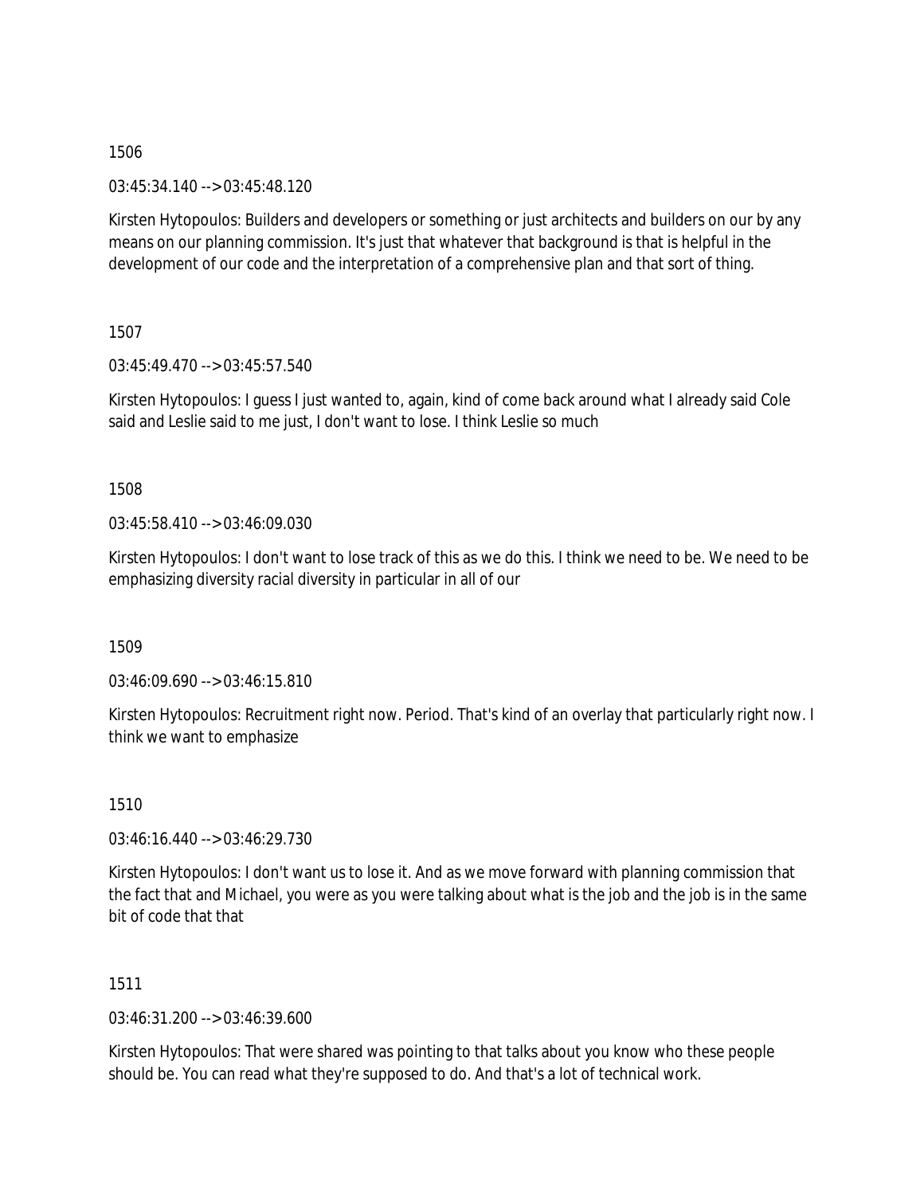1506

03:45:34.140 --> 03:45:48.120

Kirsten Hytopoulos: Builders and developers or something or just architects and builders on our by any means on our planning commission. It's just that whatever that background is that is helpful in the development of our code and the interpretation of a comprehensive plan and that sort of thing.

1507

03:45:49.470 --> 03:45:57.540

Kirsten Hytopoulos: I guess I just wanted to, again, kind of come back around what I already said Cole said and Leslie said to me just, I don't want to lose. I think Leslie so much

1508

03:45:58.410 --> 03:46:09.030

Kirsten Hytopoulos: I don't want to lose track of this as we do this. I think we need to be. We need to be emphasizing diversity racial diversity in particular in all of our

1509

03:46:09.690 --> 03:46:15.810

Kirsten Hytopoulos: Recruitment right now. Period. That's kind of an overlay that particularly right now. I think we want to emphasize

1510

03:46:16.440 --> 03:46:29.730

Kirsten Hytopoulos: I don't want us to lose it. And as we move forward with planning commission that the fact that and Michael, you were as you were talking about what is the job and the job is in the same bit of code that that

1511

03:46:31.200 --> 03:46:39.600

Kirsten Hytopoulos: That were shared was pointing to that talks about you know who these people should be. You can read what they're supposed to do. And that's a lot of technical work.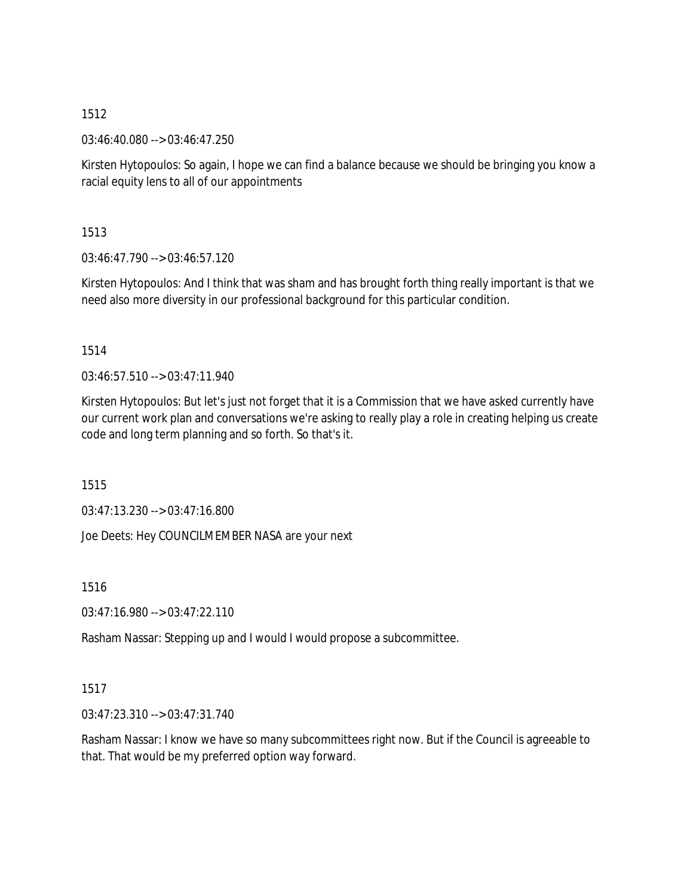1512

03:46:40.080 --> 03:46:47.250

Kirsten Hytopoulos: So again, I hope we can find a balance because we should be bringing you know a racial equity lens to all of our appointments

1513

03:46:47.790 --> 03:46:57.120

Kirsten Hytopoulos: And I think that was sham and has brought forth thing really important is that we need also more diversity in our professional background for this particular condition.

1514

03:46:57.510 --> 03:47:11.940

Kirsten Hytopoulos: But let's just not forget that it is a Commission that we have asked currently have our current work plan and conversations we're asking to really play a role in creating helping us create code and long term planning and so forth. So that's it.

1515

03:47:13.230 --> 03:47:16.800

Joe Deets: Hey COUNCILMEMBER NASA are your next

1516

03:47:16.980 --> 03:47:22.110

Rasham Nassar: Stepping up and I would I would propose a subcommittee.

1517

03:47:23.310 --> 03:47:31.740

Rasham Nassar: I know we have so many subcommittees right now. But if the Council is agreeable to that. That would be my preferred option way forward.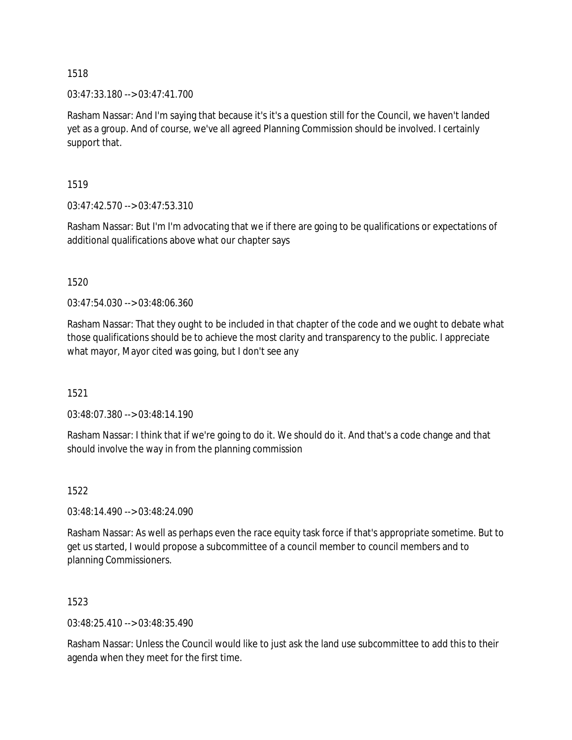1518

03:47:33.180 --> 03:47:41.700

Rasham Nassar: And I'm saying that because it's it's a question still for the Council, we haven't landed yet as a group. And of course, we've all agreed Planning Commission should be involved. I certainly support that.

1519

03:47:42.570 --> 03:47:53.310

Rasham Nassar: But I'm I'm advocating that we if there are going to be qualifications or expectations of additional qualifications above what our chapter says

1520

03:47:54.030 --> 03:48:06.360

Rasham Nassar: That they ought to be included in that chapter of the code and we ought to debate what those qualifications should be to achieve the most clarity and transparency to the public. I appreciate what mayor, Mayor cited was going, but I don't see any

1521

03:48:07.380 --> 03:48:14.190

Rasham Nassar: I think that if we're going to do it. We should do it. And that's a code change and that should involve the way in from the planning commission

1522

03:48:14.490 --> 03:48:24.090

Rasham Nassar: As well as perhaps even the race equity task force if that's appropriate sometime. But to get us started, I would propose a subcommittee of a council member to council members and to planning Commissioners.

1523

03:48:25.410 --> 03:48:35.490

Rasham Nassar: Unless the Council would like to just ask the land use subcommittee to add this to their agenda when they meet for the first time.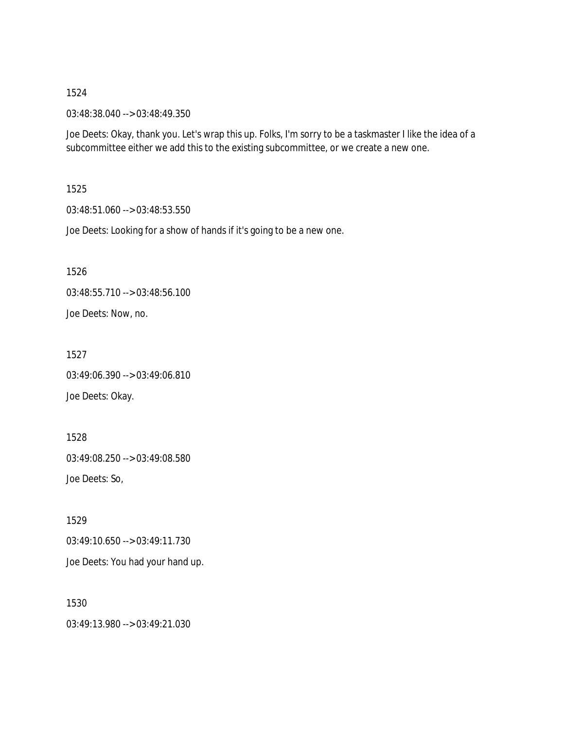1524

03:48:38.040 --> 03:48:49.350

Joe Deets: Okay, thank you. Let's wrap this up. Folks, I'm sorry to be a taskmaster I like the idea of a subcommittee either we add this to the existing subcommittee, or we create a new one.

1525

03:48:51.060 --> 03:48:53.550

Joe Deets: Looking for a show of hands if it's going to be a new one.

1526

03:48:55.710 --> 03:48:56.100

Joe Deets: Now, no.

1527

03:49:06.390 --> 03:49:06.810

Joe Deets: Okay.

1528

03:49:08.250 --> 03:49:08.580

Joe Deets: So,

1529

03:49:10.650 --> 03:49:11.730

Joe Deets: You had your hand up.

1530

03:49:13.980 --> 03:49:21.030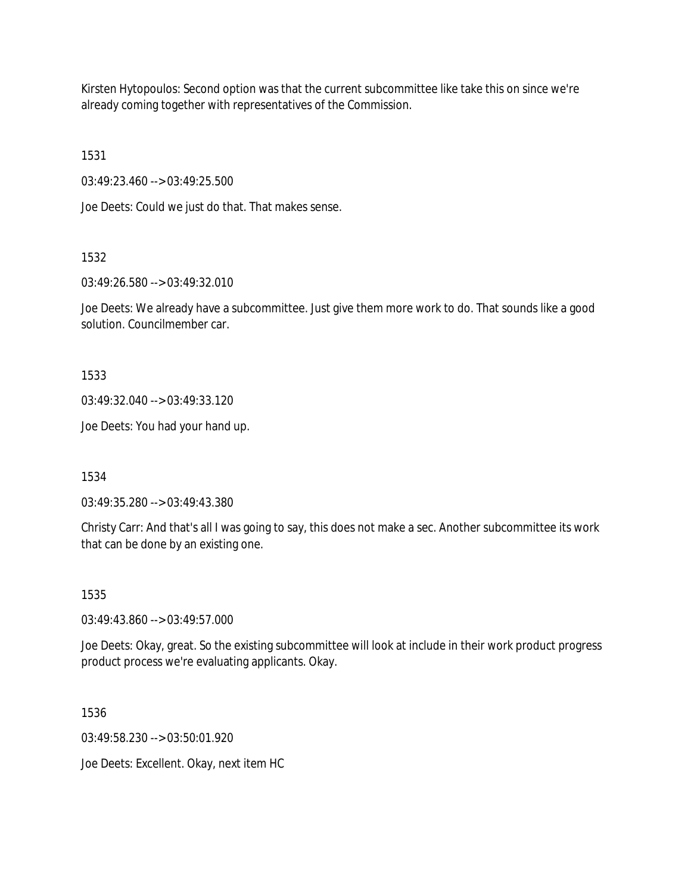Kirsten Hytopoulos: Second option was that the current subcommittee like take this on since we're already coming together with representatives of the Commission.

1531

03:49:23.460 --> 03:49:25.500

Joe Deets: Could we just do that. That makes sense.

1532

03:49:26.580 --> 03:49:32.010

Joe Deets: We already have a subcommittee. Just give them more work to do. That sounds like a good solution. Councilmember car.

1533

03:49:32.040 --> 03:49:33.120

Joe Deets: You had your hand up.

1534

03:49:35.280 --> 03:49:43.380

Christy Carr: And that's all I was going to say, this does not make a sec. Another subcommittee its work that can be done by an existing one.

1535

03:49:43.860 --> 03:49:57.000

Joe Deets: Okay, great. So the existing subcommittee will look at include in their work product progress product process we're evaluating applicants. Okay.

1536

03:49:58.230 --> 03:50:01.920

Joe Deets: Excellent. Okay, next item HC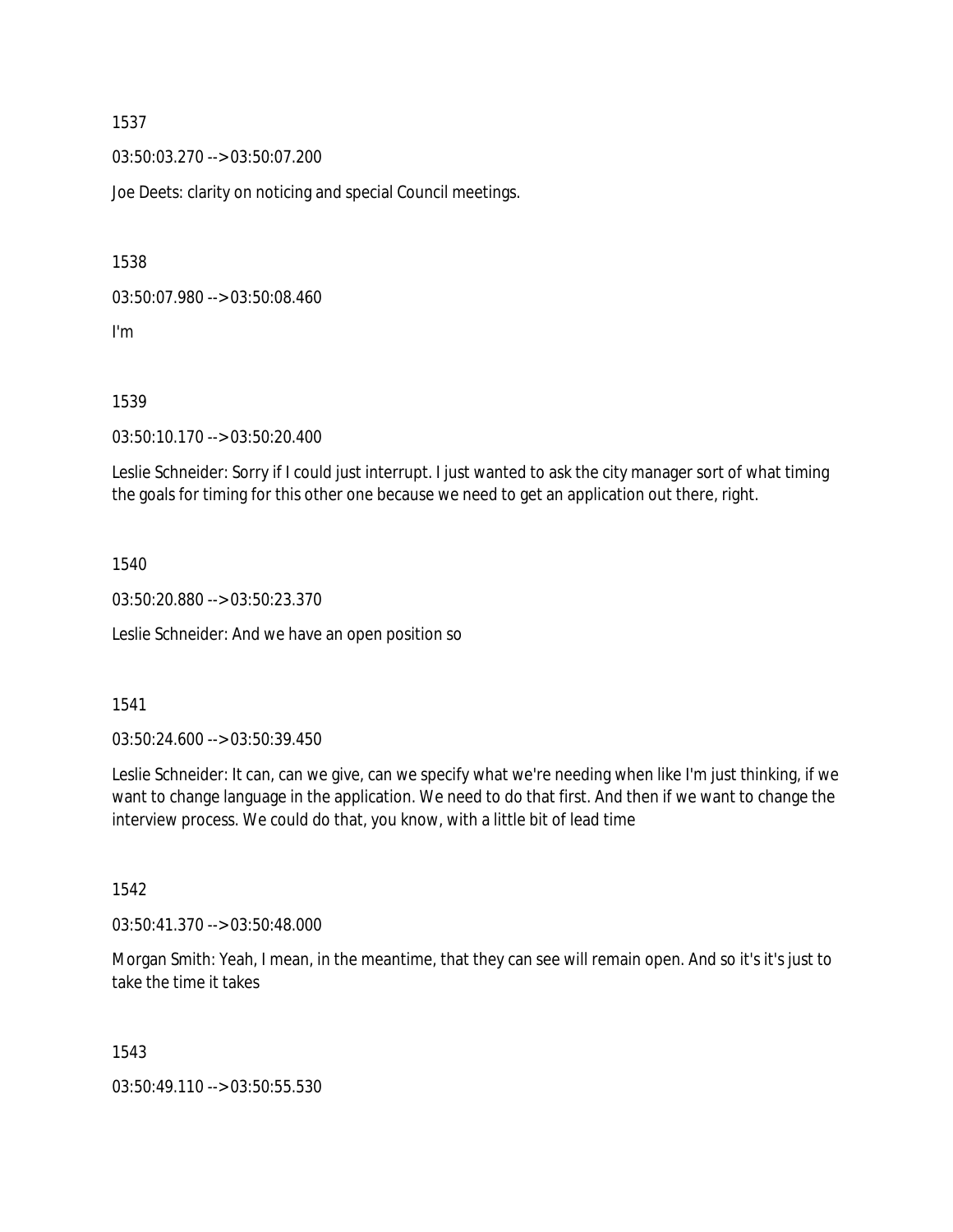1537

03:50:03.270 --> 03:50:07.200

Joe Deets: clarity on noticing and special Council meetings.

1538

03:50:07.980 --> 03:50:08.460

I'm

1539

03:50:10.170 --> 03:50:20.400

Leslie Schneider: Sorry if I could just interrupt. I just wanted to ask the city manager sort of what timing the goals for timing for this other one because we need to get an application out there, right.

1540

03:50:20.880 --> 03:50:23.370

Leslie Schneider: And we have an open position so

1541

03:50:24.600 --> 03:50:39.450

Leslie Schneider: It can, can we give, can we specify what we're needing when like I'm just thinking, if we want to change language in the application. We need to do that first. And then if we want to change the interview process. We could do that, you know, with a little bit of lead time

1542

03:50:41.370 --> 03:50:48.000

Morgan Smith: Yeah, I mean, in the meantime, that they can see will remain open. And so it's it's just to take the time it takes

1543

03:50:49.110 --> 03:50:55.530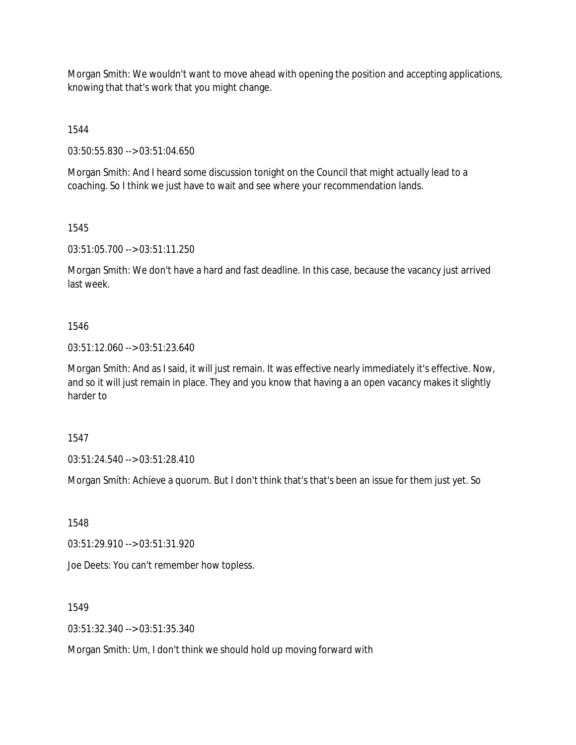Morgan Smith: We wouldn't want to move ahead with opening the position and accepting applications, knowing that that's work that you might change.

1544

03:50:55.830 --> 03:51:04.650

Morgan Smith: And I heard some discussion tonight on the Council that might actually lead to a coaching. So I think we just have to wait and see where your recommendation lands.

1545

03:51:05.700 --> 03:51:11.250

Morgan Smith: We don't have a hard and fast deadline. In this case, because the vacancy just arrived last week.

1546

03:51:12.060 --> 03:51:23.640

Morgan Smith: And as I said, it will just remain. It was effective nearly immediately it's effective. Now, and so it will just remain in place. They and you know that having a an open vacancy makes it slightly harder to

1547

03:51:24.540 --> 03:51:28.410

Morgan Smith: Achieve a quorum. But I don't think that's that's been an issue for them just yet. So

1548

03:51:29.910 --> 03:51:31.920

Joe Deets: You can't remember how topless.

1549

03:51:32.340 --> 03:51:35.340

Morgan Smith: Um, I don't think we should hold up moving forward with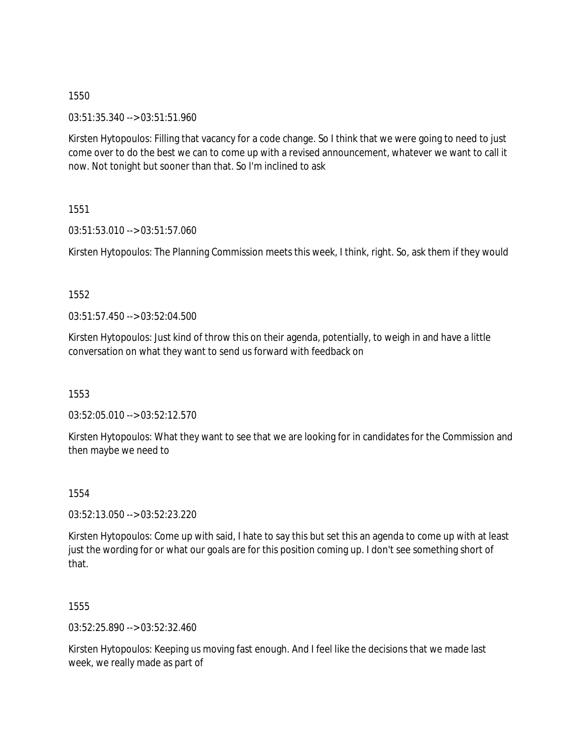1550

03:51:35.340 --> 03:51:51.960

Kirsten Hytopoulos: Filling that vacancy for a code change. So I think that we were going to need to just come over to do the best we can to come up with a revised announcement, whatever we want to call it now. Not tonight but sooner than that. So I'm inclined to ask

1551

03:51:53.010 --> 03:51:57.060

Kirsten Hytopoulos: The Planning Commission meets this week, I think, right. So, ask them if they would

1552

03:51:57.450 --> 03:52:04.500

Kirsten Hytopoulos: Just kind of throw this on their agenda, potentially, to weigh in and have a little conversation on what they want to send us forward with feedback on

1553

03:52:05.010 --> 03:52:12.570

Kirsten Hytopoulos: What they want to see that we are looking for in candidates for the Commission and then maybe we need to

1554

03:52:13.050 --> 03:52:23.220

Kirsten Hytopoulos: Come up with said, I hate to say this but set this an agenda to come up with at least just the wording for or what our goals are for this position coming up. I don't see something short of that.

1555

03:52:25.890 --> 03:52:32.460

Kirsten Hytopoulos: Keeping us moving fast enough. And I feel like the decisions that we made last week, we really made as part of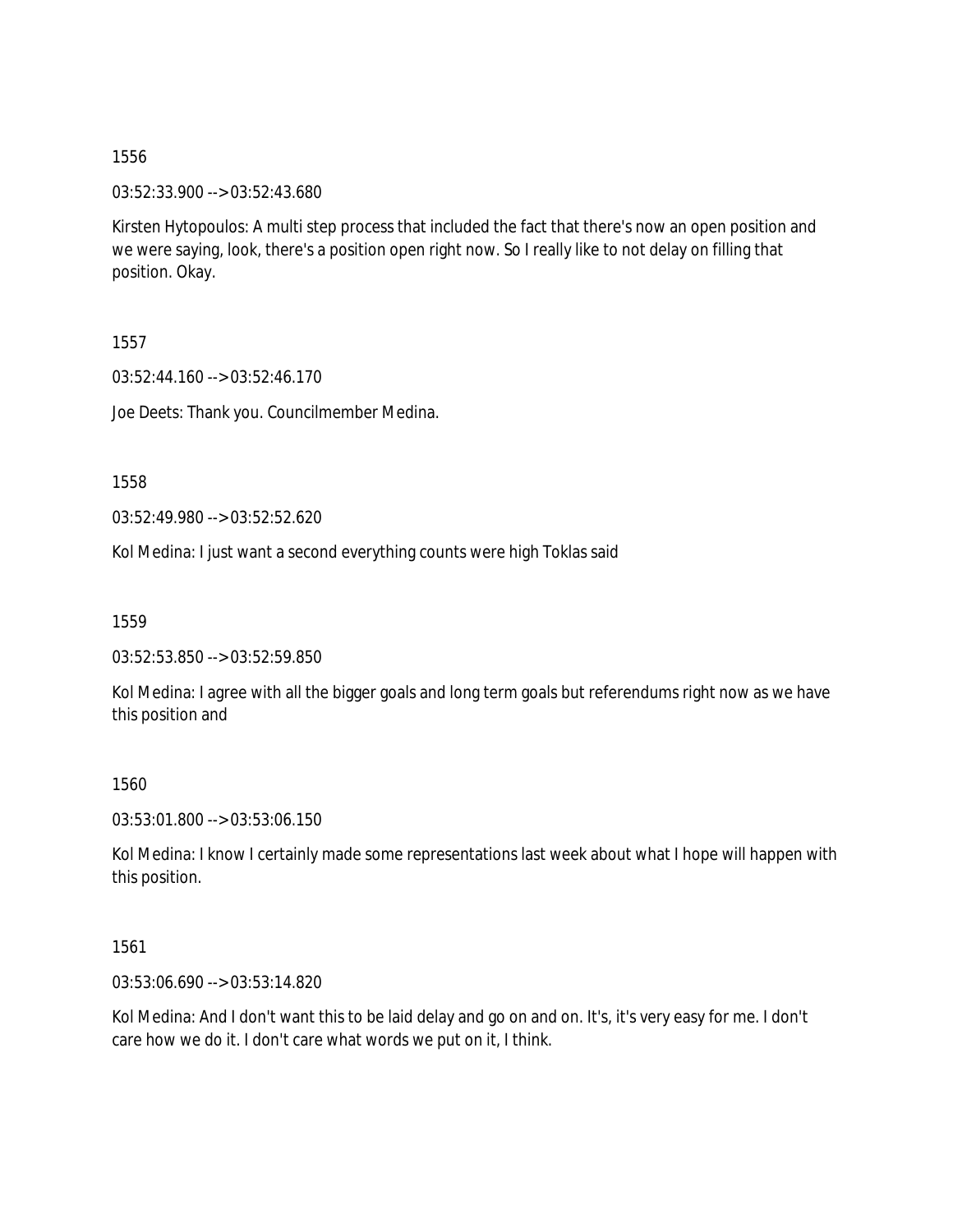1556

03:52:33.900 --> 03:52:43.680

Kirsten Hytopoulos: A multi step process that included the fact that there's now an open position and we were saying, look, there's a position open right now. So I really like to not delay on filling that position. Okay.

1557

03:52:44.160 --> 03:52:46.170

Joe Deets: Thank you. Councilmember Medina.

1558

03:52:49.980 --> 03:52:52.620

Kol Medina: I just want a second everything counts were high Toklas said

1559

03:52:53.850 --> 03:52:59.850

Kol Medina: I agree with all the bigger goals and long term goals but referendums right now as we have this position and

1560

03:53:01.800 --> 03:53:06.150

Kol Medina: I know I certainly made some representations last week about what I hope will happen with this position.

1561

03:53:06.690 --> 03:53:14.820

Kol Medina: And I don't want this to be laid delay and go on and on. It's, it's very easy for me. I don't care how we do it. I don't care what words we put on it, I think.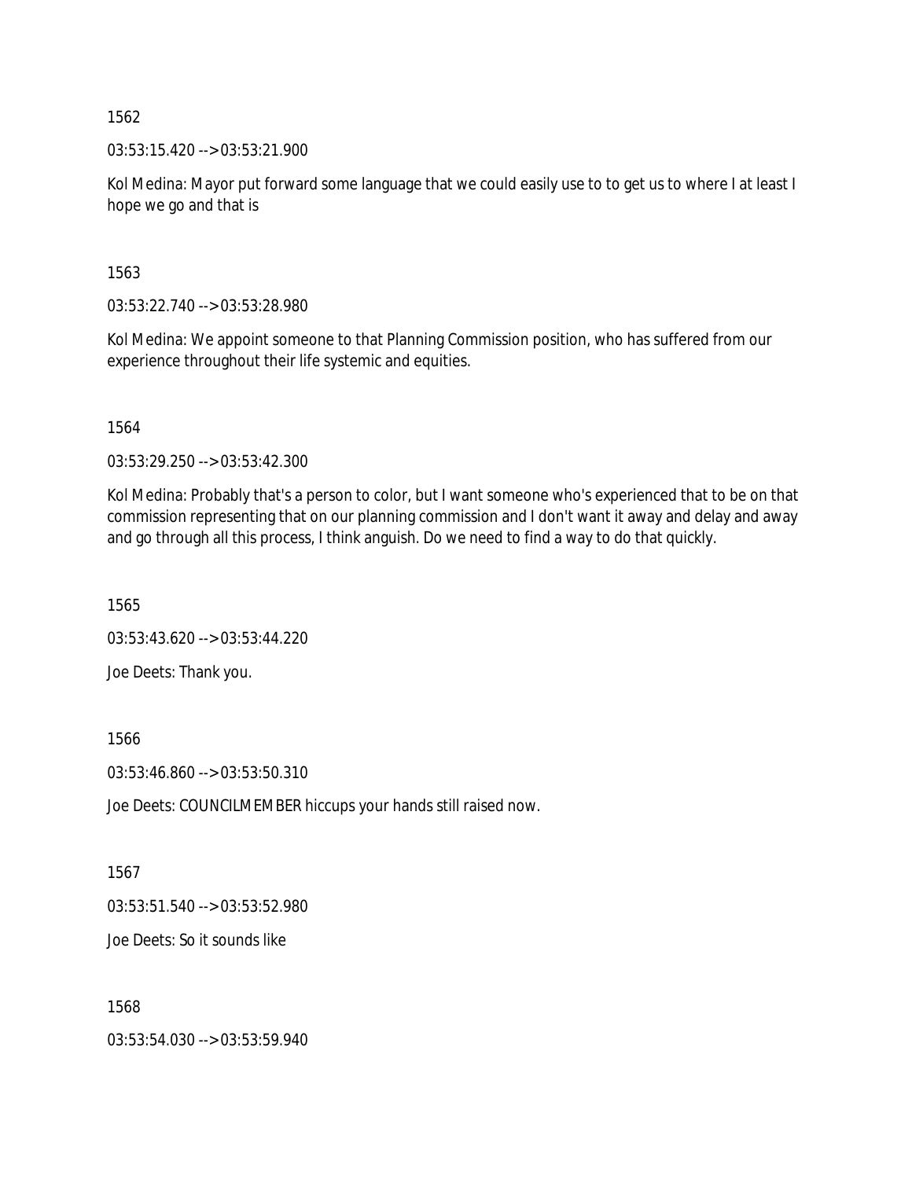1562

03:53:15.420 --> 03:53:21.900

Kol Medina: Mayor put forward some language that we could easily use to to get us to where I at least I hope we go and that is

1563

03:53:22.740 --> 03:53:28.980

Kol Medina: We appoint someone to that Planning Commission position, who has suffered from our experience throughout their life systemic and equities.

1564

03:53:29.250 --> 03:53:42.300

Kol Medina: Probably that's a person to color, but I want someone who's experienced that to be on that commission representing that on our planning commission and I don't want it away and delay and away and go through all this process, I think anguish. Do we need to find a way to do that quickly.

1565

03:53:43.620 --> 03:53:44.220

Joe Deets: Thank you.

1566

03:53:46.860 --> 03:53:50.310

Joe Deets: COUNCILMEMBER hiccups your hands still raised now.

1567

03:53:51.540 --> 03:53:52.980

Joe Deets: So it sounds like

1568

03:53:54.030 --> 03:53:59.940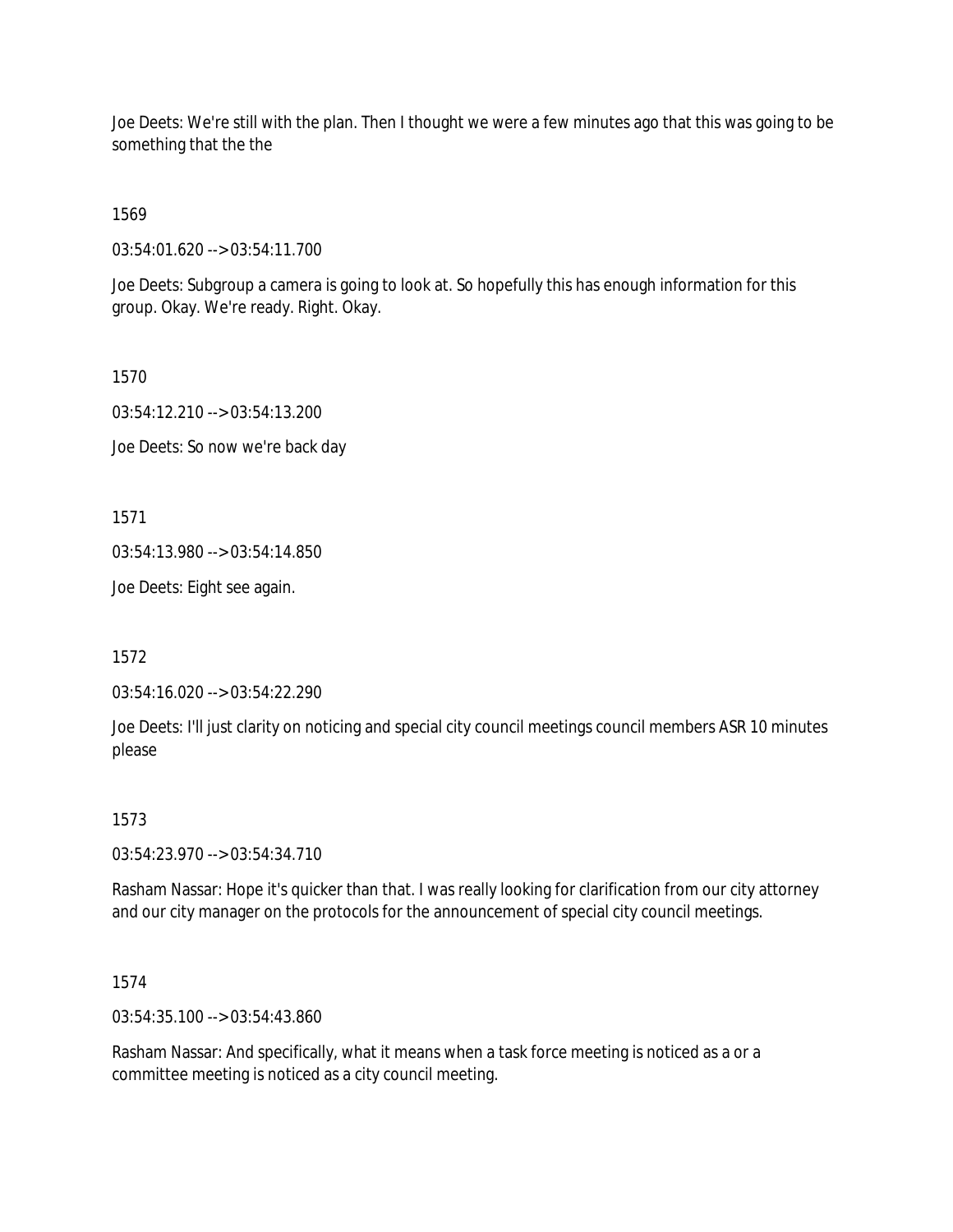Joe Deets: We're still with the plan. Then I thought we were a few minutes ago that this was going to be something that the the

1569

03:54:01.620 --> 03:54:11.700

Joe Deets: Subgroup a camera is going to look at. So hopefully this has enough information for this group. Okay. We're ready. Right. Okay.

1570

03:54:12.210 --> 03:54:13.200

Joe Deets: So now we're back day

1571

03:54:13.980 --> 03:54:14.850

Joe Deets: Eight see again.

1572

03:54:16.020 --> 03:54:22.290

Joe Deets: I'll just clarity on noticing and special city council meetings council members ASR 10 minutes please

1573

03:54:23.970 --> 03:54:34.710

Rasham Nassar: Hope it's quicker than that. I was really looking for clarification from our city attorney and our city manager on the protocols for the announcement of special city council meetings.

1574

03:54:35.100 --> 03:54:43.860

Rasham Nassar: And specifically, what it means when a task force meeting is noticed as a or a committee meeting is noticed as a city council meeting.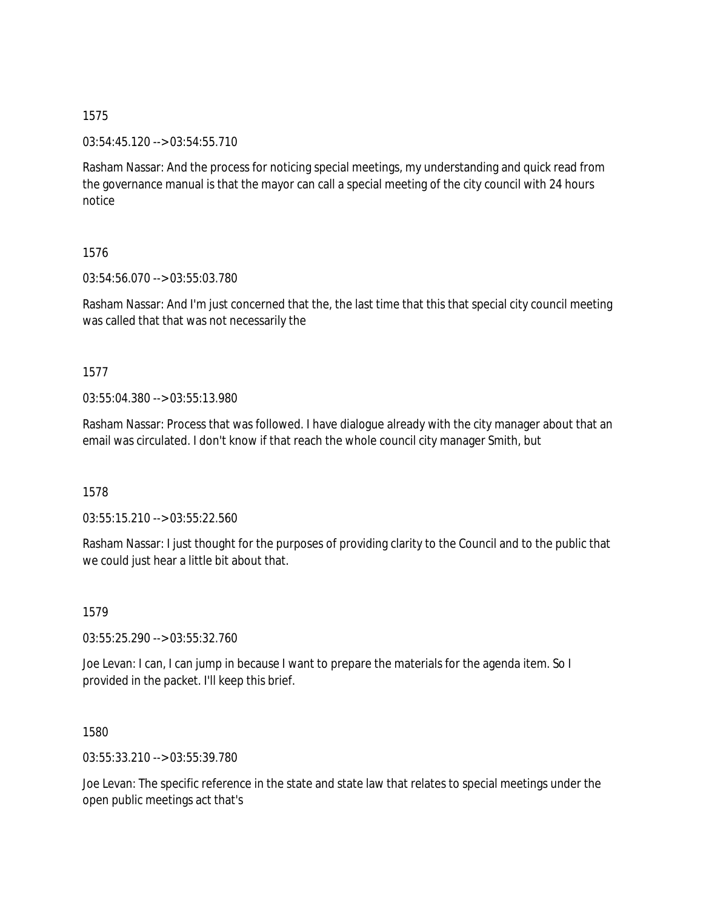1575

03:54:45.120 --> 03:54:55.710

Rasham Nassar: And the process for noticing special meetings, my understanding and quick read from the governance manual is that the mayor can call a special meeting of the city council with 24 hours notice

1576

03:54:56.070 --> 03:55:03.780

Rasham Nassar: And I'm just concerned that the, the last time that this that special city council meeting was called that that was not necessarily the

1577

03:55:04.380 --> 03:55:13.980

Rasham Nassar: Process that was followed. I have dialogue already with the city manager about that an email was circulated. I don't know if that reach the whole council city manager Smith, but

1578

03:55:15.210 --> 03:55:22.560

Rasham Nassar: I just thought for the purposes of providing clarity to the Council and to the public that we could just hear a little bit about that.

1579

03:55:25.290 --> 03:55:32.760

Joe Levan: I can, I can jump in because I want to prepare the materials for the agenda item. So I provided in the packet. I'll keep this brief.

1580

03:55:33.210 --> 03:55:39.780

Joe Levan: The specific reference in the state and state law that relates to special meetings under the open public meetings act that's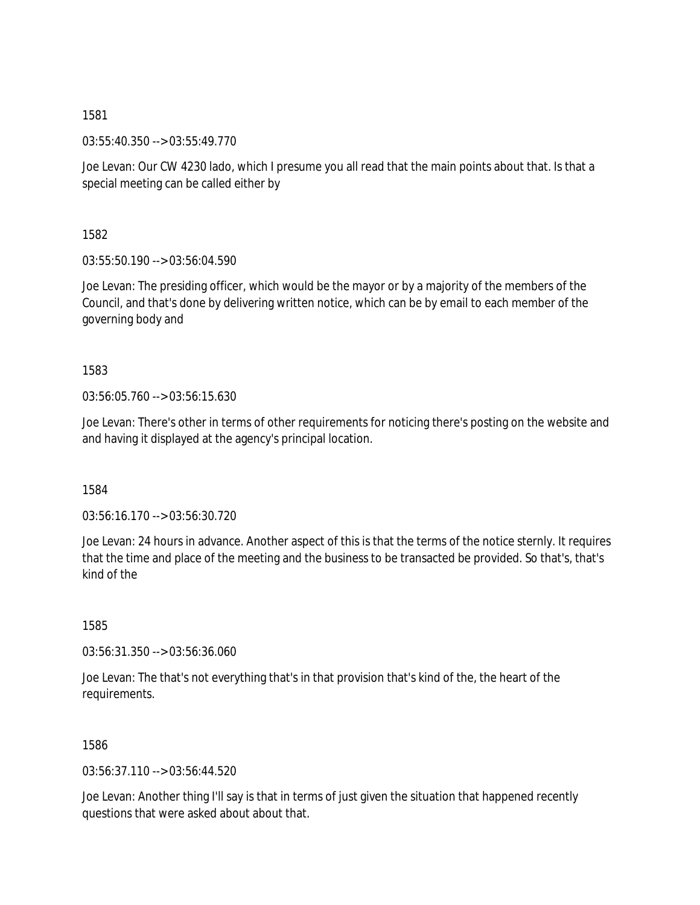1581

03:55:40.350 --> 03:55:49.770

Joe Levan: Our CW 4230 lado, which I presume you all read that the main points about that. Is that a special meeting can be called either by

1582

03:55:50.190 --> 03:56:04.590

Joe Levan: The presiding officer, which would be the mayor or by a majority of the members of the Council, and that's done by delivering written notice, which can be by email to each member of the governing body and

1583

03:56:05.760 --> 03:56:15.630

Joe Levan: There's other in terms of other requirements for noticing there's posting on the website and and having it displayed at the agency's principal location.

1584

03:56:16.170 --> 03:56:30.720

Joe Levan: 24 hours in advance. Another aspect of this is that the terms of the notice sternly. It requires that the time and place of the meeting and the business to be transacted be provided. So that's, that's kind of the

1585

03:56:31.350 --> 03:56:36.060

Joe Levan: The that's not everything that's in that provision that's kind of the, the heart of the requirements.

1586

03:56:37.110 --> 03:56:44.520

Joe Levan: Another thing I'll say is that in terms of just given the situation that happened recently questions that were asked about about that.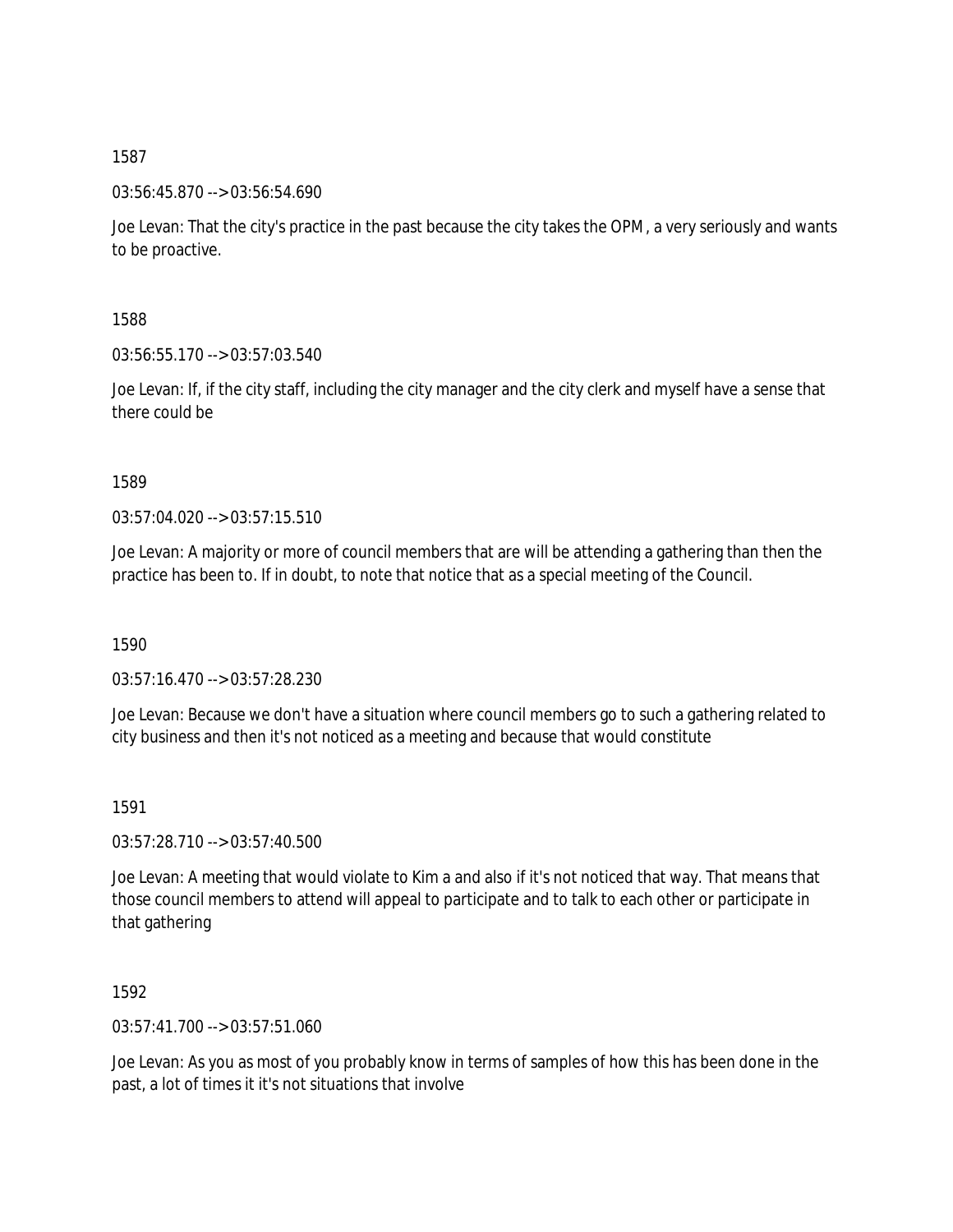1587

03:56:45.870 --> 03:56:54.690

Joe Levan: That the city's practice in the past because the city takes the OPM, a very seriously and wants to be proactive.

1588

03:56:55.170 --> 03:57:03.540

Joe Levan: If, if the city staff, including the city manager and the city clerk and myself have a sense that there could be

1589

03:57:04.020 --> 03:57:15.510

Joe Levan: A majority or more of council members that are will be attending a gathering than then the practice has been to. If in doubt, to note that notice that as a special meeting of the Council.

1590

03:57:16.470 --> 03:57:28.230

Joe Levan: Because we don't have a situation where council members go to such a gathering related to city business and then it's not noticed as a meeting and because that would constitute

1591

03:57:28.710 --> 03:57:40.500

Joe Levan: A meeting that would violate to Kim a and also if it's not noticed that way. That means that those council members to attend will appeal to participate and to talk to each other or participate in that gathering

1592

03:57:41.700 --> 03:57:51.060

Joe Levan: As you as most of you probably know in terms of samples of how this has been done in the past, a lot of times it it's not situations that involve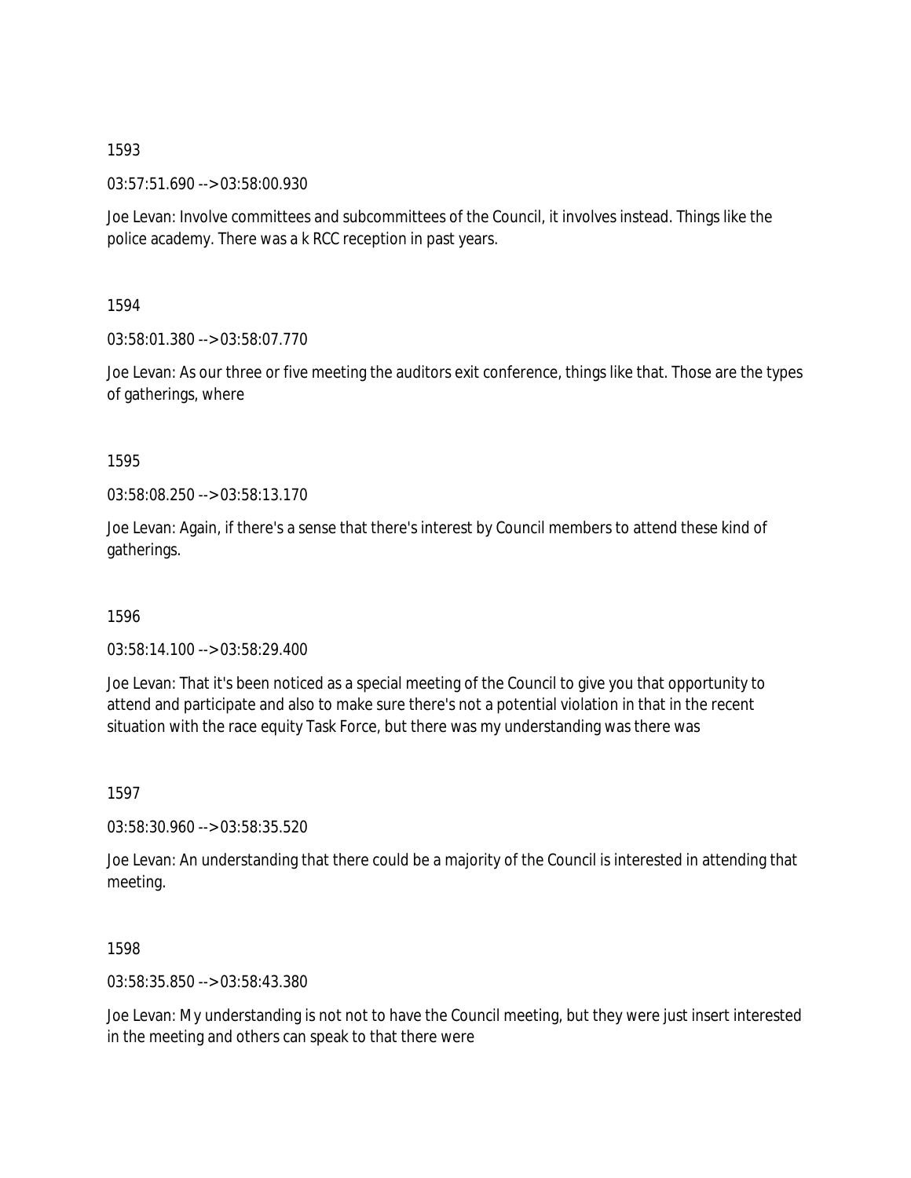1593

03:57:51.690 --> 03:58:00.930

Joe Levan: Involve committees and subcommittees of the Council, it involves instead. Things like the police academy. There was a k RCC reception in past years.

1594

03:58:01.380 --> 03:58:07.770

Joe Levan: As our three or five meeting the auditors exit conference, things like that. Those are the types of gatherings, where

1595

03:58:08.250 --> 03:58:13.170

Joe Levan: Again, if there's a sense that there's interest by Council members to attend these kind of gatherings.

1596

03:58:14.100 --> 03:58:29.400

Joe Levan: That it's been noticed as a special meeting of the Council to give you that opportunity to attend and participate and also to make sure there's not a potential violation in that in the recent situation with the race equity Task Force, but there was my understanding was there was

1597

03:58:30.960 --> 03:58:35.520

Joe Levan: An understanding that there could be a majority of the Council is interested in attending that meeting.

1598

03:58:35.850 --> 03:58:43.380

Joe Levan: My understanding is not not to have the Council meeting, but they were just insert interested in the meeting and others can speak to that there were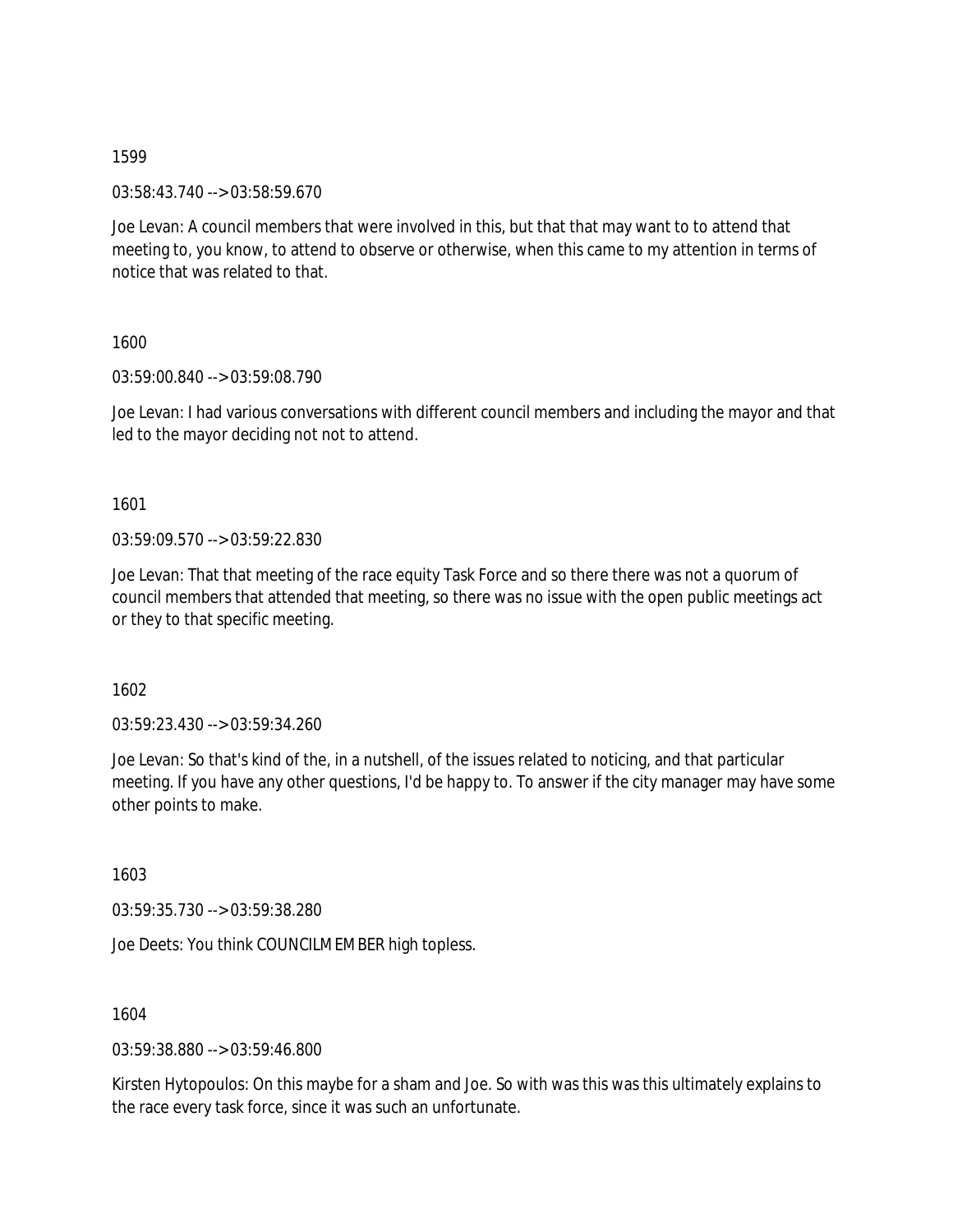1599

03:58:43.740 --> 03:58:59.670

Joe Levan: A council members that were involved in this, but that that may want to to attend that meeting to, you know, to attend to observe or otherwise, when this came to my attention in terms of notice that was related to that.

1600

03:59:00.840 --> 03:59:08.790

Joe Levan: I had various conversations with different council members and including the mayor and that led to the mayor deciding not not to attend.

1601

03:59:09.570 --> 03:59:22.830

Joe Levan: That that meeting of the race equity Task Force and so there there was not a quorum of council members that attended that meeting, so there was no issue with the open public meetings act or they to that specific meeting.

1602

03:59:23.430 --> 03:59:34.260

Joe Levan: So that's kind of the, in a nutshell, of the issues related to noticing, and that particular meeting. If you have any other questions, I'd be happy to. To answer if the city manager may have some other points to make.

1603

03:59:35.730 --> 03:59:38.280

Joe Deets: You think COUNCILMEMBER high topless.

1604

03:59:38.880 --> 03:59:46.800

Kirsten Hytopoulos: On this maybe for a sham and Joe. So with was this was this ultimately explains to the race every task force, since it was such an unfortunate.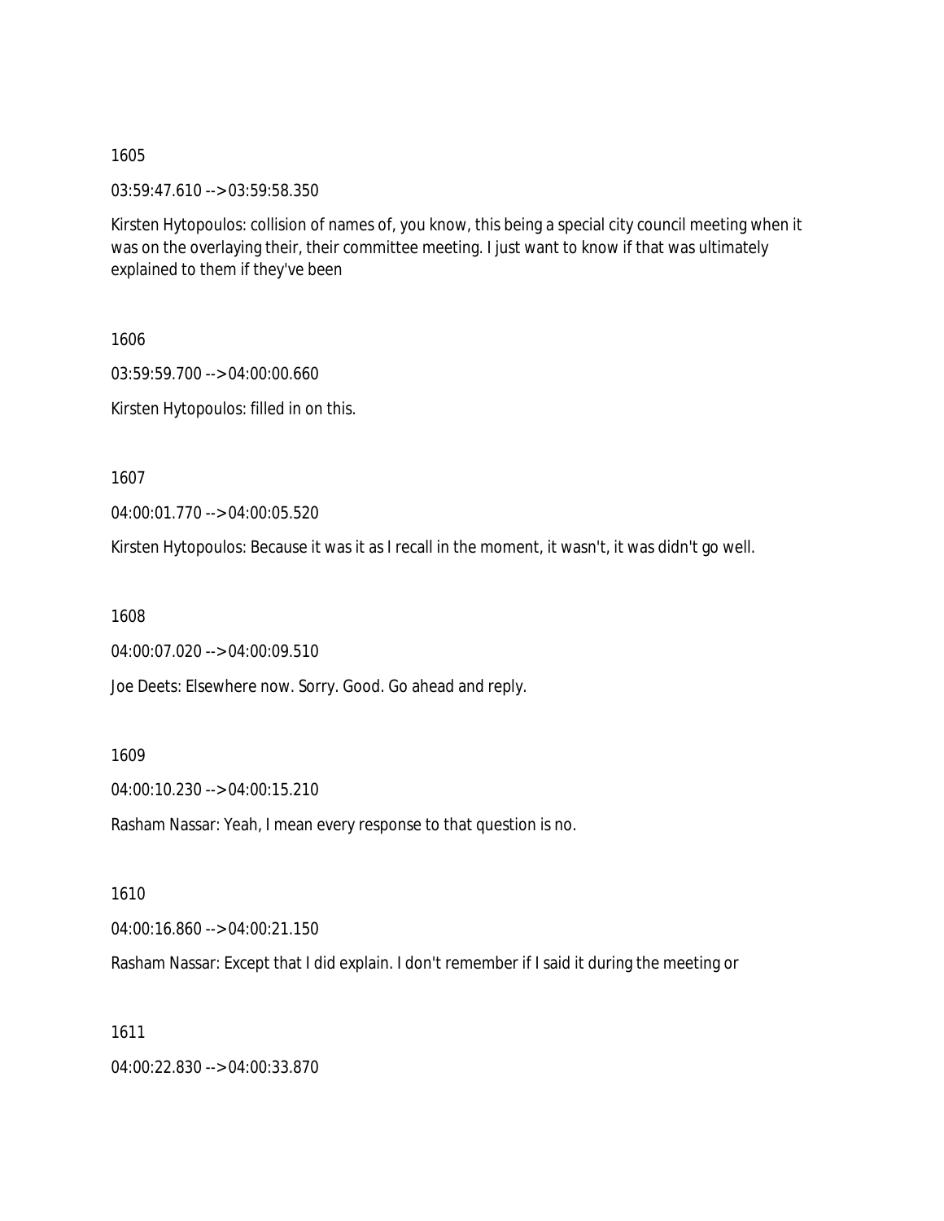1605

03:59:47.610 --> 03:59:58.350

Kirsten Hytopoulos: collision of names of, you know, this being a special city council meeting when it was on the overlaying their, their committee meeting. I just want to know if that was ultimately explained to them if they've been

1606

03:59:59.700 --> 04:00:00.660

Kirsten Hytopoulos: filled in on this.

1607

04:00:01.770 --> 04:00:05.520

Kirsten Hytopoulos: Because it was it as I recall in the moment, it wasn't, it was didn't go well.

1608

04:00:07.020 --> 04:00:09.510

Joe Deets: Elsewhere now. Sorry. Good. Go ahead and reply.

1609

04:00:10.230 --> 04:00:15.210

Rasham Nassar: Yeah, I mean every response to that question is no.

1610

04:00:16.860 --> 04:00:21.150

Rasham Nassar: Except that I did explain. I don't remember if I said it during the meeting or

1611

04:00:22.830 --> 04:00:33.870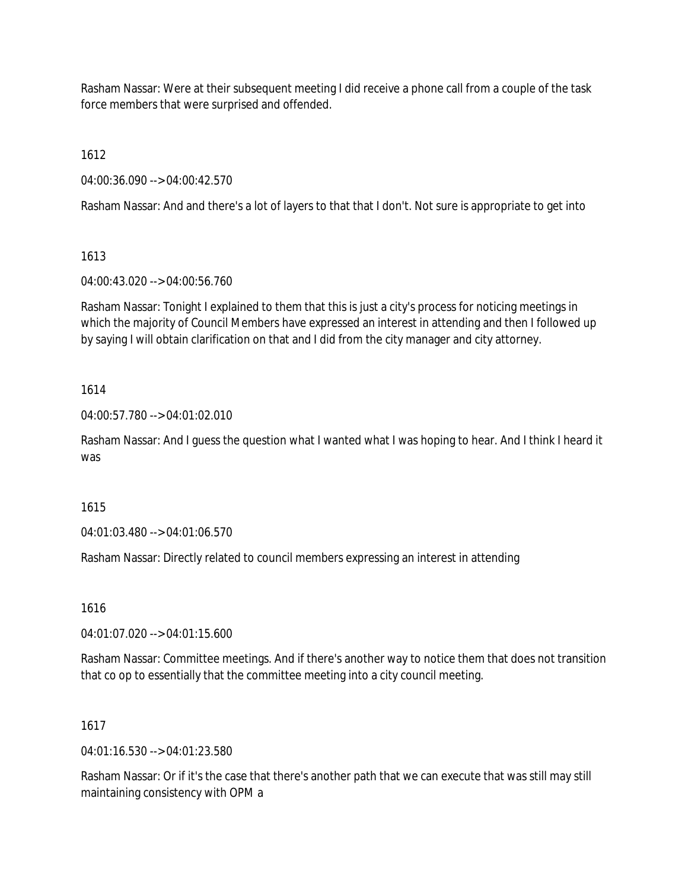Rasham Nassar: Were at their subsequent meeting I did receive a phone call from a couple of the task force members that were surprised and offended.

1612

04:00:36.090 --> 04:00:42.570

Rasham Nassar: And and there's a lot of layers to that that I don't. Not sure is appropriate to get into

1613

04:00:43.020 --> 04:00:56.760

Rasham Nassar: Tonight I explained to them that this is just a city's process for noticing meetings in which the majority of Council Members have expressed an interest in attending and then I followed up by saying I will obtain clarification on that and I did from the city manager and city attorney.

1614

04:00:57.780 --> 04:01:02.010

Rasham Nassar: And I guess the question what I wanted what I was hoping to hear. And I think I heard it was

1615

04:01:03.480 --> 04:01:06.570

Rasham Nassar: Directly related to council members expressing an interest in attending

1616

04:01:07.020 --> 04:01:15.600

Rasham Nassar: Committee meetings. And if there's another way to notice them that does not transition that co op to essentially that the committee meeting into a city council meeting.

1617

04:01:16.530 --> 04:01:23.580

Rasham Nassar: Or if it's the case that there's another path that we can execute that was still may still maintaining consistency with OPM a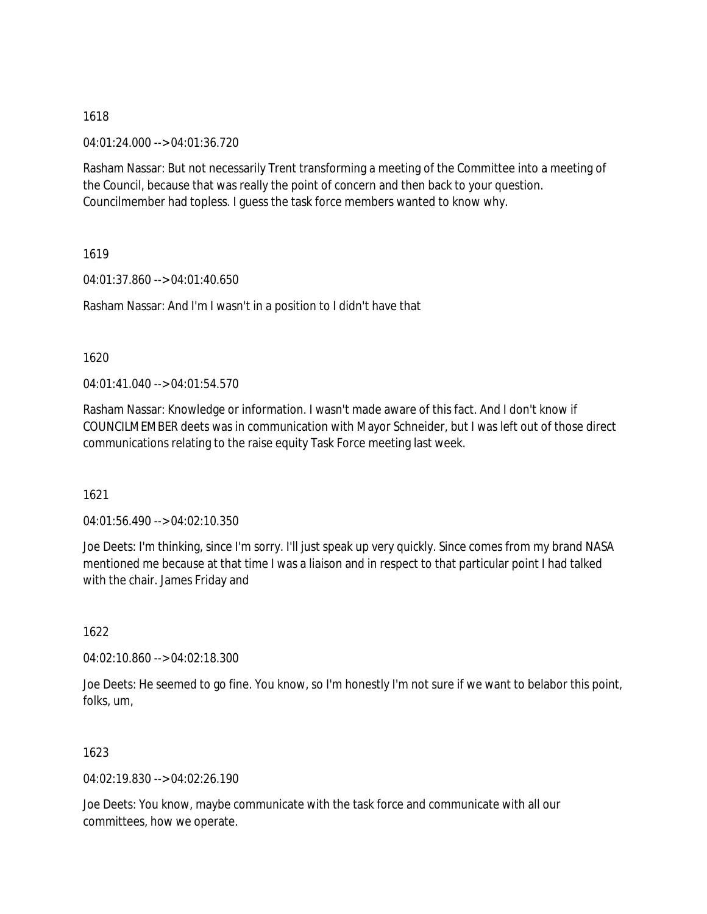1618

04:01:24.000 --> 04:01:36.720

Rasham Nassar: But not necessarily Trent transforming a meeting of the Committee into a meeting of the Council, because that was really the point of concern and then back to your question. Councilmember had topless. I guess the task force members wanted to know why.

1619

04:01:37.860 --> 04:01:40.650

Rasham Nassar: And I'm I wasn't in a position to I didn't have that

1620

04:01:41.040 --> 04:01:54.570

Rasham Nassar: Knowledge or information. I wasn't made aware of this fact. And I don't know if COUNCILMEMBER deets was in communication with Mayor Schneider, but I was left out of those direct communications relating to the raise equity Task Force meeting last week.

1621

04:01:56.490 --> 04:02:10.350

Joe Deets: I'm thinking, since I'm sorry. I'll just speak up very quickly. Since comes from my brand NASA mentioned me because at that time I was a liaison and in respect to that particular point I had talked with the chair. James Friday and

1622

04:02:10.860 --> 04:02:18.300

Joe Deets: He seemed to go fine. You know, so I'm honestly I'm not sure if we want to belabor this point, folks, um,

1623

04:02:19.830 --> 04:02:26.190

Joe Deets: You know, maybe communicate with the task force and communicate with all our committees, how we operate.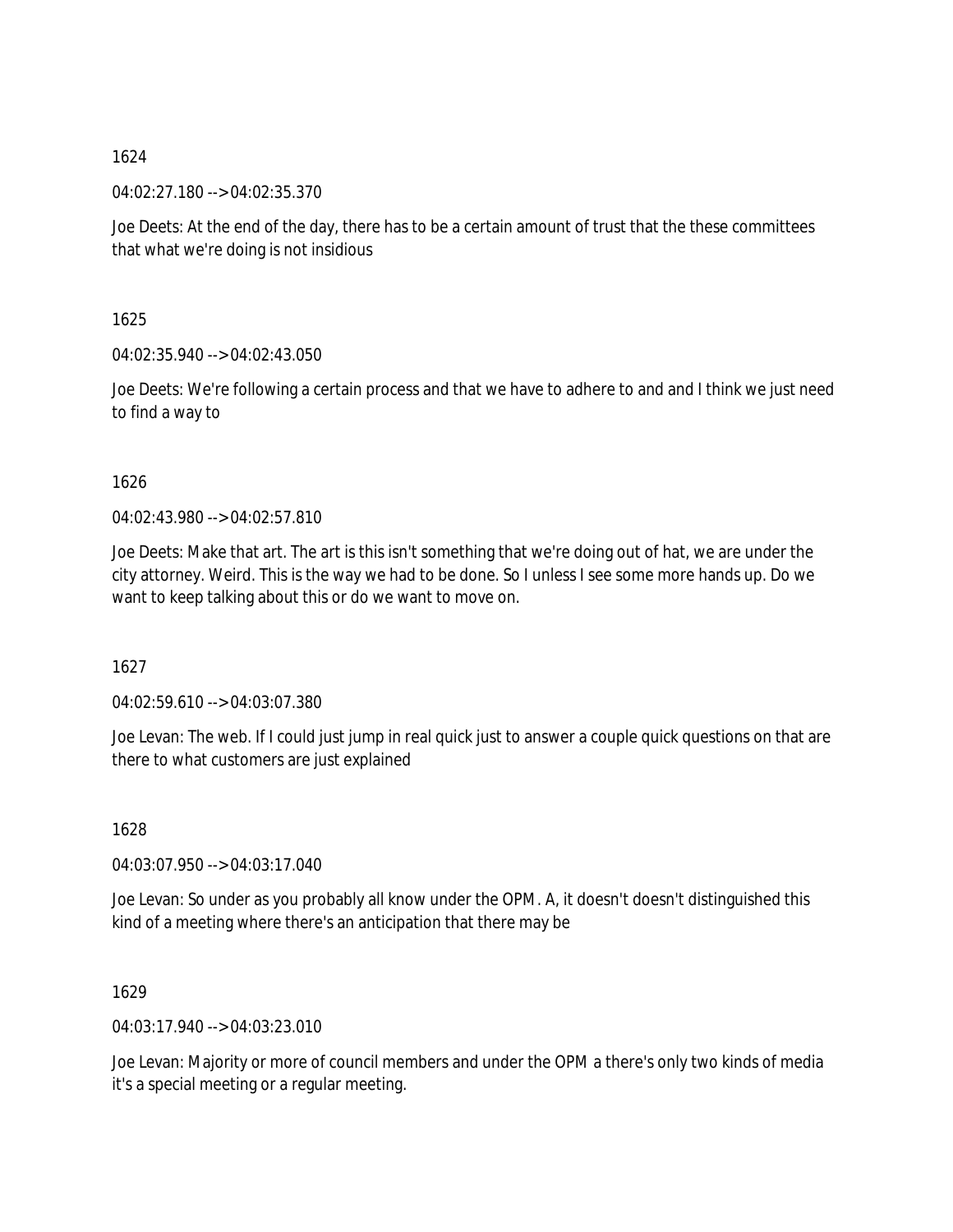1624

04:02:27.180 --> 04:02:35.370

Joe Deets: At the end of the day, there has to be a certain amount of trust that the these committees that what we're doing is not insidious

1625

04:02:35.940 --> 04:02:43.050

Joe Deets: We're following a certain process and that we have to adhere to and and I think we just need to find a way to

1626

04:02:43.980 --> 04:02:57.810

Joe Deets: Make that art. The art is this isn't something that we're doing out of hat, we are under the city attorney. Weird. This is the way we had to be done. So I unless I see some more hands up. Do we want to keep talking about this or do we want to move on.

1627

04:02:59.610 --> 04:03:07.380

Joe Levan: The web. If I could just jump in real quick just to answer a couple quick questions on that are there to what customers are just explained

1628

04:03:07.950 --> 04:03:17.040

Joe Levan: So under as you probably all know under the OPM. A, it doesn't doesn't distinguished this kind of a meeting where there's an anticipation that there may be

1629

04:03:17.940 --> 04:03:23.010

Joe Levan: Majority or more of council members and under the OPM a there's only two kinds of media it's a special meeting or a regular meeting.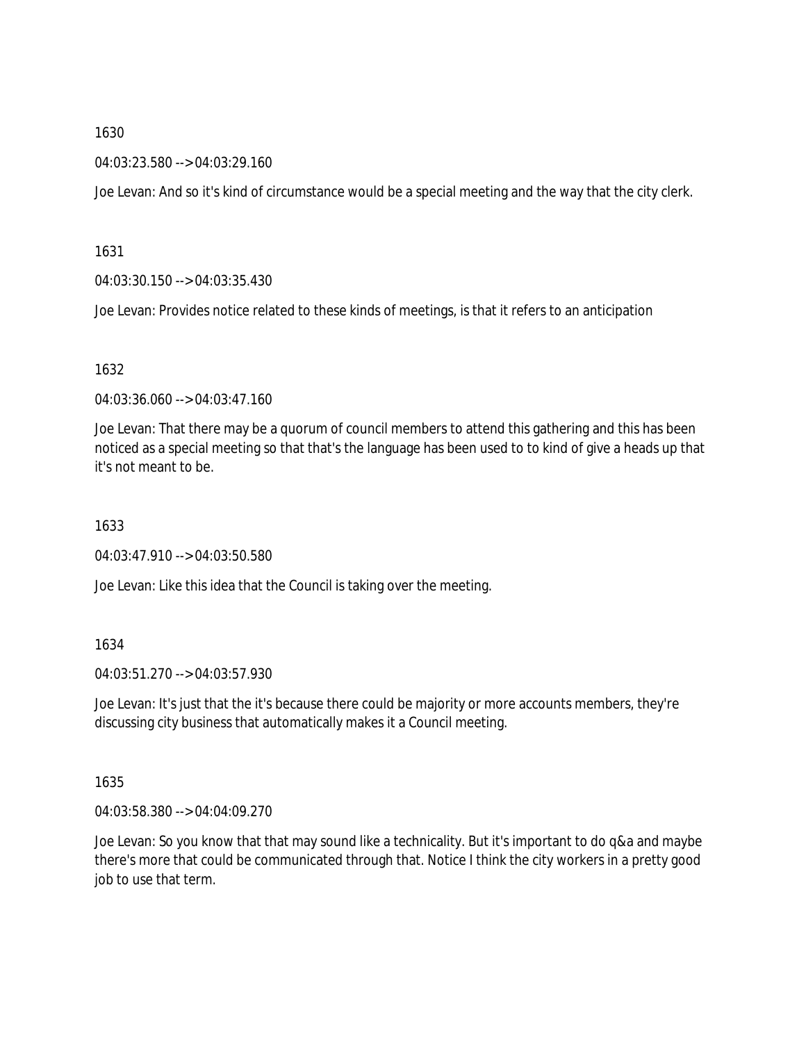1630

04:03:23.580 --> 04:03:29.160

Joe Levan: And so it's kind of circumstance would be a special meeting and the way that the city clerk.

1631

04:03:30.150 --> 04:03:35.430

Joe Levan: Provides notice related to these kinds of meetings, is that it refers to an anticipation

1632

04:03:36.060 --> 04:03:47.160

Joe Levan: That there may be a quorum of council members to attend this gathering and this has been noticed as a special meeting so that that's the language has been used to to kind of give a heads up that it's not meant to be.

1633

04:03:47.910 --> 04:03:50.580

Joe Levan: Like this idea that the Council is taking over the meeting.

1634

04:03:51.270 --> 04:03:57.930

Joe Levan: It's just that the it's because there could be majority or more accounts members, they're discussing city business that automatically makes it a Council meeting.

1635

04:03:58.380 --> 04:04:09.270

Joe Levan: So you know that that may sound like a technicality. But it's important to do q&a and maybe there's more that could be communicated through that. Notice I think the city workers in a pretty good job to use that term.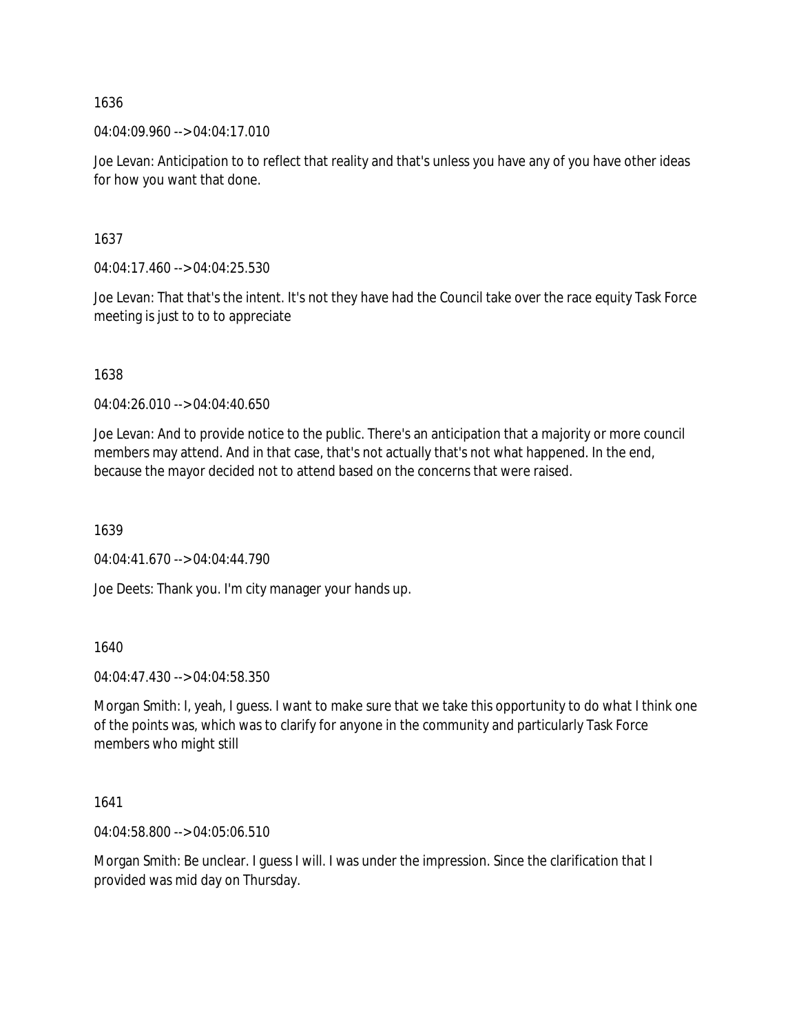1636

04:04:09.960 --> 04:04:17.010

Joe Levan: Anticipation to to reflect that reality and that's unless you have any of you have other ideas for how you want that done.

1637

04:04:17.460 --> 04:04:25.530

Joe Levan: That that's the intent. It's not they have had the Council take over the race equity Task Force meeting is just to to to appreciate

1638

04:04:26.010 --> 04:04:40.650

Joe Levan: And to provide notice to the public. There's an anticipation that a majority or more council members may attend. And in that case, that's not actually that's not what happened. In the end, because the mayor decided not to attend based on the concerns that were raised.

1639

04:04:41.670 --> 04:04:44.790

Joe Deets: Thank you. I'm city manager your hands up.

1640

04:04:47.430 --> 04:04:58.350

Morgan Smith: I, yeah, I guess. I want to make sure that we take this opportunity to do what I think one of the points was, which was to clarify for anyone in the community and particularly Task Force members who might still

1641

04:04:58.800 --> 04:05:06.510

Morgan Smith: Be unclear. I guess I will. I was under the impression. Since the clarification that I provided was mid day on Thursday.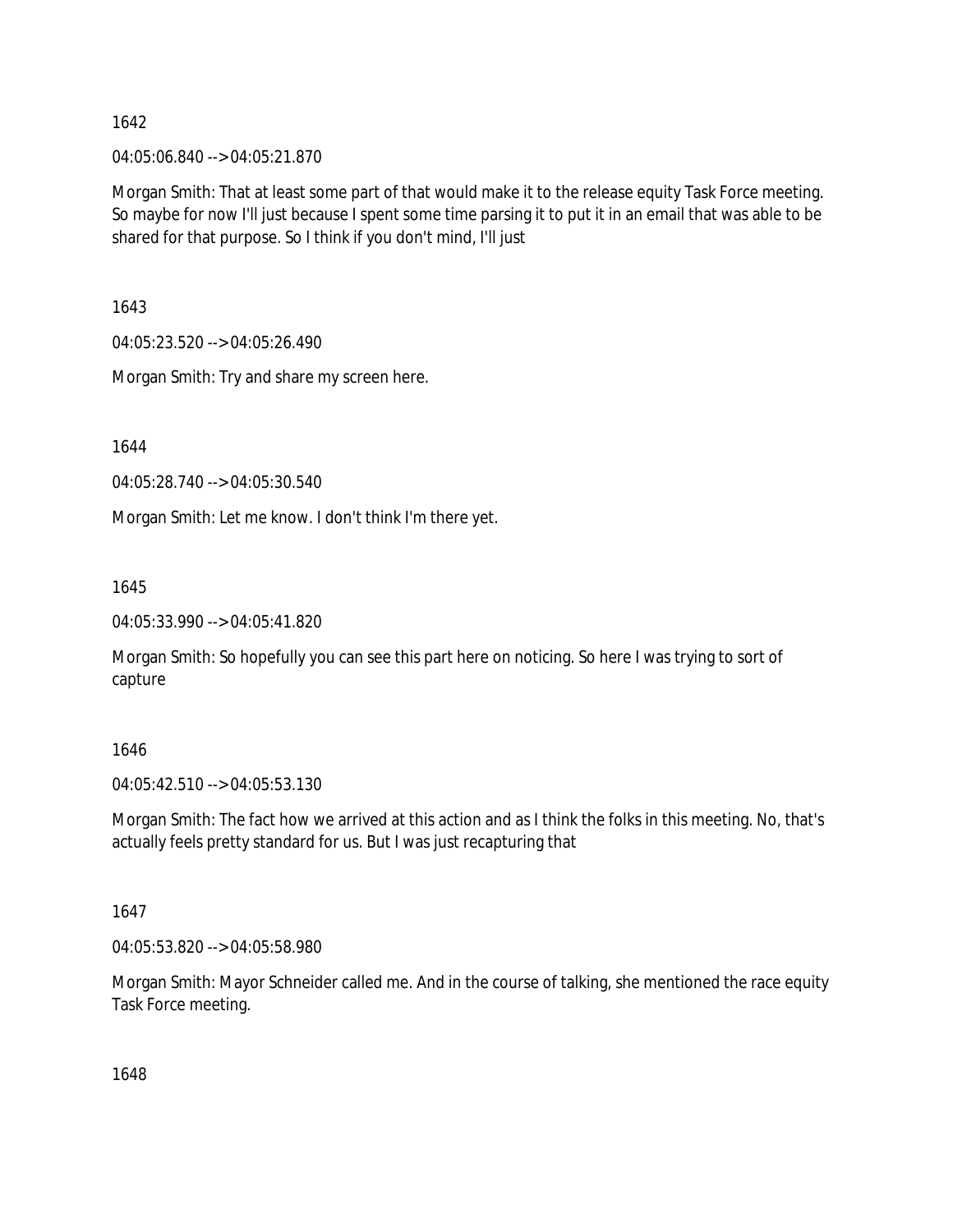1642

04:05:06.840 --> 04:05:21.870

Morgan Smith: That at least some part of that would make it to the release equity Task Force meeting. So maybe for now I'll just because I spent some time parsing it to put it in an email that was able to be shared for that purpose. So I think if you don't mind, I'll just

1643

04:05:23.520 --> 04:05:26.490

Morgan Smith: Try and share my screen here.

1644

04:05:28.740 --> 04:05:30.540

Morgan Smith: Let me know. I don't think I'm there yet.

1645

04:05:33.990 --> 04:05:41.820

Morgan Smith: So hopefully you can see this part here on noticing. So here I was trying to sort of capture

1646

04:05:42.510 --> 04:05:53.130

Morgan Smith: The fact how we arrived at this action and as I think the folks in this meeting. No, that's actually feels pretty standard for us. But I was just recapturing that

1647

04:05:53.820 --> 04:05:58.980

Morgan Smith: Mayor Schneider called me. And in the course of talking, she mentioned the race equity Task Force meeting.

1648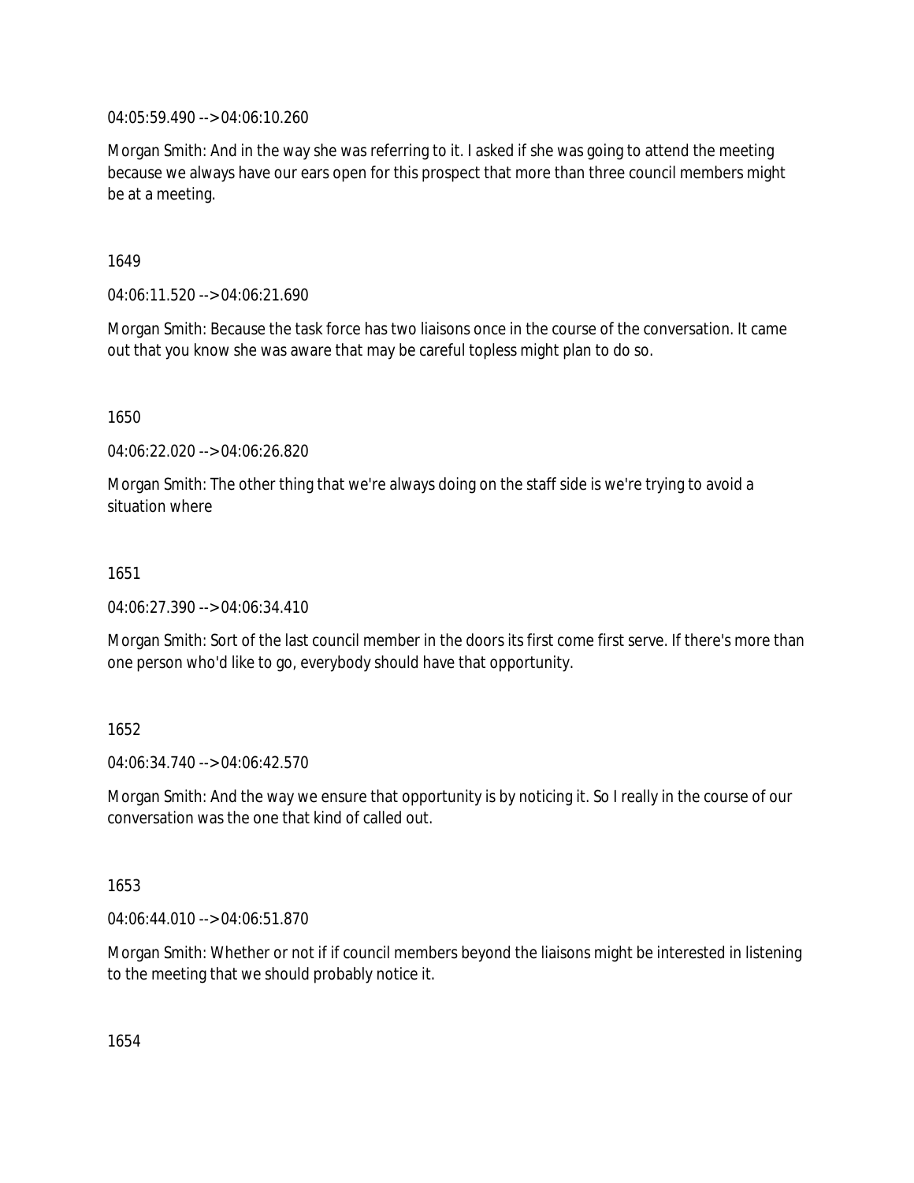04:05:59.490 --> 04:06:10.260

Morgan Smith: And in the way she was referring to it. I asked if she was going to attend the meeting because we always have our ears open for this prospect that more than three council members might be at a meeting.

1649

04:06:11.520 --> 04:06:21.690

Morgan Smith: Because the task force has two liaisons once in the course of the conversation. It came out that you know she was aware that may be careful topless might plan to do so.

1650

04:06:22.020 --> 04:06:26.820

Morgan Smith: The other thing that we're always doing on the staff side is we're trying to avoid a situation where

1651

04:06:27.390 --> 04:06:34.410

Morgan Smith: Sort of the last council member in the doors its first come first serve. If there's more than one person who'd like to go, everybody should have that opportunity.

1652

04:06:34.740 --> 04:06:42.570

Morgan Smith: And the way we ensure that opportunity is by noticing it. So I really in the course of our conversation was the one that kind of called out.

1653

04:06:44.010 --> 04:06:51.870

Morgan Smith: Whether or not if if council members beyond the liaisons might be interested in listening to the meeting that we should probably notice it.

1654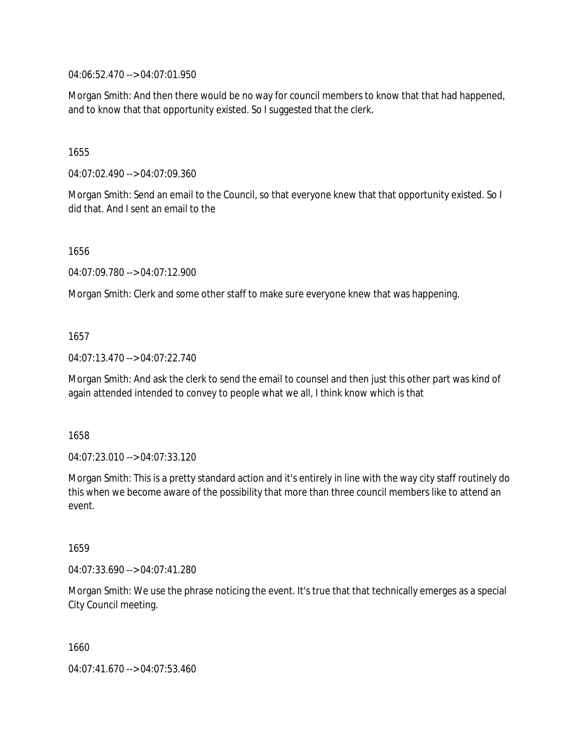04:06:52.470 --> 04:07:01.950

Morgan Smith: And then there would be no way for council members to know that that had happened, and to know that that opportunity existed. So I suggested that the clerk.

1655

04:07:02.490 --> 04:07:09.360

Morgan Smith: Send an email to the Council, so that everyone knew that that opportunity existed. So I did that. And I sent an email to the

1656

04:07:09.780 --> 04:07:12.900

Morgan Smith: Clerk and some other staff to make sure everyone knew that was happening.

1657

04:07:13.470 --> 04:07:22.740

Morgan Smith: And ask the clerk to send the email to counsel and then just this other part was kind of again attended intended to convey to people what we all, I think know which is that

1658

04:07:23.010 --> 04:07:33.120

Morgan Smith: This is a pretty standard action and it's entirely in line with the way city staff routinely do this when we become aware of the possibility that more than three council members like to attend an event.

1659

04:07:33.690 --> 04:07:41.280

Morgan Smith: We use the phrase noticing the event. It's true that that technically emerges as a special City Council meeting.

1660

04:07:41.670 --> 04:07:53.460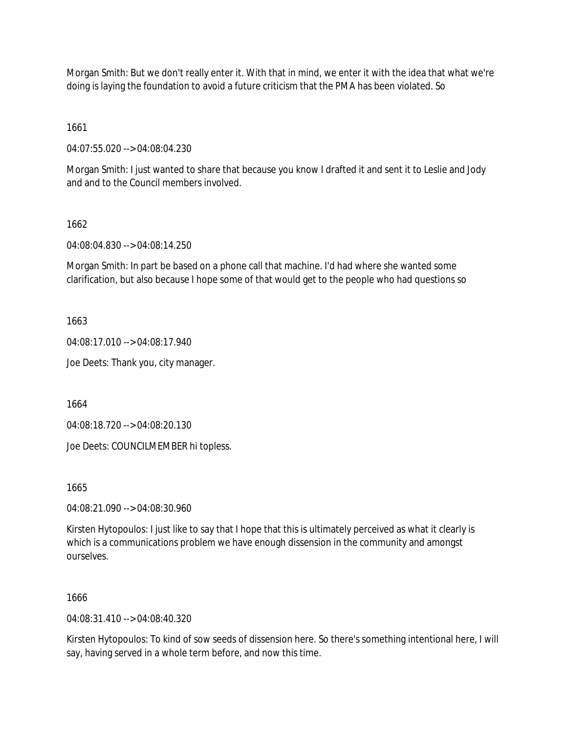Morgan Smith: But we don't really enter it. With that in mind, we enter it with the idea that what we're doing is laying the foundation to avoid a future criticism that the PMA has been violated. So

1661

04:07:55.020 --> 04:08:04.230

Morgan Smith: I just wanted to share that because you know I drafted it and sent it to Leslie and Jody and and to the Council members involved.

1662

04:08:04.830 --> 04:08:14.250

Morgan Smith: In part be based on a phone call that machine. I'd had where she wanted some clarification, but also because I hope some of that would get to the people who had questions so

1663

04:08:17.010 --> 04:08:17.940

Joe Deets: Thank you, city manager.

1664

04:08:18.720 --> 04:08:20.130

Joe Deets: COUNCILMEMBER hi topless.

1665

04:08:21.090 --> 04:08:30.960

Kirsten Hytopoulos: I just like to say that I hope that this is ultimately perceived as what it clearly is which is a communications problem we have enough dissension in the community and amongst ourselves.

1666

04:08:31.410 --> 04:08:40.320

Kirsten Hytopoulos: To kind of sow seeds of dissension here. So there's something intentional here, I will say, having served in a whole term before, and now this time.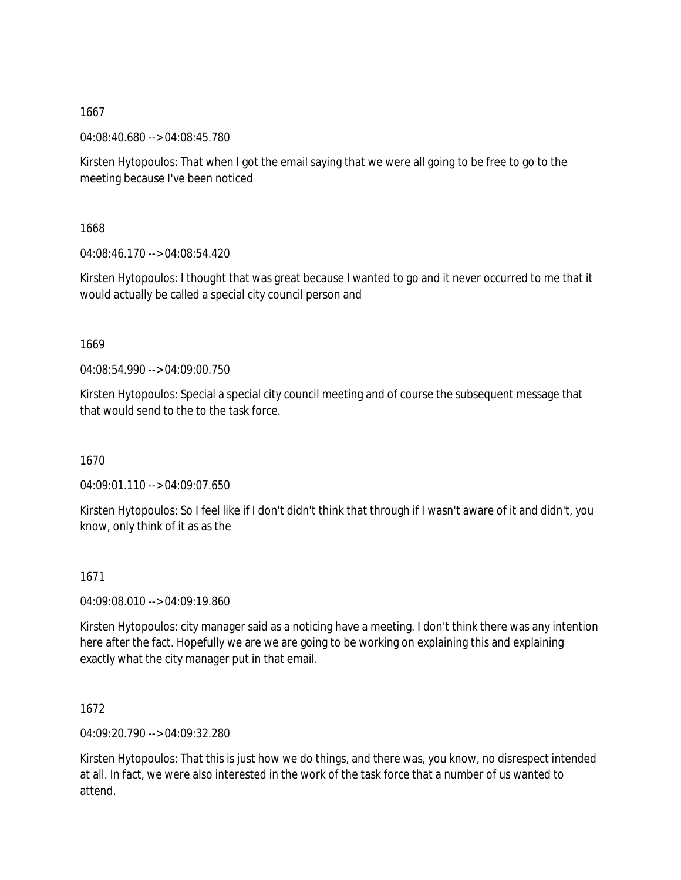1667

04:08:40.680 --> 04:08:45.780

Kirsten Hytopoulos: That when I got the email saying that we were all going to be free to go to the meeting because I've been noticed

1668

04:08:46.170 --> 04:08:54.420

Kirsten Hytopoulos: I thought that was great because I wanted to go and it never occurred to me that it would actually be called a special city council person and

1669

04:08:54.990 --> 04:09:00.750

Kirsten Hytopoulos: Special a special city council meeting and of course the subsequent message that that would send to the to the task force.

1670

04:09:01.110 --> 04:09:07.650

Kirsten Hytopoulos: So I feel like if I don't didn't think that through if I wasn't aware of it and didn't, you know, only think of it as as the

1671

04:09:08.010 --> 04:09:19.860

Kirsten Hytopoulos: city manager said as a noticing have a meeting. I don't think there was any intention here after the fact. Hopefully we are we are going to be working on explaining this and explaining exactly what the city manager put in that email.

1672

04:09:20.790 --> 04:09:32.280

Kirsten Hytopoulos: That this is just how we do things, and there was, you know, no disrespect intended at all. In fact, we were also interested in the work of the task force that a number of us wanted to attend.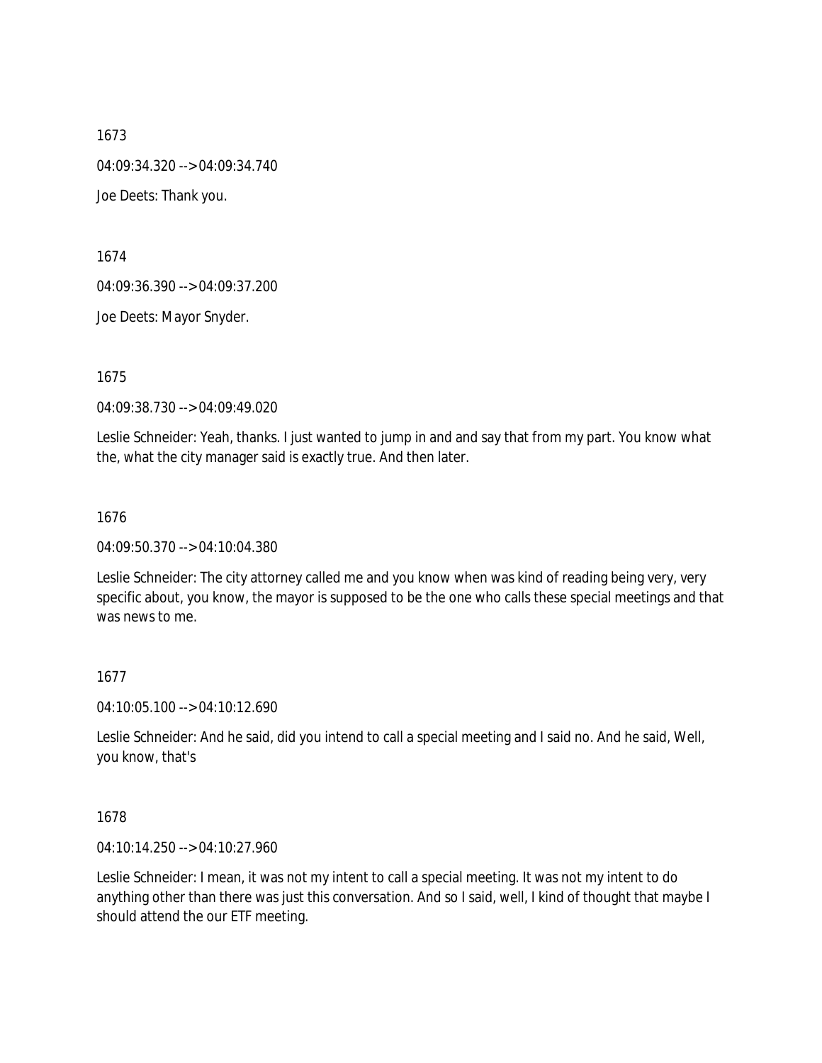1673

04:09:34.320 --> 04:09:34.740

Joe Deets: Thank you.

1674

04:09:36.390 --> 04:09:37.200

Joe Deets: Mayor Snyder.

1675

04:09:38.730 --> 04:09:49.020

Leslie Schneider: Yeah, thanks. I just wanted to jump in and and say that from my part. You know what the, what the city manager said is exactly true. And then later.

1676

04:09:50.370 --> 04:10:04.380

Leslie Schneider: The city attorney called me and you know when was kind of reading being very, very specific about, you know, the mayor is supposed to be the one who calls these special meetings and that was news to me.

1677

04:10:05.100 --> 04:10:12.690

Leslie Schneider: And he said, did you intend to call a special meeting and I said no. And he said, Well, you know, that's

1678

04:10:14.250 --> 04:10:27.960

Leslie Schneider: I mean, it was not my intent to call a special meeting. It was not my intent to do anything other than there was just this conversation. And so I said, well, I kind of thought that maybe I should attend the our ETF meeting.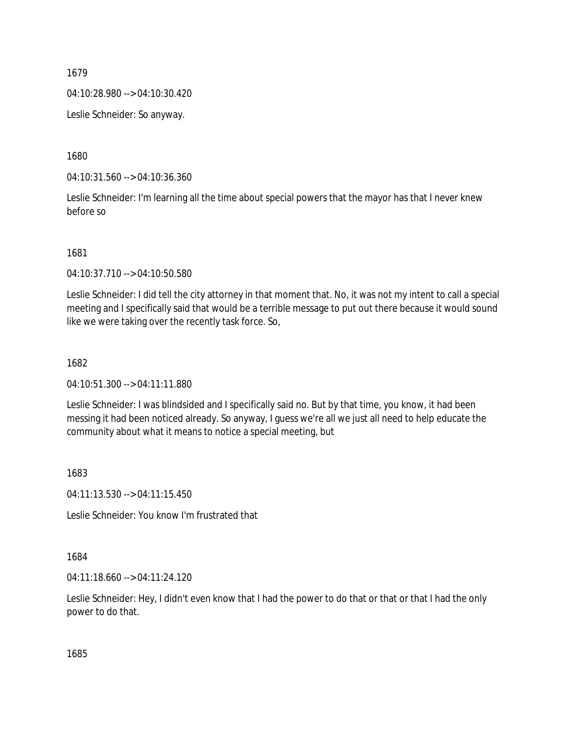1679

04:10:28.980 --> 04:10:30.420

Leslie Schneider: So anyway.

1680

04:10:31.560 --> 04:10:36.360

Leslie Schneider: I'm learning all the time about special powers that the mayor has that I never knew before so

1681

04:10:37.710 --> 04:10:50.580

Leslie Schneider: I did tell the city attorney in that moment that. No, it was not my intent to call a special meeting and I specifically said that would be a terrible message to put out there because it would sound like we were taking over the recently task force. So,

1682

04:10:51.300 --> 04:11:11.880

Leslie Schneider: I was blindsided and I specifically said no. But by that time, you know, it had been messing it had been noticed already. So anyway, I guess we're all we just all need to help educate the community about what it means to notice a special meeting, but

1683

04:11:13.530 --> 04:11:15.450

Leslie Schneider: You know I'm frustrated that

1684

04:11:18.660 --> 04:11:24.120

Leslie Schneider: Hey, I didn't even know that I had the power to do that or that or that I had the only power to do that.

1685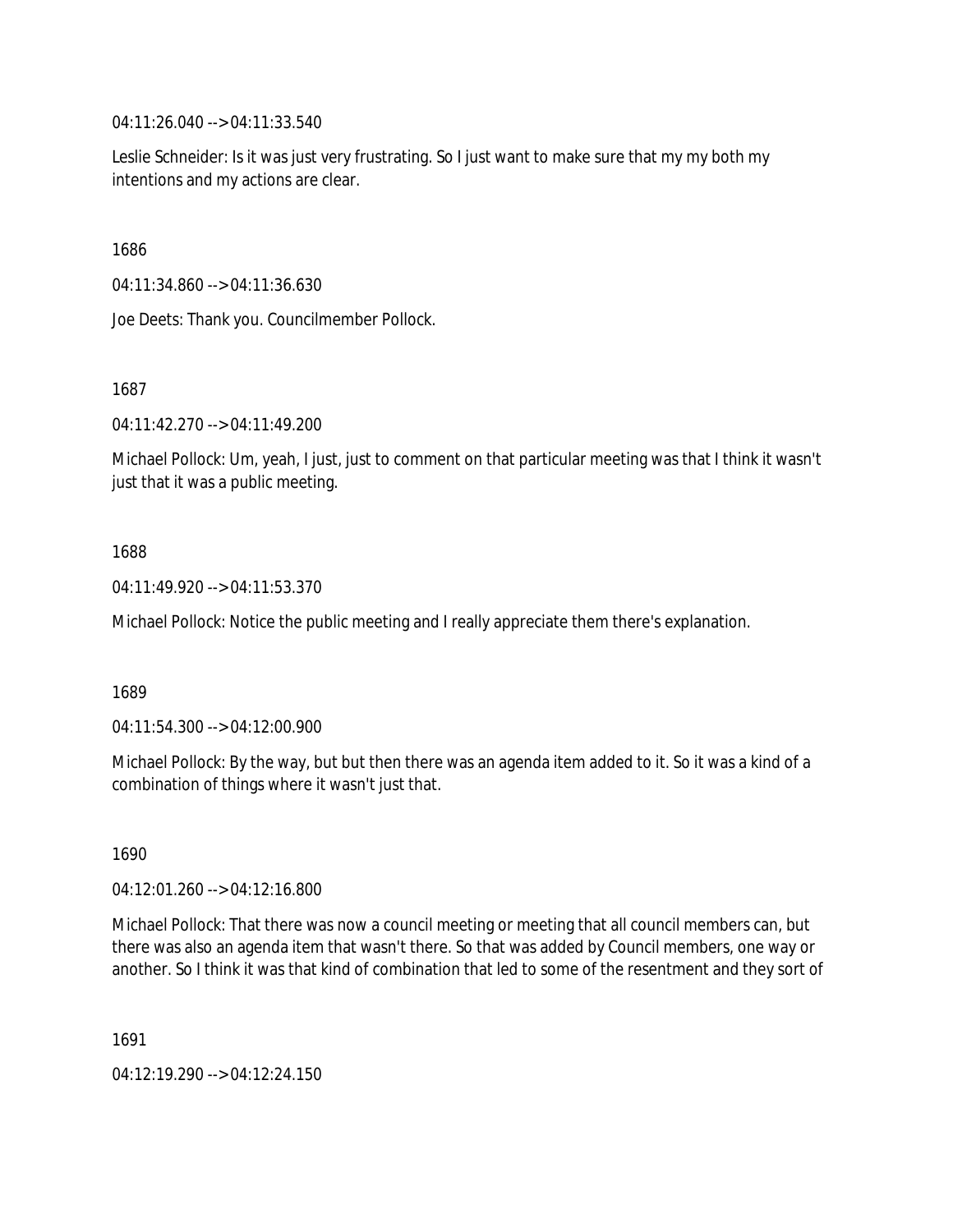04:11:26.040 --> 04:11:33.540

Leslie Schneider: Is it was just very frustrating. So I just want to make sure that my my both my intentions and my actions are clear.

1686

04:11:34.860 --> 04:11:36.630

Joe Deets: Thank you. Councilmember Pollock.

1687

04:11:42.270 --> 04:11:49.200

Michael Pollock: Um, yeah, I just, just to comment on that particular meeting was that I think it wasn't just that it was a public meeting.

1688

04:11:49.920 --> 04:11:53.370

Michael Pollock: Notice the public meeting and I really appreciate them there's explanation.

1689

04:11:54.300 --> 04:12:00.900

Michael Pollock: By the way, but but then there was an agenda item added to it. So it was a kind of a combination of things where it wasn't just that.

1690

04:12:01.260 --> 04:12:16.800

Michael Pollock: That there was now a council meeting or meeting that all council members can, but there was also an agenda item that wasn't there. So that was added by Council members, one way or another. So I think it was that kind of combination that led to some of the resentment and they sort of

1691

04:12:19.290 --> 04:12:24.150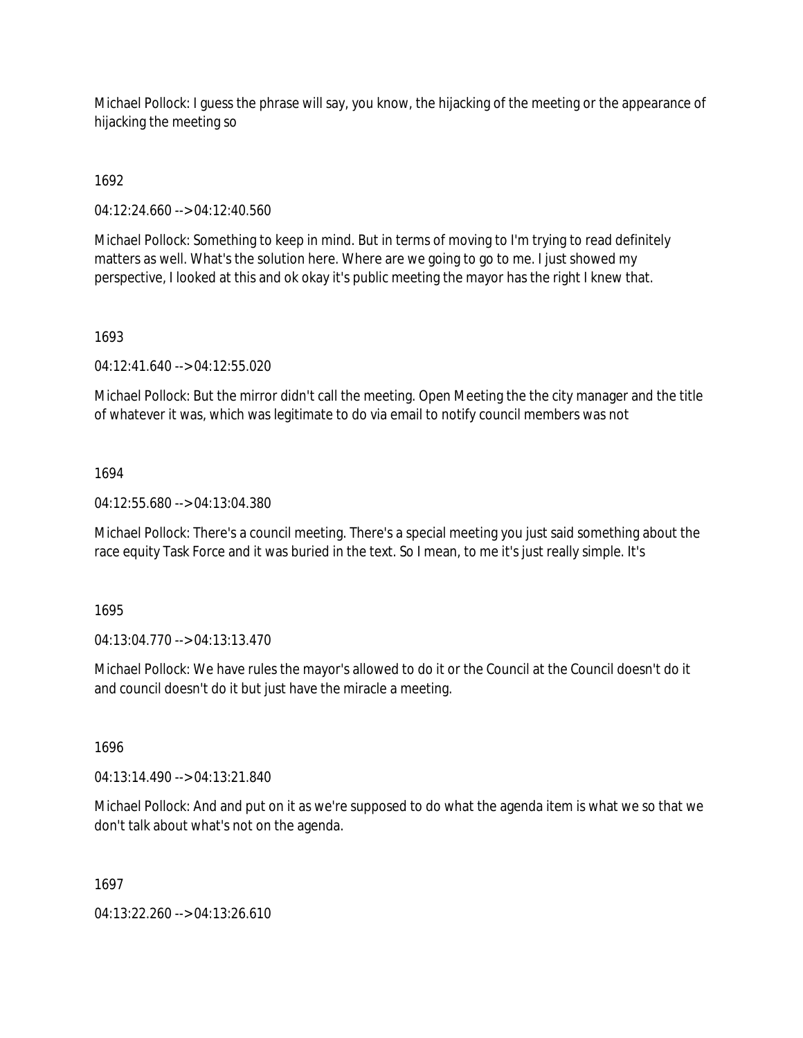Michael Pollock: I guess the phrase will say, you know, the hijacking of the meeting or the appearance of hijacking the meeting so

1692

04:12:24.660 --> 04:12:40.560

Michael Pollock: Something to keep in mind. But in terms of moving to I'm trying to read definitely matters as well. What's the solution here. Where are we going to go to me. I just showed my perspective, I looked at this and ok okay it's public meeting the mayor has the right I knew that.

1693

04:12:41.640 --> 04:12:55.020

Michael Pollock: But the mirror didn't call the meeting. Open Meeting the the city manager and the title of whatever it was, which was legitimate to do via email to notify council members was not

1694

04:12:55.680 --> 04:13:04.380

Michael Pollock: There's a council meeting. There's a special meeting you just said something about the race equity Task Force and it was buried in the text. So I mean, to me it's just really simple. It's

1695

04:13:04.770 --> 04:13:13.470

Michael Pollock: We have rules the mayor's allowed to do it or the Council at the Council doesn't do it and council doesn't do it but just have the miracle a meeting.

1696

04:13:14.490 --> 04:13:21.840

Michael Pollock: And and put on it as we're supposed to do what the agenda item is what we so that we don't talk about what's not on the agenda.

1697

04:13:22.260 --> 04:13:26.610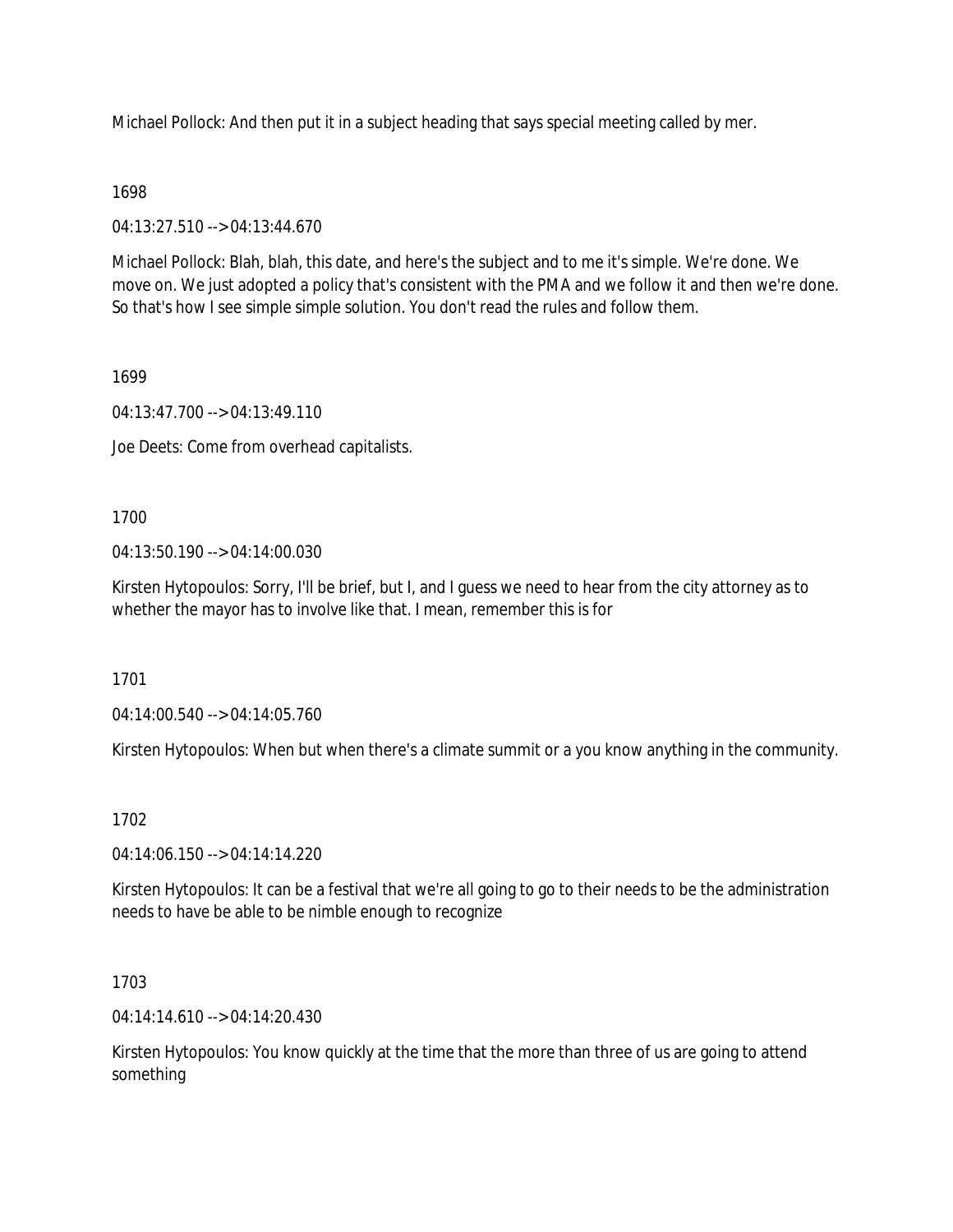Michael Pollock: And then put it in a subject heading that says special meeting called by mer.

1698

04:13:27.510 --> 04:13:44.670

Michael Pollock: Blah, blah, this date, and here's the subject and to me it's simple. We're done. We move on. We just adopted a policy that's consistent with the PMA and we follow it and then we're done. So that's how I see simple simple solution. You don't read the rules and follow them.

1699

04:13:47.700 --> 04:13:49.110

Joe Deets: Come from overhead capitalists.

1700

04:13:50.190 --> 04:14:00.030

Kirsten Hytopoulos: Sorry, I'll be brief, but I, and I guess we need to hear from the city attorney as to whether the mayor has to involve like that. I mean, remember this is for

1701

04:14:00.540 --> 04:14:05.760

Kirsten Hytopoulos: When but when there's a climate summit or a you know anything in the community.

1702

04:14:06.150 --> 04:14:14.220

Kirsten Hytopoulos: It can be a festival that we're all going to go to their needs to be the administration needs to have be able to be nimble enough to recognize

1703

04:14:14.610 --> 04:14:20.430

Kirsten Hytopoulos: You know quickly at the time that the more than three of us are going to attend something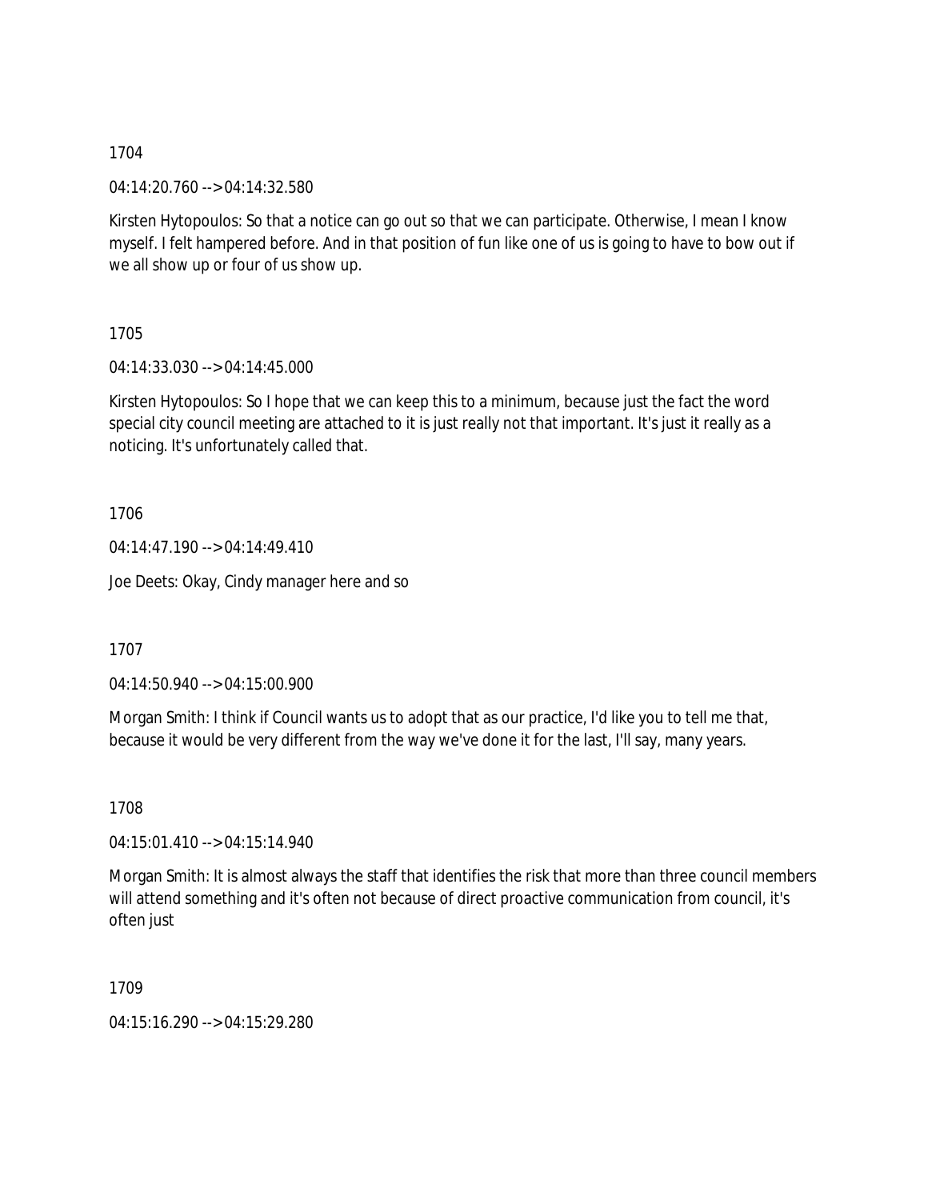1704

04:14:20.760 --> 04:14:32.580

Kirsten Hytopoulos: So that a notice can go out so that we can participate. Otherwise, I mean I know myself. I felt hampered before. And in that position of fun like one of us is going to have to bow out if we all show up or four of us show up.

1705

04:14:33.030 --> 04:14:45.000

Kirsten Hytopoulos: So I hope that we can keep this to a minimum, because just the fact the word special city council meeting are attached to it is just really not that important. It's just it really as a noticing. It's unfortunately called that.

1706

04:14:47.190 --> 04:14:49.410

Joe Deets: Okay, Cindy manager here and so

1707

04:14:50.940 --> 04:15:00.900

Morgan Smith: I think if Council wants us to adopt that as our practice, I'd like you to tell me that, because it would be very different from the way we've done it for the last, I'll say, many years.

1708

04:15:01.410 --> 04:15:14.940

Morgan Smith: It is almost always the staff that identifies the risk that more than three council members will attend something and it's often not because of direct proactive communication from council, it's often just

1709

04:15:16.290 --> 04:15:29.280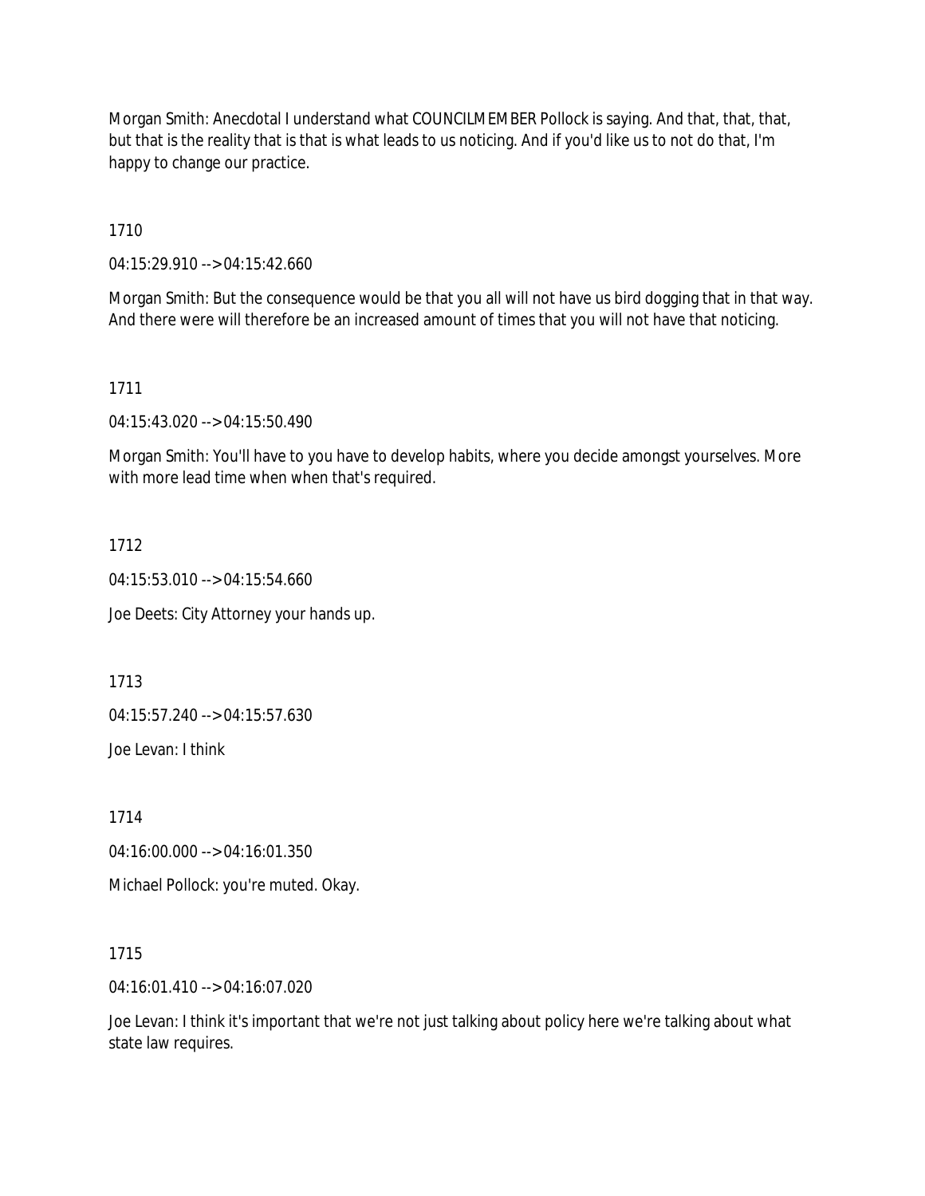Morgan Smith: Anecdotal I understand what COUNCILMEMBER Pollock is saying. And that, that, that, but that is the reality that is that is what leads to us noticing. And if you'd like us to not do that, I'm happy to change our practice.

1710

04:15:29.910 --> 04:15:42.660

Morgan Smith: But the consequence would be that you all will not have us bird dogging that in that way. And there were will therefore be an increased amount of times that you will not have that noticing.

1711

04:15:43.020 --> 04:15:50.490

Morgan Smith: You'll have to you have to develop habits, where you decide amongst yourselves. More with more lead time when when that's required.

1712

04:15:53.010 --> 04:15:54.660

Joe Deets: City Attorney your hands up.

1713

04:15:57.240 --> 04:15:57.630

Joe Levan: I think

1714

04:16:00.000 --> 04:16:01.350

Michael Pollock: you're muted. Okay.

1715

04:16:01.410 --> 04:16:07.020

Joe Levan: I think it's important that we're not just talking about policy here we're talking about what state law requires.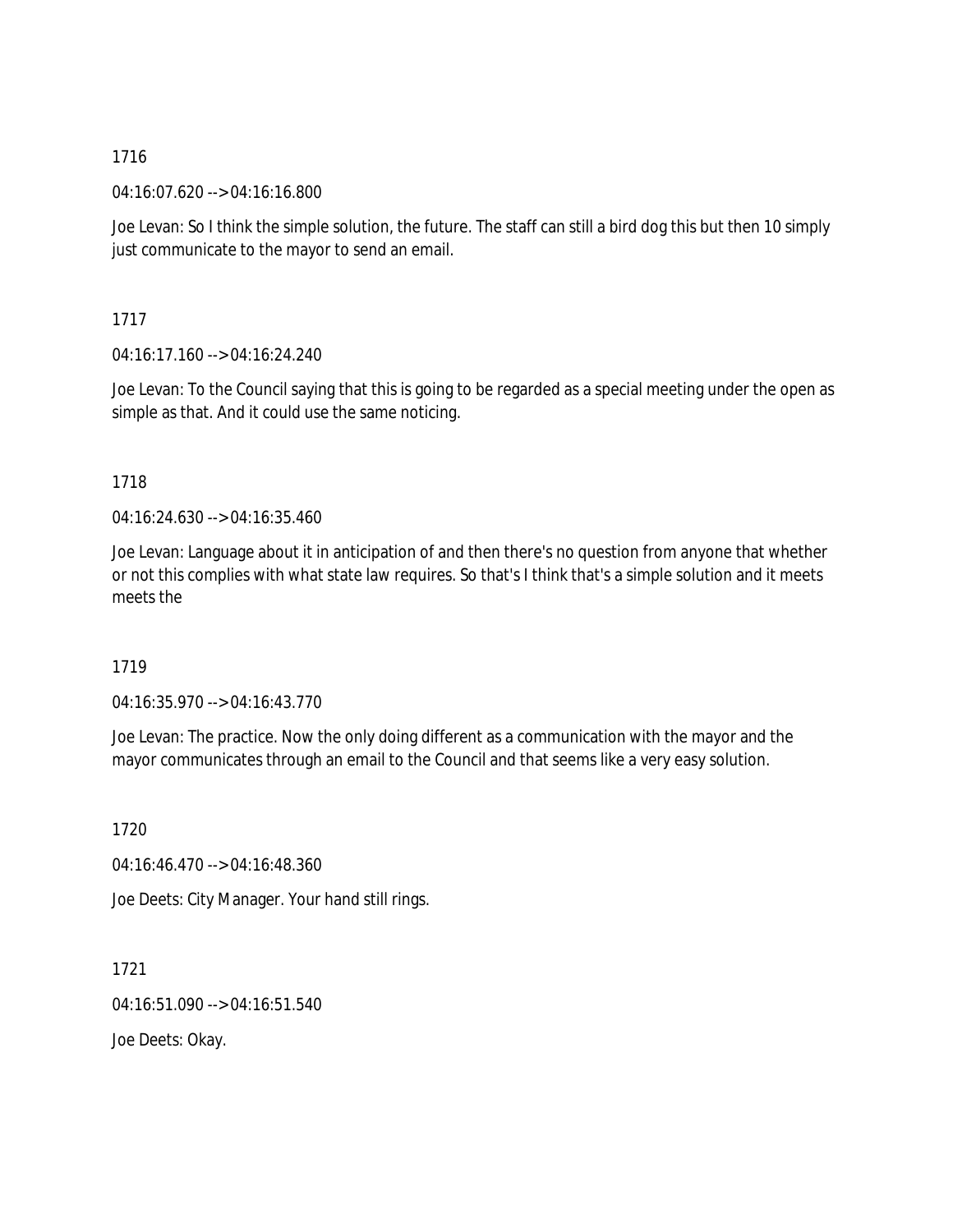1716

04:16:07.620 --> 04:16:16.800

Joe Levan: So I think the simple solution, the future. The staff can still a bird dog this but then 10 simply just communicate to the mayor to send an email.

1717

04:16:17.160 --> 04:16:24.240

Joe Levan: To the Council saying that this is going to be regarded as a special meeting under the open as simple as that. And it could use the same noticing.

1718

04:16:24.630 --> 04:16:35.460

Joe Levan: Language about it in anticipation of and then there's no question from anyone that whether or not this complies with what state law requires. So that's I think that's a simple solution and it meets meets the

1719

04:16:35.970 --> 04:16:43.770

Joe Levan: The practice. Now the only doing different as a communication with the mayor and the mayor communicates through an email to the Council and that seems like a very easy solution.

1720

04:16:46.470 --> 04:16:48.360

Joe Deets: City Manager. Your hand still rings.

1721

04:16:51.090 --> 04:16:51.540

Joe Deets: Okay.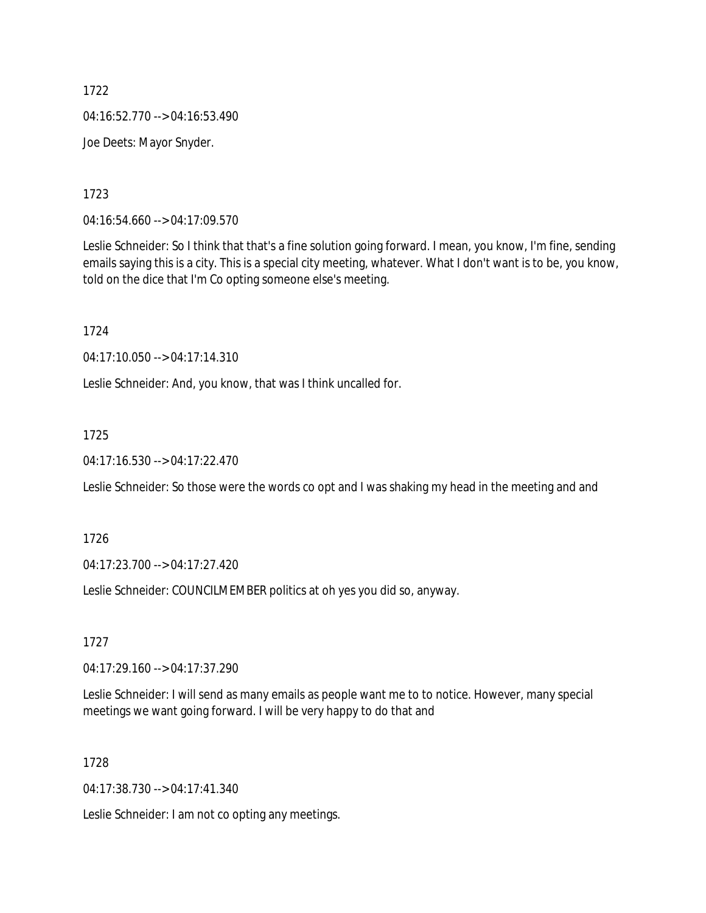1722

04:16:52.770 --> 04:16:53.490

Joe Deets: Mayor Snyder.

1723

04:16:54.660 --> 04:17:09.570

Leslie Schneider: So I think that that's a fine solution going forward. I mean, you know, I'm fine, sending emails saying this is a city. This is a special city meeting, whatever. What I don't want is to be, you know, told on the dice that I'm Co opting someone else's meeting.

1724

04:17:10.050 --> 04:17:14.310

Leslie Schneider: And, you know, that was I think uncalled for.

1725

04:17:16.530 --> 04:17:22.470

Leslie Schneider: So those were the words co opt and I was shaking my head in the meeting and and

1726

04:17:23.700 --> 04:17:27.420

Leslie Schneider: COUNCILMEMBER politics at oh yes you did so, anyway.

1727

04:17:29.160 --> 04:17:37.290

Leslie Schneider: I will send as many emails as people want me to to notice. However, many special meetings we want going forward. I will be very happy to do that and

1728

04:17:38.730 --> 04:17:41.340

Leslie Schneider: I am not co opting any meetings.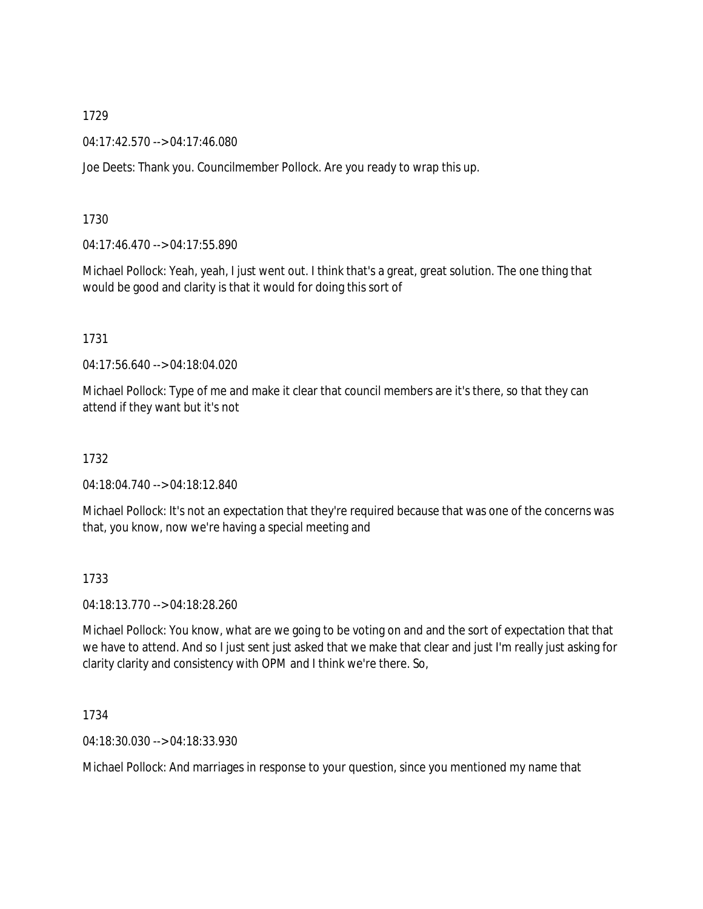1729

04:17:42.570 --> 04:17:46.080

Joe Deets: Thank you. Councilmember Pollock. Are you ready to wrap this up.

1730

04:17:46.470 --> 04:17:55.890

Michael Pollock: Yeah, yeah, I just went out. I think that's a great, great solution. The one thing that would be good and clarity is that it would for doing this sort of

1731

04:17:56.640 --> 04:18:04.020

Michael Pollock: Type of me and make it clear that council members are it's there, so that they can attend if they want but it's not

1732

04:18:04.740 --> 04:18:12.840

Michael Pollock: It's not an expectation that they're required because that was one of the concerns was that, you know, now we're having a special meeting and

1733

04:18:13.770 --> 04:18:28.260

Michael Pollock: You know, what are we going to be voting on and and the sort of expectation that that we have to attend. And so I just sent just asked that we make that clear and just I'm really just asking for clarity clarity and consistency with OPM and I think we're there. So,

1734

04:18:30.030 --> 04:18:33.930

Michael Pollock: And marriages in response to your question, since you mentioned my name that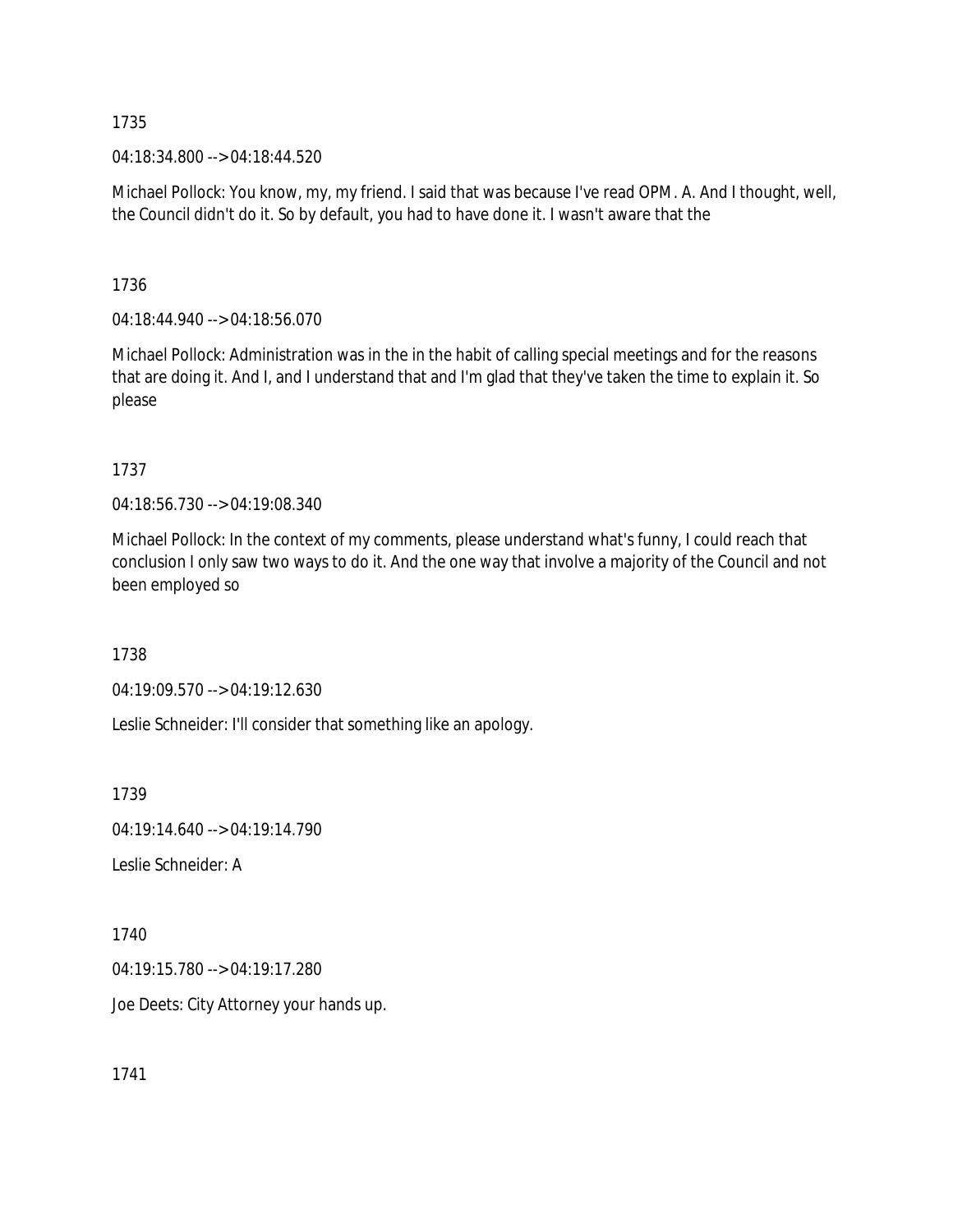1735

04:18:34.800 --> 04:18:44.520

Michael Pollock: You know, my, my friend. I said that was because I've read OPM. A. And I thought, well, the Council didn't do it. So by default, you had to have done it. I wasn't aware that the

1736

04:18:44.940 --> 04:18:56.070

Michael Pollock: Administration was in the in the habit of calling special meetings and for the reasons that are doing it. And I, and I understand that and I'm glad that they've taken the time to explain it. So please

1737

04:18:56.730 --> 04:19:08.340

Michael Pollock: In the context of my comments, please understand what's funny, I could reach that conclusion I only saw two ways to do it. And the one way that involve a majority of the Council and not been employed so

1738

04:19:09.570 --> 04:19:12.630

Leslie Schneider: I'll consider that something like an apology.

1739

04:19:14.640 --> 04:19:14.790

Leslie Schneider: A

1740

04:19:15.780 --> 04:19:17.280

Joe Deets: City Attorney your hands up.

1741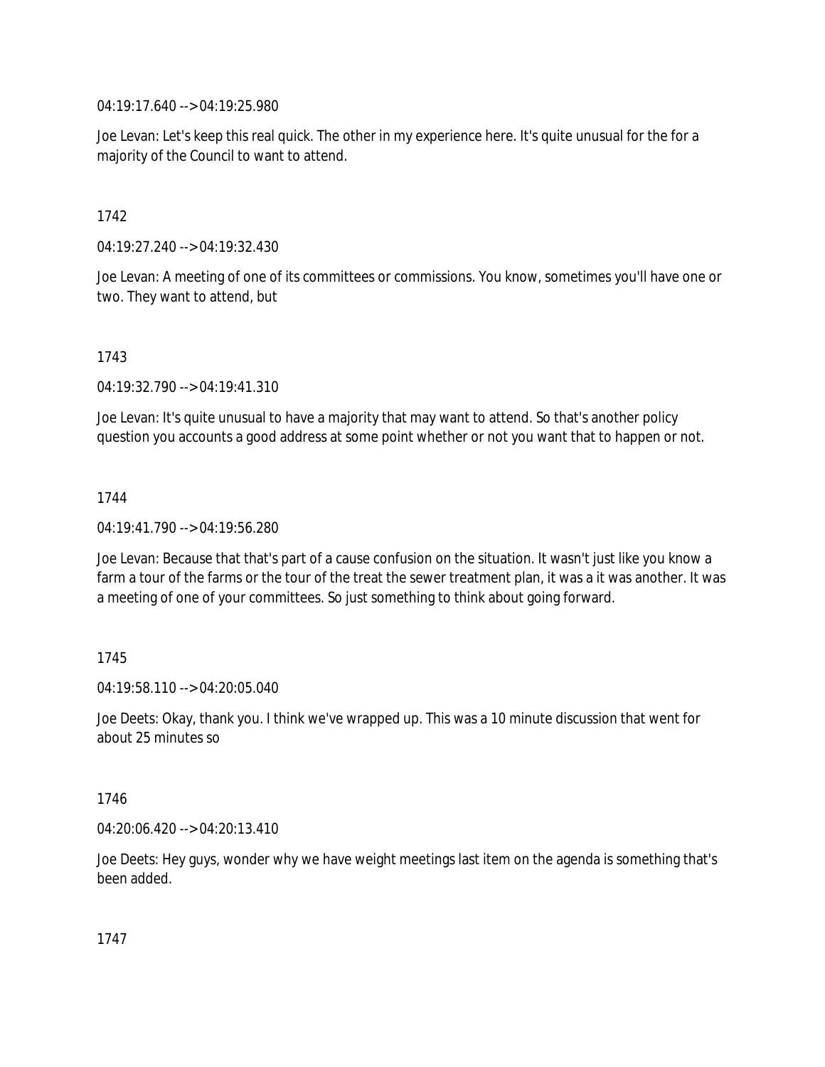04:19:17.640 --> 04:19:25.980

Joe Levan: Let's keep this real quick. The other in my experience here. It's quite unusual for the for a majority of the Council to want to attend.

1742

04:19:27.240 --> 04:19:32.430

Joe Levan: A meeting of one of its committees or commissions. You know, sometimes you'll have one or two. They want to attend, but

1743

04:19:32.790 --> 04:19:41.310

Joe Levan: It's quite unusual to have a majority that may want to attend. So that's another policy question you accounts a good address at some point whether or not you want that to happen or not.

1744

04:19:41.790 --> 04:19:56.280

Joe Levan: Because that that's part of a cause confusion on the situation. It wasn't just like you know a farm a tour of the farms or the tour of the treat the sewer treatment plan, it was a it was another. It was a meeting of one of your committees. So just something to think about going forward.

1745

04:19:58.110 --> 04:20:05.040

Joe Deets: Okay, thank you. I think we've wrapped up. This was a 10 minute discussion that went for about 25 minutes so

1746

04:20:06.420 --> 04:20:13.410

Joe Deets: Hey guys, wonder why we have weight meetings last item on the agenda is something that's been added.

1747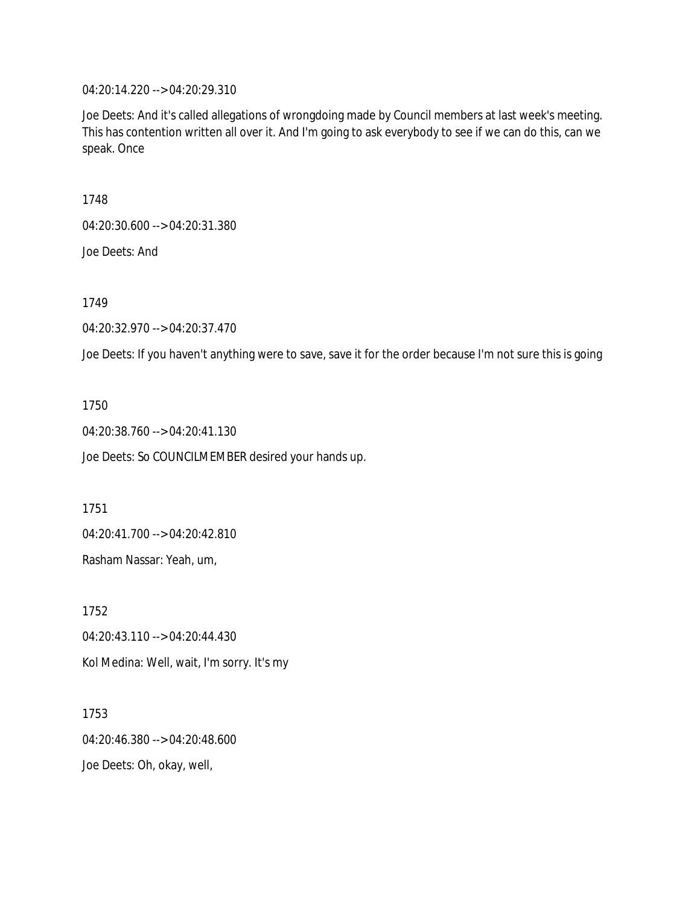04:20:14.220 --> 04:20:29.310

Joe Deets: And it's called allegations of wrongdoing made by Council members at last week's meeting. This has contention written all over it. And I'm going to ask everybody to see if we can do this, can we speak. Once

1748

04:20:30.600 --> 04:20:31.380

Joe Deets: And

1749

04:20:32.970 --> 04:20:37.470

Joe Deets: If you haven't anything were to save, save it for the order because I'm not sure this is going

1750

04:20:38.760 --> 04:20:41.130

Joe Deets: So COUNCILMEMBER desired your hands up.

1751

04:20:41.700 --> 04:20:42.810

Rasham Nassar: Yeah, um,

1752

04:20:43.110 --> 04:20:44.430

Kol Medina: Well, wait, I'm sorry. It's my

1753

04:20:46.380 --> 04:20:48.600

Joe Deets: Oh, okay, well,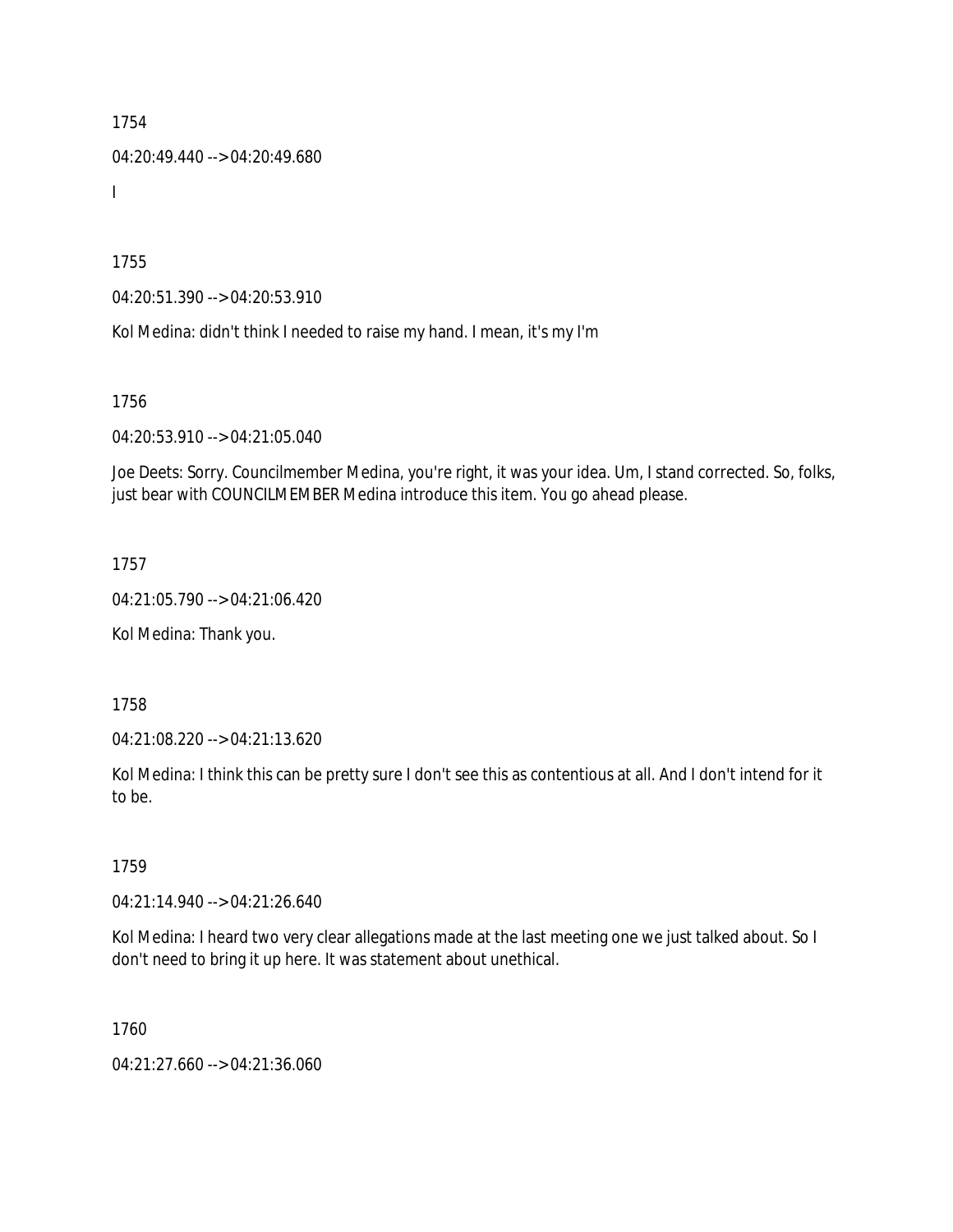1754

04:20:49.440 --> 04:20:49.680

I

1755

04:20:51.390 --> 04:20:53.910

Kol Medina: didn't think I needed to raise my hand. I mean, it's my I'm

1756

04:20:53.910 --> 04:21:05.040

Joe Deets: Sorry. Councilmember Medina, you're right, it was your idea. Um, I stand corrected. So, folks, just bear with COUNCILMEMBER Medina introduce this item. You go ahead please.

1757

04:21:05.790 --> 04:21:06.420

Kol Medina: Thank you.

1758

04:21:08.220 --> 04:21:13.620

Kol Medina: I think this can be pretty sure I don't see this as contentious at all. And I don't intend for it to be.

1759

04:21:14.940 --> 04:21:26.640

Kol Medina: I heard two very clear allegations made at the last meeting one we just talked about. So I don't need to bring it up here. It was statement about unethical.

1760

04:21:27.660 --> 04:21:36.060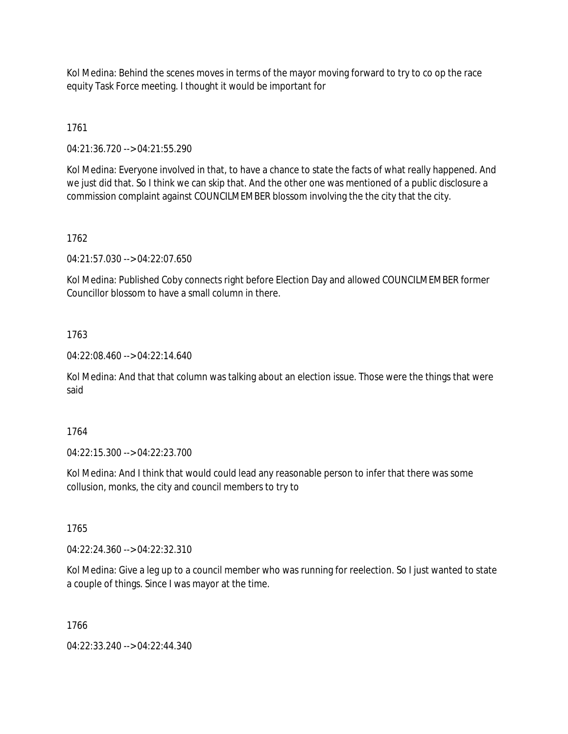Kol Medina: Behind the scenes moves in terms of the mayor moving forward to try to co op the race equity Task Force meeting. I thought it would be important for

1761

04:21:36.720 --> 04:21:55.290

Kol Medina: Everyone involved in that, to have a chance to state the facts of what really happened. And we just did that. So I think we can skip that. And the other one was mentioned of a public disclosure a commission complaint against COUNCILMEMBER blossom involving the the city that the city.

1762

04:21:57.030 --> 04:22:07.650

Kol Medina: Published Coby connects right before Election Day and allowed COUNCILMEMBER former Councillor blossom to have a small column in there.

1763

04:22:08.460 --> 04:22:14.640

Kol Medina: And that that column was talking about an election issue. Those were the things that were said

1764

04:22:15.300 --> 04:22:23.700

Kol Medina: And I think that would could lead any reasonable person to infer that there was some collusion, monks, the city and council members to try to

1765

04:22:24.360 --> 04:22:32.310

Kol Medina: Give a leg up to a council member who was running for reelection. So I just wanted to state a couple of things. Since I was mayor at the time.

1766

04:22:33.240 --> 04:22:44.340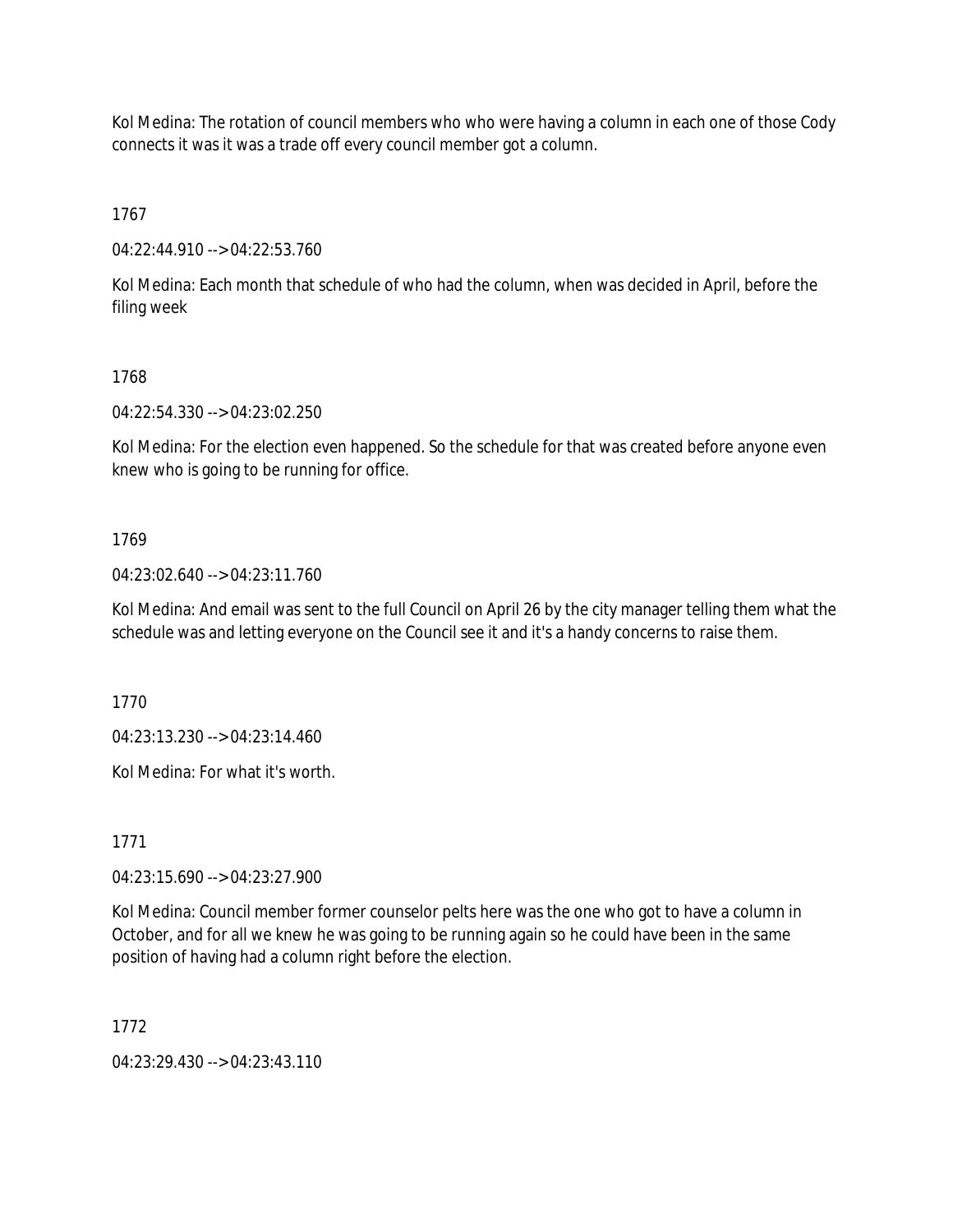Kol Medina: The rotation of council members who who were having a column in each one of those Cody connects it was it was a trade off every council member got a column.

1767

04:22:44.910 --> 04:22:53.760

Kol Medina: Each month that schedule of who had the column, when was decided in April, before the filing week

1768

04:22:54.330 --> 04:23:02.250

Kol Medina: For the election even happened. So the schedule for that was created before anyone even knew who is going to be running for office.

1769

04:23:02.640 --> 04:23:11.760

Kol Medina: And email was sent to the full Council on April 26 by the city manager telling them what the schedule was and letting everyone on the Council see it and it's a handy concerns to raise them.

1770

04:23:13.230 --> 04:23:14.460

Kol Medina: For what it's worth.

1771

04:23:15.690 --> 04:23:27.900

Kol Medina: Council member former counselor pelts here was the one who got to have a column in October, and for all we knew he was going to be running again so he could have been in the same position of having had a column right before the election.

1772

04:23:29.430 --> 04:23:43.110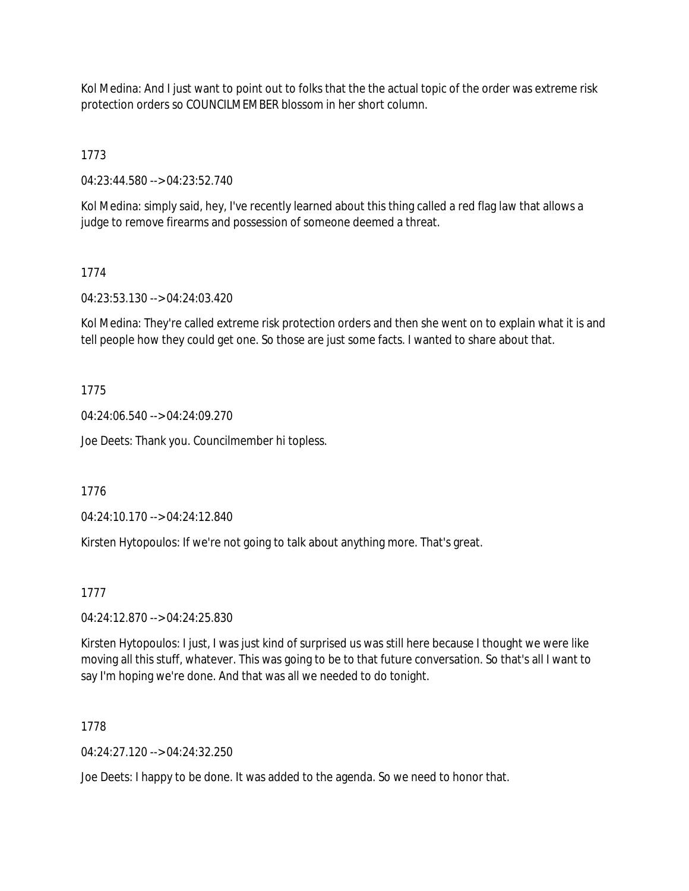Kol Medina: And I just want to point out to folks that the the actual topic of the order was extreme risk protection orders so COUNCILMEMBER blossom in her short column.

1773

04:23:44.580 --> 04:23:52.740

Kol Medina: simply said, hey, I've recently learned about this thing called a red flag law that allows a judge to remove firearms and possession of someone deemed a threat.

1774

04:23:53.130 --> 04:24:03.420

Kol Medina: They're called extreme risk protection orders and then she went on to explain what it is and tell people how they could get one. So those are just some facts. I wanted to share about that.

1775

04:24:06.540 --> 04:24:09.270

Joe Deets: Thank you. Councilmember hi topless.

1776

04:24:10.170 --> 04:24:12.840

Kirsten Hytopoulos: If we're not going to talk about anything more. That's great.

1777

04:24:12.870 --> 04:24:25.830

Kirsten Hytopoulos: I just, I was just kind of surprised us was still here because I thought we were like moving all this stuff, whatever. This was going to be to that future conversation. So that's all I want to say I'm hoping we're done. And that was all we needed to do tonight.

1778

04:24:27.120 --> 04:24:32.250

Joe Deets: I happy to be done. It was added to the agenda. So we need to honor that.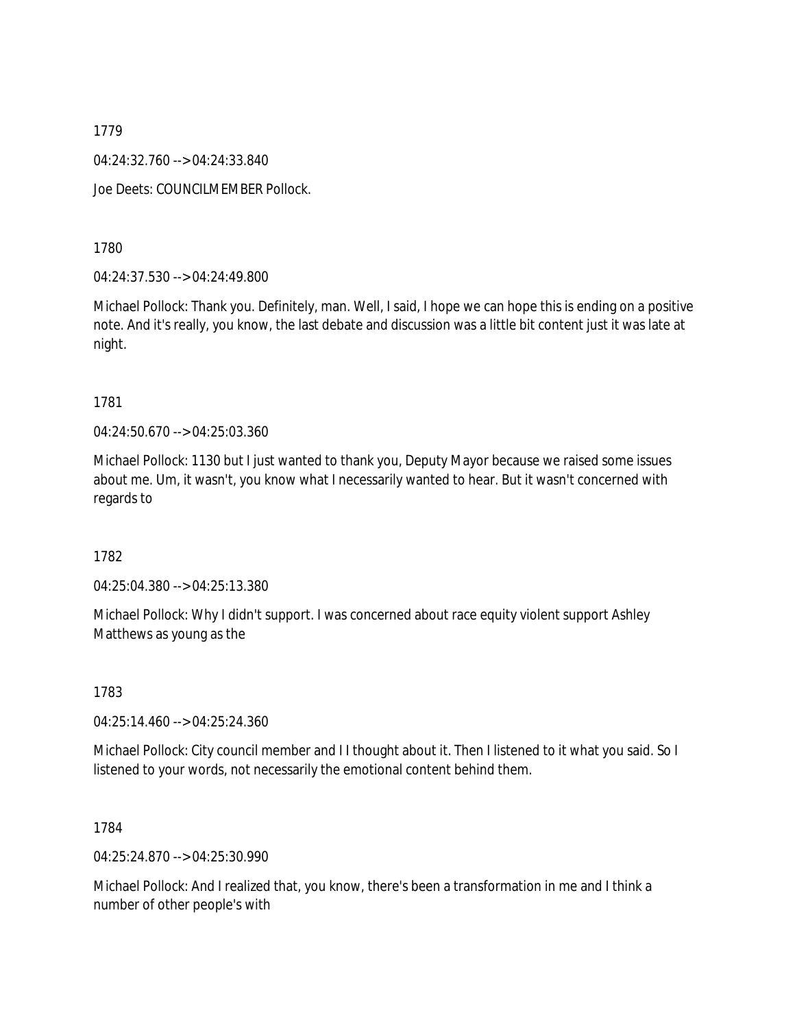1779

04:24:32.760 --> 04:24:33.840

Joe Deets: COUNCILMEMBER Pollock.

1780

04:24:37.530 --> 04:24:49.800

Michael Pollock: Thank you. Definitely, man. Well, I said, I hope we can hope this is ending on a positive note. And it's really, you know, the last debate and discussion was a little bit content just it was late at night.

1781

04:24:50.670 --> 04:25:03.360

Michael Pollock: 1130 but I just wanted to thank you, Deputy Mayor because we raised some issues about me. Um, it wasn't, you know what I necessarily wanted to hear. But it wasn't concerned with regards to

1782

04:25:04.380 --> 04:25:13.380

Michael Pollock: Why I didn't support. I was concerned about race equity violent support Ashley Matthews as young as the

1783

04:25:14.460 --> 04:25:24.360

Michael Pollock: City council member and I I thought about it. Then I listened to it what you said. So I listened to your words, not necessarily the emotional content behind them.

1784

04:25:24.870 --> 04:25:30.990

Michael Pollock: And I realized that, you know, there's been a transformation in me and I think a number of other people's with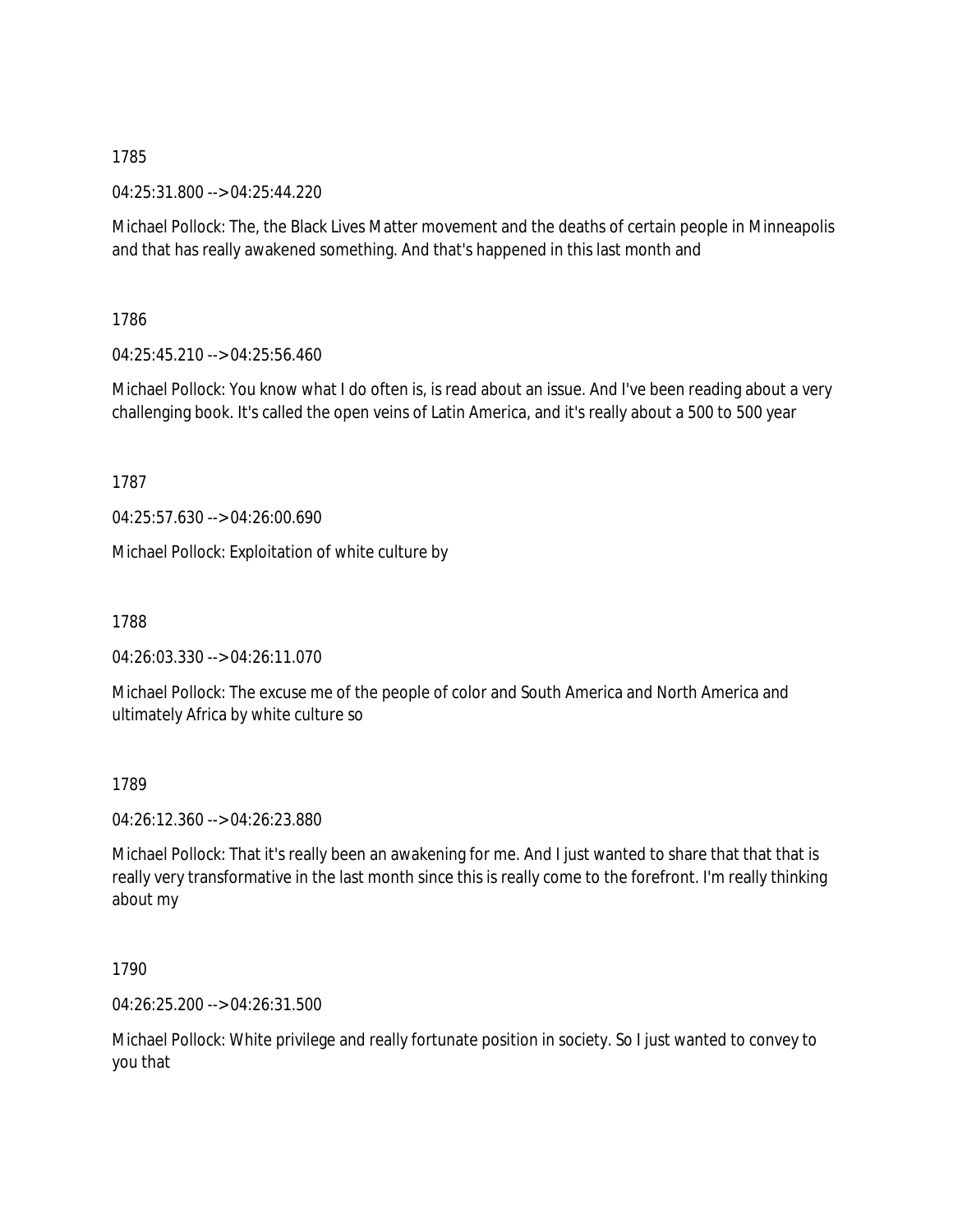1785

04:25:31.800 --> 04:25:44.220

Michael Pollock: The, the Black Lives Matter movement and the deaths of certain people in Minneapolis and that has really awakened something. And that's happened in this last month and

1786

04:25:45.210 --> 04:25:56.460

Michael Pollock: You know what I do often is, is read about an issue. And I've been reading about a very challenging book. It's called the open veins of Latin America, and it's really about a 500 to 500 year

1787

04:25:57.630 --> 04:26:00.690

Michael Pollock: Exploitation of white culture by

1788

04:26:03.330 --> 04:26:11.070

Michael Pollock: The excuse me of the people of color and South America and North America and ultimately Africa by white culture so

1789

04:26:12.360 --> 04:26:23.880

Michael Pollock: That it's really been an awakening for me. And I just wanted to share that that that is really very transformative in the last month since this is really come to the forefront. I'm really thinking about my

1790

04:26:25.200 --> 04:26:31.500

Michael Pollock: White privilege and really fortunate position in society. So I just wanted to convey to you that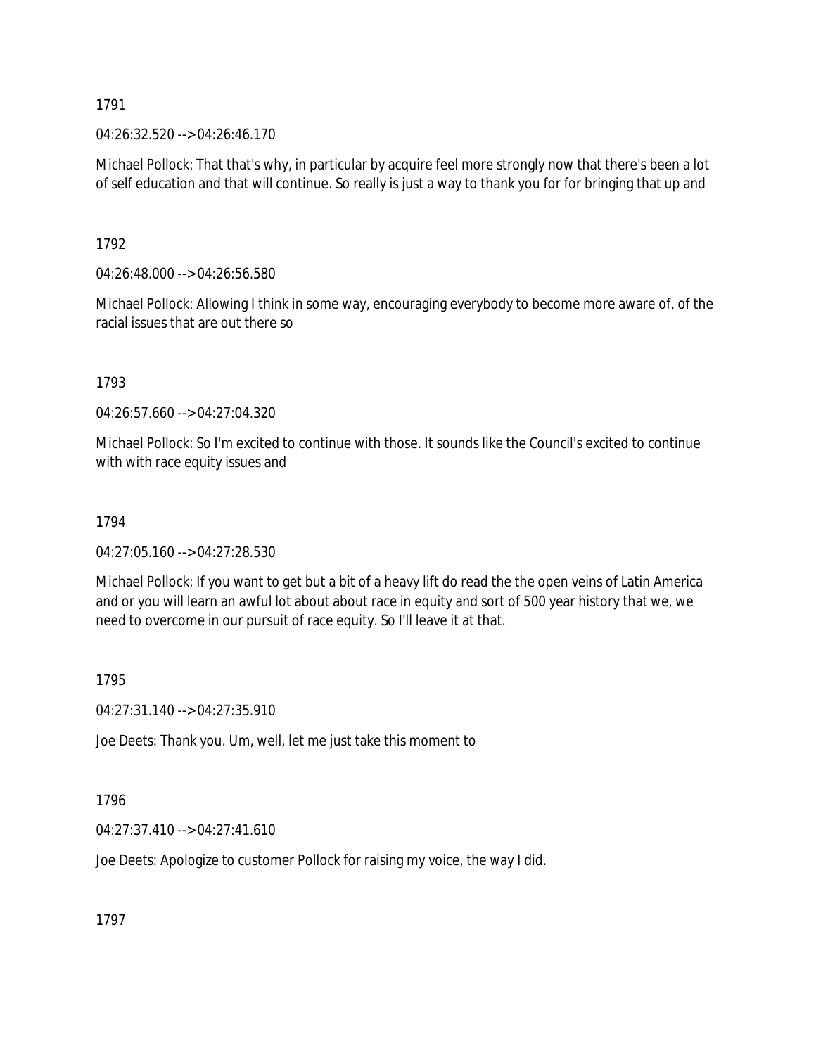1791

04:26:32.520 --> 04:26:46.170

Michael Pollock: That that's why, in particular by acquire feel more strongly now that there's been a lot of self education and that will continue. So really is just a way to thank you for for bringing that up and

1792

04:26:48.000 --> 04:26:56.580

Michael Pollock: Allowing I think in some way, encouraging everybody to become more aware of, of the racial issues that are out there so

1793

04:26:57.660 --> 04:27:04.320

Michael Pollock: So I'm excited to continue with those. It sounds like the Council's excited to continue with with race equity issues and

1794

04:27:05.160 --> 04:27:28.530

Michael Pollock: If you want to get but a bit of a heavy lift do read the the open veins of Latin America and or you will learn an awful lot about about race in equity and sort of 500 year history that we, we need to overcome in our pursuit of race equity. So I'll leave it at that.

1795

04:27:31.140 --> 04:27:35.910

Joe Deets: Thank you. Um, well, let me just take this moment to

1796

04:27:37.410 --> 04:27:41.610

Joe Deets: Apologize to customer Pollock for raising my voice, the way I did.

1797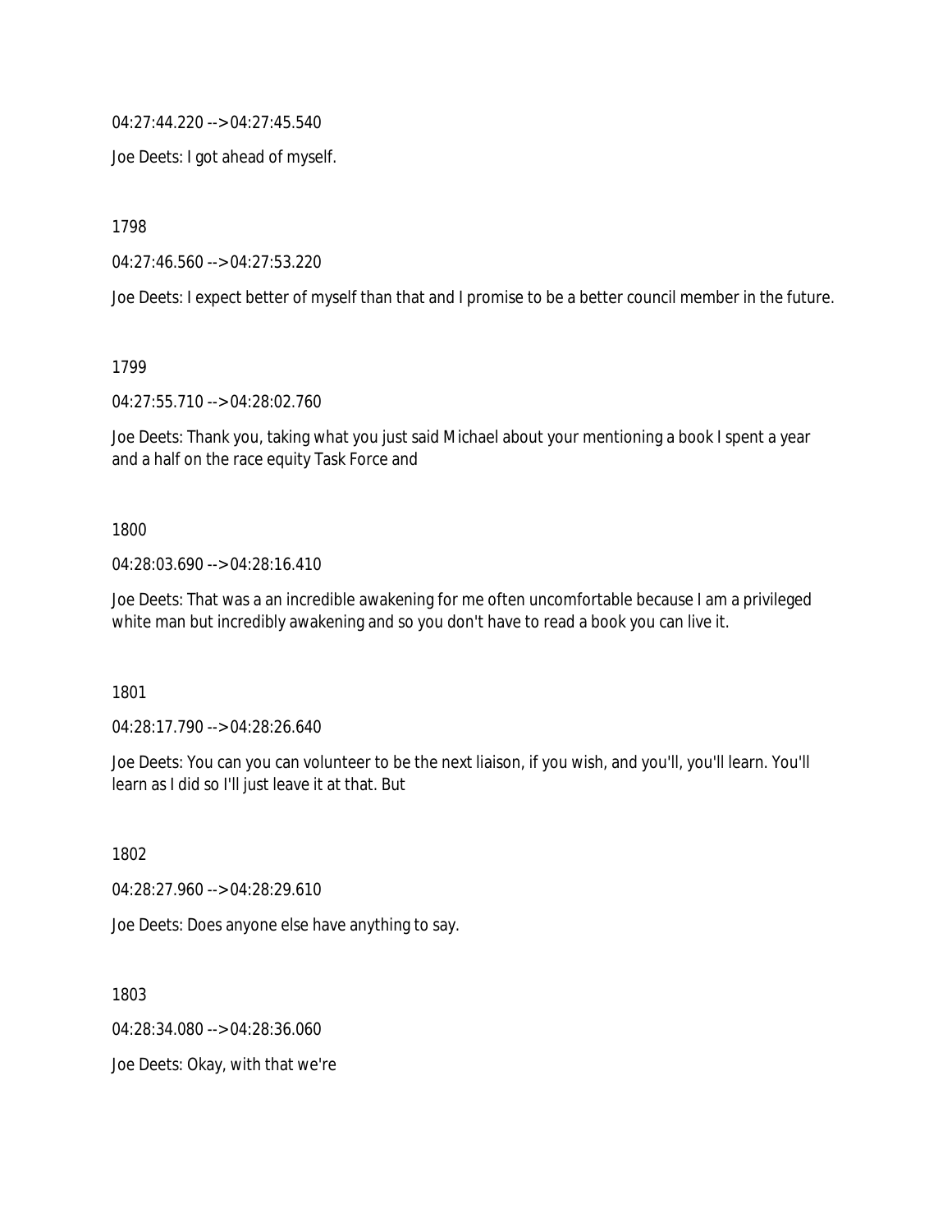04:27:44.220 --> 04:27:45.540

Joe Deets: I got ahead of myself.

1798

04:27:46.560 --> 04:27:53.220

Joe Deets: I expect better of myself than that and I promise to be a better council member in the future.

1799

04:27:55.710 --> 04:28:02.760

Joe Deets: Thank you, taking what you just said Michael about your mentioning a book I spent a year and a half on the race equity Task Force and

1800

04:28:03.690 --> 04:28:16.410

Joe Deets: That was a an incredible awakening for me often uncomfortable because I am a privileged white man but incredibly awakening and so you don't have to read a book you can live it.

1801

04:28:17.790 --> 04:28:26.640

Joe Deets: You can you can volunteer to be the next liaison, if you wish, and you'll, you'll learn. You'll learn as I did so I'll just leave it at that. But

1802

04:28:27.960 --> 04:28:29.610

Joe Deets: Does anyone else have anything to say.

1803

04:28:34.080 --> 04:28:36.060

Joe Deets: Okay, with that we're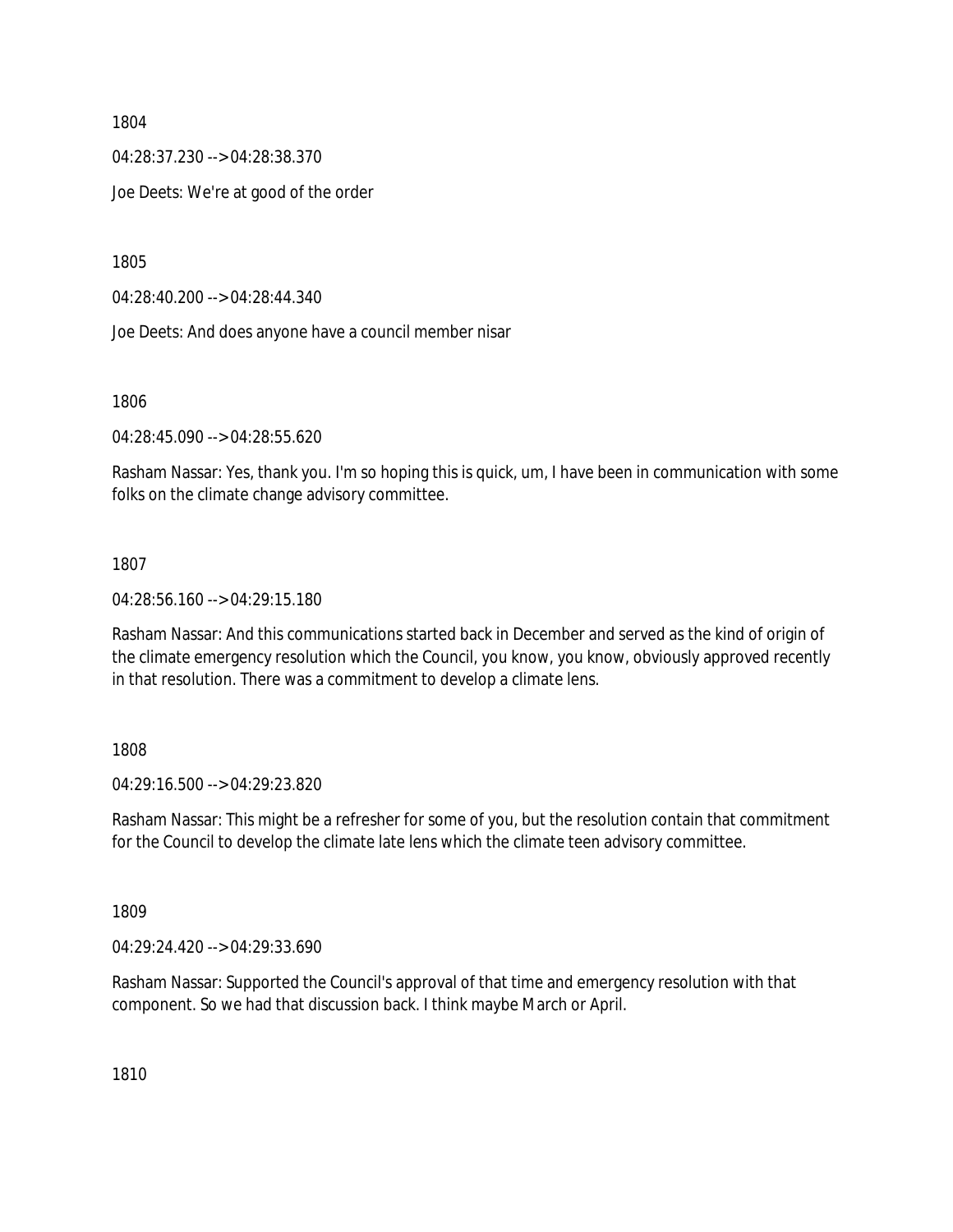1804

04:28:37.230 --> 04:28:38.370

Joe Deets: We're at good of the order

1805

04:28:40.200 --> 04:28:44.340

Joe Deets: And does anyone have a council member nisar

1806

04:28:45.090 --> 04:28:55.620

Rasham Nassar: Yes, thank you. I'm so hoping this is quick, um, I have been in communication with some folks on the climate change advisory committee.

1807

04:28:56.160 --> 04:29:15.180

Rasham Nassar: And this communications started back in December and served as the kind of origin of the climate emergency resolution which the Council, you know, you know, obviously approved recently in that resolution. There was a commitment to develop a climate lens.

1808

04:29:16.500 --> 04:29:23.820

Rasham Nassar: This might be a refresher for some of you, but the resolution contain that commitment for the Council to develop the climate late lens which the climate teen advisory committee.

1809

04:29:24.420 --> 04:29:33.690

Rasham Nassar: Supported the Council's approval of that time and emergency resolution with that component. So we had that discussion back. I think maybe March or April.

1810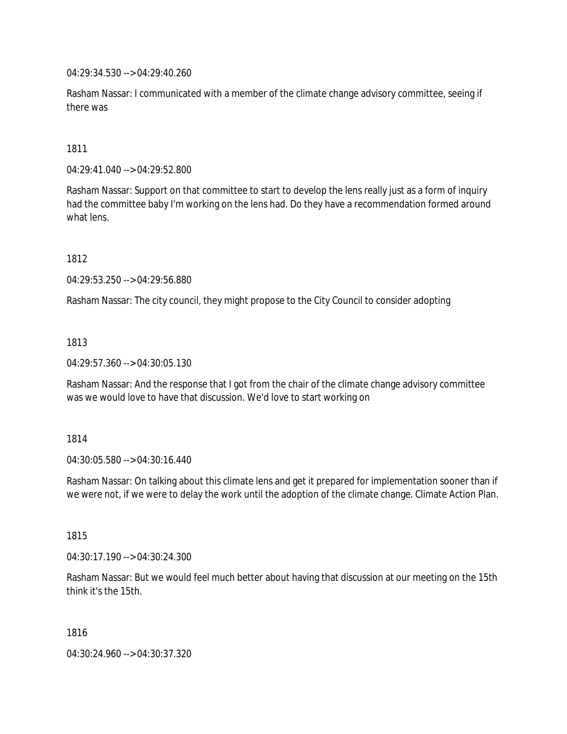04:29:34.530 --> 04:29:40.260

Rasham Nassar: I communicated with a member of the climate change advisory committee, seeing if there was

1811

04:29:41.040 --> 04:29:52.800

Rasham Nassar: Support on that committee to start to develop the lens really just as a form of inquiry had the committee baby I'm working on the lens had. Do they have a recommendation formed around what lens.

1812

04:29:53.250 --> 04:29:56.880

Rasham Nassar: The city council, they might propose to the City Council to consider adopting

1813

04:29:57.360 --> 04:30:05.130

Rasham Nassar: And the response that I got from the chair of the climate change advisory committee was we would love to have that discussion. We'd love to start working on

1814

04:30:05.580 --> 04:30:16.440

Rasham Nassar: On talking about this climate lens and get it prepared for implementation sooner than if we were not, if we were to delay the work until the adoption of the climate change. Climate Action Plan.

1815

04:30:17.190 --> 04:30:24.300

Rasham Nassar: But we would feel much better about having that discussion at our meeting on the 15th think it's the 15th.

1816

04:30:24.960 --> 04:30:37.320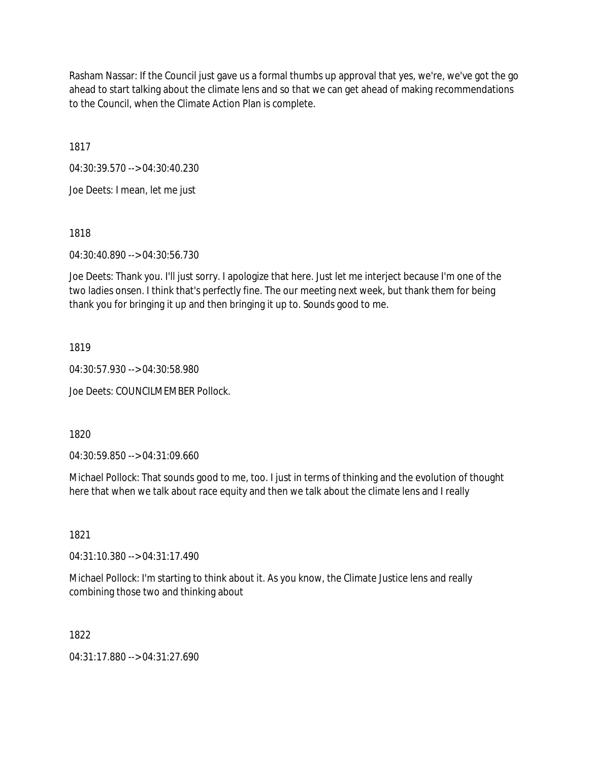Rasham Nassar: If the Council just gave us a formal thumbs up approval that yes, we're, we've got the go ahead to start talking about the climate lens and so that we can get ahead of making recommendations to the Council, when the Climate Action Plan is complete.

1817

04:30:39.570 --> 04:30:40.230

Joe Deets: I mean, let me just

1818

04:30:40.890 --> 04:30:56.730

Joe Deets: Thank you. I'll just sorry. I apologize that here. Just let me interject because I'm one of the two ladies onsen. I think that's perfectly fine. The our meeting next week, but thank them for being thank you for bringing it up and then bringing it up to. Sounds good to me.

1819

04:30:57.930 --> 04:30:58.980

Joe Deets: COUNCILMEMBER Pollock.

1820

04:30:59.850 --> 04:31:09.660

Michael Pollock: That sounds good to me, too. I just in terms of thinking and the evolution of thought here that when we talk about race equity and then we talk about the climate lens and I really

1821

04:31:10.380 --> 04:31:17.490

Michael Pollock: I'm starting to think about it. As you know, the Climate Justice lens and really combining those two and thinking about

1822

04:31:17.880 --> 04:31:27.690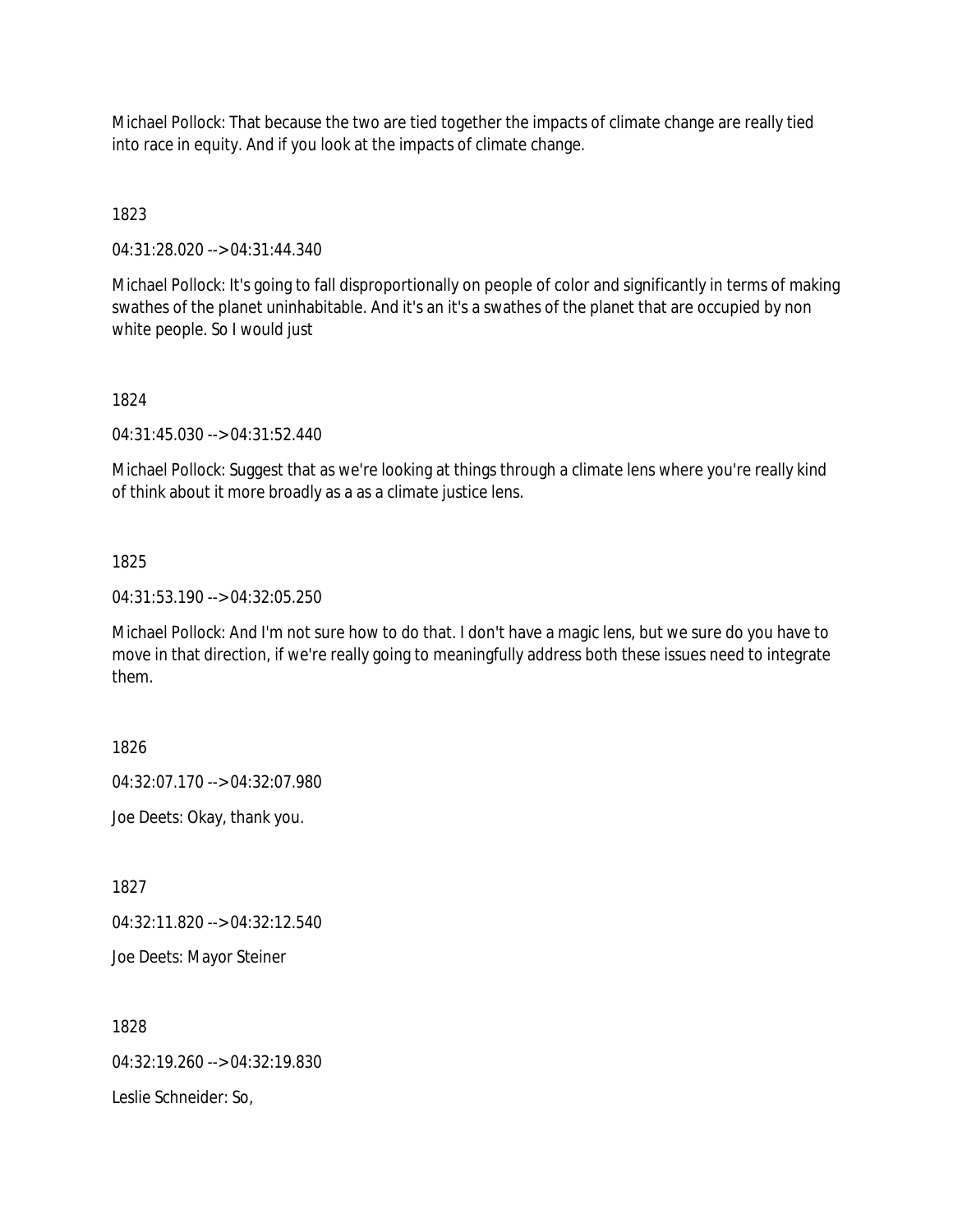Michael Pollock: That because the two are tied together the impacts of climate change are really tied into race in equity. And if you look at the impacts of climate change.

1823

04:31:28.020 --> 04:31:44.340

Michael Pollock: It's going to fall disproportionally on people of color and significantly in terms of making swathes of the planet uninhabitable. And it's an it's a swathes of the planet that are occupied by non white people. So I would just

1824

04:31:45.030 --> 04:31:52.440

Michael Pollock: Suggest that as we're looking at things through a climate lens where you're really kind of think about it more broadly as a as a climate justice lens.

1825

04:31:53.190 --> 04:32:05.250

Michael Pollock: And I'm not sure how to do that. I don't have a magic lens, but we sure do you have to move in that direction, if we're really going to meaningfully address both these issues need to integrate them.

1826

04:32:07.170 --> 04:32:07.980

Joe Deets: Okay, thank you.

1827

04:32:11.820 --> 04:32:12.540

Joe Deets: Mayor Steiner

1828

04:32:19.260 --> 04:32:19.830

Leslie Schneider: So,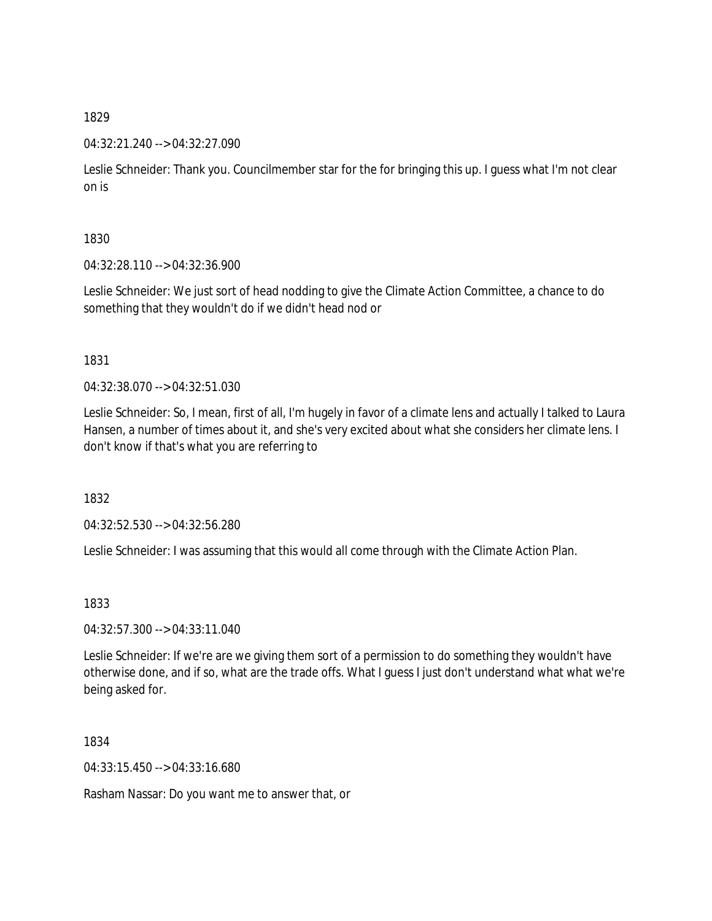1829

04:32:21.240 --> 04:32:27.090

Leslie Schneider: Thank you. Councilmember star for the for bringing this up. I guess what I'm not clear on is

1830

04:32:28.110 --> 04:32:36.900

Leslie Schneider: We just sort of head nodding to give the Climate Action Committee, a chance to do something that they wouldn't do if we didn't head nod or

1831

04:32:38.070 --> 04:32:51.030

Leslie Schneider: So, I mean, first of all, I'm hugely in favor of a climate lens and actually I talked to Laura Hansen, a number of times about it, and she's very excited about what she considers her climate lens. I don't know if that's what you are referring to

1832

04:32:52.530 --> 04:32:56.280

Leslie Schneider: I was assuming that this would all come through with the Climate Action Plan.

1833

04:32:57.300 --> 04:33:11.040

Leslie Schneider: If we're are we giving them sort of a permission to do something they wouldn't have otherwise done, and if so, what are the trade offs. What I guess I just don't understand what what we're being asked for.

1834

04:33:15.450 --> 04:33:16.680

Rasham Nassar: Do you want me to answer that, or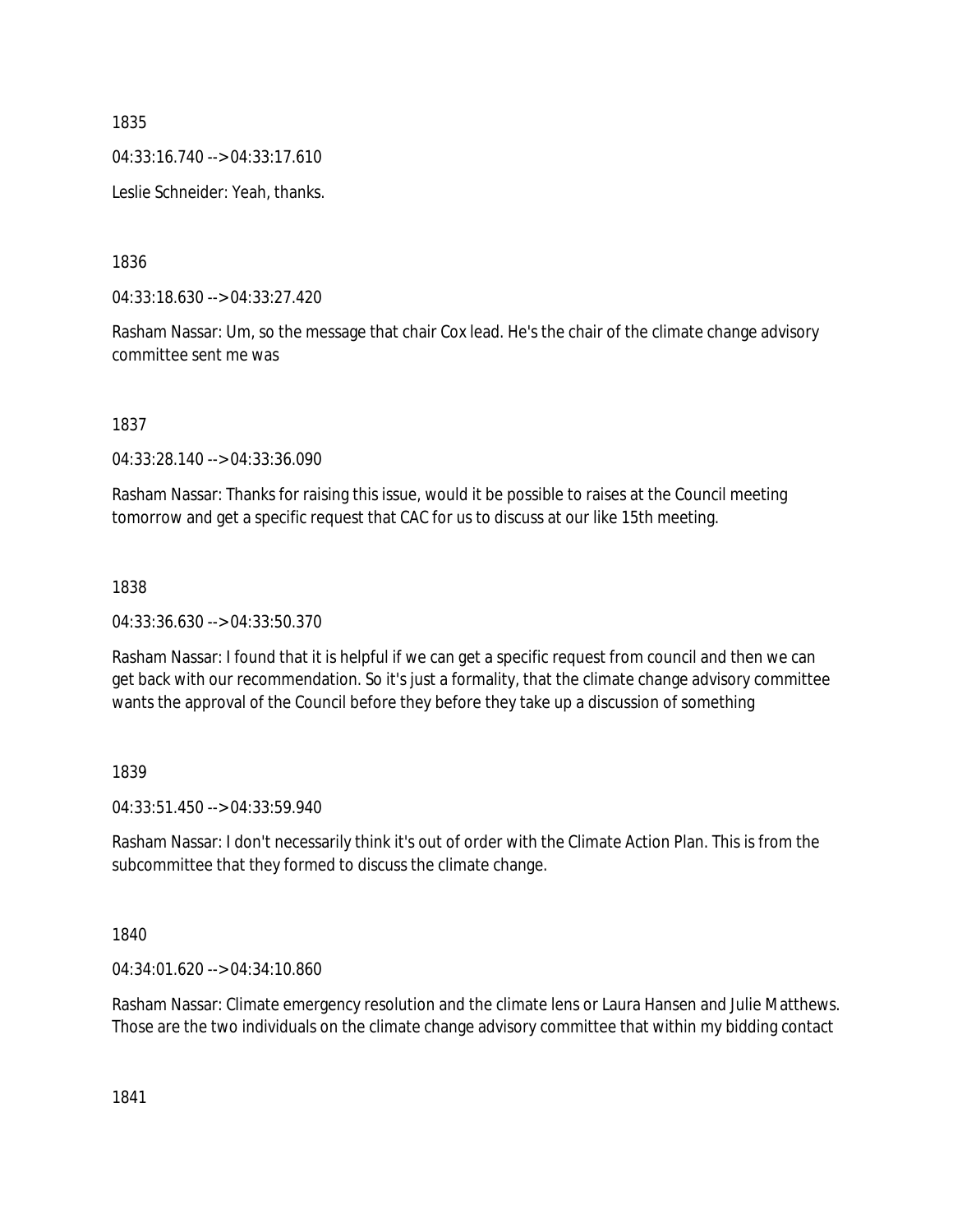1835

04:33:16.740 --> 04:33:17.610

Leslie Schneider: Yeah, thanks.

1836

04:33:18.630 --> 04:33:27.420

Rasham Nassar: Um, so the message that chair Cox lead. He's the chair of the climate change advisory committee sent me was

1837

04:33:28.140 --> 04:33:36.090

Rasham Nassar: Thanks for raising this issue, would it be possible to raises at the Council meeting tomorrow and get a specific request that CAC for us to discuss at our like 15th meeting.

1838

04:33:36.630 --> 04:33:50.370

Rasham Nassar: I found that it is helpful if we can get a specific request from council and then we can get back with our recommendation. So it's just a formality, that the climate change advisory committee wants the approval of the Council before they before they take up a discussion of something

1839

04:33:51.450 --> 04:33:59.940

Rasham Nassar: I don't necessarily think it's out of order with the Climate Action Plan. This is from the subcommittee that they formed to discuss the climate change.

1840

04:34:01.620 --> 04:34:10.860

Rasham Nassar: Climate emergency resolution and the climate lens or Laura Hansen and Julie Matthews. Those are the two individuals on the climate change advisory committee that within my bidding contact

1841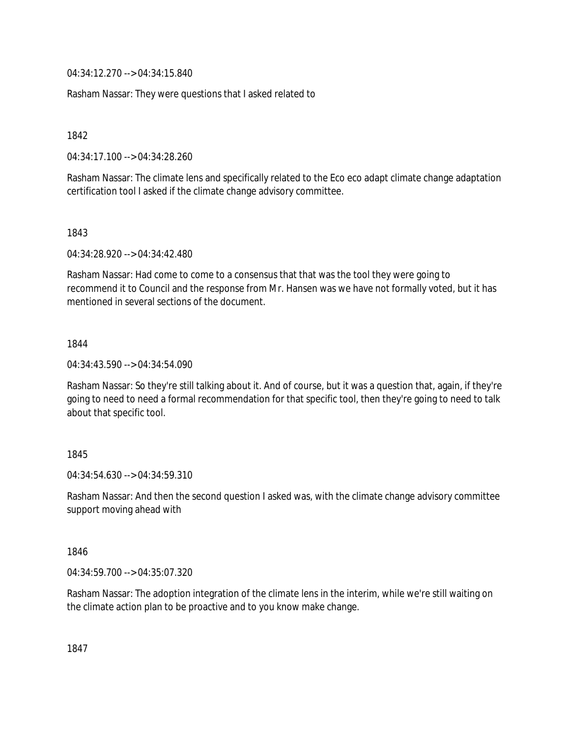04:34:12.270 --> 04:34:15.840

Rasham Nassar: They were questions that I asked related to

1842

04:34:17.100 --> 04:34:28.260

Rasham Nassar: The climate lens and specifically related to the Eco eco adapt climate change adaptation certification tool I asked if the climate change advisory committee.

1843

04:34:28.920 --> 04:34:42.480

Rasham Nassar: Had come to come to a consensus that that was the tool they were going to recommend it to Council and the response from Mr. Hansen was we have not formally voted, but it has mentioned in several sections of the document.

1844

04:34:43.590 --> 04:34:54.090

Rasham Nassar: So they're still talking about it. And of course, but it was a question that, again, if they're going to need to need a formal recommendation for that specific tool, then they're going to need to talk about that specific tool.

1845

04:34:54.630 --> 04:34:59.310

Rasham Nassar: And then the second question I asked was, with the climate change advisory committee support moving ahead with

1846

04:34:59.700 --> 04:35:07.320

Rasham Nassar: The adoption integration of the climate lens in the interim, while we're still waiting on the climate action plan to be proactive and to you know make change.

1847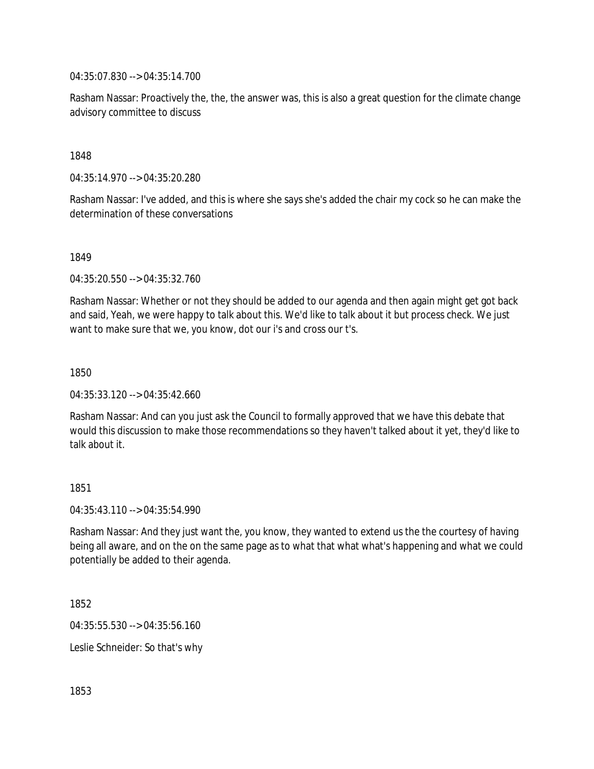04:35:07.830 --> 04:35:14.700

Rasham Nassar: Proactively the, the, the answer was, this is also a great question for the climate change advisory committee to discuss

1848

04:35:14.970 --> 04:35:20.280

Rasham Nassar: I've added, and this is where she says she's added the chair my cock so he can make the determination of these conversations

1849

04:35:20.550 --> 04:35:32.760

Rasham Nassar: Whether or not they should be added to our agenda and then again might get got back and said, Yeah, we were happy to talk about this. We'd like to talk about it but process check. We just want to make sure that we, you know, dot our i's and cross our t's.

1850

04:35:33.120 --> 04:35:42.660

Rasham Nassar: And can you just ask the Council to formally approved that we have this debate that would this discussion to make those recommendations so they haven't talked about it yet, they'd like to talk about it.

1851

04:35:43.110 --> 04:35:54.990

Rasham Nassar: And they just want the, you know, they wanted to extend us the the courtesy of having being all aware, and on the on the same page as to what that what what's happening and what we could potentially be added to their agenda.

1852

04:35:55.530 --> 04:35:56.160

Leslie Schneider: So that's why

1853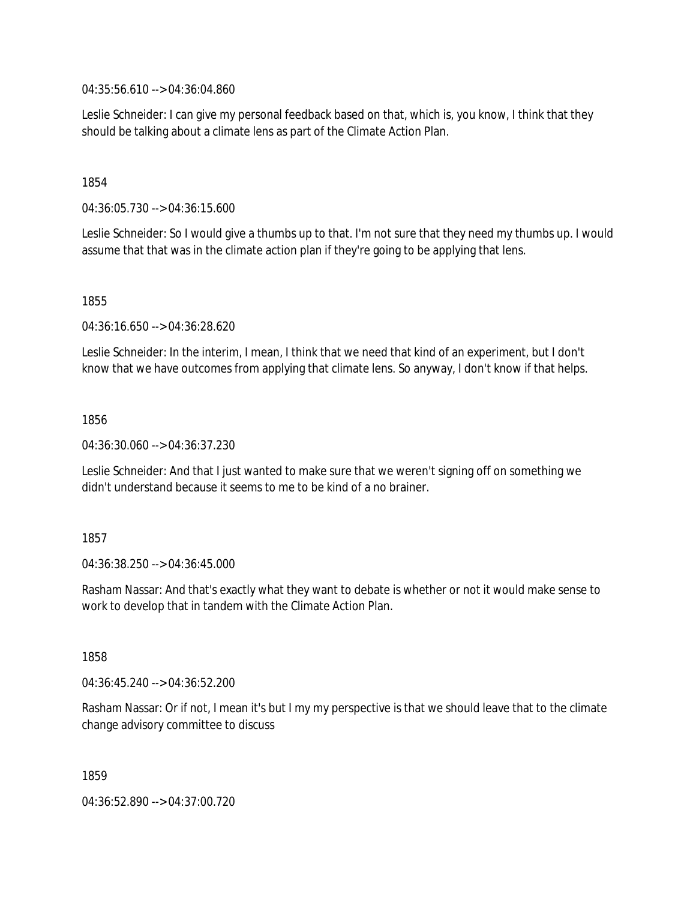04:35:56.610 --> 04:36:04.860

Leslie Schneider: I can give my personal feedback based on that, which is, you know, I think that they should be talking about a climate lens as part of the Climate Action Plan.

1854

04:36:05.730 --> 04:36:15.600

Leslie Schneider: So I would give a thumbs up to that. I'm not sure that they need my thumbs up. I would assume that that was in the climate action plan if they're going to be applying that lens.

1855

04:36:16.650 --> 04:36:28.620

Leslie Schneider: In the interim, I mean, I think that we need that kind of an experiment, but I don't know that we have outcomes from applying that climate lens. So anyway, I don't know if that helps.

1856

04:36:30.060 --> 04:36:37.230

Leslie Schneider: And that I just wanted to make sure that we weren't signing off on something we didn't understand because it seems to me to be kind of a no brainer.

1857

04:36:38.250 --> 04:36:45.000

Rasham Nassar: And that's exactly what they want to debate is whether or not it would make sense to work to develop that in tandem with the Climate Action Plan.

1858

04:36:45.240 --> 04:36:52.200

Rasham Nassar: Or if not, I mean it's but I my my perspective is that we should leave that to the climate change advisory committee to discuss

1859

04:36:52.890 --> 04:37:00.720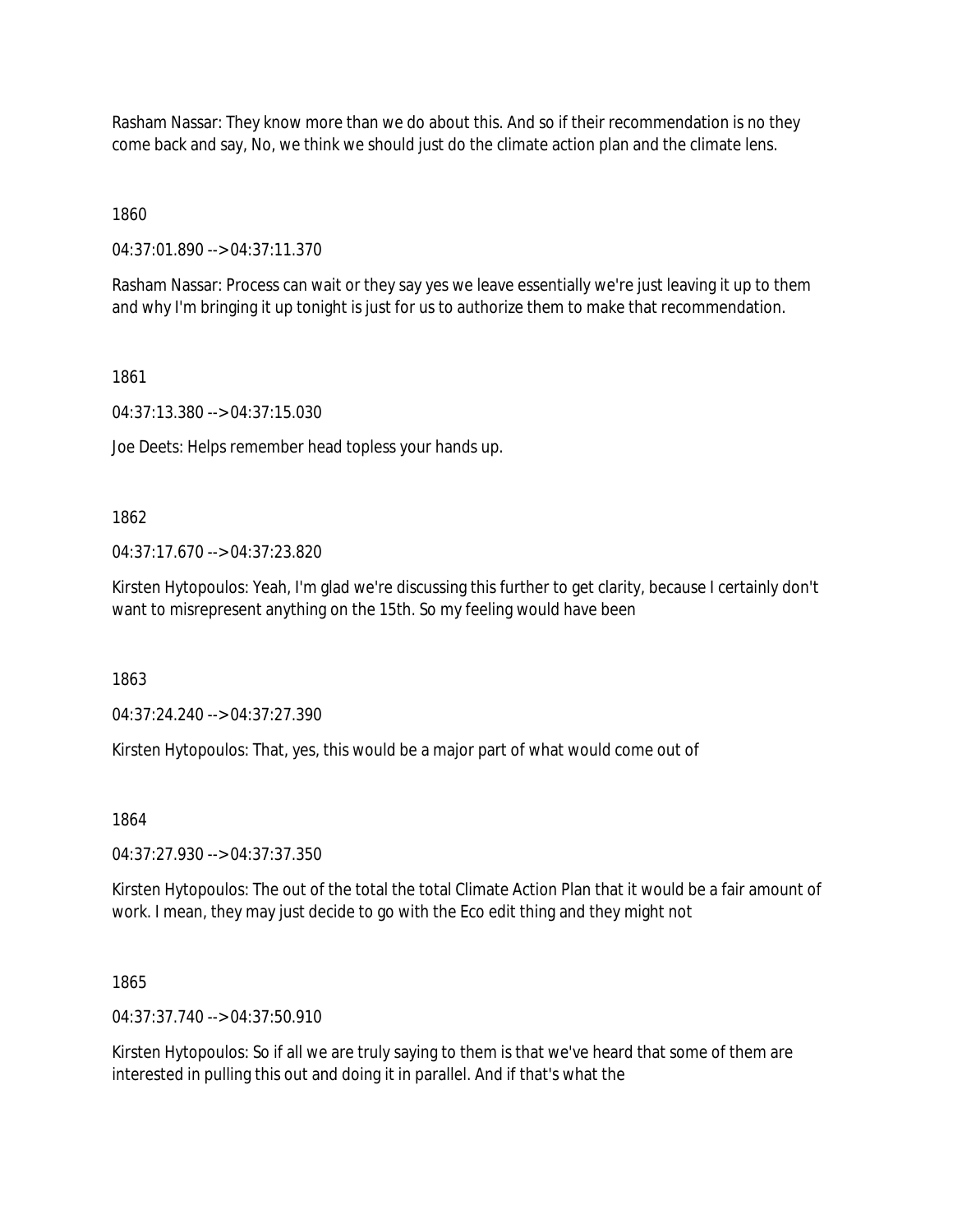Rasham Nassar: They know more than we do about this. And so if their recommendation is no they come back and say, No, we think we should just do the climate action plan and the climate lens.

1860

04:37:01.890 --> 04:37:11.370

Rasham Nassar: Process can wait or they say yes we leave essentially we're just leaving it up to them and why I'm bringing it up tonight is just for us to authorize them to make that recommendation.

1861

04:37:13.380 --> 04:37:15.030

Joe Deets: Helps remember head topless your hands up.

1862

04:37:17.670 --> 04:37:23.820

Kirsten Hytopoulos: Yeah, I'm glad we're discussing this further to get clarity, because I certainly don't want to misrepresent anything on the 15th. So my feeling would have been

1863

04:37:24.240 --> 04:37:27.390

Kirsten Hytopoulos: That, yes, this would be a major part of what would come out of

1864

04:37:27.930 --> 04:37:37.350

Kirsten Hytopoulos: The out of the total the total Climate Action Plan that it would be a fair amount of work. I mean, they may just decide to go with the Eco edit thing and they might not

1865

04:37:37.740 --> 04:37:50.910

Kirsten Hytopoulos: So if all we are truly saying to them is that we've heard that some of them are interested in pulling this out and doing it in parallel. And if that's what the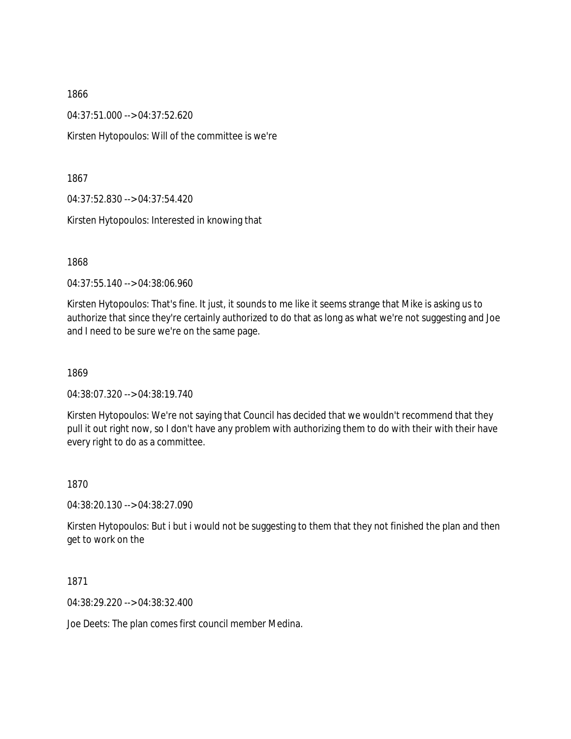1866

04:37:51.000 --> 04:37:52.620

Kirsten Hytopoulos: Will of the committee is we're

1867

04:37:52.830 --> 04:37:54.420

Kirsten Hytopoulos: Interested in knowing that

1868

04:37:55.140 --> 04:38:06.960

Kirsten Hytopoulos: That's fine. It just, it sounds to me like it seems strange that Mike is asking us to authorize that since they're certainly authorized to do that as long as what we're not suggesting and Joe and I need to be sure we're on the same page.

1869

04:38:07.320 --> 04:38:19.740

Kirsten Hytopoulos: We're not saying that Council has decided that we wouldn't recommend that they pull it out right now, so I don't have any problem with authorizing them to do with their with their have every right to do as a committee.

1870

04:38:20.130 --> 04:38:27.090

Kirsten Hytopoulos: But i but i would not be suggesting to them that they not finished the plan and then get to work on the

1871

04:38:29.220 --> 04:38:32.400

Joe Deets: The plan comes first council member Medina.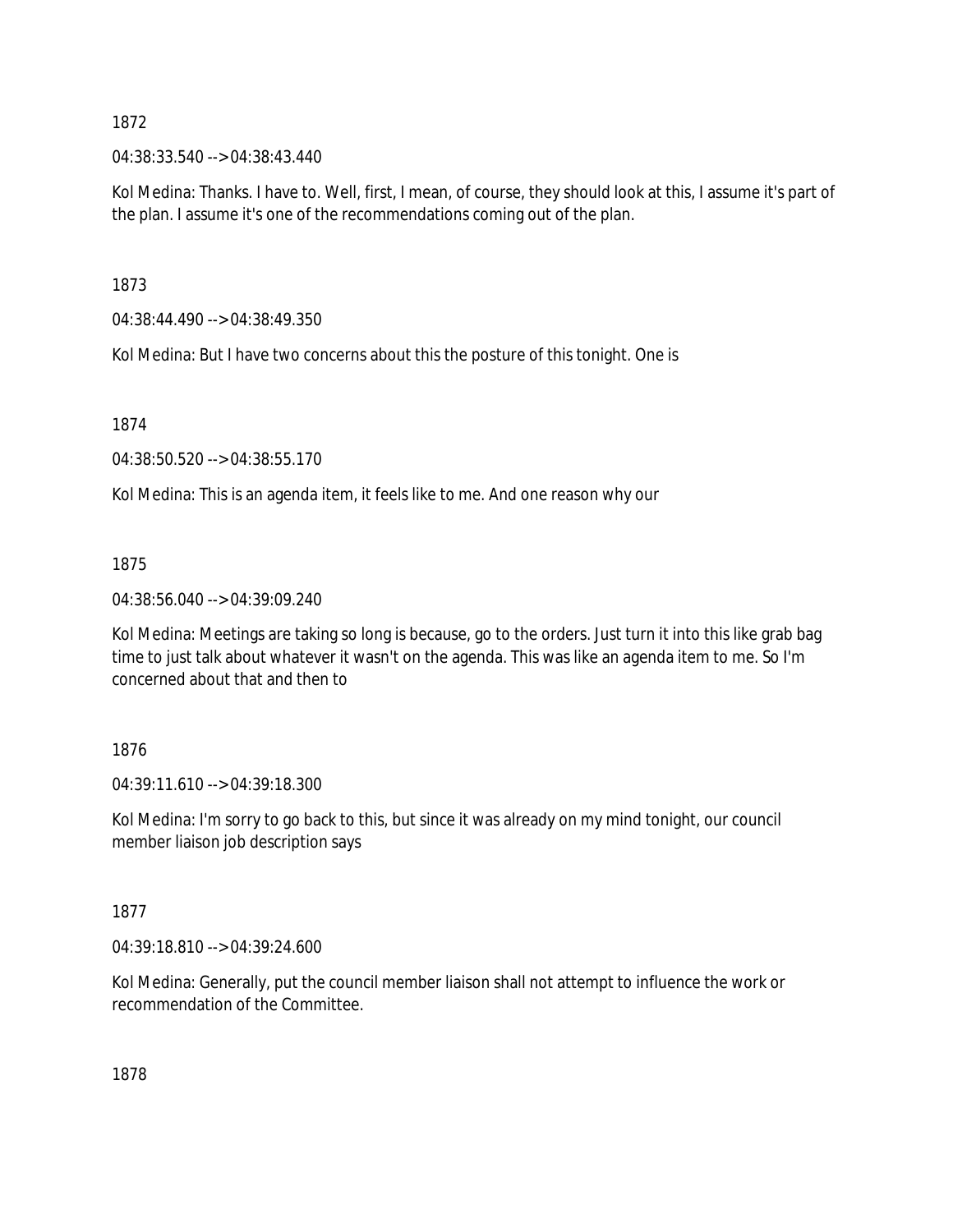1872

04:38:33.540 --> 04:38:43.440

Kol Medina: Thanks. I have to. Well, first, I mean, of course, they should look at this, I assume it's part of the plan. I assume it's one of the recommendations coming out of the plan.

1873

04:38:44.490 --> 04:38:49.350

Kol Medina: But I have two concerns about this the posture of this tonight. One is

1874

04:38:50.520 --> 04:38:55.170

Kol Medina: This is an agenda item, it feels like to me. And one reason why our

1875

04:38:56.040 --> 04:39:09.240

Kol Medina: Meetings are taking so long is because, go to the orders. Just turn it into this like grab bag time to just talk about whatever it wasn't on the agenda. This was like an agenda item to me. So I'm concerned about that and then to

1876

04:39:11.610 --> 04:39:18.300

Kol Medina: I'm sorry to go back to this, but since it was already on my mind tonight, our council member liaison job description says

1877

04:39:18.810 --> 04:39:24.600

Kol Medina: Generally, put the council member liaison shall not attempt to influence the work or recommendation of the Committee.

1878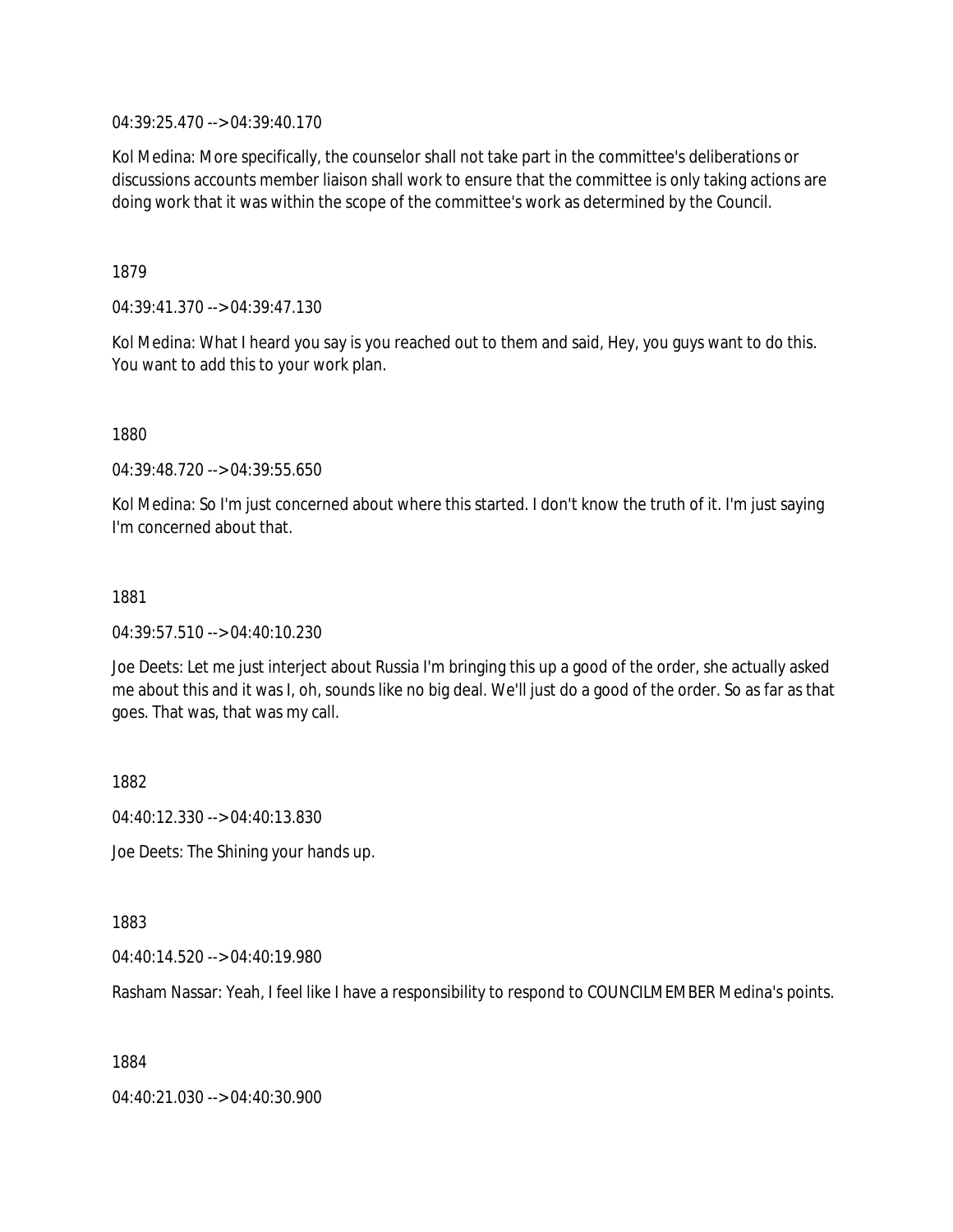04:39:25.470 --> 04:39:40.170

Kol Medina: More specifically, the counselor shall not take part in the committee's deliberations or discussions accounts member liaison shall work to ensure that the committee is only taking actions are doing work that it was within the scope of the committee's work as determined by the Council.

1879

04:39:41.370 --> 04:39:47.130

Kol Medina: What I heard you say is you reached out to them and said, Hey, you guys want to do this. You want to add this to your work plan.

1880

04:39:48.720 --> 04:39:55.650

Kol Medina: So I'm just concerned about where this started. I don't know the truth of it. I'm just saying I'm concerned about that.

1881

04:39:57.510 --> 04:40:10.230

Joe Deets: Let me just interject about Russia I'm bringing this up a good of the order, she actually asked me about this and it was I, oh, sounds like no big deal. We'll just do a good of the order. So as far as that goes. That was, that was my call.

1882

04:40:12.330 --> 04:40:13.830

Joe Deets: The Shining your hands up.

1883

04:40:14.520 --> 04:40:19.980

Rasham Nassar: Yeah, I feel like I have a responsibility to respond to COUNCILMEMBER Medina's points.

1884

04:40:21.030 --> 04:40:30.900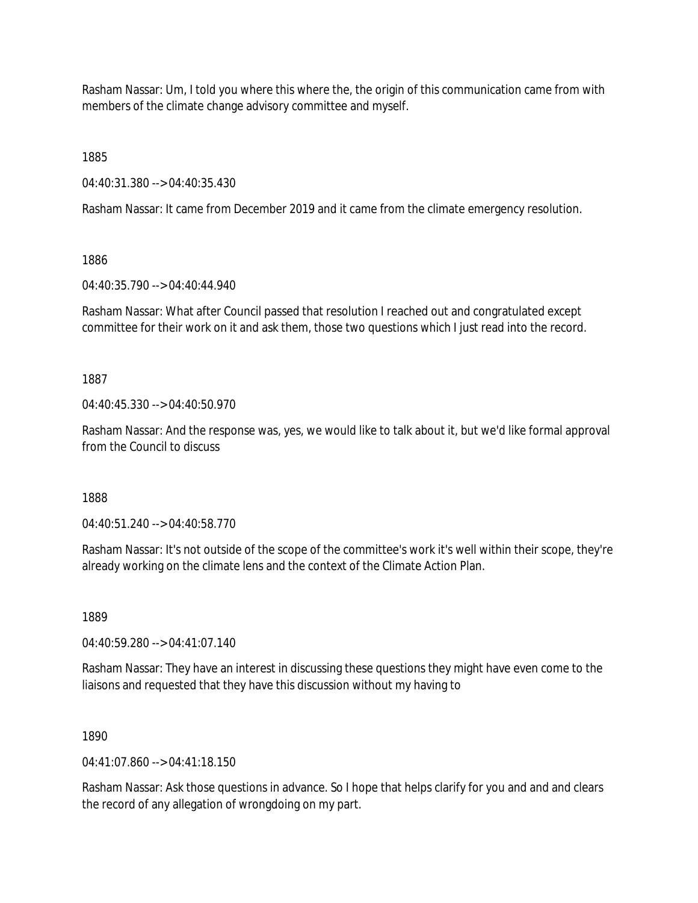Rasham Nassar: Um, I told you where this where the, the origin of this communication came from with members of the climate change advisory committee and myself.

1885

04:40:31.380 --> 04:40:35.430

Rasham Nassar: It came from December 2019 and it came from the climate emergency resolution.

1886

04:40:35.790 --> 04:40:44.940

Rasham Nassar: What after Council passed that resolution I reached out and congratulated except committee for their work on it and ask them, those two questions which I just read into the record.

1887

04:40:45.330 --> 04:40:50.970

Rasham Nassar: And the response was, yes, we would like to talk about it, but we'd like formal approval from the Council to discuss

1888

04:40:51.240 --> 04:40:58.770

Rasham Nassar: It's not outside of the scope of the committee's work it's well within their scope, they're already working on the climate lens and the context of the Climate Action Plan.

1889

04:40:59.280 --> 04:41:07.140

Rasham Nassar: They have an interest in discussing these questions they might have even come to the liaisons and requested that they have this discussion without my having to

1890

04:41:07.860 --> 04:41:18.150

Rasham Nassar: Ask those questions in advance. So I hope that helps clarify for you and and and clears the record of any allegation of wrongdoing on my part.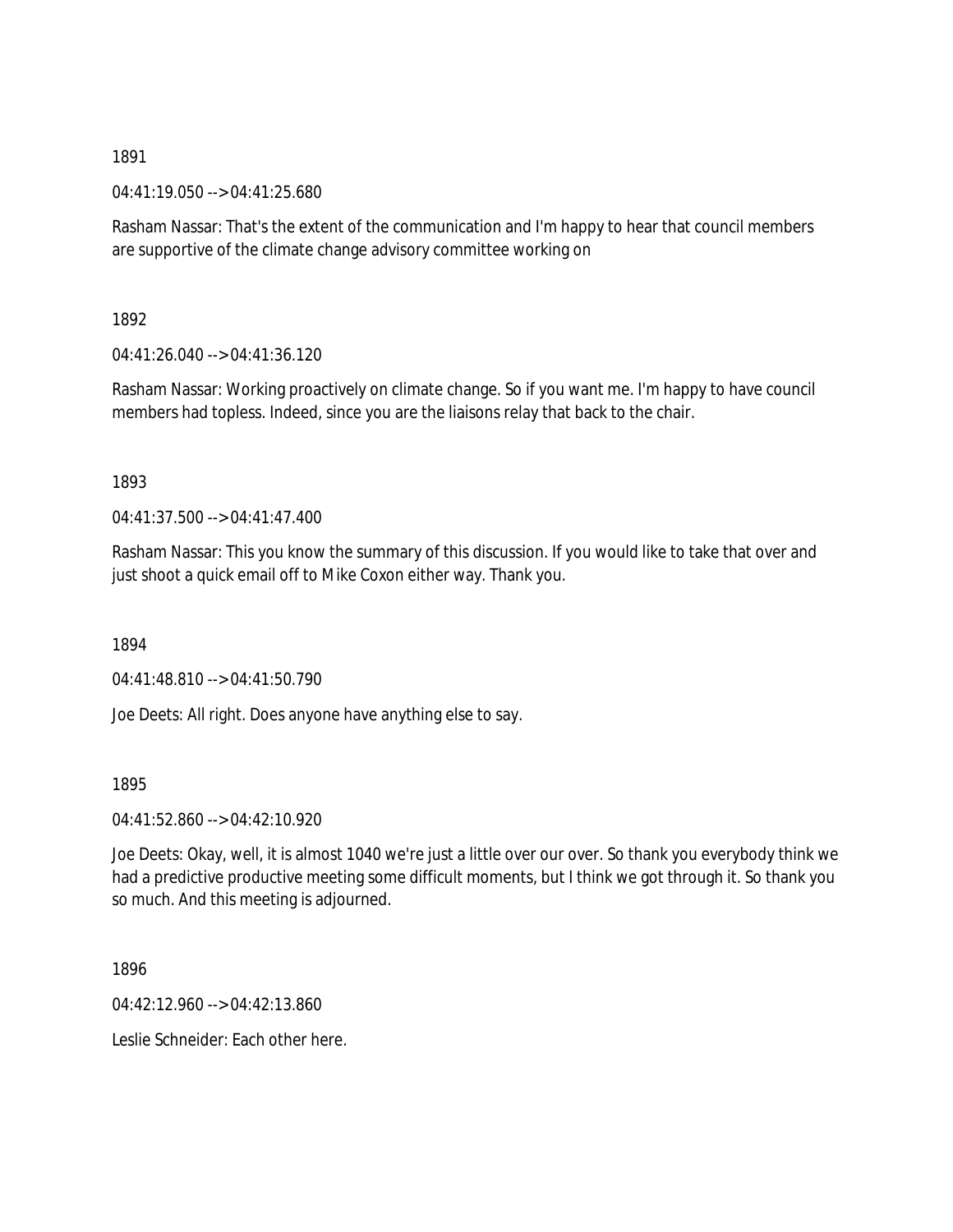1891

04:41:19.050 --> 04:41:25.680

Rasham Nassar: That's the extent of the communication and I'm happy to hear that council members are supportive of the climate change advisory committee working on

1892

04:41:26.040 --> 04:41:36.120

Rasham Nassar: Working proactively on climate change. So if you want me. I'm happy to have council members had topless. Indeed, since you are the liaisons relay that back to the chair.

1893

04:41:37.500 --> 04:41:47.400

Rasham Nassar: This you know the summary of this discussion. If you would like to take that over and just shoot a quick email off to Mike Coxon either way. Thank you.

1894

04:41:48.810 --> 04:41:50.790

Joe Deets: All right. Does anyone have anything else to say.

1895

04:41:52.860 --> 04:42:10.920

Joe Deets: Okay, well, it is almost 1040 we're just a little over our over. So thank you everybody think we had a predictive productive meeting some difficult moments, but I think we got through it. So thank you so much. And this meeting is adjourned.

1896

04:42:12.960 --> 04:42:13.860

Leslie Schneider: Each other here.